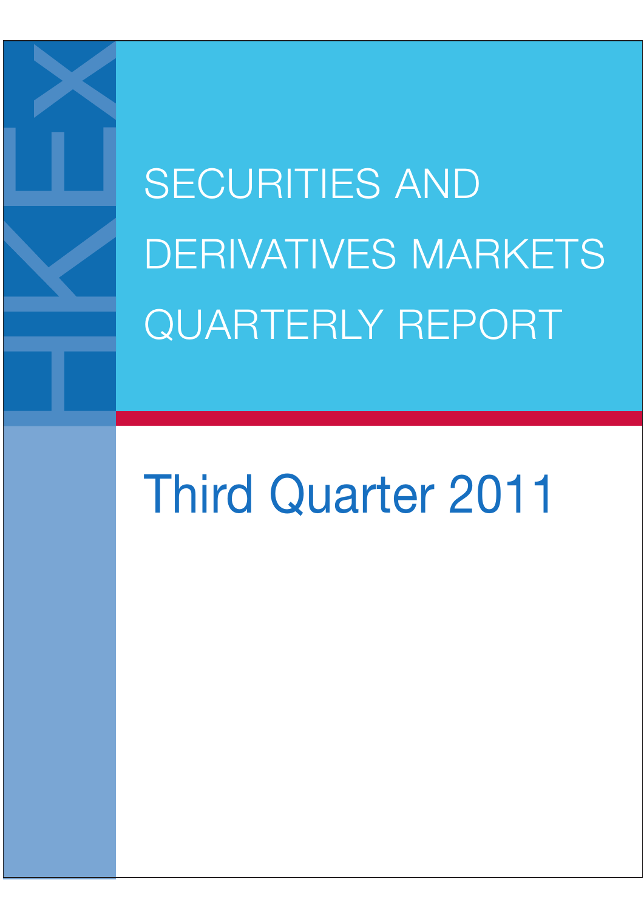HKEX

# SECURITIES AND DERIVATIVES MARKETS QUARTERLY REPORT

## Third Quarter 2011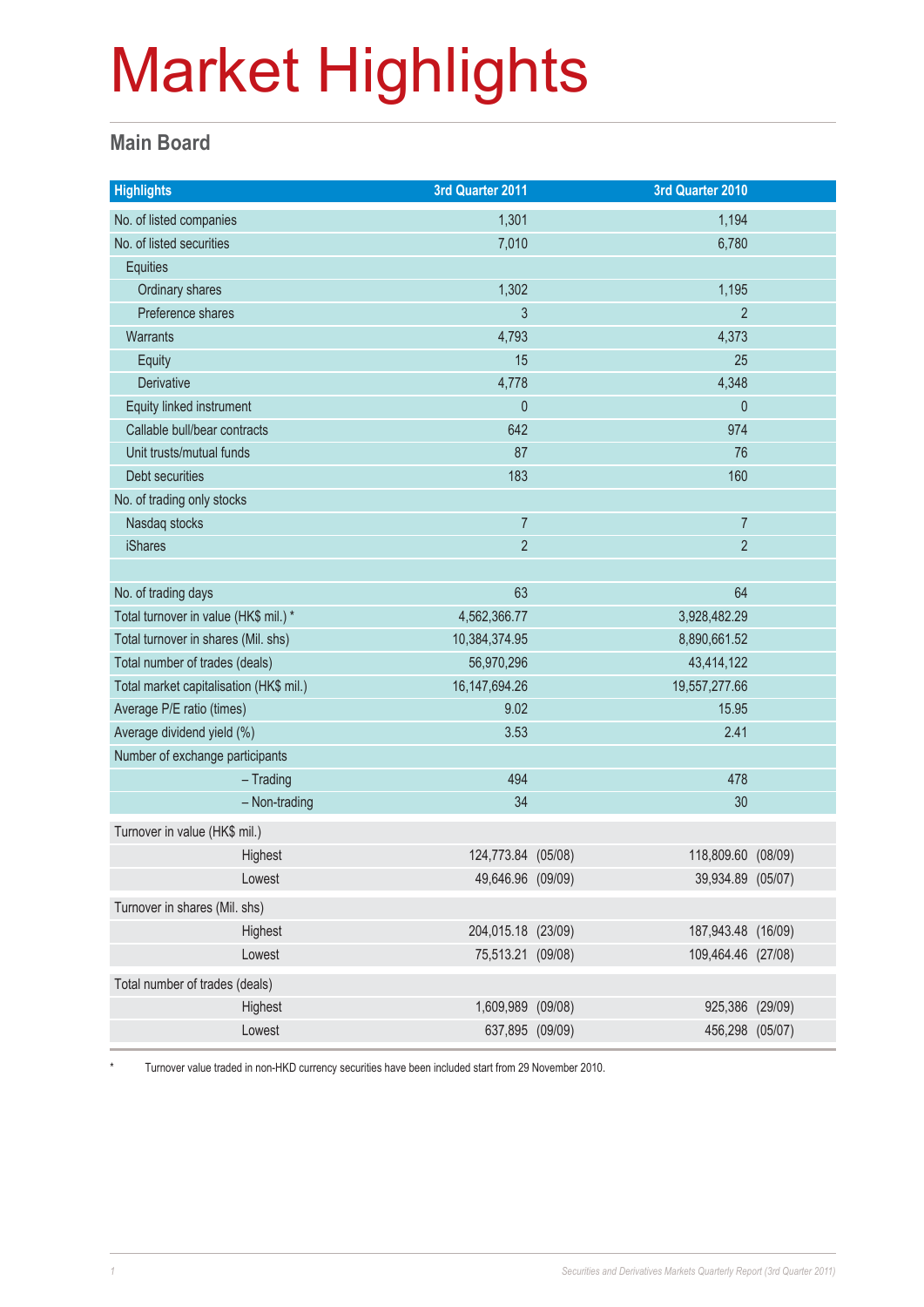# Market Highlights

## Main Board

| Highlights | 3rd Quarter 2011 | 3rd Quarter 2010 |
|---|---|---|
| No. of listed companies | 1,301 | 1,194 |
| No. of listed securities | 7,010 | 6,780 |
| Equities | | |
| Ordinary shares | 1,302 | 1,195 |
| Preference shares | 3 | 2 |
| Warrants | 4,793 | 4,373 |
| Equity | 15 | 25 |
| Derivative | 4,778 | 4,348 |
| Equity linked instrument | 0 | 0 |
| Callable bull/bear contracts | 642 | 974 |
| Unit trusts/mutual funds | 87 | 76 |
| Debt securities | 183 | 160 |
| No. of trading only stocks | | |
| Nasdaq stocks | 7 | 7 |
| iShares | 2 | 2 |
| | | |
| No. of trading days | 63 | 64 |
| Total turnover in value (HK$ mil.) * | 4,562,366.77 | 3,928,482.29 |
| Total turnover in shares (Mil. shs) | 10,384,374.95 | 8,890,661.52 |
| Total number of trades (deals) | 56,970,296 | 43,414,122 |
| Total market capitalisation (HK$ mil.) | 16,147,694.26 | 19,557,277.66 |
| Average P/E ratio (times) | 9.02 | 15.95 |
| Average dividend yield (%) | 3.53 | 2.41 |
| Number of exchange participants | | |
| – Trading | 494 | 478 |
| – Non-trading | 34 | 30 |
| Turnover in value (HK$ mil.) | | |
| Highest | 124,773.84 (05/08) | 118,809.60 (08/09) |
| Lowest | 49,646.96 (09/09) | 39,934.89 (05/07) |
| Turnover in shares (Mil. shs) | | |
| Highest | 204,015.18 (23/09) | 187,943.48 (16/09) |
| Lowest | 75,513.21 (09/08) | 109,464.46 (27/08) |
| Total number of trades (deals) | | |
| Highest | 1,609,989 (09/08) | 925,386 (29/09) |
| Lowest | 637,895 (09/09) | 456,298 (05/07) |

* Turnover value traded in non-HKD currency securities have been included start from 29 November 2010.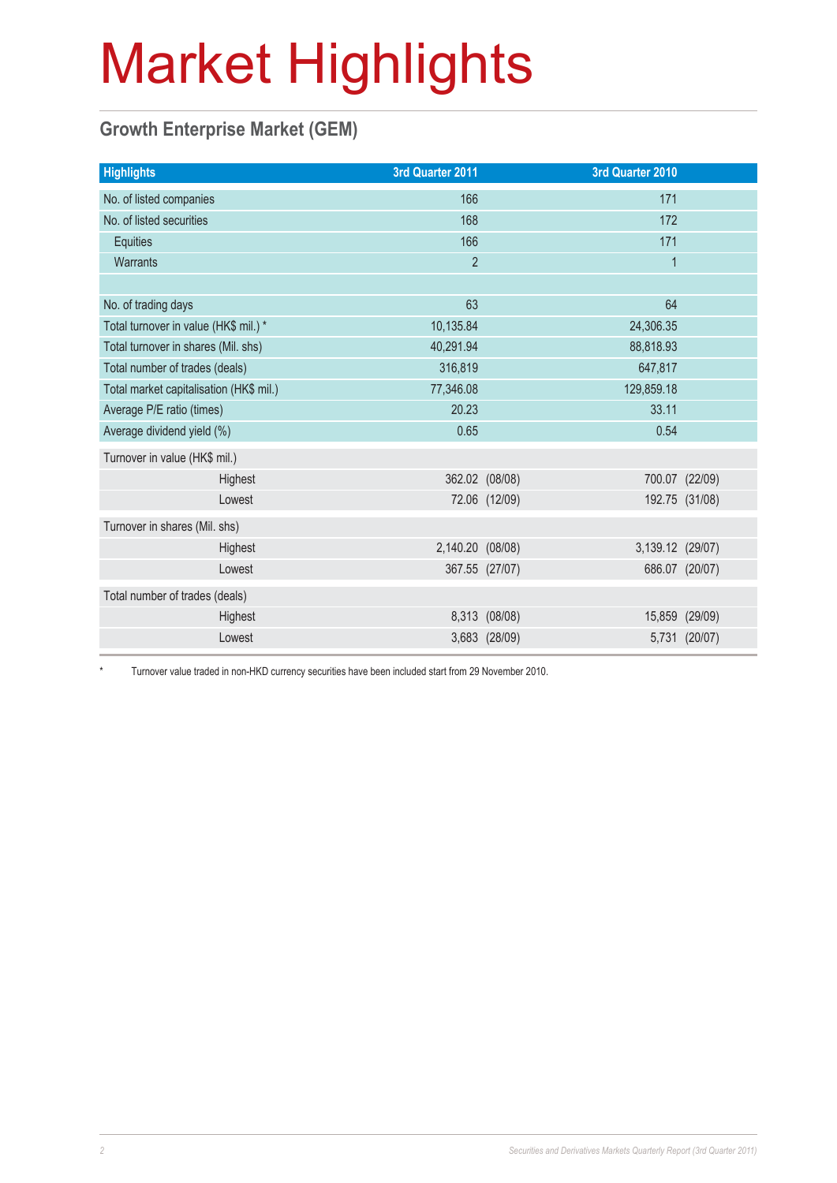# Market Highlights

## Growth Enterprise Market (GEM)

| Highlights | 3rd Quarter 2011 | | 3rd Quarter 2010 | |
|---|---|---|---|---|
| No. of listed companies | 166 | | 171 | |
| No. of listed securities | 168 | | 172 | |
| Equities | 166 | | 171 | |
| Warrants | 2 | | 1 | |
| | | | | |
| No. of trading days | 63 | | 64 | |
| Total turnover in value (HK$ mil.) * | 10,135.84 | | 24,306.35 | |
| Total turnover in shares (Mil. shs) | 40,291.94 | | 88,818.93 | |
| Total number of trades (deals) | 316,819 | | 647,817 | |
| Total market capitalisation (HK$ mil.) | 77,346.08 | | 129,859.18 | |
| Average P/E ratio (times) | 20.23 | | 33.11 | |
| Average dividend yield (%) | 0.65 | | 0.54 | |
| Turnover in value (HK$ mil.) | | | | |
| Highest | 362.02 | (08/08) | 700.07 | (22/09) |
| Lowest | 72.06 | (12/09) | 192.75 | (31/08) |
| Turnover in shares (Mil. shs) | | | | |
| Highest | 2,140.20 | (08/08) | 3,139.12 | (29/07) |
| Lowest | 367.55 | (27/07) | 686.07 | (20/07) |
| Total number of trades (deals) | | | | |
| Highest | 8,313 | (08/08) | 15,859 | (29/09) |
| Lowest | 3,683 | (28/09) | 5,731 | (20/07) |

\* Turnover value traded in non-HKD currency securities have been included start from 29 November 2010.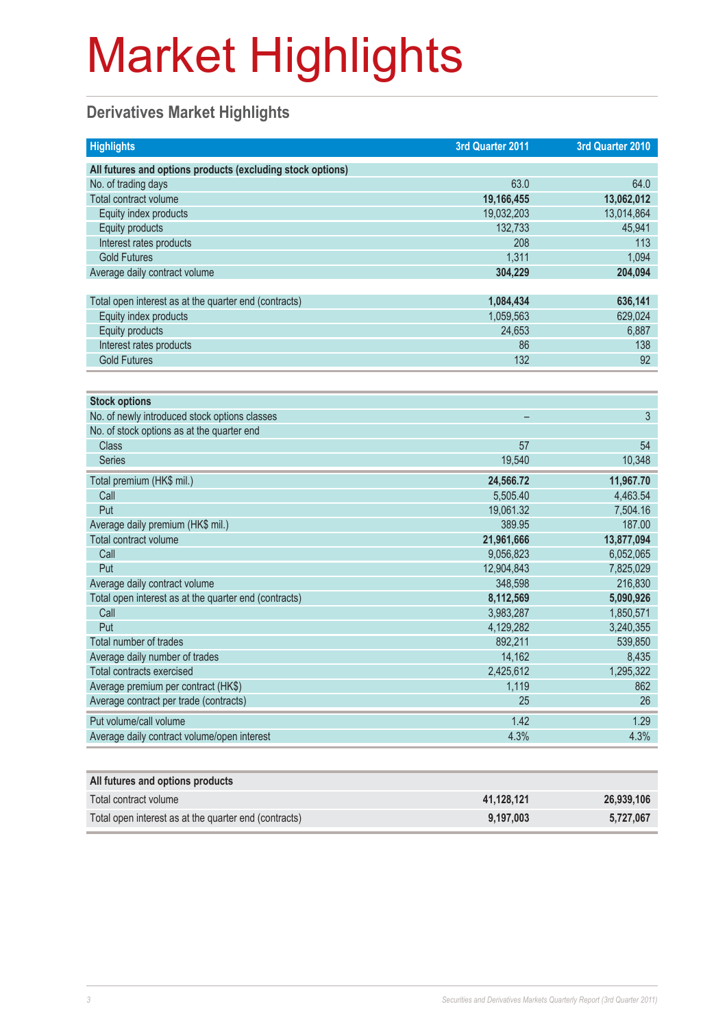# Market Highlights

## Derivatives Market Highlights

| Highlights | 3rd Quarter 2011 | 3rd Quarter 2010 |
|---|---|---|
| **All futures and options products (excluding stock options)** | | |
| No. of trading days | 63.0 | 64.0 |
| Total contract volume | **19,166,455** | **13,062,012** |
| Equity index products | 19,032,203 | 13,014,864 |
| Equity products | 132,733 | 45,941 |
| Interest rates products | 208 | 113 |
| Gold Futures | 1,311 | 1,094 |
| Average daily contract volume | **304,229** | **204,094** |
| Total open interest as at the quarter end (contracts) | **1,084,434** | **636,141** |
| Equity index products | 1,059,563 | 629,024 |
| Equity products | 24,653 | 6,887 |
| Interest rates products | 86 | 138 |
| Gold Futures | 132 | 92 |

| **Stock options** | | |
|---|---|---|
| No. of newly introduced stock options classes | – | 3 |
| No. of stock options as at the quarter end | | |
| Class | 57 | 54 |
| Series | 19,540 | 10,348 |
| Total premium (HK$ mil.) | **24,566.72** | **11,967.70** |
| Call | 5,505.40 | 4,463.54 |
| Put | 19,061.32 | 7,504.16 |
| Average daily premium (HK$ mil.) | 389.95 | 187.00 |
| Total contract volume | **21,961,666** | **13,877,094** |
| Call | 9,056,823 | 6,052,065 |
| Put | 12,904,843 | 7,825,029 |
| Average daily contract volume | 348,598 | 216,830 |
| Total open interest as at the quarter end (contracts) | **8,112,569** | **5,090,926** |
| Call | 3,983,287 | 1,850,571 |
| Put | 4,129,282 | 3,240,355 |
| Total number of trades | 892,211 | 539,850 |
| Average daily number of trades | 14,162 | 8,435 |
| Total contracts exercised | 2,425,612 | 1,295,322 |
| Average premium per contract (HK$) | 1,119 | 862 |
| Average contract per trade (contracts) | 25 | 26 |
| Put volume/call volume | 1.42 | 1.29 |
| Average daily contract volume/open interest | 4.3% | 4.3% |

| **All futures and options products** | | |
|---|---|---|
| Total contract volume | **41,128,121** | **26,939,106** |
| Total open interest as at the quarter end (contracts) | **9,197,003** | **5,727,067** |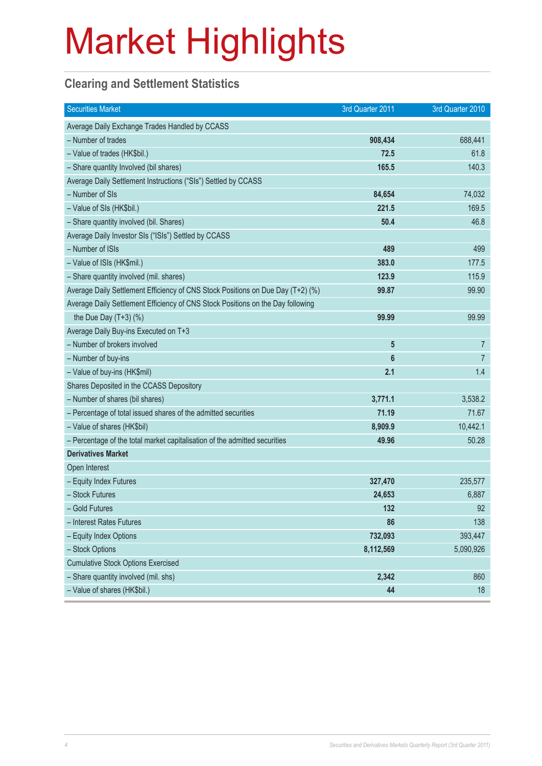# Market Highlights

## Clearing and Settlement Statistics

| Securities Market | 3rd Quarter 2011 | 3rd Quarter 2010 |
|---|---|---|
| Average Daily Exchange Trades Handled by CCASS | | |
| – Number of trades | **908,434** | 688,441 |
| – Value of trades (HK$bil.) | **72.5** | 61.8 |
| – Share quantity Involved (bil shares) | **165.5** | 140.3 |
| Average Daily Settlement Instructions ("SIs") Settled by CCASS | | |
| – Number of SIs | **84,654** | 74,032 |
| – Value of SIs (HK$bil.) | **221.5** | 169.5 |
| – Share quantity involved (bil. Shares) | **50.4** | 46.8 |
| Average Daily Investor SIs ("ISIs") Settled by CCASS | | |
| – Number of ISIs | **489** | 499 |
| – Value of ISIs (HK$mil.) | **383.0** | 177.5 |
| – Share quantity involved (mil. shares) | **123.9** | 115.9 |
| Average Daily Settlement Efficiency of CNS Stock Positions on Due Day (T+2) (%) | **99.87** | 99.90 |
| Average Daily Settlement Efficiency of CNS Stock Positions on the Day following the Due Day (T+3) (%) | **99.99** | 99.99 |
| Average Daily Buy-ins Executed on T+3 | | |
| – Number of brokers involved | **5** | 7 |
| – Number of buy-ins | **6** | 7 |
| – Value of buy-ins (HK$mil) | **2.1** | 1.4 |
| Shares Deposited in the CCASS Depository | | |
| – Number of shares (bil shares) | **3,771.1** | 3,538.2 |
| – Percentage of total issued shares of the admitted securities | **71.19** | 71.67 |
| – Value of shares (HK$bil) | **8,909.9** | 10,442.1 |
| – Percentage of the total market capitalisation of the admitted securities | **49.96** | 50.28 |
| **Derivatives Market** | | |
| Open Interest | | |
| – Equity Index Futures | **327,470** | 235,577 |
| – Stock Futures | **24,653** | 6,887 |
| – Gold Futures | **132** | 92 |
| – Interest Rates Futures | **86** | 138 |
| – Equity Index Options | **732,093** | 393,447 |
| – Stock Options | **8,112,569** | 5,090,926 |
| Cumulative Stock Options Exercised | | |
| – Share quantity involved (mil. shs) | **2,342** | 860 |
| – Value of shares (HK$bil.) | **44** | 18 |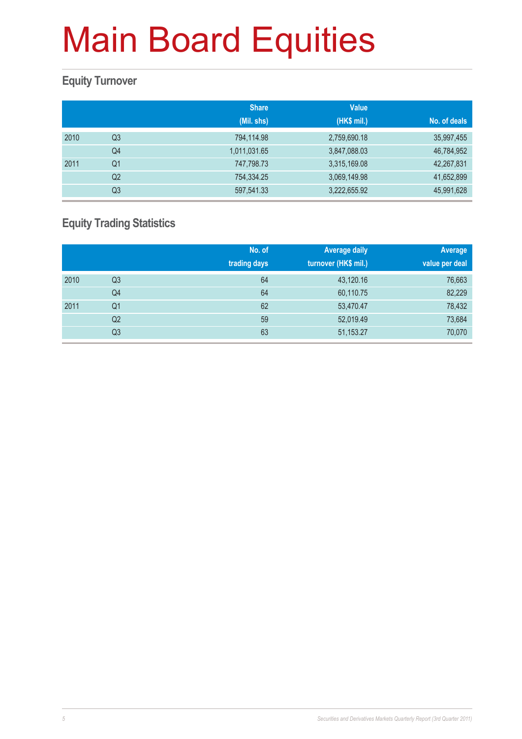# Main Board Equities

## Equity Turnover

| | | Share (Mil. shs) | Value (HK$ mil.) | No. of deals |
|---|---|---|---|---|
| 2010 | Q3 | 794,114.98 | 2,759,690.18 | 35,997,455 |
| | Q4 | 1,011,031.65 | 3,847,088.03 | 46,784,952 |
| 2011 | Q1 | 747,798.73 | 3,315,169.08 | 42,267,831 |
| | Q2 | 754,334.25 | 3,069,149.98 | 41,652,899 |
| | Q3 | 597,541.33 | 3,222,655.92 | 45,991,628 |

## Equity Trading Statistics

| | | No. of trading days | Average daily turnover (HK$ mil.) | Average value per deal |
|---|---|---|---|---|
| 2010 | Q3 | 64 | 43,120.16 | 76,663 |
| | Q4 | 64 | 60,110.75 | 82,229 |
| 2011 | Q1 | 62 | 53,470.47 | 78,432 |
| | Q2 | 59 | 52,019.49 | 73,684 |
| | Q3 | 63 | 51,153.27 | 70,070 |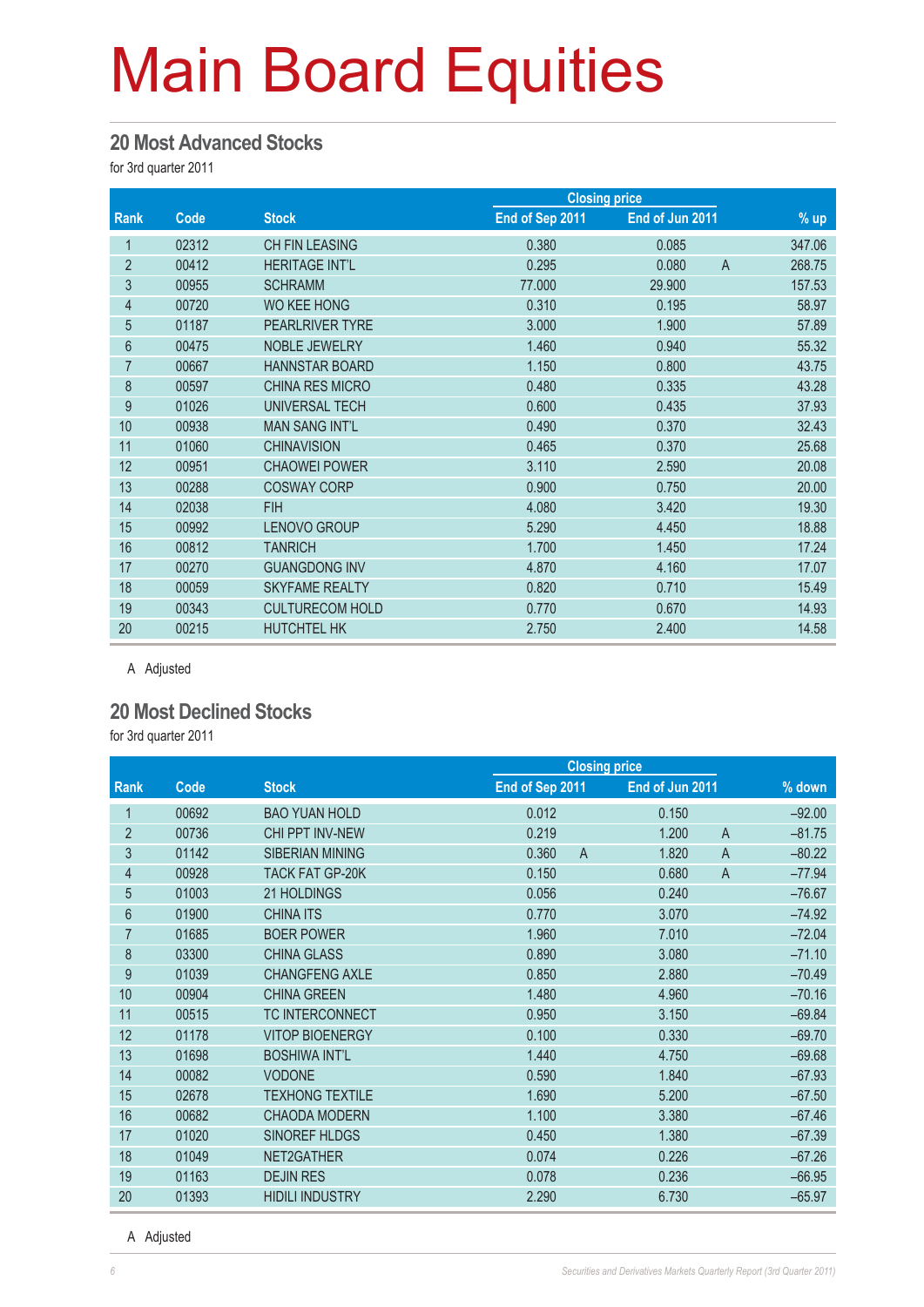# Main Board Equities

## 20 Most Advanced Stocks

for 3rd quarter 2011

| Rank | Code | Stock | Closing price | | | % up |
|---|---|---|---|---|---|---|
| | | | End of Sep 2011 | End of Jun 2011 | | |
| 1 | 02312 | CH FIN LEASING | 0.380 | 0.085 | | 347.06 |
| 2 | 00412 | HERITAGE INT'L | 0.295 | 0.080 | A | 268.75 |
| 3 | 00955 | SCHRAMM | 77.000 | 29.900 | | 157.53 |
| 4 | 00720 | WO KEE HONG | 0.310 | 0.195 | | 58.97 |
| 5 | 01187 | PEARLRIVER TYRE | 3.000 | 1.900 | | 57.89 |
| 6 | 00475 | NOBLE JEWELRY | 1.460 | 0.940 | | 55.32 |
| 7 | 00667 | HANNSTAR BOARD | 1.150 | 0.800 | | 43.75 |
| 8 | 00597 | CHINA RES MICRO | 0.480 | 0.335 | | 43.28 |
| 9 | 01026 | UNIVERSAL TECH | 0.600 | 0.435 | | 37.93 |
| 10 | 00938 | MAN SANG INT'L | 0.490 | 0.370 | | 32.43 |
| 11 | 01060 | CHINAVISION | 0.465 | 0.370 | | 25.68 |
| 12 | 00951 | CHAOWEI POWER | 3.110 | 2.590 | | 20.08 |
| 13 | 00288 | COSWAY CORP | 0.900 | 0.750 | | 20.00 |
| 14 | 02038 | FIH | 4.080 | 3.420 | | 19.30 |
| 15 | 00992 | LENOVO GROUP | 5.290 | 4.450 | | 18.88 |
| 16 | 00812 | TANRICH | 1.700 | 1.450 | | 17.24 |
| 17 | 00270 | GUANGDONG INV | 4.870 | 4.160 | | 17.07 |
| 18 | 00059 | SKYFAME REALTY | 0.820 | 0.710 | | 15.49 |
| 19 | 00343 | CULTURECOM HOLD | 0.770 | 0.670 | | 14.93 |
| 20 | 00215 | HUTCHTEL HK | 2.750 | 2.400 | | 14.58 |

A Adjusted

## 20 Most Declined Stocks

for 3rd quarter 2011

| Rank | Code | Stock | Closing price | | | | % down |
|---|---|---|---|---|---|---|---|
| | | | End of Sep 2011 | | End of Jun 2011 | | |
| 1 | 00692 | BAO YUAN HOLD | 0.012 | | 0.150 | | –92.00 |
| 2 | 00736 | CHI PPT INV-NEW | 0.219 | | 1.200 | A | –81.75 |
| 3 | 01142 | SIBERIAN MINING | 0.360 | A | 1.820 | A | –80.22 |
| 4 | 00928 | TACK FAT GP-20K | 0.150 | | 0.680 | A | –77.94 |
| 5 | 01003 | 21 HOLDINGS | 0.056 | | 0.240 | | –76.67 |
| 6 | 01900 | CHINA ITS | 0.770 | | 3.070 | | –74.92 |
| 7 | 01685 | BOER POWER | 1.960 | | 7.010 | | –72.04 |
| 8 | 03300 | CHINA GLASS | 0.890 | | 3.080 | | –71.10 |
| 9 | 01039 | CHANGFENG AXLE | 0.850 | | 2.880 | | –70.49 |
| 10 | 00904 | CHINA GREEN | 1.480 | | 4.960 | | –70.16 |
| 11 | 00515 | TC INTERCONNECT | 0.950 | | 3.150 | | –69.84 |
| 12 | 01178 | VITOP BIOENERGY | 0.100 | | 0.330 | | –69.70 |
| 13 | 01698 | BOSHIWA INT'L | 1.440 | | 4.750 | | –69.68 |
| 14 | 00082 | VODONE | 0.590 | | 1.840 | | –67.93 |
| 15 | 02678 | TEXHONG TEXTILE | 1.690 | | 5.200 | | –67.50 |
| 16 | 00682 | CHAODA MODERN | 1.100 | | 3.380 | | –67.46 |
| 17 | 01020 | SINOREF HLDGS | 0.450 | | 1.380 | | –67.39 |
| 18 | 01049 | NET2GATHER | 0.074 | | 0.226 | | –67.26 |
| 19 | 01163 | DEJIN RES | 0.078 | | 0.236 | | –66.95 |
| 20 | 01393 | HIDILI INDUSTRY | 2.290 | | 6.730 | | –65.97 |

A Adjusted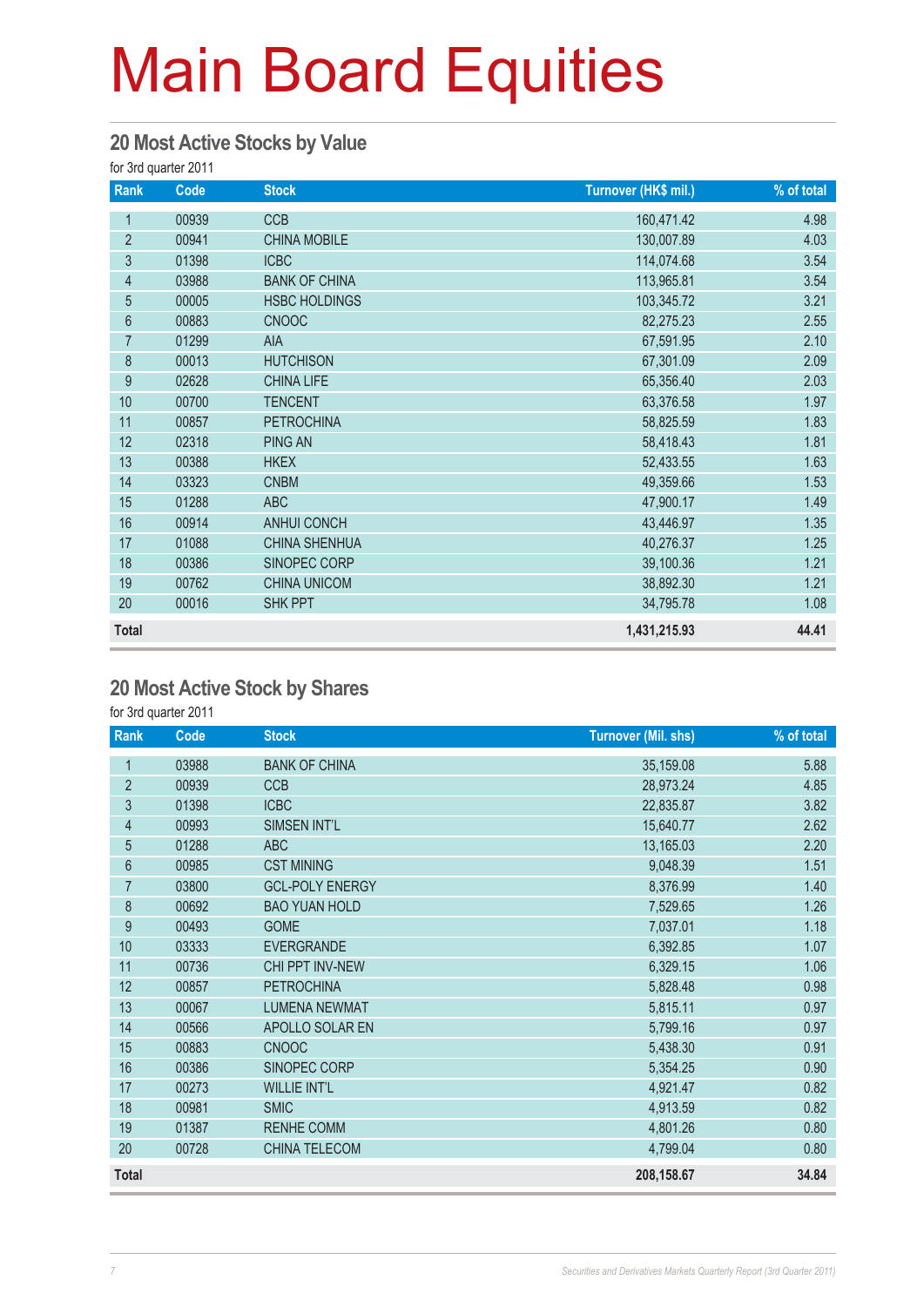# Main Board Equities

## 20 Most Active Stocks by Value

for 3rd quarter 2011

| Rank | Code | Stock | Turnover (HK$ mil.) | % of total |
|---|---|---|---|---|
| 1 | 00939 | CCB | 160,471.42 | 4.98 |
| 2 | 00941 | CHINA MOBILE | 130,007.89 | 4.03 |
| 3 | 01398 | ICBC | 114,074.68 | 3.54 |
| 4 | 03988 | BANK OF CHINA | 113,965.81 | 3.54 |
| 5 | 00005 | HSBC HOLDINGS | 103,345.72 | 3.21 |
| 6 | 00883 | CNOOC | 82,275.23 | 2.55 |
| 7 | 01299 | AIA | 67,591.95 | 2.10 |
| 8 | 00013 | HUTCHISON | 67,301.09 | 2.09 |
| 9 | 02628 | CHINA LIFE | 65,356.40 | 2.03 |
| 10 | 00700 | TENCENT | 63,376.58 | 1.97 |
| 11 | 00857 | PETROCHINA | 58,825.59 | 1.83 |
| 12 | 02318 | PING AN | 58,418.43 | 1.81 |
| 13 | 00388 | HKEX | 52,433.55 | 1.63 |
| 14 | 03323 | CNBM | 49,359.66 | 1.53 |
| 15 | 01288 | ABC | 47,900.17 | 1.49 |
| 16 | 00914 | ANHUI CONCH | 43,446.97 | 1.35 |
| 17 | 01088 | CHINA SHENHUA | 40,276.37 | 1.25 |
| 18 | 00386 | SINOPEC CORP | 39,100.36 | 1.21 |
| 19 | 00762 | CHINA UNICOM | 38,892.30 | 1.21 |
| 20 | 00016 | SHK PPT | 34,795.78 | 1.08 |
| **Total** | | | **1,431,215.93** | **44.41** |

## 20 Most Active Stock by Shares

for 3rd quarter 2011

| Rank | Code | Stock | Turnover (Mil. shs) | % of total |
|---|---|---|---|---|
| 1 | 03988 | BANK OF CHINA | 35,159.08 | 5.88 |
| 2 | 00939 | CCB | 28,973.24 | 4.85 |
| 3 | 01398 | ICBC | 22,835.87 | 3.82 |
| 4 | 00993 | SIMSEN INT'L | 15,640.77 | 2.62 |
| 5 | 01288 | ABC | 13,165.03 | 2.20 |
| 6 | 00985 | CST MINING | 9,048.39 | 1.51 |
| 7 | 03800 | GCL-POLY ENERGY | 8,376.99 | 1.40 |
| 8 | 00692 | BAO YUAN HOLD | 7,529.65 | 1.26 |
| 9 | 00493 | GOME | 7,037.01 | 1.18 |
| 10 | 03333 | EVERGRANDE | 6,392.85 | 1.07 |
| 11 | 00736 | CHI PPT INV-NEW | 6,329.15 | 1.06 |
| 12 | 00857 | PETROCHINA | 5,828.48 | 0.98 |
| 13 | 00067 | LUMENA NEWMAT | 5,815.11 | 0.97 |
| 14 | 00566 | APOLLO SOLAR EN | 5,799.16 | 0.97 |
| 15 | 00883 | CNOOC | 5,438.30 | 0.91 |
| 16 | 00386 | SINOPEC CORP | 5,354.25 | 0.90 |
| 17 | 00273 | WILLIE INT'L | 4,921.47 | 0.82 |
| 18 | 00981 | SMIC | 4,913.59 | 0.82 |
| 19 | 01387 | RENHE COMM | 4,801.26 | 0.80 |
| 20 | 00728 | CHINA TELECOM | 4,799.04 | 0.80 |
| **Total** | | | **208,158.67** | **34.84** |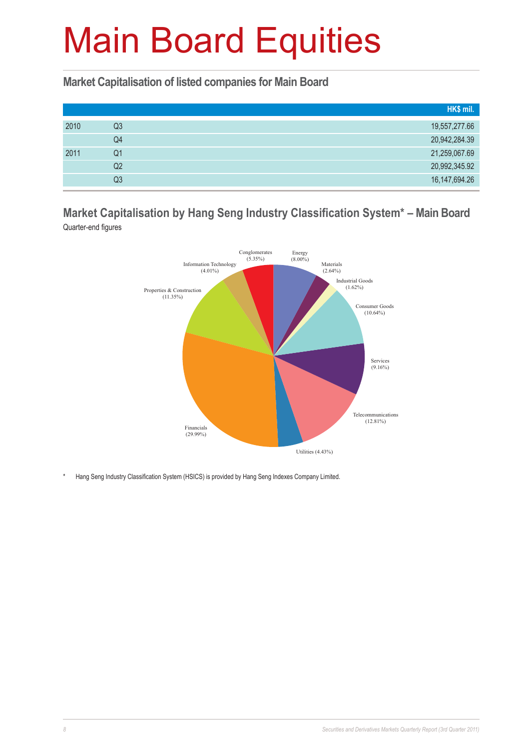# Main Board Equities

## Market Capitalisation of listed companies for Main Board

| | | HK$ mil. |
|---|---|---|
| 2010 | Q3 | 19,557,277.66 |
| | Q4 | 20,942,284.39 |
| 2011 | Q1 | 21,259,067.69 |
| | Q2 | 20,992,345.92 |
| | Q3 | 16,147,694.26 |

## Market Capitalisation by Hang Seng Industry Classification System* – Main Board

Quarter-end figures

Conglomerates (5.35%)
Energy (8.00%)
Materials (2.64%)
Industrial Goods (1.62%)
Consumer Goods (10.64%)
Services (9.16%)
Telecommunications (12.81%)
Utilities (4.43%)
Financials (29.99%)
Properties & Construction (11.35%)
Information Technology (4.01%)

\* Hang Seng Industry Classification System (HSICS) is provided by Hang Seng Indexes Company Limited.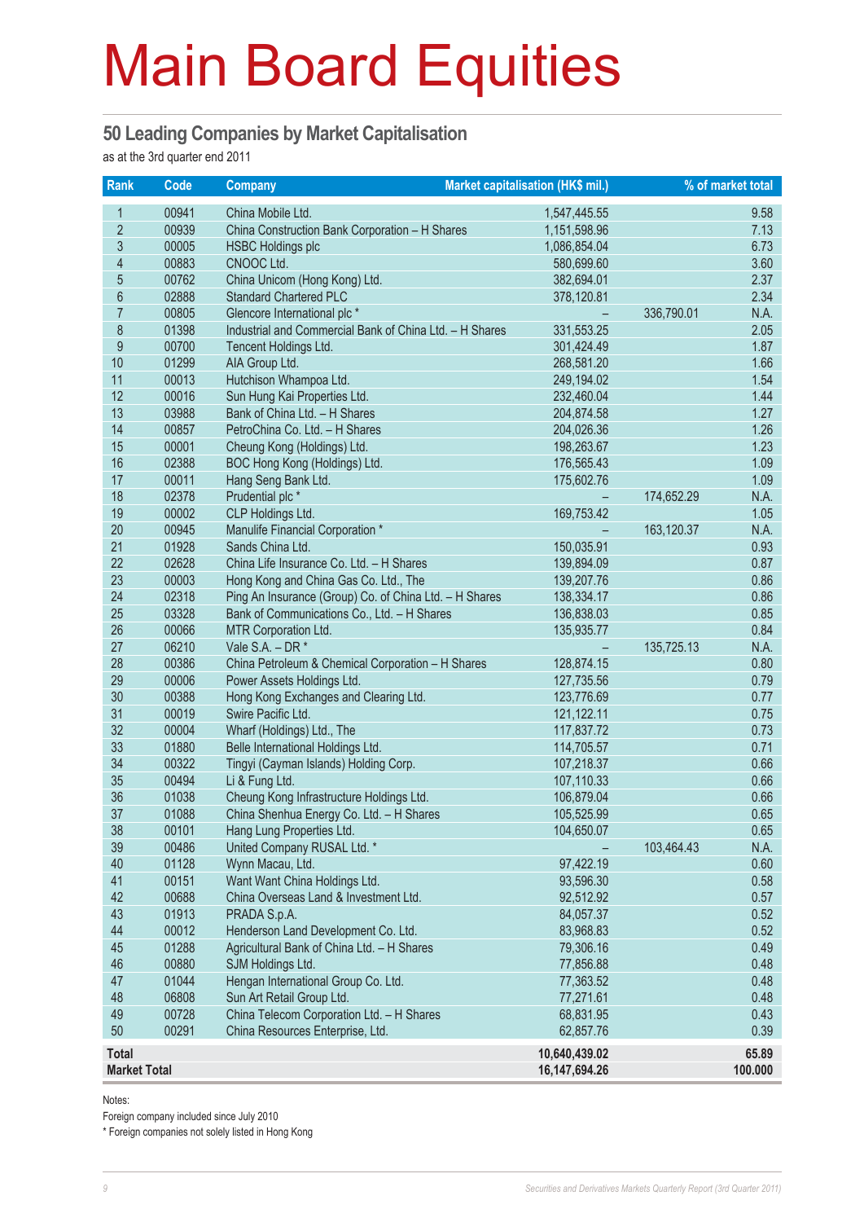# Main Board Equities

## 50 Leading Companies by Market Capitalisation

as at the 3rd quarter end 2011

| Rank | Code | Company | Market capitalisation (HK$ mil.) | | % of market total |
|---|---|---|---|---|---|
| 1 | 00941 | China Mobile Ltd. | 1,547,445.55 | | 9.58 |
| 2 | 00939 | China Construction Bank Corporation – H Shares | 1,151,598.96 | | 7.13 |
| 3 | 00005 | HSBC Holdings plc | 1,086,854.04 | | 6.73 |
| 4 | 00883 | CNOOC Ltd. | 580,699.60 | | 3.60 |
| 5 | 00762 | China Unicom (Hong Kong) Ltd. | 382,694.01 | | 2.37 |
| 6 | 02888 | Standard Chartered PLC | 378,120.81 | | 2.34 |
| 7 | 00805 | Glencore International plc * | – | 336,790.01 | N.A. |
| 8 | 01398 | Industrial and Commercial Bank of China Ltd. – H Shares | 331,553.25 | | 2.05 |
| 9 | 00700 | Tencent Holdings Ltd. | 301,424.49 | | 1.87 |
| 10 | 01299 | AIA Group Ltd. | 268,581.20 | | 1.66 |
| 11 | 00013 | Hutchison Whampoa Ltd. | 249,194.02 | | 1.54 |
| 12 | 00016 | Sun Hung Kai Properties Ltd. | 232,460.04 | | 1.44 |
| 13 | 03988 | Bank of China Ltd. – H Shares | 204,874.58 | | 1.27 |
| 14 | 00857 | PetroChina Co. Ltd. – H Shares | 204,026.36 | | 1.26 |
| 15 | 00001 | Cheung Kong (Holdings) Ltd. | 198,263.67 | | 1.23 |
| 16 | 02388 | BOC Hong Kong (Holdings) Ltd. | 176,565.43 | | 1.09 |
| 17 | 00011 | Hang Seng Bank Ltd. | 175,602.76 | | 1.09 |
| 18 | 02378 | Prudential plc * | – | 174,652.29 | N.A. |
| 19 | 00002 | CLP Holdings Ltd. | 169,753.42 | | 1.05 |
| 20 | 00945 | Manulife Financial Corporation * | – | 163,120.37 | N.A. |
| 21 | 01928 | Sands China Ltd. | 150,035.91 | | 0.93 |
| 22 | 02628 | China Life Insurance Co. Ltd. – H Shares | 139,894.09 | | 0.87 |
| 23 | 00003 | Hong Kong and China Gas Co. Ltd., The | 139,207.76 | | 0.86 |
| 24 | 02318 | Ping An Insurance (Group) Co. of China Ltd. – H Shares | 138,334.17 | | 0.86 |
| 25 | 03328 | Bank of Communications Co., Ltd. – H Shares | 136,838.03 | | 0.85 |
| 26 | 00066 | MTR Corporation Ltd. | 135,935.77 | | 0.84 |
| 27 | 06210 | Vale S.A. – DR * | – | 135,725.13 | N.A. |
| 28 | 00386 | China Petroleum & Chemical Corporation – H Shares | 128,874.15 | | 0.80 |
| 29 | 00006 | Power Assets Holdings Ltd. | 127,735.56 | | 0.79 |
| 30 | 00388 | Hong Kong Exchanges and Clearing Ltd. | 123,776.69 | | 0.77 |
| 31 | 00019 | Swire Pacific Ltd. | 121,122.11 | | 0.75 |
| 32 | 00004 | Wharf (Holdings) Ltd., The | 117,837.72 | | 0.73 |
| 33 | 01880 | Belle International Holdings Ltd. | 114,705.57 | | 0.71 |
| 34 | 00322 | Tingyi (Cayman Islands) Holding Corp. | 107,218.37 | | 0.66 |
| 35 | 00494 | Li & Fung Ltd. | 107,110.33 | | 0.66 |
| 36 | 01038 | Cheung Kong Infrastructure Holdings Ltd. | 106,879.04 | | 0.66 |
| 37 | 01088 | China Shenhua Energy Co. Ltd. – H Shares | 105,525.99 | | 0.65 |
| 38 | 00101 | Hang Lung Properties Ltd. | 104,650.07 | | 0.65 |
| 39 | 00486 | United Company RUSAL Ltd. * | – | 103,464.43 | N.A. |
| 40 | 01128 | Wynn Macau, Ltd. | 97,422.19 | | 0.60 |
| 41 | 00151 | Want Want China Holdings Ltd. | 93,596.30 | | 0.58 |
| 42 | 00688 | China Overseas Land & Investment Ltd. | 92,512.92 | | 0.57 |
| 43 | 01913 | PRADA S.p.A. | 84,057.37 | | 0.52 |
| 44 | 00012 | Henderson Land Development Co. Ltd. | 83,968.83 | | 0.52 |
| 45 | 01288 | Agricultural Bank of China Ltd. – H Shares | 79,306.16 | | 0.49 |
| 46 | 00880 | SJM Holdings Ltd. | 77,856.88 | | 0.48 |
| 47 | 01044 | Hengan International Group Co. Ltd. | 77,363.52 | | 0.48 |
| 48 | 06808 | Sun Art Retail Group Ltd. | 77,271.61 | | 0.48 |
| 49 | 00728 | China Telecom Corporation Ltd. – H Shares | 68,831.95 | | 0.43 |
| 50 | 00291 | China Resources Enterprise, Ltd. | 62,857.76 | | 0.39 |
| **Total** | | | **10,640,439.02** | | **65.89** |
| **Market Total** | | | **16,147,694.26** | | **100.000** |

Notes:

Foreign company included since July 2010

* Foreign companies not solely listed in Hong Kong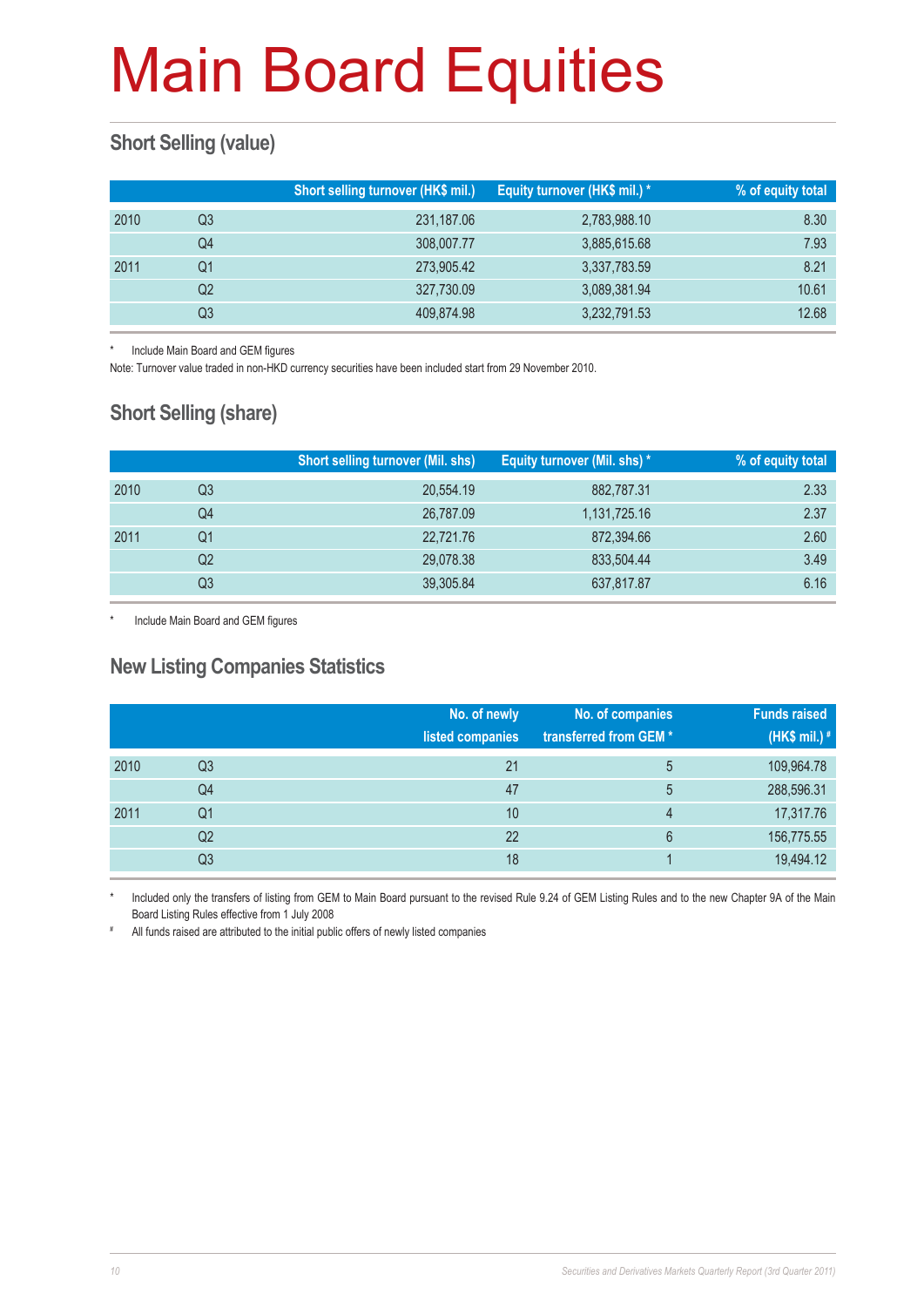# Main Board Equities

## Short Selling (value)

| | | Short selling turnover (HK$ mil.) | Equity turnover (HK$ mil.) * | % of equity total |
|---|---|---|---|---|
| 2010 | Q3 | 231,187.06 | 2,783,988.10 | 8.30 |
| | Q4 | 308,007.77 | 3,885,615.68 | 7.93 |
| 2011 | Q1 | 273,905.42 | 3,337,783.59 | 8.21 |
| | Q2 | 327,730.09 | 3,089,381.94 | 10.61 |
| | Q3 | 409,874.98 | 3,232,791.53 | 12.68 |

\* Include Main Board and GEM figures

Note: Turnover value traded in non-HKD currency securities have been included start from 29 November 2010.

## Short Selling (share)

| | | Short selling turnover (Mil. shs) | Equity turnover (Mil. shs) * | % of equity total |
|---|---|---|---|---|
| 2010 | Q3 | 20,554.19 | 882,787.31 | 2.33 |
| | Q4 | 26,787.09 | 1,131,725.16 | 2.37 |
| 2011 | Q1 | 22,721.76 | 872,394.66 | 2.60 |
| | Q2 | 29,078.38 | 833,504.44 | 3.49 |
| | Q3 | 39,305.84 | 637,817.87 | 6.16 |

\* Include Main Board and GEM figures

## New Listing Companies Statistics

| | | No. of newly listed companies | No. of companies transferred from GEM * | Funds raised (HK$ mil.) # |
|---|---|---|---|---|
| 2010 | Q3 | 21 | 5 | 109,964.78 |
| | Q4 | 47 | 5 | 288,596.31 |
| 2011 | Q1 | 10 | 4 | 17,317.76 |
| | Q2 | 22 | 6 | 156,775.55 |
| | Q3 | 18 | 1 | 19,494.12 |

\* Included only the transfers of listing from GEM to Main Board pursuant to the revised Rule 9.24 of GEM Listing Rules and to the new Chapter 9A of the Main Board Listing Rules effective from 1 July 2008

\# All funds raised are attributed to the initial public offers of newly listed companies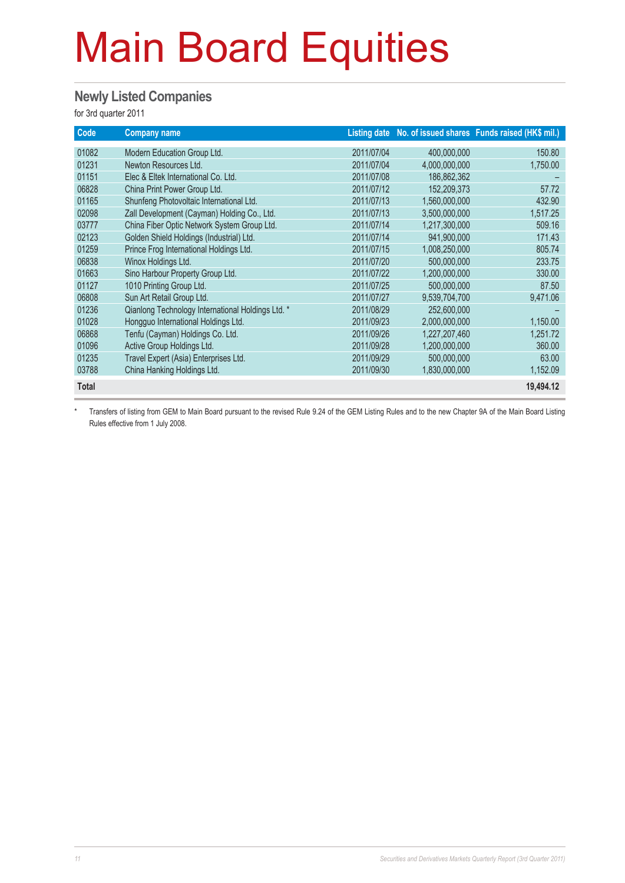# Main Board Equities

## Newly Listed Companies

for 3rd quarter 2011

| Code | Company name | Listing date | No. of issued shares | Funds raised (HK$ mil.) |
|---|---|---|---|---|
| 01082 | Modern Education Group Ltd. | 2011/07/04 | 400,000,000 | 150.80 |
| 01231 | Newton Resources Ltd. | 2011/07/04 | 4,000,000,000 | 1,750.00 |
| 01151 | Elec & Eltek International Co. Ltd. | 2011/07/08 | 186,862,362 | – |
| 06828 | China Print Power Group Ltd. | 2011/07/12 | 152,209,373 | 57.72 |
| 01165 | Shunfeng Photovoltaic International Ltd. | 2011/07/13 | 1,560,000,000 | 432.90 |
| 02098 | Zall Development (Cayman) Holding Co., Ltd. | 2011/07/13 | 3,500,000,000 | 1,517.25 |
| 03777 | China Fiber Optic Network System Group Ltd. | 2011/07/14 | 1,217,300,000 | 509.16 |
| 02123 | Golden Shield Holdings (Industrial) Ltd. | 2011/07/14 | 941,900,000 | 171.43 |
| 01259 | Prince Frog International Holdings Ltd. | 2011/07/15 | 1,008,250,000 | 805.74 |
| 06838 | Winox Holdings Ltd. | 2011/07/20 | 500,000,000 | 233.75 |
| 01663 | Sino Harbour Property Group Ltd. | 2011/07/22 | 1,200,000,000 | 330.00 |
| 01127 | 1010 Printing Group Ltd. | 2011/07/25 | 500,000,000 | 87.50 |
| 06808 | Sun Art Retail Group Ltd. | 2011/07/27 | 9,539,704,700 | 9,471.06 |
| 01236 | Qianlong Technology International Holdings Ltd. * | 2011/08/29 | 252,600,000 | – |
| 01028 | Hongguo International Holdings Ltd. | 2011/09/23 | 2,000,000,000 | 1,150.00 |
| 06868 | Tenfu (Cayman) Holdings Co. Ltd. | 2011/09/26 | 1,227,207,460 | 1,251.72 |
| 01096 | Active Group Holdings Ltd. | 2011/09/28 | 1,200,000,000 | 360.00 |
| 01235 | Travel Expert (Asia) Enterprises Ltd. | 2011/09/29 | 500,000,000 | 63.00 |
| 03788 | China Hanking Holdings Ltd. | 2011/09/30 | 1,830,000,000 | 1,152.09 |
| **Total** | | | | **19,494.12** |

\* Transfers of listing from GEM to Main Board pursuant to the revised Rule 9.24 of the GEM Listing Rules and to the new Chapter 9A of the Main Board Listing Rules effective from 1 July 2008.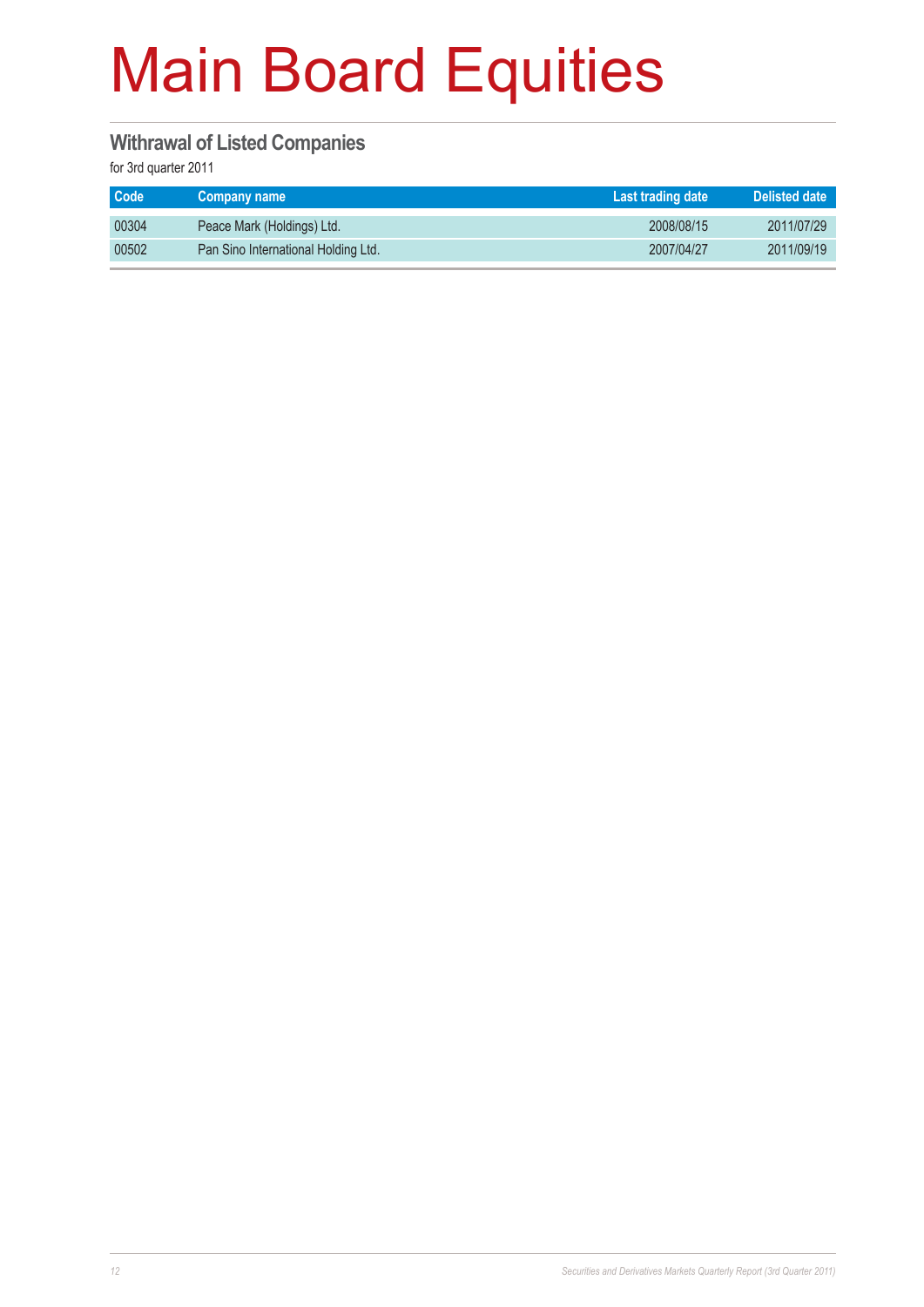# Main Board Equities

## Withrawal of Listed Companies

for 3rd quarter 2011

| Code | Company name | Last trading date | Delisted date |
|---|---|---|---|
| 00304 | Peace Mark (Holdings) Ltd. | 2008/08/15 | 2011/07/29 |
| 00502 | Pan Sino International Holding Ltd. | 2007/04/27 | 2011/09/19 |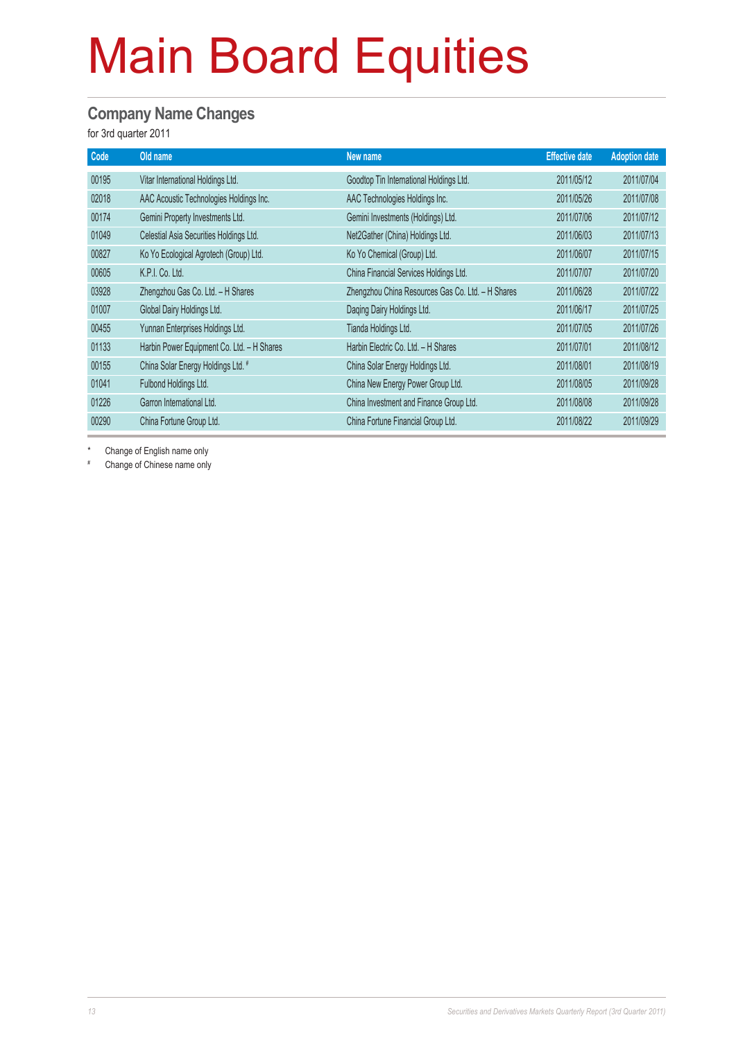# Main Board Equities

## Company Name Changes

for 3rd quarter 2011

| Code | Old name | New name | Effective date | Adoption date |
|---|---|---|---|---|
| 00195 | Vitar International Holdings Ltd. | Goodtop Tin International Holdings Ltd. | 2011/05/12 | 2011/07/04 |
| 02018 | AAC Acoustic Technologies Holdings Inc. | AAC Technologies Holdings Inc. | 2011/05/26 | 2011/07/08 |
| 00174 | Gemini Property Investments Ltd. | Gemini Investments (Holdings) Ltd. | 2011/07/06 | 2011/07/12 |
| 01049 | Celestial Asia Securities Holdings Ltd. | Net2Gather (China) Holdings Ltd. | 2011/06/03 | 2011/07/13 |
| 00827 | Ko Yo Ecological Agrotech (Group) Ltd. | Ko Yo Chemical (Group) Ltd. | 2011/06/07 | 2011/07/15 |
| 00605 | K.P.I. Co. Ltd. | China Financial Services Holdings Ltd. | 2011/07/07 | 2011/07/20 |
| 03928 | Zhengzhou Gas Co. Ltd. – H Shares | Zhengzhou China Resources Gas Co. Ltd. – H Shares | 2011/06/28 | 2011/07/22 |
| 01007 | Global Dairy Holdings Ltd. | Daqing Dairy Holdings Ltd. | 2011/06/17 | 2011/07/25 |
| 00455 | Yunnan Enterprises Holdings Ltd. | Tianda Holdings Ltd. | 2011/07/05 | 2011/07/26 |
| 01133 | Harbin Power Equipment Co. Ltd. – H Shares | Harbin Electric Co. Ltd. – H Shares | 2011/07/01 | 2011/08/12 |
| 00155 | China Solar Energy Holdings Ltd. # | China Solar Energy Holdings Ltd. | 2011/08/01 | 2011/08/19 |
| 01041 | Fulbond Holdings Ltd. | China New Energy Power Group Ltd. | 2011/08/05 | 2011/09/28 |
| 01226 | Garron International Ltd. | China Investment and Finance Group Ltd. | 2011/08/08 | 2011/09/28 |
| 00290 | China Fortune Group Ltd. | China Fortune Financial Group Ltd. | 2011/08/22 | 2011/09/29 |

\* Change of English name only

\# Change of Chinese name only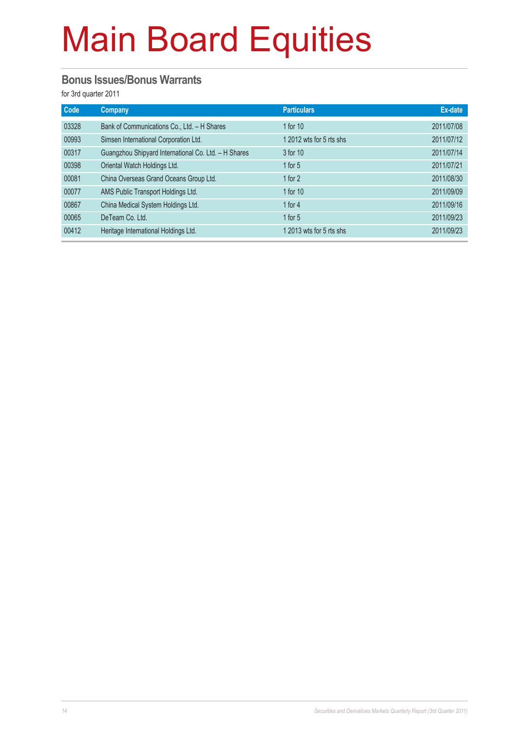# Main Board Equities

## Bonus Issues/Bonus Warrants

for 3rd quarter 2011

| Code | Company | Particulars | Ex-date |
|---|---|---|---|
| 03328 | Bank of Communications Co., Ltd. – H Shares | 1 for 10 | 2011/07/08 |
| 00993 | Simsen International Corporation Ltd. | 1 2012 wts for 5 rts shs | 2011/07/12 |
| 00317 | Guangzhou Shipyard International Co. Ltd. – H Shares | 3 for 10 | 2011/07/14 |
| 00398 | Oriental Watch Holdings Ltd. | 1 for 5 | 2011/07/21 |
| 00081 | China Overseas Grand Oceans Group Ltd. | 1 for 2 | 2011/08/30 |
| 00077 | AMS Public Transport Holdings Ltd. | 1 for 10 | 2011/09/09 |
| 00867 | China Medical System Holdings Ltd. | 1 for 4 | 2011/09/16 |
| 00065 | DeTeam Co. Ltd. | 1 for 5 | 2011/09/23 |
| 00412 | Heritage International Holdings Ltd. | 1 2013 wts for 5 rts shs | 2011/09/23 |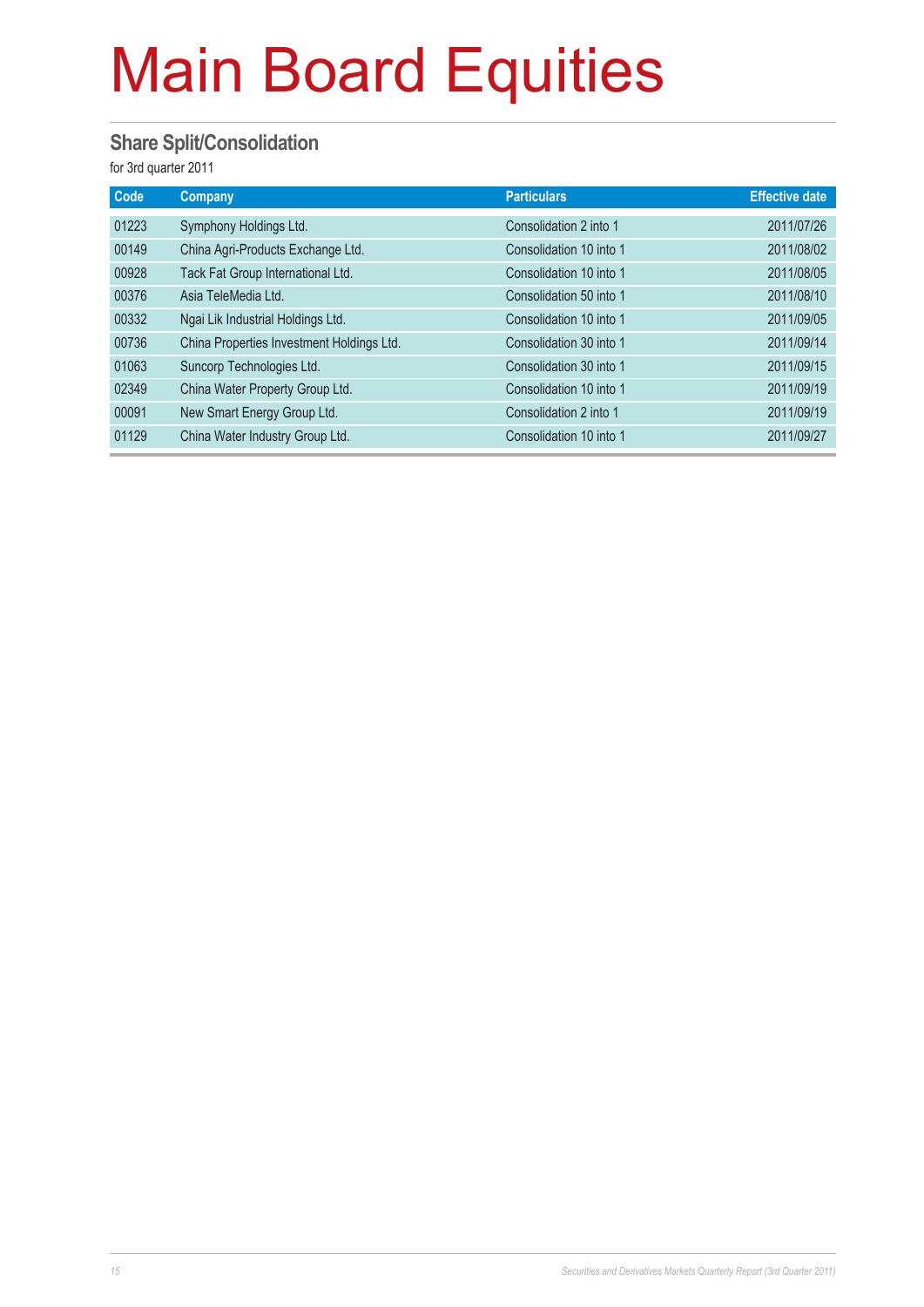# Main Board Equities

## Share Split/Consolidation

for 3rd quarter 2011

| Code | Company | Particulars | Effective date |
|---|---|---|---|
| 01223 | Symphony Holdings Ltd. | Consolidation 2 into 1 | 2011/07/26 |
| 00149 | China Agri-Products Exchange Ltd. | Consolidation 10 into 1 | 2011/08/02 |
| 00928 | Tack Fat Group International Ltd. | Consolidation 10 into 1 | 2011/08/05 |
| 00376 | Asia TeleMedia Ltd. | Consolidation 50 into 1 | 2011/08/10 |
| 00332 | Ngai Lik Industrial Holdings Ltd. | Consolidation 10 into 1 | 2011/09/05 |
| 00736 | China Properties Investment Holdings Ltd. | Consolidation 30 into 1 | 2011/09/14 |
| 01063 | Suncorp Technologies Ltd. | Consolidation 30 into 1 | 2011/09/15 |
| 02349 | China Water Property Group Ltd. | Consolidation 10 into 1 | 2011/09/19 |
| 00091 | New Smart Energy Group Ltd. | Consolidation 2 into 1 | 2011/09/19 |
| 01129 | China Water Industry Group Ltd. | Consolidation 10 into 1 | 2011/09/27 |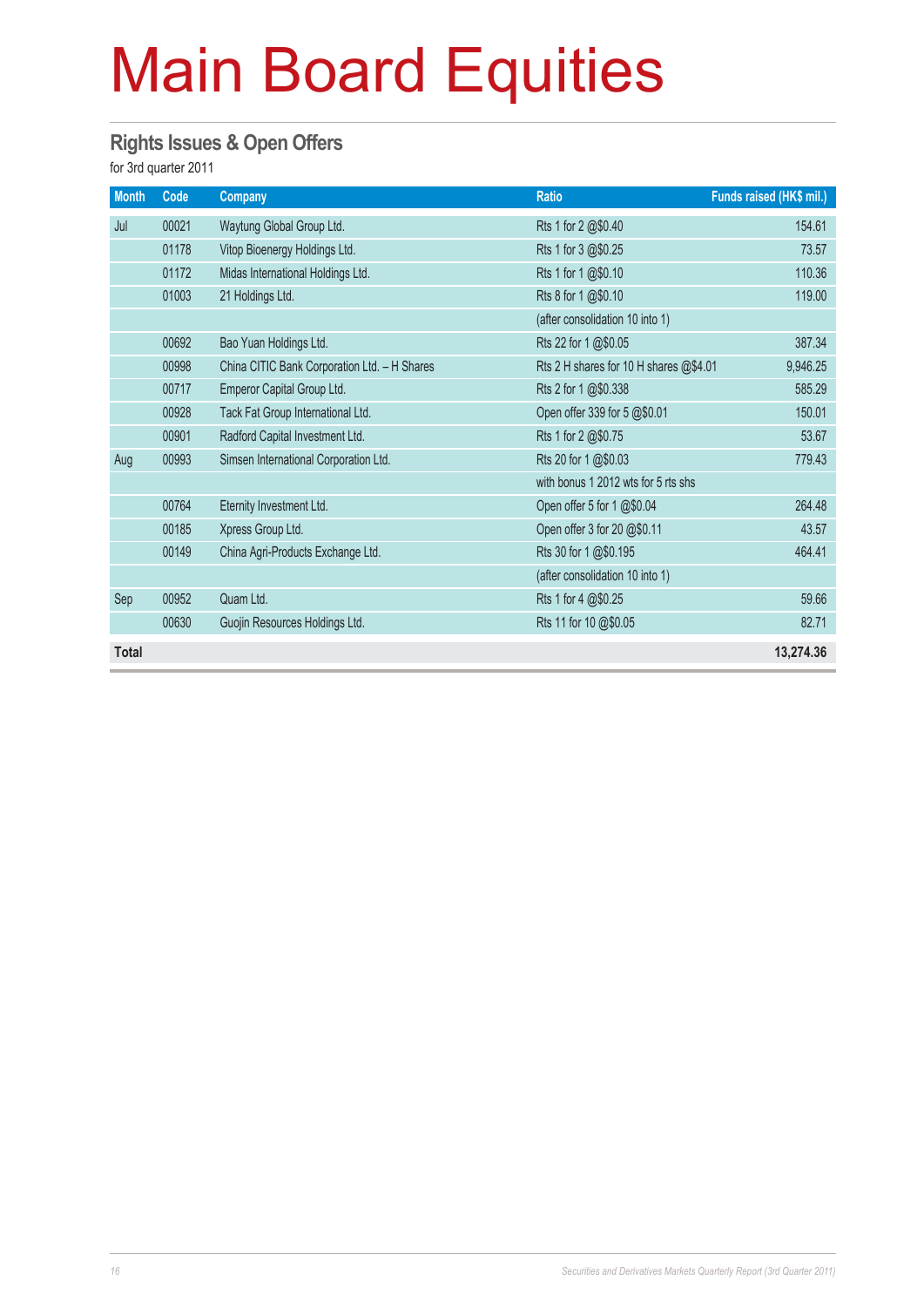# Main Board Equities

## Rights Issues & Open Offers

for 3rd quarter 2011

| Month | Code | Company | Ratio | Funds raised (HK$ mil.) |
|---|---|---|---|---|
| Jul | 00021 | Waytung Global Group Ltd. | Rts 1 for 2 @$0.40 | 154.61 |
| | 01178 | Vitop Bioenergy Holdings Ltd. | Rts 1 for 3 @$0.25 | 73.57 |
| | 01172 | Midas International Holdings Ltd. | Rts 1 for 1 @$0.10 | 110.36 |
| | 01003 | 21 Holdings Ltd. | Rts 8 for 1 @$0.10 | 119.00 |
| | | | (after consolidation 10 into 1) | |
| | 00692 | Bao Yuan Holdings Ltd. | Rts 22 for 1 @$0.05 | 387.34 |
| | 00998 | China CITIC Bank Corporation Ltd. – H Shares | Rts 2 H shares for 10 H shares @$4.01 | 9,946.25 |
| | 00717 | Emperor Capital Group Ltd. | Rts 2 for 1 @$0.338 | 585.29 |
| | 00928 | Tack Fat Group International Ltd. | Open offer 339 for 5 @$0.01 | 150.01 |
| | 00901 | Radford Capital Investment Ltd. | Rts 1 for 2 @$0.75 | 53.67 |
| Aug | 00993 | Simsen International Corporation Ltd. | Rts 20 for 1 @$0.03 | 779.43 |
| | | | with bonus 1 2012 wts for 5 rts shs | |
| | 00764 | Eternity Investment Ltd. | Open offer 5 for 1 @$0.04 | 264.48 |
| | 00185 | Xpress Group Ltd. | Open offer 3 for 20 @$0.11 | 43.57 |
| | 00149 | China Agri-Products Exchange Ltd. | Rts 30 for 1 @$0.195 | 464.41 |
| | | | (after consolidation 10 into 1) | |
| Sep | 00952 | Quam Ltd. | Rts 1 for 4 @$0.25 | 59.66 |
| | 00630 | Guojin Resources Holdings Ltd. | Rts 11 for 10 @$0.05 | 82.71 |
| **Total** | | | | **13,274.36** |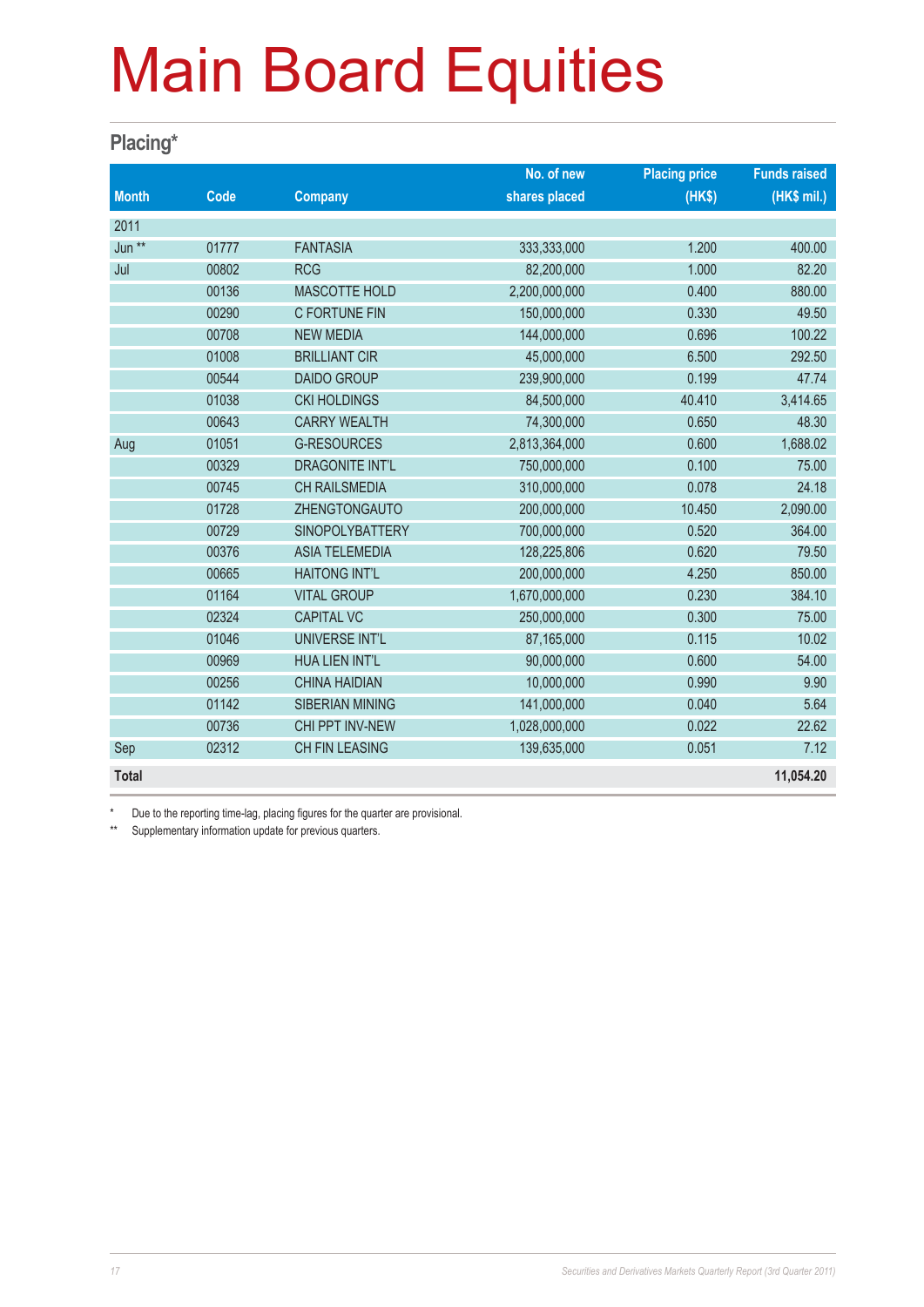# Main Board Equities

## Placing*

| Month | Code | Company | No. of new shares placed | Placing price (HK$) | Funds raised (HK$ mil.) |
|---|---|---|---|---|---|
| 2011 | | | | | |
| Jun ** | 01777 | FANTASIA | 333,333,000 | 1.200 | 400.00 |
| Jul | 00802 | RCG | 82,200,000 | 1.000 | 82.20 |
| | 00136 | MASCOTTE HOLD | 2,200,000,000 | 0.400 | 880.00 |
| | 00290 | C FORTUNE FIN | 150,000,000 | 0.330 | 49.50 |
| | 00708 | NEW MEDIA | 144,000,000 | 0.696 | 100.22 |
| | 01008 | BRILLIANT CIR | 45,000,000 | 6.500 | 292.50 |
| | 00544 | DAIDO GROUP | 239,900,000 | 0.199 | 47.74 |
| | 01038 | CKI HOLDINGS | 84,500,000 | 40.410 | 3,414.65 |
| | 00643 | CARRY WEALTH | 74,300,000 | 0.650 | 48.30 |
| Aug | 01051 | G-RESOURCES | 2,813,364,000 | 0.600 | 1,688.02 |
| | 00329 | DRAGONITE INT'L | 750,000,000 | 0.100 | 75.00 |
| | 00745 | CH RAILSMEDIA | 310,000,000 | 0.078 | 24.18 |
| | 01728 | ZHENGTONGAUTO | 200,000,000 | 10.450 | 2,090.00 |
| | 00729 | SINOPOLYBATTERY | 700,000,000 | 0.520 | 364.00 |
| | 00376 | ASIA TELEMEDIA | 128,225,806 | 0.620 | 79.50 |
| | 00665 | HAITONG INT'L | 200,000,000 | 4.250 | 850.00 |
| | 01164 | VITAL GROUP | 1,670,000,000 | 0.230 | 384.10 |
| | 02324 | CAPITAL VC | 250,000,000 | 0.300 | 75.00 |
| | 01046 | UNIVERSE INT'L | 87,165,000 | 0.115 | 10.02 |
| | 00969 | HUA LIEN INT'L | 90,000,000 | 0.600 | 54.00 |
| | 00256 | CHINA HAIDIAN | 10,000,000 | 0.990 | 9.90 |
| | 01142 | SIBERIAN MINING | 141,000,000 | 0.040 | 5.64 |
| | 00736 | CHI PPT INV-NEW | 1,028,000,000 | 0.022 | 22.62 |
| Sep | 02312 | CH FIN LEASING | 139,635,000 | 0.051 | 7.12 |
| **Total** | | | | | **11,054.20** |

\* Due to the reporting time-lag, placing figures for the quarter are provisional.

** Supplementary information update for previous quarters.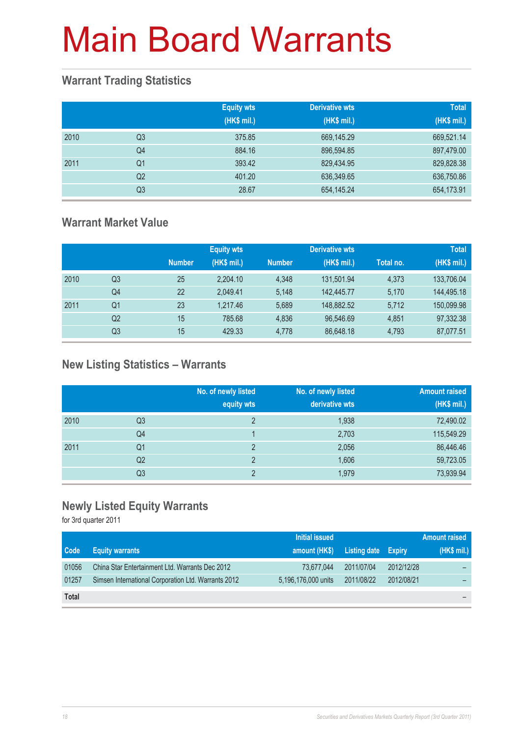# Main Board Warrants

## Warrant Trading Statistics

| | | Equity wts (HK$ mil.) | Derivative wts (HK$ mil.) | Total (HK$ mil.) |
|---|---|---|---|---|
| 2010 | Q3 | 375.85 | 669,145.29 | 669,521.14 |
| | Q4 | 884.16 | 896,594.85 | 897,479.00 |
| 2011 | Q1 | 393.42 | 829,434.95 | 829,828.38 |
| | Q2 | 401.20 | 636,349.65 | 636,750.86 |
| | Q3 | 28.67 | 654,145.24 | 654,173.91 |

## Warrant Market Value

| | | Equity wts | | Derivative wts | | | Total |
|---|---|---|---|---|---|---|---|
| | | Number | (HK$ mil.) | Number | (HK$ mil.) | Total no. | (HK$ mil.) |
| 2010 | Q3 | 25 | 2,204.10 | 4,348 | 131,501.94 | 4,373 | 133,706.04 |
| | Q4 | 22 | 2,049.41 | 5,148 | 142,445.77 | 5,170 | 144,495.18 |
| 2011 | Q1 | 23 | 1,217.46 | 5,689 | 148,882.52 | 5,712 | 150,099.98 |
| | Q2 | 15 | 785.68 | 4,836 | 96,546.69 | 4,851 | 97,332.38 |
| | Q3 | 15 | 429.33 | 4,778 | 86,648.18 | 4,793 | 87,077.51 |

## New Listing Statistics – Warrants

| | | No. of newly listed equity wts | No. of newly listed derivative wts | Amount raised (HK$ mil.) |
|---|---|---|---|---|
| 2010 | Q3 | 2 | 1,938 | 72,490.02 |
| | Q4 | 1 | 2,703 | 115,549.29 |
| 2011 | Q1 | 2 | 2,056 | 86,446.46 |
| | Q2 | 2 | 1,606 | 59,723.05 |
| | Q3 | 2 | 1,979 | 73,939.94 |

## Newly Listed Equity Warrants

for 3rd quarter 2011

| Code | Equity warrants | Initial issued amount (HK$) | Listing date | Expiry | Amount raised (HK$ mil.) |
|---|---|---|---|---|---|
| 01056 | China Star Entertainment Ltd. Warrants Dec 2012 | 73,677,044 | 2011/07/04 | 2012/12/28 | – |
| 01257 | Simsen International Corporation Ltd. Warrants 2012 | 5,196,176,000 units | 2011/08/22 | 2012/08/21 | – |
| **Total** | | | | | – |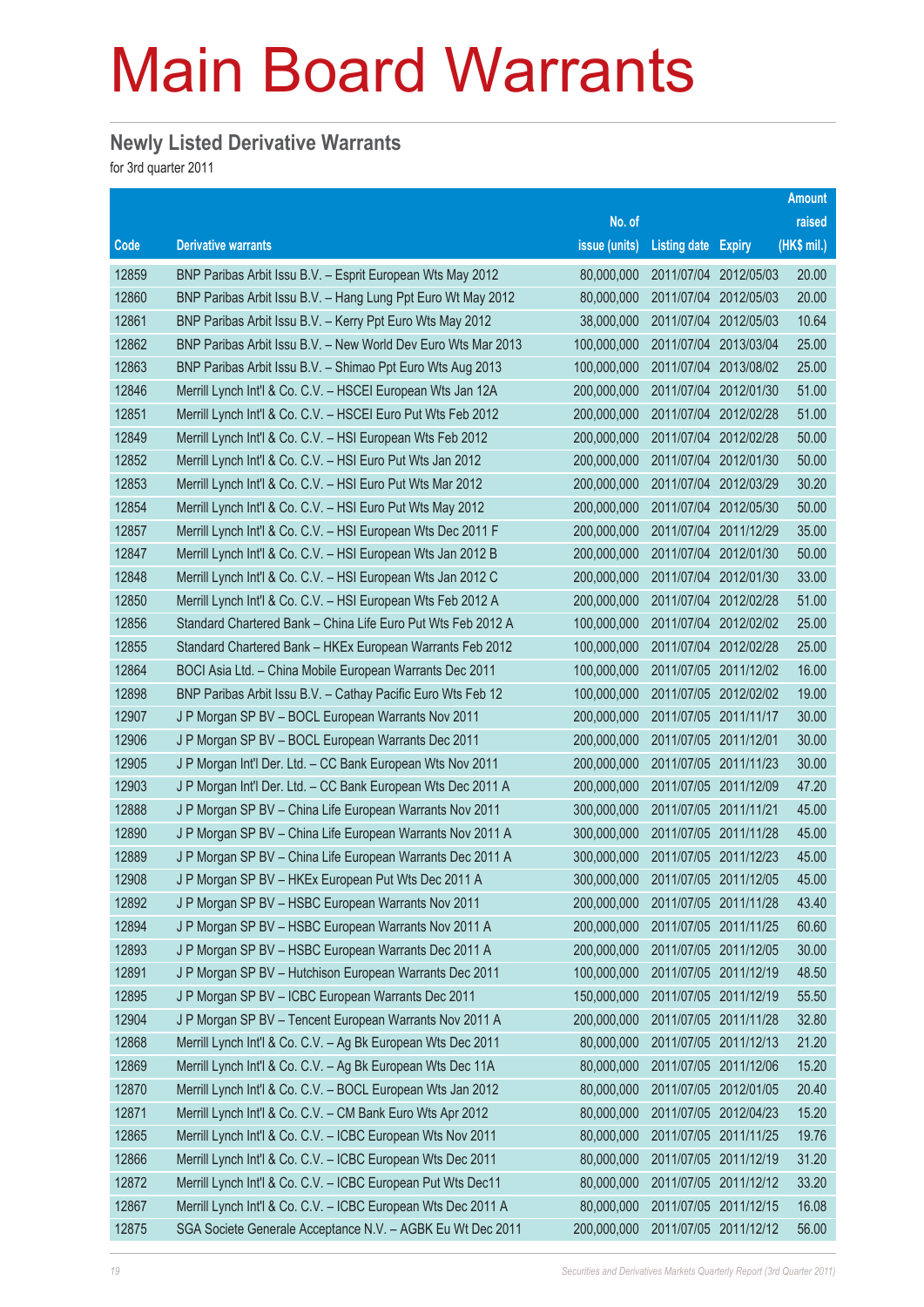# Main Board Warrants

## Newly Listed Derivative Warrants

for 3rd quarter 2011

| Code | Derivative warrants | No. of issue (units) | Listing date | Expiry | Amount raised (HK$ mil.) |
|---|---|---|---|---|---|
| 12859 | BNP Paribas Arbit Issu B.V. – Esprit European Wts May 2012 | 80,000,000 | 2011/07/04 | 2012/05/03 | 20.00 |
| 12860 | BNP Paribas Arbit Issu B.V. – Hang Lung Ppt Euro Wt May 2012 | 80,000,000 | 2011/07/04 | 2012/05/03 | 20.00 |
| 12861 | BNP Paribas Arbit Issu B.V. – Kerry Ppt Euro Wts May 2012 | 38,000,000 | 2011/07/04 | 2012/05/03 | 10.64 |
| 12862 | BNP Paribas Arbit Issu B.V. – New World Dev Euro Wts Mar 2013 | 100,000,000 | 2011/07/04 | 2013/03/04 | 25.00 |
| 12863 | BNP Paribas Arbit Issu B.V. – Shimao Ppt Euro Wts Aug 2013 | 100,000,000 | 2011/07/04 | 2013/08/02 | 25.00 |
| 12846 | Merrill Lynch Int'l & Co. C.V. – HSCEI European Wts Jan 12A | 200,000,000 | 2011/07/04 | 2012/01/30 | 51.00 |
| 12851 | Merrill Lynch Int'l & Co. C.V. – HSCEI Euro Put Wts Feb 2012 | 200,000,000 | 2011/07/04 | 2012/02/28 | 51.00 |
| 12849 | Merrill Lynch Int'l & Co. C.V. – HSI European Wts Feb 2012 | 200,000,000 | 2011/07/04 | 2012/02/28 | 50.00 |
| 12852 | Merrill Lynch Int'l & Co. C.V. – HSI Euro Put Wts Jan 2012 | 200,000,000 | 2011/07/04 | 2012/01/30 | 50.00 |
| 12853 | Merrill Lynch Int'l & Co. C.V. – HSI Euro Put Wts Mar 2012 | 200,000,000 | 2011/07/04 | 2012/03/29 | 30.20 |
| 12854 | Merrill Lynch Int'l & Co. C.V. – HSI Euro Put Wts May 2012 | 200,000,000 | 2011/07/04 | 2012/05/30 | 50.00 |
| 12857 | Merrill Lynch Int'l & Co. C.V. – HSI European Wts Dec 2011 F | 200,000,000 | 2011/07/04 | 2011/12/29 | 35.00 |
| 12847 | Merrill Lynch Int'l & Co. C.V. – HSI European Wts Jan 2012 B | 200,000,000 | 2011/07/04 | 2012/01/30 | 50.00 |
| 12848 | Merrill Lynch Int'l & Co. C.V. – HSI European Wts Jan 2012 C | 200,000,000 | 2011/07/04 | 2012/01/30 | 33.00 |
| 12850 | Merrill Lynch Int'l & Co. C.V. – HSI European Wts Feb 2012 A | 200,000,000 | 2011/07/04 | 2012/02/28 | 51.00 |
| 12856 | Standard Chartered Bank – China Life Euro Put Wts Feb 2012 A | 100,000,000 | 2011/07/04 | 2012/02/02 | 25.00 |
| 12855 | Standard Chartered Bank – HKEx European Warrants Feb 2012 | 100,000,000 | 2011/07/04 | 2012/02/28 | 25.00 |
| 12864 | BOCI Asia Ltd. – China Mobile European Warrants Dec 2011 | 100,000,000 | 2011/07/05 | 2011/12/02 | 16.00 |
| 12898 | BNP Paribas Arbit Issu B.V. – Cathay Pacific Euro Wts Feb 12 | 100,000,000 | 2011/07/05 | 2012/02/02 | 19.00 |
| 12907 | J P Morgan SP BV – BOCL European Warrants Nov 2011 | 200,000,000 | 2011/07/05 | 2011/11/17 | 30.00 |
| 12906 | J P Morgan SP BV – BOCL European Warrants Dec 2011 | 200,000,000 | 2011/07/05 | 2011/12/01 | 30.00 |
| 12905 | J P Morgan Int'l Der. Ltd. – CC Bank European Wts Nov 2011 | 200,000,000 | 2011/07/05 | 2011/11/23 | 30.00 |
| 12903 | J P Morgan Int'l Der. Ltd. – CC Bank European Wts Dec 2011 A | 200,000,000 | 2011/07/05 | 2011/12/09 | 47.20 |
| 12888 | J P Morgan SP BV – China Life European Wts Nov 2011 | 300,000,000 | 2011/07/05 | 2011/11/21 | 45.00 |
| 12890 | J P Morgan SP BV – China Life European Warrants Nov 2011 A | 300,000,000 | 2011/07/05 | 2011/11/28 | 45.00 |
| 12889 | J P Morgan SP BV – China Life European Warrants Dec 2011 A | 300,000,000 | 2011/07/05 | 2011/12/23 | 45.00 |
| 12908 | J P Morgan SP BV – HKEx European Put Wts Dec 2011 A | 300,000,000 | 2011/07/05 | 2011/12/05 | 45.00 |
| 12892 | J P Morgan SP BV – HSBC European Warrants Nov 2011 | 200,000,000 | 2011/07/05 | 2011/11/28 | 43.40 |
| 12894 | J P Morgan SP BV – HSBC European Warrants Nov 2011 A | 200,000,000 | 2011/07/05 | 2011/11/25 | 60.60 |
| 12893 | J P Morgan SP BV – HSBC European Warrants Dec 2011 A | 200,000,000 | 2011/07/05 | 2011/12/05 | 30.00 |
| 12891 | J P Morgan SP BV – Hutchison European Warrants Dec 2011 | 100,000,000 | 2011/07/05 | 2011/12/19 | 48.50 |
| 12895 | J P Morgan SP BV – ICBC European Warrants Dec 2011 | 150,000,000 | 2011/07/05 | 2011/12/19 | 55.50 |
| 12904 | J P Morgan SP BV – Tencent European Warrants Nov 2011 A | 200,000,000 | 2011/07/05 | 2011/11/28 | 32.80 |
| 12868 | Merrill Lynch Int'l & Co. C.V. – Ag Bk European Wts Dec 2011 | 80,000,000 | 2011/07/05 | 2011/12/13 | 21.20 |
| 12869 | Merrill Lynch Int'l & Co. C.V. – Ag Bk European Wts Dec 11A | 80,000,000 | 2011/07/05 | 2011/12/06 | 15.20 |
| 12870 | Merrill Lynch Int'l & Co. C.V. – BOCL European Wts Jan 2012 | 80,000,000 | 2011/07/05 | 2012/01/05 | 20.40 |
| 12871 | Merrill Lynch Int'l & Co. C.V. – CM Bank Euro Wts Apr 2012 | 80,000,000 | 2011/07/05 | 2012/04/23 | 15.20 |
| 12865 | Merrill Lynch Int'l & Co. C.V. – ICBC European Wts Nov 2011 | 80,000,000 | 2011/07/05 | 2011/11/25 | 19.76 |
| 12866 | Merrill Lynch Int'l & Co. C.V. – ICBC European Wts Dec 2011 | 80,000,000 | 2011/07/05 | 2011/12/19 | 31.20 |
| 12872 | Merrill Lynch Int'l & Co. C.V. – ICBC European Put Wts Dec11 | 80,000,000 | 2011/07/05 | 2011/12/12 | 33.20 |
| 12867 | Merrill Lynch Int'l & Co. C.V. – ICBC European Wts Dec 2011 A | 80,000,000 | 2011/07/05 | 2011/12/15 | 16.08 |
| 12875 | SGA Societe Generale Acceptance N.V. – AGBK Eu Wt Dec 2011 | 200,000,000 | 2011/07/05 | 2011/12/12 | 56.00 |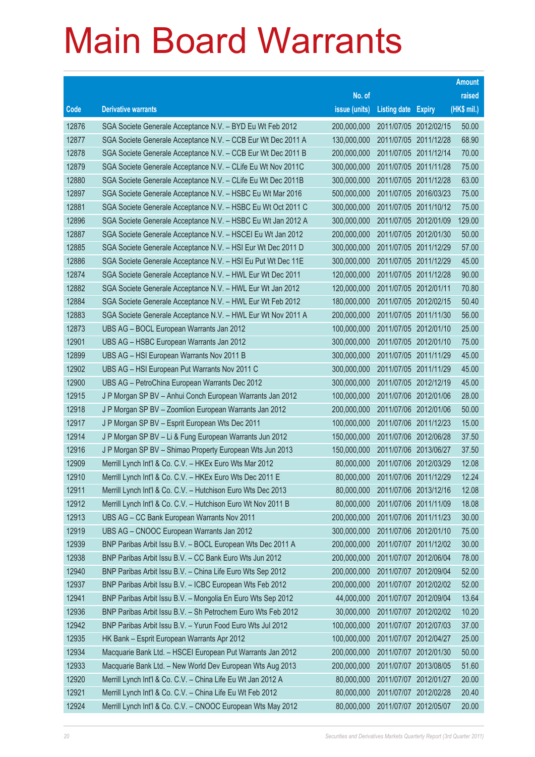# Main Board Warrants

| Code | Derivative warrants | No. of issue (units) | Listing date | Expiry | Amount raised (HK$ mil.) |
|---|---|---|---|---|---|
| 12876 | SGA Societe Generale Acceptance N.V. – BYD Eu Wt Feb 2012 | 200,000,000 | 2011/07/05 | 2012/02/15 | 50.00 |
| 12877 | SGA Societe Generale Acceptance N.V. – CCB Eur Wt Dec 2011 A | 130,000,000 | 2011/07/05 | 2011/12/28 | 68.90 |
| 12878 | SGA Societe Generale Acceptance N.V. – CCB Eur Wt Dec 2011 B | 200,000,000 | 2011/07/05 | 2011/12/14 | 70.00 |
| 12879 | SGA Societe Generale Acceptance N.V. – CLife Eu Wt Nov 2011C | 300,000,000 | 2011/07/05 | 2011/11/28 | 75.00 |
| 12880 | SGA Societe Generale Acceptance N.V. – CLife Eu Wt Dec 2011B | 300,000,000 | 2011/07/05 | 2011/12/28 | 63.00 |
| 12897 | SGA Societe Generale Acceptance N.V. – HSBC Eu Wt Mar 2016 | 500,000,000 | 2011/07/05 | 2016/03/23 | 75.00 |
| 12881 | SGA Societe Generale Acceptance N.V. – HSBC Eu Wt Oct 2011 C | 300,000,000 | 2011/07/05 | 2011/10/12 | 75.00 |
| 12896 | SGA Societe Generale Acceptance N.V. – HSBC Eu Wt Jan 2012 A | 300,000,000 | 2011/07/05 | 2012/01/09 | 129.00 |
| 12887 | SGA Societe Generale Acceptance N.V. – HSCEI Eu Wt Jan 2012 | 200,000,000 | 2011/07/05 | 2012/01/30 | 50.00 |
| 12885 | SGA Societe Generale Acceptance N.V. – HSI Eur Wt Dec 2011 D | 300,000,000 | 2011/07/05 | 2011/12/29 | 57.00 |
| 12886 | SGA Societe Generale Acceptance N.V. – HSI Eu Put Wt Dec 11E | 300,000,000 | 2011/07/05 | 2011/12/29 | 45.00 |
| 12874 | SGA Societe Generale Acceptance N.V. – HWL Eur Wt Dec 2011 | 120,000,000 | 2011/07/05 | 2011/12/28 | 90.00 |
| 12882 | SGA Societe Generale Acceptance N.V. – HWL Eur Wt Jan 2012 | 120,000,000 | 2011/07/05 | 2012/01/11 | 70.80 |
| 12884 | SGA Societe Generale Acceptance N.V. – HWL Eur Wt Feb 2012 | 180,000,000 | 2011/07/05 | 2012/02/15 | 50.40 |
| 12883 | SGA Societe Generale Acceptance N.V. – HWL Eur Wt Nov 2011 A | 200,000,000 | 2011/07/05 | 2011/11/30 | 56.00 |
| 12873 | UBS AG – BOCL European Warrants Jan 2012 | 100,000,000 | 2011/07/05 | 2012/01/10 | 25.00 |
| 12901 | UBS AG – HSBC European Warrants Jan 2012 | 300,000,000 | 2011/07/05 | 2012/01/10 | 75.00 |
| 12899 | UBS AG – HSI European Warrants Nov 2011 B | 300,000,000 | 2011/07/05 | 2011/11/29 | 45.00 |
| 12902 | UBS AG – HSI European Put Warrants Nov 2011 C | 300,000,000 | 2011/07/05 | 2011/11/29 | 45.00 |
| 12900 | UBS AG – PetroChina European Warrants Dec 2012 | 300,000,000 | 2011/07/05 | 2012/12/19 | 45.00 |
| 12915 | J P Morgan SP BV – Anhui Conch European Warrants Jan 2012 | 100,000,000 | 2011/07/06 | 2012/01/06 | 28.00 |
| 12918 | J P Morgan SP BV – Zoomlion European Warrants Jan 2012 | 200,000,000 | 2011/07/06 | 2012/01/06 | 50.00 |
| 12917 | J P Morgan SP BV – Esprit European Wts Dec 2011 | 100,000,000 | 2011/07/06 | 2011/12/23 | 15.00 |
| 12914 | J P Morgan SP BV – Li & Fung European Warrants Jun 2012 | 150,000,000 | 2011/07/06 | 2012/06/28 | 37.50 |
| 12916 | J P Morgan SP BV – Shimao Property European Wts Jun 2013 | 150,000,000 | 2011/07/06 | 2013/06/27 | 37.50 |
| 12909 | Merrill Lynch Int'l & Co. C.V. – HKEx Euro Wts Mar 2012 | 80,000,000 | 2011/07/06 | 2012/03/29 | 12.08 |
| 12910 | Merrill Lynch Int'l & Co. C.V. – HKEx Euro Wts Dec 2011 E | 80,000,000 | 2011/07/06 | 2011/12/29 | 12.24 |
| 12911 | Merrill Lynch Int'l & Co. C.V. – Hutchison Euro Wts Dec 2013 | 80,000,000 | 2011/07/06 | 2013/12/16 | 12.08 |
| 12912 | Merrill Lynch Int'l & Co. C.V. – Hutchison Euro Wt Nov 2011 B | 80,000,000 | 2011/07/06 | 2011/11/09 | 18.08 |
| 12913 | UBS AG – CC Bank European Warrants Nov 2011 | 200,000,000 | 2011/07/06 | 2011/11/23 | 30.00 |
| 12919 | UBS AG – CNOOC European Warrants Jan 2012 | 300,000,000 | 2011/07/06 | 2012/01/10 | 75.00 |
| 12939 | BNP Paribas Arbit Issu B.V. – BOCL European Wts Dec 2011 A | 200,000,000 | 2011/07/07 | 2011/12/02 | 30.00 |
| 12938 | BNP Paribas Arbit Issu B.V. – CC Bank Euro Wts Jun 2012 | 200,000,000 | 2011/07/07 | 2012/06/04 | 78.00 |
| 12940 | BNP Paribas Arbit Issu B.V. – China Life Euro Wts Sep 2012 | 200,000,000 | 2011/07/07 | 2012/09/04 | 52.00 |
| 12937 | BNP Paribas Arbit Issu B.V. – ICBC European Wts Feb 2012 | 200,000,000 | 2011/07/07 | 2012/02/02 | 52.00 |
| 12941 | BNP Paribas Arbit Issu B.V. – Mongolia En Euro Wts Sep 2012 | 44,000,000 | 2011/07/07 | 2012/09/04 | 13.64 |
| 12936 | BNP Paribas Arbit Issu B.V. – Sh Petrochem Euro Wts Feb 2012 | 30,000,000 | 2011/07/07 | 2012/02/02 | 10.20 |
| 12942 | BNP Paribas Arbit Issu B.V. – Yurun Food Euro Wts Jul 2012 | 100,000,000 | 2011/07/07 | 2012/07/03 | 37.00 |
| 12935 | HK Bank – Esprit European Warrants Apr 2012 | 100,000,000 | 2011/07/07 | 2012/04/27 | 25.00 |
| 12934 | Macquarie Bank Ltd. – HSCEI European Put Warrants Jan 2012 | 200,000,000 | 2011/07/07 | 2012/01/30 | 50.00 |
| 12933 | Macquarie Bank Ltd. – New World Dev European Wts Aug 2013 | 200,000,000 | 2011/07/07 | 2013/08/05 | 51.60 |
| 12920 | Merrill Lynch Int'l & Co. C.V. – China Life Eu Wt Jan 2012 A | 80,000,000 | 2011/07/07 | 2012/01/27 | 20.00 |
| 12921 | Merrill Lynch Int'l & Co. C.V. – China Life Eu Wt Feb 2012 | 80,000,000 | 2011/07/07 | 2012/02/28 | 20.40 |
| 12924 | Merrill Lynch Int'l & Co. C.V. – CNOOC European Wts May 2012 | 80,000,000 | 2011/07/07 | 2012/05/07 | 20.00 |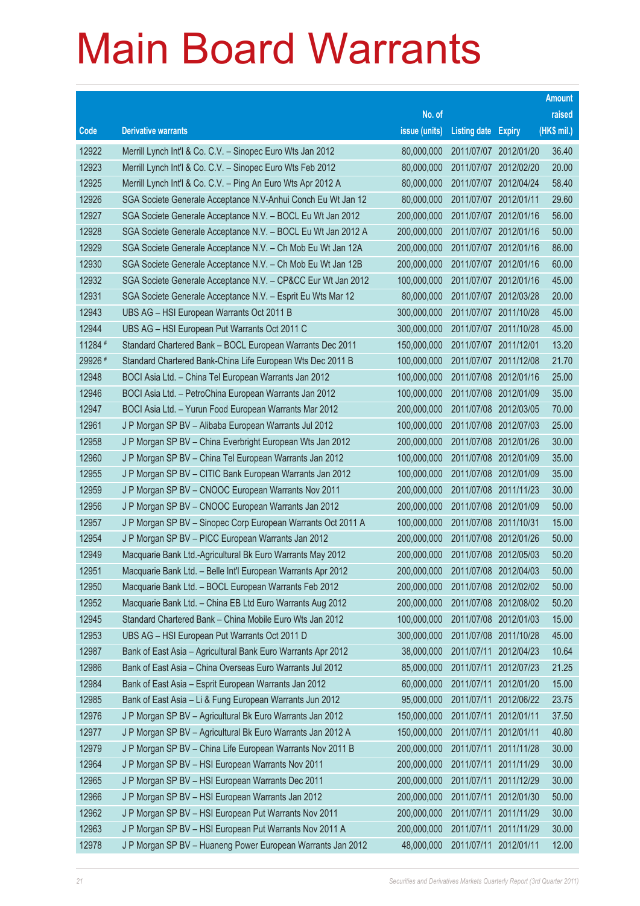# Main Board Warrants

| Code | Derivative warrants | No. of issue (units) | Listing date | Expiry | Amount raised (HK$ mil.) |
|---|---|---|---|---|---|
| 12922 | Merrill Lynch Int'l & Co. C.V. – Sinopec Euro Wts Jan 2012 | 80,000,000 | 2011/07/07 | 2012/01/20 | 36.40 |
| 12923 | Merrill Lynch Int'l & Co. C.V. – Sinopec Euro Wts Feb 2012 | 80,000,000 | 2011/07/07 | 2012/02/20 | 20.00 |
| 12925 | Merrill Lynch Int'l & Co. C.V. – Ping An Euro Wts Apr 2012 A | 80,000,000 | 2011/07/07 | 2012/04/24 | 58.40 |
| 12926 | SGA Societe Generale Acceptance N.V-Anhui Conch Eu Wt Jan 12 | 80,000,000 | 2011/07/07 | 2012/01/11 | 29.60 |
| 12927 | SGA Societe Generale Acceptance N.V. – BOCL Eu Wt Jan 2012 | 200,000,000 | 2011/07/07 | 2012/01/16 | 56.00 |
| 12928 | SGA Societe Generale Acceptance N.V. – BOCL Eu Wt Jan 2012 A | 200,000,000 | 2011/07/07 | 2012/01/16 | 50.00 |
| 12929 | SGA Societe Generale Acceptance N.V. – Ch Mob Eu Wt Jan 12A | 200,000,000 | 2011/07/07 | 2012/01/16 | 86.00 |
| 12930 | SGA Societe Generale Acceptance N.V. – Ch Mob Eu Wt Jan 12B | 200,000,000 | 2011/07/07 | 2012/01/16 | 60.00 |
| 12932 | SGA Societe Generale Acceptance N.V. – CP&CC Eur Wt Jan 2012 | 100,000,000 | 2011/07/07 | 2012/01/16 | 45.00 |
| 12931 | SGA Societe Generale Acceptance N.V. – Esprit Eu Wts Mar 12 | 80,000,000 | 2011/07/07 | 2012/03/28 | 20.00 |
| 12943 | UBS AG – HSI European Warrants Oct 2011 B | 300,000,000 | 2011/07/07 | 2011/10/28 | 45.00 |
| 12944 | UBS AG – HSI European Put Warrants Oct 2011 C | 300,000,000 | 2011/07/07 | 2011/10/28 | 45.00 |
| 11284 # | Standard Chartered Bank – BOCL European Warrants Dec 2011 | 150,000,000 | 2011/07/07 | 2011/12/01 | 13.20 |
| 29926 # | Standard Chartered Bank-China Life European Wts Dec 2011 B | 100,000,000 | 2011/07/07 | 2011/12/08 | 21.70 |
| 12948 | BOCI Asia Ltd. – China Tel European Warrants Jan 2012 | 100,000,000 | 2011/07/08 | 2012/01/16 | 25.00 |
| 12946 | BOCI Asia Ltd. – PetroChina European Warrants Jan 2012 | 100,000,000 | 2011/07/08 | 2012/01/09 | 35.00 |
| 12947 | BOCI Asia Ltd. – Yurun Food European Warrants Mar 2012 | 200,000,000 | 2011/07/08 | 2012/03/05 | 70.00 |
| 12961 | J P Morgan SP BV – Alibaba European Warrants Jul 2012 | 100,000,000 | 2011/07/08 | 2012/07/03 | 25.00 |
| 12958 | J P Morgan SP BV – China Everbright European Wts Jan 2012 | 200,000,000 | 2011/07/08 | 2012/01/26 | 30.00 |
| 12960 | J P Morgan SP BV – China Tel European Warrants Jan 2012 | 100,000,000 | 2011/07/08 | 2012/01/09 | 35.00 |
| 12955 | J P Morgan SP BV – CITIC Bank European Warrants Jan 2012 | 100,000,000 | 2011/07/08 | 2012/01/09 | 35.00 |
| 12959 | J P Morgan SP BV – CNOOC European Warrants Nov 2011 | 200,000,000 | 2011/07/08 | 2011/11/23 | 30.00 |
| 12956 | J P Morgan SP BV – CNOOC European Warrants Jan 2012 | 200,000,000 | 2011/07/08 | 2012/01/09 | 50.00 |
| 12957 | J P Morgan SP BV – Sinopec Corp European Warrants Oct 2011 A | 100,000,000 | 2011/07/08 | 2011/10/31 | 15.00 |
| 12954 | J P Morgan SP BV – PICC European Warrants Jan 2012 | 200,000,000 | 2011/07/08 | 2012/01/26 | 50.00 |
| 12949 | Macquarie Bank Ltd.-Agricultural Bk Euro Warrants May 2012 | 200,000,000 | 2011/07/08 | 2012/05/03 | 50.20 |
| 12951 | Macquarie Bank Ltd. – Belle Int'l European Warrants Apr 2012 | 200,000,000 | 2011/07/08 | 2012/04/03 | 50.00 |
| 12950 | Macquarie Bank Ltd. – BOCL European Warrants Feb 2012 | 200,000,000 | 2011/07/08 | 2012/02/02 | 50.00 |
| 12952 | Macquarie Bank Ltd. – China EB Ltd Euro Warrants Aug 2012 | 200,000,000 | 2011/07/08 | 2012/08/02 | 50.20 |
| 12945 | Standard Chartered Bank – China Mobile Euro Wts Jan 2012 | 100,000,000 | 2011/07/08 | 2012/01/03 | 15.00 |
| 12953 | UBS AG – HSI European Put Warrants Oct 2011 D | 300,000,000 | 2011/07/08 | 2011/10/28 | 45.00 |
| 12987 | Bank of East Asia – Agricultural Bank Euro Warrants Apr 2012 | 38,000,000 | 2011/07/11 | 2012/04/23 | 10.64 |
| 12986 | Bank of East Asia – China Overseas Euro Warrants Jul 2012 | 85,000,000 | 2011/07/11 | 2012/07/23 | 21.25 |
| 12984 | Bank of East Asia – Esprit European Warrants Jan 2012 | 60,000,000 | 2011/07/11 | 2012/01/20 | 15.00 |
| 12985 | Bank of East Asia – Li & Fung European Warrants Jun 2012 | 95,000,000 | 2011/07/11 | 2012/06/22 | 23.75 |
| 12976 | J P Morgan SP BV – Agricultural Bk Euro Warrants Jan 2012 | 150,000,000 | 2011/07/11 | 2012/01/11 | 37.50 |
| 12977 | J P Morgan SP BV – Agricultural Bk Euro Warrants Jan 2012 A | 150,000,000 | 2011/07/11 | 2012/01/11 | 40.80 |
| 12979 | J P Morgan SP BV – China Life European Warrants Nov 2011 B | 200,000,000 | 2011/07/11 | 2011/11/28 | 30.00 |
| 12964 | J P Morgan SP BV – HSI European Warrants Nov 2011 | 200,000,000 | 2011/07/11 | 2011/11/29 | 30.00 |
| 12965 | J P Morgan SP BV – HSI European Warrants Dec 2011 | 200,000,000 | 2011/07/11 | 2011/12/29 | 30.00 |
| 12966 | J P Morgan SP BV – HSI European Warrants Jan 2012 | 200,000,000 | 2011/07/11 | 2012/01/30 | 50.00 |
| 12962 | J P Morgan SP BV – HSI European Put Warrants Nov 2011 | 200,000,000 | 2011/07/11 | 2011/11/29 | 30.00 |
| 12963 | J P Morgan SP BV – HSI European Put Warrants Nov 2011 A | 200,000,000 | 2011/07/11 | 2011/11/29 | 30.00 |
| 12978 | J P Morgan SP BV – Huaneng Power European Warrants Jan 2012 | 48,000,000 | 2011/07/11 | 2012/01/11 | 12.00 |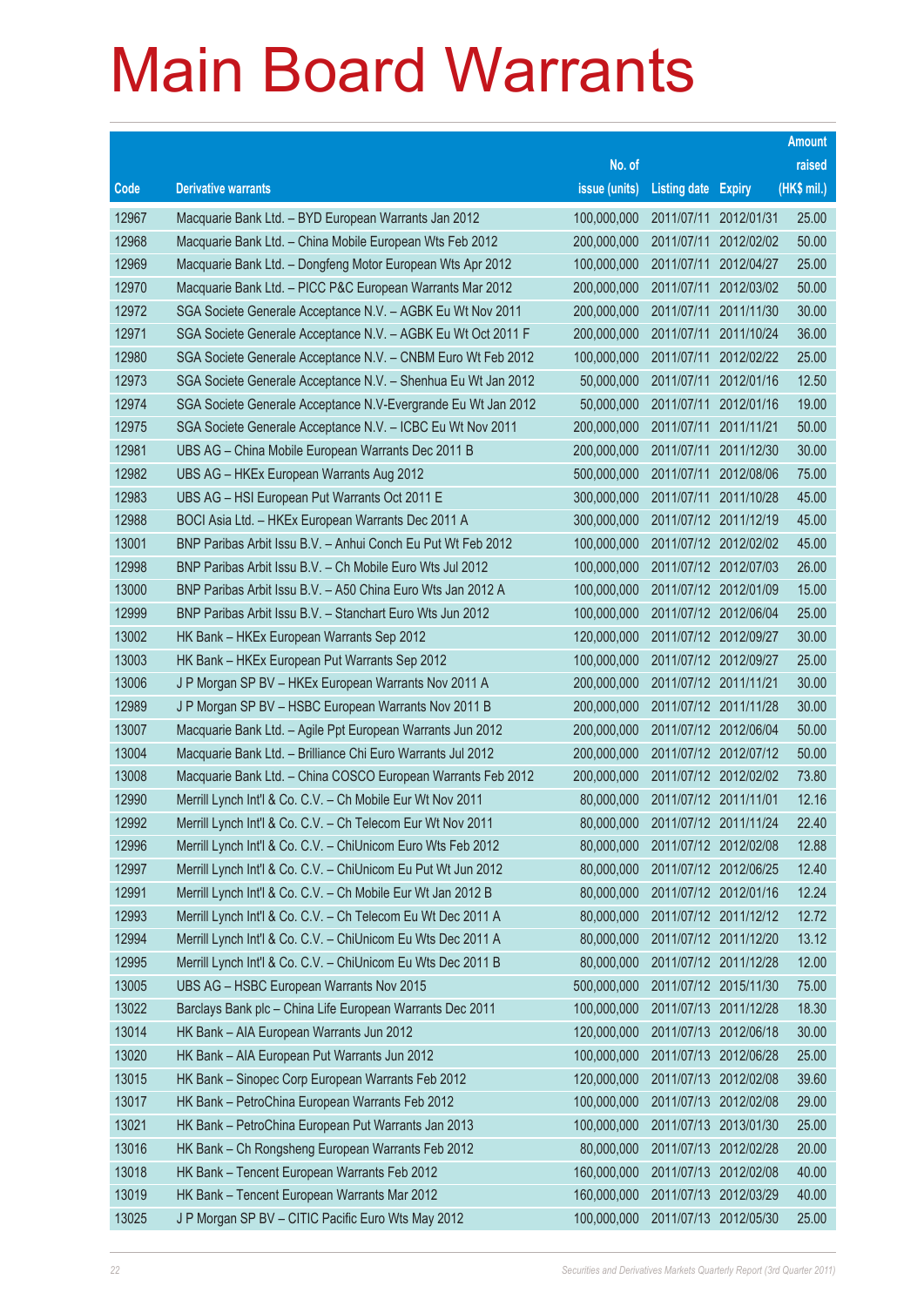# Main Board Warrants

| Code | Derivative warrants | No. of issue (units) | Listing date | Expiry | Amount raised (HK$ mil.) |
|---|---|---|---|---|---|
| 12967 | Macquarie Bank Ltd. – BYD European Warrants Jan 2012 | 100,000,000 | 2011/07/11 | 2012/01/31 | 25.00 |
| 12968 | Macquarie Bank Ltd. – China Mobile European Wts Feb 2012 | 200,000,000 | 2011/07/11 | 2012/02/02 | 50.00 |
| 12969 | Macquarie Bank Ltd. – Dongfeng Motor European Wts Apr 2012 | 100,000,000 | 2011/07/11 | 2012/04/27 | 25.00 |
| 12970 | Macquarie Bank Ltd. – PICC P&C European Warrants Mar 2012 | 200,000,000 | 2011/07/11 | 2012/03/02 | 50.00 |
| 12972 | SGA Societe Generale Acceptance N.V. – AGBK Eu Wt Nov 2011 | 200,000,000 | 2011/07/11 | 2011/11/30 | 30.00 |
| 12971 | SGA Societe Generale Acceptance N.V. – AGBK Eu Wt Oct 2011 F | 200,000,000 | 2011/07/11 | 2011/10/24 | 36.00 |
| 12980 | SGA Societe Generale Acceptance N.V. – CNBM Euro Wt Feb 2012 | 100,000,000 | 2011/07/11 | 2012/02/22 | 25.00 |
| 12973 | SGA Societe Generale Acceptance N.V. – Shenhua Eu Wt Jan 2012 | 50,000,000 | 2011/07/11 | 2012/01/16 | 12.50 |
| 12974 | SGA Societe Generale Acceptance N.V-Evergrande Eu Wt Jan 2012 | 50,000,000 | 2011/07/11 | 2012/01/16 | 19.00 |
| 12975 | SGA Societe Generale Acceptance N.V. – ICBC Eu Wt Nov 2011 | 200,000,000 | 2011/07/11 | 2011/11/21 | 50.00 |
| 12981 | UBS AG – China Mobile European Warrants Dec 2011 B | 200,000,000 | 2011/07/11 | 2011/12/30 | 30.00 |
| 12982 | UBS AG – HKEx European Warrants Aug 2012 | 500,000,000 | 2011/07/11 | 2012/08/06 | 75.00 |
| 12983 | UBS AG – HSI European Put Warrants Oct 2011 E | 300,000,000 | 2011/07/11 | 2011/10/28 | 45.00 |
| 12988 | BOCI Asia Ltd. – HKEx European Warrants Dec 2011 A | 300,000,000 | 2011/07/12 | 2011/12/19 | 45.00 |
| 13001 | BNP Paribas Arbit Issu B.V. – Anhui Conch Eu Put Wt Feb 2012 | 100,000,000 | 2011/07/12 | 2012/02/02 | 45.00 |
| 12998 | BNP Paribas Arbit Issu B.V. – Ch Mobile Euro Wts Jul 2012 | 100,000,000 | 2011/07/12 | 2012/07/03 | 26.00 |
| 13000 | BNP Paribas Arbit Issu B.V. – A50 China Euro Wts Jan 2012 A | 100,000,000 | 2011/07/12 | 2012/01/09 | 15.00 |
| 12999 | BNP Paribas Arbit Issu B.V. – Stanchart Euro Wts Jun 2012 | 100,000,000 | 2011/07/12 | 2012/06/04 | 25.00 |
| 13002 | HK Bank – HKEx European Warrants Sep 2012 | 120,000,000 | 2011/07/12 | 2012/09/27 | 30.00 |
| 13003 | HK Bank – HKEx European Put Warrants Sep 2012 | 100,000,000 | 2011/07/12 | 2012/09/27 | 25.00 |
| 13006 | J P Morgan SP BV – HKEx European Warrants Nov 2011 A | 200,000,000 | 2011/07/12 | 2011/11/21 | 30.00 |
| 12989 | J P Morgan SP BV – HSBC European Warrants Nov 2011 B | 200,000,000 | 2011/07/12 | 2011/11/28 | 30.00 |
| 13007 | Macquarie Bank Ltd. – Agile Ppt European Warrants Jun 2012 | 200,000,000 | 2011/07/12 | 2012/06/04 | 50.00 |
| 13004 | Macquarie Bank Ltd. – Brilliance Chi Euro Warrants Jul 2012 | 200,000,000 | 2011/07/12 | 2012/07/12 | 50.00 |
| 13008 | Macquarie Bank Ltd. – China COSCO European Warrants Feb 2012 | 200,000,000 | 2011/07/12 | 2012/02/02 | 73.80 |
| 12990 | Merrill Lynch Int'l & Co. C.V. – Ch Mobile Eur Wt Nov 2011 | 80,000,000 | 2011/07/12 | 2011/11/01 | 12.16 |
| 12992 | Merrill Lynch Int'l & Co. C.V. – Ch Telecom Eur Wt Nov 2011 | 80,000,000 | 2011/07/12 | 2011/11/24 | 22.40 |
| 12996 | Merrill Lynch Int'l & Co. C.V. – ChiUnicom Euro Wts Feb 2012 | 80,000,000 | 2011/07/12 | 2012/02/08 | 12.88 |
| 12997 | Merrill Lynch Int'l & Co. C.V. – ChiUnicom Eu Put Wt Jun 2012 | 80,000,000 | 2011/07/12 | 2012/06/25 | 12.40 |
| 12991 | Merrill Lynch Int'l & Co. C.V. – Ch Mobile Eur Wt Jan 2012 B | 80,000,000 | 2011/07/12 | 2012/01/16 | 12.24 |
| 12993 | Merrill Lynch Int'l & Co. C.V. – Ch Telecom Eu Wt Dec 2011 A | 80,000,000 | 2011/07/12 | 2011/12/12 | 12.72 |
| 12994 | Merrill Lynch Int'l & Co. C.V. – ChiUnicom Eu Wts Dec 2011 A | 80,000,000 | 2011/07/12 | 2011/12/20 | 13.12 |
| 12995 | Merrill Lynch Int'l & Co. C.V. – ChiUnicom Eu Wts Dec 2011 B | 80,000,000 | 2011/07/12 | 2011/12/28 | 12.00 |
| 13005 | UBS AG – HSBC European Warrants Nov 2015 | 500,000,000 | 2011/07/12 | 2015/11/30 | 75.00 |
| 13022 | Barclays Bank plc – China Life European Warrants Dec 2011 | 100,000,000 | 2011/07/13 | 2011/12/28 | 18.30 |
| 13014 | HK Bank – AIA European Warrants Jun 2012 | 120,000,000 | 2011/07/13 | 2012/06/18 | 30.00 |
| 13020 | HK Bank – AIA European Put Warrants Jun 2012 | 100,000,000 | 2011/07/13 | 2012/06/28 | 25.00 |
| 13015 | HK Bank – Sinopec Corp European Warrants Feb 2012 | 120,000,000 | 2011/07/13 | 2012/02/08 | 39.60 |
| 13017 | HK Bank – PetroChina European Warrants Feb 2012 | 100,000,000 | 2011/07/13 | 2012/02/08 | 29.00 |
| 13021 | HK Bank – PetroChina European Put Warrants Jan 2013 | 100,000,000 | 2011/07/13 | 2013/01/30 | 25.00 |
| 13016 | HK Bank – Ch Rongsheng European Warrants Feb 2012 | 80,000,000 | 2011/07/13 | 2012/02/28 | 20.00 |
| 13018 | HK Bank – Tencent European Warrants Feb 2012 | 160,000,000 | 2011/07/13 | 2012/02/08 | 40.00 |
| 13019 | HK Bank – Tencent European Warrants Mar 2012 | 160,000,000 | 2011/07/13 | 2012/03/29 | 40.00 |
| 13025 | J P Morgan SP BV – CITIC Pacific Euro Wts May 2012 | 100,000,000 | 2011/07/13 | 2012/05/30 | 25.00 |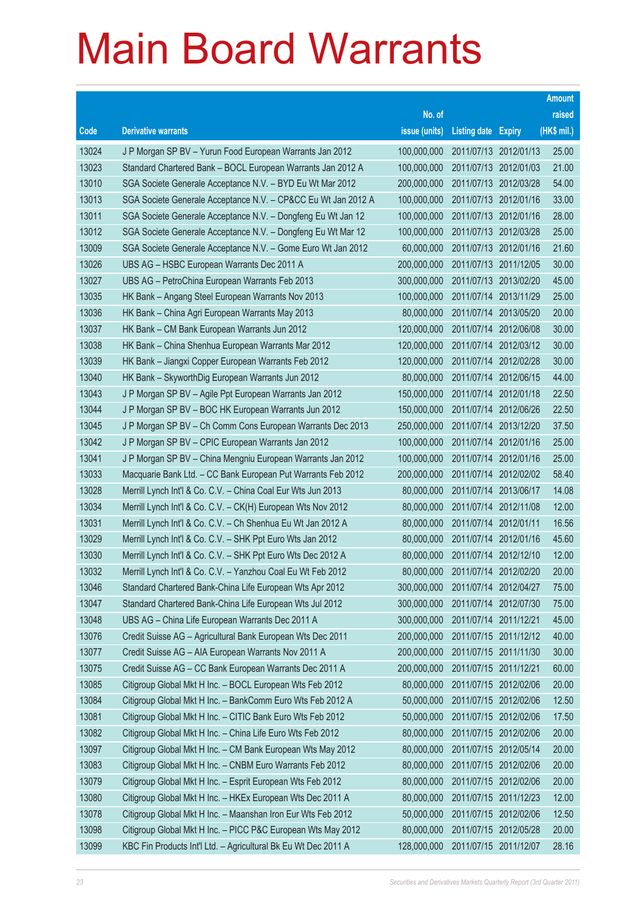# Main Board Warrants

| Code | Derivative warrants | No. of issue (units) | Listing date | Expiry | Amount raised (HK$ mil.) |
|---|---|---|---|---|---|
| 13024 | J P Morgan SP BV – Yurun Food European Warrants Jan 2012 | 100,000,000 | 2011/07/13 | 2012/01/13 | 25.00 |
| 13023 | Standard Chartered Bank – BOCL European Warrants Jan 2012 A | 100,000,000 | 2011/07/13 | 2012/01/03 | 21.00 |
| 13010 | SGA Societe Generale Acceptance N.V. – BYD Eu Wt Mar 2012 | 200,000,000 | 2011/07/13 | 2012/03/28 | 54.00 |
| 13013 | SGA Societe Generale Acceptance N.V. – CP&CC Eu Wt Jan 2012 A | 100,000,000 | 2011/07/13 | 2012/01/16 | 33.00 |
| 13011 | SGA Societe Generale Acceptance N.V. – Dongfeng Eu Wt Jan 12 | 100,000,000 | 2011/07/13 | 2012/01/16 | 28.00 |
| 13012 | SGA Societe Generale Acceptance N.V. – Dongfeng Eu Wt Mar 12 | 100,000,000 | 2011/07/13 | 2012/03/28 | 25.00 |
| 13009 | SGA Societe Generale Acceptance N.V. – Gome Euro Wt Jan 2012 | 60,000,000 | 2011/07/13 | 2012/01/16 | 21.60 |
| 13026 | UBS AG – HSBC European Warrants Dec 2011 A | 200,000,000 | 2011/07/13 | 2011/12/05 | 30.00 |
| 13027 | UBS AG – PetroChina European Warrants Feb 2013 | 300,000,000 | 2011/07/13 | 2013/02/20 | 45.00 |
| 13035 | HK Bank – Angang Steel European Warrants Nov 2013 | 100,000,000 | 2011/07/14 | 2013/11/29 | 25.00 |
| 13036 | HK Bank – China Agri European Warrants May 2013 | 80,000,000 | 2011/07/14 | 2013/05/20 | 20.00 |
| 13037 | HK Bank – CM Bank European Warrants Jun 2012 | 120,000,000 | 2011/07/14 | 2012/06/08 | 30.00 |
| 13038 | HK Bank – China Shenhua European Warrants Mar 2012 | 120,000,000 | 2011/07/14 | 2012/03/12 | 30.00 |
| 13039 | HK Bank – Jiangxi Copper European Warrants Feb 2012 | 120,000,000 | 2011/07/14 | 2012/02/28 | 30.00 |
| 13040 | HK Bank – SkyworthDig European Warrants Jun 2012 | 80,000,000 | 2011/07/14 | 2012/06/15 | 44.00 |
| 13043 | J P Morgan SP BV – Agile Ppt European Warrants Jan 2012 | 150,000,000 | 2011/07/14 | 2012/01/18 | 22.50 |
| 13044 | J P Morgan SP BV – BOC HK European Warrants Jun 2012 | 150,000,000 | 2011/07/14 | 2012/06/26 | 22.50 |
| 13045 | J P Morgan SP BV – Ch Comm Cons European Warrants Dec 2013 | 250,000,000 | 2011/07/14 | 2013/12/20 | 37.50 |
| 13042 | J P Morgan SP BV – CPIC European Warrants Jan 2012 | 100,000,000 | 2011/07/14 | 2012/01/16 | 25.00 |
| 13041 | J P Morgan SP BV – China Mengniu European Warrants Jan 2012 | 100,000,000 | 2011/07/14 | 2012/01/16 | 25.00 |
| 13033 | Macquarie Bank Ltd. – CC Bank European Put Warrants Feb 2012 | 200,000,000 | 2011/07/14 | 2012/02/02 | 58.40 |
| 13028 | Merrill Lynch Int'l & Co. C.V. – China Coal Eur Wts Jun 2013 | 80,000,000 | 2011/07/14 | 2013/06/17 | 14.08 |
| 13034 | Merrill Lynch Int'l & Co. C.V. – CK(H) European Wts Nov 2012 | 80,000,000 | 2011/07/14 | 2012/11/08 | 12.00 |
| 13031 | Merrill Lynch Int'l & Co. C.V. – Ch Shenhua Eu Wt Jan 2012 A | 80,000,000 | 2011/07/14 | 2012/01/11 | 16.56 |
| 13029 | Merrill Lynch Int'l & Co. C.V. – SHK Ppt Euro Wts Jan 2012 | 80,000,000 | 2011/07/14 | 2012/01/16 | 45.60 |
| 13030 | Merrill Lynch Int'l & Co. C.V. – SHK Ppt Euro Wts Dec 2012 A | 80,000,000 | 2011/07/14 | 2012/12/10 | 12.00 |
| 13032 | Merrill Lynch Int'l & Co. C.V. – Yanzhou Coal Eu Wt Feb 2012 | 80,000,000 | 2011/07/14 | 2012/02/20 | 20.00 |
| 13046 | Standard Chartered Bank-China Life European Wts Apr 2012 | 300,000,000 | 2011/07/14 | 2012/04/27 | 75.00 |
| 13047 | Standard Chartered Bank-China Life European Wts Jul 2012 | 300,000,000 | 2011/07/14 | 2012/07/30 | 75.00 |
| 13048 | UBS AG – China Life European Warrants Dec 2011 A | 300,000,000 | 2011/07/14 | 2011/12/21 | 45.00 |
| 13076 | Credit Suisse AG – Agricultural Bank European Wts Dec 2011 | 200,000,000 | 2011/07/15 | 2011/12/12 | 40.00 |
| 13077 | Credit Suisse AG – AIA European Warrants Nov 2011 A | 200,000,000 | 2011/07/15 | 2011/11/30 | 30.00 |
| 13075 | Credit Suisse AG – CC Bank European Warrants Dec 2011 A | 200,000,000 | 2011/07/15 | 2011/12/21 | 60.00 |
| 13085 | Citigroup Global Mkt H Inc. – BOCL European Wts Feb 2012 | 80,000,000 | 2011/07/15 | 2012/02/06 | 20.00 |
| 13084 | Citigroup Global Mkt H Inc. – BankComm Euro Wts Feb 2012 A | 50,000,000 | 2011/07/15 | 2012/02/06 | 12.50 |
| 13081 | Citigroup Global Mkt H Inc. – CITIC Bank Euro Wts Feb 2012 | 50,000,000 | 2011/07/15 | 2012/02/06 | 17.50 |
| 13082 | Citigroup Global Mkt H Inc. – China Life Euro Wts Feb 2012 | 80,000,000 | 2011/07/15 | 2012/02/06 | 20.00 |
| 13097 | Citigroup Global Mkt H Inc. – CM Bank European Wts May 2012 | 80,000,000 | 2011/07/15 | 2012/05/14 | 20.00 |
| 13083 | Citigroup Global Mkt H Inc. – CNBM Euro Warrants Feb 2012 | 80,000,000 | 2011/07/15 | 2012/02/06 | 20.00 |
| 13079 | Citigroup Global Mkt H Inc. – Esprit European Wts Feb 2012 | 80,000,000 | 2011/07/15 | 2012/02/06 | 20.00 |
| 13080 | Citigroup Global Mkt H Inc. – HKEx European Wts Dec 2011 A | 80,000,000 | 2011/07/15 | 2011/12/23 | 12.00 |
| 13078 | Citigroup Global Mkt H Inc. – Maanshan Iron Eur Wts Feb 2012 | 50,000,000 | 2011/07/15 | 2012/02/06 | 12.50 |
| 13098 | Citigroup Global Mkt H Inc. – PICC P&C European Wts May 2012 | 80,000,000 | 2011/07/15 | 2012/05/28 | 20.00 |
| 13099 | KBC Fin Products Int'l Ltd. – Agricultural Bk Eu Wt Dec 2011 A | 128,000,000 | 2011/07/15 | 2011/12/07 | 28.16 |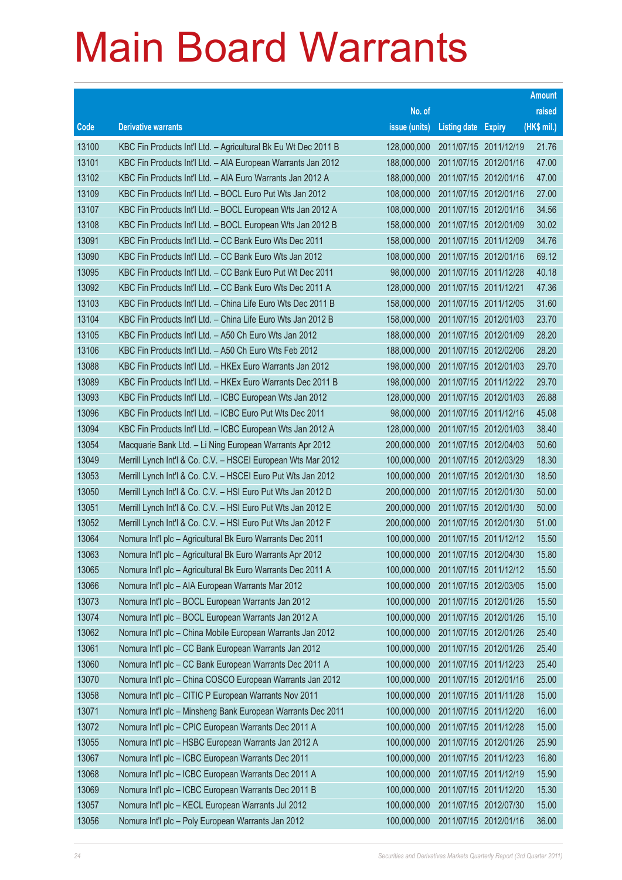# Main Board Warrants

| Code | Derivative warrants | No. of issue (units) | Listing date | Expiry | Amount raised (HK$ mil.) |
|---|---|---|---|---|---|
| 13100 | KBC Fin Products Int'l Ltd. – Agricultural Bk Eu Wt Dec 2011 B | 128,000,000 | 2011/07/15 | 2011/12/19 | 21.76 |
| 13101 | KBC Fin Products Int'l Ltd. – AIA European Warrants Jan 2012 | 188,000,000 | 2011/07/15 | 2012/01/16 | 47.00 |
| 13102 | KBC Fin Products Int'l Ltd. – AIA Euro Warrants Jan 2012 A | 188,000,000 | 2011/07/15 | 2012/01/16 | 47.00 |
| 13109 | KBC Fin Products Int'l Ltd. – BOCL Euro Put Wts Jan 2012 | 108,000,000 | 2011/07/15 | 2012/01/16 | 27.00 |
| 13107 | KBC Fin Products Int'l Ltd. – BOCL European Wts Jan 2012 A | 108,000,000 | 2011/07/15 | 2012/01/16 | 34.56 |
| 13108 | KBC Fin Products Int'l Ltd. – BOCL European Wts Jan 2012 B | 158,000,000 | 2011/07/15 | 2012/01/09 | 30.02 |
| 13091 | KBC Fin Products Int'l Ltd. – CC Bank Euro Wts Dec 2011 | 158,000,000 | 2011/07/15 | 2011/12/09 | 34.76 |
| 13090 | KBC Fin Products Int'l Ltd. – CC Bank Euro Wts Jan 2012 | 108,000,000 | 2011/07/15 | 2012/01/16 | 69.12 |
| 13095 | KBC Fin Products Int'l Ltd. – CC Bank Euro Put Wt Dec 2011 | 98,000,000 | 2011/07/15 | 2011/12/28 | 40.18 |
| 13092 | KBC Fin Products Int'l Ltd. – CC Bank Euro Wts Dec 2011 A | 128,000,000 | 2011/07/15 | 2011/12/21 | 47.36 |
| 13103 | KBC Fin Products Int'l Ltd. – China Life Euro Wts Dec 2011 B | 158,000,000 | 2011/07/15 | 2011/12/05 | 31.60 |
| 13104 | KBC Fin Products Int'l Ltd. – China Life Euro Wts Jan 2012 B | 158,000,000 | 2011/07/15 | 2012/01/03 | 23.70 |
| 13105 | KBC Fin Products Int'l Ltd. – A50 Ch Euro Wts Jan 2012 | 188,000,000 | 2011/07/15 | 2012/01/09 | 28.20 |
| 13106 | KBC Fin Products Int'l Ltd. – A50 Ch Euro Wts Feb 2012 | 188,000,000 | 2011/07/15 | 2012/02/06 | 28.20 |
| 13088 | KBC Fin Products Int'l Ltd. – HKEx Euro Warrants Jan 2012 | 198,000,000 | 2011/07/15 | 2012/01/03 | 29.70 |
| 13089 | KBC Fin Products Int'l Ltd. – HKEx Euro Warrants Dec 2011 B | 198,000,000 | 2011/07/15 | 2011/12/22 | 29.70 |
| 13093 | KBC Fin Products Int'l Ltd. – ICBC European Wts Jan 2012 | 128,000,000 | 2011/07/15 | 2012/01/03 | 26.88 |
| 13096 | KBC Fin Products Int'l Ltd. – ICBC Euro Put Wts Dec 2011 | 98,000,000 | 2011/07/15 | 2011/12/16 | 45.08 |
| 13094 | KBC Fin Products Int'l Ltd. – ICBC European Wts Jan 2012 A | 128,000,000 | 2011/07/15 | 2012/01/03 | 38.40 |
| 13054 | Macquarie Bank Ltd. – Li Ning European Warrants Apr 2012 | 200,000,000 | 2011/07/15 | 2012/04/03 | 50.60 |
| 13049 | Merrill Lynch Int'l & Co. C.V. – HSCEI European Wts Mar 2012 | 100,000,000 | 2011/07/15 | 2012/03/29 | 18.30 |
| 13053 | Merrill Lynch Int'l & Co. C.V. – HSCEI Euro Put Wts Jan 2012 | 100,000,000 | 2011/07/15 | 2012/01/30 | 18.50 |
| 13050 | Merrill Lynch Int'l & Co. C.V. – HSI Euro Put Wts Jan 2012 D | 200,000,000 | 2011/07/15 | 2012/01/30 | 50.00 |
| 13051 | Merrill Lynch Int'l & Co. C.V. – HSI Euro Put Wts Jan 2012 E | 200,000,000 | 2011/07/15 | 2012/01/30 | 50.00 |
| 13052 | Merrill Lynch Int'l & Co. C.V. – HSI Euro Put Wts Jan 2012 F | 200,000,000 | 2011/07/15 | 2012/01/30 | 51.00 |
| 13064 | Nomura Int'l plc – Agricultural Bk Euro Warrants Dec 2011 | 100,000,000 | 2011/07/15 | 2011/12/12 | 15.50 |
| 13063 | Nomura Int'l plc – Agricultural Bk Euro Warrants Apr 2012 | 100,000,000 | 2011/07/15 | 2012/04/30 | 15.80 |
| 13065 | Nomura Int'l plc – Agricultural Bk Euro Warrants Dec 2011 A | 100,000,000 | 2011/07/15 | 2011/12/12 | 15.50 |
| 13066 | Nomura Int'l plc – AIA European Warrants Mar 2012 | 100,000,000 | 2011/07/15 | 2012/03/05 | 15.00 |
| 13073 | Nomura Int'l plc – BOCL European Warrants Jan 2012 | 100,000,000 | 2011/07/15 | 2012/01/26 | 15.50 |
| 13074 | Nomura Int'l plc – BOCL European Warrants Jan 2012 A | 100,000,000 | 2011/07/15 | 2012/01/26 | 15.10 |
| 13062 | Nomura Int'l plc – China Mobile European Warrants Jan 2012 | 100,000,000 | 2011/07/15 | 2012/01/26 | 25.40 |
| 13061 | Nomura Int'l plc – CC Bank European Warrants Jan 2012 | 100,000,000 | 2011/07/15 | 2012/01/26 | 25.40 |
| 13060 | Nomura Int'l plc – CC Bank European Warrants Dec 2011 A | 100,000,000 | 2011/07/15 | 2011/12/23 | 25.40 |
| 13070 | Nomura Int'l plc – China COSCO European Warrants Jan 2012 | 100,000,000 | 2011/07/15 | 2012/01/16 | 25.00 |
| 13058 | Nomura Int'l plc – CITIC P European Warrants Nov 2011 | 100,000,000 | 2011/07/15 | 2011/11/28 | 15.00 |
| 13071 | Nomura Int'l plc – Minsheng Bank European Warrants Dec 2011 | 100,000,000 | 2011/07/15 | 2011/12/20 | 16.00 |
| 13072 | Nomura Int'l plc – CPIC European Warrants Dec 2011 A | 100,000,000 | 2011/07/15 | 2011/12/28 | 15.00 |
| 13055 | Nomura Int'l plc – HSBC European Warrants Jan 2012 A | 100,000,000 | 2011/07/15 | 2012/01/26 | 25.90 |
| 13067 | Nomura Int'l plc – ICBC European Warrants Dec 2011 | 100,000,000 | 2011/07/15 | 2011/12/23 | 16.80 |
| 13068 | Nomura Int'l plc – ICBC European Warrants Dec 2011 A | 100,000,000 | 2011/07/15 | 2011/12/19 | 15.90 |
| 13069 | Nomura Int'l plc – ICBC European Warrants Dec 2011 B | 100,000,000 | 2011/07/15 | 2011/12/20 | 15.30 |
| 13057 | Nomura Int'l plc – KECL European Warrants Jul 2012 | 100,000,000 | 2011/07/15 | 2012/07/30 | 15.00 |
| 13056 | Nomura Int'l plc – Poly European Warrants Jan 2012 | 100,000,000 | 2011/07/15 | 2012/01/16 | 36.00 |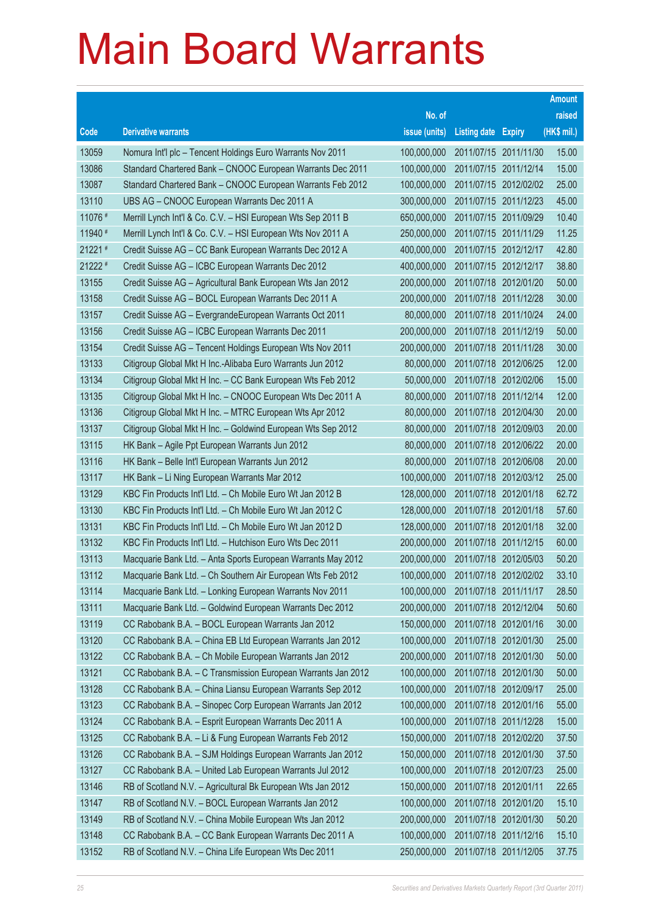# Main Board Warrants

| Code | Derivative warrants | No. of issue (units) | Listing date | Expiry | Amount raised (HK$ mil.) |
|---|---|---|---|---|---|
| 13059 | Nomura Int'l plc – Tencent Holdings Euro Warrants Nov 2011 | 100,000,000 | 2011/07/15 | 2011/11/30 | 15.00 |
| 13086 | Standard Chartered Bank – CNOOC European Warrants Dec 2011 | 100,000,000 | 2011/07/15 | 2011/12/14 | 15.00 |
| 13087 | Standard Chartered Bank – CNOOC European Warrants Feb 2012 | 100,000,000 | 2011/07/15 | 2012/02/02 | 25.00 |
| 13110 | UBS AG – CNOOC European Warrants Dec 2011 A | 300,000,000 | 2011/07/15 | 2011/12/23 | 45.00 |
| 11076 # | Merrill Lynch Int'l & Co. C.V. – HSI European Wts Sep 2011 B | 650,000,000 | 2011/07/15 | 2011/09/29 | 10.40 |
| 11940 # | Merrill Lynch Int'l & Co. C.V. – HSI European Wts Nov 2011 A | 250,000,000 | 2011/07/15 | 2011/11/29 | 11.25 |
| 21221 # | Credit Suisse AG – CC Bank European Warrants Dec 2012 A | 400,000,000 | 2011/07/15 | 2012/12/17 | 42.80 |
| 21222 # | Credit Suisse AG – ICBC European Warrants Dec 2012 | 400,000,000 | 2011/07/15 | 2012/12/17 | 38.80 |
| 13155 | Credit Suisse AG – Agricultural Bank European Wts Jan 2012 | 200,000,000 | 2011/07/18 | 2012/01/20 | 50.00 |
| 13158 | Credit Suisse AG – BOCL European Warrants Dec 2011 A | 200,000,000 | 2011/07/18 | 2011/12/28 | 30.00 |
| 13157 | Credit Suisse AG – EvergrandeEuropean Warrants Oct 2011 | 80,000,000 | 2011/07/18 | 2011/10/24 | 24.00 |
| 13156 | Credit Suisse AG – ICBC European Warrants Dec 2011 | 200,000,000 | 2011/07/18 | 2011/12/19 | 50.00 |
| 13154 | Credit Suisse AG – Tencent Holdings European Wts Nov 2011 | 200,000,000 | 2011/07/18 | 2011/11/28 | 30.00 |
| 13133 | Citigroup Global Mkt H Inc.-Alibaba Euro Warrants Jun 2012 | 80,000,000 | 2011/07/18 | 2012/06/25 | 12.00 |
| 13134 | Citigroup Global Mkt H Inc. – CC Bank European Wts Feb 2012 | 50,000,000 | 2011/07/18 | 2012/02/06 | 15.00 |
| 13135 | Citigroup Global Mkt H Inc. – CNOOC European Wts Dec 2011 A | 80,000,000 | 2011/07/18 | 2011/12/14 | 12.00 |
| 13136 | Citigroup Global Mkt H Inc. – MTRC European Wts Apr 2012 | 80,000,000 | 2011/07/18 | 2012/04/30 | 20.00 |
| 13137 | Citigroup Global Mkt H Inc. – Goldwind European Wts Sep 2012 | 80,000,000 | 2011/07/18 | 2012/09/03 | 20.00 |
| 13115 | HK Bank – Agile Ppt European Warrants Jun 2012 | 80,000,000 | 2011/07/18 | 2012/06/22 | 20.00 |
| 13116 | HK Bank – Belle Int'l European Warrants Jun 2012 | 80,000,000 | 2011/07/18 | 2012/06/08 | 20.00 |
| 13117 | HK Bank – Li Ning European Warrants Mar 2012 | 100,000,000 | 2011/07/18 | 2012/03/12 | 25.00 |
| 13129 | KBC Fin Products Int'l Ltd. – Ch Mobile Euro Wt Jan 2012 B | 128,000,000 | 2011/07/18 | 2012/01/18 | 62.72 |
| 13130 | KBC Fin Products Int'l Ltd. – Ch Mobile Euro Wt Jan 2012 C | 128,000,000 | 2011/07/18 | 2012/01/18 | 57.60 |
| 13131 | KBC Fin Products Int'l Ltd. – Ch Mobile Euro Wt Jan 2012 D | 128,000,000 | 2011/07/18 | 2012/01/18 | 32.00 |
| 13132 | KBC Fin Products Int'l Ltd. – Hutchison Euro Wts Dec 2011 | 200,000,000 | 2011/07/18 | 2011/12/15 | 60.00 |
| 13113 | Macquarie Bank Ltd. – Anta Sports European Warrants May 2012 | 200,000,000 | 2011/07/18 | 2012/05/03 | 50.20 |
| 13112 | Macquarie Bank Ltd. – Ch Southern Air European Wts Feb 2012 | 100,000,000 | 2011/07/18 | 2012/02/02 | 33.10 |
| 13114 | Macquarie Bank Ltd. – Lonking European Warrants Nov 2011 | 100,000,000 | 2011/07/18 | 2011/11/17 | 28.50 |
| 13111 | Macquarie Bank Ltd. – Goldwind European Warrants Dec 2012 | 200,000,000 | 2011/07/18 | 2012/12/04 | 50.60 |
| 13119 | CC Rabobank B.A. – BOCL European Warrants Jan 2012 | 150,000,000 | 2011/07/18 | 2012/01/16 | 30.00 |
| 13120 | CC Rabobank B.A. – China EB Ltd European Warrants Jan 2012 | 100,000,000 | 2011/07/18 | 2012/01/30 | 25.00 |
| 13122 | CC Rabobank B.A. – Ch Mobile European Warrants Jan 2012 | 200,000,000 | 2011/07/18 | 2012/01/30 | 50.00 |
| 13121 | CC Rabobank B.A. – C Transmission European Warrants Jan 2012 | 100,000,000 | 2011/07/18 | 2012/01/30 | 50.00 |
| 13128 | CC Rabobank B.A. – China Liansu European Warrants Sep 2012 | 100,000,000 | 2011/07/18 | 2012/09/17 | 25.00 |
| 13123 | CC Rabobank B.A. – Sinopec Corp European Warrants Jan 2012 | 100,000,000 | 2011/07/18 | 2012/01/16 | 55.00 |
| 13124 | CC Rabobank B.A. – Esprit European Warrants Dec 2011 A | 100,000,000 | 2011/07/18 | 2011/12/28 | 15.00 |
| 13125 | CC Rabobank B.A. – Li & Fung European Warrants Feb 2012 | 150,000,000 | 2011/07/18 | 2012/02/20 | 37.50 |
| 13126 | CC Rabobank B.A. – SJM Holdings European Warrants Jan 2012 | 150,000,000 | 2011/07/18 | 2012/01/30 | 37.50 |
| 13127 | CC Rabobank B.A. – United Lab European Warrants Jul 2012 | 100,000,000 | 2011/07/18 | 2012/07/23 | 25.00 |
| 13146 | RB of Scotland N.V. – Agricultural Bk European Wts Jan 2012 | 150,000,000 | 2011/07/18 | 2012/01/11 | 22.65 |
| 13147 | RB of Scotland N.V. – BOCL European Warrants Jan 2012 | 100,000,000 | 2011/07/18 | 2012/01/20 | 15.10 |
| 13149 | RB of Scotland N.V. – China Mobile European Wts Jan 2012 | 200,000,000 | 2011/07/18 | 2012/01/30 | 50.20 |
| 13148 | CC Rabobank B.A. – CC Bank European Warrants Dec 2011 A | 100,000,000 | 2011/07/18 | 2011/12/16 | 15.10 |
| 13152 | RB of Scotland N.V. – China Life European Wts Dec 2011 | 250,000,000 | 2011/07/18 | 2011/12/05 | 37.75 |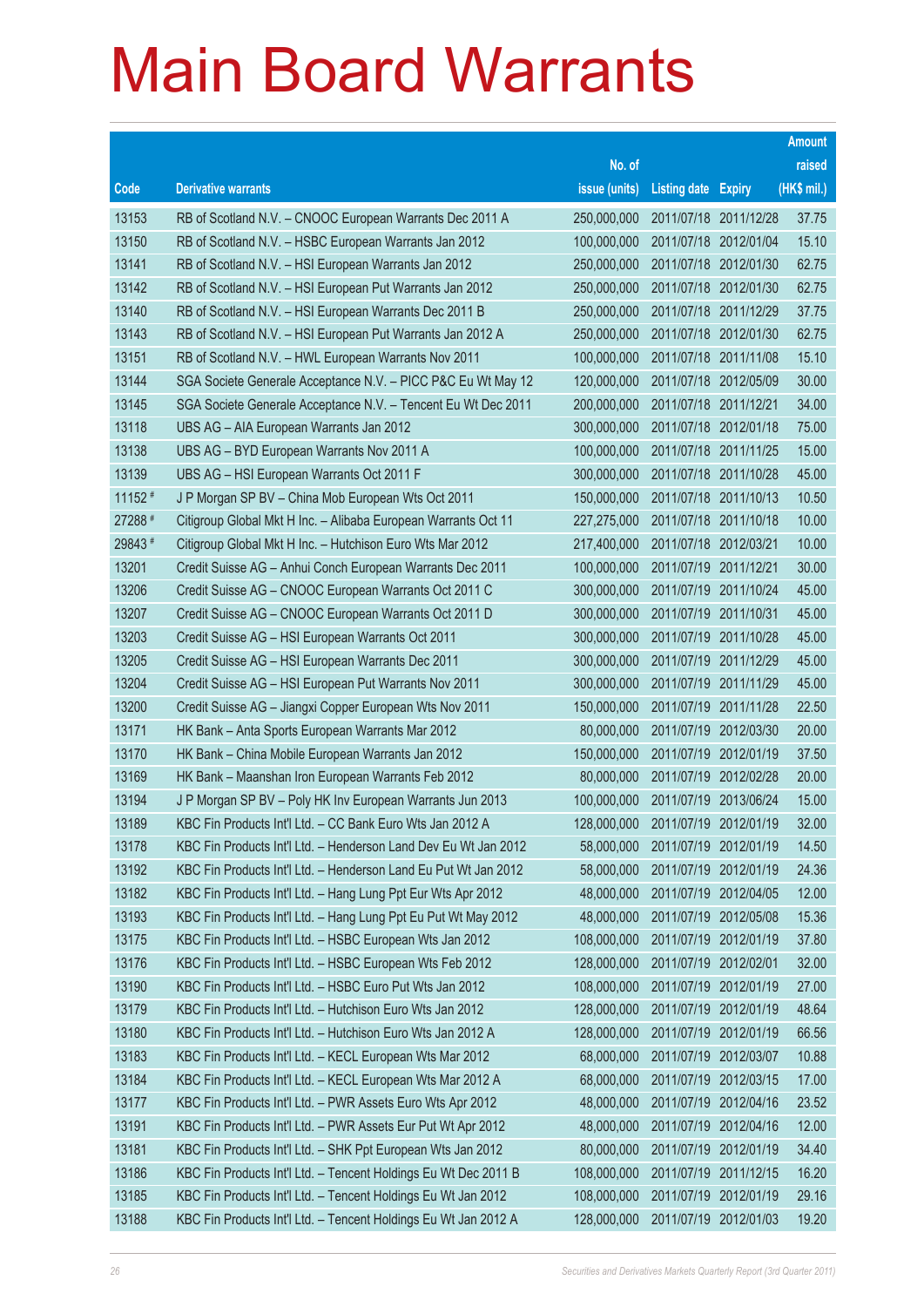# Main Board Warrants

| Code | Derivative warrants | No. of issue (units) | Listing date | Expiry | Amount raised (HK$ mil.) |
|---|---|---|---|---|---|
| 13153 | RB of Scotland N.V. – CNOOC European Warrants Dec 2011 A | 250,000,000 | 2011/07/18 | 2011/12/28 | 37.75 |
| 13150 | RB of Scotland N.V. – HSBC European Warrants Jan 2012 | 100,000,000 | 2011/07/18 | 2012/01/04 | 15.10 |
| 13141 | RB of Scotland N.V. – HSI European Warrants Jan 2012 | 250,000,000 | 2011/07/18 | 2012/01/30 | 62.75 |
| 13142 | RB of Scotland N.V. – HSI European Put Warrants Jan 2012 | 250,000,000 | 2011/07/18 | 2012/01/30 | 62.75 |
| 13140 | RB of Scotland N.V. – HSI European Warrants Dec 2011 B | 250,000,000 | 2011/07/18 | 2011/12/29 | 37.75 |
| 13143 | RB of Scotland N.V. – HSI European Put Warrants Jan 2012 A | 250,000,000 | 2011/07/18 | 2012/01/30 | 62.75 |
| 13151 | RB of Scotland N.V. – HWL European Warrants Nov 2011 | 100,000,000 | 2011/07/18 | 2011/11/08 | 15.10 |
| 13144 | SGA Societe Generale Acceptance N.V. – PICC P&C Eu Wt May 12 | 120,000,000 | 2011/07/18 | 2012/05/09 | 30.00 |
| 13145 | SGA Societe Generale Acceptance N.V. – Tencent Eu Wt Dec 2011 | 200,000,000 | 2011/07/18 | 2011/12/21 | 34.00 |
| 13118 | UBS AG – AIA European Warrants Jan 2012 | 300,000,000 | 2011/07/18 | 2012/01/18 | 75.00 |
| 13138 | UBS AG – BYD European Warrants Nov 2011 A | 100,000,000 | 2011/07/18 | 2011/11/25 | 15.00 |
| 13139 | UBS AG – HSI European Warrants Oct 2011 F | 300,000,000 | 2011/07/18 | 2011/10/28 | 45.00 |
| 11152 # | J P Morgan SP BV – China Mob European Wts Oct 2011 | 150,000,000 | 2011/07/18 | 2011/10/13 | 10.50 |
| 27288 # | Citigroup Global Mkt H Inc. – Alibaba European Warrants Oct 11 | 227,275,000 | 2011/07/18 | 2011/10/18 | 10.00 |
| 29843 # | Citigroup Global Mkt H Inc. – Hutchison Euro Wts Mar 2012 | 217,400,000 | 2011/07/18 | 2012/03/21 | 10.00 |
| 13201 | Credit Suisse AG – Anhui Conch European Warrants Dec 2011 | 100,000,000 | 2011/07/19 | 2011/12/21 | 30.00 |
| 13206 | Credit Suisse AG – CNOOC European Warrants Oct 2011 C | 300,000,000 | 2011/07/19 | 2011/10/24 | 45.00 |
| 13207 | Credit Suisse AG – CNOOC European Warrants Oct 2011 D | 300,000,000 | 2011/07/19 | 2011/10/31 | 45.00 |
| 13203 | Credit Suisse AG – HSI European Warrants Oct 2011 | 300,000,000 | 2011/07/19 | 2011/10/28 | 45.00 |
| 13205 | Credit Suisse AG – HSI European Warrants Dec 2011 | 300,000,000 | 2011/07/19 | 2011/12/29 | 45.00 |
| 13204 | Credit Suisse AG – HSI European Put Warrants Nov 2011 | 300,000,000 | 2011/07/19 | 2011/11/29 | 45.00 |
| 13200 | Credit Suisse AG – Jiangxi Copper European Wts Nov 2011 | 150,000,000 | 2011/07/19 | 2011/11/28 | 22.50 |
| 13171 | HK Bank – Anta Sports European Warrants Mar 2012 | 80,000,000 | 2011/07/19 | 2012/03/30 | 20.00 |
| 13170 | HK Bank – China Mobile European Warrants Jan 2012 | 150,000,000 | 2011/07/19 | 2012/01/19 | 37.50 |
| 13169 | HK Bank – Maanshan Iron European Warrants Feb 2012 | 80,000,000 | 2011/07/19 | 2012/02/28 | 20.00 |
| 13194 | J P Morgan SP BV – Poly HK Inv European Warrants Jun 2013 | 100,000,000 | 2011/07/19 | 2013/06/24 | 15.00 |
| 13189 | KBC Fin Products Int'l Ltd. – CC Bank Euro Wts Jan 2012 A | 128,000,000 | 2011/07/19 | 2012/01/19 | 32.00 |
| 13178 | KBC Fin Products Int'l Ltd. – Henderson Land Dev Eu Wt Jan 2012 | 58,000,000 | 2011/07/19 | 2012/01/19 | 14.50 |
| 13192 | KBC Fin Products Int'l Ltd. – Henderson Land Eu Put Wt Jan 2012 | 58,000,000 | 2011/07/19 | 2012/01/19 | 24.36 |
| 13182 | KBC Fin Products Int'l Ltd. – Hang Lung Ppt Eur Wts Apr 2012 | 48,000,000 | 2011/07/19 | 2012/04/05 | 12.00 |
| 13193 | KBC Fin Products Int'l Ltd. – Hang Lung Ppt Eu Put Wt May 2012 | 48,000,000 | 2011/07/19 | 2012/05/08 | 15.36 |
| 13175 | KBC Fin Products Int'l Ltd. – HSBC European Wts Jan 2012 | 108,000,000 | 2011/07/19 | 2012/01/19 | 37.80 |
| 13176 | KBC Fin Products Int'l Ltd. – HSBC European Wts Feb 2012 | 128,000,000 | 2011/07/19 | 2012/02/01 | 32.00 |
| 13190 | KBC Fin Products Int'l Ltd. – HSBC Euro Put Wts Jan 2012 | 108,000,000 | 2011/07/19 | 2012/01/19 | 27.00 |
| 13179 | KBC Fin Products Int'l Ltd. – Hutchison Euro Wts Jan 2012 | 128,000,000 | 2011/07/19 | 2012/01/19 | 48.64 |
| 13180 | KBC Fin Products Int'l Ltd. – Hutchison Euro Wts Jan 2012 A | 128,000,000 | 2011/07/19 | 2012/01/19 | 66.56 |
| 13183 | KBC Fin Products Int'l Ltd. – KECL European Wts Mar 2012 | 68,000,000 | 2011/07/19 | 2012/03/07 | 10.88 |
| 13184 | KBC Fin Products Int'l Ltd. – KECL European Wts Mar 2012 A | 68,000,000 | 2011/07/19 | 2012/03/15 | 17.00 |
| 13177 | KBC Fin Products Int'l Ltd. – PWR Assets Euro Wts Apr 2012 | 48,000,000 | 2011/07/19 | 2012/04/16 | 23.52 |
| 13191 | KBC Fin Products Int'l Ltd. – PWR Assets Eur Put Wt Apr 2012 | 48,000,000 | 2011/07/19 | 2012/04/16 | 12.00 |
| 13181 | KBC Fin Products Int'l Ltd. – SHK Ppt European Wts Jan 2012 | 80,000,000 | 2011/07/19 | 2012/01/19 | 34.40 |
| 13186 | KBC Fin Products Int'l Ltd. – Tencent Holdings Eu Wt Dec 2011 B | 108,000,000 | 2011/07/19 | 2011/12/15 | 16.20 |
| 13185 | KBC Fin Products Int'l Ltd. – Tencent Holdings Eu Wt Jan 2012 | 108,000,000 | 2011/07/19 | 2012/01/19 | 29.16 |
| 13188 | KBC Fin Products Int'l Ltd. – Tencent Holdings Eu Wt Jan 2012 A | 128,000,000 | 2011/07/19 | 2012/01/03 | 19.20 |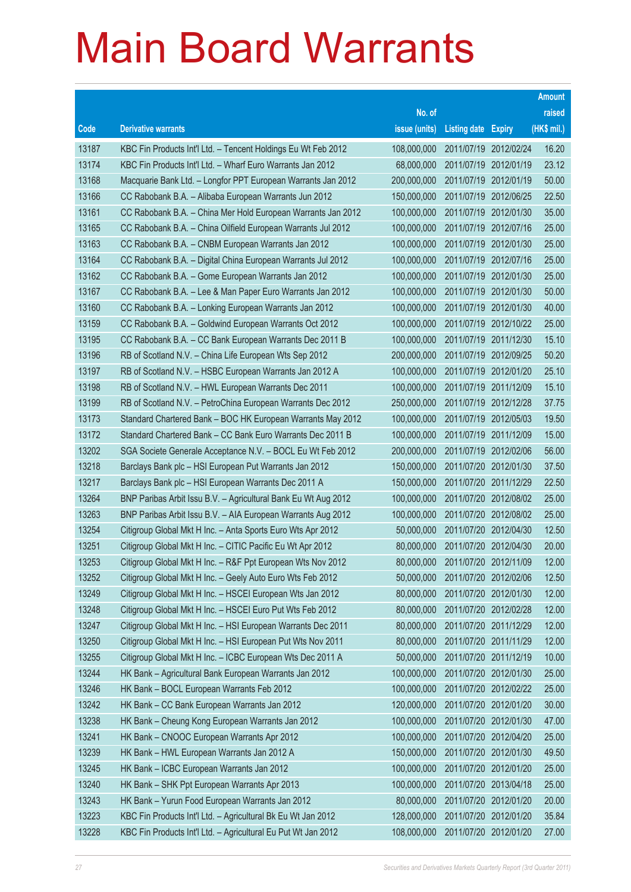# Main Board Warrants

| Code | Derivative warrants | No. of issue (units) | Listing date | Expiry | Amount raised (HK$ mil.) |
|---|---|---|---|---|---|
| 13187 | KBC Fin Products Int'l Ltd. – Tencent Holdings Eu Wt Feb 2012 | 108,000,000 | 2011/07/19 | 2012/02/24 | 16.20 |
| 13174 | KBC Fin Products Int'l Ltd. – Wharf Euro Warrants Jan 2012 | 68,000,000 | 2011/07/19 | 2012/01/19 | 23.12 |
| 13168 | Macquarie Bank Ltd. – Longfor PPT European Warrants Jan 2012 | 200,000,000 | 2011/07/19 | 2012/01/19 | 50.00 |
| 13166 | CC Rabobank B.A. – Alibaba European Warrants Jun 2012 | 150,000,000 | 2011/07/19 | 2012/06/25 | 22.50 |
| 13161 | CC Rabobank B.A. – China Mer Hold European Warrants Jan 2012 | 100,000,000 | 2011/07/19 | 2012/01/30 | 35.00 |
| 13165 | CC Rabobank B.A. – China Oilfield European Warrants Jul 2012 | 100,000,000 | 2011/07/19 | 2012/07/16 | 25.00 |
| 13163 | CC Rabobank B.A. – CNBM European Warrants Jan 2012 | 100,000,000 | 2011/07/19 | 2012/01/30 | 25.00 |
| 13164 | CC Rabobank B.A. – Digital China European Warrants Jul 2012 | 100,000,000 | 2011/07/19 | 2012/07/16 | 25.00 |
| 13162 | CC Rabobank B.A. – Gome European Warrants Jan 2012 | 100,000,000 | 2011/07/19 | 2012/01/30 | 25.00 |
| 13167 | CC Rabobank B.A. – Lee & Man Paper Euro Warrants Jan 2012 | 100,000,000 | 2011/07/19 | 2012/01/30 | 50.00 |
| 13160 | CC Rabobank B.A. – Lonking European Warrants Jan 2012 | 100,000,000 | 2011/07/19 | 2012/01/30 | 40.00 |
| 13159 | CC Rabobank B.A. – Goldwind European Warrants Oct 2012 | 100,000,000 | 2011/07/19 | 2012/10/22 | 25.00 |
| 13195 | CC Rabobank B.A. – CC Bank European Warrants Dec 2011 B | 100,000,000 | 2011/07/19 | 2011/12/30 | 15.10 |
| 13196 | RB of Scotland N.V. – China Life European Wts Sep 2012 | 200,000,000 | 2011/07/19 | 2012/09/25 | 50.20 |
| 13197 | RB of Scotland N.V. – HSBC European Warrants Jan 2012 A | 100,000,000 | 2011/07/19 | 2012/01/20 | 25.10 |
| 13198 | RB of Scotland N.V. – HWL European Warrants Dec 2011 | 100,000,000 | 2011/07/19 | 2011/12/09 | 15.10 |
| 13199 | RB of Scotland N.V. – PetroChina European Warrants Dec 2012 | 250,000,000 | 2011/07/19 | 2012/12/28 | 37.75 |
| 13173 | Standard Chartered Bank – BOC HK European Warrants May 2012 | 100,000,000 | 2011/07/19 | 2012/05/03 | 19.50 |
| 13172 | Standard Chartered Bank – CC Bank Euro Warrants Dec 2011 B | 100,000,000 | 2011/07/19 | 2011/12/09 | 15.00 |
| 13202 | SGA Societe Generale Acceptance N.V. – BOCL Eu Wt Feb 2012 | 200,000,000 | 2011/07/19 | 2012/02/06 | 56.00 |
| 13218 | Barclays Bank plc – HSI European Put Warrants Jan 2012 | 150,000,000 | 2011/07/20 | 2012/01/30 | 37.50 |
| 13217 | Barclays Bank plc – HSI European Warrants Dec 2011 A | 150,000,000 | 2011/07/20 | 2011/12/29 | 22.50 |
| 13264 | BNP Paribas Arbit Issu B.V. – Agricultural Bank Eu Wt Aug 2012 | 100,000,000 | 2011/07/20 | 2012/08/02 | 25.00 |
| 13263 | BNP Paribas Arbit Issu B.V. – AIA European Warrants Aug 2012 | 100,000,000 | 2011/07/20 | 2012/08/02 | 25.00 |
| 13254 | Citigroup Global Mkt H Inc. – Anta Sports Euro Wts Apr 2012 | 50,000,000 | 2011/07/20 | 2012/04/30 | 12.50 |
| 13251 | Citigroup Global Mkt H Inc. – CITIC Pacific Eu Wt Apr 2012 | 80,000,000 | 2011/07/20 | 2012/04/30 | 20.00 |
| 13253 | Citigroup Global Mkt H Inc. – R&F Ppt European Wts Nov 2012 | 80,000,000 | 2011/07/20 | 2012/11/09 | 12.00 |
| 13252 | Citigroup Global Mkt H Inc. – Geely Auto Euro Wts Feb 2012 | 50,000,000 | 2011/07/20 | 2012/02/06 | 12.50 |
| 13249 | Citigroup Global Mkt H Inc. – HSCEI European Wts Jan 2012 | 80,000,000 | 2011/07/20 | 2012/01/30 | 12.00 |
| 13248 | Citigroup Global Mkt H Inc. – HSCEI Euro Put Wts Feb 2012 | 80,000,000 | 2011/07/20 | 2012/02/28 | 12.00 |
| 13247 | Citigroup Global Mkt H Inc. – HSI European Warrants Dec 2011 | 80,000,000 | 2011/07/20 | 2011/12/29 | 12.00 |
| 13250 | Citigroup Global Mkt H Inc. – HSI European Put Wts Nov 2011 | 80,000,000 | 2011/07/20 | 2011/11/29 | 12.00 |
| 13255 | Citigroup Global Mkt H Inc. – ICBC European Wts Dec 2011 A | 50,000,000 | 2011/07/20 | 2011/12/19 | 10.00 |
| 13244 | HK Bank – Agricultural Bank European Warrants Jan 2012 | 100,000,000 | 2011/07/20 | 2012/01/30 | 25.00 |
| 13246 | HK Bank – BOCL European Warrants Feb 2012 | 100,000,000 | 2011/07/20 | 2012/02/22 | 25.00 |
| 13242 | HK Bank – CC Bank European Warrants Jan 2012 | 120,000,000 | 2011/07/20 | 2012/01/20 | 30.00 |
| 13238 | HK Bank – Cheung Kong European Warrants Jan 2012 | 100,000,000 | 2011/07/20 | 2012/01/30 | 47.00 |
| 13241 | HK Bank – CNOOC European Warrants Apr 2012 | 100,000,000 | 2011/07/20 | 2012/04/20 | 25.00 |
| 13239 | HK Bank – HWL European Warrants Jan 2012 A | 150,000,000 | 2011/07/20 | 2012/01/30 | 49.50 |
| 13245 | HK Bank – ICBC European Warrants Jan 2012 | 100,000,000 | 2011/07/20 | 2012/01/20 | 25.00 |
| 13240 | HK Bank – SHK Ppt European Warrants Apr 2013 | 100,000,000 | 2011/07/20 | 2013/04/18 | 25.00 |
| 13243 | HK Bank – Yurun Food European Warrants Jan 2012 | 80,000,000 | 2011/07/20 | 2012/01/20 | 20.00 |
| 13223 | KBC Fin Products Int'l Ltd. – Agricultural Bk Eu Wt Jan 2012 | 128,000,000 | 2011/07/20 | 2012/01/20 | 35.84 |
| 13228 | KBC Fin Products Int'l Ltd. – Agricultural Eu Put Wt Jan 2012 | 108,000,000 | 2011/07/20 | 2012/01/20 | 27.00 |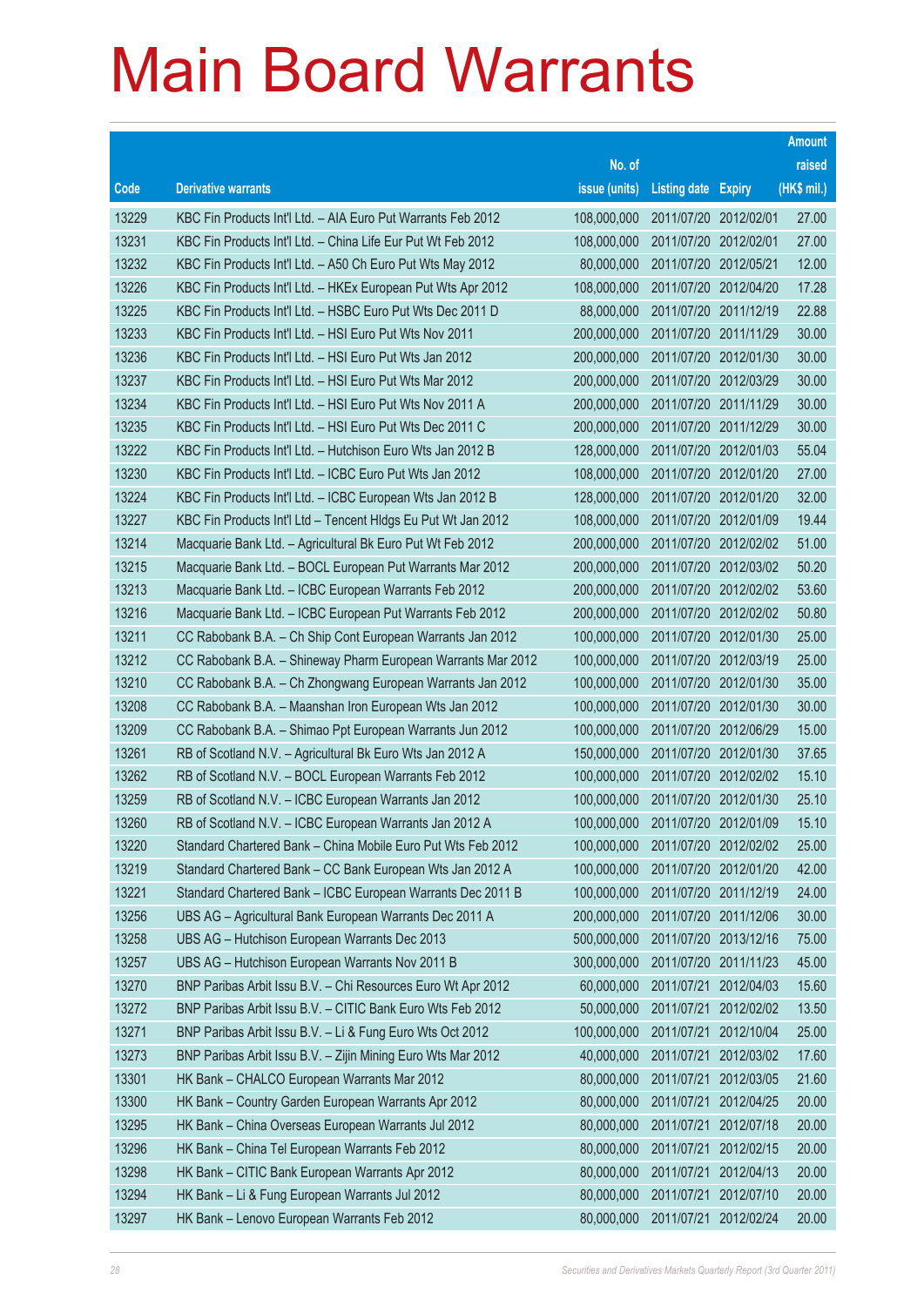# Main Board Warrants

| Code | Derivative warrants | No. of issue (units) | Listing date | Expiry | Amount raised (HK$ mil.) |
|---|---|---|---|---|---|
| 13229 | KBC Fin Products Int'l Ltd. – AIA Euro Put Warrants Feb 2012 | 108,000,000 | 2011/07/20 | 2012/02/01 | 27.00 |
| 13231 | KBC Fin Products Int'l Ltd. – China Life Eur Put Wt Feb 2012 | 108,000,000 | 2011/07/20 | 2012/02/01 | 27.00 |
| 13232 | KBC Fin Products Int'l Ltd. – A50 Ch Euro Put Wts May 2012 | 80,000,000 | 2011/07/20 | 2012/05/21 | 12.00 |
| 13226 | KBC Fin Products Int'l Ltd. – HKEx European Put Wts Apr 2012 | 108,000,000 | 2011/07/20 | 2012/04/20 | 17.28 |
| 13225 | KBC Fin Products Int'l Ltd. – HSBC Euro Put Wts Dec 2011 D | 88,000,000 | 2011/07/20 | 2011/12/19 | 22.88 |
| 13233 | KBC Fin Products Int'l Ltd. – HSI Euro Put Wts Nov 2011 | 200,000,000 | 2011/07/20 | 2011/11/29 | 30.00 |
| 13236 | KBC Fin Products Int'l Ltd. – HSI Euro Put Wts Jan 2012 | 200,000,000 | 2011/07/20 | 2012/01/30 | 30.00 |
| 13237 | KBC Fin Products Int'l Ltd. – HSI Euro Put Wts Mar 2012 | 200,000,000 | 2011/07/20 | 2012/03/29 | 30.00 |
| 13234 | KBC Fin Products Int'l Ltd. – HSI Euro Put Wts Nov 2011 A | 200,000,000 | 2011/07/20 | 2011/11/29 | 30.00 |
| 13235 | KBC Fin Products Int'l Ltd. – HSI Euro Put Wts Dec 2011 C | 200,000,000 | 2011/07/20 | 2011/12/29 | 30.00 |
| 13222 | KBC Fin Products Int'l Ltd. – Hutchison Euro Wts Jan 2012 B | 128,000,000 | 2011/07/20 | 2012/01/03 | 55.04 |
| 13230 | KBC Fin Products Int'l Ltd. – ICBC Euro Put Wts Jan 2012 | 108,000,000 | 2011/07/20 | 2012/01/20 | 27.00 |
| 13224 | KBC Fin Products Int'l Ltd. – ICBC European Wts Jan 2012 B | 128,000,000 | 2011/07/20 | 2012/01/20 | 32.00 |
| 13227 | KBC Fin Products Int'l Ltd – Tencent Hldgs Eu Put Wt Jan 2012 | 108,000,000 | 2011/07/20 | 2012/01/09 | 19.44 |
| 13214 | Macquarie Bank Ltd. – Agricultural Bk Euro Put Wt Feb 2012 | 200,000,000 | 2011/07/20 | 2012/02/02 | 51.00 |
| 13215 | Macquarie Bank Ltd. – BOCL European Put Warrants Mar 2012 | 200,000,000 | 2011/07/20 | 2012/03/02 | 50.20 |
| 13213 | Macquarie Bank Ltd. – ICBC European Warrants Feb 2012 | 200,000,000 | 2011/07/20 | 2012/02/02 | 53.60 |
| 13216 | Macquarie Bank Ltd. – ICBC European Put Warrants Feb 2012 | 200,000,000 | 2011/07/20 | 2012/02/02 | 50.80 |
| 13211 | CC Rabobank B.A. – Ch Ship Cont European Warrants Jan 2012 | 100,000,000 | 2011/07/20 | 2012/01/30 | 25.00 |
| 13212 | CC Rabobank B.A. – Shineway Pharm European Warrants Mar 2012 | 100,000,000 | 2011/07/20 | 2012/03/19 | 25.00 |
| 13210 | CC Rabobank B.A. – Ch Zhongwang European Warrants Jan 2012 | 100,000,000 | 2011/07/20 | 2012/01/30 | 35.00 |
| 13208 | CC Rabobank B.A. – Maanshan Iron European Wts Jan 2012 | 100,000,000 | 2011/07/20 | 2012/01/30 | 30.00 |
| 13209 | CC Rabobank B.A. – Shimao Ppt European Warrants Jun 2012 | 100,000,000 | 2011/07/20 | 2012/06/29 | 15.00 |
| 13261 | RB of Scotland N.V. – Agricultural Bk Euro Wts Jan 2012 A | 150,000,000 | 2011/07/20 | 2012/01/30 | 37.65 |
| 13262 | RB of Scotland N.V. – BOCL European Warrants Feb 2012 | 100,000,000 | 2011/07/20 | 2012/02/02 | 15.10 |
| 13259 | RB of Scotland N.V. – ICBC European Warrants Jan 2012 | 100,000,000 | 2011/07/20 | 2012/01/30 | 25.10 |
| 13260 | RB of Scotland N.V. – ICBC European Warrants Jan 2012 A | 100,000,000 | 2011/07/20 | 2012/01/09 | 15.10 |
| 13220 | Standard Chartered Bank – China Mobile Euro Put Wts Feb 2012 | 100,000,000 | 2011/07/20 | 2012/02/02 | 25.00 |
| 13219 | Standard Chartered Bank – CC Bank European Wts Jan 2012 A | 100,000,000 | 2011/07/20 | 2012/01/20 | 42.00 |
| 13221 | Standard Chartered Bank – ICBC European Warrants Dec 2011 B | 100,000,000 | 2011/07/20 | 2011/12/19 | 24.00 |
| 13256 | UBS AG – Agricultural Bank European Warrants Dec 2011 A | 200,000,000 | 2011/07/20 | 2011/12/06 | 30.00 |
| 13258 | UBS AG – Hutchison European Warrants Dec 2013 | 500,000,000 | 2011/07/20 | 2013/12/16 | 75.00 |
| 13257 | UBS AG – Hutchison European Warrants Nov 2011 B | 300,000,000 | 2011/07/20 | 2011/11/23 | 45.00 |
| 13270 | BNP Paribas Arbit Issu B.V. – Chi Resources Euro Wt Apr 2012 | 60,000,000 | 2011/07/21 | 2012/04/03 | 15.60 |
| 13272 | BNP Paribas Arbit Issu B.V. – CITIC Bank Euro Wts Feb 2012 | 50,000,000 | 2011/07/21 | 2012/02/02 | 13.50 |
| 13271 | BNP Paribas Arbit Issu B.V. – Li & Fung Euro Wts Oct 2012 | 100,000,000 | 2011/07/21 | 2012/10/04 | 25.00 |
| 13273 | BNP Paribas Arbit Issu B.V. – Zijin Mining Euro Wts Mar 2012 | 40,000,000 | 2011/07/21 | 2012/03/02 | 17.60 |
| 13301 | HK Bank – CHALCO European Warrants Mar 2012 | 80,000,000 | 2011/07/21 | 2012/03/05 | 21.60 |
| 13300 | HK Bank – Country Garden European Warrants Apr 2012 | 80,000,000 | 2011/07/21 | 2012/04/25 | 20.00 |
| 13295 | HK Bank – China Overseas European Warrants Jul 2012 | 80,000,000 | 2011/07/21 | 2012/07/18 | 20.00 |
| 13296 | HK Bank – China Tel European Warrants Feb 2012 | 80,000,000 | 2011/07/21 | 2012/02/15 | 20.00 |
| 13298 | HK Bank – CITIC Bank European Warrants Apr 2012 | 80,000,000 | 2011/07/21 | 2012/04/13 | 20.00 |
| 13294 | HK Bank – Li & Fung European Warrants Jul 2012 | 80,000,000 | 2011/07/21 | 2012/07/10 | 20.00 |
| 13297 | HK Bank – Lenovo European Warrants Feb 2012 | 80,000,000 | 2011/07/21 | 2012/02/24 | 20.00 |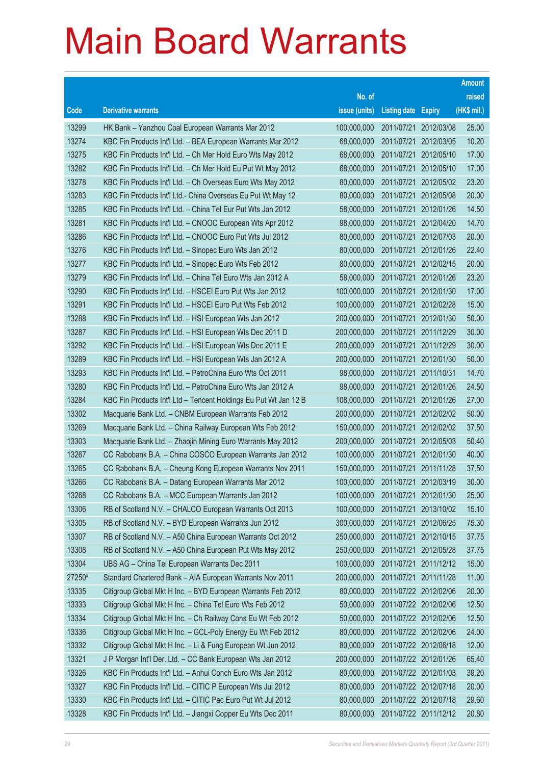# Main Board Warrants

| Code | Derivative warrants | No. of issue (units) | Listing date | Expiry | Amount raised (HK$ mil.) |
|---|---|---|---|---|---|
| 13299 | HK Bank – Yanzhou Coal European Warrants Mar 2012 | 100,000,000 | 2011/07/21 | 2012/03/08 | 25.00 |
| 13274 | KBC Fin Products Int'l Ltd. – BEA European Warrants Mar 2012 | 68,000,000 | 2011/07/21 | 2012/03/05 | 10.20 |
| 13275 | KBC Fin Products Int'l Ltd. – Ch Mer Hold Euro Wts May 2012 | 68,000,000 | 2011/07/21 | 2012/05/10 | 17.00 |
| 13282 | KBC Fin Products Int'l Ltd. – Ch Mer Hold Eu Put Wt May 2012 | 68,000,000 | 2011/07/21 | 2012/05/10 | 17.00 |
| 13278 | KBC Fin Products Int'l Ltd. – Ch Overseas Euro Wts May 2012 | 80,000,000 | 2011/07/21 | 2012/05/02 | 23.20 |
| 13283 | KBC Fin Products Int'l Ltd.- China Overseas Eu Put Wt May 12 | 80,000,000 | 2011/07/21 | 2012/05/08 | 20.00 |
| 13285 | KBC Fin Products Int'l Ltd. – China Tel Eur Put Wts Jan 2012 | 58,000,000 | 2011/07/21 | 2012/01/26 | 14.50 |
| 13281 | KBC Fin Products Int'l Ltd. – CNOOC European Wts Apr 2012 | 98,000,000 | 2011/07/21 | 2012/04/20 | 14.70 |
| 13286 | KBC Fin Products Int'l Ltd. – CNOOC Euro Put Wts Jul 2012 | 80,000,000 | 2011/07/21 | 2012/07/03 | 20.00 |
| 13276 | KBC Fin Products Int'l Ltd. – Sinopec Euro Wts Jan 2012 | 80,000,000 | 2011/07/21 | 2012/01/26 | 22.40 |
| 13277 | KBC Fin Products Int'l Ltd. – Sinopec Euro Wts Feb 2012 | 80,000,000 | 2011/07/21 | 2012/02/15 | 20.00 |
| 13279 | KBC Fin Products Int'l Ltd. – China Tel Euro Wts Jan 2012 A | 58,000,000 | 2011/07/21 | 2012/01/26 | 23.20 |
| 13290 | KBC Fin Products Int'l Ltd. – HSCEI Euro Put Wts Jan 2012 | 100,000,000 | 2011/07/21 | 2012/01/30 | 17.00 |
| 13291 | KBC Fin Products Int'l Ltd. – HSCEI Euro Put Wts Feb 2012 | 100,000,000 | 2011/07/21 | 2012/02/28 | 15.00 |
| 13288 | KBC Fin Products Int'l Ltd. – HSI European Wts Jan 2012 | 200,000,000 | 2011/07/21 | 2012/01/30 | 50.00 |
| 13287 | KBC Fin Products Int'l Ltd. – HSI European Wts Dec 2011 D | 200,000,000 | 2011/07/21 | 2011/12/29 | 30.00 |
| 13292 | KBC Fin Products Int'l Ltd. – HSI European Wts Dec 2011 E | 200,000,000 | 2011/07/21 | 2011/12/29 | 30.00 |
| 13289 | KBC Fin Products Int'l Ltd. – HSI European Wts Jan 2012 A | 200,000,000 | 2011/07/21 | 2012/01/30 | 50.00 |
| 13293 | KBC Fin Products Int'l Ltd. – PetroChina Euro Wts Oct 2011 | 98,000,000 | 2011/07/21 | 2011/10/31 | 14.70 |
| 13280 | KBC Fin Products Int'l Ltd. – PetroChina Euro Wts Jan 2012 A | 98,000,000 | 2011/07/21 | 2012/01/26 | 24.50 |
| 13284 | KBC Fin Products Int'l Ltd – Tencent Holdings Eu Put Wt Jan 12 B | 108,000,000 | 2011/07/21 | 2012/01/26 | 27.00 |
| 13302 | Macquarie Bank Ltd. – CNBM European Warrants Feb 2012 | 200,000,000 | 2011/07/21 | 2012/02/02 | 50.00 |
| 13269 | Macquarie Bank Ltd. – China Railway European Wts Feb 2012 | 150,000,000 | 2011/07/21 | 2012/02/02 | 37.50 |
| 13303 | Macquarie Bank Ltd. – Zhaojin Mining Euro Warrants May 2012 | 200,000,000 | 2011/07/21 | 2012/05/03 | 50.40 |
| 13267 | CC Rabobank B.A. – China COSCO European Warrants Jan 2012 | 100,000,000 | 2011/07/21 | 2012/01/30 | 40.00 |
| 13265 | CC Rabobank B.A. – Cheung Kong European Warrants Nov 2011 | 150,000,000 | 2011/07/21 | 2011/11/28 | 37.50 |
| 13266 | CC Rabobank B.A. – Datang European Warrants Mar 2012 | 100,000,000 | 2011/07/21 | 2012/03/19 | 30.00 |
| 13268 | CC Rabobank B.A. – MCC European Warrants Jan 2012 | 100,000,000 | 2011/07/21 | 2012/01/30 | 25.00 |
| 13306 | RB of Scotland N.V. – CHALCO European Warrants Oct 2013 | 100,000,000 | 2011/07/21 | 2013/10/02 | 15.10 |
| 13305 | RB of Scotland N.V. – BYD European Warrants Jun 2012 | 300,000,000 | 2011/07/21 | 2012/06/25 | 75.30 |
| 13307 | RB of Scotland N.V. – A50 China European Warrants Oct 2012 | 250,000,000 | 2011/07/21 | 2012/10/15 | 37.75 |
| 13308 | RB of Scotland N.V. – A50 China European Put Wts May 2012 | 250,000,000 | 2011/07/21 | 2012/05/28 | 37.75 |
| 13304 | UBS AG – China Tel European Warrants Dec 2011 | 100,000,000 | 2011/07/21 | 2011/12/12 | 15.00 |
| 27250# | Standard Chartered Bank – AIA European Warrants Nov 2011 | 200,000,000 | 2011/07/21 | 2011/11/28 | 11.00 |
| 13335 | Citigroup Global Mkt H Inc. – BYD European Warrants Feb 2012 | 80,000,000 | 2011/07/22 | 2012/02/06 | 20.00 |
| 13333 | Citigroup Global Mkt H Inc. – China Tel Euro Wts Feb 2012 | 50,000,000 | 2011/07/22 | 2012/02/06 | 12.50 |
| 13334 | Citigroup Global Mkt H Inc. – Ch Railway Cons Eu Wt Feb 2012 | 50,000,000 | 2011/07/22 | 2012/02/06 | 12.50 |
| 13336 | Citigroup Global Mkt H Inc. – GCL-Poly Energy Eu Wt Feb 2012 | 80,000,000 | 2011/07/22 | 2012/02/06 | 24.00 |
| 13332 | Citigroup Global Mkt H Inc. – Li & Fung European Wt Jun 2012 | 80,000,000 | 2011/07/22 | 2012/06/18 | 12.00 |
| 13321 | J P Morgan Int'l Der. Ltd. – CC Bank European Wts Jan 2012 | 200,000,000 | 2011/07/22 | 2012/01/26 | 65.40 |
| 13326 | KBC Fin Products Int'l Ltd. – Anhui Conch Euro Wts Jan 2012 | 80,000,000 | 2011/07/22 | 2012/01/03 | 39.20 |
| 13327 | KBC Fin Products Int'l Ltd. – CITIC P European Wts Jul 2012 | 80,000,000 | 2011/07/22 | 2012/07/18 | 20.00 |
| 13330 | KBC Fin Products Int'l Ltd. – CITIC Pac Euro Put Wt Jul 2012 | 80,000,000 | 2011/07/22 | 2012/07/18 | 29.60 |
| 13328 | KBC Fin Products Int'l Ltd. – Jiangxi Copper Eu Wts Dec 2011 | 80,000,000 | 2011/07/22 | 2011/12/12 | 20.80 |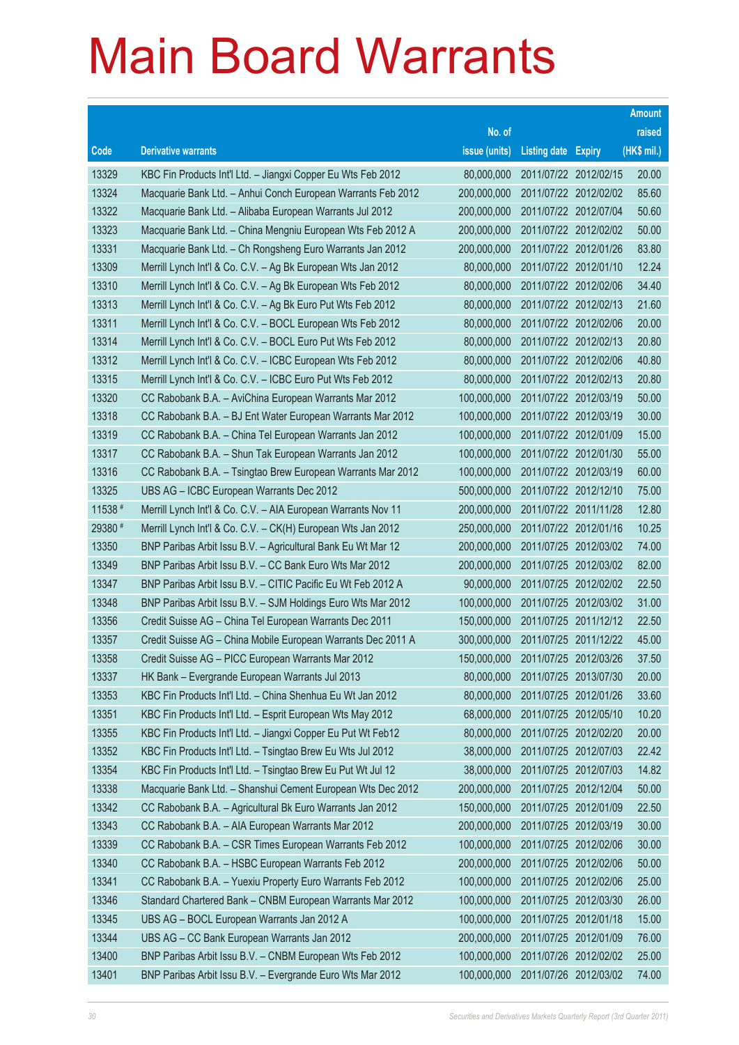# Main Board Warrants

| Code | Derivative warrants | No. of issue (units) | Listing date | Expiry | Amount raised (HK$ mil.) |
|---|---|---|---|---|---|
| 13329 | KBC Fin Products Int'l Ltd. – Jiangxi Copper Eu Wts Feb 2012 | 80,000,000 | 2011/07/22 | 2012/02/15 | 20.00 |
| 13324 | Macquarie Bank Ltd. – Anhui Conch European Warrants Feb 2012 | 200,000,000 | 2011/07/22 | 2012/02/02 | 85.60 |
| 13322 | Macquarie Bank Ltd. – Alibaba European Warrants Jul 2012 | 200,000,000 | 2011/07/22 | 2012/07/04 | 50.60 |
| 13323 | Macquarie Bank Ltd. – China Mengniu European Wts Feb 2012 A | 200,000,000 | 2011/07/22 | 2012/02/02 | 50.00 |
| 13331 | Macquarie Bank Ltd. – Ch Rongsheng Euro Warrants Jan 2012 | 200,000,000 | 2011/07/22 | 2012/01/26 | 83.80 |
| 13309 | Merrill Lynch Int'l & Co. C.V. – Ag Bk European Wts Jan 2012 | 80,000,000 | 2011/07/22 | 2012/01/10 | 12.24 |
| 13310 | Merrill Lynch Int'l & Co. C.V. – Ag Bk European Wts Feb 2012 | 80,000,000 | 2011/07/22 | 2012/02/06 | 34.40 |
| 13313 | Merrill Lynch Int'l & Co. C.V. – Ag Bk Euro Put Wts Feb 2012 | 80,000,000 | 2011/07/22 | 2012/02/13 | 21.60 |
| 13311 | Merrill Lynch Int'l & Co. C.V. – BOCL European Wts Feb 2012 | 80,000,000 | 2011/07/22 | 2012/02/06 | 20.00 |
| 13314 | Merrill Lynch Int'l & Co. C.V. – BOCL Euro Put Wts Feb 2012 | 80,000,000 | 2011/07/22 | 2012/02/13 | 20.80 |
| 13312 | Merrill Lynch Int'l & Co. C.V. – ICBC European Wts Feb 2012 | 80,000,000 | 2011/07/22 | 2012/02/06 | 40.80 |
| 13315 | Merrill Lynch Int'l & Co. C.V. – ICBC Euro Put Wts Feb 2012 | 80,000,000 | 2011/07/22 | 2012/02/13 | 20.80 |
| 13320 | CC Rabobank B.A. – AviChina European Warrants Mar 2012 | 100,000,000 | 2011/07/22 | 2012/03/19 | 50.00 |
| 13318 | CC Rabobank B.A. – BJ Ent Water European Warrants Mar 2012 | 100,000,000 | 2011/07/22 | 2012/03/19 | 30.00 |
| 13319 | CC Rabobank B.A. – China Tel European Warrants Jan 2012 | 100,000,000 | 2011/07/22 | 2012/01/09 | 15.00 |
| 13317 | CC Rabobank B.A. – Shun Tak European Warrants Jan 2012 | 100,000,000 | 2011/07/22 | 2012/01/30 | 55.00 |
| 13316 | CC Rabobank B.A. – Tsingtao Brew European Warrants Mar 2012 | 100,000,000 | 2011/07/22 | 2012/03/19 | 60.00 |
| 13325 | UBS AG – ICBC European Warrants Dec 2012 | 500,000,000 | 2011/07/22 | 2012/12/10 | 75.00 |
| 11538 # | Merrill Lynch Int'l & Co. C.V. – AIA European Warrants Nov 11 | 200,000,000 | 2011/07/22 | 2011/11/28 | 12.80 |
| 29380 # | Merrill Lynch Int'l & Co. C.V. – CK(H) European Wts Jan 2012 | 250,000,000 | 2011/07/22 | 2012/01/16 | 10.25 |
| 13350 | BNP Paribas Arbit Issu B.V. – Agricultural Bank Eu Wt Mar 12 | 200,000,000 | 2011/07/25 | 2012/03/02 | 74.00 |
| 13349 | BNP Paribas Arbit Issu B.V. – CC Bank Euro Wts Mar 2012 | 200,000,000 | 2011/07/25 | 2012/03/02 | 82.00 |
| 13347 | BNP Paribas Arbit Issu B.V. – CITIC Pacific Eu Wt Feb 2012 A | 90,000,000 | 2011/07/25 | 2012/02/02 | 22.50 |
| 13348 | BNP Paribas Arbit Issu B.V. – SJM Holdings Euro Wts Mar 2012 | 100,000,000 | 2011/07/25 | 2012/03/02 | 31.00 |
| 13356 | Credit Suisse AG – China Tel European Warrants Dec 2011 | 150,000,000 | 2011/07/25 | 2011/12/12 | 22.50 |
| 13357 | Credit Suisse AG – China Mobile European Warrants Dec 2011 A | 300,000,000 | 2011/07/25 | 2011/12/22 | 45.00 |
| 13358 | Credit Suisse AG – PICC European Warrants Mar 2012 | 150,000,000 | 2011/07/25 | 2012/03/26 | 37.50 |
| 13337 | HK Bank – Evergrande European Warrants Jul 2013 | 80,000,000 | 2011/07/25 | 2013/07/30 | 20.00 |
| 13353 | KBC Fin Products Int'l Ltd. – China Shenhua Eu Wt Jan 2012 | 80,000,000 | 2011/07/25 | 2012/01/26 | 33.60 |
| 13351 | KBC Fin Products Int'l Ltd. – Esprit European Wts May 2012 | 68,000,000 | 2011/07/25 | 2012/05/10 | 10.20 |
| 13355 | KBC Fin Products Int'l Ltd. – Jiangxi Copper Eu Put Wt Feb12 | 80,000,000 | 2011/07/25 | 2012/02/20 | 20.00 |
| 13352 | KBC Fin Products Int'l Ltd. – Tsingtao Brew Eu Wts Jul 2012 | 38,000,000 | 2011/07/25 | 2012/07/03 | 22.42 |
| 13354 | KBC Fin Products Int'l Ltd. – Tsingtao Brew Eu Put Wt Jul 12 | 38,000,000 | 2011/07/25 | 2012/07/03 | 14.82 |
| 13338 | Macquarie Bank Ltd. – Shanshui Cement European Wts Dec 2012 | 200,000,000 | 2011/07/25 | 2012/12/04 | 50.00 |
| 13342 | CC Rabobank B.A. – Agricultural Bk Euro Warrants Jan 2012 | 150,000,000 | 2011/07/25 | 2012/01/09 | 22.50 |
| 13343 | CC Rabobank B.A. – AIA European Warrants Mar 2012 | 200,000,000 | 2011/07/25 | 2012/03/19 | 30.00 |
| 13339 | CC Rabobank B.A. – CSR Times European Warrants Feb 2012 | 100,000,000 | 2011/07/25 | 2012/02/06 | 30.00 |
| 13340 | CC Rabobank B.A. – HSBC European Warrants Feb 2012 | 200,000,000 | 2011/07/25 | 2012/02/06 | 50.00 |
| 13341 | CC Rabobank B.A. – Yuexiu Property Euro Warrants Feb 2012 | 100,000,000 | 2011/07/25 | 2012/02/06 | 25.00 |
| 13346 | Standard Chartered Bank – CNBM European Warrants Mar 2012 | 100,000,000 | 2011/07/25 | 2012/03/30 | 26.00 |
| 13345 | UBS AG – BOCL European Warrants Jan 2012 A | 100,000,000 | 2011/07/25 | 2012/01/18 | 15.00 |
| 13344 | UBS AG – CC Bank European Warrants Jan 2012 | 200,000,000 | 2011/07/25 | 2012/01/09 | 76.00 |
| 13400 | BNP Paribas Arbit Issu B.V. – CNBM European Wts Feb 2012 | 100,000,000 | 2011/07/26 | 2012/02/02 | 25.00 |
| 13401 | BNP Paribas Arbit Issu B.V. – Evergrande Euro Wts Mar 2012 | 100,000,000 | 2011/07/26 | 2012/03/02 | 74.00 |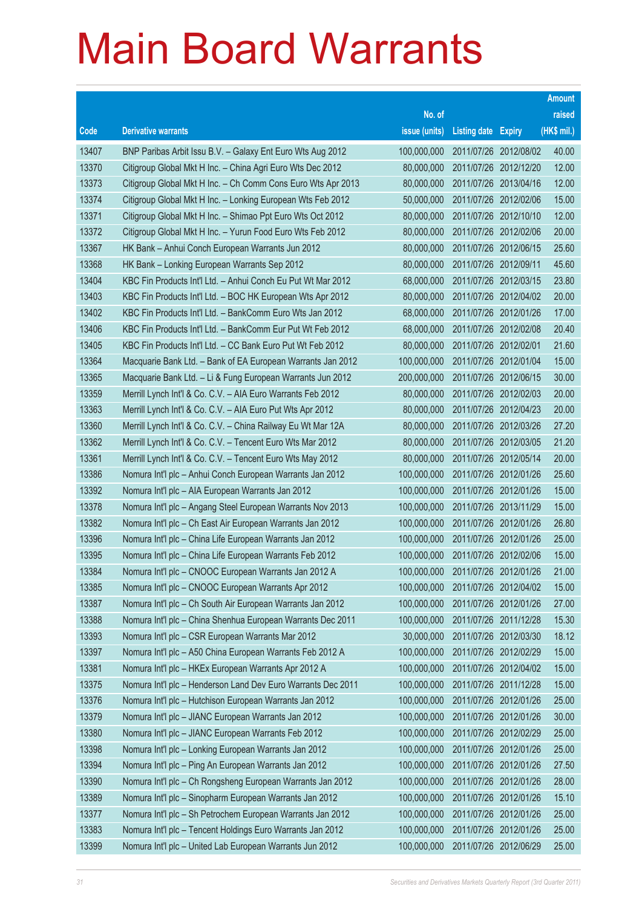# Main Board Warrants

| Code | Derivative warrants | No. of issue (units) | Listing date | Expiry | Amount raised (HK$ mil.) |
|---|---|---|---|---|---|
| 13407 | BNP Paribas Arbit Issu B.V. – Galaxy Ent Euro Wts Aug 2012 | 100,000,000 | 2011/07/26 | 2012/08/02 | 40.00 |
| 13370 | Citigroup Global Mkt H Inc. – China Agri Euro Wts Dec 2012 | 80,000,000 | 2011/07/26 | 2012/12/20 | 12.00 |
| 13373 | Citigroup Global Mkt H Inc. – Ch Comm Cons Euro Wts Apr 2013 | 80,000,000 | 2011/07/26 | 2013/04/16 | 12.00 |
| 13374 | Citigroup Global Mkt H Inc. – Lonking European Wts Feb 2012 | 50,000,000 | 2011/07/26 | 2012/02/06 | 15.00 |
| 13371 | Citigroup Global Mkt H Inc. – Shimao Ppt Euro Wts Oct 2012 | 80,000,000 | 2011/07/26 | 2012/10/10 | 12.00 |
| 13372 | Citigroup Global Mkt H Inc. – Yurun Food Euro Wts Feb 2012 | 80,000,000 | 2011/07/26 | 2012/02/06 | 20.00 |
| 13367 | HK Bank – Anhui Conch European Warrants Jun 2012 | 80,000,000 | 2011/07/26 | 2012/06/15 | 25.60 |
| 13368 | HK Bank – Lonking European Warrants Sep 2012 | 80,000,000 | 2011/07/26 | 2012/09/11 | 45.60 |
| 13404 | KBC Fin Products Int'l Ltd. – Anhui Conch Eu Put Wt Mar 2012 | 68,000,000 | 2011/07/26 | 2012/03/15 | 23.80 |
| 13403 | KBC Fin Products Int'l Ltd. – BOC HK European Wts Apr 2012 | 80,000,000 | 2011/07/26 | 2012/04/02 | 20.00 |
| 13402 | KBC Fin Products Int'l Ltd. – BankComm Euro Wts Jan 2012 | 68,000,000 | 2011/07/26 | 2012/01/26 | 17.00 |
| 13406 | KBC Fin Products Int'l Ltd. – BankComm Eur Put Wt Feb 2012 | 68,000,000 | 2011/07/26 | 2012/02/08 | 20.40 |
| 13405 | KBC Fin Products Int'l Ltd. – CC Bank Euro Put Wt Feb 2012 | 80,000,000 | 2011/07/26 | 2012/02/01 | 21.60 |
| 13364 | Macquarie Bank Ltd. – Bank of EA European Warrants Jan 2012 | 100,000,000 | 2011/07/26 | 2012/01/04 | 15.00 |
| 13365 | Macquarie Bank Ltd. – Li & Fung European Warrants Jun 2012 | 200,000,000 | 2011/07/26 | 2012/06/15 | 30.00 |
| 13359 | Merrill Lynch Int'l & Co. C.V. – AIA European Warrants Feb 2012 | 80,000,000 | 2011/07/26 | 2012/02/03 | 20.00 |
| 13363 | Merrill Lynch Int'l & Co. C.V. – AIA Euro Put Wts Apr 2012 | 80,000,000 | 2011/07/26 | 2012/04/23 | 20.00 |
| 13360 | Merrill Lynch Int'l & Co. C.V. – China Railway Eu Wt Mar 12A | 80,000,000 | 2011/07/26 | 2012/03/26 | 27.20 |
| 13362 | Merrill Lynch Int'l & Co. C.V. – Tencent Euro Wts Mar 2012 | 80,000,000 | 2011/07/26 | 2012/03/05 | 21.20 |
| 13361 | Merrill Lynch Int'l & Co. C.V. – Tencent Euro Wts May 2012 | 80,000,000 | 2011/07/26 | 2012/05/14 | 20.00 |
| 13386 | Nomura Int'l plc – Anhui Conch European Warrants Jan 2012 | 100,000,000 | 2011/07/26 | 2012/01/26 | 25.60 |
| 13392 | Nomura Int'l plc – AIA European Warrants Jan 2012 | 100,000,000 | 2011/07/26 | 2012/01/26 | 15.00 |
| 13378 | Nomura Int'l plc – Angang Steel European Warrants Nov 2013 | 100,000,000 | 2011/07/26 | 2013/11/29 | 15.00 |
| 13382 | Nomura Int'l plc – Ch East Air European Warrants Jan 2012 | 100,000,000 | 2011/07/26 | 2012/01/26 | 26.80 |
| 13396 | Nomura Int'l plc – China Life European Warrants Jan 2012 | 100,000,000 | 2011/07/26 | 2012/01/26 | 25.00 |
| 13395 | Nomura Int'l plc – China Life European Warrants Feb 2012 | 100,000,000 | 2011/07/26 | 2012/02/06 | 15.00 |
| 13384 | Nomura Int'l plc – CNOOC European Warrants Jan 2012 A | 100,000,000 | 2011/07/26 | 2012/01/26 | 21.00 |
| 13385 | Nomura Int'l plc – CNOOC European Warrants Apr 2012 | 100,000,000 | 2011/07/26 | 2012/04/02 | 15.00 |
| 13387 | Nomura Int'l plc – Ch South Air European Warrants Jan 2012 | 100,000,000 | 2011/07/26 | 2012/01/26 | 27.00 |
| 13388 | Nomura Int'l plc – China Shenhua European Warrants Dec 2011 | 100,000,000 | 2011/07/26 | 2011/12/28 | 15.30 |
| 13393 | Nomura Int'l plc – CSR European Warrants Mar 2012 | 30,000,000 | 2011/07/26 | 2012/03/30 | 18.12 |
| 13397 | Nomura Int'l plc – A50 China European Warrants Feb 2012 A | 100,000,000 | 2011/07/26 | 2012/02/29 | 15.00 |
| 13381 | Nomura Int'l plc – HKEx European Warrants Apr 2012 A | 100,000,000 | 2011/07/26 | 2012/04/02 | 15.00 |
| 13375 | Nomura Int'l plc – Henderson Land Dev Euro Warrants Dec 2011 | 100,000,000 | 2011/07/26 | 2011/12/28 | 15.00 |
| 13376 | Nomura Int'l plc – Hutchison European Warrants Jan 2012 | 100,000,000 | 2011/07/26 | 2012/01/26 | 25.00 |
| 13379 | Nomura Int'l plc – JIANC European Warrants Jan 2012 | 100,000,000 | 2011/07/26 | 2012/01/26 | 30.00 |
| 13380 | Nomura Int'l plc – JIANC European Warrants Feb 2012 | 100,000,000 | 2011/07/26 | 2012/02/29 | 25.00 |
| 13398 | Nomura Int'l plc – Lonking European Warrants Jan 2012 | 100,000,000 | 2011/07/26 | 2012/01/26 | 25.00 |
| 13394 | Nomura Int'l plc – Ping An European Warrants Jan 2012 | 100,000,000 | 2011/07/26 | 2012/01/26 | 27.50 |
| 13390 | Nomura Int'l plc – Ch Rongsheng European Warrants Jan 2012 | 100,000,000 | 2011/07/26 | 2012/01/26 | 28.00 |
| 13389 | Nomura Int'l plc – Sinopharm European Warrants Jan 2012 | 100,000,000 | 2011/07/26 | 2012/01/26 | 15.10 |
| 13377 | Nomura Int'l plc – Sh Petrochem European Warrants Jan 2012 | 100,000,000 | 2011/07/26 | 2012/01/26 | 25.00 |
| 13383 | Nomura Int'l plc – Tencent Holdings Euro Warrants Jan 2012 | 100,000,000 | 2011/07/26 | 2012/01/26 | 25.00 |
| 13399 | Nomura Int'l plc – United Lab European Warrants Jun 2012 | 100,000,000 | 2011/07/26 | 2012/06/29 | 25.00 |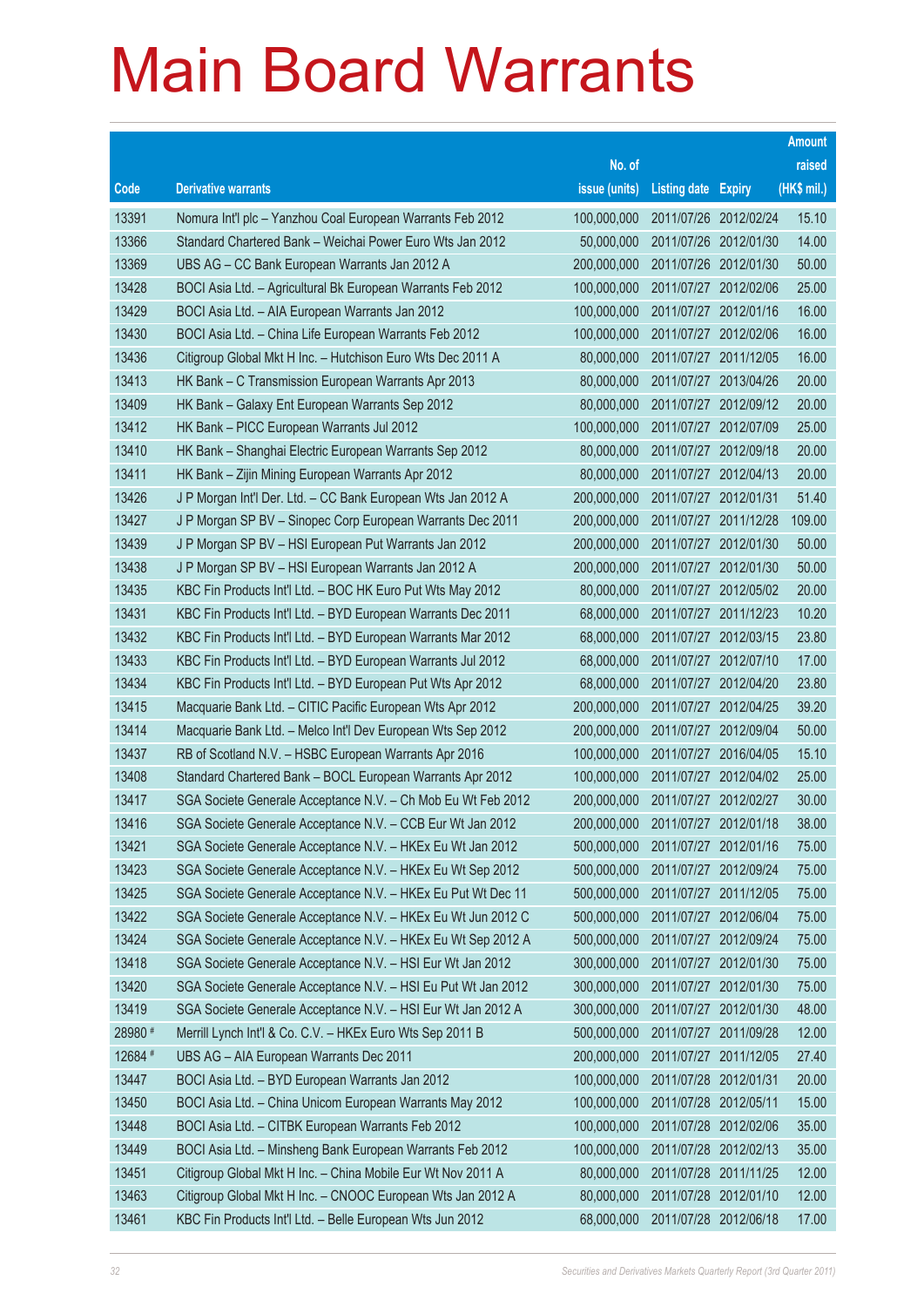# Main Board Warrants

| Code | Derivative warrants | No. of issue (units) | Listing date | Expiry | Amount raised (HK$ mil.) |
|---|---|---|---|---|---|
| 13391 | Nomura Int'l plc – Yanzhou Coal European Warrants Feb 2012 | 100,000,000 | 2011/07/26 | 2012/02/24 | 15.10 |
| 13366 | Standard Chartered Bank – Weichai Power Euro Wts Jan 2012 | 50,000,000 | 2011/07/26 | 2012/01/30 | 14.00 |
| 13369 | UBS AG – CC Bank European Warrants Jan 2012 A | 200,000,000 | 2011/07/26 | 2012/01/30 | 50.00 |
| 13428 | BOCI Asia Ltd. – Agricultural Bk European Warrants Feb 2012 | 100,000,000 | 2011/07/27 | 2012/02/06 | 25.00 |
| 13429 | BOCI Asia Ltd. – AIA European Warrants Jan 2012 | 100,000,000 | 2011/07/27 | 2012/01/16 | 16.00 |
| 13430 | BOCI Asia Ltd. – China Life European Warrants Feb 2012 | 100,000,000 | 2011/07/27 | 2012/02/06 | 16.00 |
| 13436 | Citigroup Global Mkt H Inc. – Hutchison Euro Wts Dec 2011 A | 80,000,000 | 2011/07/27 | 2011/12/05 | 16.00 |
| 13413 | HK Bank – C Transmission European Warrants Apr 2013 | 80,000,000 | 2011/07/27 | 2013/04/26 | 20.00 |
| 13409 | HK Bank – Galaxy Ent European Warrants Sep 2012 | 80,000,000 | 2011/07/27 | 2012/09/12 | 20.00 |
| 13412 | HK Bank – PICC European Warrants Jul 2012 | 100,000,000 | 2011/07/27 | 2012/07/09 | 25.00 |
| 13410 | HK Bank – Shanghai Electric European Warrants Sep 2012 | 80,000,000 | 2011/07/27 | 2012/09/18 | 20.00 |
| 13411 | HK Bank – Zijin Mining European Warrants Apr 2012 | 80,000,000 | 2011/07/27 | 2012/04/13 | 20.00 |
| 13426 | J P Morgan Int'l Der. Ltd. – CC Bank European Wts Jan 2012 A | 200,000,000 | 2011/07/27 | 2012/01/31 | 51.40 |
| 13427 | J P Morgan SP BV – Sinopec Corp European Warrants Dec 2011 | 200,000,000 | 2011/07/27 | 2011/12/28 | 109.00 |
| 13439 | J P Morgan SP BV – HSI European Put Warrants Jan 2012 | 200,000,000 | 2011/07/27 | 2012/01/30 | 50.00 |
| 13438 | J P Morgan SP BV – HSI European Warrants Jan 2012 A | 200,000,000 | 2011/07/27 | 2012/01/30 | 50.00 |
| 13435 | KBC Fin Products Int'l Ltd. – BOC HK Euro Put Wts May 2012 | 80,000,000 | 2011/07/27 | 2012/05/02 | 20.00 |
| 13431 | KBC Fin Products Int'l Ltd. – BYD European Warrants Dec 2011 | 68,000,000 | 2011/07/27 | 2011/12/23 | 10.20 |
| 13432 | KBC Fin Products Int'l Ltd. – BYD European Warrants Mar 2012 | 68,000,000 | 2011/07/27 | 2012/03/15 | 23.80 |
| 13433 | KBC Fin Products Int'l Ltd. – BYD European Warrants Jul 2012 | 68,000,000 | 2011/07/27 | 2012/07/10 | 17.00 |
| 13434 | KBC Fin Products Int'l Ltd. – BYD European Put Wts Apr 2012 | 68,000,000 | 2011/07/27 | 2012/04/20 | 23.80 |
| 13415 | Macquarie Bank Ltd. – CITIC Pacific European Wts Apr 2012 | 200,000,000 | 2011/07/27 | 2012/04/25 | 39.20 |
| 13414 | Macquarie Bank Ltd. – Melco Int'l Dev European Wts Sep 2012 | 200,000,000 | 2011/07/27 | 2012/09/04 | 50.00 |
| 13437 | RB of Scotland N.V. – HSBC European Warrants Apr 2016 | 100,000,000 | 2011/07/27 | 2016/04/05 | 15.10 |
| 13408 | Standard Chartered Bank – BOCL European Warrants Apr 2012 | 100,000,000 | 2011/07/27 | 2012/04/02 | 25.00 |
| 13417 | SGA Societe Generale Acceptance N.V. – Ch Mob Eu Wt Feb 2012 | 200,000,000 | 2011/07/27 | 2012/02/27 | 30.00 |
| 13416 | SGA Societe Generale Acceptance N.V. – CCB Eur Wt Jan 2012 | 200,000,000 | 2011/07/27 | 2012/01/18 | 38.00 |
| 13421 | SGA Societe Generale Acceptance N.V. – HKEx Eu Wt Jan 2012 | 500,000,000 | 2011/07/27 | 2012/01/16 | 75.00 |
| 13423 | SGA Societe Generale Acceptance N.V. – HKEx Eu Wt Sep 2012 | 500,000,000 | 2011/07/27 | 2012/09/24 | 75.00 |
| 13425 | SGA Societe Generale Acceptance N.V. – HKEx Eu Put Wt Dec 11 | 500,000,000 | 2011/07/27 | 2011/12/05 | 75.00 |
| 13422 | SGA Societe Generale Acceptance N.V. – HKEx Eu Wt Jun 2012 C | 500,000,000 | 2011/07/27 | 2012/06/04 | 75.00 |
| 13424 | SGA Societe Generale Acceptance N.V. – HKEx Eu Wt Sep 2012 A | 500,000,000 | 2011/07/27 | 2012/09/24 | 75.00 |
| 13418 | SGA Societe Generale Acceptance N.V. – HSI Eur Wt Jan 2012 | 300,000,000 | 2011/07/27 | 2012/01/30 | 75.00 |
| 13420 | SGA Societe Generale Acceptance N.V. – HSI Eu Put Wt Jan 2012 | 300,000,000 | 2011/07/27 | 2012/01/30 | 75.00 |
| 13419 | SGA Societe Generale Acceptance N.V. – HSI Eur Wt Jan 2012 A | 300,000,000 | 2011/07/27 | 2012/01/30 | 48.00 |
| 28980 # | Merrill Lynch Int'l & Co. C.V. – HKEx Euro Wts Sep 2011 B | 500,000,000 | 2011/07/27 | 2011/09/28 | 12.00 |
| 12684 # | UBS AG – AIA European Warrants Dec 2011 | 200,000,000 | 2011/07/27 | 2011/12/05 | 27.40 |
| 13447 | BOCI Asia Ltd. – BYD European Warrants Jan 2012 | 100,000,000 | 2011/07/28 | 2012/01/31 | 20.00 |
| 13450 | BOCI Asia Ltd. – China Unicom European Warrants May 2012 | 100,000,000 | 2011/07/28 | 2012/05/11 | 15.00 |
| 13448 | BOCI Asia Ltd. – CITBK European Warrants Feb 2012 | 100,000,000 | 2011/07/28 | 2012/02/06 | 35.00 |
| 13449 | BOCI Asia Ltd. – Minsheng Bank European Warrants Feb 2012 | 100,000,000 | 2011/07/28 | 2012/02/13 | 35.00 |
| 13451 | Citigroup Global Mkt H Inc. – China Mobile Eur Wt Nov 2011 A | 80,000,000 | 2011/07/28 | 2011/11/25 | 12.00 |
| 13463 | Citigroup Global Mkt H Inc. – CNOOC European Wts Jan 2012 A | 80,000,000 | 2011/07/28 | 2012/01/10 | 12.00 |
| 13461 | KBC Fin Products Int'l Ltd. – Belle European Wts Jun 2012 | 68,000,000 | 2011/07/28 | 2012/06/18 | 17.00 |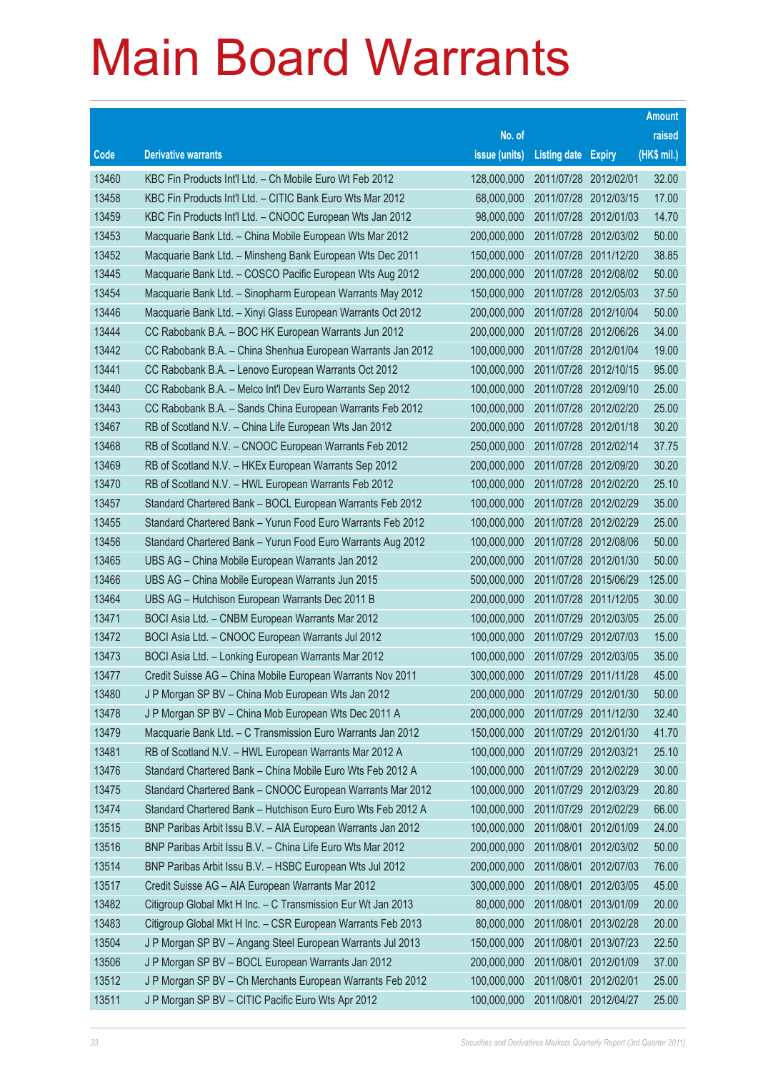# Main Board Warrants

| Code | Derivative warrants | No. of issue (units) | Listing date | Expiry | Amount raised (HK$ mil.) |
|---|---|---|---|---|---|
| 13460 | KBC Fin Products Int'l Ltd. – Ch Mobile Euro Wt Feb 2012 | 128,000,000 | 2011/07/28 | 2012/02/01 | 32.00 |
| 13458 | KBC Fin Products Int'l Ltd. – CITIC Bank Euro Wts Mar 2012 | 68,000,000 | 2011/07/28 | 2012/03/15 | 17.00 |
| 13459 | KBC Fin Products Int'l Ltd. – CNOOC European Wts Jan 2012 | 98,000,000 | 2011/07/28 | 2012/01/03 | 14.70 |
| 13453 | Macquarie Bank Ltd. – China Mobile European Wts Mar 2012 | 200,000,000 | 2011/07/28 | 2012/03/02 | 50.00 |
| 13452 | Macquarie Bank Ltd. – Minsheng Bank European Wts Dec 2011 | 150,000,000 | 2011/07/28 | 2011/12/20 | 38.85 |
| 13445 | Macquarie Bank Ltd. – COSCO Pacific European Wts Aug 2012 | 200,000,000 | 2011/07/28 | 2012/08/02 | 50.00 |
| 13454 | Macquarie Bank Ltd. – Sinopharm European Warrants May 2012 | 150,000,000 | 2011/07/28 | 2012/05/03 | 37.50 |
| 13446 | Macquarie Bank Ltd. – Xinyi Glass European Warrants Oct 2012 | 200,000,000 | 2011/07/28 | 2012/10/04 | 50.00 |
| 13444 | CC Rabobank B.A. – BOC HK European Warrants Jun 2012 | 200,000,000 | 2011/07/28 | 2012/06/26 | 34.00 |
| 13442 | CC Rabobank B.A. – China Shenhua European Warrants Jan 2012 | 100,000,000 | 2011/07/28 | 2012/01/04 | 19.00 |
| 13441 | CC Rabobank B.A. – Lenovo European Warrants Oct 2012 | 100,000,000 | 2011/07/28 | 2012/10/15 | 95.00 |
| 13440 | CC Rabobank B.A. – Melco Int'l Dev Euro Warrants Sep 2012 | 100,000,000 | 2011/07/28 | 2012/09/10 | 25.00 |
| 13443 | CC Rabobank B.A. – Sands China European Warrants Feb 2012 | 100,000,000 | 2011/07/28 | 2012/02/20 | 25.00 |
| 13467 | RB of Scotland N.V. – China Life European Wts Jan 2012 | 200,000,000 | 2011/07/28 | 2012/01/18 | 30.20 |
| 13468 | RB of Scotland N.V. – CNOOC European Warrants Feb 2012 | 250,000,000 | 2011/07/28 | 2012/02/14 | 37.75 |
| 13469 | RB of Scotland N.V. – HKEx European Warrants Sep 2012 | 200,000,000 | 2011/07/28 | 2012/09/20 | 30.20 |
| 13470 | RB of Scotland N.V. – HWL European Warrants Feb 2012 | 100,000,000 | 2011/07/28 | 2012/02/20 | 25.10 |
| 13457 | Standard Chartered Bank – BOCL European Warrants Feb 2012 | 100,000,000 | 2011/07/28 | 2012/02/29 | 35.00 |
| 13455 | Standard Chartered Bank – Yurun Food Euro Warrants Feb 2012 | 100,000,000 | 2011/07/28 | 2012/02/29 | 25.00 |
| 13456 | Standard Chartered Bank – Yurun Food Euro Warrants Aug 2012 | 100,000,000 | 2011/07/28 | 2012/08/06 | 50.00 |
| 13465 | UBS AG – China Mobile European Warrants Jan 2012 | 200,000,000 | 2011/07/28 | 2012/01/30 | 50.00 |
| 13466 | UBS AG – China Mobile European Warrants Jun 2015 | 500,000,000 | 2011/07/28 | 2015/06/29 | 125.00 |
| 13464 | UBS AG – Hutchison European Warrants Dec 2011 B | 200,000,000 | 2011/07/28 | 2011/12/05 | 30.00 |
| 13471 | BOCI Asia Ltd. – CNBM European Warrants Mar 2012 | 100,000,000 | 2011/07/29 | 2012/03/05 | 25.00 |
| 13472 | BOCI Asia Ltd. – CNOOC European Warrants Jul 2012 | 100,000,000 | 2011/07/29 | 2012/07/03 | 15.00 |
| 13473 | BOCI Asia Ltd. – Lonking European Warrants Mar 2012 | 100,000,000 | 2011/07/29 | 2012/03/05 | 35.00 |
| 13477 | Credit Suisse AG – China Mobile European Warrants Nov 2011 | 300,000,000 | 2011/07/29 | 2011/11/28 | 45.00 |
| 13480 | J P Morgan SP BV – China Mob European Wts Jan 2012 | 200,000,000 | 2011/07/29 | 2012/01/30 | 50.00 |
| 13478 | J P Morgan SP BV – China Mob European Wts Dec 2011 A | 200,000,000 | 2011/07/29 | 2011/12/30 | 32.40 |
| 13479 | Macquarie Bank Ltd. – C Transmission Euro Warrants Jan 2012 | 150,000,000 | 2011/07/29 | 2012/01/30 | 41.70 |
| 13481 | RB of Scotland N.V. – HWL European Warrants Mar 2012 A | 100,000,000 | 2011/07/29 | 2012/03/21 | 25.10 |
| 13476 | Standard Chartered Bank – China Mobile Euro Wts Feb 2012 A | 100,000,000 | 2011/07/29 | 2012/02/29 | 30.00 |
| 13475 | Standard Chartered Bank – CNOOC European Warrants Mar 2012 | 100,000,000 | 2011/07/29 | 2012/03/29 | 20.80 |
| 13474 | Standard Chartered Bank – Hutchison Euro Euro Wts Feb 2012 A | 100,000,000 | 2011/07/29 | 2012/02/29 | 66.00 |
| 13515 | BNP Paribas Arbit Issu B.V. – AIA European Warrants Jan 2012 | 100,000,000 | 2011/08/01 | 2012/01/09 | 24.00 |
| 13516 | BNP Paribas Arbit Issu B.V. – China Life Euro Wts Mar 2012 | 200,000,000 | 2011/08/01 | 2012/03/02 | 50.00 |
| 13514 | BNP Paribas Arbit Issu B.V. – HSBC European Wts Jul 2012 | 200,000,000 | 2011/08/01 | 2012/07/03 | 76.00 |
| 13517 | Credit Suisse AG – AIA European Warrants Mar 2012 | 300,000,000 | 2011/08/01 | 2012/03/05 | 45.00 |
| 13482 | Citigroup Global Mkt H Inc. – C Transmission Eur Wt Jan 2013 | 80,000,000 | 2011/08/01 | 2013/01/09 | 20.00 |
| 13483 | Citigroup Global Mkt H Inc. – CSR European Warrants Feb 2013 | 80,000,000 | 2011/08/01 | 2013/02/28 | 20.00 |
| 13504 | J P Morgan SP BV – Angang Steel European Warrants Jul 2013 | 150,000,000 | 2011/08/01 | 2013/07/23 | 22.50 |
| 13506 | J P Morgan SP BV – BOCL European Warrants Jan 2012 | 200,000,000 | 2011/08/01 | 2012/01/09 | 37.00 |
| 13512 | J P Morgan SP BV – Ch Merchants European Warrants Feb 2012 | 100,000,000 | 2011/08/01 | 2012/02/01 | 25.00 |
| 13511 | J P Morgan SP BV – CITIC Pacific Euro Wts Apr 2012 | 100,000,000 | 2011/08/01 | 2012/04/27 | 25.00 |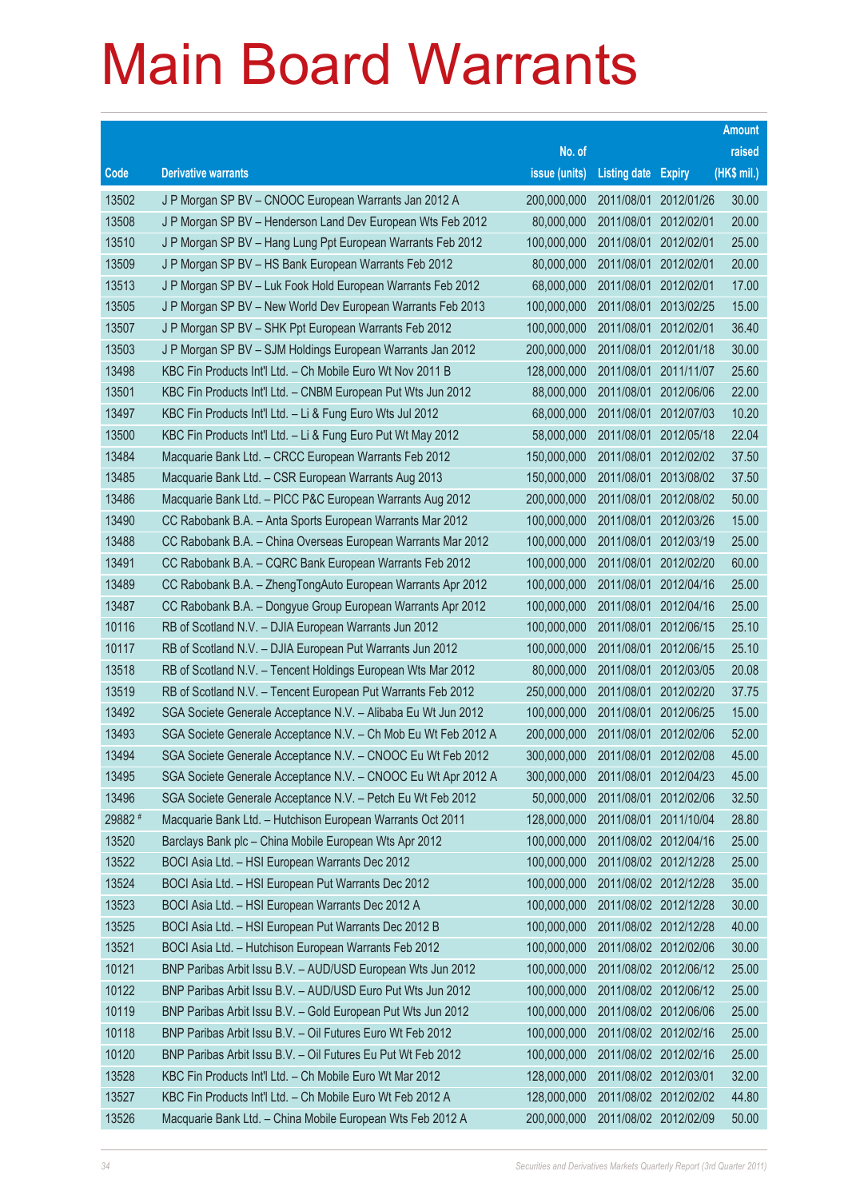# Main Board Warrants

| Code | Derivative warrants | No. of issue (units) | Listing date | Expiry | Amount raised (HK$ mil.) |
|---|---|---|---|---|---|
| 13502 | J P Morgan SP BV – CNOOC European Warrants Jan 2012 A | 200,000,000 | 2011/08/01 | 2012/01/26 | 30.00 |
| 13508 | J P Morgan SP BV – Henderson Land Dev European Wts Feb 2012 | 80,000,000 | 2011/08/01 | 2012/02/01 | 20.00 |
| 13510 | J P Morgan SP BV – Hang Lung Ppt European Warrants Feb 2012 | 100,000,000 | 2011/08/01 | 2012/02/01 | 25.00 |
| 13509 | J P Morgan SP BV – HS Bank European Warrants Feb 2012 | 80,000,000 | 2011/08/01 | 2012/02/01 | 20.00 |
| 13513 | J P Morgan SP BV – Luk Fook Hold European Warrants Feb 2012 | 68,000,000 | 2011/08/01 | 2012/02/01 | 17.00 |
| 13505 | J P Morgan SP BV – New World Dev European Warrants Feb 2013 | 100,000,000 | 2011/08/01 | 2013/02/25 | 15.00 |
| 13507 | J P Morgan SP BV – SHK Ppt European Warrants Feb 2012 | 100,000,000 | 2011/08/01 | 2012/02/01 | 36.40 |
| 13503 | J P Morgan SP BV – SJM Holdings European Warrants Jan 2012 | 200,000,000 | 2011/08/01 | 2012/01/18 | 30.00 |
| 13498 | KBC Fin Products Int'l Ltd. – Ch Mobile Euro Wt Nov 2011 B | 128,000,000 | 2011/08/01 | 2011/11/07 | 25.60 |
| 13501 | KBC Fin Products Int'l Ltd. – CNBM European Put Wts Jun 2012 | 88,000,000 | 2011/08/01 | 2012/06/06 | 22.00 |
| 13497 | KBC Fin Products Int'l Ltd. – Li & Fung Euro Wts Jul 2012 | 68,000,000 | 2011/08/01 | 2012/07/03 | 10.20 |
| 13500 | KBC Fin Products Int'l Ltd. – Li & Fung Euro Put Wt May 2012 | 58,000,000 | 2011/08/01 | 2012/05/18 | 22.04 |
| 13484 | Macquarie Bank Ltd. – CRCC European Warrants Feb 2012 | 150,000,000 | 2011/08/01 | 2012/02/02 | 37.50 |
| 13485 | Macquarie Bank Ltd. – CSR European Warrants Aug 2013 | 150,000,000 | 2011/08/01 | 2013/08/02 | 37.50 |
| 13486 | Macquarie Bank Ltd. – PICC P&C European Warrants Aug 2012 | 200,000,000 | 2011/08/01 | 2012/08/02 | 50.00 |
| 13490 | CC Rabobank B.A. – Anta Sports European Warrants Mar 2012 | 100,000,000 | 2011/08/01 | 2012/03/26 | 15.00 |
| 13488 | CC Rabobank B.A. – China Overseas European Warrants Mar 2012 | 100,000,000 | 2011/08/01 | 2012/03/19 | 25.00 |
| 13491 | CC Rabobank B.A. – CQRC Bank European Warrants Feb 2012 | 100,000,000 | 2011/08/01 | 2012/02/20 | 60.00 |
| 13489 | CC Rabobank B.A. – ZhengTongAuto European Warrants Apr 2012 | 100,000,000 | 2011/08/01 | 2012/04/16 | 25.00 |
| 13487 | CC Rabobank B.A. – Dongyue Group European Warrants Apr 2012 | 100,000,000 | 2011/08/01 | 2012/04/16 | 25.00 |
| 10116 | RB of Scotland N.V. – DJIA European Warrants Jun 2012 | 100,000,000 | 2011/08/01 | 2012/06/15 | 25.10 |
| 10117 | RB of Scotland N.V. – DJIA European Put Warrants Jun 2012 | 100,000,000 | 2011/08/01 | 2012/06/15 | 25.10 |
| 13518 | RB of Scotland N.V. – Tencent Holdings European Wts Mar 2012 | 80,000,000 | 2011/08/01 | 2012/03/05 | 20.08 |
| 13519 | RB of Scotland N.V. – Tencent European Put Warrants Feb 2012 | 250,000,000 | 2011/08/01 | 2012/02/20 | 37.75 |
| 13492 | SGA Societe Generale Acceptance N.V. – Alibaba Eu Wt Jun 2012 | 100,000,000 | 2011/08/01 | 2012/06/25 | 15.00 |
| 13493 | SGA Societe Generale Acceptance N.V. – Ch Mob Eu Wt Feb 2012 A | 200,000,000 | 2011/08/01 | 2012/02/06 | 52.00 |
| 13494 | SGA Societe Generale Acceptance N.V. – CNOOC Eu Wt Feb 2012 | 300,000,000 | 2011/08/01 | 2012/02/08 | 45.00 |
| 13495 | SGA Societe Generale Acceptance N.V. – CNOOC Eu Wt Apr 2012 A | 300,000,000 | 2011/08/01 | 2012/04/23 | 45.00 |
| 13496 | SGA Societe Generale Acceptance N.V. – Petch Eu Wt Feb 2012 | 50,000,000 | 2011/08/01 | 2012/02/06 | 32.50 |
| 29882 # | Macquarie Bank Ltd. – Hutchison European Warrants Oct 2011 | 128,000,000 | 2011/08/01 | 2011/10/04 | 28.80 |
| 13520 | Barclays Bank plc – China Mobile European Wts Apr 2012 | 100,000,000 | 2011/08/02 | 2012/04/16 | 25.00 |
| 13522 | BOCI Asia Ltd. – HSI European Warrants Dec 2012 | 100,000,000 | 2011/08/02 | 2012/12/28 | 25.00 |
| 13524 | BOCI Asia Ltd. – HSI European Put Warrants Dec 2012 | 100,000,000 | 2011/08/02 | 2012/12/28 | 35.00 |
| 13523 | BOCI Asia Ltd. – HSI European Warrants Dec 2012 A | 100,000,000 | 2011/08/02 | 2012/12/28 | 30.00 |
| 13525 | BOCI Asia Ltd. – HSI European Put Warrants Dec 2012 B | 100,000,000 | 2011/08/02 | 2012/12/28 | 40.00 |
| 13521 | BOCI Asia Ltd. – Hutchison European Warrants Feb 2012 | 100,000,000 | 2011/08/02 | 2012/02/06 | 30.00 |
| 10121 | BNP Paribas Arbit Issu B.V. – AUD/USD European Wts Jun 2012 | 100,000,000 | 2011/08/02 | 2012/06/12 | 25.00 |
| 10122 | BNP Paribas Arbit Issu B.V. – AUD/USD Euro Put Wts Jun 2012 | 100,000,000 | 2011/08/02 | 2012/06/12 | 25.00 |
| 10119 | BNP Paribas Arbit Issu B.V. – Gold European Put Wts Jun 2012 | 100,000,000 | 2011/08/02 | 2012/06/06 | 25.00 |
| 10118 | BNP Paribas Arbit Issu B.V. – Oil Futures Euro Wt Feb 2012 | 100,000,000 | 2011/08/02 | 2012/02/16 | 25.00 |
| 10120 | BNP Paribas Arbit Issu B.V. – Oil Futures Eu Put Wt Feb 2012 | 100,000,000 | 2011/08/02 | 2012/02/16 | 25.00 |
| 13528 | KBC Fin Products Int'l Ltd. – Ch Mobile Euro Wt Mar 2012 | 128,000,000 | 2011/08/02 | 2012/03/01 | 32.00 |
| 13527 | KBC Fin Products Int'l Ltd. – Ch Mobile Euro Wt Feb 2012 A | 128,000,000 | 2011/08/02 | 2012/02/02 | 44.80 |
| 13526 | Macquarie Bank Ltd. – China Mobile European Wts Feb 2012 A | 200,000,000 | 2011/08/02 | 2012/02/09 | 50.00 |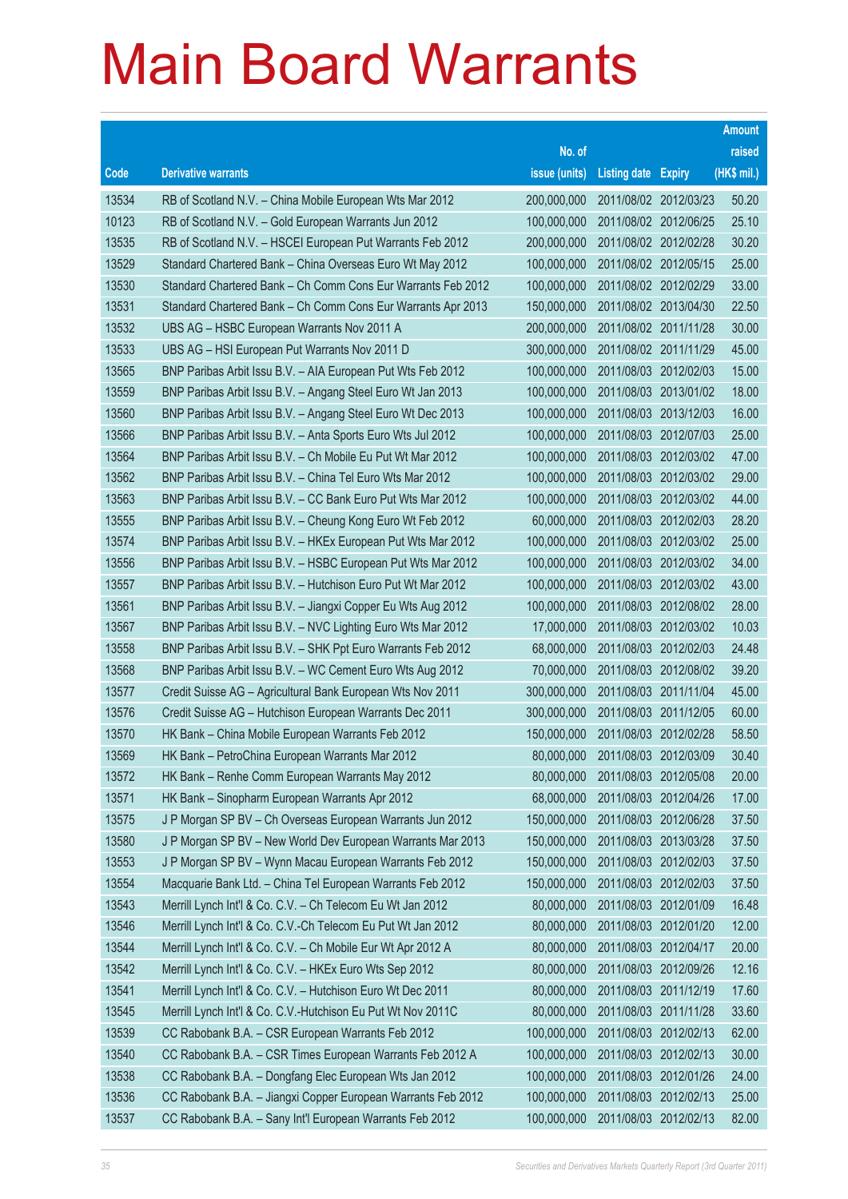# Main Board Warrants

| Code | Derivative warrants | No. of issue (units) | Listing date | Expiry | Amount raised (HK$ mil.) |
|---|---|---|---|---|---|
| 13534 | RB of Scotland N.V. – China Mobile European Wts Mar 2012 | 200,000,000 | 2011/08/02 | 2012/03/23 | 50.20 |
| 10123 | RB of Scotland N.V. – Gold European Warrants Jun 2012 | 100,000,000 | 2011/08/02 | 2012/06/25 | 25.10 |
| 13535 | RB of Scotland N.V. – HSCEI European Put Warrants Feb 2012 | 200,000,000 | 2011/08/02 | 2012/02/28 | 30.20 |
| 13529 | Standard Chartered Bank – China Overseas Euro Wt May 2012 | 100,000,000 | 2011/08/02 | 2012/05/15 | 25.00 |
| 13530 | Standard Chartered Bank – Ch Comm Cons Eur Warrants Feb 2012 | 100,000,000 | 2011/08/02 | 2012/02/29 | 33.00 |
| 13531 | Standard Chartered Bank – Ch Comm Cons Eur Warrants Apr 2013 | 150,000,000 | 2011/08/02 | 2013/04/30 | 22.50 |
| 13532 | UBS AG – HSBC European Warrants Nov 2011 A | 200,000,000 | 2011/08/02 | 2011/11/28 | 30.00 |
| 13533 | UBS AG – HSI European Put Warrants Nov 2011 D | 300,000,000 | 2011/08/02 | 2011/11/29 | 45.00 |
| 13565 | BNP Paribas Arbit Issu B.V. – AIA European Put Wts Feb 2012 | 100,000,000 | 2011/08/03 | 2012/02/03 | 15.00 |
| 13559 | BNP Paribas Arbit Issu B.V. – Angang Steel Euro Wt Jan 2013 | 100,000,000 | 2011/08/03 | 2013/01/02 | 18.00 |
| 13560 | BNP Paribas Arbit Issu B.V. – Angang Steel Euro Wt Dec 2013 | 100,000,000 | 2011/08/03 | 2013/12/03 | 16.00 |
| 13566 | BNP Paribas Arbit Issu B.V. – Anta Sports Euro Wts Jul 2012 | 100,000,000 | 2011/08/03 | 2012/07/03 | 25.00 |
| 13564 | BNP Paribas Arbit Issu B.V. – Ch Mobile Eu Put Wt Mar 2012 | 100,000,000 | 2011/08/03 | 2012/03/02 | 47.00 |
| 13562 | BNP Paribas Arbit Issu B.V. – China Tel Euro Wts Mar 2012 | 100,000,000 | 2011/08/03 | 2012/03/02 | 29.00 |
| 13563 | BNP Paribas Arbit Issu B.V. – CC Bank Euro Put Wts Mar 2012 | 100,000,000 | 2011/08/03 | 2012/03/02 | 44.00 |
| 13555 | BNP Paribas Arbit Issu B.V. – Cheung Kong Euro Wt Feb 2012 | 60,000,000 | 2011/08/03 | 2012/02/03 | 28.20 |
| 13574 | BNP Paribas Arbit Issu B.V. – HKEx European Put Wts Mar 2012 | 100,000,000 | 2011/08/03 | 2012/03/02 | 25.00 |
| 13556 | BNP Paribas Arbit Issu B.V. – HSBC European Put Wts Mar 2012 | 100,000,000 | 2011/08/03 | 2012/03/02 | 34.00 |
| 13557 | BNP Paribas Arbit Issu B.V. – Hutchison Euro Put Wt Mar 2012 | 100,000,000 | 2011/08/03 | 2012/03/02 | 43.00 |
| 13561 | BNP Paribas Arbit Issu B.V. – Jiangxi Copper Eu Wts Aug 2012 | 100,000,000 | 2011/08/03 | 2012/08/02 | 28.00 |
| 13567 | BNP Paribas Arbit Issu B.V. – NVC Lighting Euro Wts Mar 2012 | 17,000,000 | 2011/08/03 | 2012/03/02 | 10.03 |
| 13558 | BNP Paribas Arbit Issu B.V. – SHK Ppt Euro Warrants Feb 2012 | 68,000,000 | 2011/08/03 | 2012/02/03 | 24.48 |
| 13568 | BNP Paribas Arbit Issu B.V. – WC Cement Euro Wts Aug 2012 | 70,000,000 | 2011/08/03 | 2012/08/02 | 39.20 |
| 13577 | Credit Suisse AG – Agricultural Bank European Wts Nov 2011 | 300,000,000 | 2011/08/03 | 2011/11/04 | 45.00 |
| 13576 | Credit Suisse AG – Hutchison European Warrants Dec 2011 | 300,000,000 | 2011/08/03 | 2011/12/05 | 60.00 |
| 13570 | HK Bank – China Mobile European Warrants Feb 2012 | 150,000,000 | 2011/08/03 | 2012/02/28 | 58.50 |
| 13569 | HK Bank – PetroChina European Warrants Mar 2012 | 80,000,000 | 2011/08/03 | 2012/03/09 | 30.40 |
| 13572 | HK Bank – Renhe Comm European Warrants May 2012 | 80,000,000 | 2011/08/03 | 2012/05/08 | 20.00 |
| 13571 | HK Bank – Sinopharm European Warrants Apr 2012 | 68,000,000 | 2011/08/03 | 2012/04/26 | 17.00 |
| 13575 | J P Morgan SP BV – Ch Overseas European Warrants Jun 2012 | 150,000,000 | 2011/08/03 | 2012/06/28 | 37.50 |
| 13580 | J P Morgan SP BV – New World Dev European Warrants Mar 2013 | 150,000,000 | 2011/08/03 | 2013/03/28 | 37.50 |
| 13553 | J P Morgan SP BV – Wynn Macau European Warrants Feb 2012 | 150,000,000 | 2011/08/03 | 2012/02/03 | 37.50 |
| 13554 | Macquarie Bank Ltd. – China Tel European Warrants Feb 2012 | 150,000,000 | 2011/08/03 | 2012/02/03 | 37.50 |
| 13543 | Merrill Lynch Int'l & Co. C.V. – Ch Telecom Eu Wt Jan 2012 | 80,000,000 | 2011/08/03 | 2012/01/09 | 16.48 |
| 13546 | Merrill Lynch Int'l & Co. C.V.-Ch Telecom Eu Put Wt Jan 2012 | 80,000,000 | 2011/08/03 | 2012/01/20 | 12.00 |
| 13544 | Merrill Lynch Int'l & Co. C.V. – Ch Mobile Eur Wt Apr 2012 A | 80,000,000 | 2011/08/03 | 2012/04/17 | 20.00 |
| 13542 | Merrill Lynch Int'l & Co. C.V. – HKEx Euro Wts Sep 2012 | 80,000,000 | 2011/08/03 | 2012/09/26 | 12.16 |
| 13541 | Merrill Lynch Int'l & Co. C.V. – Hutchison Euro Wt Dec 2011 | 80,000,000 | 2011/08/03 | 2011/12/19 | 17.60 |
| 13545 | Merrill Lynch Int'l & Co. C.V.-Hutchison Eu Put Wt Nov 2011C | 80,000,000 | 2011/08/03 | 2011/11/28 | 33.60 |
| 13539 | CC Rabobank B.A. – CSR European Warrants Feb 2012 | 100,000,000 | 2011/08/03 | 2012/02/13 | 62.00 |
| 13540 | CC Rabobank B.A. – CSR Times European Warrants Feb 2012 A | 100,000,000 | 2011/08/03 | 2012/02/13 | 30.00 |
| 13538 | CC Rabobank B.A. – Dongfang Elec European Wts Jan 2012 | 100,000,000 | 2011/08/03 | 2012/01/26 | 24.00 |
| 13536 | CC Rabobank B.A. – Jiangxi Copper European Warrants Feb 2012 | 100,000,000 | 2011/08/03 | 2012/02/13 | 25.00 |
| 13537 | CC Rabobank B.A. – Sany Int'l European Warrants Feb 2012 | 100,000,000 | 2011/08/03 | 2012/02/13 | 82.00 |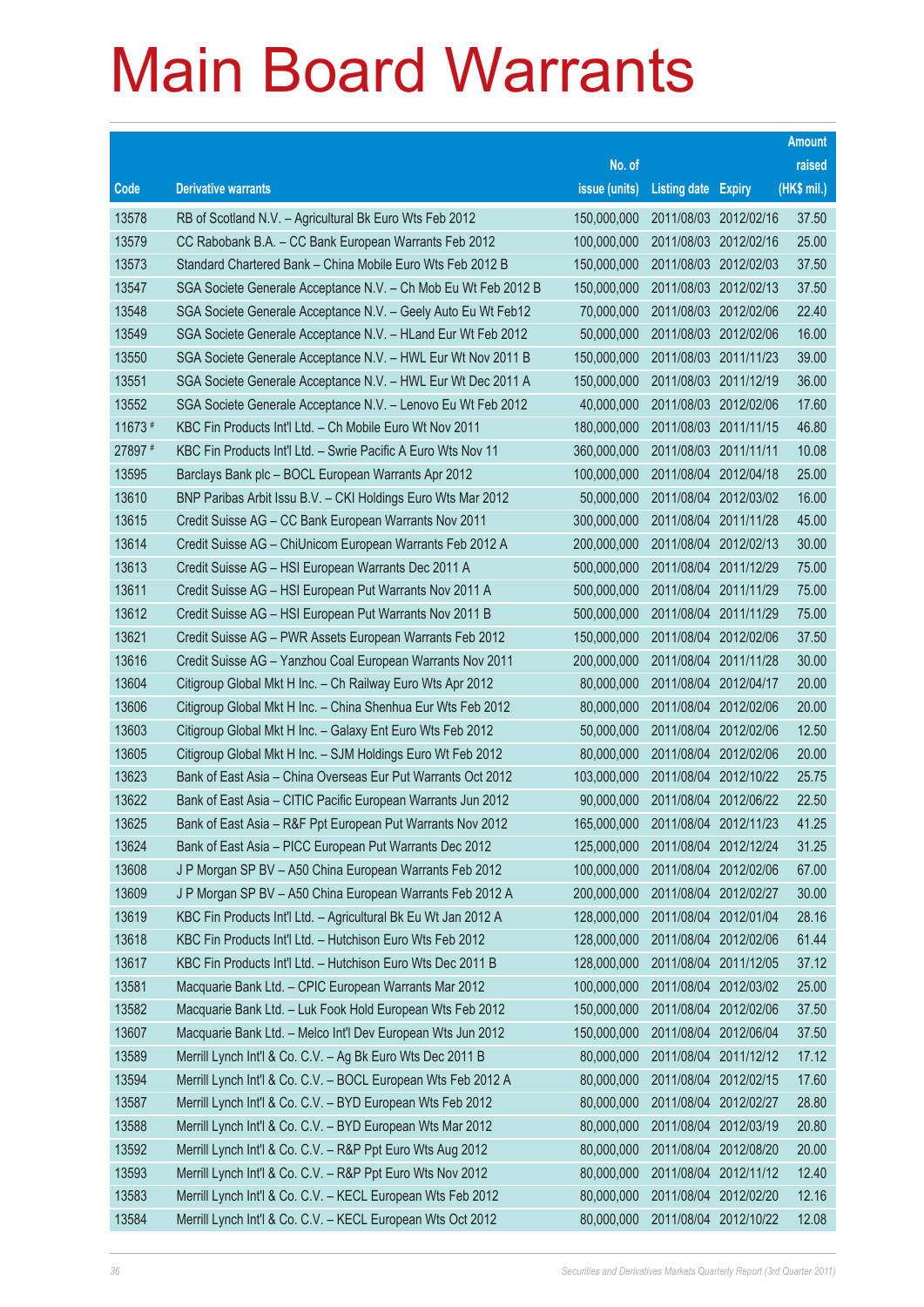# Main Board Warrants

| Code | Derivative warrants | No. of issue (units) | Listing date | Expiry | Amount raised (HK$ mil.) |
|---|---|---|---|---|---|
| 13578 | RB of Scotland N.V. – Agricultural Bk Euro Wts Feb 2012 | 150,000,000 | 2011/08/03 | 2012/02/16 | 37.50 |
| 13579 | CC Rabobank B.A. – CC Bank European Warrants Feb 2012 | 100,000,000 | 2011/08/03 | 2012/02/16 | 25.00 |
| 13573 | Standard Chartered Bank – China Mobile Euro Wts Feb 2012 B | 150,000,000 | 2011/08/03 | 2012/02/03 | 37.50 |
| 13547 | SGA Societe Generale Acceptance N.V. – Ch Mob Eu Wt Feb 2012 B | 150,000,000 | 2011/08/03 | 2012/02/13 | 37.50 |
| 13548 | SGA Societe Generale Acceptance N.V. – Geely Auto Eu Wt Feb12 | 70,000,000 | 2011/08/03 | 2012/02/06 | 22.40 |
| 13549 | SGA Societe Generale Acceptance N.V. – HLand Eur Wt Feb 2012 | 50,000,000 | 2011/08/03 | 2012/02/06 | 16.00 |
| 13550 | SGA Societe Generale Acceptance N.V. – HWL Eur Wt Nov 2011 B | 150,000,000 | 2011/08/03 | 2011/11/23 | 39.00 |
| 13551 | SGA Societe Generale Acceptance N.V. – HWL Eur Wt Dec 2011 A | 150,000,000 | 2011/08/03 | 2011/12/19 | 36.00 |
| 13552 | SGA Societe Generale Acceptance N.V. – Lenovo Eu Wt Feb 2012 | 40,000,000 | 2011/08/03 | 2012/02/06 | 17.60 |
| 11673 # | KBC Fin Products Int'l Ltd. – Ch Mobile Euro Wt Nov 2011 | 180,000,000 | 2011/08/03 | 2011/11/15 | 46.80 |
| 27897 # | KBC Fin Products Int'l Ltd. – Swire Pacific A Euro Wts Nov 11 | 360,000,000 | 2011/08/03 | 2011/11/11 | 10.08 |
| 13595 | Barclays Bank plc – BOCL European Warrants Apr 2012 | 100,000,000 | 2011/08/04 | 2012/04/18 | 25.00 |
| 13610 | BNP Paribas Arbit Issu B.V. – CKI Holdings Euro Wts Mar 2012 | 50,000,000 | 2011/08/04 | 2012/03/02 | 16.00 |
| 13615 | Credit Suisse AG – CC Bank European Warrants Nov 2011 | 300,000,000 | 2011/08/04 | 2011/11/28 | 45.00 |
| 13614 | Credit Suisse AG – ChiUnicom European Warrants Feb 2012 A | 200,000,000 | 2011/08/04 | 2012/02/13 | 30.00 |
| 13613 | Credit Suisse AG – HSI European Warrants Dec 2011 A | 500,000,000 | 2011/08/04 | 2011/12/29 | 75.00 |
| 13611 | Credit Suisse AG – HSI European Put Warrants Nov 2011 A | 500,000,000 | 2011/08/04 | 2011/11/29 | 75.00 |
| 13612 | Credit Suisse AG – HSI European Put Warrants Nov 2011 B | 500,000,000 | 2011/08/04 | 2011/11/29 | 75.00 |
| 13621 | Credit Suisse AG – PWR Assets European Warrants Feb 2012 | 150,000,000 | 2011/08/04 | 2012/02/06 | 37.50 |
| 13616 | Credit Suisse AG – Yanzhou Coal European Warrants Nov 2011 | 200,000,000 | 2011/08/04 | 2011/11/28 | 30.00 |
| 13604 | Citigroup Global Mkt H Inc. – Ch Railway Euro Wts Apr 2012 | 80,000,000 | 2011/08/04 | 2012/04/17 | 20.00 |
| 13606 | Citigroup Global Mkt H Inc. – China Shenhua Eur Wts Feb 2012 | 80,000,000 | 2011/08/04 | 2012/02/06 | 20.00 |
| 13603 | Citigroup Global Mkt H Inc. – Galaxy Ent Euro Wts Feb 2012 | 50,000,000 | 2011/08/04 | 2012/02/06 | 12.50 |
| 13605 | Citigroup Global Mkt H Inc. – SJM Holdings Euro Wt Feb 2012 | 80,000,000 | 2011/08/04 | 2012/02/06 | 20.00 |
| 13623 | Bank of East Asia – China Overseas Eur Put Warrants Oct 2012 | 103,000,000 | 2011/08/04 | 2012/10/22 | 25.75 |
| 13622 | Bank of East Asia – CITIC Pacific European Warrants Jun 2012 | 90,000,000 | 2011/08/04 | 2012/06/22 | 22.50 |
| 13625 | Bank of East Asia – R&F Ppt European Put Warrants Nov 2012 | 165,000,000 | 2011/08/04 | 2012/11/23 | 41.25 |
| 13624 | Bank of East Asia – PICC European Put Warrants Dec 2012 | 125,000,000 | 2011/08/04 | 2012/12/24 | 31.25 |
| 13608 | J P Morgan SP BV – A50 China European Warrants Feb 2012 | 100,000,000 | 2011/08/04 | 2012/02/06 | 67.00 |
| 13609 | J P Morgan SP BV – A50 China European Warrants Feb 2012 A | 200,000,000 | 2011/08/04 | 2012/02/27 | 30.00 |
| 13619 | KBC Fin Products Int'l Ltd. – Agricultural Bk Eu Wt Jan 2012 A | 128,000,000 | 2011/08/04 | 2012/01/04 | 28.16 |
| 13618 | KBC Fin Products Int'l Ltd. – Hutchison Euro Wts Feb 2012 | 128,000,000 | 2011/08/04 | 2012/02/06 | 61.44 |
| 13617 | KBC Fin Products Int'l Ltd. – Hutchison Euro Wts Dec 2011 B | 128,000,000 | 2011/08/04 | 2011/12/05 | 37.12 |
| 13581 | Macquarie Bank Ltd. – CPIC European Warrants Mar 2012 | 100,000,000 | 2011/08/04 | 2012/03/02 | 25.00 |
| 13582 | Macquarie Bank Ltd. – Luk Fook Hold European Wts Feb 2012 | 150,000,000 | 2011/08/04 | 2012/02/06 | 37.50 |
| 13607 | Macquarie Bank Ltd. – Melco Int'l Dev European Wts Jun 2012 | 150,000,000 | 2011/08/04 | 2012/06/04 | 37.50 |
| 13589 | Merrill Lynch Int'l & Co. C.V. – Ag Bk Euro Wts Dec 2011 B | 80,000,000 | 2011/08/04 | 2011/12/12 | 17.12 |
| 13594 | Merrill Lynch Int'l & Co. C.V. – BOCL European Wts Feb 2012 A | 80,000,000 | 2011/08/04 | 2012/02/15 | 17.60 |
| 13587 | Merrill Lynch Int'l & Co. C.V. – BYD European Wts Feb 2012 | 80,000,000 | 2011/08/04 | 2012/02/27 | 28.80 |
| 13588 | Merrill Lynch Int'l & Co. C.V. – BYD European Wts Mar 2012 | 80,000,000 | 2011/08/04 | 2012/03/19 | 20.80 |
| 13592 | Merrill Lynch Int'l & Co. C.V. – R&P Ppt Euro Wts Aug 2012 | 80,000,000 | 2011/08/04 | 2012/08/20 | 20.00 |
| 13593 | Merrill Lynch Int'l & Co. C.V. – R&P Ppt Euro Wts Nov 2012 | 80,000,000 | 2011/08/04 | 2012/11/12 | 12.40 |
| 13583 | Merrill Lynch Int'l & Co. C.V. – KECL European Wts Feb 2012 | 80,000,000 | 2011/08/04 | 2012/02/20 | 12.16 |
| 13584 | Merrill Lynch Int'l & Co. C.V. – KECL European Wts Oct 2012 | 80,000,000 | 2011/08/04 | 2012/10/22 | 12.08 |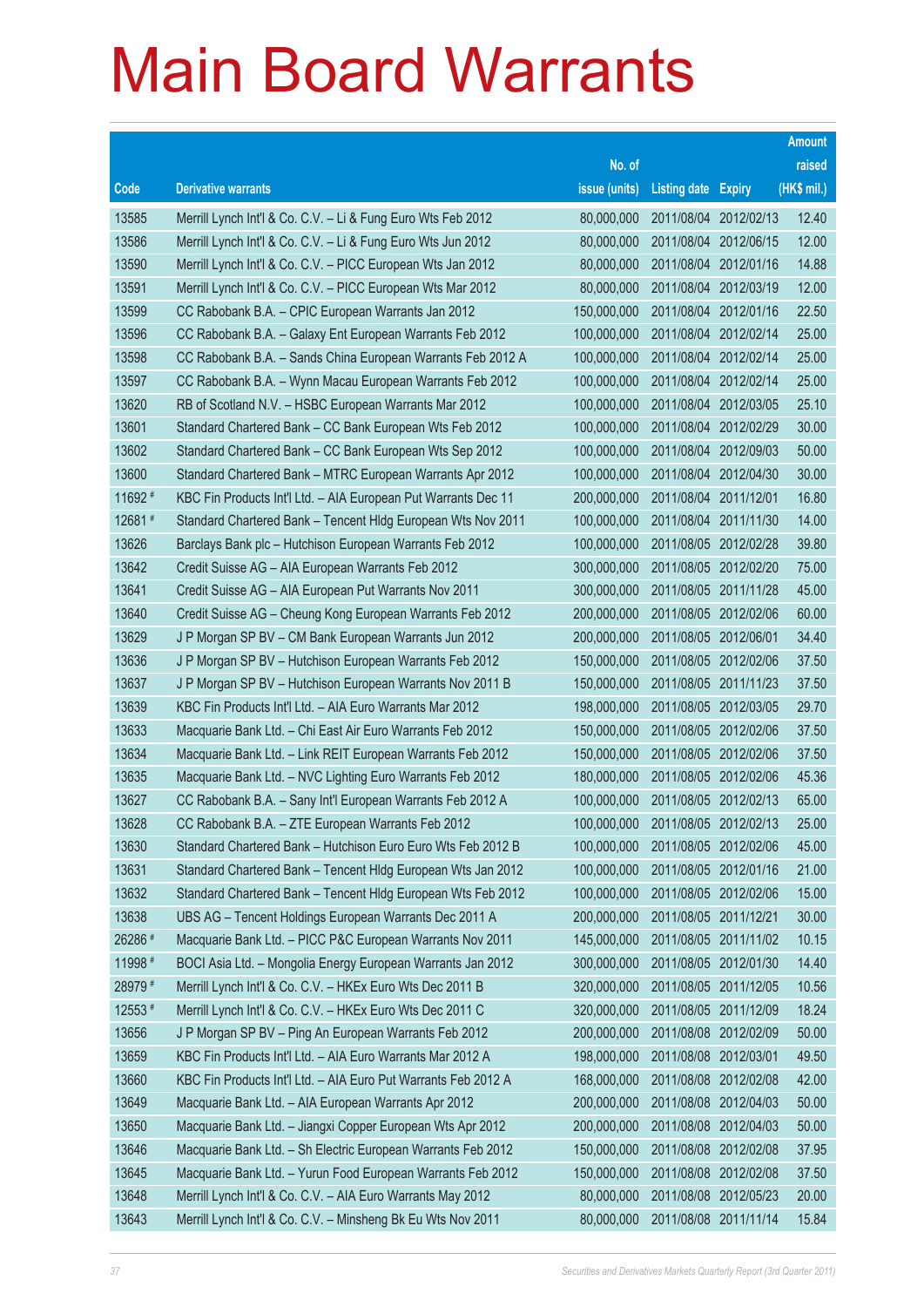# Main Board Warrants

| Code | Derivative warrants | No. of issue (units) | Listing date | Expiry | Amount raised (HK$ mil.) |
|---|---|---|---|---|---|
| 13585 | Merrill Lynch Int'l & Co. C.V. – Li & Fung Euro Wts Feb 2012 | 80,000,000 | 2011/08/04 | 2012/02/13 | 12.40 |
| 13586 | Merrill Lynch Int'l & Co. C.V. – Li & Fung Euro Wts Jun 2012 | 80,000,000 | 2011/08/04 | 2012/06/15 | 12.00 |
| 13590 | Merrill Lynch Int'l & Co. C.V. – PICC European Wts Jan 2012 | 80,000,000 | 2011/08/04 | 2012/01/16 | 14.88 |
| 13591 | Merrill Lynch Int'l & Co. C.V. – PICC European Wts Mar 2012 | 80,000,000 | 2011/08/04 | 2012/03/19 | 12.00 |
| 13599 | CC Rabobank B.A. – CPIC European Warrants Jan 2012 | 150,000,000 | 2011/08/04 | 2012/01/16 | 22.50 |
| 13596 | CC Rabobank B.A. – Galaxy Ent European Warrants Feb 2012 | 100,000,000 | 2011/08/04 | 2012/02/14 | 25.00 |
| 13598 | CC Rabobank B.A. – Sands China European Warrants Feb 2012 A | 100,000,000 | 2011/08/04 | 2012/02/14 | 25.00 |
| 13597 | CC Rabobank B.A. – Wynn Macau European Warrants Feb 2012 | 100,000,000 | 2011/08/04 | 2012/02/14 | 25.00 |
| 13620 | RB of Scotland N.V. – HSBC European Warrants Mar 2012 | 100,000,000 | 2011/08/04 | 2012/03/05 | 25.10 |
| 13601 | Standard Chartered Bank – CC Bank European Wts Feb 2012 | 100,000,000 | 2011/08/04 | 2012/02/29 | 30.00 |
| 13602 | Standard Chartered Bank – CC Bank European Wts Sep 2012 | 100,000,000 | 2011/08/04 | 2012/09/03 | 50.00 |
| 13600 | Standard Chartered Bank – MTRC European Warrants Apr 2012 | 100,000,000 | 2011/08/04 | 2012/04/30 | 30.00 |
| 11692 # | KBC Fin Products Int'l Ltd. – AIA European Put Warrants Dec 11 | 200,000,000 | 2011/08/04 | 2011/12/01 | 16.80 |
| 12681 # | Standard Chartered Bank – Tencent Hldg European Wts Nov 2011 | 100,000,000 | 2011/08/04 | 2011/11/30 | 14.00 |
| 13626 | Barclays Bank plc – Hutchison European Warrants Feb 2012 | 100,000,000 | 2011/08/05 | 2012/02/28 | 39.80 |
| 13642 | Credit Suisse AG – AIA European Warrants Feb 2012 | 300,000,000 | 2011/08/05 | 2012/02/20 | 75.00 |
| 13641 | Credit Suisse AG – AIA European Put Warrants Nov 2011 | 300,000,000 | 2011/08/05 | 2011/11/28 | 45.00 |
| 13640 | Credit Suisse AG – Cheung Kong European Warrants Feb 2012 | 200,000,000 | 2011/08/05 | 2012/02/06 | 60.00 |
| 13629 | J P Morgan SP BV – CM Bank European Warrants Jun 2012 | 200,000,000 | 2011/08/05 | 2012/06/01 | 34.40 |
| 13636 | J P Morgan SP BV – Hutchison European Warrants Feb 2012 | 150,000,000 | 2011/08/05 | 2012/02/06 | 37.50 |
| 13637 | J P Morgan SP BV – Hutchison European Warrants Nov 2011 B | 150,000,000 | 2011/08/05 | 2011/11/23 | 37.50 |
| 13639 | KBC Fin Products Int'l Ltd. – AIA Euro Warrants Mar 2012 | 198,000,000 | 2011/08/05 | 2012/03/05 | 29.70 |
| 13633 | Macquarie Bank Ltd. – Chi East Air Euro Warrants Feb 2012 | 150,000,000 | 2011/08/05 | 2012/02/06 | 37.50 |
| 13634 | Macquarie Bank Ltd. – Link REIT European Warrants Feb 2012 | 150,000,000 | 2011/08/05 | 2012/02/06 | 37.50 |
| 13635 | Macquarie Bank Ltd. – NVC Lighting Euro Warrants Feb 2012 | 180,000,000 | 2011/08/05 | 2012/02/06 | 45.36 |
| 13627 | CC Rabobank B.A. – Sany Int'l European Warrants Feb 2012 A | 100,000,000 | 2011/08/05 | 2012/02/13 | 65.00 |
| 13628 | CC Rabobank B.A. – ZTE European Warrants Feb 2012 | 100,000,000 | 2011/08/05 | 2012/02/13 | 25.00 |
| 13630 | Standard Chartered Bank – Hutchison Euro Euro Wts Feb 2012 B | 100,000,000 | 2011/08/05 | 2012/02/06 | 45.00 |
| 13631 | Standard Chartered Bank – Tencent Hldg European Wts Jan 2012 | 100,000,000 | 2011/08/05 | 2012/01/16 | 21.00 |
| 13632 | Standard Chartered Bank – Tencent Hldg European Wts Feb 2012 | 100,000,000 | 2011/08/05 | 2012/02/06 | 15.00 |
| 13638 | UBS AG – Tencent Holdings European Warrants Dec 2011 A | 200,000,000 | 2011/08/05 | 2011/12/21 | 30.00 |
| 26286 # | Macquarie Bank Ltd. – PICC P&C European Warrants Nov 2011 | 145,000,000 | 2011/08/05 | 2011/11/02 | 10.15 |
| 11998 # | BOCI Asia Ltd. – Mongolia Energy European Warrants Jan 2012 | 300,000,000 | 2011/08/05 | 2012/01/30 | 14.40 |
| 28979 # | Merrill Lynch Int'l & Co. C.V. – HKEx Euro Wts Dec 2011 B | 320,000,000 | 2011/08/05 | 2011/12/05 | 10.56 |
| 12553 # | Merrill Lynch Int'l & Co. C.V. – HKEx Euro Wts Dec 2011 C | 320,000,000 | 2011/08/05 | 2011/12/09 | 18.24 |
| 13656 | J P Morgan SP BV – Ping An European Warrants Feb 2012 | 200,000,000 | 2011/08/08 | 2012/02/09 | 50.00 |
| 13659 | KBC Fin Products Int'l Ltd. – AIA Euro Warrants Mar 2012 A | 198,000,000 | 2011/08/08 | 2012/03/01 | 49.50 |
| 13660 | KBC Fin Products Int'l Ltd. – AIA Euro Put Warrants Feb 2012 A | 168,000,000 | 2011/08/08 | 2012/02/08 | 42.00 |
| 13649 | Macquarie Bank Ltd. – AIA European Warrants Apr 2012 | 200,000,000 | 2011/08/08 | 2012/04/03 | 50.00 |
| 13650 | Macquarie Bank Ltd. – Jiangxi Copper European Wts Apr 2012 | 200,000,000 | 2011/08/08 | 2012/04/03 | 50.00 |
| 13646 | Macquarie Bank Ltd. – Sh Electric European Warrants Feb 2012 | 150,000,000 | 2011/08/08 | 2012/02/08 | 37.95 |
| 13645 | Macquarie Bank Ltd. – Yurun Food European Warrants Feb 2012 | 150,000,000 | 2011/08/08 | 2012/02/08 | 37.50 |
| 13648 | Merrill Lynch Int'l & Co. C.V. – AIA Euro Warrants May 2012 | 80,000,000 | 2011/08/08 | 2012/05/23 | 20.00 |
| 13643 | Merrill Lynch Int'l & Co. C.V. – Minsheng Bk Eu Wts Nov 2011 | 80,000,000 | 2011/08/08 | 2011/11/14 | 15.84 |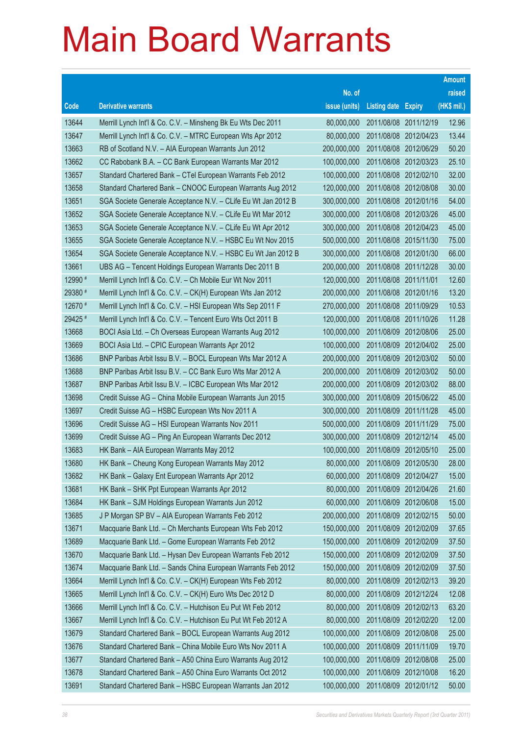# Main Board Warrants

| Code | Derivative warrants | No. of issue (units) | Listing date | Expiry | Amount raised (HK$ mil.) |
|---|---|---|---|---|---|
| 13644 | Merrill Lynch Int'l & Co. C.V. – Minsheng Bk Eu Wts Dec 2011 | 80,000,000 | 2011/08/08 | 2011/12/19 | 12.96 |
| 13647 | Merrill Lynch Int'l & Co. C.V. – MTRC European Wts Apr 2012 | 80,000,000 | 2011/08/08 | 2012/04/23 | 13.44 |
| 13663 | RB of Scotland N.V. – AIA European Warrants Jun 2012 | 200,000,000 | 2011/08/08 | 2012/06/29 | 50.20 |
| 13662 | CC Rabobank B.A. – CC Bank European Warrants Mar 2012 | 100,000,000 | 2011/08/08 | 2012/03/23 | 25.10 |
| 13657 | Standard Chartered Bank – CTel European Warrants Feb 2012 | 100,000,000 | 2011/08/08 | 2012/02/10 | 32.00 |
| 13658 | Standard Chartered Bank – CNOOC European Warrants Aug 2012 | 120,000,000 | 2011/08/08 | 2012/08/08 | 30.00 |
| 13651 | SGA Societe Generale Acceptance N.V. – CLife Eu Wt Jan 2012 B | 300,000,000 | 2011/08/08 | 2012/01/16 | 54.00 |
| 13652 | SGA Societe Generale Acceptance N.V. – CLife Eu Wt Mar 2012 | 300,000,000 | 2011/08/08 | 2012/03/26 | 45.00 |
| 13653 | SGA Societe Generale Acceptance N.V. – CLife Eu Wt Apr 2012 | 300,000,000 | 2011/08/08 | 2012/04/23 | 45.00 |
| 13655 | SGA Societe Generale Acceptance N.V. – HSBC Eu Wt Nov 2015 | 500,000,000 | 2011/08/08 | 2015/11/30 | 75.00 |
| 13654 | SGA Societe Generale Acceptance N.V. – HSBC Eu Wt Jan 2012 B | 300,000,000 | 2011/08/08 | 2012/01/30 | 66.00 |
| 13661 | UBS AG – Tencent Holdings European Warrants Dec 2011 B | 200,000,000 | 2011/08/08 | 2011/12/28 | 30.00 |
| 12990 # | Merrill Lynch Int'l & Co. C.V. – Ch Mobile Eur Wt Nov 2011 | 120,000,000 | 2011/08/08 | 2011/11/01 | 12.60 |
| 29380 # | Merrill Lynch Int'l & Co. C.V. – CK(H) European Wts Jan 2012 | 200,000,000 | 2011/08/08 | 2012/01/16 | 13.20 |
| 12670 # | Merrill Lynch Int'l & Co. C.V. – HSI European Wts Sep 2011 F | 270,000,000 | 2011/08/08 | 2011/09/29 | 10.53 |
| 29425 # | Merrill Lynch Int'l & Co. C.V. – Tencent Euro Wts Oct 2011 B | 120,000,000 | 2011/08/08 | 2011/10/26 | 11.28 |
| 13668 | BOCI Asia Ltd. – Ch Overseas European Warrants Aug 2012 | 100,000,000 | 2011/08/09 | 2012/08/06 | 25.00 |
| 13669 | BOCI Asia Ltd. – CPIC European Warrants Apr 2012 | 100,000,000 | 2011/08/09 | 2012/04/02 | 25.00 |
| 13686 | BNP Paribas Arbit Issu B.V. – BOCL European Wts Mar 2012 A | 200,000,000 | 2011/08/09 | 2012/03/02 | 50.00 |
| 13688 | BNP Paribas Arbit Issu B.V. – CC Bank Euro Wts Mar 2012 A | 200,000,000 | 2011/08/09 | 2012/03/02 | 50.00 |
| 13687 | BNP Paribas Arbit Issu B.V. – ICBC European Wts Mar 2012 | 200,000,000 | 2011/08/09 | 2012/03/02 | 88.00 |
| 13698 | Credit Suisse AG – China Mobile European Warrants Jun 2015 | 300,000,000 | 2011/08/09 | 2015/06/22 | 45.00 |
| 13697 | Credit Suisse AG – HSBC European Wts Nov 2011 A | 300,000,000 | 2011/08/09 | 2011/11/28 | 45.00 |
| 13696 | Credit Suisse AG – HSI European Warrants Nov 2011 | 500,000,000 | 2011/08/09 | 2011/11/29 | 75.00 |
| 13699 | Credit Suisse AG – Ping An European Warrants Dec 2012 | 300,000,000 | 2011/08/09 | 2012/12/14 | 45.00 |
| 13683 | HK Bank – AIA European Warrants May 2012 | 100,000,000 | 2011/08/09 | 2012/05/10 | 25.00 |
| 13680 | HK Bank – Cheung Kong European Warrants May 2012 | 80,000,000 | 2011/08/09 | 2012/05/30 | 28.00 |
| 13682 | HK Bank – Galaxy Ent European Warrants Apr 2012 | 60,000,000 | 2011/08/09 | 2012/04/27 | 15.00 |
| 13681 | HK Bank – SHK Ppt European Warrants Apr 2012 | 80,000,000 | 2011/08/09 | 2012/04/26 | 21.60 |
| 13684 | HK Bank – SJM Holdings European Warrants Jun 2012 | 60,000,000 | 2011/08/09 | 2012/06/08 | 15.00 |
| 13685 | J P Morgan SP BV – AIA European Warrants Feb 2012 | 200,000,000 | 2011/08/09 | 2012/02/15 | 50.00 |
| 13671 | Macquarie Bank Ltd. – Ch Merchants European Wts Feb 2012 | 150,000,000 | 2011/08/09 | 2012/02/09 | 37.65 |
| 13689 | Macquarie Bank Ltd. – Gome European Warrants Feb 2012 | 150,000,000 | 2011/08/09 | 2012/02/09 | 37.50 |
| 13670 | Macquarie Bank Ltd. – Hysan Dev European Warrants Feb 2012 | 150,000,000 | 2011/08/09 | 2012/02/09 | 37.50 |
| 13674 | Macquarie Bank Ltd. – Sands China European Warrants Feb 2012 | 150,000,000 | 2011/08/09 | 2012/02/09 | 37.50 |
| 13664 | Merrill Lynch Int'l & Co. C.V. – CK(H) European Wts Feb 2012 | 80,000,000 | 2011/08/09 | 2012/02/13 | 39.20 |
| 13665 | Merrill Lynch Int'l & Co. C.V. – CK(H) Euro Wts Dec 2012 D | 80,000,000 | 2011/08/09 | 2012/12/24 | 12.08 |
| 13666 | Merrill Lynch Int'l & Co. C.V. – Hutchison Eu Put Wt Feb 2012 | 80,000,000 | 2011/08/09 | 2012/02/13 | 63.20 |
| 13667 | Merrill Lynch Int'l & Co. C.V. – Hutchison Eu Put Wt Feb 2012 A | 80,000,000 | 2011/08/09 | 2012/02/20 | 12.00 |
| 13679 | Standard Chartered Bank – BOCL European Warrants Aug 2012 | 100,000,000 | 2011/08/09 | 2012/08/08 | 25.00 |
| 13676 | Standard Chartered Bank – China Mobile Euro Wts Nov 2011 A | 100,000,000 | 2011/08/09 | 2011/11/09 | 19.70 |
| 13677 | Standard Chartered Bank – A50 China Euro Warrants Aug 2012 | 100,000,000 | 2011/08/09 | 2012/08/08 | 25.00 |
| 13678 | Standard Chartered Bank – A50 China Euro Warrants Oct 2012 | 100,000,000 | 2011/08/09 | 2012/10/08 | 16.20 |
| 13691 | Standard Chartered Bank – HSBC European Warrants Jan 2012 | 100,000,000 | 2011/08/09 | 2012/01/12 | 50.00 |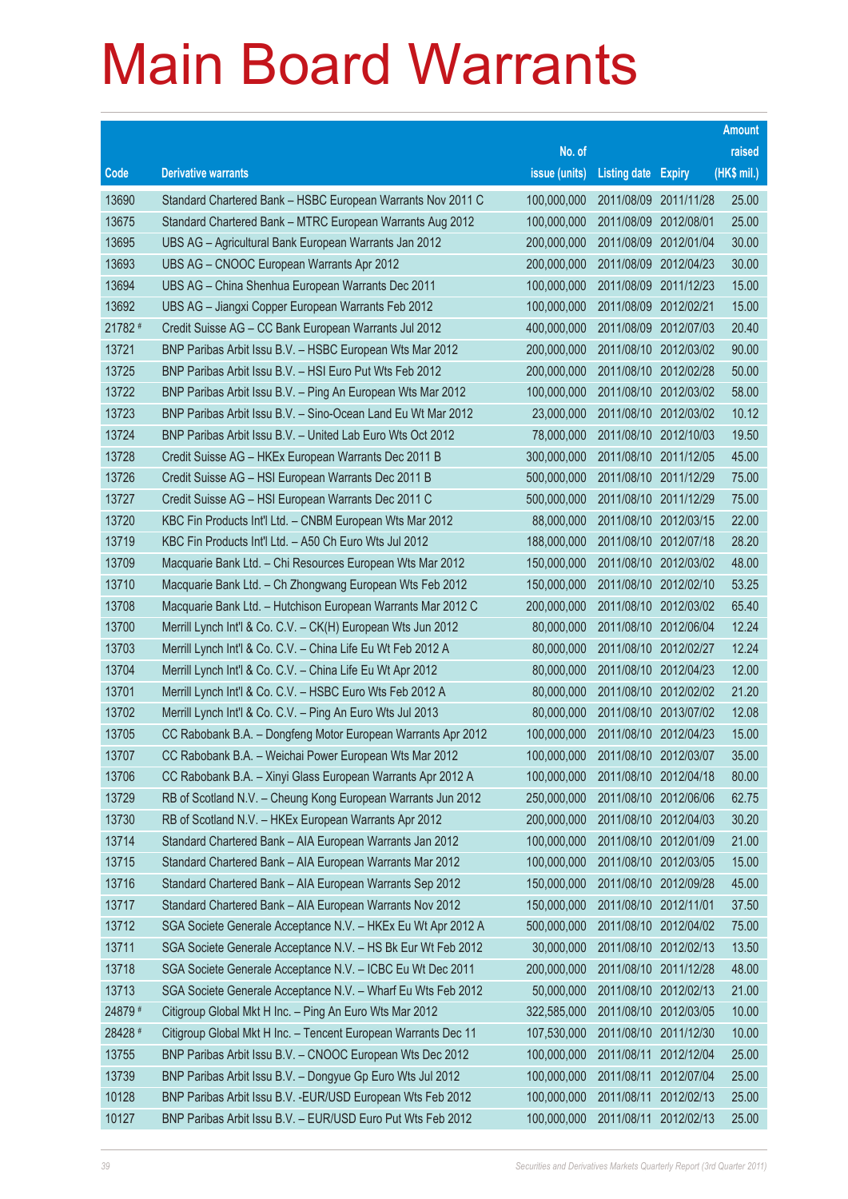# Main Board Warrants

| Code | Derivative warrants | No. of issue (units) | Listing date | Expiry | Amount raised (HK$ mil.) |
|---|---|---|---|---|---|
| 13690 | Standard Chartered Bank – HSBC European Warrants Nov 2011 C | 100,000,000 | 2011/08/09 | 2011/11/28 | 25.00 |
| 13675 | Standard Chartered Bank – MTRC European Warrants Aug 2012 | 100,000,000 | 2011/08/09 | 2012/08/01 | 25.00 |
| 13695 | UBS AG – Agricultural Bank European Warrants Jan 2012 | 200,000,000 | 2011/08/09 | 2012/01/04 | 30.00 |
| 13693 | UBS AG – CNOOC European Warrants Apr 2012 | 200,000,000 | 2011/08/09 | 2012/04/23 | 30.00 |
| 13694 | UBS AG – China Shenhua European Warrants Dec 2011 | 100,000,000 | 2011/08/09 | 2011/12/23 | 15.00 |
| 13692 | UBS AG – Jiangxi Copper European Warrants Feb 2012 | 100,000,000 | 2011/08/09 | 2012/02/21 | 15.00 |
| 21782 # | Credit Suisse AG – CC Bank European Warrants Jul 2012 | 400,000,000 | 2011/08/09 | 2012/07/03 | 20.40 |
| 13721 | BNP Paribas Arbit Issu B.V. – HSBC European Wts Mar 2012 | 200,000,000 | 2011/08/10 | 2012/03/02 | 90.00 |
| 13725 | BNP Paribas Arbit Issu B.V. – HSI Euro Put Wts Feb 2012 | 200,000,000 | 2011/08/10 | 2012/02/28 | 50.00 |
| 13722 | BNP Paribas Arbit Issu B.V. – Ping An European Wts Mar 2012 | 100,000,000 | 2011/08/10 | 2012/03/02 | 58.00 |
| 13723 | BNP Paribas Arbit Issu B.V. – Sino-Ocean Land Eu Wt Mar 2012 | 23,000,000 | 2011/08/10 | 2012/03/02 | 10.12 |
| 13724 | BNP Paribas Arbit Issu B.V. – United Lab Euro Wts Oct 2012 | 78,000,000 | 2011/08/10 | 2012/10/03 | 19.50 |
| 13728 | Credit Suisse AG – HKEx European Warrants Dec 2011 B | 300,000,000 | 2011/08/10 | 2011/12/05 | 45.00 |
| 13726 | Credit Suisse AG – HSI European Warrants Dec 2011 B | 500,000,000 | 2011/08/10 | 2011/12/29 | 75.00 |
| 13727 | Credit Suisse AG – HSI European Warrants Dec 2011 C | 500,000,000 | 2011/08/10 | 2011/12/29 | 75.00 |
| 13720 | KBC Fin Products Int'l Ltd. – CNBM European Wts Mar 2012 | 88,000,000 | 2011/08/10 | 2012/03/15 | 22.00 |
| 13719 | KBC Fin Products Int'l Ltd. – A50 Ch Euro Wts Jul 2012 | 188,000,000 | 2011/08/10 | 2012/07/18 | 28.20 |
| 13709 | Macquarie Bank Ltd. – Chi Resources European Wts Mar 2012 | 150,000,000 | 2011/08/10 | 2012/03/02 | 48.00 |
| 13710 | Macquarie Bank Ltd. – Ch Zhongwang European Wts Feb 2012 | 150,000,000 | 2011/08/10 | 2012/02/10 | 53.25 |
| 13708 | Macquarie Bank Ltd. – Hutchison European Warrants Mar 2012 C | 200,000,000 | 2011/08/10 | 2012/03/02 | 65.40 |
| 13700 | Merrill Lynch Int'l & Co. C.V. – CK(H) European Wts Jun 2012 | 80,000,000 | 2011/08/10 | 2012/06/04 | 12.24 |
| 13703 | Merrill Lynch Int'l & Co. C.V. – China Life Eu Wt Feb 2012 A | 80,000,000 | 2011/08/10 | 2012/02/27 | 12.24 |
| 13704 | Merrill Lynch Int'l & Co. C.V. – China Life Eu Wt Apr 2012 | 80,000,000 | 2011/08/10 | 2012/04/23 | 12.00 |
| 13701 | Merrill Lynch Int'l & Co. C.V. – HSBC Euro Wts Feb 2012 A | 80,000,000 | 2011/08/10 | 2012/02/02 | 21.20 |
| 13702 | Merrill Lynch Int'l & Co. C.V. – Ping An Euro Wts Jul 2013 | 80,000,000 | 2011/08/10 | 2013/07/02 | 12.08 |
| 13705 | CC Rabobank B.A. – Dongfeng Motor European Warrants Apr 2012 | 100,000,000 | 2011/08/10 | 2012/04/23 | 15.00 |
| 13707 | CC Rabobank B.A. – Weichai Power European Wts Mar 2012 | 100,000,000 | 2011/08/10 | 2012/03/07 | 35.00 |
| 13706 | CC Rabobank B.A. – Xinyi Glass European Warrants Apr 2012 A | 100,000,000 | 2011/08/10 | 2012/04/18 | 80.00 |
| 13729 | RB of Scotland N.V. – Cheung Kong European Warrants Jun 2012 | 250,000,000 | 2011/08/10 | 2012/06/06 | 62.75 |
| 13730 | RB of Scotland N.V. – HKEx European Warrants Apr 2012 | 200,000,000 | 2011/08/10 | 2012/04/03 | 30.20 |
| 13714 | Standard Chartered Bank – AIA European Warrants Jan 2012 | 100,000,000 | 2011/08/10 | 2012/01/09 | 21.00 |
| 13715 | Standard Chartered Bank – AIA European Warrants Mar 2012 | 100,000,000 | 2011/08/10 | 2012/03/05 | 15.00 |
| 13716 | Standard Chartered Bank – AIA European Warrants Sep 2012 | 150,000,000 | 2011/08/10 | 2012/09/28 | 45.00 |
| 13717 | Standard Chartered Bank – AIA European Warrants Nov 2012 | 150,000,000 | 2011/08/10 | 2012/11/01 | 37.50 |
| 13712 | SGA Societe Generale Acceptance N.V. – HKEx Eu Wt Apr 2012 A | 500,000,000 | 2011/08/10 | 2012/04/02 | 75.00 |
| 13711 | SGA Societe Generale Acceptance N.V. – HS Bk Eur Wt Feb 2012 | 30,000,000 | 2011/08/10 | 2012/02/13 | 13.50 |
| 13718 | SGA Societe Generale Acceptance N.V. – ICBC Eu Wt Dec 2011 | 200,000,000 | 2011/08/10 | 2011/12/28 | 48.00 |
| 13713 | SGA Societe Generale Acceptance N.V. – Wharf Eu Wts Feb 2012 | 50,000,000 | 2011/08/10 | 2012/02/13 | 21.00 |
| 24879 # | Citigroup Global Mkt H Inc. – Ping An Euro Wts Mar 2012 | 322,585,000 | 2011/08/10 | 2012/03/05 | 10.00 |
| 28428 # | Citigroup Global Mkt H Inc. – Tencent European Warrants Dec 11 | 107,530,000 | 2011/08/10 | 2011/12/30 | 10.00 |
| 13755 | BNP Paribas Arbit Issu B.V. – CNOOC European Wts Dec 2012 | 100,000,000 | 2011/08/11 | 2012/12/04 | 25.00 |
| 13739 | BNP Paribas Arbit Issu B.V. – Dongyue Gp Euro Wts Jul 2012 | 100,000,000 | 2011/08/11 | 2012/07/04 | 25.00 |
| 10128 | BNP Paribas Arbit Issu B.V. -EUR/USD European Wts Feb 2012 | 100,000,000 | 2011/08/11 | 2012/02/13 | 25.00 |
| 10127 | BNP Paribas Arbit Issu B.V. – EUR/USD Euro Put Wts Feb 2012 | 100,000,000 | 2011/08/11 | 2012/02/13 | 25.00 |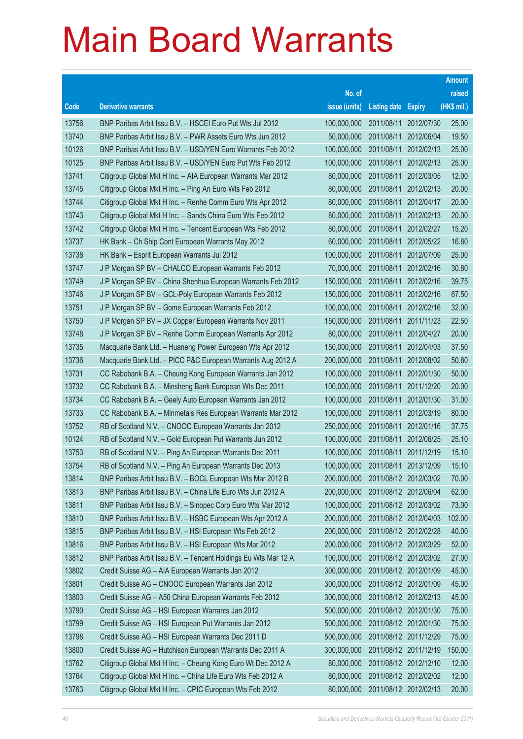# Main Board Warrants

| Code | Derivative warrants | No. of issue (units) | Listing date | Expiry | Amount raised (HK$ mil.) |
|---|---|---|---|---|---|
| 13756 | BNP Paribas Arbit Issu B.V. – HSCEI Euro Put Wts Jul 2012 | 100,000,000 | 2011/08/11 | 2012/07/30 | 25.00 |
| 13740 | BNP Paribas Arbit Issu B.V. – PWR Assets Euro Wts Jun 2012 | 50,000,000 | 2011/08/11 | 2012/06/04 | 19.50 |
| 10126 | BNP Paribas Arbit Issu B.V. – USD/YEN Euro Warrants Feb 2012 | 100,000,000 | 2011/08/11 | 2012/02/13 | 25.00 |
| 10125 | BNP Paribas Arbit Issu B.V. – USD/YEN Euro Put Wts Feb 2012 | 100,000,000 | 2011/08/11 | 2012/02/13 | 25.00 |
| 13741 | Citigroup Global Mkt H Inc. – AIA European Warrants Mar 2012 | 80,000,000 | 2011/08/11 | 2012/03/05 | 12.00 |
| 13745 | Citigroup Global Mkt H Inc. – Ping An Euro Wts Feb 2012 | 80,000,000 | 2011/08/11 | 2012/02/13 | 20.00 |
| 13744 | Citigroup Global Mkt H Inc. – Renhe Comm Euro Wts Apr 2012 | 80,000,000 | 2011/08/11 | 2012/04/17 | 20.00 |
| 13743 | Citigroup Global Mkt H Inc. – Sands China Euro Wts Feb 2012 | 80,000,000 | 2011/08/11 | 2012/02/13 | 20.00 |
| 13742 | Citigroup Global Mkt H Inc. – Tencent European Wts Feb 2012 | 80,000,000 | 2011/08/11 | 2012/02/27 | 15.20 |
| 13737 | HK Bank – Ch Ship Cont European Warrants May 2012 | 60,000,000 | 2011/08/11 | 2012/05/22 | 16.80 |
| 13738 | HK Bank – Esprit European Warrants Jul 2012 | 100,000,000 | 2011/08/11 | 2012/07/09 | 25.00 |
| 13747 | J P Morgan SP BV – CHALCO European Warrants Feb 2012 | 70,000,000 | 2011/08/11 | 2012/02/16 | 30.80 |
| 13749 | J P Morgan SP BV – China Shenhua European Warrants Feb 2012 | 150,000,000 | 2011/08/11 | 2012/02/16 | 39.75 |
| 13746 | J P Morgan SP BV – GCL-Poly European Warrants Feb 2012 | 150,000,000 | 2011/08/11 | 2012/02/16 | 67.50 |
| 13751 | J P Morgan SP BV – Gome European Warrants Feb 2012 | 100,000,000 | 2011/08/11 | 2012/02/16 | 32.00 |
| 13750 | J P Morgan SP BV – JX Copper European Warrants Nov 2011 | 150,000,000 | 2011/08/11 | 2011/11/23 | 22.50 |
| 13748 | J P Morgan SP BV – Renhe Comm European Warrants Apr 2012 | 80,000,000 | 2011/08/11 | 2012/04/27 | 20.00 |
| 13735 | Macquarie Bank Ltd. – Huaneng Power European Wts Apr 2012 | 150,000,000 | 2011/08/11 | 2012/04/03 | 37.50 |
| 13736 | Macquarie Bank Ltd. – PICC P&C European Warrants Aug 2012 A | 200,000,000 | 2011/08/11 | 2012/08/02 | 50.80 |
| 13731 | CC Rabobank B.A. – Cheung Kong European Warrants Jan 2012 | 100,000,000 | 2011/08/11 | 2012/01/30 | 50.00 |
| 13732 | CC Rabobank B.A. – Minsheng Bank European Wts Dec 2011 | 100,000,000 | 2011/08/11 | 2011/12/20 | 20.00 |
| 13734 | CC Rabobank B.A. – Geely Auto European Warrants Jan 2012 | 100,000,000 | 2011/08/11 | 2012/01/30 | 31.00 |
| 13733 | CC Rabobank B.A. – Minmetals Res European Warrants Mar 2012 | 100,000,000 | 2011/08/11 | 2012/03/19 | 80.00 |
| 13752 | RB of Scotland N.V. – CNOOC European Warrants Jan 2012 | 250,000,000 | 2011/08/11 | 2012/01/16 | 37.75 |
| 10124 | RB of Scotland N.V. – Gold European Put Warrants Jun 2012 | 100,000,000 | 2011/08/11 | 2012/06/25 | 25.10 |
| 13753 | RB of Scotland N.V. – Ping An European Warrants Dec 2011 | 100,000,000 | 2011/08/11 | 2011/12/19 | 15.10 |
| 13754 | RB of Scotland N.V. – Ping An European Warrants Dec 2013 | 100,000,000 | 2011/08/11 | 2013/12/09 | 15.10 |
| 13814 | BNP Paribas Arbit Issu B.V. – BOCL European Wts Mar 2012 B | 200,000,000 | 2011/08/12 | 2012/03/02 | 70.00 |
| 13813 | BNP Paribas Arbit Issu B.V. – China Life Euro Wts Jun 2012 A | 200,000,000 | 2011/08/12 | 2012/06/04 | 62.00 |
| 13811 | BNP Paribas Arbit Issu B.V. – Sinopec Corp Euro Wts Mar 2012 | 100,000,000 | 2011/08/12 | 2012/03/02 | 73.00 |
| 13810 | BNP Paribas Arbit Issu B.V. – HSBC European Wts Apr 2012 A | 200,000,000 | 2011/08/12 | 2012/04/03 | 102.00 |
| 13815 | BNP Paribas Arbit Issu B.V. – HSI European Wts Feb 2012 | 200,000,000 | 2011/08/12 | 2012/02/28 | 40.00 |
| 13816 | BNP Paribas Arbit Issu B.V. – HSI European Wts Mar 2012 | 200,000,000 | 2011/08/12 | 2012/03/29 | 52.00 |
| 13812 | BNP Paribas Arbit Issu B.V. – Tencent Holdings Eu Wts Mar 12 A | 100,000,000 | 2011/08/12 | 2012/03/02 | 27.00 |
| 13802 | Credit Suisse AG – AIA European Warrants Jan 2012 | 300,000,000 | 2011/08/12 | 2012/01/09 | 45.00 |
| 13801 | Credit Suisse AG – CNOOC European Warrants Jan 2012 | 300,000,000 | 2011/08/12 | 2012/01/09 | 45.00 |
| 13803 | Credit Suisse AG – A50 China European Warrants Feb 2012 | 300,000,000 | 2011/08/12 | 2012/02/13 | 45.00 |
| 13790 | Credit Suisse AG – HSI European Warrants Jan 2012 | 500,000,000 | 2011/08/12 | 2012/01/30 | 75.00 |
| 13799 | Credit Suisse AG – HSI European Put Warrants Jan 2012 | 500,000,000 | 2011/08/12 | 2012/01/30 | 75.00 |
| 13798 | Credit Suisse AG – HSI European Warrants Dec 2011 D | 500,000,000 | 2011/08/12 | 2011/12/29 | 75.00 |
| 13800 | Credit Suisse AG – Hutchison European Warrants Dec 2011 A | 300,000,000 | 2011/08/12 | 2011/12/19 | 150.00 |
| 13762 | Citigroup Global Mkt H Inc. – Cheung Kong Euro Wt Dec 2012 A | 80,000,000 | 2011/08/12 | 2012/12/10 | 12.00 |
| 13764 | Citigroup Global Mkt H Inc. – China Life Euro Wts Feb 2012 A | 80,000,000 | 2011/08/12 | 2012/02/02 | 12.00 |
| 13763 | Citigroup Global Mkt H Inc. – CPIC European Wts Feb 2012 | 80,000,000 | 2011/08/12 | 2012/02/13 | 20.00 |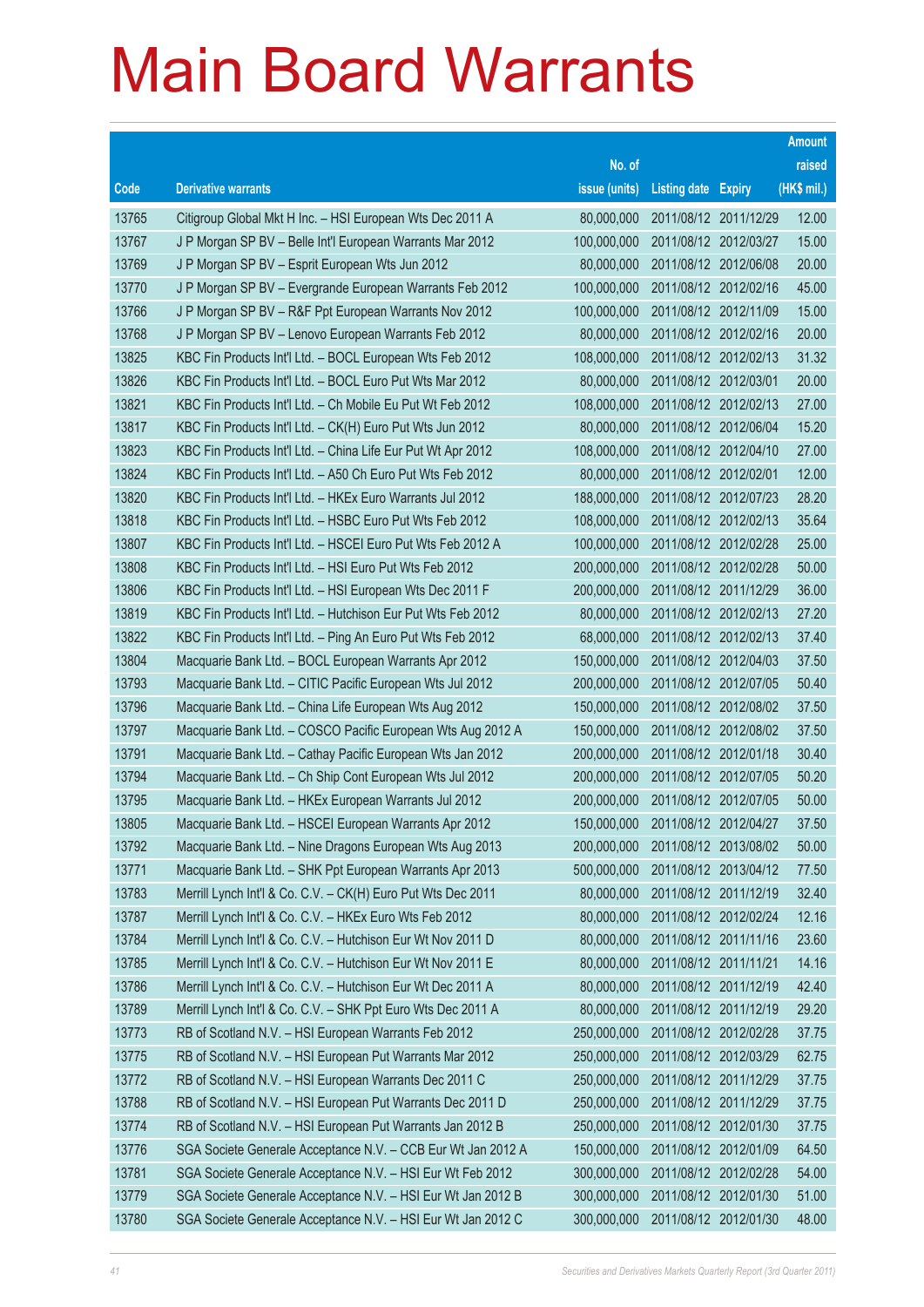# Main Board Warrants

| Code | Derivative warrants | No. of issue (units) | Listing date | Expiry | Amount raised (HK$ mil.) |
|---|---|---|---|---|---|
| 13765 | Citigroup Global Mkt H Inc. – HSI European Wts Dec 2011 A | 80,000,000 | 2011/08/12 | 2011/12/29 | 12.00 |
| 13767 | J P Morgan SP BV – Belle Int'l European Warrants Mar 2012 | 100,000,000 | 2011/08/12 | 2012/03/27 | 15.00 |
| 13769 | J P Morgan SP BV – Esprit European Wts Jun 2012 | 80,000,000 | 2011/08/12 | 2012/06/08 | 20.00 |
| 13770 | J P Morgan SP BV – Evergrande European Warrants Feb 2012 | 100,000,000 | 2011/08/12 | 2012/02/16 | 45.00 |
| 13766 | J P Morgan SP BV – R&F Ppt European Warrants Nov 2012 | 100,000,000 | 2011/08/12 | 2012/11/09 | 15.00 |
| 13768 | J P Morgan SP BV – Lenovo European Warrants Feb 2012 | 80,000,000 | 2011/08/12 | 2012/02/16 | 20.00 |
| 13825 | KBC Fin Products Int'l Ltd. – BOCL European Wts Feb 2012 | 108,000,000 | 2011/08/12 | 2012/02/13 | 31.32 |
| 13826 | KBC Fin Products Int'l Ltd. – BOCL Euro Put Wts Mar 2012 | 80,000,000 | 2011/08/12 | 2012/03/01 | 20.00 |
| 13821 | KBC Fin Products Int'l Ltd. – Ch Mobile Eu Put Wt Feb 2012 | 108,000,000 | 2011/08/12 | 2012/02/13 | 27.00 |
| 13817 | KBC Fin Products Int'l Ltd. – CK(H) Euro Put Wts Jun 2012 | 80,000,000 | 2011/08/12 | 2012/06/04 | 15.20 |
| 13823 | KBC Fin Products Int'l Ltd. – China Life Eur Put Wt Apr 2012 | 108,000,000 | 2011/08/12 | 2012/04/10 | 27.00 |
| 13824 | KBC Fin Products Int'l Ltd. – A50 Ch Euro Put Wts Feb 2012 | 80,000,000 | 2011/08/12 | 2012/02/01 | 12.00 |
| 13820 | KBC Fin Products Int'l Ltd. – HKEx Euro Warrants Jul 2012 | 188,000,000 | 2011/08/12 | 2012/07/23 | 28.20 |
| 13818 | KBC Fin Products Int'l Ltd. – HSBC Euro Put Wts Feb 2012 | 108,000,000 | 2011/08/12 | 2012/02/13 | 35.64 |
| 13807 | KBC Fin Products Int'l Ltd. – HSCEI Euro Put Wts Feb 2012 A | 100,000,000 | 2011/08/12 | 2012/02/28 | 25.00 |
| 13808 | KBC Fin Products Int'l Ltd. – HSI Euro Put Wts Feb 2012 | 200,000,000 | 2011/08/12 | 2012/02/28 | 50.00 |
| 13806 | KBC Fin Products Int'l Ltd. – HSI European Wts Dec 2011 F | 200,000,000 | 2011/08/12 | 2011/12/29 | 36.00 |
| 13819 | KBC Fin Products Int'l Ltd. – Hutchison Eur Put Wts Feb 2012 | 80,000,000 | 2011/08/12 | 2012/02/13 | 27.20 |
| 13822 | KBC Fin Products Int'l Ltd. – Ping An Euro Put Wts Feb 2012 | 68,000,000 | 2011/08/12 | 2012/02/13 | 37.40 |
| 13804 | Macquarie Bank Ltd. – BOCL European Warrants Apr 2012 | 150,000,000 | 2011/08/12 | 2012/04/03 | 37.50 |
| 13793 | Macquarie Bank Ltd. – CITIC Pacific European Wts Jul 2012 | 200,000,000 | 2011/08/12 | 2012/07/05 | 50.40 |
| 13796 | Macquarie Bank Ltd. – China Life European Wts Aug 2012 | 150,000,000 | 2011/08/12 | 2012/08/02 | 37.50 |
| 13797 | Macquarie Bank Ltd. – COSCO Pacific European Wts Aug 2012 A | 150,000,000 | 2011/08/12 | 2012/08/02 | 37.50 |
| 13791 | Macquarie Bank Ltd. – Cathay Pacific European Wts Jan 2012 | 200,000,000 | 2011/08/12 | 2012/01/18 | 30.40 |
| 13794 | Macquarie Bank Ltd. – Ch Ship Cont European Wts Jul 2012 | 200,000,000 | 2011/08/12 | 2012/07/05 | 50.20 |
| 13795 | Macquarie Bank Ltd. – HKEx European Warrants Jul 2012 | 200,000,000 | 2011/08/12 | 2012/07/05 | 50.00 |
| 13805 | Macquarie Bank Ltd. – HSCEI European Warrants Apr 2012 | 150,000,000 | 2011/08/12 | 2012/04/27 | 37.50 |
| 13792 | Macquarie Bank Ltd. – Nine Dragons European Wts Aug 2013 | 200,000,000 | 2011/08/12 | 2013/08/02 | 50.00 |
| 13771 | Macquarie Bank Ltd. – SHK Ppt European Warrants Apr 2013 | 500,000,000 | 2011/08/12 | 2013/04/12 | 77.50 |
| 13783 | Merrill Lynch Int'l & Co. C.V. – CK(H) Euro Put Wts Dec 2011 | 80,000,000 | 2011/08/12 | 2011/12/19 | 32.40 |
| 13787 | Merrill Lynch Int'l & Co. C.V. – HKEx Euro Wts Feb 2012 | 80,000,000 | 2011/08/12 | 2012/02/24 | 12.16 |
| 13784 | Merrill Lynch Int'l & Co. C.V. – Hutchison Eur Wt Nov 2011 D | 80,000,000 | 2011/08/12 | 2011/11/16 | 23.60 |
| 13785 | Merrill Lynch Int'l & Co. C.V. – Hutchison Eur Wt Nov 2011 E | 80,000,000 | 2011/08/12 | 2011/11/21 | 14.16 |
| 13786 | Merrill Lynch Int'l & Co. C.V. – Hutchison Eur Wt Dec 2011 A | 80,000,000 | 2011/08/12 | 2011/12/19 | 42.40 |
| 13789 | Merrill Lynch Int'l & Co. C.V. – SHK Ppt Euro Wts Dec 2011 A | 80,000,000 | 2011/08/12 | 2011/12/19 | 29.20 |
| 13773 | RB of Scotland N.V. – HSI European Warrants Feb 2012 | 250,000,000 | 2011/08/12 | 2012/02/28 | 37.75 |
| 13775 | RB of Scotland N.V. – HSI European Put Warrants Mar 2012 | 250,000,000 | 2011/08/12 | 2012/03/29 | 62.75 |
| 13772 | RB of Scotland N.V. – HSI European Warrants Dec 2011 C | 250,000,000 | 2011/08/12 | 2011/12/29 | 37.75 |
| 13788 | RB of Scotland N.V. – HSI European Put Warrants Dec 2011 D | 250,000,000 | 2011/08/12 | 2011/12/29 | 37.75 |
| 13774 | RB of Scotland N.V. – HSI European Put Warrants Jan 2012 B | 250,000,000 | 2011/08/12 | 2012/01/30 | 37.75 |
| 13776 | SGA Societe Generale Acceptance N.V. – CCB Eur Wt Jan 2012 A | 150,000,000 | 2011/08/12 | 2012/01/09 | 64.50 |
| 13781 | SGA Societe Generale Acceptance N.V. – HSI Eur Wt Feb 2012 | 300,000,000 | 2011/08/12 | 2012/02/28 | 54.00 |
| 13779 | SGA Societe Generale Acceptance N.V. – HSI Eur Wt Jan 2012 B | 300,000,000 | 2011/08/12 | 2012/01/30 | 51.00 |
| 13780 | SGA Societe Generale Acceptance N.V. – HSI Eur Wt Jan 2012 C | 300,000,000 | 2011/08/12 | 2012/01/30 | 48.00 |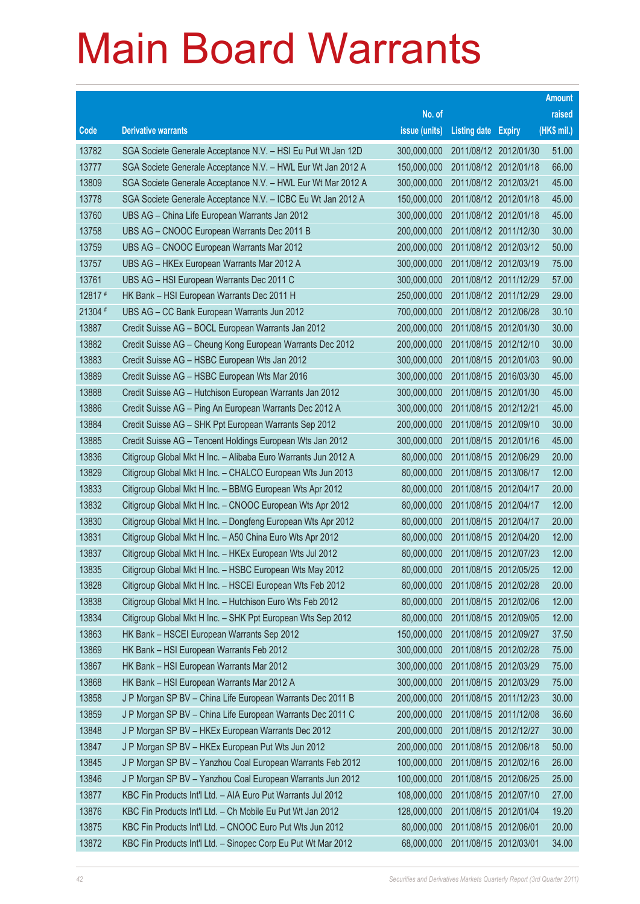# Main Board Warrants

| Code | Derivative warrants | No. of issue (units) | Listing date | Expiry | Amount raised (HK$ mil.) |
|---|---|---|---|---|---|
| 13782 | SGA Societe Generale Acceptance N.V. – HSI Eu Put Wt Jan 12D | 300,000,000 | 2011/08/12 | 2012/01/30 | 51.00 |
| 13777 | SGA Societe Generale Acceptance N.V. – HWL Eur Wt Jan 2012 A | 150,000,000 | 2011/08/12 | 2012/01/18 | 66.00 |
| 13809 | SGA Societe Generale Acceptance N.V. – HWL Eur Wt Mar 2012 A | 300,000,000 | 2011/08/12 | 2012/03/21 | 45.00 |
| 13778 | SGA Societe Generale Acceptance N.V. – ICBC Eu Wt Jan 2012 A | 150,000,000 | 2011/08/12 | 2012/01/18 | 45.00 |
| 13760 | UBS AG – China Life European Warrants Jan 2012 | 300,000,000 | 2011/08/12 | 2012/01/18 | 45.00 |
| 13758 | UBS AG – CNOOC European Warrants Dec 2011 B | 200,000,000 | 2011/08/12 | 2011/12/30 | 30.00 |
| 13759 | UBS AG – CNOOC European Warrants Mar 2012 | 200,000,000 | 2011/08/12 | 2012/03/12 | 50.00 |
| 13757 | UBS AG – HKEx European Warrants Mar 2012 A | 300,000,000 | 2011/08/12 | 2012/03/19 | 75.00 |
| 13761 | UBS AG – HSI European Warrants Dec 2011 C | 300,000,000 | 2011/08/12 | 2011/12/29 | 57.00 |
| 12817 # | HK Bank – HSI European Warrants Dec 2011 H | 250,000,000 | 2011/08/12 | 2011/12/29 | 29.00 |
| 21304 # | UBS AG – CC Bank European Warrants Jun 2012 | 700,000,000 | 2011/08/12 | 2012/06/28 | 30.10 |
| 13887 | Credit Suisse AG – BOCL European Warrants Jan 2012 | 200,000,000 | 2011/08/15 | 2012/01/30 | 30.00 |
| 13882 | Credit Suisse AG – Cheung Kong European Warrants Dec 2012 | 200,000,000 | 2011/08/15 | 2012/12/10 | 30.00 |
| 13883 | Credit Suisse AG – HSBC European Wts Jan 2012 | 300,000,000 | 2011/08/15 | 2012/01/03 | 90.00 |
| 13889 | Credit Suisse AG – HSBC European Wts Mar 2016 | 300,000,000 | 2011/08/15 | 2016/03/30 | 45.00 |
| 13888 | Credit Suisse AG – Hutchison European Warrants Jan 2012 | 300,000,000 | 2011/08/15 | 2012/01/30 | 45.00 |
| 13886 | Credit Suisse AG – Ping An European Warrants Dec 2012 A | 300,000,000 | 2011/08/15 | 2012/12/21 | 45.00 |
| 13884 | Credit Suisse AG – SHK Ppt European Warrants Sep 2012 | 200,000,000 | 2011/08/15 | 2012/09/10 | 30.00 |
| 13885 | Credit Suisse AG – Tencent Holdings European Wts Jan 2012 | 300,000,000 | 2011/08/15 | 2012/01/16 | 45.00 |
| 13836 | Citigroup Global Mkt H Inc. – Alibaba Euro Warrants Jun 2012 A | 80,000,000 | 2011/08/15 | 2012/06/29 | 20.00 |
| 13829 | Citigroup Global Mkt H Inc. – CHALCO European Wts Jun 2013 | 80,000,000 | 2011/08/15 | 2013/06/17 | 12.00 |
| 13833 | Citigroup Global Mkt H Inc. – BBMG European Wts Apr 2012 | 80,000,000 | 2011/08/15 | 2012/04/17 | 20.00 |
| 13832 | Citigroup Global Mkt H Inc. – CNOOC European Wts Apr 2012 | 80,000,000 | 2011/08/15 | 2012/04/17 | 12.00 |
| 13830 | Citigroup Global Mkt H Inc. – Dongfeng European Wts Apr 2012 | 80,000,000 | 2011/08/15 | 2012/04/17 | 20.00 |
| 13831 | Citigroup Global Mkt H Inc. – A50 China Euro Wts Apr 2012 | 80,000,000 | 2011/08/15 | 2012/04/20 | 12.00 |
| 13837 | Citigroup Global Mkt H Inc. – HKEx European Wts Jul 2012 | 80,000,000 | 2011/08/15 | 2012/07/23 | 12.00 |
| 13835 | Citigroup Global Mkt H Inc. – HSBC European Wts May 2012 | 80,000,000 | 2011/08/15 | 2012/05/25 | 12.00 |
| 13828 | Citigroup Global Mkt H Inc. – HSCEI European Wts Feb 2012 | 80,000,000 | 2011/08/15 | 2012/02/28 | 20.00 |
| 13838 | Citigroup Global Mkt H Inc. – Hutchison Euro Wts Feb 2012 | 80,000,000 | 2011/08/15 | 2012/02/06 | 12.00 |
| 13834 | Citigroup Global Mkt H Inc. – SHK Ppt European Wts Sep 2012 | 80,000,000 | 2011/08/15 | 2012/09/05 | 12.00 |
| 13863 | HK Bank – HSCEI European Warrants Sep 2012 | 150,000,000 | 2011/08/15 | 2012/09/27 | 37.50 |
| 13869 | HK Bank – HSI European Warrants Feb 2012 | 300,000,000 | 2011/08/15 | 2012/02/28 | 75.00 |
| 13867 | HK Bank – HSI European Warrants Mar 2012 | 300,000,000 | 2011/08/15 | 2012/03/29 | 75.00 |
| 13868 | HK Bank – HSI European Warrants Mar 2012 A | 300,000,000 | 2011/08/15 | 2012/03/29 | 75.00 |
| 13858 | J P Morgan SP BV – China Life European Warrants Dec 2011 B | 200,000,000 | 2011/08/15 | 2011/12/23 | 30.00 |
| 13859 | J P Morgan SP BV – China Life European Warrants Dec 2011 C | 200,000,000 | 2011/08/15 | 2011/12/08 | 36.60 |
| 13848 | J P Morgan SP BV – HKEx European Warrants Dec 2012 | 200,000,000 | 2011/08/15 | 2012/12/27 | 30.00 |
| 13847 | J P Morgan SP BV – HKEx European Put Wts Jun 2012 | 200,000,000 | 2011/08/15 | 2012/06/18 | 50.00 |
| 13845 | J P Morgan SP BV – Yanzhou Coal European Warrants Feb 2012 | 100,000,000 | 2011/08/15 | 2012/02/16 | 26.00 |
| 13846 | J P Morgan SP BV – Yanzhou Coal European Warrants Jun 2012 | 100,000,000 | 2011/08/15 | 2012/06/25 | 25.00 |
| 13877 | KBC Fin Products Int'l Ltd. – AIA Euro Put Warrants Jul 2012 | 108,000,000 | 2011/08/15 | 2012/07/10 | 27.00 |
| 13876 | KBC Fin Products Int'l Ltd. – Ch Mobile Eu Put Wt Jan 2012 | 128,000,000 | 2011/08/15 | 2012/01/04 | 19.20 |
| 13875 | KBC Fin Products Int'l Ltd. – CNOOC Euro Put Wts Jun 2012 | 80,000,000 | 2011/08/15 | 2012/06/01 | 20.00 |
| 13872 | KBC Fin Products Int'l Ltd. – Sinopec Corp Eu Put Wt Mar 2012 | 68,000,000 | 2011/08/15 | 2012/03/01 | 34.00 |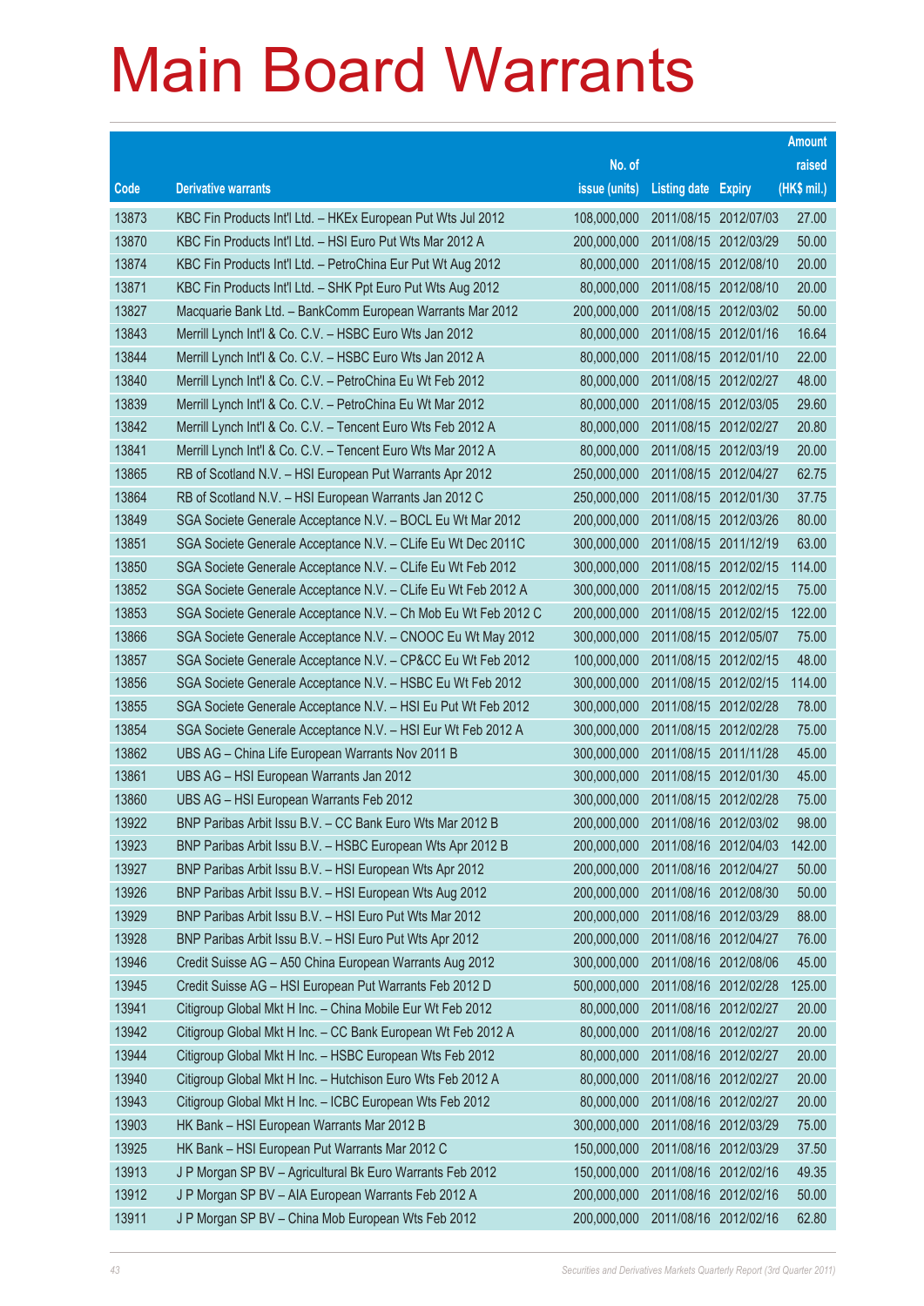# Main Board Warrants

| Code | Derivative warrants | No. of issue (units) | Listing date | Expiry | Amount raised (HK$ mil.) |
|---|---|---|---|---|---|
| 13873 | KBC Fin Products Int'l Ltd. – HKEx European Put Wts Jul 2012 | 108,000,000 | 2011/08/15 | 2012/07/03 | 27.00 |
| 13870 | KBC Fin Products Int'l Ltd. – HSI Euro Put Wts Mar 2012 A | 200,000,000 | 2011/08/15 | 2012/03/29 | 50.00 |
| 13874 | KBC Fin Products Int'l Ltd. – PetroChina Eur Put Wt Aug 2012 | 80,000,000 | 2011/08/15 | 2012/08/10 | 20.00 |
| 13871 | KBC Fin Products Int'l Ltd. – SHK Ppt Euro Put Wts Aug 2012 | 80,000,000 | 2011/08/15 | 2012/08/10 | 20.00 |
| 13827 | Macquarie Bank Ltd. – BankComm European Warrants Mar 2012 | 200,000,000 | 2011/08/15 | 2012/03/02 | 50.00 |
| 13843 | Merrill Lynch Int'l & Co. C.V. – HSBC Euro Wts Jan 2012 | 80,000,000 | 2011/08/15 | 2012/01/16 | 16.64 |
| 13844 | Merrill Lynch Int'l & Co. C.V. – HSBC Euro Wts Jan 2012 A | 80,000,000 | 2011/08/15 | 2012/01/10 | 22.00 |
| 13840 | Merrill Lynch Int'l & Co. C.V. – PetroChina Eu Wt Feb 2012 | 80,000,000 | 2011/08/15 | 2012/02/27 | 48.00 |
| 13839 | Merrill Lynch Int'l & Co. C.V. – PetroChina Eu Wt Mar 2012 | 80,000,000 | 2011/08/15 | 2012/03/05 | 29.60 |
| 13842 | Merrill Lynch Int'l & Co. C.V. – Tencent Euro Wts Feb 2012 A | 80,000,000 | 2011/08/15 | 2012/02/27 | 20.80 |
| 13841 | Merrill Lynch Int'l & Co. C.V. – Tencent Euro Wts Mar 2012 A | 80,000,000 | 2011/08/15 | 2012/03/19 | 20.00 |
| 13865 | RB of Scotland N.V. – HSI European Put Warrants Apr 2012 | 250,000,000 | 2011/08/15 | 2012/04/27 | 62.75 |
| 13864 | RB of Scotland N.V. – HSI European Warrants Jan 2012 C | 250,000,000 | 2011/08/15 | 2012/01/30 | 37.75 |
| 13849 | SGA Societe Generale Acceptance N.V. – BOCL Eu Wt Mar 2012 | 200,000,000 | 2011/08/15 | 2012/03/26 | 80.00 |
| 13851 | SGA Societe Generale Acceptance N.V. – CLife Eu Wt Dec 2011C | 300,000,000 | 2011/08/15 | 2011/12/19 | 63.00 |
| 13850 | SGA Societe Generale Acceptance N.V. – CLife Eu Wt Feb 2012 | 300,000,000 | 2011/08/15 | 2012/02/15 | 114.00 |
| 13852 | SGA Societe Generale Acceptance N.V. – CLife Eu Wt Feb 2012 A | 300,000,000 | 2011/08/15 | 2012/02/15 | 75.00 |
| 13853 | SGA Societe Generale Acceptance N.V. – Ch Mob Eu Wt Feb 2012 C | 200,000,000 | 2011/08/15 | 2012/02/15 | 122.00 |
| 13866 | SGA Societe Generale Acceptance N.V. – CNOOC Eu Wt May 2012 | 300,000,000 | 2011/08/15 | 2012/05/07 | 75.00 |
| 13857 | SGA Societe Generale Acceptance N.V. – CP&CC Eu Wt Feb 2012 | 100,000,000 | 2011/08/15 | 2012/02/15 | 48.00 |
| 13856 | SGA Societe Generale Acceptance N.V. – HSBC Eu Wt Feb 2012 | 300,000,000 | 2011/08/15 | 2012/02/15 | 114.00 |
| 13855 | SGA Societe Generale Acceptance N.V. – HSI Eu Put Wt Feb 2012 | 300,000,000 | 2011/08/15 | 2012/02/28 | 78.00 |
| 13854 | SGA Societe Generale Acceptance N.V. – HSI Eur Wt Feb 2012 A | 300,000,000 | 2011/08/15 | 2012/02/28 | 75.00 |
| 13862 | UBS AG – China Life European Warrants Nov 2011 B | 300,000,000 | 2011/08/15 | 2011/11/28 | 45.00 |
| 13861 | UBS AG – HSI European Warrants Jan 2012 | 300,000,000 | 2011/08/15 | 2012/01/30 | 45.00 |
| 13860 | UBS AG – HSI European Warrants Feb 2012 | 300,000,000 | 2011/08/15 | 2012/02/28 | 75.00 |
| 13922 | BNP Paribas Arbit Issu B.V. – CC Bank Euro Wts Mar 2012 B | 200,000,000 | 2011/08/16 | 2012/03/02 | 98.00 |
| 13923 | BNP Paribas Arbit Issu B.V. – HSBC European Wts Apr 2012 B | 200,000,000 | 2011/08/16 | 2012/04/03 | 142.00 |
| 13927 | BNP Paribas Arbit Issu B.V. – HSI European Wts Apr 2012 | 200,000,000 | 2011/08/16 | 2012/04/27 | 50.00 |
| 13926 | BNP Paribas Arbit Issu B.V. – HSI European Wts Aug 2012 | 200,000,000 | 2011/08/16 | 2012/08/30 | 50.00 |
| 13929 | BNP Paribas Arbit Issu B.V. – HSI Euro Put Wts Mar 2012 | 200,000,000 | 2011/08/16 | 2012/03/29 | 88.00 |
| 13928 | BNP Paribas Arbit Issu B.V. – HSI Euro Put Wts Apr 2012 | 200,000,000 | 2011/08/16 | 2012/04/27 | 76.00 |
| 13946 | Credit Suisse AG – A50 China European Warrants Aug 2012 | 300,000,000 | 2011/08/16 | 2012/08/06 | 45.00 |
| 13945 | Credit Suisse AG – HSI European Put Warrants Feb 2012 D | 500,000,000 | 2011/08/16 | 2012/02/28 | 125.00 |
| 13941 | Citigroup Global Mkt H Inc. – China Mobile Eur Wt Feb 2012 | 80,000,000 | 2011/08/16 | 2012/02/27 | 20.00 |
| 13942 | Citigroup Global Mkt H Inc. – CC Bank European Wt Feb 2012 A | 80,000,000 | 2011/08/16 | 2012/02/27 | 20.00 |
| 13944 | Citigroup Global Mkt H Inc. – HSBC European Wts Feb 2012 | 80,000,000 | 2011/08/16 | 2012/02/27 | 20.00 |
| 13940 | Citigroup Global Mkt H Inc. – Hutchison Euro Wts Feb 2012 A | 80,000,000 | 2011/08/16 | 2012/02/27 | 20.00 |
| 13943 | Citigroup Global Mkt H Inc. – ICBC European Wts Feb 2012 | 80,000,000 | 2011/08/16 | 2012/02/27 | 20.00 |
| 13903 | HK Bank – HSI European Warrants Mar 2012 B | 300,000,000 | 2011/08/16 | 2012/03/29 | 75.00 |
| 13925 | HK Bank – HSI European Put Warrants Mar 2012 C | 150,000,000 | 2011/08/16 | 2012/03/29 | 37.50 |
| 13913 | J P Morgan SP BV – Agricultural Bk Euro Warrants Feb 2012 | 150,000,000 | 2011/08/16 | 2012/02/16 | 49.35 |
| 13912 | J P Morgan SP BV – AIA European Warrants Feb 2012 A | 200,000,000 | 2011/08/16 | 2012/02/16 | 50.00 |
| 13911 | J P Morgan SP BV – China Mob European Wts Feb 2012 | 200,000,000 | 2011/08/16 | 2012/02/16 | 62.80 |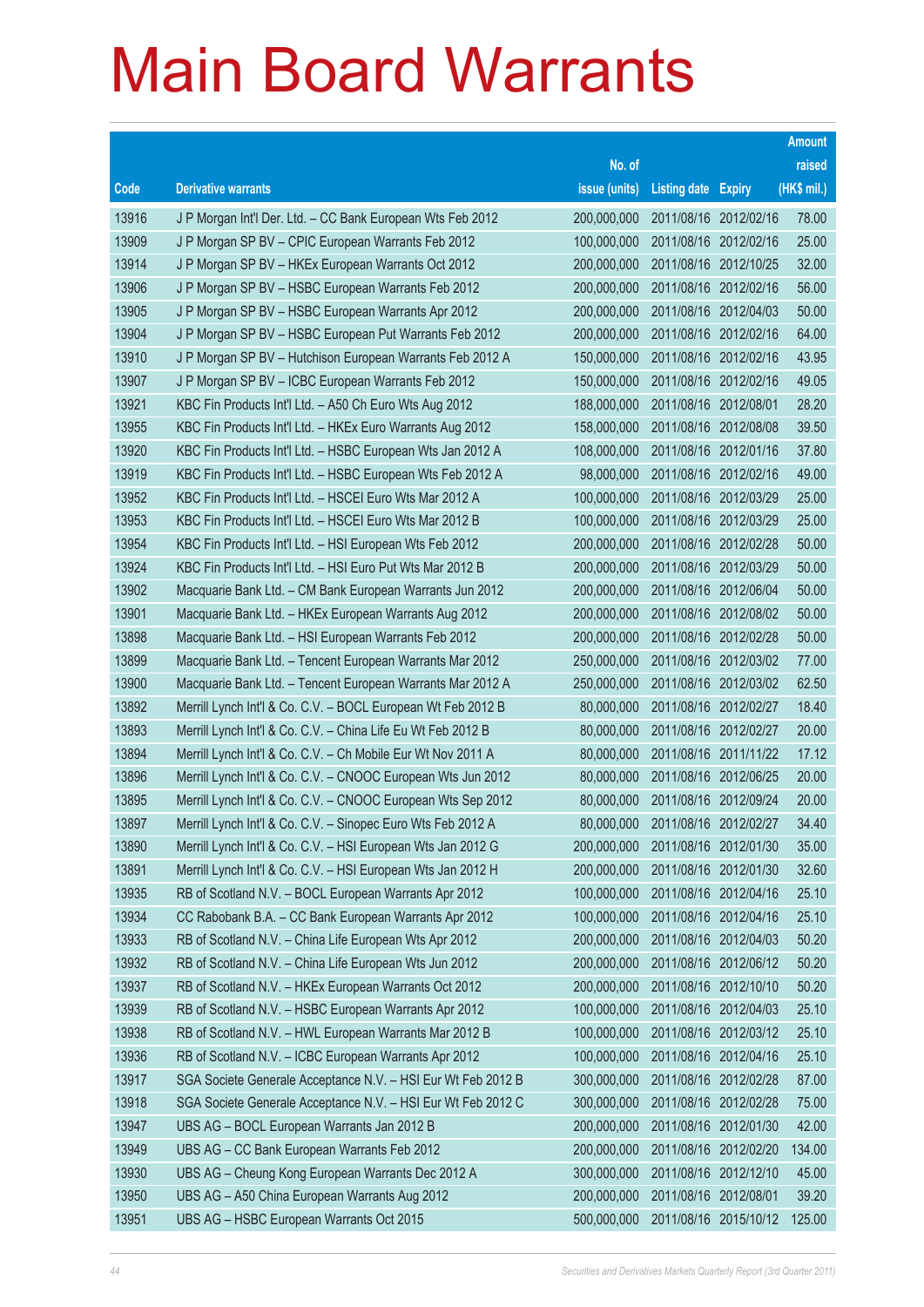# Main Board Warrants

| Code | Derivative warrants | No. of issue (units) | Listing date | Expiry | Amount raised (HK$ mil.) |
|---|---|---|---|---|---|
| 13916 | J P Morgan Int'l Der. Ltd. – CC Bank European Wts Feb 2012 | 200,000,000 | 2011/08/16 | 2012/02/16 | 78.00 |
| 13909 | J P Morgan SP BV – CPIC European Warrants Feb 2012 | 100,000,000 | 2011/08/16 | 2012/02/16 | 25.00 |
| 13914 | J P Morgan SP BV – HKEx European Warrants Oct 2012 | 200,000,000 | 2011/08/16 | 2012/10/25 | 32.00 |
| 13906 | J P Morgan SP BV – HSBC European Warrants Feb 2012 | 200,000,000 | 2011/08/16 | 2012/02/16 | 56.00 |
| 13905 | J P Morgan SP BV – HSBC European Warrants Apr 2012 | 200,000,000 | 2011/08/16 | 2012/04/03 | 50.00 |
| 13904 | J P Morgan SP BV – HSBC European Put Warrants Feb 2012 | 200,000,000 | 2011/08/16 | 2012/02/16 | 64.00 |
| 13910 | J P Morgan SP BV – Hutchison European Warrants Feb 2012 A | 150,000,000 | 2011/08/16 | 2012/02/16 | 43.95 |
| 13907 | J P Morgan SP BV – ICBC European Warrants Feb 2012 | 150,000,000 | 2011/08/16 | 2012/02/16 | 49.05 |
| 13921 | KBC Fin Products Int'l Ltd. – A50 Ch Euro Wts Aug 2012 | 188,000,000 | 2011/08/16 | 2012/08/01 | 28.20 |
| 13955 | KBC Fin Products Int'l Ltd. – HKEx Euro Warrants Aug 2012 | 158,000,000 | 2011/08/16 | 2012/08/08 | 39.50 |
| 13920 | KBC Fin Products Int'l Ltd. – HSBC European Wts Jan 2012 A | 108,000,000 | 2011/08/16 | 2012/01/16 | 37.80 |
| 13919 | KBC Fin Products Int'l Ltd. – HSBC European Wts Feb 2012 A | 98,000,000 | 2011/08/16 | 2012/02/16 | 49.00 |
| 13952 | KBC Fin Products Int'l Ltd. – HSCEI Euro Wts Mar 2012 A | 100,000,000 | 2011/08/16 | 2012/03/29 | 25.00 |
| 13953 | KBC Fin Products Int'l Ltd. – HSCEI Euro Wts Mar 2012 B | 100,000,000 | 2011/08/16 | 2012/03/29 | 25.00 |
| 13954 | KBC Fin Products Int'l Ltd. – HSI European Wts Feb 2012 | 200,000,000 | 2011/08/16 | 2012/02/28 | 50.00 |
| 13924 | KBC Fin Products Int'l Ltd. – HSI Euro Put Wts Mar 2012 B | 200,000,000 | 2011/08/16 | 2012/03/29 | 50.00 |
| 13902 | Macquarie Bank Ltd. – CM Bank European Warrants Jun 2012 | 200,000,000 | 2011/08/16 | 2012/06/04 | 50.00 |
| 13901 | Macquarie Bank Ltd. – HKEx European Warrants Aug 2012 | 200,000,000 | 2011/08/16 | 2012/08/02 | 50.00 |
| 13898 | Macquarie Bank Ltd. – HSI European Warrants Feb 2012 | 200,000,000 | 2011/08/16 | 2012/02/28 | 50.00 |
| 13899 | Macquarie Bank Ltd. – Tencent European Warrants Mar 2012 | 250,000,000 | 2011/08/16 | 2012/03/02 | 77.00 |
| 13900 | Macquarie Bank Ltd. – Tencent European Warrants Mar 2012 A | 250,000,000 | 2011/08/16 | 2012/03/02 | 62.50 |
| 13892 | Merrill Lynch Int'l & Co. C.V. – BOCL European Wt Feb 2012 B | 80,000,000 | 2011/08/16 | 2012/02/27 | 18.40 |
| 13893 | Merrill Lynch Int'l & Co. C.V. – China Life Eu Wt Feb 2012 B | 80,000,000 | 2011/08/16 | 2012/02/27 | 20.00 |
| 13894 | Merrill Lynch Int'l & Co. C.V. – Ch Mobile Eur Wt Nov 2011 A | 80,000,000 | 2011/08/16 | 2011/11/22 | 17.12 |
| 13896 | Merrill Lynch Int'l & Co. C.V. – CNOOC European Wts Jun 2012 | 80,000,000 | 2011/08/16 | 2012/06/25 | 20.00 |
| 13895 | Merrill Lynch Int'l & Co. C.V. – CNOOC European Wts Sep 2012 | 80,000,000 | 2011/08/16 | 2012/09/24 | 20.00 |
| 13897 | Merrill Lynch Int'l & Co. C.V. – Sinopec Euro Wts Feb 2012 A | 80,000,000 | 2011/08/16 | 2012/02/27 | 34.40 |
| 13890 | Merrill Lynch Int'l & Co. C.V. – HSI European Wts Jan 2012 G | 200,000,000 | 2011/08/16 | 2012/01/30 | 35.00 |
| 13891 | Merrill Lynch Int'l & Co. C.V. – HSI European Wts Jan 2012 H | 200,000,000 | 2011/08/16 | 2012/01/30 | 32.60 |
| 13935 | RB of Scotland N.V. – BOCL European Warrants Apr 2012 | 100,000,000 | 2011/08/16 | 2012/04/16 | 25.10 |
| 13934 | CC Rabobank B.A. – CC Bank European Warrants Apr 2012 | 100,000,000 | 2011/08/16 | 2012/04/16 | 25.10 |
| 13933 | RB of Scotland N.V. – China Life European Wts Apr 2012 | 200,000,000 | 2011/08/16 | 2012/04/03 | 50.20 |
| 13932 | RB of Scotland N.V. – China Life European Wts Jun 2012 | 200,000,000 | 2011/08/16 | 2012/06/12 | 50.20 |
| 13937 | RB of Scotland N.V. – HKEx European Warrants Oct 2012 | 200,000,000 | 2011/08/16 | 2012/10/10 | 50.20 |
| 13939 | RB of Scotland N.V. – HSBC European Warrants Apr 2012 | 100,000,000 | 2011/08/16 | 2012/04/03 | 25.10 |
| 13938 | RB of Scotland N.V. – HWL European Warrants Mar 2012 B | 100,000,000 | 2011/08/16 | 2012/03/12 | 25.10 |
| 13936 | RB of Scotland N.V. – ICBC European Warrants Apr 2012 | 100,000,000 | 2011/08/16 | 2012/04/16 | 25.10 |
| 13917 | SGA Societe Generale Acceptance N.V. – HSI Eur Wt Feb 2012 B | 300,000,000 | 2011/08/16 | 2012/02/28 | 87.00 |
| 13918 | SGA Societe Generale Acceptance N.V. – HSI Eur Wt Feb 2012 C | 300,000,000 | 2011/08/16 | 2012/02/28 | 75.00 |
| 13947 | UBS AG – BOCL European Warrants Jan 2012 B | 200,000,000 | 2011/08/16 | 2012/01/30 | 42.00 |
| 13949 | UBS AG – CC Bank European Warrants Feb 2012 | 200,000,000 | 2011/08/16 | 2012/02/20 | 134.00 |
| 13930 | UBS AG – Cheung Kong European Warrants Dec 2012 A | 300,000,000 | 2011/08/16 | 2012/12/10 | 45.00 |
| 13950 | UBS AG – A50 China European Warrants Aug 2012 | 200,000,000 | 2011/08/16 | 2012/08/01 | 39.20 |
| 13951 | UBS AG – HSBC European Warrants Oct 2015 | 500,000,000 | 2011/08/16 | 2015/10/12 | 125.00 |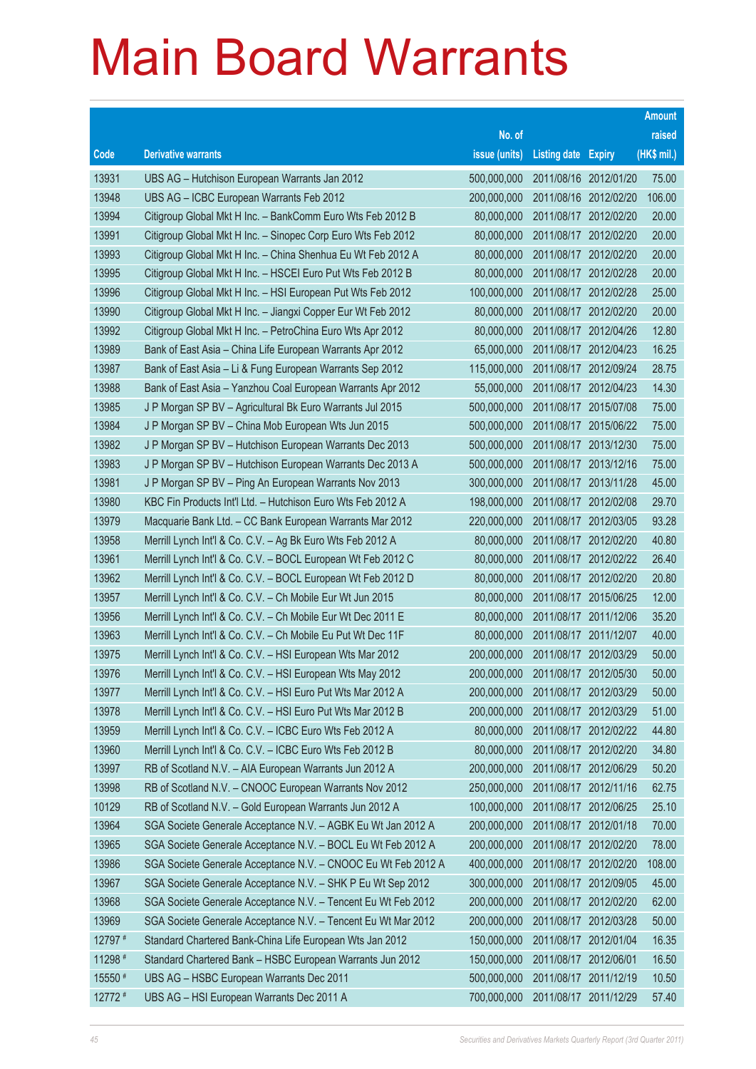# Main Board Warrants

| Code | Derivative warrants | No. of issue (units) | Listing date | Expiry | Amount raised (HK$ mil.) |
|---|---|---|---|---|---|
| 13931 | UBS AG – Hutchison European Warrants Jan 2012 | 500,000,000 | 2011/08/16 | 2012/01/20 | 75.00 |
| 13948 | UBS AG – ICBC European Warrants Feb 2012 | 200,000,000 | 2011/08/16 | 2012/02/20 | 106.00 |
| 13994 | Citigroup Global Mkt H Inc. – BankComm Euro Wts Feb 2012 B | 80,000,000 | 2011/08/17 | 2012/02/20 | 20.00 |
| 13991 | Citigroup Global Mkt H Inc. – Sinopec Corp Euro Wts Feb 2012 | 80,000,000 | 2011/08/17 | 2012/02/20 | 20.00 |
| 13993 | Citigroup Global Mkt H Inc. – China Shenhua Eu Wt Feb 2012 A | 80,000,000 | 2011/08/17 | 2012/02/20 | 20.00 |
| 13995 | Citigroup Global Mkt H Inc. – HSCEI Euro Put Wts Feb 2012 B | 80,000,000 | 2011/08/17 | 2012/02/28 | 20.00 |
| 13996 | Citigroup Global Mkt H Inc. – HSI European Put Wts Feb 2012 | 100,000,000 | 2011/08/17 | 2012/02/28 | 25.00 |
| 13990 | Citigroup Global Mkt H Inc. – Jiangxi Copper Eur Wt Feb 2012 | 80,000,000 | 2011/08/17 | 2012/02/20 | 20.00 |
| 13992 | Citigroup Global Mkt H Inc. – PetroChina Euro Wts Apr 2012 | 80,000,000 | 2011/08/17 | 2012/04/26 | 12.80 |
| 13989 | Bank of East Asia – China Life European Warrants Apr 2012 | 65,000,000 | 2011/08/17 | 2012/04/23 | 16.25 |
| 13987 | Bank of East Asia – Li & Fung European Warrants Sep 2012 | 115,000,000 | 2011/08/17 | 2012/09/24 | 28.75 |
| 13988 | Bank of East Asia – Yanzhou Coal European Warrants Apr 2012 | 55,000,000 | 2011/08/17 | 2012/04/23 | 14.30 |
| 13985 | J P Morgan SP BV – Agricultural Bk Euro Warrants Jul 2015 | 500,000,000 | 2011/08/17 | 2015/07/08 | 75.00 |
| 13984 | J P Morgan SP BV – China Mob European Wts Jun 2015 | 500,000,000 | 2011/08/17 | 2015/06/22 | 75.00 |
| 13982 | J P Morgan SP BV – Hutchison European Warrants Dec 2013 | 500,000,000 | 2011/08/17 | 2013/12/30 | 75.00 |
| 13983 | J P Morgan SP BV – Hutchison European Warrants Dec 2013 A | 500,000,000 | 2011/08/17 | 2013/12/16 | 75.00 |
| 13981 | J P Morgan SP BV – Ping An European Warrants Nov 2013 | 300,000,000 | 2011/08/17 | 2013/11/28 | 45.00 |
| 13980 | KBC Fin Products Int'l Ltd. – Hutchison Euro Wts Feb 2012 A | 198,000,000 | 2011/08/17 | 2012/02/08 | 29.70 |
| 13979 | Macquarie Bank Ltd. – CC Bank European Warrants Mar 2012 | 220,000,000 | 2011/08/17 | 2012/03/05 | 93.28 |
| 13958 | Merrill Lynch Int'l & Co. C.V. – Ag Bk Euro Wts Feb 2012 A | 80,000,000 | 2011/08/17 | 2012/02/20 | 40.80 |
| 13961 | Merrill Lynch Int'l & Co. C.V. – BOCL European Wt Feb 2012 C | 80,000,000 | 2011/08/17 | 2012/02/22 | 26.40 |
| 13962 | Merrill Lynch Int'l & Co. C.V. – BOCL European Wt Feb 2012 D | 80,000,000 | 2011/08/17 | 2012/02/20 | 20.80 |
| 13957 | Merrill Lynch Int'l & Co. C.V. – Ch Mobile Eur Wt Jun 2015 | 80,000,000 | 2011/08/17 | 2015/06/25 | 12.00 |
| 13956 | Merrill Lynch Int'l & Co. C.V. – Ch Mobile Eur Wt Dec 2011 E | 80,000,000 | 2011/08/17 | 2011/12/06 | 35.20 |
| 13963 | Merrill Lynch Int'l & Co. C.V. – Ch Mobile Eu Put Wt Dec 11F | 80,000,000 | 2011/08/17 | 2011/12/07 | 40.00 |
| 13975 | Merrill Lynch Int'l & Co. C.V. – HSI European Wts Mar 2012 | 200,000,000 | 2011/08/17 | 2012/03/29 | 50.00 |
| 13976 | Merrill Lynch Int'l & Co. C.V. – HSI European Wts May 2012 | 200,000,000 | 2011/08/17 | 2012/05/30 | 50.00 |
| 13977 | Merrill Lynch Int'l & Co. C.V. – HSI Euro Put Wts Mar 2012 A | 200,000,000 | 2011/08/17 | 2012/03/29 | 50.00 |
| 13978 | Merrill Lynch Int'l & Co. C.V. – HSI Euro Put Wts Mar 2012 B | 200,000,000 | 2011/08/17 | 2012/03/29 | 51.00 |
| 13959 | Merrill Lynch Int'l & Co. C.V. – ICBC Euro Wts Feb 2012 A | 80,000,000 | 2011/08/17 | 2012/02/22 | 44.80 |
| 13960 | Merrill Lynch Int'l & Co. C.V. – ICBC Euro Wts Feb 2012 B | 80,000,000 | 2011/08/17 | 2012/02/20 | 34.80 |
| 13997 | RB of Scotland N.V. – AIA European Warrants Jun 2012 A | 200,000,000 | 2011/08/17 | 2012/06/29 | 50.20 |
| 13998 | RB of Scotland N.V. – CNOOC European Warrants Nov 2012 | 250,000,000 | 2011/08/17 | 2012/11/16 | 62.75 |
| 10129 | RB of Scotland N.V. – Gold European Warrants Jun 2012 A | 100,000,000 | 2011/08/17 | 2012/06/25 | 25.10 |
| 13964 | SGA Societe Generale Acceptance N.V. – AGBK Eu Wt Jan 2012 A | 200,000,000 | 2011/08/17 | 2012/01/18 | 70.00 |
| 13965 | SGA Societe Generale Acceptance N.V. – BOCL Eu Wt Feb 2012 A | 200,000,000 | 2011/08/17 | 2012/02/20 | 78.00 |
| 13986 | SGA Societe Generale Acceptance N.V. – CNOOC Eu Wt Feb 2012 A | 400,000,000 | 2011/08/17 | 2012/02/20 | 108.00 |
| 13967 | SGA Societe Generale Acceptance N.V. – SHK P Eu Wt Sep 2012 | 300,000,000 | 2011/08/17 | 2012/09/05 | 45.00 |
| 13968 | SGA Societe Generale Acceptance N.V. – Tencent Eu Wt Feb 2012 | 200,000,000 | 2011/08/17 | 2012/02/20 | 62.00 |
| 13969 | SGA Societe Generale Acceptance N.V. – Tencent Eu Wt Mar 2012 | 200,000,000 | 2011/08/17 | 2012/03/28 | 50.00 |
| 12797 # | Standard Chartered Bank-China Life European Wts Jan 2012 | 150,000,000 | 2011/08/17 | 2012/01/04 | 16.35 |
| 11298 # | Standard Chartered Bank – HSBC European Warrants Jun 2012 | 150,000,000 | 2011/08/17 | 2012/06/01 | 16.50 |
| 15550 # | UBS AG – HSBC European Warrants Dec 2011 | 500,000,000 | 2011/08/17 | 2011/12/19 | 10.50 |
| 12772 # | UBS AG – HSI European Warrants Dec 2011 A | 700,000,000 | 2011/08/17 | 2011/12/29 | 57.40 |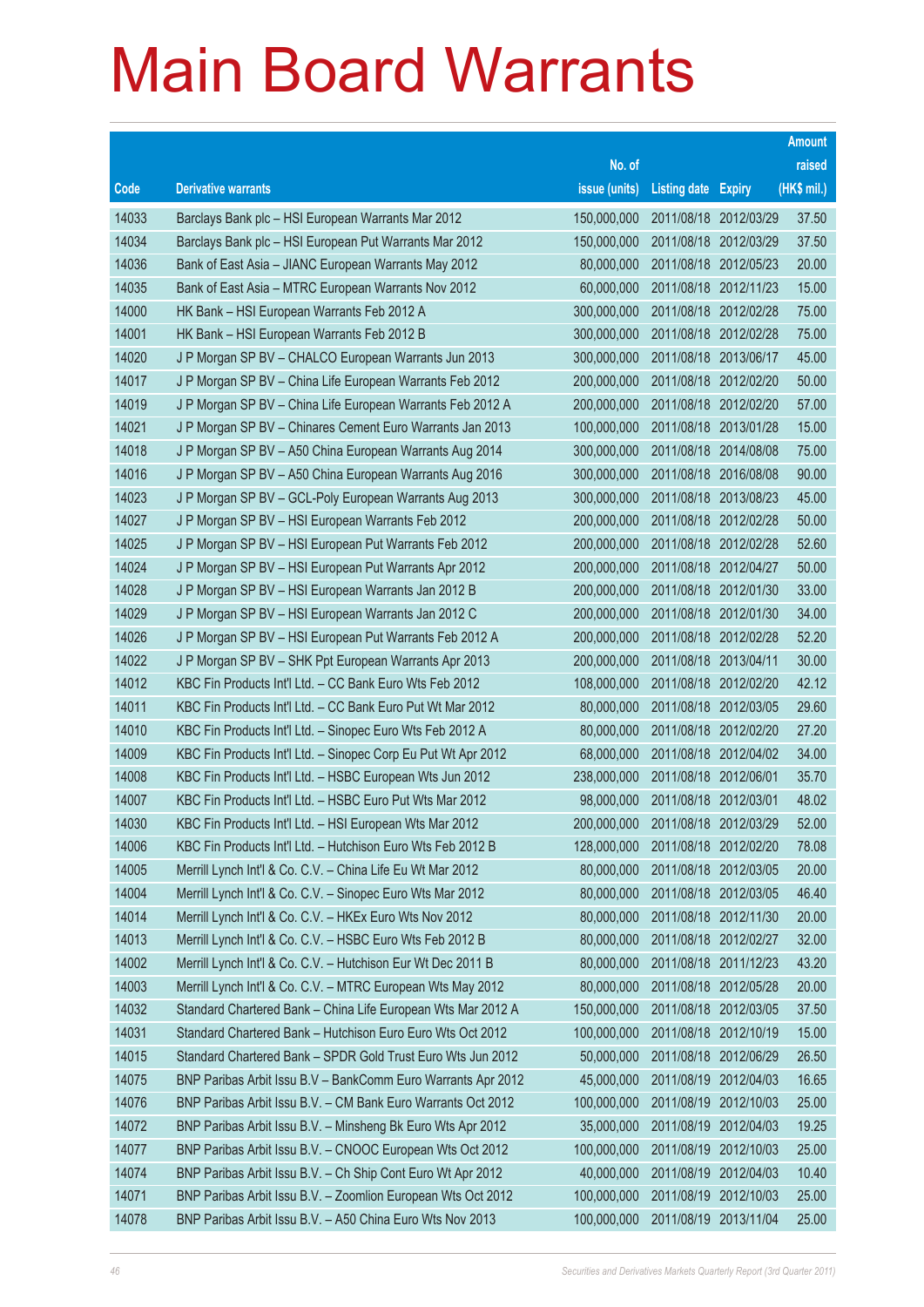# Main Board Warrants

| Code | Derivative warrants | No. of issue (units) | Listing date | Expiry | Amount raised (HK$ mil.) |
|---|---|---|---|---|---|
| 14033 | Barclays Bank plc – HSI European Warrants Mar 2012 | 150,000,000 | 2011/08/18 | 2012/03/29 | 37.50 |
| 14034 | Barclays Bank plc – HSI European Put Warrants Mar 2012 | 150,000,000 | 2011/08/18 | 2012/03/29 | 37.50 |
| 14036 | Bank of East Asia – JIANC European Warrants May 2012 | 80,000,000 | 2011/08/18 | 2012/05/23 | 20.00 |
| 14035 | Bank of East Asia – MTRC European Warrants Nov 2012 | 60,000,000 | 2011/08/18 | 2012/11/23 | 15.00 |
| 14000 | HK Bank – HSI European Warrants Feb 2012 A | 300,000,000 | 2011/08/18 | 2012/02/28 | 75.00 |
| 14001 | HK Bank – HSI European Warrants Feb 2012 B | 300,000,000 | 2011/08/18 | 2012/02/28 | 75.00 |
| 14020 | J P Morgan SP BV – CHALCO European Warrants Jun 2013 | 300,000,000 | 2011/08/18 | 2013/06/17 | 45.00 |
| 14017 | J P Morgan SP BV – China Life European Warrants Feb 2012 | 200,000,000 | 2011/08/18 | 2012/02/20 | 50.00 |
| 14019 | J P Morgan SP BV – China Life European Warrants Feb 2012 A | 200,000,000 | 2011/08/18 | 2012/02/20 | 57.00 |
| 14021 | J P Morgan SP BV – Chinares Cement Euro Warrants Jan 2013 | 100,000,000 | 2011/08/18 | 2013/01/28 | 15.00 |
| 14018 | J P Morgan SP BV – A50 China European Warrants Aug 2014 | 300,000,000 | 2011/08/18 | 2014/08/08 | 75.00 |
| 14016 | J P Morgan SP BV – A50 China European Warrants Aug 2016 | 300,000,000 | 2011/08/18 | 2016/08/08 | 90.00 |
| 14023 | J P Morgan SP BV – GCL-Poly European Warrants Aug 2013 | 300,000,000 | 2011/08/18 | 2013/08/23 | 45.00 |
| 14027 | J P Morgan SP BV – HSI European Warrants Feb 2012 | 200,000,000 | 2011/08/18 | 2012/02/28 | 50.00 |
| 14025 | J P Morgan SP BV – HSI European Put Warrants Feb 2012 | 200,000,000 | 2011/08/18 | 2012/02/28 | 52.60 |
| 14024 | J P Morgan SP BV – HSI European Put Warrants Apr 2012 | 200,000,000 | 2011/08/18 | 2012/04/27 | 50.00 |
| 14028 | J P Morgan SP BV – HSI European Warrants Jan 2012 B | 200,000,000 | 2011/08/18 | 2012/01/30 | 33.00 |
| 14029 | J P Morgan SP BV – HSI European Warrants Jan 2012 C | 200,000,000 | 2011/08/18 | 2012/01/30 | 34.00 |
| 14026 | J P Morgan SP BV – HSI European Put Warrants Feb 2012 A | 200,000,000 | 2011/08/18 | 2012/02/28 | 52.20 |
| 14022 | J P Morgan SP BV – SHK Ppt European Warrants Apr 2013 | 200,000,000 | 2011/08/18 | 2013/04/11 | 30.00 |
| 14012 | KBC Fin Products Int'l Ltd. – CC Bank Euro Wts Feb 2012 | 108,000,000 | 2011/08/18 | 2012/02/20 | 42.12 |
| 14011 | KBC Fin Products Int'l Ltd. – CC Bank Euro Put Wt Mar 2012 | 80,000,000 | 2011/08/18 | 2012/03/05 | 29.60 |
| 14010 | KBC Fin Products Int'l Ltd. – Sinopec Euro Wts Feb 2012 A | 80,000,000 | 2011/08/18 | 2012/02/20 | 27.20 |
| 14009 | KBC Fin Products Int'l Ltd. – Sinopec Corp Eu Put Wt Apr 2012 | 68,000,000 | 2011/08/18 | 2012/04/02 | 34.00 |
| 14008 | KBC Fin Products Int'l Ltd. – HSBC European Wts Jun 2012 | 238,000,000 | 2011/08/18 | 2012/06/01 | 35.70 |
| 14007 | KBC Fin Products Int'l Ltd. – HSBC Euro Put Wts Mar 2012 | 98,000,000 | 2011/08/18 | 2012/03/01 | 48.02 |
| 14030 | KBC Fin Products Int'l Ltd. – HSI European Wts Mar 2012 | 200,000,000 | 2011/08/18 | 2012/03/29 | 52.00 |
| 14006 | KBC Fin Products Int'l Ltd. – Hutchison Euro Wts Feb 2012 B | 128,000,000 | 2011/08/18 | 2012/02/20 | 78.08 |
| 14005 | Merrill Lynch Int'l & Co. C.V. – China Life Eu Wt Mar 2012 | 80,000,000 | 2011/08/18 | 2012/03/05 | 20.00 |
| 14004 | Merrill Lynch Int'l & Co. C.V. – Sinopec Euro Wts Mar 2012 | 80,000,000 | 2011/08/18 | 2012/03/05 | 46.40 |
| 14014 | Merrill Lynch Int'l & Co. C.V. – HKEx Euro Wts Nov 2012 | 80,000,000 | 2011/08/18 | 2012/11/30 | 20.00 |
| 14013 | Merrill Lynch Int'l & Co. C.V. – HSBC Euro Wts Feb 2012 B | 80,000,000 | 2011/08/18 | 2012/02/27 | 32.00 |
| 14002 | Merrill Lynch Int'l & Co. C.V. – Hutchison Eur Wt Dec 2011 B | 80,000,000 | 2011/08/18 | 2011/12/23 | 43.20 |
| 14003 | Merrill Lynch Int'l & Co. C.V. – MTRC European Wts May 2012 | 80,000,000 | 2011/08/18 | 2012/05/28 | 20.00 |
| 14032 | Standard Chartered Bank – China Life European Wts Mar 2012 A | 150,000,000 | 2011/08/18 | 2012/03/05 | 37.50 |
| 14031 | Standard Chartered Bank – Hutchison Euro Euro Wts Oct 2012 | 100,000,000 | 2011/08/18 | 2012/10/19 | 15.00 |
| 14015 | Standard Chartered Bank – SPDR Gold Trust Euro Wts Jun 2012 | 50,000,000 | 2011/08/18 | 2012/06/29 | 26.50 |
| 14075 | BNP Paribas Arbit Issu B.V – BankComm Euro Warrants Apr 2012 | 45,000,000 | 2011/08/19 | 2012/04/03 | 16.65 |
| 14076 | BNP Paribas Arbit Issu B.V. – CM Bank Euro Warrants Oct 2012 | 100,000,000 | 2011/08/19 | 2012/10/03 | 25.00 |
| 14072 | BNP Paribas Arbit Issu B.V. – Minsheng Bk Euro Wts Apr 2012 | 35,000,000 | 2011/08/19 | 2012/04/03 | 19.25 |
| 14077 | BNP Paribas Arbit Issu B.V. – CNOOC European Wts Oct 2012 | 100,000,000 | 2011/08/19 | 2012/10/03 | 25.00 |
| 14074 | BNP Paribas Arbit Issu B.V. – Ch Ship Cont Euro Wt Apr 2012 | 40,000,000 | 2011/08/19 | 2012/04/03 | 10.40 |
| 14071 | BNP Paribas Arbit Issu B.V. – Zoomlion European Wts Oct 2012 | 100,000,000 | 2011/08/19 | 2012/10/03 | 25.00 |
| 14078 | BNP Paribas Arbit Issu B.V. – A50 China Euro Wts Nov 2013 | 100,000,000 | 2011/08/19 | 2013/11/04 | 25.00 |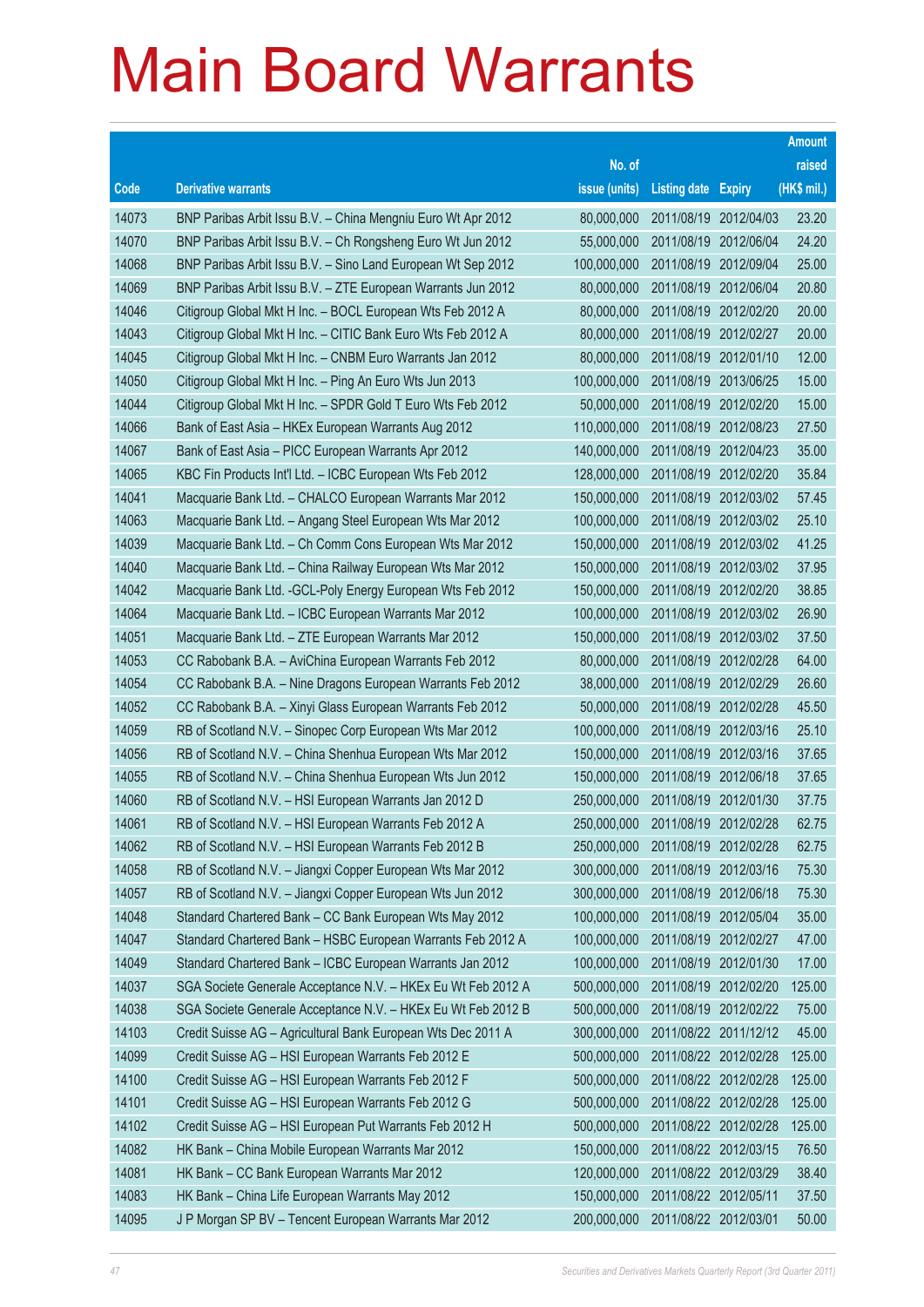# Main Board Warrants

| Code | Derivative warrants | No. of issue (units) | Listing date | Expiry | Amount raised (HK$ mil.) |
|---|---|---|---|---|---|
| 14073 | BNP Paribas Arbit Issu B.V. – China Mengniu Euro Wt Apr 2012 | 80,000,000 | 2011/08/19 | 2012/04/03 | 23.20 |
| 14070 | BNP Paribas Arbit Issu B.V. – Ch Rongsheng Euro Wt Jun 2012 | 55,000,000 | 2011/08/19 | 2012/06/04 | 24.20 |
| 14068 | BNP Paribas Arbit Issu B.V. – Sino Land European Wt Sep 2012 | 100,000,000 | 2011/08/19 | 2012/09/04 | 25.00 |
| 14069 | BNP Paribas Arbit Issu B.V. – ZTE European Warrants Jun 2012 | 80,000,000 | 2011/08/19 | 2012/06/04 | 20.80 |
| 14046 | Citigroup Global Mkt H Inc. – BOCL European Wts Feb 2012 A | 80,000,000 | 2011/08/19 | 2012/02/20 | 20.00 |
| 14043 | Citigroup Global Mkt H Inc. – CITIC Bank Euro Wts Feb 2012 A | 80,000,000 | 2011/08/19 | 2012/02/27 | 20.00 |
| 14045 | Citigroup Global Mkt H Inc. – CNBM Euro Warrants Jan 2012 | 80,000,000 | 2011/08/19 | 2012/01/10 | 12.00 |
| 14050 | Citigroup Global Mkt H Inc. – Ping An Euro Wts Jun 2013 | 100,000,000 | 2011/08/19 | 2013/06/25 | 15.00 |
| 14044 | Citigroup Global Mkt H Inc. – SPDR Gold T Euro Wts Feb 2012 | 50,000,000 | 2011/08/19 | 2012/02/20 | 15.00 |
| 14066 | Bank of East Asia – HKEx European Warrants Aug 2012 | 110,000,000 | 2011/08/19 | 2012/08/23 | 27.50 |
| 14067 | Bank of East Asia – PICC European Warrants Apr 2012 | 140,000,000 | 2011/08/19 | 2012/04/23 | 35.00 |
| 14065 | KBC Fin Products Int'l Ltd. – ICBC European Wts Feb 2012 | 128,000,000 | 2011/08/19 | 2012/02/20 | 35.84 |
| 14041 | Macquarie Bank Ltd. – CHALCO European Warrants Mar 2012 | 150,000,000 | 2011/08/19 | 2012/03/02 | 57.45 |
| 14063 | Macquarie Bank Ltd. – Angang Steel European Wts Mar 2012 | 100,000,000 | 2011/08/19 | 2012/03/02 | 25.10 |
| 14039 | Macquarie Bank Ltd. – Ch Comm Cons European Wts Mar 2012 | 150,000,000 | 2011/08/19 | 2012/03/02 | 41.25 |
| 14040 | Macquarie Bank Ltd. – China Railway European Wts Mar 2012 | 150,000,000 | 2011/08/19 | 2012/03/02 | 37.95 |
| 14042 | Macquarie Bank Ltd. -GCL-Poly Energy European Wts Feb 2012 | 150,000,000 | 2011/08/19 | 2012/02/20 | 38.85 |
| 14064 | Macquarie Bank Ltd. – ICBC European Warrants Mar 2012 | 100,000,000 | 2011/08/19 | 2012/03/02 | 26.90 |
| 14051 | Macquarie Bank Ltd. – ZTE European Warrants Mar 2012 | 150,000,000 | 2011/08/19 | 2012/03/02 | 37.50 |
| 14053 | CC Rabobank B.A. – AviChina European Warrants Feb 2012 | 80,000,000 | 2011/08/19 | 2012/02/28 | 64.00 |
| 14054 | CC Rabobank B.A. – Nine Dragons European Warrants Feb 2012 | 38,000,000 | 2011/08/19 | 2012/02/29 | 26.60 |
| 14052 | CC Rabobank B.A. – Xinyi Glass European Warrants Feb 2012 | 50,000,000 | 2011/08/19 | 2012/02/28 | 45.50 |
| 14059 | RB of Scotland N.V. – Sinopec Corp European Wts Mar 2012 | 100,000,000 | 2011/08/19 | 2012/03/16 | 25.10 |
| 14056 | RB of Scotland N.V. – China Shenhua European Wts Mar 2012 | 150,000,000 | 2011/08/19 | 2012/03/16 | 37.65 |
| 14055 | RB of Scotland N.V. – China Shenhua European Wts Jun 2012 | 150,000,000 | 2011/08/19 | 2012/06/18 | 37.65 |
| 14060 | RB of Scotland N.V. – HSI European Warrants Jan 2012 D | 250,000,000 | 2011/08/19 | 2012/01/30 | 37.75 |
| 14061 | RB of Scotland N.V. – HSI European Warrants Feb 2012 A | 250,000,000 | 2011/08/19 | 2012/02/28 | 62.75 |
| 14062 | RB of Scotland N.V. – HSI European Warrants Feb 2012 B | 250,000,000 | 2011/08/19 | 2012/02/28 | 62.75 |
| 14058 | RB of Scotland N.V. – Jiangxi Copper European Wts Mar 2012 | 300,000,000 | 2011/08/19 | 2012/03/16 | 75.30 |
| 14057 | RB of Scotland N.V. – Jiangxi Copper European Wts Jun 2012 | 300,000,000 | 2011/08/19 | 2012/06/18 | 75.30 |
| 14048 | Standard Chartered Bank – CC Bank European Wts May 2012 | 100,000,000 | 2011/08/19 | 2012/05/04 | 35.00 |
| 14047 | Standard Chartered Bank – HSBC European Warrants Feb 2012 A | 100,000,000 | 2011/08/19 | 2012/02/27 | 47.00 |
| 14049 | Standard Chartered Bank – ICBC European Warrants Jan 2012 | 100,000,000 | 2011/08/19 | 2012/01/30 | 17.00 |
| 14037 | SGA Societe Generale Acceptance N.V. – HKEx Eu Wt Feb 2012 A | 500,000,000 | 2011/08/19 | 2012/02/20 | 125.00 |
| 14038 | SGA Societe Generale Acceptance N.V. – HKEx Eu Wt Feb 2012 B | 500,000,000 | 2011/08/19 | 2012/02/22 | 75.00 |
| 14103 | Credit Suisse AG – Agricultural Bank European Wts Dec 2011 A | 300,000,000 | 2011/08/22 | 2011/12/12 | 45.00 |
| 14099 | Credit Suisse AG – HSI European Warrants Feb 2012 E | 500,000,000 | 2011/08/22 | 2012/02/28 | 125.00 |
| 14100 | Credit Suisse AG – HSI European Warrants Feb 2012 F | 500,000,000 | 2011/08/22 | 2012/02/28 | 125.00 |
| 14101 | Credit Suisse AG – HSI European Warrants Feb 2012 G | 500,000,000 | 2011/08/22 | 2012/02/28 | 125.00 |
| 14102 | Credit Suisse AG – HSI European Put Warrants Feb 2012 H | 500,000,000 | 2011/08/22 | 2012/02/28 | 125.00 |
| 14082 | HK Bank – China Mobile European Warrants Mar 2012 | 150,000,000 | 2011/08/22 | 2012/03/15 | 76.50 |
| 14081 | HK Bank – CC Bank European Warrants Mar 2012 | 120,000,000 | 2011/08/22 | 2012/03/29 | 38.40 |
| 14083 | HK Bank – China Life European Warrants May 2012 | 150,000,000 | 2011/08/22 | 2012/05/11 | 37.50 |
| 14095 | J P Morgan SP BV – Tencent European Warrants Mar 2012 | 200,000,000 | 2011/08/22 | 2012/03/01 | 50.00 |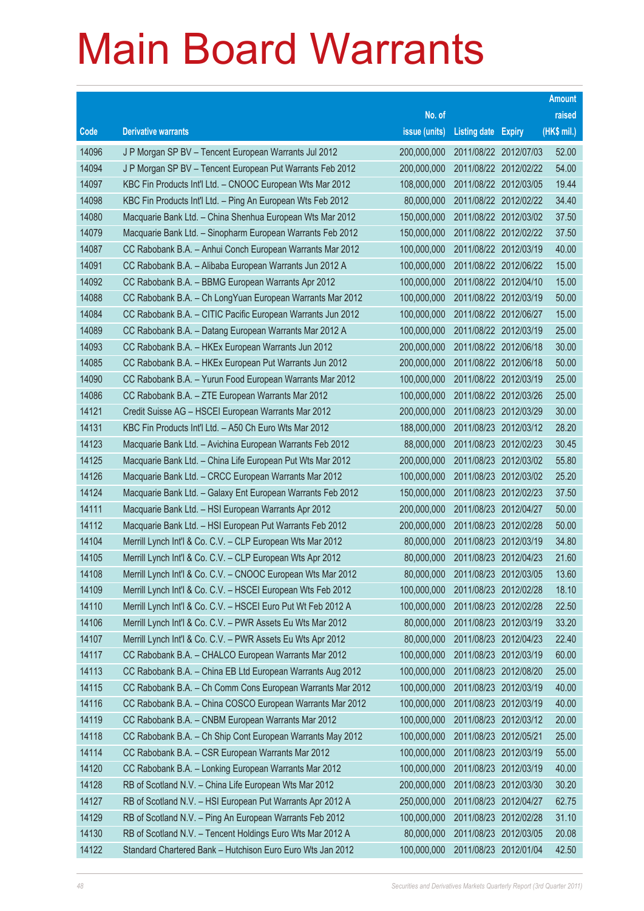# Main Board Warrants

| Code | Derivative warrants | No. of issue (units) | Listing date | Expiry | Amount raised (HK$ mil.) |
|---|---|---|---|---|---|
| 14096 | J P Morgan SP BV – Tencent European Warrants Jul 2012 | 200,000,000 | 2011/08/22 | 2012/07/03 | 52.00 |
| 14094 | J P Morgan SP BV – Tencent European Put Warrants Feb 2012 | 200,000,000 | 2011/08/22 | 2012/02/22 | 54.00 |
| 14097 | KBC Fin Products Int'l Ltd. – CNOOC European Wts Mar 2012 | 108,000,000 | 2011/08/22 | 2012/03/05 | 19.44 |
| 14098 | KBC Fin Products Int'l Ltd. – Ping An European Wts Feb 2012 | 80,000,000 | 2011/08/22 | 2012/02/22 | 34.40 |
| 14080 | Macquarie Bank Ltd. – China Shenhua European Wts Mar 2012 | 150,000,000 | 2011/08/22 | 2012/03/02 | 37.50 |
| 14079 | Macquarie Bank Ltd. – Sinopharm European Warrants Feb 2012 | 150,000,000 | 2011/08/22 | 2012/02/22 | 37.50 |
| 14087 | CC Rabobank B.A. – Anhui Conch European Warrants Mar 2012 | 100,000,000 | 2011/08/22 | 2012/03/19 | 40.00 |
| 14091 | CC Rabobank B.A. – Alibaba European Warrants Jun 2012 A | 100,000,000 | 2011/08/22 | 2012/06/22 | 15.00 |
| 14092 | CC Rabobank B.A. – BBMG European Warrants Apr 2012 | 100,000,000 | 2011/08/22 | 2012/04/10 | 15.00 |
| 14088 | CC Rabobank B.A. – Ch LongYuan European Warrants Mar 2012 | 100,000,000 | 2011/08/22 | 2012/03/19 | 50.00 |
| 14084 | CC Rabobank B.A. – CITIC Pacific European Warrants Jun 2012 | 100,000,000 | 2011/08/22 | 2012/06/27 | 15.00 |
| 14089 | CC Rabobank B.A. – Datang European Warrants Mar 2012 A | 100,000,000 | 2011/08/22 | 2012/03/19 | 25.00 |
| 14093 | CC Rabobank B.A. – HKEx European Warrants Jun 2012 | 200,000,000 | 2011/08/22 | 2012/06/18 | 30.00 |
| 14085 | CC Rabobank B.A. – HKEx European Put Warrants Jun 2012 | 200,000,000 | 2011/08/22 | 2012/06/18 | 50.00 |
| 14090 | CC Rabobank B.A. – Yurun Food European Warrants Mar 2012 | 100,000,000 | 2011/08/22 | 2012/03/19 | 25.00 |
| 14086 | CC Rabobank B.A. – ZTE European Warrants Mar 2012 | 100,000,000 | 2011/08/22 | 2012/03/26 | 25.00 |
| 14121 | Credit Suisse AG – HSCEI European Warrants Mar 2012 | 200,000,000 | 2011/08/23 | 2012/03/29 | 30.00 |
| 14131 | KBC Fin Products Int'l Ltd. – A50 Ch Euro Wts Mar 2012 | 188,000,000 | 2011/08/23 | 2012/03/12 | 28.20 |
| 14123 | Macquarie Bank Ltd. – Avichina European Warrants Feb 2012 | 88,000,000 | 2011/08/23 | 2012/02/23 | 30.45 |
| 14125 | Macquarie Bank Ltd. – China Life European Put Wts Mar 2012 | 200,000,000 | 2011/08/23 | 2012/03/02 | 55.80 |
| 14126 | Macquarie Bank Ltd. – CRCC European Warrants Mar 2012 | 100,000,000 | 2011/08/23 | 2012/03/02 | 25.20 |
| 14124 | Macquarie Bank Ltd. – Galaxy Ent European Warrants Feb 2012 | 150,000,000 | 2011/08/23 | 2012/02/23 | 37.50 |
| 14111 | Macquarie Bank Ltd. – HSI European Warrants Apr 2012 | 200,000,000 | 2011/08/23 | 2012/04/27 | 50.00 |
| 14112 | Macquarie Bank Ltd. – HSI European Put Warrants Feb 2012 | 200,000,000 | 2011/08/23 | 2012/02/28 | 50.00 |
| 14104 | Merrill Lynch Int'l & Co. C.V. – CLP European Wts Mar 2012 | 80,000,000 | 2011/08/23 | 2012/03/19 | 34.80 |
| 14105 | Merrill Lynch Int'l & Co. C.V. – CLP European Wts Apr 2012 | 80,000,000 | 2011/08/23 | 2012/04/23 | 21.60 |
| 14108 | Merrill Lynch Int'l & Co. C.V. – CNOOC European Wts Mar 2012 | 80,000,000 | 2011/08/23 | 2012/03/05 | 13.60 |
| 14109 | Merrill Lynch Int'l & Co. C.V. – HSCEI European Wts Feb 2012 | 100,000,000 | 2011/08/23 | 2012/02/28 | 18.10 |
| 14110 | Merrill Lynch Int'l & Co. C.V. – HSCEI Euro Put Wt Feb 2012 A | 100,000,000 | 2011/08/23 | 2012/02/28 | 22.50 |
| 14106 | Merrill Lynch Int'l & Co. C.V. – PWR Assets Eu Wts Mar 2012 | 80,000,000 | 2011/08/23 | 2012/03/19 | 33.20 |
| 14107 | Merrill Lynch Int'l & Co. C.V. – PWR Assets Eu Wts Apr 2012 | 80,000,000 | 2011/08/23 | 2012/04/23 | 22.40 |
| 14117 | CC Rabobank B.A. – CHALCO European Warrants Mar 2012 | 100,000,000 | 2011/08/23 | 2012/03/19 | 60.00 |
| 14113 | CC Rabobank B.A. – China EB Ltd European Warrants Aug 2012 | 100,000,000 | 2011/08/23 | 2012/08/20 | 25.00 |
| 14115 | CC Rabobank B.A. – Ch Comm Cons European Warrants Mar 2012 | 100,000,000 | 2011/08/23 | 2012/03/19 | 40.00 |
| 14116 | CC Rabobank B.A. – China COSCO European Warrants Mar 2012 | 100,000,000 | 2011/08/23 | 2012/03/19 | 40.00 |
| 14119 | CC Rabobank B.A. – CNBM European Warrants Mar 2012 | 100,000,000 | 2011/08/23 | 2012/03/12 | 20.00 |
| 14118 | CC Rabobank B.A. – Ch Ship Cont European Warrants May 2012 | 100,000,000 | 2011/08/23 | 2012/05/21 | 25.00 |
| 14114 | CC Rabobank B.A. – CSR European Warrants Mar 2012 | 100,000,000 | 2011/08/23 | 2012/03/19 | 55.00 |
| 14120 | CC Rabobank B.A. – Lonking European Warrants Mar 2012 | 100,000,000 | 2011/08/23 | 2012/03/19 | 40.00 |
| 14128 | RB of Scotland N.V. – China Life European Wts Mar 2012 | 200,000,000 | 2011/08/23 | 2012/03/30 | 30.20 |
| 14127 | RB of Scotland N.V. – HSI European Put Warrants Apr 2012 A | 250,000,000 | 2011/08/23 | 2012/04/27 | 62.75 |
| 14129 | RB of Scotland N.V. – Ping An European Warrants Feb 2012 | 100,000,000 | 2011/08/23 | 2012/02/28 | 31.10 |
| 14130 | RB of Scotland N.V. – Tencent Holdings Euro Wts Mar 2012 A | 80,000,000 | 2011/08/23 | 2012/03/05 | 20.08 |
| 14122 | Standard Chartered Bank – Hutchison Euro Euro Wts Jan 2012 | 100,000,000 | 2011/08/23 | 2012/01/04 | 42.50 |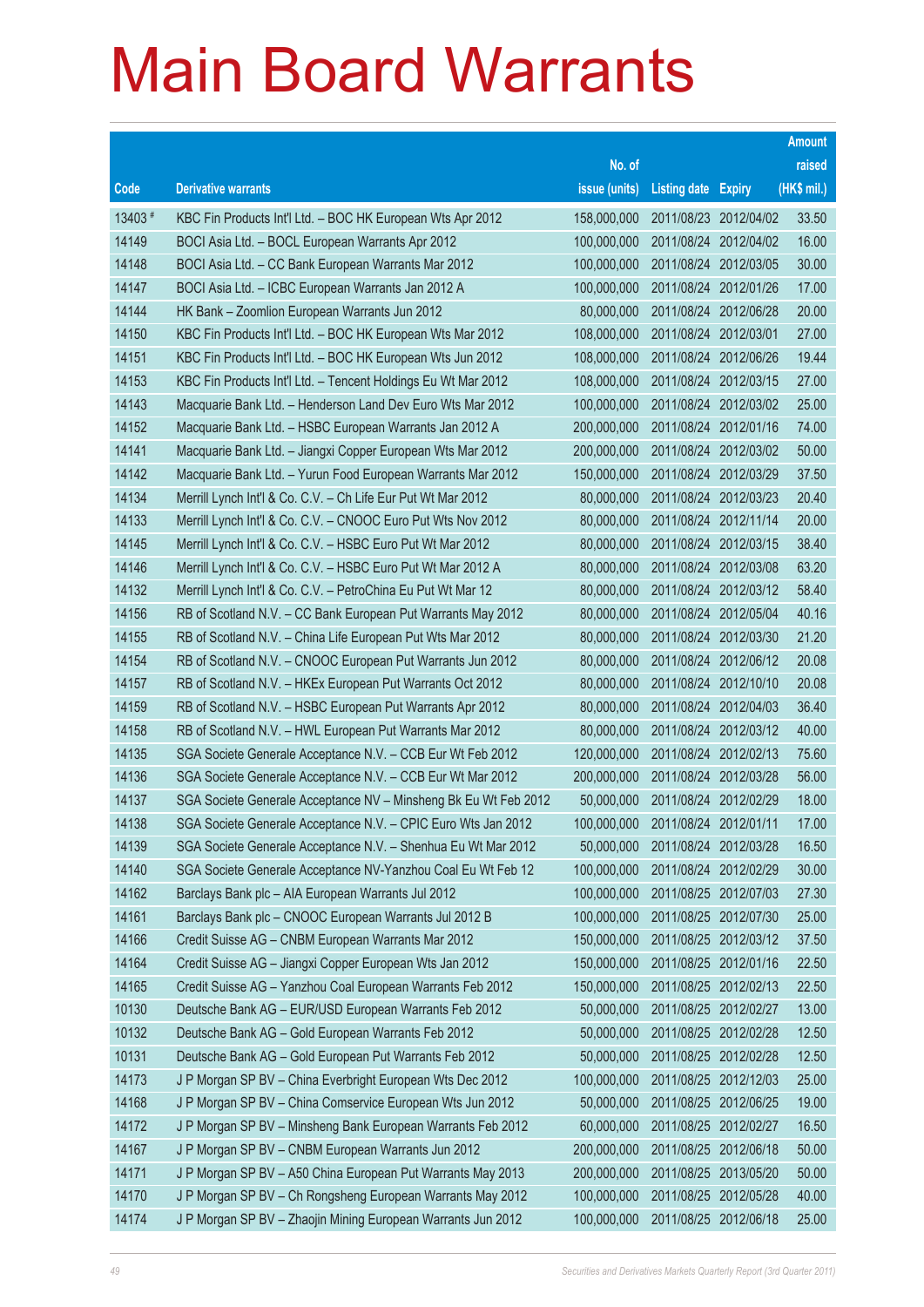# Main Board Warrants

| Code | Derivative warrants | No. of issue (units) | Listing date | Expiry | Amount raised (HK$ mil.) |
|---|---|---|---|---|---|
| 13403 # | KBC Fin Products Int'l Ltd. – BOC HK European Wts Apr 2012 | 158,000,000 | 2011/08/23 | 2012/04/02 | 33.50 |
| 14149 | BOCI Asia Ltd. – BOCL European Warrants Apr 2012 | 100,000,000 | 2011/08/24 | 2012/04/02 | 16.00 |
| 14148 | BOCI Asia Ltd. – CC Bank European Warrants Mar 2012 | 100,000,000 | 2011/08/24 | 2012/03/05 | 30.00 |
| 14147 | BOCI Asia Ltd. – ICBC European Warrants Jan 2012 A | 100,000,000 | 2011/08/24 | 2012/01/26 | 17.00 |
| 14144 | HK Bank – Zoomlion European Warrants Jun 2012 | 80,000,000 | 2011/08/24 | 2012/06/28 | 20.00 |
| 14150 | KBC Fin Products Int'l Ltd. – BOC HK European Wts Mar 2012 | 108,000,000 | 2011/08/24 | 2012/03/01 | 27.00 |
| 14151 | KBC Fin Products Int'l Ltd. – BOC HK European Wts Jun 2012 | 108,000,000 | 2011/08/24 | 2012/06/26 | 19.44 |
| 14153 | KBC Fin Products Int'l Ltd. – Tencent Holdings Eu Wt Mar 2012 | 108,000,000 | 2011/08/24 | 2012/03/15 | 27.00 |
| 14143 | Macquarie Bank Ltd. – Henderson Land Dev Euro Wts Mar 2012 | 100,000,000 | 2011/08/24 | 2012/03/02 | 25.00 |
| 14152 | Macquarie Bank Ltd. – HSBC European Warrants Jan 2012 A | 200,000,000 | 2011/08/24 | 2012/01/16 | 74.00 |
| 14141 | Macquarie Bank Ltd. – Jiangxi Copper European Wts Mar 2012 | 200,000,000 | 2011/08/24 | 2012/03/02 | 50.00 |
| 14142 | Macquarie Bank Ltd. – Yurun Food European Warrants Mar 2012 | 150,000,000 | 2011/08/24 | 2012/03/29 | 37.50 |
| 14134 | Merrill Lynch Int'l & Co. C.V. – Ch Life Eur Put Wt Mar 2012 | 80,000,000 | 2011/08/24 | 2012/03/23 | 20.40 |
| 14133 | Merrill Lynch Int'l & Co. C.V. – CNOOC Euro Put Wts Nov 2012 | 80,000,000 | 2011/08/24 | 2012/11/14 | 20.00 |
| 14145 | Merrill Lynch Int'l & Co. C.V. – HSBC Euro Put Wt Mar 2012 | 80,000,000 | 2011/08/24 | 2012/03/15 | 38.40 |
| 14146 | Merrill Lynch Int'l & Co. C.V. – HSBC Euro Put Wt Mar 2012 A | 80,000,000 | 2011/08/24 | 2012/03/08 | 63.20 |
| 14132 | Merrill Lynch Int'l & Co. C.V. – PetroChina Eu Put Wt Mar 12 | 80,000,000 | 2011/08/24 | 2012/03/12 | 58.40 |
| 14156 | RB of Scotland N.V. – CC Bank European Put Warrants May 2012 | 80,000,000 | 2011/08/24 | 2012/05/04 | 40.16 |
| 14155 | RB of Scotland N.V. – China Life European Put Wts Mar 2012 | 80,000,000 | 2011/08/24 | 2012/03/30 | 21.20 |
| 14154 | RB of Scotland N.V. – CNOOC European Put Warrants Jun 2012 | 80,000,000 | 2011/08/24 | 2012/06/12 | 20.08 |
| 14157 | RB of Scotland N.V. – HKEx European Put Warrants Oct 2012 | 80,000,000 | 2011/08/24 | 2012/10/10 | 20.08 |
| 14159 | RB of Scotland N.V. – HSBC European Put Warrants Apr 2012 | 80,000,000 | 2011/08/24 | 2012/04/03 | 36.40 |
| 14158 | RB of Scotland N.V. – HWL European Put Warrants Mar 2012 | 80,000,000 | 2011/08/24 | 2012/03/12 | 40.00 |
| 14135 | SGA Societe Generale Acceptance N.V. – CCB Eur Wt Feb 2012 | 120,000,000 | 2011/08/24 | 2012/02/13 | 75.60 |
| 14136 | SGA Societe Generale Acceptance N.V. – CCB Eur Wt Mar 2012 | 200,000,000 | 2011/08/24 | 2012/03/28 | 56.00 |
| 14137 | SGA Societe Generale Acceptance NV – Minsheng Bk Eu Wt Feb 2012 | 50,000,000 | 2011/08/24 | 2012/02/29 | 18.00 |
| 14138 | SGA Societe Generale Acceptance N.V. – CPIC Euro Wts Jan 2012 | 100,000,000 | 2011/08/24 | 2012/01/11 | 17.00 |
| 14139 | SGA Societe Generale Acceptance N.V. – Shenhua Eu Wt Mar 2012 | 50,000,000 | 2011/08/24 | 2012/03/28 | 16.50 |
| 14140 | SGA Societe Generale Acceptance NV-Yanzhou Coal Eu Wt Feb 12 | 100,000,000 | 2011/08/24 | 2012/02/29 | 30.00 |
| 14162 | Barclays Bank plc – AIA European Warrants Jul 2012 | 100,000,000 | 2011/08/25 | 2012/07/03 | 27.30 |
| 14161 | Barclays Bank plc – CNOOC European Warrants Jul 2012 B | 100,000,000 | 2011/08/25 | 2012/07/30 | 25.00 |
| 14166 | Credit Suisse AG – CNBM European Warrants Mar 2012 | 150,000,000 | 2011/08/25 | 2012/03/12 | 37.50 |
| 14164 | Credit Suisse AG – Jiangxi Copper European Wts Jan 2012 | 150,000,000 | 2011/08/25 | 2012/01/16 | 22.50 |
| 14165 | Credit Suisse AG – Yanzhou Coal European Warrants Feb 2012 | 150,000,000 | 2011/08/25 | 2012/02/13 | 22.50 |
| 10130 | Deutsche Bank AG – EUR/USD European Warrants Feb 2012 | 50,000,000 | 2011/08/25 | 2012/02/27 | 13.00 |
| 10132 | Deutsche Bank AG – Gold European Warrants Feb 2012 | 50,000,000 | 2011/08/25 | 2012/02/28 | 12.50 |
| 10131 | Deutsche Bank AG – Gold European Put Warrants Feb 2012 | 50,000,000 | 2011/08/25 | 2012/02/28 | 12.50 |
| 14173 | J P Morgan SP BV – China Everbright European Wts Dec 2012 | 100,000,000 | 2011/08/25 | 2012/12/03 | 25.00 |
| 14168 | J P Morgan SP BV – China Comservice European Wts Jun 2012 | 50,000,000 | 2011/08/25 | 2012/06/25 | 19.00 |
| 14172 | J P Morgan SP BV – Minsheng Bank European Warrants Feb 2012 | 60,000,000 | 2011/08/25 | 2012/02/27 | 16.50 |
| 14167 | J P Morgan SP BV – CNBM European Warrants Jun 2012 | 200,000,000 | 2011/08/25 | 2012/06/18 | 50.00 |
| 14171 | J P Morgan SP BV – A50 China European Put Warrants May 2013 | 200,000,000 | 2011/08/25 | 2013/05/20 | 50.00 |
| 14170 | J P Morgan SP BV – Ch Rongsheng European Warrants May 2012 | 100,000,000 | 2011/08/25 | 2012/05/28 | 40.00 |
| 14174 | J P Morgan SP BV – Zhaojin Mining European Warrants Jun 2012 | 100,000,000 | 2011/08/25 | 2012/06/18 | 25.00 |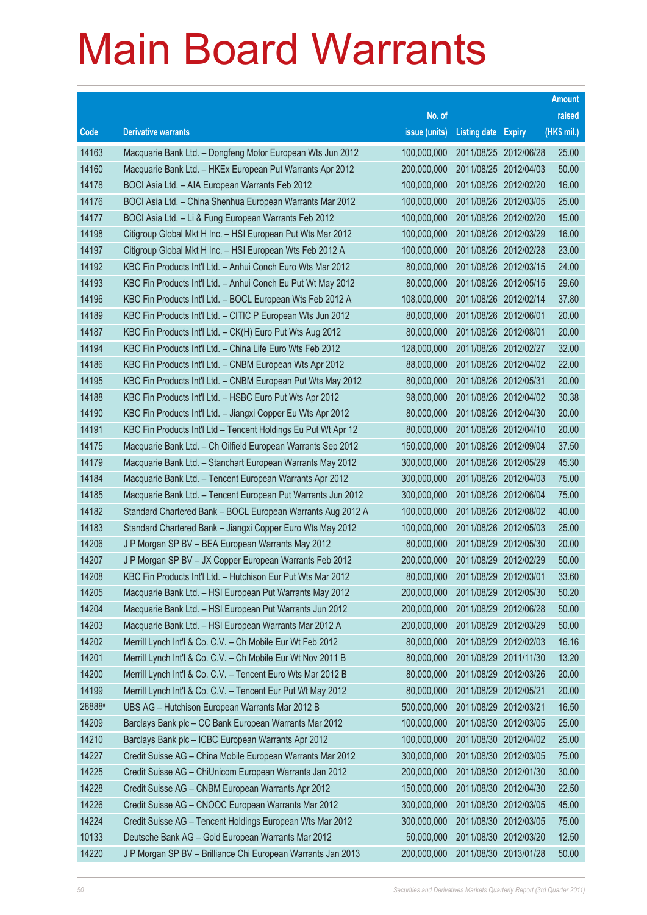# Main Board Warrants

| Code | Derivative warrants | No. of issue (units) | Listing date | Expiry | Amount raised (HK$ mil.) |
|---|---|---|---|---|---|
| 14163 | Macquarie Bank Ltd. – Dongfeng Motor European Wts Jun 2012 | 100,000,000 | 2011/08/25 | 2012/06/28 | 25.00 |
| 14160 | Macquarie Bank Ltd. – HKEx European Put Warrants Apr 2012 | 200,000,000 | 2011/08/25 | 2012/04/03 | 50.00 |
| 14178 | BOCI Asia Ltd. – AIA European Warrants Feb 2012 | 100,000,000 | 2011/08/26 | 2012/02/20 | 16.00 |
| 14176 | BOCI Asia Ltd. – China Shenhua European Warrants Mar 2012 | 100,000,000 | 2011/08/26 | 2012/03/05 | 25.00 |
| 14177 | BOCI Asia Ltd. – Li & Fung European Warrants Feb 2012 | 100,000,000 | 2011/08/26 | 2012/02/20 | 15.00 |
| 14198 | Citigroup Global Mkt H Inc. – HSI European Put Wts Mar 2012 | 100,000,000 | 2011/08/26 | 2012/03/29 | 16.00 |
| 14197 | Citigroup Global Mkt H Inc. – HSI European Wts Feb 2012 A | 100,000,000 | 2011/08/26 | 2012/02/28 | 23.00 |
| 14192 | KBC Fin Products Int'l Ltd. – Anhui Conch Euro Wts Mar 2012 | 80,000,000 | 2011/08/26 | 2012/03/15 | 24.00 |
| 14193 | KBC Fin Products Int'l Ltd. – Anhui Conch Eu Put Wt May 2012 | 80,000,000 | 2011/08/26 | 2012/05/15 | 29.60 |
| 14196 | KBC Fin Products Int'l Ltd. – BOCL European Wts Feb 2012 A | 108,000,000 | 2011/08/26 | 2012/02/14 | 37.80 |
| 14189 | KBC Fin Products Int'l Ltd. – CITIC P European Wts Jun 2012 | 80,000,000 | 2011/08/26 | 2012/06/01 | 20.00 |
| 14187 | KBC Fin Products Int'l Ltd. – CK(H) Euro Put Wts Aug 2012 | 80,000,000 | 2011/08/26 | 2012/08/01 | 20.00 |
| 14194 | KBC Fin Products Int'l Ltd. – China Life Euro Wts Feb 2012 | 128,000,000 | 2011/08/26 | 2012/02/27 | 32.00 |
| 14186 | KBC Fin Products Int'l Ltd. – CNBM European Wts Apr 2012 | 88,000,000 | 2011/08/26 | 2012/04/02 | 22.00 |
| 14195 | KBC Fin Products Int'l Ltd. – CNBM European Put Wts May 2012 | 80,000,000 | 2011/08/26 | 2012/05/31 | 20.00 |
| 14188 | KBC Fin Products Int'l Ltd. – HSBC Euro Put Wts Apr 2012 | 98,000,000 | 2011/08/26 | 2012/04/02 | 30.38 |
| 14190 | KBC Fin Products Int'l Ltd. – Jiangxi Copper Eu Wts Apr 2012 | 80,000,000 | 2011/08/26 | 2012/04/30 | 20.00 |
| 14191 | KBC Fin Products Int'l Ltd – Tencent Holdings Eu Put Wt Apr 12 | 80,000,000 | 2011/08/26 | 2012/04/10 | 20.00 |
| 14175 | Macquarie Bank Ltd. – Ch Oilfield European Warrants Sep 2012 | 150,000,000 | 2011/08/26 | 2012/09/04 | 37.50 |
| 14179 | Macquarie Bank Ltd. – Stanchart European Warrants May 2012 | 300,000,000 | 2011/08/26 | 2012/05/29 | 45.30 |
| 14184 | Macquarie Bank Ltd. – Tencent European Warrants Apr 2012 | 300,000,000 | 2011/08/26 | 2012/04/03 | 75.00 |
| 14185 | Macquarie Bank Ltd. – Tencent European Put Warrants Jun 2012 | 300,000,000 | 2011/08/26 | 2012/06/04 | 75.00 |
| 14182 | Standard Chartered Bank – BOCL European Warrants Aug 2012 A | 100,000,000 | 2011/08/26 | 2012/08/02 | 40.00 |
| 14183 | Standard Chartered Bank – Jiangxi Copper Euro Wts May 2012 | 100,000,000 | 2011/08/26 | 2012/05/03 | 25.00 |
| 14206 | J P Morgan SP BV – BEA European Warrants May 2012 | 80,000,000 | 2011/08/29 | 2012/05/30 | 20.00 |
| 14207 | J P Morgan SP BV – JX Copper European Warrants Feb 2012 | 200,000,000 | 2011/08/29 | 2012/02/29 | 50.00 |
| 14208 | KBC Fin Products Int'l Ltd. – Hutchison Eur Put Wts Mar 2012 | 80,000,000 | 2011/08/29 | 2012/03/01 | 33.60 |
| 14205 | Macquarie Bank Ltd. – HSI European Put Warrants May 2012 | 200,000,000 | 2011/08/29 | 2012/05/30 | 50.20 |
| 14204 | Macquarie Bank Ltd. – HSI European Put Warrants Jun 2012 | 200,000,000 | 2011/08/29 | 2012/06/28 | 50.00 |
| 14203 | Macquarie Bank Ltd. – HSI European Warrants Mar 2012 A | 200,000,000 | 2011/08/29 | 2012/03/29 | 50.00 |
| 14202 | Merrill Lynch Int'l & Co. C.V. – Ch Mobile Eur Wt Feb 2012 | 80,000,000 | 2011/08/29 | 2012/02/03 | 16.16 |
| 14201 | Merrill Lynch Int'l & Co. C.V. – Ch Mobile Eur Wt Nov 2011 B | 80,000,000 | 2011/08/29 | 2011/11/30 | 13.20 |
| 14200 | Merrill Lynch Int'l & Co. C.V. – Tencent Euro Wts Mar 2012 B | 80,000,000 | 2011/08/29 | 2012/03/26 | 20.00 |
| 14199 | Merrill Lynch Int'l & Co. C.V. – Tencent Eur Put Wt May 2012 | 80,000,000 | 2011/08/29 | 2012/05/21 | 20.00 |
| 28888# | UBS AG – Hutchison European Warrants Mar 2012 B | 500,000,000 | 2011/08/29 | 2012/03/21 | 16.50 |
| 14209 | Barclays Bank plc – CC Bank European Warrants Mar 2012 | 100,000,000 | 2011/08/30 | 2012/03/05 | 25.00 |
| 14210 | Barclays Bank plc – ICBC European Warrants Apr 2012 | 100,000,000 | 2011/08/30 | 2012/04/02 | 25.00 |
| 14227 | Credit Suisse AG – China Mobile European Warrants Mar 2012 | 300,000,000 | 2011/08/30 | 2012/03/05 | 75.00 |
| 14225 | Credit Suisse AG – ChiUnicom European Warrants Jan 2012 | 200,000,000 | 2011/08/30 | 2012/01/30 | 30.00 |
| 14228 | Credit Suisse AG – CNBM European Warrants Apr 2012 | 150,000,000 | 2011/08/30 | 2012/04/30 | 22.50 |
| 14226 | Credit Suisse AG – CNOOC European Warrants Mar 2012 | 300,000,000 | 2011/08/30 | 2012/03/05 | 45.00 |
| 14224 | Credit Suisse AG – Tencent Holdings European Wts Mar 2012 | 300,000,000 | 2011/08/30 | 2012/03/05 | 75.00 |
| 10133 | Deutsche Bank AG – Gold European Warrants Mar 2012 | 50,000,000 | 2011/08/30 | 2012/03/20 | 12.50 |
| 14220 | J P Morgan SP BV – Brilliance Chi European Warrants Jan 2013 | 200,000,000 | 2011/08/30 | 2013/01/28 | 50.00 |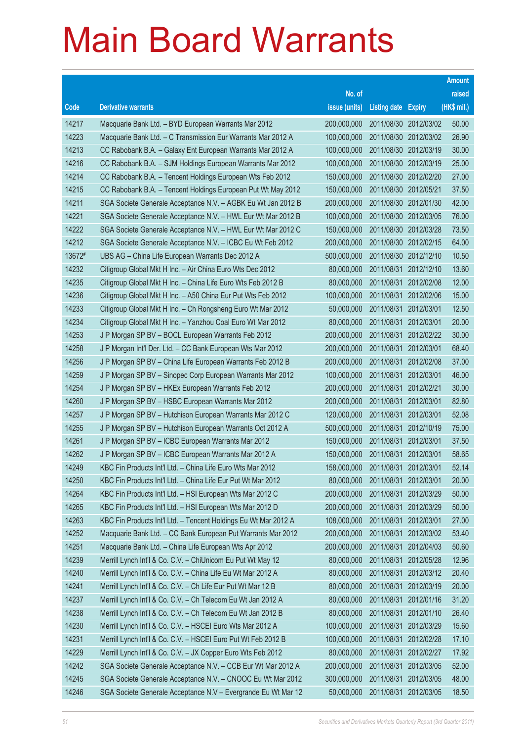# Main Board Warrants

| Code | Derivative warrants | No. of issue (units) | Listing date | Expiry | Amount raised (HK$ mil.) |
|---|---|---|---|---|---|
| 14217 | Macquarie Bank Ltd. – BYD European Warrants Mar 2012 | 200,000,000 | 2011/08/30 | 2012/03/02 | 50.00 |
| 14223 | Macquarie Bank Ltd. – C Transmission Eur Warrants Mar 2012 A | 100,000,000 | 2011/08/30 | 2012/03/02 | 26.90 |
| 14213 | CC Rabobank B.A. – Galaxy Ent European Warrants Mar 2012 A | 100,000,000 | 2011/08/30 | 2012/03/19 | 30.00 |
| 14216 | CC Rabobank B.A. – SJM Holdings European Warrants Mar 2012 | 100,000,000 | 2011/08/30 | 2012/03/19 | 25.00 |
| 14214 | CC Rabobank B.A. – Tencent Holdings European Wts Feb 2012 | 150,000,000 | 2011/08/30 | 2012/02/20 | 27.00 |
| 14215 | CC Rabobank B.A. – Tencent Holdings European Put Wt May 2012 | 150,000,000 | 2011/08/30 | 2012/05/21 | 37.50 |
| 14211 | SGA Societe Generale Acceptance N.V. – AGBK Eu Wt Jan 2012 B | 200,000,000 | 2011/08/30 | 2012/01/30 | 42.00 |
| 14221 | SGA Societe Generale Acceptance N.V. – HWL Eur Wt Mar 2012 B | 100,000,000 | 2011/08/30 | 2012/03/05 | 76.00 |
| 14222 | SGA Societe Generale Acceptance N.V. – HWL Eur Wt Mar 2012 C | 150,000,000 | 2011/08/30 | 2012/03/28 | 73.50 |
| 14212 | SGA Societe Generale Acceptance N.V. – ICBC Eu Wt Feb 2012 | 200,000,000 | 2011/08/30 | 2012/02/15 | 64.00 |
| 13672# | UBS AG – China Life European Warrants Dec 2012 A | 500,000,000 | 2011/08/30 | 2012/12/10 | 10.50 |
| 14232 | Citigroup Global Mkt H Inc. – Air China Euro Wts Dec 2012 | 80,000,000 | 2011/08/31 | 2012/12/10 | 13.60 |
| 14235 | Citigroup Global Mkt H Inc. – China Life Euro Wts Feb 2012 B | 80,000,000 | 2011/08/31 | 2012/02/08 | 12.00 |
| 14236 | Citigroup Global Mkt H Inc. – A50 China Eur Put Wts Feb 2012 | 100,000,000 | 2011/08/31 | 2012/02/06 | 15.00 |
| 14233 | Citigroup Global Mkt H Inc. – Ch Rongsheng Euro Wt Mar 2012 | 50,000,000 | 2011/08/31 | 2012/03/01 | 12.50 |
| 14234 | Citigroup Global Mkt H Inc. – Yanzhou Coal Euro Wt Mar 2012 | 80,000,000 | 2011/08/31 | 2012/03/01 | 20.00 |
| 14253 | J P Morgan SP BV – BOCL European Warrants Feb 2012 | 200,000,000 | 2011/08/31 | 2012/02/22 | 30.00 |
| 14258 | J P Morgan Int'l Der. Ltd. – CC Bank European Wts Mar 2012 | 200,000,000 | 2011/08/31 | 2012/03/01 | 68.40 |
| 14256 | J P Morgan SP BV – China Life European Warrants Feb 2012 B | 200,000,000 | 2011/08/31 | 2012/02/08 | 37.00 |
| 14259 | J P Morgan SP BV – Sinopec Corp European Warrants Mar 2012 | 100,000,000 | 2011/08/31 | 2012/03/01 | 46.00 |
| 14254 | J P Morgan SP BV – HKEx European Warrants Feb 2012 | 200,000,000 | 2011/08/31 | 2012/02/21 | 30.00 |
| 14260 | J P Morgan SP BV – HSBC European Warrants Mar 2012 | 200,000,000 | 2011/08/31 | 2012/03/01 | 82.80 |
| 14257 | J P Morgan SP BV – Hutchison European Warrants Mar 2012 C | 120,000,000 | 2011/08/31 | 2012/03/01 | 52.08 |
| 14255 | J P Morgan SP BV – Hutchison European Warrants Oct 2012 A | 500,000,000 | 2011/08/31 | 2012/10/19 | 75.00 |
| 14261 | J P Morgan SP BV – ICBC European Warrants Mar 2012 | 150,000,000 | 2011/08/31 | 2012/03/01 | 37.50 |
| 14262 | J P Morgan SP BV – ICBC European Warrants Mar 2012 A | 150,000,000 | 2011/08/31 | 2012/03/01 | 58.65 |
| 14249 | KBC Fin Products Int'l Ltd. – China Life Euro Wts Mar 2012 | 158,000,000 | 2011/08/31 | 2012/03/01 | 52.14 |
| 14250 | KBC Fin Products Int'l Ltd. – China Life Eur Put Wt Mar 2012 | 80,000,000 | 2011/08/31 | 2012/03/01 | 20.00 |
| 14264 | KBC Fin Products Int'l Ltd. – HSI European Wts Mar 2012 C | 200,000,000 | 2011/08/31 | 2012/03/29 | 50.00 |
| 14265 | KBC Fin Products Int'l Ltd. – HSI European Wts Mar 2012 D | 200,000,000 | 2011/08/31 | 2012/03/29 | 50.00 |
| 14263 | KBC Fin Products Int'l Ltd. – Tencent Holdings Eu Wt Mar 2012 A | 108,000,000 | 2011/08/31 | 2012/03/01 | 27.00 |
| 14252 | Macquarie Bank Ltd. – CC Bank European Put Warrants Mar 2012 | 200,000,000 | 2011/08/31 | 2012/03/02 | 53.40 |
| 14251 | Macquarie Bank Ltd. – China Life European Wts Apr 2012 | 200,000,000 | 2011/08/31 | 2012/04/03 | 50.60 |
| 14239 | Merrill Lynch Int'l & Co. C.V. – ChiUnicom Eu Put Wt May 12 | 80,000,000 | 2011/08/31 | 2012/05/28 | 12.96 |
| 14240 | Merrill Lynch Int'l & Co. C.V. – China Life Eu Wt Mar 2012 A | 80,000,000 | 2011/08/31 | 2012/03/12 | 20.40 |
| 14241 | Merrill Lynch Int'l & Co. C.V. – Ch Life Eur Put Wt Mar 12 B | 80,000,000 | 2011/08/31 | 2012/03/19 | 20.00 |
| 14237 | Merrill Lynch Int'l & Co. C.V. – Ch Telecom Eu Wt Jan 2012 A | 80,000,000 | 2011/08/31 | 2012/01/16 | 31.20 |
| 14238 | Merrill Lynch Int'l & Co. C.V. – Ch Telecom Eu Wt Jan 2012 B | 80,000,000 | 2011/08/31 | 2012/01/10 | 26.40 |
| 14230 | Merrill Lynch Int'l & Co. C.V. – HSCEI Euro Wts Mar 2012 A | 100,000,000 | 2011/08/31 | 2012/03/29 | 15.60 |
| 14231 | Merrill Lynch Int'l & Co. C.V. – HSCEI Euro Put Wt Feb 2012 B | 100,000,000 | 2011/08/31 | 2012/02/28 | 17.10 |
| 14229 | Merrill Lynch Int'l & Co. C.V. – JX Copper Euro Wts Feb 2012 | 80,000,000 | 2011/08/31 | 2012/02/27 | 17.92 |
| 14242 | SGA Societe Generale Acceptance N.V. – CCB Eur Wt Mar 2012 A | 200,000,000 | 2011/08/31 | 2012/03/05 | 52.00 |
| 14245 | SGA Societe Generale Acceptance N.V. – CNOOC Eu Wt Mar 2012 | 300,000,000 | 2011/08/31 | 2012/03/05 | 48.00 |
| 14246 | SGA Societe Generale Acceptance N.V – Evergrande Eu Wt Mar 12 | 50,000,000 | 2011/08/31 | 2012/03/05 | 18.50 |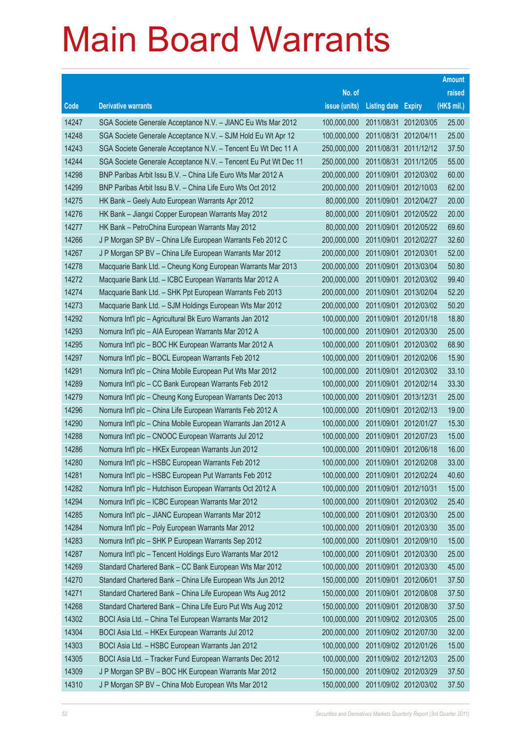# Main Board Warrants

| Code | Derivative warrants | No. of issue (units) | Listing date | Expiry | Amount raised (HK$ mil.) |
|---|---|---|---|---|---|
| 14247 | SGA Societe Generale Acceptance N.V. – JIANC Eu Wts Mar 2012 | 100,000,000 | 2011/08/31 | 2012/03/05 | 25.00 |
| 14248 | SGA Societe Generale Acceptance N.V. – SJM Hold Eu Wt Apr 12 | 100,000,000 | 2011/08/31 | 2012/04/11 | 25.00 |
| 14243 | SGA Societe Generale Acceptance N.V. – Tencent Eu Wt Dec 11 A | 250,000,000 | 2011/08/31 | 2011/12/12 | 37.50 |
| 14244 | SGA Societe Generale Acceptance N.V. – Tencent Eu Put Wt Dec 11 | 250,000,000 | 2011/08/31 | 2011/12/05 | 55.00 |
| 14298 | BNP Paribas Arbit Issu B.V. – China Life Euro Wts Mar 2012 A | 200,000,000 | 2011/09/01 | 2012/03/02 | 60.00 |
| 14299 | BNP Paribas Arbit Issu B.V. – China Life Euro Wts Oct 2012 | 200,000,000 | 2011/09/01 | 2012/10/03 | 62.00 |
| 14275 | HK Bank – Geely Auto European Warrants Apr 2012 | 80,000,000 | 2011/09/01 | 2012/04/27 | 20.00 |
| 14276 | HK Bank – Jiangxi Copper European Warrants May 2012 | 80,000,000 | 2011/09/01 | 2012/05/22 | 20.00 |
| 14277 | HK Bank – PetroChina European Warrants May 2012 | 80,000,000 | 2011/09/01 | 2012/05/22 | 69.60 |
| 14266 | J P Morgan SP BV – China Life European Warrants Feb 2012 C | 200,000,000 | 2011/09/01 | 2012/02/27 | 32.60 |
| 14267 | J P Morgan SP BV – China Life European Warrants Mar 2012 | 200,000,000 | 2011/09/01 | 2012/03/01 | 52.00 |
| 14278 | Macquarie Bank Ltd. – Cheung Kong European Warrants Mar 2013 | 200,000,000 | 2011/09/01 | 2013/03/04 | 50.80 |
| 14272 | Macquarie Bank Ltd. – ICBC European Warrants Mar 2012 A | 200,000,000 | 2011/09/01 | 2012/03/02 | 99.40 |
| 14274 | Macquarie Bank Ltd. – SHK Ppt European Warrants Feb 2013 | 200,000,000 | 2011/09/01 | 2013/02/04 | 52.20 |
| 14273 | Macquarie Bank Ltd. – SJM Holdings European Wts Mar 2012 | 200,000,000 | 2011/09/01 | 2012/03/02 | 50.20 |
| 14292 | Nomura Int'l plc – Agricultural Bk Euro Warrants Jan 2012 | 100,000,000 | 2011/09/01 | 2012/01/18 | 18.80 |
| 14293 | Nomura Int'l plc – AIA European Warrants Mar 2012 A | 100,000,000 | 2011/09/01 | 2012/03/30 | 25.00 |
| 14295 | Nomura Int'l plc – BOC HK European Warrants Mar 2012 A | 100,000,000 | 2011/09/01 | 2012/03/02 | 68.90 |
| 14297 | Nomura Int'l plc – BOCL European Warrants Feb 2012 | 100,000,000 | 2011/09/01 | 2012/02/06 | 15.90 |
| 14291 | Nomura Int'l plc – China Mobile European Put Wts Mar 2012 | 100,000,000 | 2011/09/01 | 2012/03/02 | 33.10 |
| 14289 | Nomura Int'l plc – CC Bank European Warrants Feb 2012 | 100,000,000 | 2011/09/01 | 2012/02/14 | 33.30 |
| 14279 | Nomura Int'l plc – Cheung Kong European Warrants Dec 2013 | 100,000,000 | 2011/09/01 | 2013/12/31 | 25.00 |
| 14296 | Nomura Int'l plc – China Life European Warrants Feb 2012 A | 100,000,000 | 2011/09/01 | 2012/02/13 | 19.00 |
| 14290 | Nomura Int'l plc – China Mobile European Warrants Jan 2012 A | 100,000,000 | 2011/09/01 | 2012/01/27 | 15.30 |
| 14288 | Nomura Int'l plc – CNOOC European Warrants Jul 2012 | 100,000,000 | 2011/09/01 | 2012/07/23 | 15.00 |
| 14286 | Nomura Int'l plc – HKEx European Warrants Jun 2012 | 100,000,000 | 2011/09/01 | 2012/06/18 | 16.00 |
| 14280 | Nomura Int'l plc – HSBC European Warrants Feb 2012 | 100,000,000 | 2011/09/01 | 2012/02/08 | 33.00 |
| 14281 | Nomura Int'l plc – HSBC European Put Warrants Feb 2012 | 100,000,000 | 2011/09/01 | 2012/02/24 | 40.60 |
| 14282 | Nomura Int'l plc – Hutchison European Warrants Oct 2012 A | 100,000,000 | 2011/09/01 | 2012/10/31 | 15.00 |
| 14294 | Nomura Int'l plc – ICBC European Warrants Mar 2012 | 100,000,000 | 2011/09/01 | 2012/03/02 | 25.40 |
| 14285 | Nomura Int'l plc – JIANC European Warrants Mar 2012 | 100,000,000 | 2011/09/01 | 2012/03/30 | 25.00 |
| 14284 | Nomura Int'l plc – Poly European Warrants Mar 2012 | 100,000,000 | 2011/09/01 | 2012/03/30 | 35.00 |
| 14283 | Nomura Int'l plc – SHK P European Warrants Sep 2012 | 100,000,000 | 2011/09/01 | 2012/09/10 | 15.00 |
| 14287 | Nomura Int'l plc – Tencent Holdings Euro Warrants Mar 2012 | 100,000,000 | 2011/09/01 | 2012/03/30 | 25.00 |
| 14269 | Standard Chartered Bank – CC Bank European Wts Mar 2012 | 100,000,000 | 2011/09/01 | 2012/03/30 | 45.00 |
| 14270 | Standard Chartered Bank – China Life European Wts Jun 2012 | 150,000,000 | 2011/09/01 | 2012/06/01 | 37.50 |
| 14271 | Standard Chartered Bank – China Life European Wts Aug 2012 | 150,000,000 | 2011/09/01 | 2012/08/08 | 37.50 |
| 14268 | Standard Chartered Bank – China Life Euro Put Wts Aug 2012 | 150,000,000 | 2011/09/01 | 2012/08/30 | 37.50 |
| 14302 | BOCI Asia Ltd. – China Tel European Warrants Mar 2012 | 100,000,000 | 2011/09/02 | 2012/03/05 | 25.00 |
| 14304 | BOCI Asia Ltd. – HKEx European Warrants Jul 2012 | 200,000,000 | 2011/09/02 | 2012/07/30 | 32.00 |
| 14303 | BOCI Asia Ltd. – HSBC European Warrants Jan 2012 | 100,000,000 | 2011/09/02 | 2012/01/26 | 15.00 |
| 14305 | BOCI Asia Ltd. – Tracker Fund European Warrants Dec 2012 | 100,000,000 | 2011/09/02 | 2012/12/03 | 25.00 |
| 14309 | J P Morgan SP BV – BOC HK European Warrants Mar 2012 | 150,000,000 | 2011/09/02 | 2012/03/29 | 37.50 |
| 14310 | J P Morgan SP BV – China Mob European Wts Mar 2012 | 150,000,000 | 2011/09/02 | 2012/03/02 | 37.50 |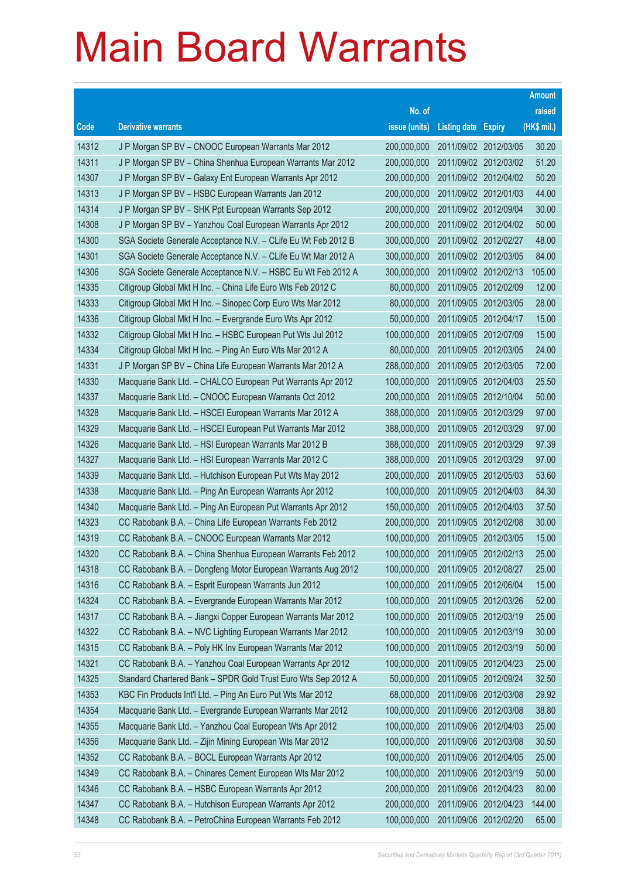# Main Board Warrants

| Code | Derivative warrants | No. of issue (units) | Listing date | Expiry | Amount raised (HK$ mil.) |
|---|---|---|---|---|---|
| 14312 | J P Morgan SP BV – CNOOC European Warrants Mar 2012 | 200,000,000 | 2011/09/02 | 2012/03/05 | 30.20 |
| 14311 | J P Morgan SP BV – China Shenhua European Warrants Mar 2012 | 200,000,000 | 2011/09/02 | 2012/03/02 | 51.20 |
| 14307 | J P Morgan SP BV – Galaxy Ent European Warrants Apr 2012 | 200,000,000 | 2011/09/02 | 2012/04/02 | 50.20 |
| 14313 | J P Morgan SP BV – HSBC European Warrants Jan 2012 | 200,000,000 | 2011/09/02 | 2012/01/03 | 44.00 |
| 14314 | J P Morgan SP BV – SHK Ppt European Warrants Sep 2012 | 200,000,000 | 2011/09/02 | 2012/09/04 | 30.00 |
| 14308 | J P Morgan SP BV – Yanzhou Coal European Warrants Apr 2012 | 200,000,000 | 2011/09/02 | 2012/04/02 | 50.00 |
| 14300 | SGA Societe Generale Acceptance N.V. – CLife Eu Wt Feb 2012 B | 300,000,000 | 2011/09/02 | 2012/02/27 | 48.00 |
| 14301 | SGA Societe Generale Acceptance N.V. – CLife Eu Wt Mar 2012 A | 300,000,000 | 2011/09/02 | 2012/03/05 | 84.00 |
| 14306 | SGA Societe Generale Acceptance N.V. – HSBC Eu Wt Feb 2012 A | 300,000,000 | 2011/09/02 | 2012/02/13 | 105.00 |
| 14335 | Citigroup Global Mkt H Inc. – China Life Euro Wts Feb 2012 C | 80,000,000 | 2011/09/05 | 2012/02/09 | 12.00 |
| 14333 | Citigroup Global Mkt H Inc. – Sinopec Corp Euro Wts Mar 2012 | 80,000,000 | 2011/09/05 | 2012/03/05 | 28.00 |
| 14336 | Citigroup Global Mkt H Inc. – Evergrande Euro Wts Apr 2012 | 50,000,000 | 2011/09/05 | 2012/04/17 | 15.00 |
| 14332 | Citigroup Global Mkt H Inc. – HSBC European Put Wts Jul 2012 | 100,000,000 | 2011/09/05 | 2012/07/09 | 15.00 |
| 14334 | Citigroup Global Mkt H Inc. – Ping An Euro Wts Mar 2012 A | 80,000,000 | 2011/09/05 | 2012/03/05 | 24.00 |
| 14331 | J P Morgan SP BV – China Life European Warrants Mar 2012 A | 288,000,000 | 2011/09/05 | 2012/03/05 | 72.00 |
| 14330 | Macquarie Bank Ltd. – CHALCO European Put Warrants Apr 2012 | 100,000,000 | 2011/09/05 | 2012/04/03 | 25.50 |
| 14337 | Macquarie Bank Ltd. – CNOOC European Warrants Oct 2012 | 200,000,000 | 2011/09/05 | 2012/10/04 | 50.00 |
| 14328 | Macquarie Bank Ltd. – HSCEI European Warrants Mar 2012 A | 388,000,000 | 2011/09/05 | 2012/03/29 | 97.00 |
| 14329 | Macquarie Bank Ltd. – HSCEI European Put Warrants Mar 2012 | 388,000,000 | 2011/09/05 | 2012/03/29 | 97.00 |
| 14326 | Macquarie Bank Ltd. – HSI European Warrants Mar 2012 B | 388,000,000 | 2011/09/05 | 2012/03/29 | 97.39 |
| 14327 | Macquarie Bank Ltd. – HSI European Warrants Mar 2012 C | 388,000,000 | 2011/09/05 | 2012/03/29 | 97.00 |
| 14339 | Macquarie Bank Ltd. – Hutchison European Put Wts May 2012 | 200,000,000 | 2011/09/05 | 2012/05/03 | 53.60 |
| 14338 | Macquarie Bank Ltd. – Ping An European Warrants Apr 2012 | 100,000,000 | 2011/09/05 | 2012/04/03 | 84.30 |
| 14340 | Macquarie Bank Ltd. – Ping An European Put Warrants Apr 2012 | 150,000,000 | 2011/09/05 | 2012/04/03 | 37.50 |
| 14323 | CC Rabobank B.A. – China Life European Warrants Feb 2012 | 200,000,000 | 2011/09/05 | 2012/02/08 | 30.00 |
| 14319 | CC Rabobank B.A. – CNOOC European Warrants Mar 2012 | 100,000,000 | 2011/09/05 | 2012/03/05 | 15.00 |
| 14320 | CC Rabobank B.A. – China Shenhua European Warrants Feb 2012 | 100,000,000 | 2011/09/05 | 2012/02/13 | 25.00 |
| 14318 | CC Rabobank B.A. – Dongfeng Motor European Warrants Aug 2012 | 100,000,000 | 2011/09/05 | 2012/08/27 | 25.00 |
| 14316 | CC Rabobank B.A. – Esprit European Warrants Jun 2012 | 100,000,000 | 2011/09/05 | 2012/06/04 | 15.00 |
| 14324 | CC Rabobank B.A. – Evergrande European Warrants Mar 2012 | 100,000,000 | 2011/09/05 | 2012/03/26 | 52.00 |
| 14317 | CC Rabobank B.A. – Jiangxi Copper European Warrants Mar 2012 | 100,000,000 | 2011/09/05 | 2012/03/19 | 25.00 |
| 14322 | CC Rabobank B.A. – NVC Lighting European Warrants Mar 2012 | 100,000,000 | 2011/09/05 | 2012/03/19 | 30.00 |
| 14315 | CC Rabobank B.A. – Poly HK Inv European Warrants Mar 2012 | 100,000,000 | 2011/09/05 | 2012/03/19 | 50.00 |
| 14321 | CC Rabobank B.A. – Yanzhou Coal European Warrants Apr 2012 | 100,000,000 | 2011/09/05 | 2012/04/23 | 25.00 |
| 14325 | Standard Chartered Bank – SPDR Gold Trust Euro Wts Sep 2012 A | 50,000,000 | 2011/09/05 | 2012/09/24 | 32.50 |
| 14353 | KBC Fin Products Int'l Ltd. – Ping An Euro Put Wts Mar 2012 | 68,000,000 | 2011/09/06 | 2012/03/08 | 29.92 |
| 14354 | Macquarie Bank Ltd. – Evergrande European Warrants Mar 2012 | 100,000,000 | 2011/09/06 | 2012/03/08 | 38.80 |
| 14355 | Macquarie Bank Ltd. – Yanzhou Coal European Wts Apr 2012 | 100,000,000 | 2011/09/06 | 2012/04/03 | 25.00 |
| 14356 | Macquarie Bank Ltd. – Zijin Mining European Wts Mar 2012 | 100,000,000 | 2011/09/06 | 2012/03/08 | 30.50 |
| 14352 | CC Rabobank B.A. – BOCL European Warrants Apr 2012 | 100,000,000 | 2011/09/06 | 2012/04/05 | 25.00 |
| 14349 | CC Rabobank B.A. – Chinares Cement European Wts Mar 2012 | 100,000,000 | 2011/09/06 | 2012/03/19 | 50.00 |
| 14346 | CC Rabobank B.A. – HSBC European Warrants Apr 2012 | 200,000,000 | 2011/09/06 | 2012/04/23 | 80.00 |
| 14347 | CC Rabobank B.A. – Hutchison European Warrants Apr 2012 | 200,000,000 | 2011/09/06 | 2012/04/23 | 144.00 |
| 14348 | CC Rabobank B.A. – PetroChina European Warrants Feb 2012 | 100,000,000 | 2011/09/06 | 2012/02/20 | 65.00 |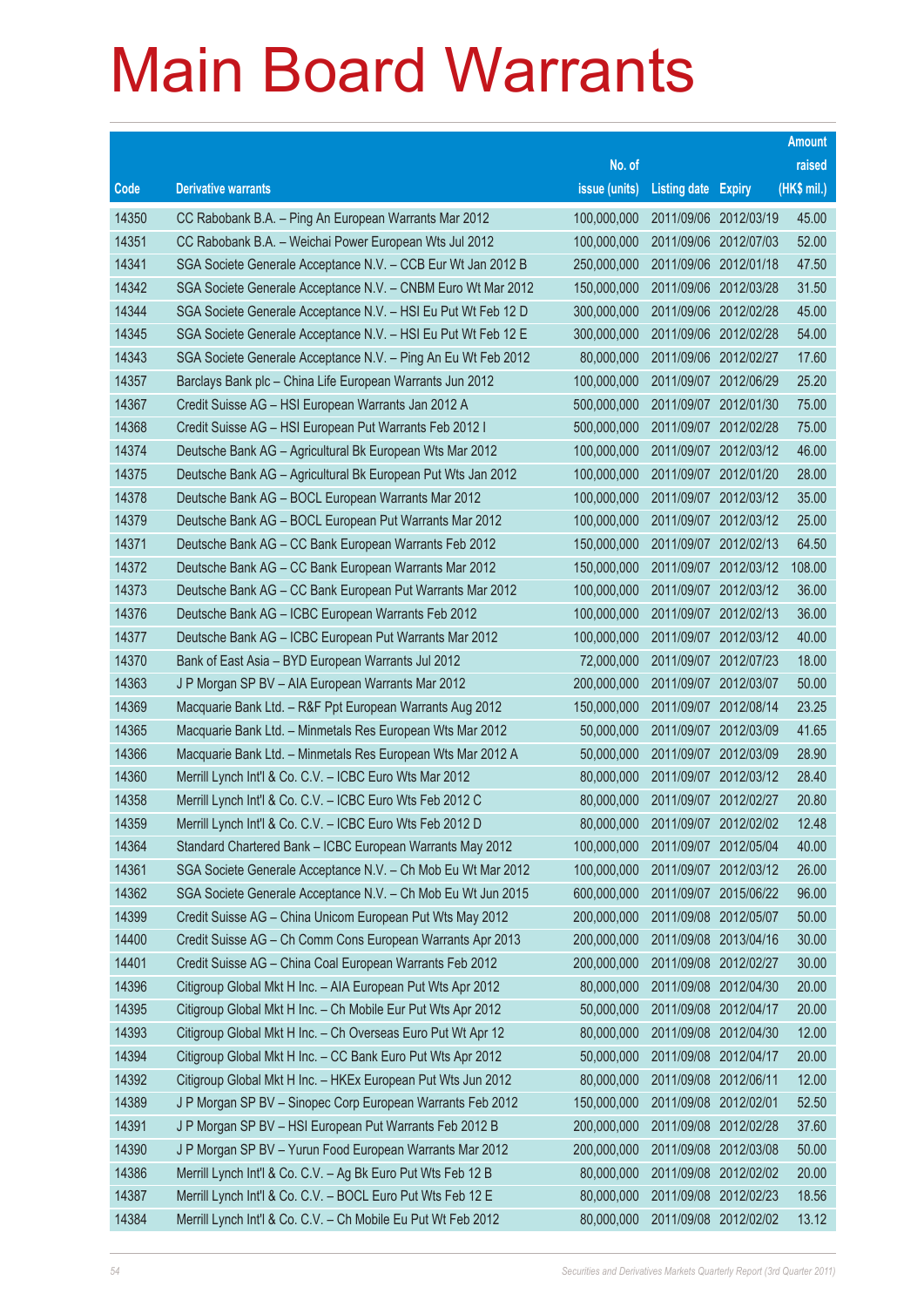# Main Board Warrants

| Code | Derivative warrants | No. of issue (units) | Listing date | Expiry | Amount raised (HK$ mil.) |
|---|---|---|---|---|---|
| 14350 | CC Rabobank B.A. – Ping An European Warrants Mar 2012 | 100,000,000 | 2011/09/06 | 2012/03/19 | 45.00 |
| 14351 | CC Rabobank B.A. – Weichai Power European Wts Jul 2012 | 100,000,000 | 2011/09/06 | 2012/07/03 | 52.00 |
| 14341 | SGA Societe Generale Acceptance N.V. – CCB Eur Wt Jan 2012 B | 250,000,000 | 2011/09/06 | 2012/01/18 | 47.50 |
| 14342 | SGA Societe Generale Acceptance N.V. – CNBM Euro Wt Mar 2012 | 150,000,000 | 2011/09/06 | 2012/03/28 | 31.50 |
| 14344 | SGA Societe Generale Acceptance N.V. – HSI Eu Put Wt Feb 12 D | 300,000,000 | 2011/09/06 | 2012/02/28 | 45.00 |
| 14345 | SGA Societe Generale Acceptance N.V. – HSI Eu Put Wt Feb 12 E | 300,000,000 | 2011/09/06 | 2012/02/28 | 54.00 |
| 14343 | SGA Societe Generale Acceptance N.V. – Ping An Eu Wt Feb 2012 | 80,000,000 | 2011/09/06 | 2012/02/27 | 17.60 |
| 14357 | Barclays Bank plc – China Life European Warrants Jun 2012 | 100,000,000 | 2011/09/07 | 2012/06/29 | 25.20 |
| 14367 | Credit Suisse AG – HSI European Warrants Jan 2012 A | 500,000,000 | 2011/09/07 | 2012/01/30 | 75.00 |
| 14368 | Credit Suisse AG – HSI European Put Warrants Feb 2012 I | 500,000,000 | 2011/09/07 | 2012/02/28 | 75.00 |
| 14374 | Deutsche Bank AG – Agricultural Bk European Wts Mar 2012 | 100,000,000 | 2011/09/07 | 2012/03/12 | 46.00 |
| 14375 | Deutsche Bank AG – Agricultural Bk European Put Wts Jan 2012 | 100,000,000 | 2011/09/07 | 2012/01/20 | 28.00 |
| 14378 | Deutsche Bank AG – BOCL European Warrants Mar 2012 | 100,000,000 | 2011/09/07 | 2012/03/12 | 35.00 |
| 14379 | Deutsche Bank AG – BOCL European Put Warrants Mar 2012 | 100,000,000 | 2011/09/07 | 2012/03/12 | 25.00 |
| 14371 | Deutsche Bank AG – CC Bank European Warrants Feb 2012 | 150,000,000 | 2011/09/07 | 2012/02/13 | 64.50 |
| 14372 | Deutsche Bank AG – CC Bank European Warrants Mar 2012 | 150,000,000 | 2011/09/07 | 2012/03/12 | 108.00 |
| 14373 | Deutsche Bank AG – CC Bank European Put Warrants Mar 2012 | 100,000,000 | 2011/09/07 | 2012/03/12 | 36.00 |
| 14376 | Deutsche Bank AG – ICBC European Warrants Feb 2012 | 100,000,000 | 2011/09/07 | 2012/02/13 | 36.00 |
| 14377 | Deutsche Bank AG – ICBC European Put Warrants Mar 2012 | 100,000,000 | 2011/09/07 | 2012/03/12 | 40.00 |
| 14370 | Bank of East Asia – BYD European Warrants Jul 2012 | 72,000,000 | 2011/09/07 | 2012/07/23 | 18.00 |
| 14363 | J P Morgan SP BV – AIA European Warrants Mar 2012 | 200,000,000 | 2011/09/07 | 2012/03/07 | 50.00 |
| 14369 | Macquarie Bank Ltd. – R&F Ppt European Warrants Aug 2012 | 150,000,000 | 2011/09/07 | 2012/08/14 | 23.25 |
| 14365 | Macquarie Bank Ltd. – Minmetals Res European Wts Mar 2012 | 50,000,000 | 2011/09/07 | 2012/03/09 | 41.65 |
| 14366 | Macquarie Bank Ltd. – Minmetals Res European Wts Mar 2012 A | 50,000,000 | 2011/09/07 | 2012/03/09 | 28.90 |
| 14360 | Merrill Lynch Int'l & Co. C.V. – ICBC Euro Wts Mar 2012 | 80,000,000 | 2011/09/07 | 2012/03/12 | 28.40 |
| 14358 | Merrill Lynch Int'l & Co. C.V. – ICBC Euro Wts Feb 2012 C | 80,000,000 | 2011/09/07 | 2012/02/27 | 20.80 |
| 14359 | Merrill Lynch Int'l & Co. C.V. – ICBC Euro Wts Feb 2012 D | 80,000,000 | 2011/09/07 | 2012/02/02 | 12.48 |
| 14364 | Standard Chartered Bank – ICBC European Warrants May 2012 | 100,000,000 | 2011/09/07 | 2012/05/04 | 40.00 |
| 14361 | SGA Societe Generale Acceptance N.V. – Ch Mob Eu Wt Mar 2012 | 100,000,000 | 2011/09/07 | 2012/03/12 | 26.00 |
| 14362 | SGA Societe Generale Acceptance N.V. – Ch Mob Eu Wt Jun 2015 | 600,000,000 | 2011/09/07 | 2015/06/22 | 96.00 |
| 14399 | Credit Suisse AG – China Unicom European Put Wts May 2012 | 200,000,000 | 2011/09/08 | 2012/05/07 | 50.00 |
| 14400 | Credit Suisse AG – Ch Comm Cons European Warrants Apr 2013 | 200,000,000 | 2011/09/08 | 2013/04/16 | 30.00 |
| 14401 | Credit Suisse AG – China Coal European Warrants Feb 2012 | 200,000,000 | 2011/09/08 | 2012/02/27 | 30.00 |
| 14396 | Citigroup Global Mkt H Inc. – AIA European Put Wts Apr 2012 | 80,000,000 | 2011/09/08 | 2012/04/30 | 20.00 |
| 14395 | Citigroup Global Mkt H Inc. – Ch Mobile Eur Put Wts Apr 2012 | 50,000,000 | 2011/09/08 | 2012/04/17 | 20.00 |
| 14393 | Citigroup Global Mkt H Inc. – Ch Overseas Euro Put Wt Apr 12 | 80,000,000 | 2011/09/08 | 2012/04/30 | 12.00 |
| 14394 | Citigroup Global Mkt H Inc. – CC Bank Euro Put Wts Apr 2012 | 50,000,000 | 2011/09/08 | 2012/04/17 | 20.00 |
| 14392 | Citigroup Global Mkt H Inc. – HKEx European Put Wts Jun 2012 | 80,000,000 | 2011/09/08 | 2012/06/11 | 12.00 |
| 14389 | J P Morgan SP BV – Sinopec Corp European Warrants Feb 2012 | 150,000,000 | 2011/09/08 | 2012/02/01 | 52.50 |
| 14391 | J P Morgan SP BV – HSI European Put Warrants Feb 2012 B | 200,000,000 | 2011/09/08 | 2012/02/28 | 37.60 |
| 14390 | J P Morgan SP BV – Yurun Food European Warrants Mar 2012 | 200,000,000 | 2011/09/08 | 2012/03/08 | 50.00 |
| 14386 | Merrill Lynch Int'l & Co. C.V. – Ag Bk Euro Put Wts Feb 12 B | 80,000,000 | 2011/09/08 | 2012/02/02 | 20.00 |
| 14387 | Merrill Lynch Int'l & Co. C.V. – BOCL Euro Put Wts Feb 12 E | 80,000,000 | 2011/09/08 | 2012/02/23 | 18.56 |
| 14384 | Merrill Lynch Int'l & Co. C.V. – Ch Mobile Eu Put Wt Feb 2012 | 80,000,000 | 2011/09/08 | 2012/02/02 | 13.12 |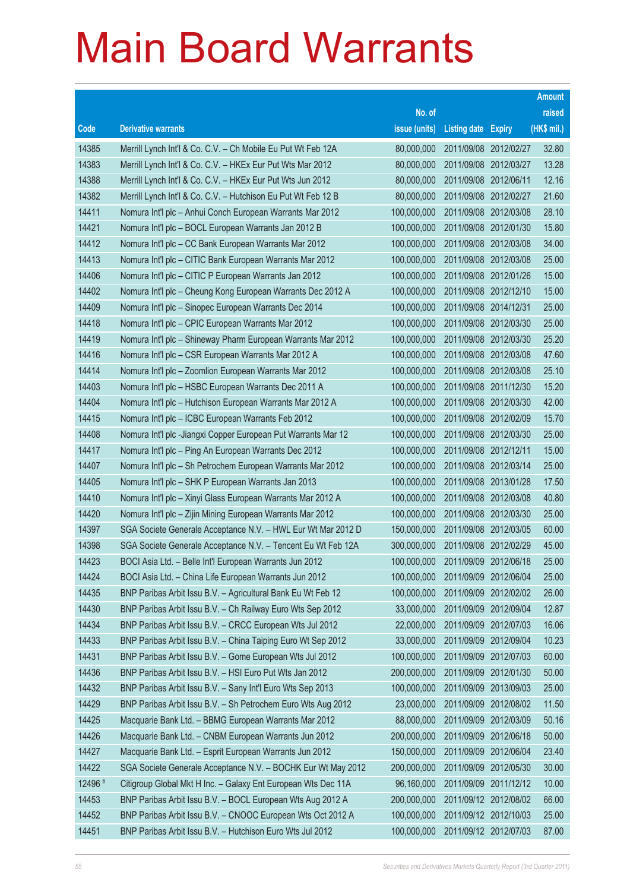# Main Board Warrants

| Code | Derivative warrants | No. of issue (units) | Listing date | Expiry | Amount raised (HK$ mil.) |
|---|---|---|---|---|---|
| 14385 | Merrill Lynch Int'l & Co. C.V. – Ch Mobile Eu Put Wt Feb 12A | 80,000,000 | 2011/09/08 | 2012/02/27 | 32.80 |
| 14383 | Merrill Lynch Int'l & Co. C.V. – HKEx Eur Put Wts Mar 2012 | 80,000,000 | 2011/09/08 | 2012/03/27 | 13.28 |
| 14388 | Merrill Lynch Int'l & Co. C.V. – HKEx Eur Put Wts Jun 2012 | 80,000,000 | 2011/09/08 | 2012/06/11 | 12.16 |
| 14382 | Merrill Lynch Int'l & Co. C.V. – Hutchison Eu Put Wt Feb 12 B | 80,000,000 | 2011/09/08 | 2012/02/27 | 21.60 |
| 14411 | Nomura Int'l plc – Anhui Conch European Warrants Mar 2012 | 100,000,000 | 2011/09/08 | 2012/03/08 | 28.10 |
| 14421 | Nomura Int'l plc – BOCL European Warrants Jan 2012 B | 100,000,000 | 2011/09/08 | 2012/01/30 | 15.80 |
| 14412 | Nomura Int'l plc – CC Bank European Warrants Mar 2012 | 100,000,000 | 2011/09/08 | 2012/03/08 | 34.00 |
| 14413 | Nomura Int'l plc – CITIC Bank European Warrants Mar 2012 | 100,000,000 | 2011/09/08 | 2012/03/08 | 25.00 |
| 14406 | Nomura Int'l plc – CITIC P European Warrants Jan 2012 | 100,000,000 | 2011/09/08 | 2012/01/26 | 15.00 |
| 14402 | Nomura Int'l plc – Cheung Kong European Warrants Dec 2012 A | 100,000,000 | 2011/09/08 | 2012/12/10 | 15.00 |
| 14409 | Nomura Int'l plc – Sinopec European Warrants Dec 2014 | 100,000,000 | 2011/09/08 | 2014/12/31 | 25.00 |
| 14418 | Nomura Int'l plc – CPIC European Warrants Mar 2012 | 100,000,000 | 2011/09/08 | 2012/03/30 | 25.00 |
| 14419 | Nomura Int'l plc – Shineway Pharm European Warrants Mar 2012 | 100,000,000 | 2011/09/08 | 2012/03/30 | 25.20 |
| 14416 | Nomura Int'l plc – CSR European Warrants Mar 2012 A | 100,000,000 | 2011/09/08 | 2012/03/08 | 47.60 |
| 14414 | Nomura Int'l plc – Zoomlion European Warrants Mar 2012 | 100,000,000 | 2011/09/08 | 2012/03/08 | 25.10 |
| 14403 | Nomura Int'l plc – HSBC European Warrants Dec 2011 A | 100,000,000 | 2011/09/08 | 2011/12/30 | 15.20 |
| 14404 | Nomura Int'l plc – Hutchison European Warrants Mar 2012 A | 100,000,000 | 2011/09/08 | 2012/03/30 | 42.00 |
| 14415 | Nomura Int'l plc – ICBC European Warrants Feb 2012 | 100,000,000 | 2011/09/08 | 2012/02/09 | 15.70 |
| 14408 | Nomura Int'l plc -Jiangxi Copper European Put Warrants Mar 12 | 100,000,000 | 2011/09/08 | 2012/03/30 | 25.00 |
| 14417 | Nomura Int'l plc – Ping An European Warrants Dec 2012 | 100,000,000 | 2011/09/08 | 2012/12/11 | 15.00 |
| 14407 | Nomura Int'l plc – Sh Petrochem European Warrants Mar 2012 | 100,000,000 | 2011/09/08 | 2012/03/14 | 25.00 |
| 14405 | Nomura Int'l plc – SHK P European Warrants Jan 2013 | 100,000,000 | 2011/09/08 | 2013/01/28 | 17.50 |
| 14410 | Nomura Int'l plc – Xinyi Glass European Warrants Mar 2012 A | 100,000,000 | 2011/09/08 | 2012/03/08 | 40.80 |
| 14420 | Nomura Int'l plc – Zijin Mining European Warrants Mar 2012 | 100,000,000 | 2011/09/08 | 2012/03/30 | 25.00 |
| 14397 | SGA Societe Generale Acceptance N.V. – HWL Eur Wt Mar 2012 D | 150,000,000 | 2011/09/08 | 2012/03/05 | 60.00 |
| 14398 | SGA Societe Generale Acceptance N.V. – Tencent Eu Wt Feb 12A | 300,000,000 | 2011/09/08 | 2012/02/29 | 45.00 |
| 14423 | BOCI Asia Ltd. – Belle Int'l European Warrants Jun 2012 | 100,000,000 | 2011/09/09 | 2012/06/18 | 25.00 |
| 14424 | BOCI Asia Ltd. – China Life European Warrants Jun 2012 | 100,000,000 | 2011/09/09 | 2012/06/04 | 25.00 |
| 14435 | BNP Paribas Arbit Issu B.V. – Agricultural Bank Eu Wt Feb 12 | 100,000,000 | 2011/09/09 | 2012/02/02 | 26.00 |
| 14430 | BNP Paribas Arbit Issu B.V. – Ch Railway Euro Wts Sep 2012 | 33,000,000 | 2011/09/09 | 2012/09/04 | 12.87 |
| 14434 | BNP Paribas Arbit Issu B.V. – CRCC European Wts Jul 2012 | 22,000,000 | 2011/09/09 | 2012/07/03 | 16.06 |
| 14433 | BNP Paribas Arbit Issu B.V. – China Taiping Euro Wt Sep 2012 | 33,000,000 | 2011/09/09 | 2012/09/04 | 10.23 |
| 14431 | BNP Paribas Arbit Issu B.V. – Gome European Wts Jul 2012 | 100,000,000 | 2011/09/09 | 2012/07/03 | 60.00 |
| 14436 | BNP Paribas Arbit Issu B.V. – HSI Euro Put Wts Jan 2012 | 200,000,000 | 2011/09/09 | 2012/01/30 | 50.00 |
| 14432 | BNP Paribas Arbit Issu B.V. – Sany Int'l Euro Wts Sep 2013 | 100,000,000 | 2011/09/09 | 2013/09/03 | 25.00 |
| 14429 | BNP Paribas Arbit Issu B.V. – Sh Petrochem Euro Wts Aug 2012 | 23,000,000 | 2011/09/09 | 2012/08/02 | 11.50 |
| 14425 | Macquarie Bank Ltd. – BBMG European Warrants Mar 2012 | 88,000,000 | 2011/09/09 | 2012/03/09 | 50.16 |
| 14426 | Macquarie Bank Ltd. – CNBM European Warrants Jun 2012 | 200,000,000 | 2011/09/09 | 2012/06/18 | 50.00 |
| 14427 | Macquarie Bank Ltd. – Esprit European Warrants Jun 2012 | 150,000,000 | 2011/09/09 | 2012/06/04 | 23.40 |
| 14422 | SGA Societe Generale Acceptance N.V. – BOCHK Eur Wt May 2012 | 200,000,000 | 2011/09/09 | 2012/05/30 | 30.00 |
| 12496 # | Citigroup Global Mkt H Inc. – Galaxy Ent European Wts Dec 11A | 96,160,000 | 2011/09/09 | 2011/12/12 | 10.00 |
| 14453 | BNP Paribas Arbit Issu B.V. – BOCL European Wts Aug 2012 A | 200,000,000 | 2011/09/12 | 2012/08/02 | 66.00 |
| 14452 | BNP Paribas Arbit Issu B.V. – CNOOC European Wts Oct 2012 A | 100,000,000 | 2011/09/12 | 2012/10/03 | 25.00 |
| 14451 | BNP Paribas Arbit Issu B.V. – Hutchison Euro Wts Jul 2012 | 100,000,000 | 2011/09/12 | 2012/07/03 | 87.00 |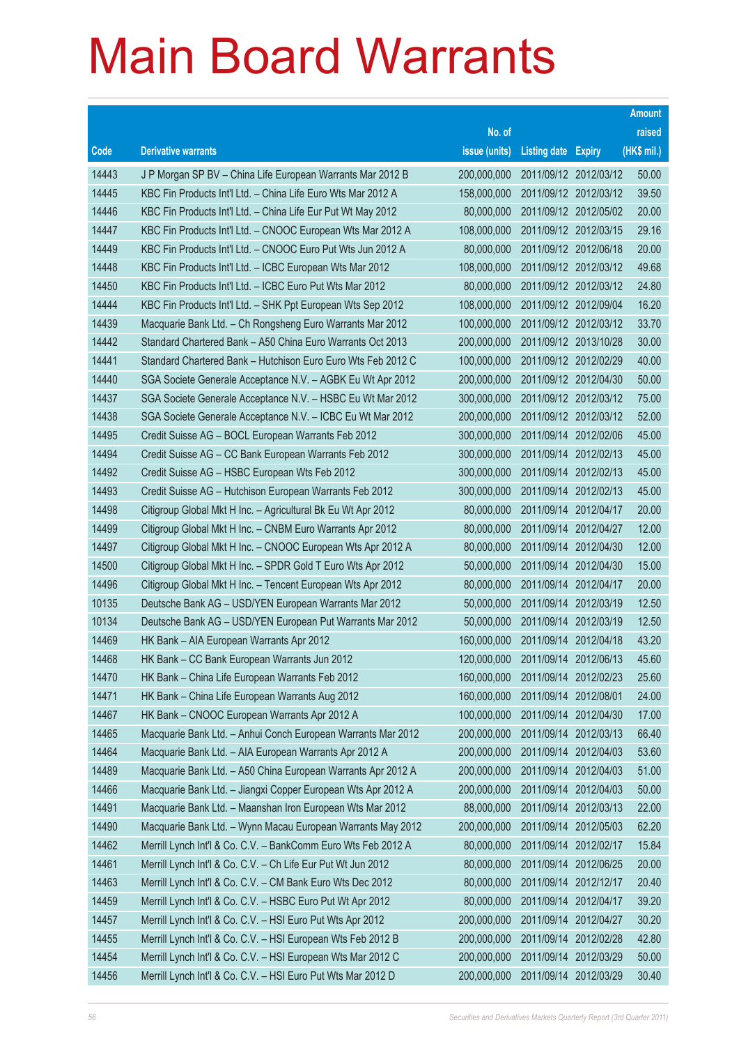# Main Board Warrants

| Code | Derivative warrants | No. of issue (units) | Listing date | Expiry | Amount raised (HK$ mil.) |
|---|---|---|---|---|---|
| 14443 | J P Morgan SP BV – China Life European Warrants Mar 2012 B | 200,000,000 | 2011/09/12 | 2012/03/12 | 50.00 |
| 14445 | KBC Fin Products Int'l Ltd. – China Life Euro Wts Mar 2012 A | 158,000,000 | 2011/09/12 | 2012/03/12 | 39.50 |
| 14446 | KBC Fin Products Int'l Ltd. – China Life Eur Put Wt May 2012 | 80,000,000 | 2011/09/12 | 2012/05/02 | 20.00 |
| 14447 | KBC Fin Products Int'l Ltd. – CNOOC European Wts Mar 2012 A | 108,000,000 | 2011/09/12 | 2012/03/15 | 29.16 |
| 14449 | KBC Fin Products Int'l Ltd. – CNOOC Euro Put Wts Jun 2012 A | 80,000,000 | 2011/09/12 | 2012/06/18 | 20.00 |
| 14448 | KBC Fin Products Int'l Ltd. – ICBC European Wts Mar 2012 | 108,000,000 | 2011/09/12 | 2012/03/12 | 49.68 |
| 14450 | KBC Fin Products Int'l Ltd. – ICBC Euro Put Wts Mar 2012 | 80,000,000 | 2011/09/12 | 2012/03/12 | 24.80 |
| 14444 | KBC Fin Products Int'l Ltd. – SHK Ppt European Wts Sep 2012 | 108,000,000 | 2011/09/12 | 2012/09/04 | 16.20 |
| 14439 | Macquarie Bank Ltd. – Ch Rongsheng Euro Warrants Mar 2012 | 100,000,000 | 2011/09/12 | 2012/03/12 | 33.70 |
| 14442 | Standard Chartered Bank – A50 China Euro Warrants Oct 2013 | 200,000,000 | 2011/09/12 | 2013/10/28 | 30.00 |
| 14441 | Standard Chartered Bank – Hutchison Euro Euro Wts Feb 2012 C | 100,000,000 | 2011/09/12 | 2012/02/29 | 40.00 |
| 14440 | SGA Societe Generale Acceptance N.V. – AGBK Eu Wt Apr 2012 | 200,000,000 | 2011/09/12 | 2012/04/30 | 50.00 |
| 14437 | SGA Societe Generale Acceptance N.V. – HSBC Eu Wt Mar 2012 | 300,000,000 | 2011/09/12 | 2012/03/12 | 75.00 |
| 14438 | SGA Societe Generale Acceptance N.V. – ICBC Eu Wt Mar 2012 | 200,000,000 | 2011/09/12 | 2012/03/12 | 52.00 |
| 14495 | Credit Suisse AG – BOCL European Warrants Feb 2012 | 300,000,000 | 2011/09/14 | 2012/02/06 | 45.00 |
| 14494 | Credit Suisse AG – CC Bank European Warrants Feb 2012 | 300,000,000 | 2011/09/14 | 2012/02/13 | 45.00 |
| 14492 | Credit Suisse AG – HSBC European Wts Feb 2012 | 300,000,000 | 2011/09/14 | 2012/02/13 | 45.00 |
| 14493 | Credit Suisse AG – Hutchison European Warrants Feb 2012 | 300,000,000 | 2011/09/14 | 2012/02/13 | 45.00 |
| 14498 | Citigroup Global Mkt H Inc. – Agricultural Bk Eu Wt Apr 2012 | 80,000,000 | 2011/09/14 | 2012/04/17 | 20.00 |
| 14499 | Citigroup Global Mkt H Inc. – CNBM Euro Warrants Apr 2012 | 80,000,000 | 2011/09/14 | 2012/04/27 | 12.00 |
| 14497 | Citigroup Global Mkt H Inc. – CNOOC European Wts Apr 2012 A | 80,000,000 | 2011/09/14 | 2012/04/30 | 12.00 |
| 14500 | Citigroup Global Mkt H Inc. – SPDR Gold T Euro Wts Apr 2012 | 50,000,000 | 2011/09/14 | 2012/04/30 | 15.00 |
| 14496 | Citigroup Global Mkt H Inc. – Tencent European Wts Apr 2012 | 80,000,000 | 2011/09/14 | 2012/04/17 | 20.00 |
| 10135 | Deutsche Bank AG – USD/YEN European Warrants Mar 2012 | 50,000,000 | 2011/09/14 | 2012/03/19 | 12.50 |
| 10134 | Deutsche Bank AG – USD/YEN European Put Warrants Mar 2012 | 50,000,000 | 2011/09/14 | 2012/03/19 | 12.50 |
| 14469 | HK Bank – AIA European Warrants Apr 2012 | 160,000,000 | 2011/09/14 | 2012/04/18 | 43.20 |
| 14468 | HK Bank – CC Bank European Warrants Jun 2012 | 120,000,000 | 2011/09/14 | 2012/06/13 | 45.60 |
| 14470 | HK Bank – China Life European Warrants Feb 2012 | 160,000,000 | 2011/09/14 | 2012/02/23 | 25.60 |
| 14471 | HK Bank – China Life European Warrants Aug 2012 | 160,000,000 | 2011/09/14 | 2012/08/01 | 24.00 |
| 14467 | HK Bank – CNOOC European Warrants Apr 2012 A | 100,000,000 | 2011/09/14 | 2012/04/30 | 17.00 |
| 14465 | Macquarie Bank Ltd. – Anhui Conch European Warrants Mar 2012 | 200,000,000 | 2011/09/14 | 2012/03/13 | 66.40 |
| 14464 | Macquarie Bank Ltd. – AIA European Warrants Apr 2012 A | 200,000,000 | 2011/09/14 | 2012/04/03 | 53.60 |
| 14489 | Macquarie Bank Ltd. – A50 China European Warrants Apr 2012 A | 200,000,000 | 2011/09/14 | 2012/04/03 | 51.00 |
| 14466 | Macquarie Bank Ltd. – Jiangxi Copper European Wts Apr 2012 A | 200,000,000 | 2011/09/14 | 2012/04/03 | 50.00 |
| 14491 | Macquarie Bank Ltd. – Maanshan Iron European Wts Mar 2012 | 88,000,000 | 2011/09/14 | 2012/03/13 | 22.00 |
| 14490 | Macquarie Bank Ltd. – Wynn Macau European Warrants May 2012 | 200,000,000 | 2011/09/14 | 2012/05/03 | 62.20 |
| 14462 | Merrill Lynch Int'l & Co. C.V. – BankComm Euro Wts Feb 2012 A | 80,000,000 | 2011/09/14 | 2012/02/17 | 15.84 |
| 14461 | Merrill Lynch Int'l & Co. C.V. – Ch Life Eur Put Wt Jun 2012 | 80,000,000 | 2011/09/14 | 2012/06/25 | 20.00 |
| 14463 | Merrill Lynch Int'l & Co. C.V. – CM Bank Euro Wts Dec 2012 | 80,000,000 | 2011/09/14 | 2012/12/17 | 20.40 |
| 14459 | Merrill Lynch Int'l & Co. C.V. – HSBC Euro Put Wt Apr 2012 | 80,000,000 | 2011/09/14 | 2012/04/17 | 39.20 |
| 14457 | Merrill Lynch Int'l & Co. C.V. – HSI Euro Put Wts Apr 2012 | 200,000,000 | 2011/09/14 | 2012/04/27 | 30.20 |
| 14455 | Merrill Lynch Int'l & Co. C.V. – HSI European Wts Feb 2012 B | 200,000,000 | 2011/09/14 | 2012/02/28 | 42.80 |
| 14454 | Merrill Lynch Int'l & Co. C.V. – HSI European Wts Mar 2012 C | 200,000,000 | 2011/09/14 | 2012/03/29 | 50.00 |
| 14456 | Merrill Lynch Int'l & Co. C.V. – HSI Euro Put Wts Mar 2012 D | 200,000,000 | 2011/09/14 | 2012/03/29 | 30.40 |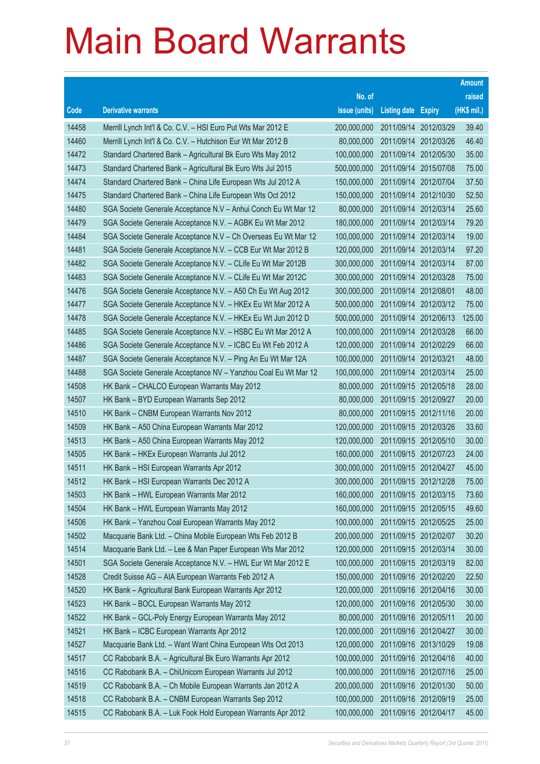# Main Board Warrants

| Code | Derivative warrants | No. of issue (units) | Listing date | Expiry | Amount raised (HK$ mil.) |
|---|---|---|---|---|---|
| 14458 | Merrill Lynch Int'l & Co. C.V. – HSI Euro Put Wts Mar 2012 E | 200,000,000 | 2011/09/14 | 2012/03/29 | 39.40 |
| 14460 | Merrill Lynch Int'l & Co. C.V. – Hutchison Eur Wt Mar 2012 B | 80,000,000 | 2011/09/14 | 2012/03/26 | 46.40 |
| 14472 | Standard Chartered Bank – Agricultural Bk Euro Wts May 2012 | 100,000,000 | 2011/09/14 | 2012/05/30 | 35.00 |
| 14473 | Standard Chartered Bank – Agricultural Bk Euro Wts Jul 2015 | 500,000,000 | 2011/09/14 | 2015/07/08 | 75.00 |
| 14474 | Standard Chartered Bank – China Life European Wts Jul 2012 A | 150,000,000 | 2011/09/14 | 2012/07/04 | 37.50 |
| 14475 | Standard Chartered Bank – China Life European Wts Oct 2012 | 150,000,000 | 2011/09/14 | 2012/10/30 | 52.50 |
| 14480 | SGA Societe Generale Acceptance N.V – Anhui Conch Eu Wt Mar 12 | 80,000,000 | 2011/09/14 | 2012/03/14 | 25.60 |
| 14479 | SGA Societe Generale Acceptance N.V. – AGBK Eu Wt Mar 2012 | 180,000,000 | 2011/09/14 | 2012/03/14 | 79.20 |
| 14484 | SGA Societe Generale Acceptance N.V – Ch Overseas Eu Wt Mar 12 | 100,000,000 | 2011/09/14 | 2012/03/14 | 19.00 |
| 14481 | SGA Societe Generale Acceptance N.V. – CCB Eur Wt Mar 2012 B | 120,000,000 | 2011/09/14 | 2012/03/14 | 97.20 |
| 14482 | SGA Societe Generale Acceptance N.V. – CLife Eu Wt Mar 2012B | 300,000,000 | 2011/09/14 | 2012/03/14 | 87.00 |
| 14483 | SGA Societe Generale Acceptance N.V. – CLife Eu Wt Mar 2012C | 300,000,000 | 2011/09/14 | 2012/03/28 | 75.00 |
| 14476 | SGA Societe Generale Acceptance N.V. – A50 Ch Eu Wt Aug 2012 | 300,000,000 | 2011/09/14 | 2012/08/01 | 48.00 |
| 14477 | SGA Societe Generale Acceptance N.V. – HKEx Eu Wt Mar 2012 A | 500,000,000 | 2011/09/14 | 2012/03/12 | 75.00 |
| 14478 | SGA Societe Generale Acceptance N.V. – HKEx Eu Wt Jun 2012 D | 500,000,000 | 2011/09/14 | 2012/06/13 | 125.00 |
| 14485 | SGA Societe Generale Acceptance N.V. – HSBC Eu Wt Mar 2012 A | 100,000,000 | 2011/09/14 | 2012/03/28 | 66.00 |
| 14486 | SGA Societe Generale Acceptance N.V. – ICBC Eu Wt Feb 2012 A | 120,000,000 | 2011/09/14 | 2012/02/29 | 66.00 |
| 14487 | SGA Societe Generale Acceptance N.V. – Ping An Eu Wt Mar 12A | 100,000,000 | 2011/09/14 | 2012/03/21 | 48.00 |
| 14488 | SGA Societe Generale Acceptance NV – Yanzhou Coal Eu Wt Mar 12 | 100,000,000 | 2011/09/14 | 2012/03/14 | 25.00 |
| 14508 | HK Bank – CHALCO European Warrants May 2012 | 80,000,000 | 2011/09/15 | 2012/05/18 | 28.00 |
| 14507 | HK Bank – BYD European Warrants Sep 2012 | 80,000,000 | 2011/09/15 | 2012/09/27 | 20.00 |
| 14510 | HK Bank – CNBM European Warrants Nov 2012 | 80,000,000 | 2011/09/15 | 2012/11/16 | 20.00 |
| 14509 | HK Bank – A50 China European Warrants Mar 2012 | 120,000,000 | 2011/09/15 | 2012/03/26 | 33.60 |
| 14513 | HK Bank – A50 China European Warrants May 2012 | 120,000,000 | 2011/09/15 | 2012/05/10 | 30.00 |
| 14505 | HK Bank – HKEx European Warrants Jul 2012 | 160,000,000 | 2011/09/15 | 2012/07/23 | 24.00 |
| 14511 | HK Bank – HSI European Warrants Apr 2012 | 300,000,000 | 2011/09/15 | 2012/04/27 | 45.00 |
| 14512 | HK Bank – HSI European Warrants Dec 2012 A | 300,000,000 | 2011/09/15 | 2012/12/28 | 75.00 |
| 14503 | HK Bank – HWL European Warrants Mar 2012 | 160,000,000 | 2011/09/15 | 2012/03/15 | 73.60 |
| 14504 | HK Bank – HWL European Warrants May 2012 | 160,000,000 | 2011/09/15 | 2012/05/15 | 49.60 |
| 14506 | HK Bank – Yanzhou Coal European Warrants May 2012 | 100,000,000 | 2011/09/15 | 2012/05/25 | 25.00 |
| 14502 | Macquarie Bank Ltd. – China Mobile European Wts Feb 2012 B | 200,000,000 | 2011/09/15 | 2012/02/07 | 30.20 |
| 14514 | Macquarie Bank Ltd. – Lee & Man Paper European Wts Mar 2012 | 120,000,000 | 2011/09/15 | 2012/03/14 | 30.00 |
| 14501 | SGA Societe Generale Acceptance N.V. – HWL Eur Wt Mar 2012 E | 100,000,000 | 2011/09/15 | 2012/03/19 | 82.00 |
| 14528 | Credit Suisse AG – AIA European Warrants Feb 2012 A | 150,000,000 | 2011/09/16 | 2012/02/20 | 22.50 |
| 14520 | HK Bank – Agricultural Bank European Warrants Apr 2012 | 120,000,000 | 2011/09/16 | 2012/04/16 | 30.00 |
| 14523 | HK Bank – BOCL European Warrants May 2012 | 120,000,000 | 2011/09/16 | 2012/05/30 | 30.00 |
| 14522 | HK Bank – GCL-Poly Energy European Warrants May 2012 | 80,000,000 | 2011/09/16 | 2012/05/11 | 20.00 |
| 14521 | HK Bank – ICBC European Warrants Apr 2012 | 120,000,000 | 2011/09/16 | 2012/04/27 | 30.00 |
| 14527 | Macquarie Bank Ltd. – Want Want China European Wts Oct 2013 | 120,000,000 | 2011/09/16 | 2013/10/29 | 19.08 |
| 14517 | CC Rabobank B.A. – Agricultural Bk Euro Warrants Apr 2012 | 100,000,000 | 2011/09/16 | 2012/04/16 | 40.00 |
| 14516 | CC Rabobank B.A. – ChiUnicom European Warrants Jul 2012 | 100,000,000 | 2011/09/16 | 2012/07/16 | 25.00 |
| 14519 | CC Rabobank B.A. – Ch Mobile European Warrants Jan 2012 A | 200,000,000 | 2011/09/16 | 2012/01/30 | 50.00 |
| 14518 | CC Rabobank B.A. – CNBM European Warrants Sep 2012 | 100,000,000 | 2011/09/16 | 2012/09/19 | 25.00 |
| 14515 | CC Rabobank B.A. – Luk Fook Hold European Warrants Apr 2012 | 100,000,000 | 2011/09/16 | 2012/04/17 | 45.00 |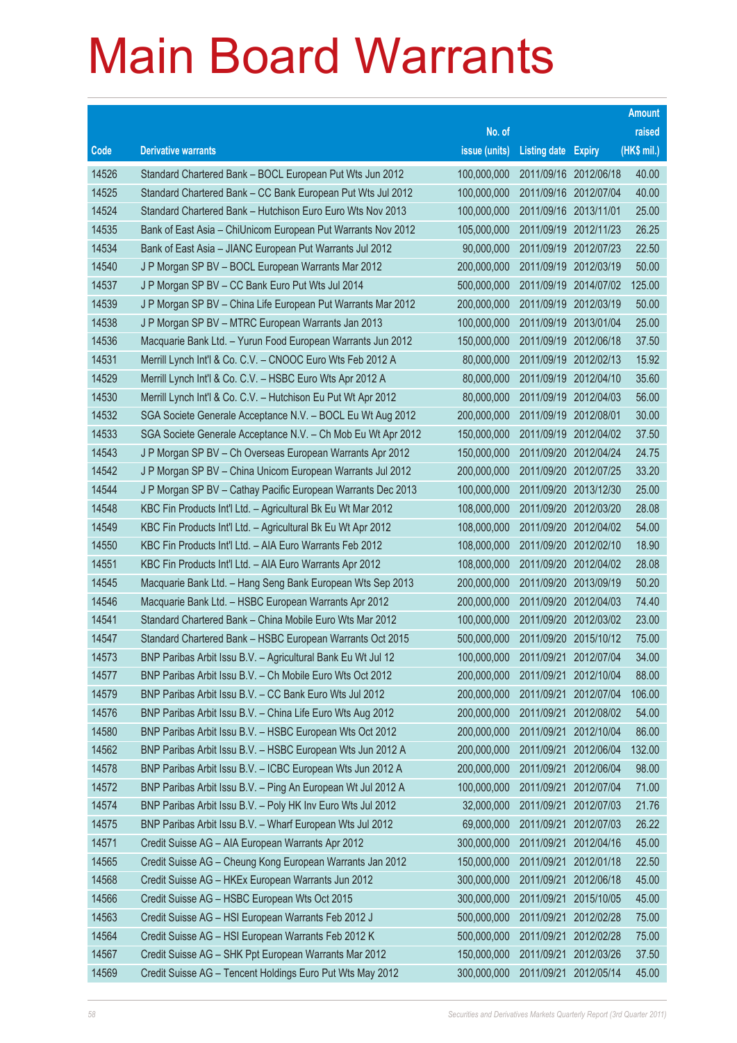# Main Board Warrants

| Code | Derivative warrants | No. of issue (units) | Listing date | Expiry | Amount raised (HK$ mil.) |
|---|---|---|---|---|---|
| 14526 | Standard Chartered Bank – BOCL European Put Wts Jun 2012 | 100,000,000 | 2011/09/16 | 2012/06/18 | 40.00 |
| 14525 | Standard Chartered Bank – CC Bank European Put Wts Jul 2012 | 100,000,000 | 2011/09/16 | 2012/07/04 | 40.00 |
| 14524 | Standard Chartered Bank – Hutchison Euro Euro Wts Nov 2013 | 100,000,000 | 2011/09/16 | 2013/11/01 | 25.00 |
| 14535 | Bank of East Asia – ChiUnicom European Put Warrants Nov 2012 | 105,000,000 | 2011/09/19 | 2012/11/23 | 26.25 |
| 14534 | Bank of East Asia – JIANC European Put Warrants Jul 2012 | 90,000,000 | 2011/09/19 | 2012/07/23 | 22.50 |
| 14540 | J P Morgan SP BV – BOCL European Warrants Mar 2012 | 200,000,000 | 2011/09/19 | 2012/03/19 | 50.00 |
| 14537 | J P Morgan SP BV – CC Bank Euro Put Wts Jul 2014 | 500,000,000 | 2011/09/19 | 2014/07/02 | 125.00 |
| 14539 | J P Morgan SP BV – China Life European Put Warrants Mar 2012 | 200,000,000 | 2011/09/19 | 2012/03/19 | 50.00 |
| 14538 | J P Morgan SP BV – MTRC European Warrants Jan 2013 | 100,000,000 | 2011/09/19 | 2013/01/04 | 25.00 |
| 14536 | Macquarie Bank Ltd. – Yurun Food European Warrants Jun 2012 | 150,000,000 | 2011/09/19 | 2012/06/18 | 37.50 |
| 14531 | Merrill Lynch Int'l & Co. C.V. – CNOOC Euro Wts Feb 2012 A | 80,000,000 | 2011/09/19 | 2012/02/13 | 15.92 |
| 14529 | Merrill Lynch Int'l & Co. C.V. – HSBC Euro Wts Apr 2012 A | 80,000,000 | 2011/09/19 | 2012/04/10 | 35.60 |
| 14530 | Merrill Lynch Int'l & Co. C.V. – Hutchison Eu Put Wt Apr 2012 | 80,000,000 | 2011/09/19 | 2012/04/03 | 56.00 |
| 14532 | SGA Societe Generale Acceptance N.V. – BOCL Eu Wt Aug 2012 | 200,000,000 | 2011/09/19 | 2012/08/01 | 30.00 |
| 14533 | SGA Societe Generale Acceptance N.V. – Ch Mob Eu Wt Apr 2012 | 150,000,000 | 2011/09/19 | 2012/04/02 | 37.50 |
| 14543 | J P Morgan SP BV – Ch Overseas European Warrants Apr 2012 | 150,000,000 | 2011/09/20 | 2012/04/24 | 24.75 |
| 14542 | J P Morgan SP BV – China Unicom European Warrants Jul 2012 | 200,000,000 | 2011/09/20 | 2012/07/25 | 33.20 |
| 14544 | J P Morgan SP BV – Cathay Pacific European Warrants Dec 2013 | 100,000,000 | 2011/09/20 | 2013/12/30 | 25.00 |
| 14548 | KBC Fin Products Int'l Ltd. – Agricultural Bk Eu Wt Mar 2012 | 108,000,000 | 2011/09/20 | 2012/03/20 | 28.08 |
| 14549 | KBC Fin Products Int'l Ltd. – Agricultural Bk Eu Wt Apr 2012 | 108,000,000 | 2011/09/20 | 2012/04/02 | 54.00 |
| 14550 | KBC Fin Products Int'l Ltd. – AIA Euro Warrants Feb 2012 | 108,000,000 | 2011/09/20 | 2012/02/10 | 18.90 |
| 14551 | KBC Fin Products Int'l Ltd. – AIA Euro Warrants Apr 2012 | 108,000,000 | 2011/09/20 | 2012/04/02 | 28.08 |
| 14545 | Macquarie Bank Ltd. – Hang Seng Bank European Wts Sep 2013 | 200,000,000 | 2011/09/20 | 2013/09/19 | 50.20 |
| 14546 | Macquarie Bank Ltd. – HSBC European Warrants Apr 2012 | 200,000,000 | 2011/09/20 | 2012/04/03 | 74.40 |
| 14541 | Standard Chartered Bank – China Mobile Euro Wts Mar 2012 | 100,000,000 | 2011/09/20 | 2012/03/02 | 23.00 |
| 14547 | Standard Chartered Bank – HSBC European Warrants Oct 2015 | 500,000,000 | 2011/09/20 | 2015/10/12 | 75.00 |
| 14573 | BNP Paribas Arbit Issu B.V. – Agricultural Bank Eu Wt Jul 12 | 100,000,000 | 2011/09/21 | 2012/07/04 | 34.00 |
| 14577 | BNP Paribas Arbit Issu B.V. – Ch Mobile Euro Wts Oct 2012 | 200,000,000 | 2011/09/21 | 2012/10/04 | 88.00 |
| 14579 | BNP Paribas Arbit Issu B.V. – CC Bank Euro Wts Jul 2012 | 200,000,000 | 2011/09/21 | 2012/07/04 | 106.00 |
| 14576 | BNP Paribas Arbit Issu B.V. – China Life Euro Wts Aug 2012 | 200,000,000 | 2011/09/21 | 2012/08/02 | 54.00 |
| 14580 | BNP Paribas Arbit Issu B.V. – HSBC European Wts Oct 2012 | 200,000,000 | 2011/09/21 | 2012/10/04 | 86.00 |
| 14562 | BNP Paribas Arbit Issu B.V. – HSBC European Wts Jun 2012 A | 200,000,000 | 2011/09/21 | 2012/06/04 | 132.00 |
| 14578 | BNP Paribas Arbit Issu B.V. – ICBC European Wts Jun 2012 A | 200,000,000 | 2011/09/21 | 2012/06/04 | 98.00 |
| 14572 | BNP Paribas Arbit Issu B.V. – Ping An European Wt Jul 2012 A | 100,000,000 | 2011/09/21 | 2012/07/04 | 71.00 |
| 14574 | BNP Paribas Arbit Issu B.V. – Poly HK Inv Euro Wts Jul 2012 | 32,000,000 | 2011/09/21 | 2012/07/03 | 21.76 |
| 14575 | BNP Paribas Arbit Issu B.V. – Wharf European Wts Jul 2012 | 69,000,000 | 2011/09/21 | 2012/07/03 | 26.22 |
| 14571 | Credit Suisse AG – AIA European Warrants Apr 2012 | 300,000,000 | 2011/09/21 | 2012/04/16 | 45.00 |
| 14565 | Credit Suisse AG – Cheung Kong European Warrants Jan 2012 | 150,000,000 | 2011/09/21 | 2012/01/18 | 22.50 |
| 14568 | Credit Suisse AG – HKEx European Warrants Jun 2012 | 300,000,000 | 2011/09/21 | 2012/06/18 | 45.00 |
| 14566 | Credit Suisse AG – HSBC European Wts Oct 2015 | 300,000,000 | 2011/09/21 | 2015/10/05 | 45.00 |
| 14563 | Credit Suisse AG – HSI European Warrants Feb 2012 J | 500,000,000 | 2011/09/21 | 2012/02/28 | 75.00 |
| 14564 | Credit Suisse AG – HSI European Warrants Feb 2012 K | 500,000,000 | 2011/09/21 | 2012/02/28 | 75.00 |
| 14567 | Credit Suisse AG – SHK Ppt European Warrants Mar 2012 | 150,000,000 | 2011/09/21 | 2012/03/26 | 37.50 |
| 14569 | Credit Suisse AG – Tencent Holdings Euro Put Wts May 2012 | 300,000,000 | 2011/09/21 | 2012/05/14 | 45.00 |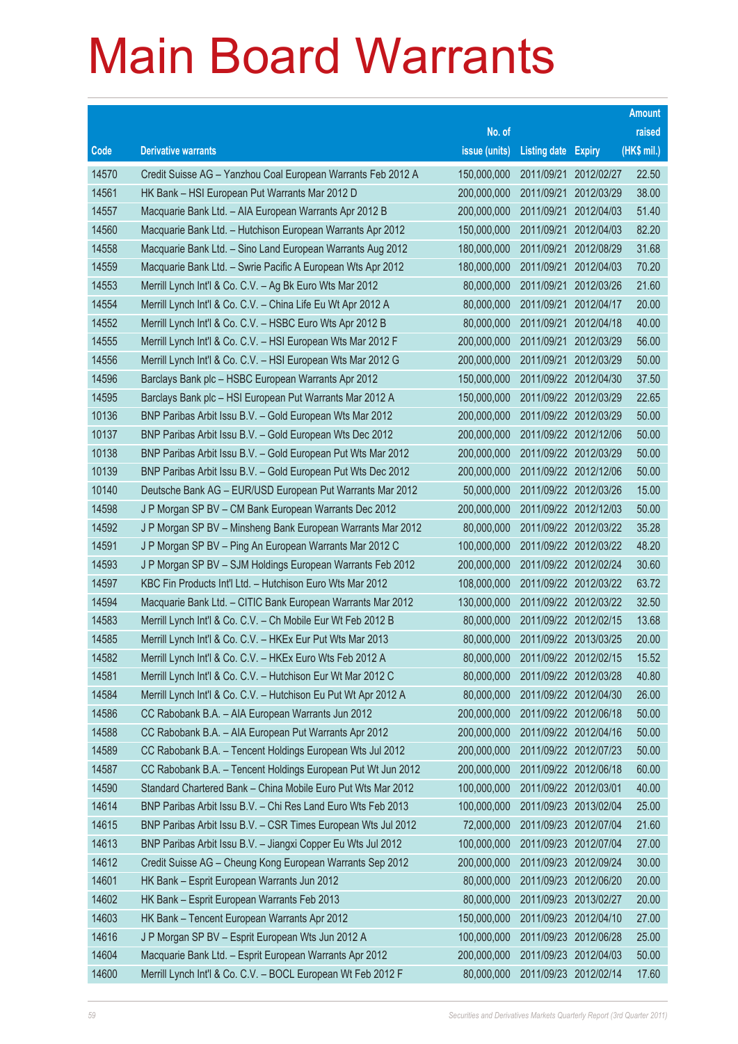# Main Board Warrants

| Code | Derivative warrants | No. of issue (units) | Listing date | Expiry | Amount raised (HK$ mil.) |
|---|---|---|---|---|---|
| 14570 | Credit Suisse AG – Yanzhou Coal European Warrants Feb 2012 A | 150,000,000 | 2011/09/21 | 2012/02/27 | 22.50 |
| 14561 | HK Bank – HSI European Put Warrants Mar 2012 D | 200,000,000 | 2011/09/21 | 2012/03/29 | 38.00 |
| 14557 | Macquarie Bank Ltd. – AIA European Warrants Apr 2012 B | 200,000,000 | 2011/09/21 | 2012/04/03 | 51.40 |
| 14560 | Macquarie Bank Ltd. – Hutchison European Warrants Apr 2012 | 150,000,000 | 2011/09/21 | 2012/04/03 | 82.20 |
| 14558 | Macquarie Bank Ltd. – Sino Land European Warrants Aug 2012 | 180,000,000 | 2011/09/21 | 2012/08/29 | 31.68 |
| 14559 | Macquarie Bank Ltd. – Swrie Pacific A European Wts Apr 2012 | 180,000,000 | 2011/09/21 | 2012/04/03 | 70.20 |
| 14553 | Merrill Lynch Int'l & Co. C.V. – Ag Bk Euro Wts Mar 2012 | 80,000,000 | 2011/09/21 | 2012/03/26 | 21.60 |
| 14554 | Merrill Lynch Int'l & Co. C.V. – China Life Eu Wt Apr 2012 A | 80,000,000 | 2011/09/21 | 2012/04/17 | 20.00 |
| 14552 | Merrill Lynch Int'l & Co. C.V. – HSBC Euro Wts Apr 2012 B | 80,000,000 | 2011/09/21 | 2012/04/18 | 40.00 |
| 14555 | Merrill Lynch Int'l & Co. C.V. – HSI European Wts Mar 2012 F | 200,000,000 | 2011/09/21 | 2012/03/29 | 56.00 |
| 14556 | Merrill Lynch Int'l & Co. C.V. – HSI European Wts Mar 2012 G | 200,000,000 | 2011/09/21 | 2012/03/29 | 50.00 |
| 14596 | Barclays Bank plc – HSBC European Warrants Apr 2012 | 150,000,000 | 2011/09/22 | 2012/04/30 | 37.50 |
| 14595 | Barclays Bank plc – HSI European Put Warrants Mar 2012 A | 150,000,000 | 2011/09/22 | 2012/03/29 | 22.65 |
| 10136 | BNP Paribas Arbit Issu B.V. – Gold European Wts Mar 2012 | 200,000,000 | 2011/09/22 | 2012/03/29 | 50.00 |
| 10137 | BNP Paribas Arbit Issu B.V. – Gold European Wts Dec 2012 | 200,000,000 | 2011/09/22 | 2012/12/06 | 50.00 |
| 10138 | BNP Paribas Arbit Issu B.V. – Gold European Put Wts Mar 2012 | 200,000,000 | 2011/09/22 | 2012/03/29 | 50.00 |
| 10139 | BNP Paribas Arbit Issu B.V. – Gold European Put Wts Dec 2012 | 200,000,000 | 2011/09/22 | 2012/12/06 | 50.00 |
| 10140 | Deutsche Bank AG – EUR/USD European Put Warrants Mar 2012 | 50,000,000 | 2011/09/22 | 2012/03/26 | 15.00 |
| 14598 | J P Morgan SP BV – CM Bank European Warrants Dec 2012 | 200,000,000 | 2011/09/22 | 2012/12/03 | 50.00 |
| 14592 | J P Morgan SP BV – Minsheng Bank European Warrants Mar 2012 | 80,000,000 | 2011/09/22 | 2012/03/22 | 35.28 |
| 14591 | J P Morgan SP BV – Ping An European Warrants Mar 2012 C | 100,000,000 | 2011/09/22 | 2012/03/22 | 48.20 |
| 14593 | J P Morgan SP BV – SJM Holdings European Warrants Feb 2012 | 200,000,000 | 2011/09/22 | 2012/02/24 | 30.60 |
| 14597 | KBC Fin Products Int'l Ltd. – Hutchison Euro Wts Mar 2012 | 108,000,000 | 2011/09/22 | 2012/03/22 | 63.72 |
| 14594 | Macquarie Bank Ltd. – CITIC Bank European Warrants Mar 2012 | 130,000,000 | 2011/09/22 | 2012/03/22 | 32.50 |
| 14583 | Merrill Lynch Int'l & Co. C.V. – Ch Mobile Eur Wt Feb 2012 B | 80,000,000 | 2011/09/22 | 2012/02/15 | 13.68 |
| 14585 | Merrill Lynch Int'l & Co. C.V. – HKEx Eur Put Wts Mar 2013 | 80,000,000 | 2011/09/22 | 2013/03/25 | 20.00 |
| 14582 | Merrill Lynch Int'l & Co. C.V. – HKEx Euro Wts Feb 2012 A | 80,000,000 | 2011/09/22 | 2012/02/15 | 15.52 |
| 14581 | Merrill Lynch Int'l & Co. C.V. – Hutchison Eur Wt Mar 2012 C | 80,000,000 | 2011/09/22 | 2012/03/28 | 40.80 |
| 14584 | Merrill Lynch Int'l & Co. C.V. – Hutchison Eu Put Wt Apr 2012 A | 80,000,000 | 2011/09/22 | 2012/04/30 | 26.00 |
| 14586 | CC Rabobank B.A. – AIA European Warrants Jun 2012 | 200,000,000 | 2011/09/22 | 2012/06/18 | 50.00 |
| 14588 | CC Rabobank B.A. – AIA European Put Warrants Apr 2012 | 200,000,000 | 2011/09/22 | 2012/04/16 | 50.00 |
| 14589 | CC Rabobank B.A. – Tencent Holdings European Wts Jul 2012 | 200,000,000 | 2011/09/22 | 2012/07/23 | 50.00 |
| 14587 | CC Rabobank B.A. – Tencent Holdings European Put Wt Jun 2012 | 200,000,000 | 2011/09/22 | 2012/06/18 | 60.00 |
| 14590 | Standard Chartered Bank – China Mobile Euro Put Wts Mar 2012 | 100,000,000 | 2011/09/22 | 2012/03/01 | 40.00 |
| 14614 | BNP Paribas Arbit Issu B.V. – Chi Res Land Euro Wts Feb 2013 | 100,000,000 | 2011/09/23 | 2013/02/04 | 25.00 |
| 14615 | BNP Paribas Arbit Issu B.V. – CSR Times European Wts Jul 2012 | 72,000,000 | 2011/09/23 | 2012/07/04 | 21.60 |
| 14613 | BNP Paribas Arbit Issu B.V. – Jiangxi Copper Eu Wts Jul 2012 | 100,000,000 | 2011/09/23 | 2012/07/04 | 27.00 |
| 14612 | Credit Suisse AG – Cheung Kong European Warrants Sep 2012 | 200,000,000 | 2011/09/23 | 2012/09/24 | 30.00 |
| 14601 | HK Bank – Esprit European Warrants Jun 2012 | 80,000,000 | 2011/09/23 | 2012/06/20 | 20.00 |
| 14602 | HK Bank – Esprit European Warrants Feb 2013 | 80,000,000 | 2011/09/23 | 2013/02/27 | 20.00 |
| 14603 | HK Bank – Tencent European Warrants Apr 2012 | 150,000,000 | 2011/09/23 | 2012/04/10 | 27.00 |
| 14616 | J P Morgan SP BV – Esprit European Wts Jun 2012 A | 100,000,000 | 2011/09/23 | 2012/06/28 | 25.00 |
| 14604 | Macquarie Bank Ltd. – Esprit European Warrants Apr 2012 | 200,000,000 | 2011/09/23 | 2012/04/03 | 50.00 |
| 14600 | Merrill Lynch Int'l & Co. C.V. – BOCL European Wt Feb 2012 F | 80,000,000 | 2011/09/23 | 2012/02/14 | 17.60 |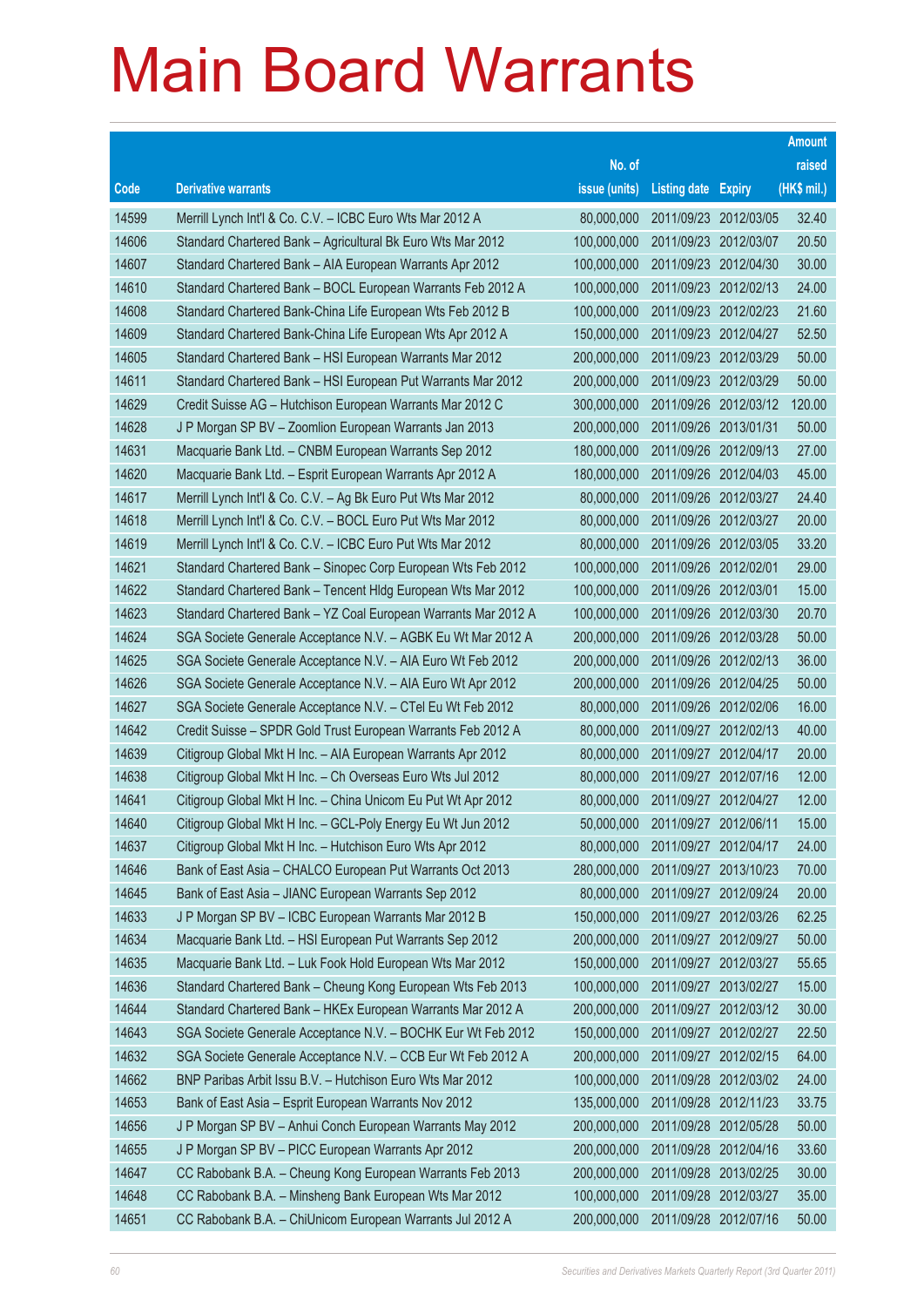# Main Board Warrants

| Code | Derivative warrants | No. of issue (units) | Listing date | Expiry | Amount raised (HK$ mil.) |
|---|---|---|---|---|---|
| 14599 | Merrill Lynch Int'l & Co. C.V. – ICBC Euro Wts Mar 2012 A | 80,000,000 | 2011/09/23 | 2012/03/05 | 32.40 |
| 14606 | Standard Chartered Bank – Agricultural Bk Euro Wts Mar 2012 | 100,000,000 | 2011/09/23 | 2012/03/07 | 20.50 |
| 14607 | Standard Chartered Bank – AIA European Warrants Apr 2012 | 100,000,000 | 2011/09/23 | 2012/04/30 | 30.00 |
| 14610 | Standard Chartered Bank – BOCL European Warrants Feb 2012 A | 100,000,000 | 2011/09/23 | 2012/02/13 | 24.00 |
| 14608 | Standard Chartered Bank-China Life European Wts Feb 2012 B | 100,000,000 | 2011/09/23 | 2012/02/23 | 21.60 |
| 14609 | Standard Chartered Bank-China Life European Wts Apr 2012 A | 150,000,000 | 2011/09/23 | 2012/04/27 | 52.50 |
| 14605 | Standard Chartered Bank – HSI European Warrants Mar 2012 | 200,000,000 | 2011/09/23 | 2012/03/29 | 50.00 |
| 14611 | Standard Chartered Bank – HSI European Put Warrants Mar 2012 | 200,000,000 | 2011/09/23 | 2012/03/29 | 50.00 |
| 14629 | Credit Suisse AG – Hutchison European Warrants Mar 2012 C | 300,000,000 | 2011/09/26 | 2012/03/12 | 120.00 |
| 14628 | J P Morgan SP BV – Zoomlion European Warrants Jan 2013 | 200,000,000 | 2011/09/26 | 2013/01/31 | 50.00 |
| 14631 | Macquarie Bank Ltd. – CNBM European Warrants Sep 2012 | 180,000,000 | 2011/09/26 | 2012/09/13 | 27.00 |
| 14620 | Macquarie Bank Ltd. – Esprit European Warrants Apr 2012 A | 180,000,000 | 2011/09/26 | 2012/04/03 | 45.00 |
| 14617 | Merrill Lynch Int'l & Co. C.V. – Ag Bk Euro Put Wts Mar 2012 | 80,000,000 | 2011/09/26 | 2012/03/27 | 24.40 |
| 14618 | Merrill Lynch Int'l & Co. C.V. – BOCL Euro Put Wts Mar 2012 | 80,000,000 | 2011/09/26 | 2012/03/27 | 20.00 |
| 14619 | Merrill Lynch Int'l & Co. C.V. – ICBC Euro Put Wts Mar 2012 | 80,000,000 | 2011/09/26 | 2012/03/05 | 33.20 |
| 14621 | Standard Chartered Bank – Sinopec Corp European Wts Feb 2012 | 100,000,000 | 2011/09/26 | 2012/02/01 | 29.00 |
| 14622 | Standard Chartered Bank – Tencent Hldg European Wts Mar 2012 | 100,000,000 | 2011/09/26 | 2012/03/01 | 15.00 |
| 14623 | Standard Chartered Bank – YZ Coal European Warrants Mar 2012 A | 100,000,000 | 2011/09/26 | 2012/03/30 | 20.70 |
| 14624 | SGA Societe Generale Acceptance N.V. – AGBK Eu Wt Mar 2012 A | 200,000,000 | 2011/09/26 | 2012/03/28 | 50.00 |
| 14625 | SGA Societe Generale Acceptance N.V. – AIA Euro Wt Feb 2012 | 200,000,000 | 2011/09/26 | 2012/02/13 | 36.00 |
| 14626 | SGA Societe Generale Acceptance N.V. – AIA Euro Wt Apr 2012 | 200,000,000 | 2011/09/26 | 2012/04/25 | 50.00 |
| 14627 | SGA Societe Generale Acceptance N.V. – CTel Eu Wt Feb 2012 | 80,000,000 | 2011/09/26 | 2012/02/06 | 16.00 |
| 14642 | Credit Suisse – SPDR Gold Trust European Warrants Feb 2012 A | 80,000,000 | 2011/09/27 | 2012/02/13 | 40.00 |
| 14639 | Citigroup Global Mkt H Inc. – AIA European Warrants Apr 2012 | 80,000,000 | 2011/09/27 | 2012/04/17 | 20.00 |
| 14638 | Citigroup Global Mkt H Inc. – Ch Overseas Euro Wts Jul 2012 | 80,000,000 | 2011/09/27 | 2012/07/16 | 12.00 |
| 14641 | Citigroup Global Mkt H Inc. – China Unicom Eu Put Wt Apr 2012 | 80,000,000 | 2011/09/27 | 2012/04/27 | 12.00 |
| 14640 | Citigroup Global Mkt H Inc. – GCL-Poly Energy Eu Wt Jun 2012 | 50,000,000 | 2011/09/27 | 2012/06/11 | 15.00 |
| 14637 | Citigroup Global Mkt H Inc. – Hutchison Euro Wts Apr 2012 | 80,000,000 | 2011/09/27 | 2012/04/17 | 24.00 |
| 14646 | Bank of East Asia – CHALCO European Put Warrants Oct 2013 | 280,000,000 | 2011/09/27 | 2013/10/23 | 70.00 |
| 14645 | Bank of East Asia – JIANC European Warrants Sep 2012 | 80,000,000 | 2011/09/27 | 2012/09/24 | 20.00 |
| 14633 | J P Morgan SP BV – ICBC European Warrants Mar 2012 B | 150,000,000 | 2011/09/27 | 2012/03/26 | 62.25 |
| 14634 | Macquarie Bank Ltd. – HSI European Put Warrants Sep 2012 | 200,000,000 | 2011/09/27 | 2012/09/27 | 50.00 |
| 14635 | Macquarie Bank Ltd. – Luk Fook Hold European Wts Mar 2012 | 150,000,000 | 2011/09/27 | 2012/03/27 | 55.65 |
| 14636 | Standard Chartered Bank – Cheung Kong European Wts Feb 2013 | 100,000,000 | 2011/09/27 | 2013/02/27 | 15.00 |
| 14644 | Standard Chartered Bank – HKEx European Warrants Mar 2012 A | 200,000,000 | 2011/09/27 | 2012/03/12 | 30.00 |
| 14643 | SGA Societe Generale Acceptance N.V. – BOCHK Eur Wt Feb 2012 | 150,000,000 | 2011/09/27 | 2012/02/27 | 22.50 |
| 14632 | SGA Societe Generale Acceptance N.V. – CCB Eur Wt Feb 2012 A | 200,000,000 | 2011/09/27 | 2012/02/15 | 64.00 |
| 14662 | BNP Paribas Arbit Issu B.V. – Hutchison Euro Wts Mar 2012 | 100,000,000 | 2011/09/28 | 2012/03/02 | 24.00 |
| 14653 | Bank of East Asia – Esprit European Warrants Nov 2012 | 135,000,000 | 2011/09/28 | 2012/11/23 | 33.75 |
| 14656 | J P Morgan SP BV – Anhui Conch European Warrants May 2012 | 200,000,000 | 2011/09/28 | 2012/05/28 | 50.00 |
| 14655 | J P Morgan SP BV – PICC European Warrants Apr 2012 | 200,000,000 | 2011/09/28 | 2012/04/16 | 33.60 |
| 14647 | CC Rabobank B.A. – Cheung Kong European Warrants Feb 2013 | 200,000,000 | 2011/09/28 | 2013/02/25 | 30.00 |
| 14648 | CC Rabobank B.A. – Minsheng Bank European Wts Mar 2012 | 100,000,000 | 2011/09/28 | 2012/03/27 | 35.00 |
| 14651 | CC Rabobank B.A. – ChiUnicom European Warrants Jul 2012 A | 200,000,000 | 2011/09/28 | 2012/07/16 | 50.00 |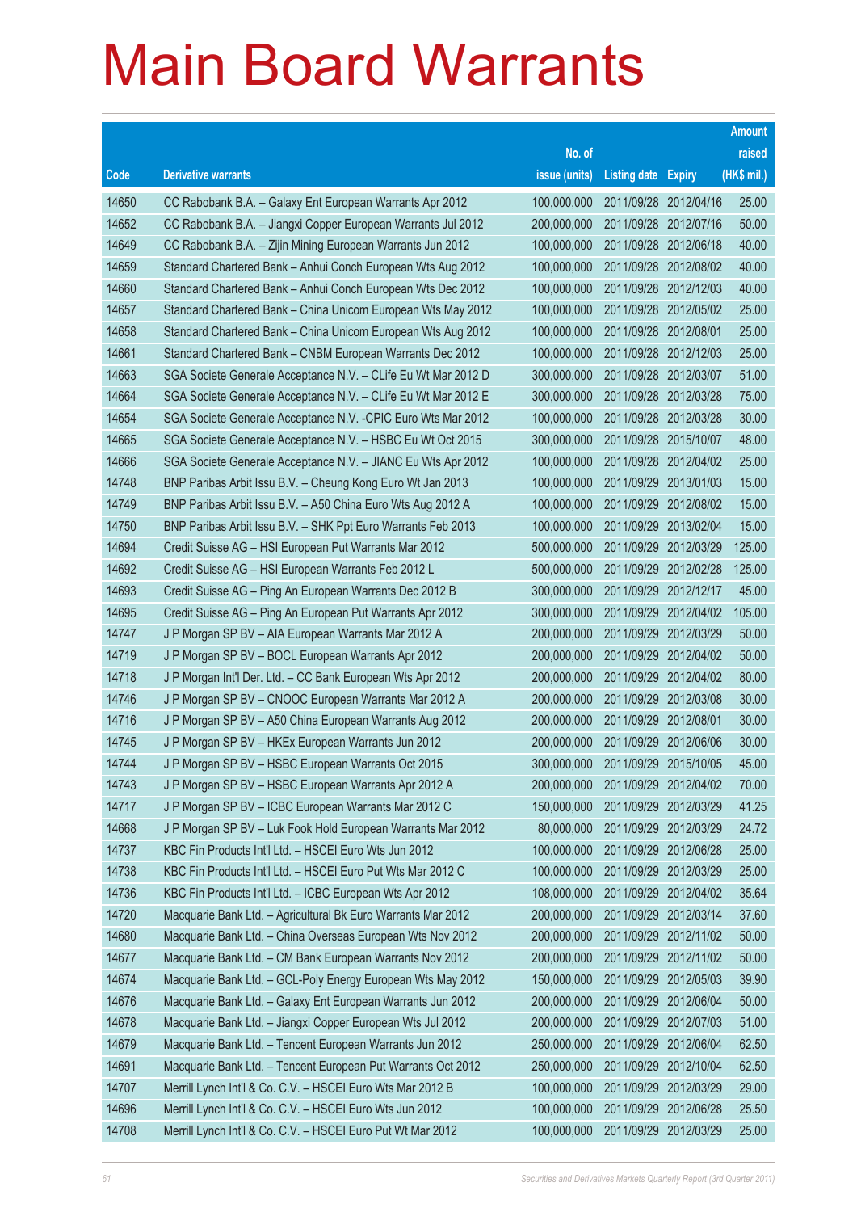# Main Board Warrants

| Code | Derivative warrants | No. of issue (units) | Listing date | Expiry | Amount raised (HK$ mil.) |
|---|---|---|---|---|---|
| 14650 | CC Rabobank B.A. – Galaxy Ent European Warrants Apr 2012 | 100,000,000 | 2011/09/28 | 2012/04/16 | 25.00 |
| 14652 | CC Rabobank B.A. – Jiangxi Copper European Warrants Jul 2012 | 200,000,000 | 2011/09/28 | 2012/07/16 | 50.00 |
| 14649 | CC Rabobank B.A. – Zijin Mining European Warrants Jun 2012 | 100,000,000 | 2011/09/28 | 2012/06/18 | 40.00 |
| 14659 | Standard Chartered Bank – Anhui Conch European Wts Aug 2012 | 100,000,000 | 2011/09/28 | 2012/08/02 | 40.00 |
| 14660 | Standard Chartered Bank – Anhui Conch European Wts Dec 2012 | 100,000,000 | 2011/09/28 | 2012/12/03 | 40.00 |
| 14657 | Standard Chartered Bank – China Unicom European Wts May 2012 | 100,000,000 | 2011/09/28 | 2012/05/02 | 25.00 |
| 14658 | Standard Chartered Bank – China Unicom European Wts Aug 2012 | 100,000,000 | 2011/09/28 | 2012/08/01 | 25.00 |
| 14661 | Standard Chartered Bank – CNBM European Warrants Dec 2012 | 100,000,000 | 2011/09/28 | 2012/12/03 | 25.00 |
| 14663 | SGA Societe Generale Acceptance N.V. – CLife Eu Wt Mar 2012 D | 300,000,000 | 2011/09/28 | 2012/03/07 | 51.00 |
| 14664 | SGA Societe Generale Acceptance N.V. – CLife Eu Wt Mar 2012 E | 300,000,000 | 2011/09/28 | 2012/03/28 | 75.00 |
| 14654 | SGA Societe Generale Acceptance N.V. -CPIC Euro Wts Mar 2012 | 100,000,000 | 2011/09/28 | 2012/03/28 | 30.00 |
| 14665 | SGA Societe Generale Acceptance N.V. – HSBC Eu Wt Oct 2015 | 300,000,000 | 2011/09/28 | 2015/10/07 | 48.00 |
| 14666 | SGA Societe Generale Acceptance N.V. – JIANC Eu Wts Apr 2012 | 100,000,000 | 2011/09/28 | 2012/04/02 | 25.00 |
| 14748 | BNP Paribas Arbit Issu B.V. – Cheung Kong Euro Wt Jan 2013 | 100,000,000 | 2011/09/29 | 2013/01/03 | 15.00 |
| 14749 | BNP Paribas Arbit Issu B.V. – A50 China Euro Wts Aug 2012 A | 100,000,000 | 2011/09/29 | 2012/08/02 | 15.00 |
| 14750 | BNP Paribas Arbit Issu B.V. – SHK Ppt Euro Warrants Feb 2013 | 100,000,000 | 2011/09/29 | 2013/02/04 | 15.00 |
| 14694 | Credit Suisse AG – HSI European Put Warrants Mar 2012 | 500,000,000 | 2011/09/29 | 2012/03/29 | 125.00 |
| 14692 | Credit Suisse AG – HSI European Warrants Feb 2012 L | 500,000,000 | 2011/09/29 | 2012/02/28 | 125.00 |
| 14693 | Credit Suisse AG – Ping An European Warrants Dec 2012 B | 300,000,000 | 2011/09/29 | 2012/12/17 | 45.00 |
| 14695 | Credit Suisse AG – Ping An European Put Warrants Apr 2012 | 300,000,000 | 2011/09/29 | 2012/04/02 | 105.00 |
| 14747 | J P Morgan SP BV – AIA European Warrants Mar 2012 A | 200,000,000 | 2011/09/29 | 2012/03/29 | 50.00 |
| 14719 | J P Morgan SP BV – BOCL European Warrants Apr 2012 | 200,000,000 | 2011/09/29 | 2012/04/02 | 50.00 |
| 14718 | J P Morgan Int'l Der. Ltd. – CC Bank European Wts Apr 2012 | 200,000,000 | 2011/09/29 | 2012/04/02 | 80.00 |
| 14746 | J P Morgan SP BV – CNOOC European Warrants Mar 2012 A | 200,000,000 | 2011/09/29 | 2012/03/08 | 30.00 |
| 14716 | J P Morgan SP BV – A50 China European Warrants Aug 2012 | 200,000,000 | 2011/09/29 | 2012/08/01 | 30.00 |
| 14745 | J P Morgan SP BV – HKEx European Warrants Jun 2012 | 200,000,000 | 2011/09/29 | 2012/06/06 | 30.00 |
| 14744 | J P Morgan SP BV – HSBC European Warrants Oct 2015 | 300,000,000 | 2011/09/29 | 2015/10/05 | 45.00 |
| 14743 | J P Morgan SP BV – HSBC European Warrants Apr 2012 A | 200,000,000 | 2011/09/29 | 2012/04/02 | 70.00 |
| 14717 | J P Morgan SP BV – ICBC European Warrants Mar 2012 C | 150,000,000 | 2011/09/29 | 2012/03/29 | 41.25 |
| 14668 | J P Morgan SP BV – Luk Fook Hold European Warrants Mar 2012 | 80,000,000 | 2011/09/29 | 2012/03/29 | 24.72 |
| 14737 | KBC Fin Products Int'l Ltd. – HSCEI Euro Wts Jun 2012 | 100,000,000 | 2011/09/29 | 2012/06/28 | 25.00 |
| 14738 | KBC Fin Products Int'l Ltd. – HSCEI Euro Put Wts Mar 2012 C | 100,000,000 | 2011/09/29 | 2012/03/29 | 25.00 |
| 14736 | KBC Fin Products Int'l Ltd. – ICBC European Wts Apr 2012 | 108,000,000 | 2011/09/29 | 2012/04/02 | 35.64 |
| 14720 | Macquarie Bank Ltd. – Agricultural Bk Euro Warrants Mar 2012 | 200,000,000 | 2011/09/29 | 2012/03/14 | 37.60 |
| 14680 | Macquarie Bank Ltd. – China Overseas European Wts Nov 2012 | 200,000,000 | 2011/09/29 | 2012/11/02 | 50.00 |
| 14677 | Macquarie Bank Ltd. – CM Bank European Warrants Nov 2012 | 200,000,000 | 2011/09/29 | 2012/11/02 | 50.00 |
| 14674 | Macquarie Bank Ltd. – GCL-Poly Energy European Wts May 2012 | 150,000,000 | 2011/09/29 | 2012/05/03 | 39.90 |
| 14676 | Macquarie Bank Ltd. – Galaxy Ent European Warrants Jun 2012 | 200,000,000 | 2011/09/29 | 2012/06/04 | 50.00 |
| 14678 | Macquarie Bank Ltd. – Jiangxi Copper European Wts Jul 2012 | 200,000,000 | 2011/09/29 | 2012/07/03 | 51.00 |
| 14679 | Macquarie Bank Ltd. – Tencent European Warrants Jun 2012 | 250,000,000 | 2011/09/29 | 2012/06/04 | 62.50 |
| 14691 | Macquarie Bank Ltd. – Tencent European Put Warrants Oct 2012 | 250,000,000 | 2011/09/29 | 2012/10/04 | 62.50 |
| 14707 | Merrill Lynch Int'l & Co. C.V. – HSCEI Euro Wts Mar 2012 B | 100,000,000 | 2011/09/29 | 2012/03/29 | 29.00 |
| 14696 | Merrill Lynch Int'l & Co. C.V. – HSCEI Euro Wts Jun 2012 | 100,000,000 | 2011/09/29 | 2012/06/28 | 25.50 |
| 14708 | Merrill Lynch Int'l & Co. C.V. – HSCEI Euro Put Wt Mar 2012 | 100,000,000 | 2011/09/29 | 2012/03/29 | 25.00 |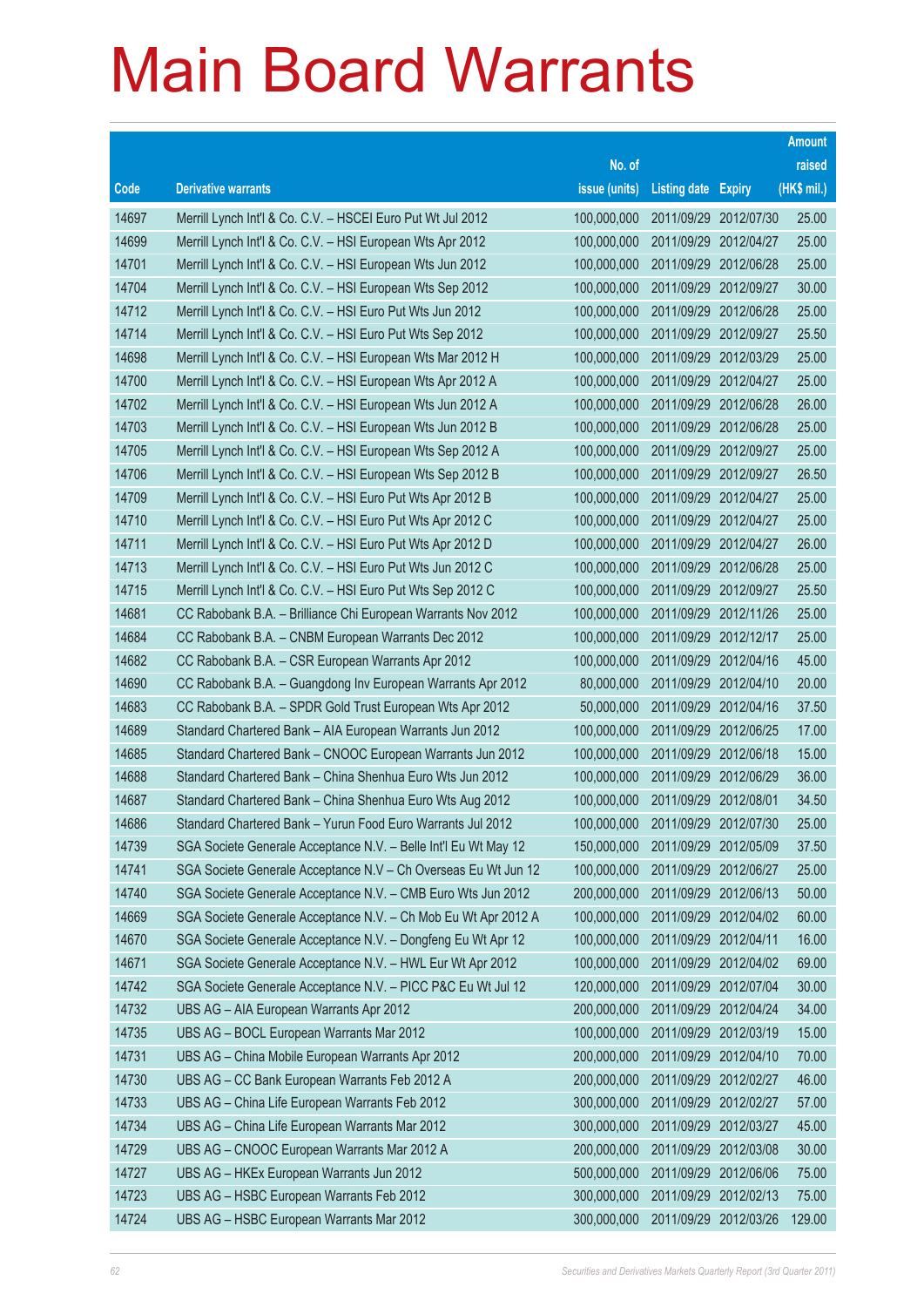# Main Board Warrants

| Code | Derivative warrants | No. of issue (units) | Listing date | Expiry | Amount raised (HK$ mil.) |
|---|---|---|---|---|---|
| 14697 | Merrill Lynch Int'l & Co. C.V. – HSCEI Euro Put Wt Jul 2012 | 100,000,000 | 2011/09/29 | 2012/07/30 | 25.00 |
| 14699 | Merrill Lynch Int'l & Co. C.V. – HSI European Wts Apr 2012 | 100,000,000 | 2011/09/29 | 2012/04/27 | 25.00 |
| 14701 | Merrill Lynch Int'l & Co. C.V. – HSI European Wts Jun 2012 | 100,000,000 | 2011/09/29 | 2012/06/28 | 25.00 |
| 14704 | Merrill Lynch Int'l & Co. C.V. – HSI European Wts Sep 2012 | 100,000,000 | 2011/09/29 | 2012/09/27 | 30.00 |
| 14712 | Merrill Lynch Int'l & Co. C.V. – HSI Euro Put Wts Jun 2012 | 100,000,000 | 2011/09/29 | 2012/06/28 | 25.00 |
| 14714 | Merrill Lynch Int'l & Co. C.V. – HSI Euro Put Wts Sep 2012 | 100,000,000 | 2011/09/29 | 2012/09/27 | 25.50 |
| 14698 | Merrill Lynch Int'l & Co. C.V. – HSI European Wts Mar 2012 H | 100,000,000 | 2011/09/29 | 2012/03/29 | 25.00 |
| 14700 | Merrill Lynch Int'l & Co. C.V. – HSI European Wts Apr 2012 A | 100,000,000 | 2011/09/29 | 2012/04/27 | 25.00 |
| 14702 | Merrill Lynch Int'l & Co. C.V. – HSI European Wts Jun 2012 A | 100,000,000 | 2011/09/29 | 2012/06/28 | 26.00 |
| 14703 | Merrill Lynch Int'l & Co. C.V. – HSI European Wts Jun 2012 B | 100,000,000 | 2011/09/29 | 2012/06/28 | 25.00 |
| 14705 | Merrill Lynch Int'l & Co. C.V. – HSI European Wts Sep 2012 A | 100,000,000 | 2011/09/29 | 2012/09/27 | 25.00 |
| 14706 | Merrill Lynch Int'l & Co. C.V. – HSI European Wts Sep 2012 B | 100,000,000 | 2011/09/29 | 2012/09/27 | 26.50 |
| 14709 | Merrill Lynch Int'l & Co. C.V. – HSI Euro Put Wts Apr 2012 B | 100,000,000 | 2011/09/29 | 2012/04/27 | 25.00 |
| 14710 | Merrill Lynch Int'l & Co. C.V. – HSI Euro Put Wts Apr 2012 C | 100,000,000 | 2011/09/29 | 2012/04/27 | 25.00 |
| 14711 | Merrill Lynch Int'l & Co. C.V. – HSI Euro Put Wts Apr 2012 D | 100,000,000 | 2011/09/29 | 2012/04/27 | 26.00 |
| 14713 | Merrill Lynch Int'l & Co. C.V. – HSI Euro Put Wts Jun 2012 C | 100,000,000 | 2011/09/29 | 2012/06/28 | 25.00 |
| 14715 | Merrill Lynch Int'l & Co. C.V. – HSI Euro Put Wts Sep 2012 C | 100,000,000 | 2011/09/29 | 2012/09/27 | 25.50 |
| 14681 | CC Rabobank B.A. – Brilliance Chi European Warrants Nov 2012 | 100,000,000 | 2011/09/29 | 2012/11/26 | 25.00 |
| 14684 | CC Rabobank B.A. – CNBM European Warrants Dec 2012 | 100,000,000 | 2011/09/29 | 2012/12/17 | 25.00 |
| 14682 | CC Rabobank B.A. – CSR European Warrants Apr 2012 | 100,000,000 | 2011/09/29 | 2012/04/16 | 45.00 |
| 14690 | CC Rabobank B.A. – Guangdong Inv European Warrants Apr 2012 | 80,000,000 | 2011/09/29 | 2012/04/10 | 20.00 |
| 14683 | CC Rabobank B.A. – SPDR Gold Trust European Wts Apr 2012 | 50,000,000 | 2011/09/29 | 2012/04/16 | 37.50 |
| 14689 | Standard Chartered Bank – AIA European Warrants Jun 2012 | 100,000,000 | 2011/09/29 | 2012/06/25 | 17.00 |
| 14685 | Standard Chartered Bank – CNOOC European Warrants Jun 2012 | 100,000,000 | 2011/09/29 | 2012/06/18 | 15.00 |
| 14688 | Standard Chartered Bank – China Shenhua Euro Wts Jun 2012 | 100,000,000 | 2011/09/29 | 2012/06/29 | 36.00 |
| 14687 | Standard Chartered Bank – China Shenhua Euro Wts Aug 2012 | 100,000,000 | 2011/09/29 | 2012/08/01 | 34.50 |
| 14686 | Standard Chartered Bank – Yurun Food Euro Warrants Jul 2012 | 100,000,000 | 2011/09/29 | 2012/07/30 | 25.00 |
| 14739 | SGA Societe Generale Acceptance N.V. – Belle Int'l Eu Wt May 12 | 150,000,000 | 2011/09/29 | 2012/05/09 | 37.50 |
| 14741 | SGA Societe Generale Acceptance N.V – Ch Overseas Eu Wt Jun 12 | 100,000,000 | 2011/09/29 | 2012/06/27 | 25.00 |
| 14740 | SGA Societe Generale Acceptance N.V. – CMB Euro Wts Jun 2012 | 200,000,000 | 2011/09/29 | 2012/06/13 | 50.00 |
| 14669 | SGA Societe Generale Acceptance N.V. – Ch Mob Eu Wt Apr 2012 A | 100,000,000 | 2011/09/29 | 2012/04/02 | 60.00 |
| 14670 | SGA Societe Generale Acceptance N.V. – Dongfeng Eu Wt Apr 12 | 100,000,000 | 2011/09/29 | 2012/04/11 | 16.00 |
| 14671 | SGA Societe Generale Acceptance N.V. – HWL Eur Wt Apr 2012 | 100,000,000 | 2011/09/29 | 2012/04/02 | 69.00 |
| 14742 | SGA Societe Generale Acceptance N.V. – PICC P&C Eu Wt Jul 12 | 120,000,000 | 2011/09/29 | 2012/07/04 | 30.00 |
| 14732 | UBS AG – AIA European Warrants Apr 2012 | 200,000,000 | 2011/09/29 | 2012/04/24 | 34.00 |
| 14735 | UBS AG – BOCL European Warrants Mar 2012 | 100,000,000 | 2011/09/29 | 2012/03/19 | 15.00 |
| 14731 | UBS AG – China Mobile European Warrants Apr 2012 | 200,000,000 | 2011/09/29 | 2012/04/10 | 70.00 |
| 14730 | UBS AG – CC Bank European Warrants Feb 2012 A | 200,000,000 | 2011/09/29 | 2012/02/27 | 46.00 |
| 14733 | UBS AG – China Life European Warrants Feb 2012 | 300,000,000 | 2011/09/29 | 2012/02/27 | 57.00 |
| 14734 | UBS AG – China Life European Warrants Mar 2012 | 300,000,000 | 2011/09/29 | 2012/03/27 | 45.00 |
| 14729 | UBS AG – CNOOC European Warrants Mar 2012 A | 200,000,000 | 2011/09/29 | 2012/03/08 | 30.00 |
| 14727 | UBS AG – HKEx European Warrants Jun 2012 | 500,000,000 | 2011/09/29 | 2012/06/06 | 75.00 |
| 14723 | UBS AG – HSBC European Warrants Feb 2012 | 300,000,000 | 2011/09/29 | 2012/02/13 | 75.00 |
| 14724 | UBS AG – HSBC European Warrants Mar 2012 | 300,000,000 | 2011/09/29 | 2012/03/26 | 129.00 |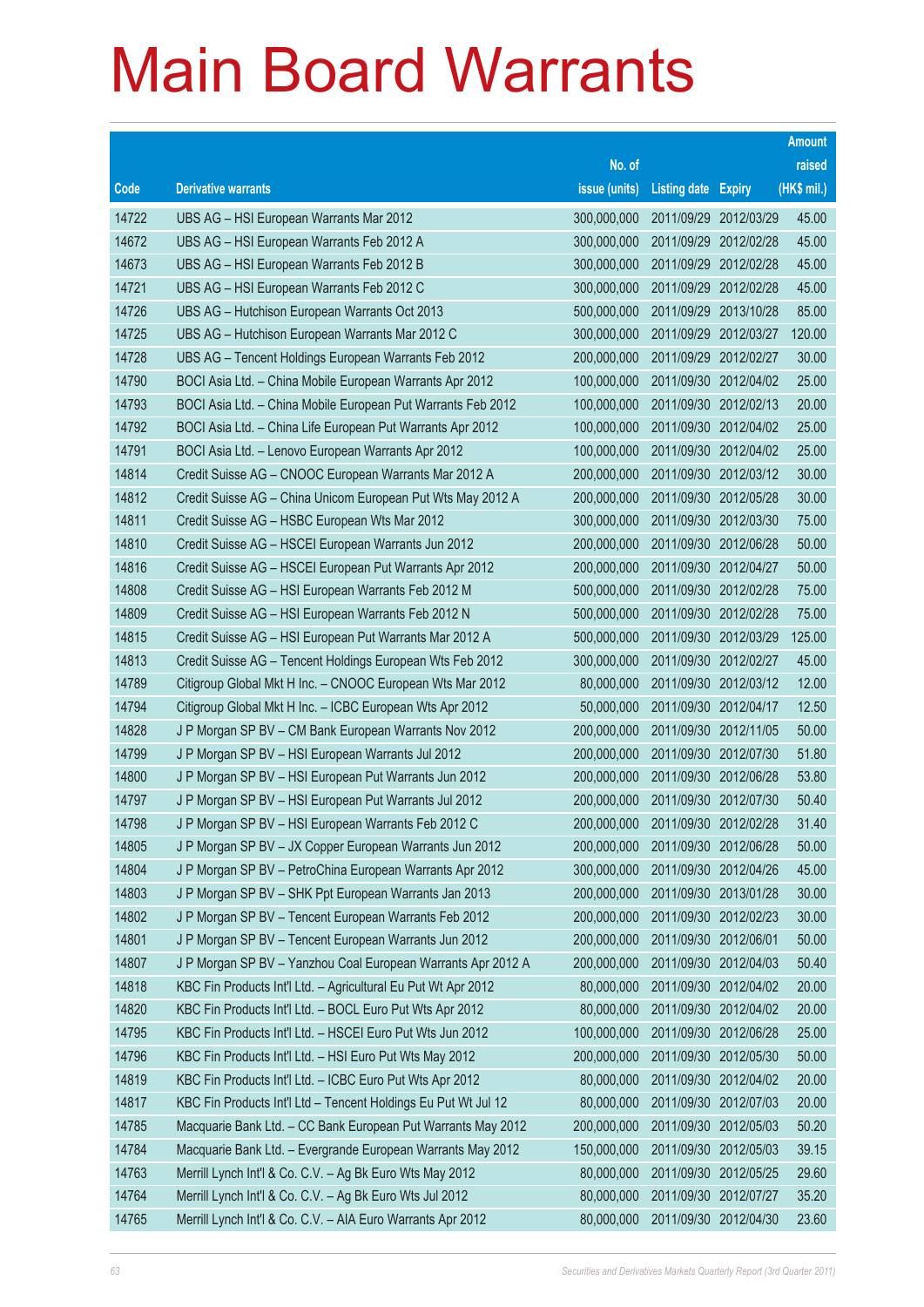# Main Board Warrants

| Code | Derivative warrants | No. of issue (units) | Listing date | Expiry | Amount raised (HK$ mil.) |
|---|---|---|---|---|---|
| 14722 | UBS AG – HSI European Warrants Mar 2012 | 300,000,000 | 2011/09/29 | 2012/03/29 | 45.00 |
| 14672 | UBS AG – HSI European Warrants Feb 2012 A | 300,000,000 | 2011/09/29 | 2012/02/28 | 45.00 |
| 14673 | UBS AG – HSI European Warrants Feb 2012 B | 300,000,000 | 2011/09/29 | 2012/02/28 | 45.00 |
| 14721 | UBS AG – HSI European Warrants Feb 2012 C | 300,000,000 | 2011/09/29 | 2012/02/28 | 45.00 |
| 14726 | UBS AG – Hutchison European Warrants Oct 2013 | 500,000,000 | 2011/09/29 | 2013/10/28 | 85.00 |
| 14725 | UBS AG – Hutchison European Warrants Mar 2012 C | 300,000,000 | 2011/09/29 | 2012/03/27 | 120.00 |
| 14728 | UBS AG – Tencent Holdings European Warrants Feb 2012 | 200,000,000 | 2011/09/29 | 2012/02/27 | 30.00 |
| 14790 | BOCI Asia Ltd. – China Mobile European Warrants Apr 2012 | 100,000,000 | 2011/09/30 | 2012/04/02 | 25.00 |
| 14793 | BOCI Asia Ltd. – China Mobile European Put Warrants Feb 2012 | 100,000,000 | 2011/09/30 | 2012/02/13 | 20.00 |
| 14792 | BOCI Asia Ltd. – China Life European Put Warrants Apr 2012 | 100,000,000 | 2011/09/30 | 2012/04/02 | 25.00 |
| 14791 | BOCI Asia Ltd. – Lenovo European Warrants Apr 2012 | 100,000,000 | 2011/09/30 | 2012/04/02 | 25.00 |
| 14814 | Credit Suisse AG – CNOOC European Warrants Mar 2012 A | 200,000,000 | 2011/09/30 | 2012/03/12 | 30.00 |
| 14812 | Credit Suisse AG – China Unicom European Put Wts May 2012 A | 200,000,000 | 2011/09/30 | 2012/05/28 | 30.00 |
| 14811 | Credit Suisse AG – HSBC European Wts Mar 2012 | 300,000,000 | 2011/09/30 | 2012/03/30 | 75.00 |
| 14810 | Credit Suisse AG – HSCEI European Warrants Jun 2012 | 200,000,000 | 2011/09/30 | 2012/06/28 | 50.00 |
| 14816 | Credit Suisse AG – HSCEI European Put Warrants Apr 2012 | 200,000,000 | 2011/09/30 | 2012/04/27 | 50.00 |
| 14808 | Credit Suisse AG – HSI European Warrants Feb 2012 M | 500,000,000 | 2011/09/30 | 2012/02/28 | 75.00 |
| 14809 | Credit Suisse AG – HSI European Warrants Feb 2012 N | 500,000,000 | 2011/09/30 | 2012/02/28 | 75.00 |
| 14815 | Credit Suisse AG – HSI European Put Warrants Mar 2012 A | 500,000,000 | 2011/09/30 | 2012/03/29 | 125.00 |
| 14813 | Credit Suisse AG – Tencent Holdings European Wts Feb 2012 | 300,000,000 | 2011/09/30 | 2012/02/27 | 45.00 |
| 14789 | Citigroup Global Mkt H Inc. – CNOOC European Wts Mar 2012 | 80,000,000 | 2011/09/30 | 2012/03/12 | 12.00 |
| 14794 | Citigroup Global Mkt H Inc. – ICBC European Wts Apr 2012 | 50,000,000 | 2011/09/30 | 2012/04/17 | 12.50 |
| 14828 | J P Morgan SP BV – CM Bank European Warrants Nov 2012 | 200,000,000 | 2011/09/30 | 2012/11/05 | 50.00 |
| 14799 | J P Morgan SP BV – HSI European Warrants Jul 2012 | 200,000,000 | 2011/09/30 | 2012/07/30 | 51.80 |
| 14800 | J P Morgan SP BV – HSI European Put Warrants Jun 2012 | 200,000,000 | 2011/09/30 | 2012/06/28 | 53.80 |
| 14797 | J P Morgan SP BV – HSI European Put Warrants Jul 2012 | 200,000,000 | 2011/09/30 | 2012/07/30 | 50.40 |
| 14798 | J P Morgan SP BV – HSI European Warrants Feb 2012 C | 200,000,000 | 2011/09/30 | 2012/02/28 | 31.40 |
| 14805 | J P Morgan SP BV – JX Copper European Warrants Jun 2012 | 200,000,000 | 2011/09/30 | 2012/06/28 | 50.00 |
| 14804 | J P Morgan SP BV – PetroChina European Warrants Apr 2012 | 300,000,000 | 2011/09/30 | 2012/04/26 | 45.00 |
| 14803 | J P Morgan SP BV – SHK Ppt European Warrants Jan 2013 | 200,000,000 | 2011/09/30 | 2013/01/28 | 30.00 |
| 14802 | J P Morgan SP BV – Tencent European Warrants Feb 2012 | 200,000,000 | 2011/09/30 | 2012/02/23 | 30.00 |
| 14801 | J P Morgan SP BV – Tencent European Warrants Jun 2012 | 200,000,000 | 2011/09/30 | 2012/06/01 | 50.00 |
| 14807 | J P Morgan SP BV – Yanzhou Coal European Warrants Apr 2012 A | 200,000,000 | 2011/09/30 | 2012/04/03 | 50.40 |
| 14818 | KBC Fin Products Int'l Ltd. – Agricultural Eu Put Wt Apr 2012 | 80,000,000 | 2011/09/30 | 2012/04/02 | 20.00 |
| 14820 | KBC Fin Products Int'l Ltd. – BOCL Euro Put Wts Apr 2012 | 80,000,000 | 2011/09/30 | 2012/04/02 | 20.00 |
| 14795 | KBC Fin Products Int'l Ltd. – HSCEI Euro Put Wts Jun 2012 | 100,000,000 | 2011/09/30 | 2012/06/28 | 25.00 |
| 14796 | KBC Fin Products Int'l Ltd. – HSI Euro Put Wts May 2012 | 200,000,000 | 2011/09/30 | 2012/05/30 | 50.00 |
| 14819 | KBC Fin Products Int'l Ltd. – ICBC Euro Put Wts Apr 2012 | 80,000,000 | 2011/09/30 | 2012/04/02 | 20.00 |
| 14817 | KBC Fin Products Int'l Ltd – Tencent Holdings Eu Put Wt Jul 12 | 80,000,000 | 2011/09/30 | 2012/07/03 | 20.00 |
| 14785 | Macquarie Bank Ltd. – CC Bank European Put Warrants May 2012 | 200,000,000 | 2011/09/30 | 2012/05/03 | 50.20 |
| 14784 | Macquarie Bank Ltd. – Evergrande European Warrants May 2012 | 150,000,000 | 2011/09/30 | 2012/05/03 | 39.15 |
| 14763 | Merrill Lynch Int'l & Co. C.V. – Ag Bk Euro Wts May 2012 | 80,000,000 | 2011/09/30 | 2012/05/25 | 29.60 |
| 14764 | Merrill Lynch Int'l & Co. C.V. – Ag Bk Euro Wts Jul 2012 | 80,000,000 | 2011/09/30 | 2012/07/27 | 35.20 |
| 14765 | Merrill Lynch Int'l & Co. C.V. – AIA Euro Warrants Apr 2012 | 80,000,000 | 2011/09/30 | 2012/04/30 | 23.60 |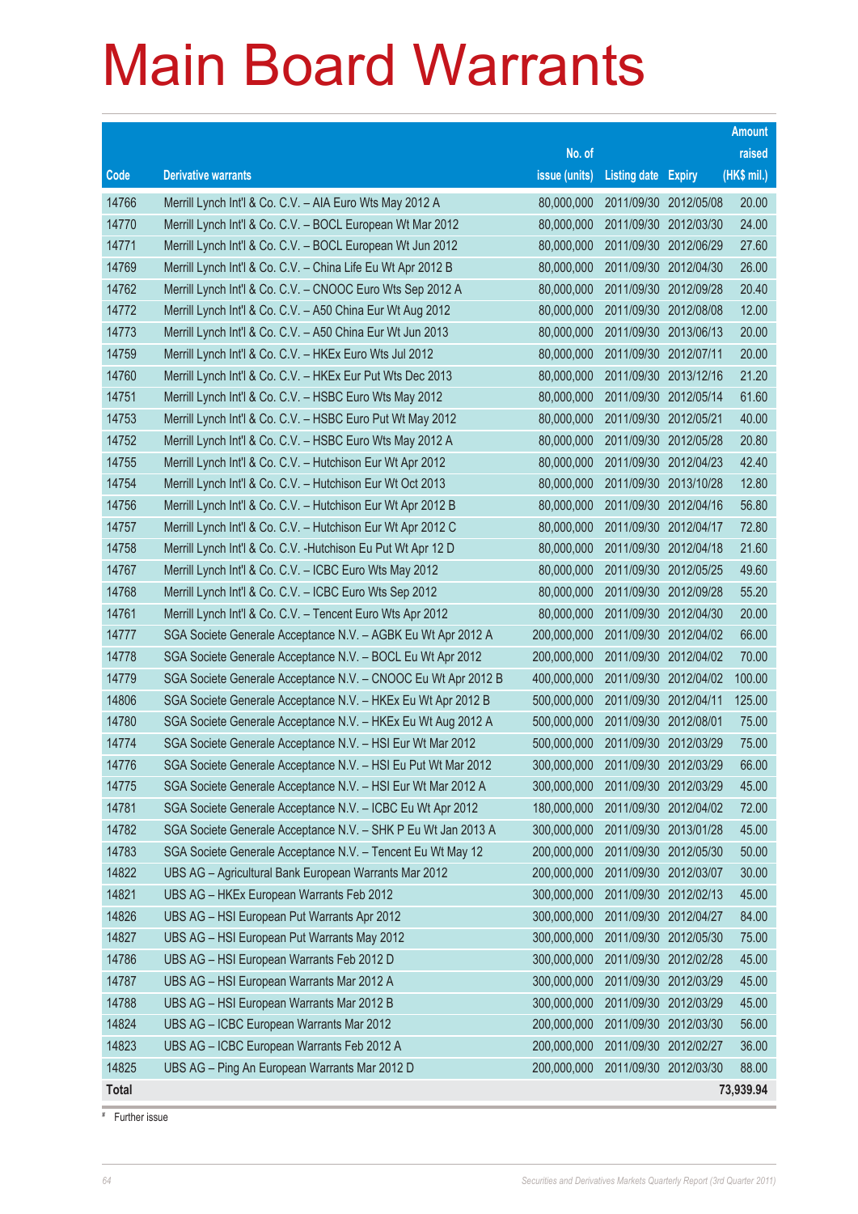# Main Board Warrants

| Code | Derivative warrants | No. of issue (units) | Listing date | Expiry | Amount raised (HK$ mil.) |
|---|---|---|---|---|---|
| 14766 | Merrill Lynch Int'l & Co. C.V. – AIA Euro Wts May 2012 A | 80,000,000 | 2011/09/30 | 2012/05/08 | 20.00 |
| 14770 | Merrill Lynch Int'l & Co. C.V. – BOCL European Wt Mar 2012 | 80,000,000 | 2011/09/30 | 2012/03/30 | 24.00 |
| 14771 | Merrill Lynch Int'l & Co. C.V. – BOCL European Wt Jun 2012 | 80,000,000 | 2011/09/30 | 2012/06/29 | 27.60 |
| 14769 | Merrill Lynch Int'l & Co. C.V. – China Life Eu Wt Apr 2012 B | 80,000,000 | 2011/09/30 | 2012/04/30 | 26.00 |
| 14762 | Merrill Lynch Int'l & Co. C.V. – CNOOC Euro Wts Sep 2012 A | 80,000,000 | 2011/09/30 | 2012/09/28 | 20.40 |
| 14772 | Merrill Lynch Int'l & Co. C.V. – A50 China Eur Wt Aug 2012 | 80,000,000 | 2011/09/30 | 2012/08/08 | 12.00 |
| 14773 | Merrill Lynch Int'l & Co. C.V. – A50 China Eur Wt Jun 2013 | 80,000,000 | 2011/09/30 | 2013/06/13 | 20.00 |
| 14759 | Merrill Lynch Int'l & Co. C.V. – HKEx Euro Wts Jul 2012 | 80,000,000 | 2011/09/30 | 2012/07/11 | 20.00 |
| 14760 | Merrill Lynch Int'l & Co. C.V. – HKEx Eur Put Wts Dec 2013 | 80,000,000 | 2011/09/30 | 2013/12/16 | 21.20 |
| 14751 | Merrill Lynch Int'l & Co. C.V. – HSBC Euro Wts May 2012 | 80,000,000 | 2011/09/30 | 2012/05/14 | 61.60 |
| 14753 | Merrill Lynch Int'l & Co. C.V. – HSBC Euro Put Wt May 2012 | 80,000,000 | 2011/09/30 | 2012/05/21 | 40.00 |
| 14752 | Merrill Lynch Int'l & Co. C.V. – HSBC Euro Wts May 2012 A | 80,000,000 | 2011/09/30 | 2012/05/28 | 20.80 |
| 14755 | Merrill Lynch Int'l & Co. C.V. – Hutchison Eur Wt Apr 2012 | 80,000,000 | 2011/09/30 | 2012/04/23 | 42.40 |
| 14754 | Merrill Lynch Int'l & Co. C.V. – Hutchison Eur Wt Oct 2013 | 80,000,000 | 2011/09/30 | 2013/10/28 | 12.80 |
| 14756 | Merrill Lynch Int'l & Co. C.V. – Hutchison Eur Wt Apr 2012 B | 80,000,000 | 2011/09/30 | 2012/04/16 | 56.80 |
| 14757 | Merrill Lynch Int'l & Co. C.V. – Hutchison Eur Wt Apr 2012 C | 80,000,000 | 2011/09/30 | 2012/04/17 | 72.80 |
| 14758 | Merrill Lynch Int'l & Co. C.V. -Hutchison Eu Put Wt Apr 12 D | 80,000,000 | 2011/09/30 | 2012/04/18 | 21.60 |
| 14767 | Merrill Lynch Int'l & Co. C.V. – ICBC Euro Wts May 2012 | 80,000,000 | 2011/09/30 | 2012/05/25 | 49.60 |
| 14768 | Merrill Lynch Int'l & Co. C.V. – ICBC Euro Wts Sep 2012 | 80,000,000 | 2011/09/30 | 2012/09/28 | 55.20 |
| 14761 | Merrill Lynch Int'l & Co. C.V. – Tencent Euro Wts Apr 2012 | 80,000,000 | 2011/09/30 | 2012/04/30 | 20.00 |
| 14777 | SGA Societe Generale Acceptance N.V. – AGBK Eu Wt Apr 2012 A | 200,000,000 | 2011/09/30 | 2012/04/02 | 66.00 |
| 14778 | SGA Societe Generale Acceptance N.V. – BOCL Eu Wt Apr 2012 | 200,000,000 | 2011/09/30 | 2012/04/02 | 70.00 |
| 14779 | SGA Societe Generale Acceptance N.V. – CNOOC Eu Wt Apr 2012 B | 400,000,000 | 2011/09/30 | 2012/04/02 | 100.00 |
| 14806 | SGA Societe Generale Acceptance N.V. – HKEx Eu Wt Apr 2012 B | 500,000,000 | 2011/09/30 | 2012/04/11 | 125.00 |
| 14780 | SGA Societe Generale Acceptance N.V. – HKEx Eu Wt Aug 2012 A | 500,000,000 | 2011/09/30 | 2012/08/01 | 75.00 |
| 14774 | SGA Societe Generale Acceptance N.V. – HSI Eur Wt Mar 2012 | 500,000,000 | 2011/09/30 | 2012/03/29 | 75.00 |
| 14776 | SGA Societe Generale Acceptance N.V. – HSI Eu Put Wt Mar 2012 | 300,000,000 | 2011/09/30 | 2012/03/29 | 66.00 |
| 14775 | SGA Societe Generale Acceptance N.V. – HSI Eur Wt Mar 2012 A | 300,000,000 | 2011/09/30 | 2012/03/29 | 45.00 |
| 14781 | SGA Societe Generale Acceptance N.V. – ICBC Eu Wt Apr 2012 | 180,000,000 | 2011/09/30 | 2012/04/02 | 72.00 |
| 14782 | SGA Societe Generale Acceptance N.V. – SHK P Eu Wt Jan 2013 A | 300,000,000 | 2011/09/30 | 2013/01/28 | 45.00 |
| 14783 | SGA Societe Generale Acceptance N.V. – Tencent Eu Wt May 12 | 200,000,000 | 2011/09/30 | 2012/05/30 | 50.00 |
| 14822 | UBS AG – Agricultural Bank European Warrants Mar 2012 | 200,000,000 | 2011/09/30 | 2012/03/07 | 30.00 |
| 14821 | UBS AG – HKEx European Warrants Feb 2012 | 300,000,000 | 2011/09/30 | 2012/02/13 | 45.00 |
| 14826 | UBS AG – HSI European Put Warrants Apr 2012 | 300,000,000 | 2011/09/30 | 2012/04/27 | 84.00 |
| 14827 | UBS AG – HSI European Put Warrants May 2012 | 300,000,000 | 2011/09/30 | 2012/05/30 | 75.00 |
| 14786 | UBS AG – HSI European Warrants Feb 2012 D | 300,000,000 | 2011/09/30 | 2012/02/28 | 45.00 |
| 14787 | UBS AG – HSI European Warrants Mar 2012 A | 300,000,000 | 2011/09/30 | 2012/03/29 | 45.00 |
| 14788 | UBS AG – HSI European Warrants Mar 2012 B | 300,000,000 | 2011/09/30 | 2012/03/29 | 45.00 |
| 14824 | UBS AG – ICBC European Warrants Mar 2012 | 200,000,000 | 2011/09/30 | 2012/03/30 | 56.00 |
| 14823 | UBS AG – ICBC European Warrants Feb 2012 A | 200,000,000 | 2011/09/30 | 2012/02/27 | 36.00 |
| 14825 | UBS AG – Ping An European Warrants Mar 2012 D | 200,000,000 | 2011/09/30 | 2012/03/30 | 88.00 |
| **Total** | | | | | **73,939.94** |

# Further issue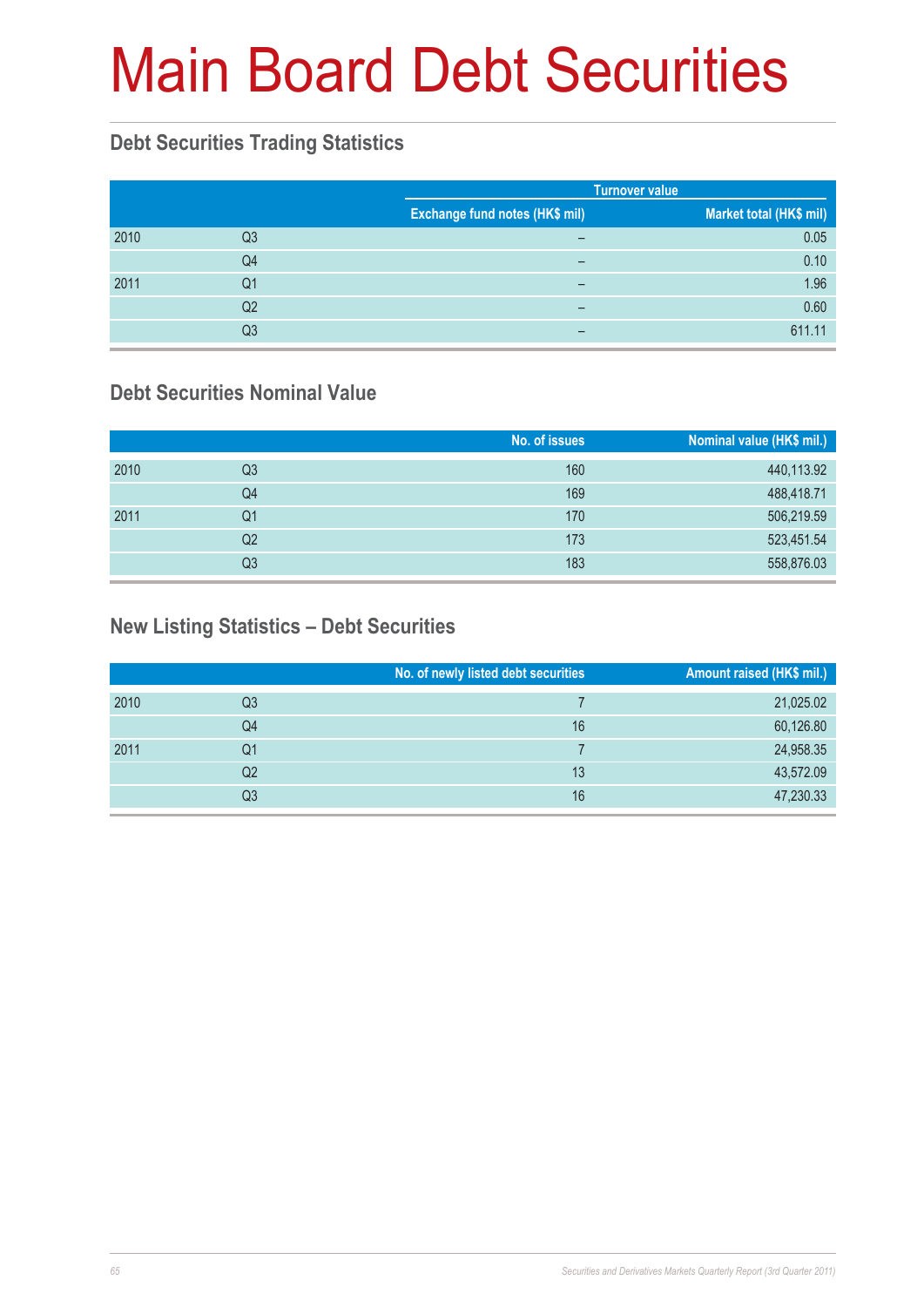# Main Board Debt Securities

## Debt Securities Trading Statistics

| | | Turnover value | |
|---|---|---|---|
| | | Exchange fund notes (HK$ mil) | Market total (HK$ mil) |
| 2010 | Q3 | – | 0.05 |
| | Q4 | – | 0.10 |
| 2011 | Q1 | – | 1.96 |
| | Q2 | – | 0.60 |
| | Q3 | – | 611.11 |

## Debt Securities Nominal Value

| | | No. of issues | Nominal value (HK$ mil.) |
|---|---|---|---|
| 2010 | Q3 | 160 | 440,113.92 |
| | Q4 | 169 | 488,418.71 |
| 2011 | Q1 | 170 | 506,219.59 |
| | Q2 | 173 | 523,451.54 |
| | Q3 | 183 | 558,876.03 |

## New Listing Statistics – Debt Securities

| | | No. of newly listed debt securities | Amount raised (HK$ mil.) |
|---|---|---|---|
| 2010 | Q3 | 7 | 21,025.02 |
| | Q4 | 16 | 60,126.80 |
| 2011 | Q1 | 7 | 24,958.35 |
| | Q2 | 13 | 43,572.09 |
| | Q3 | 16 | 47,230.33 |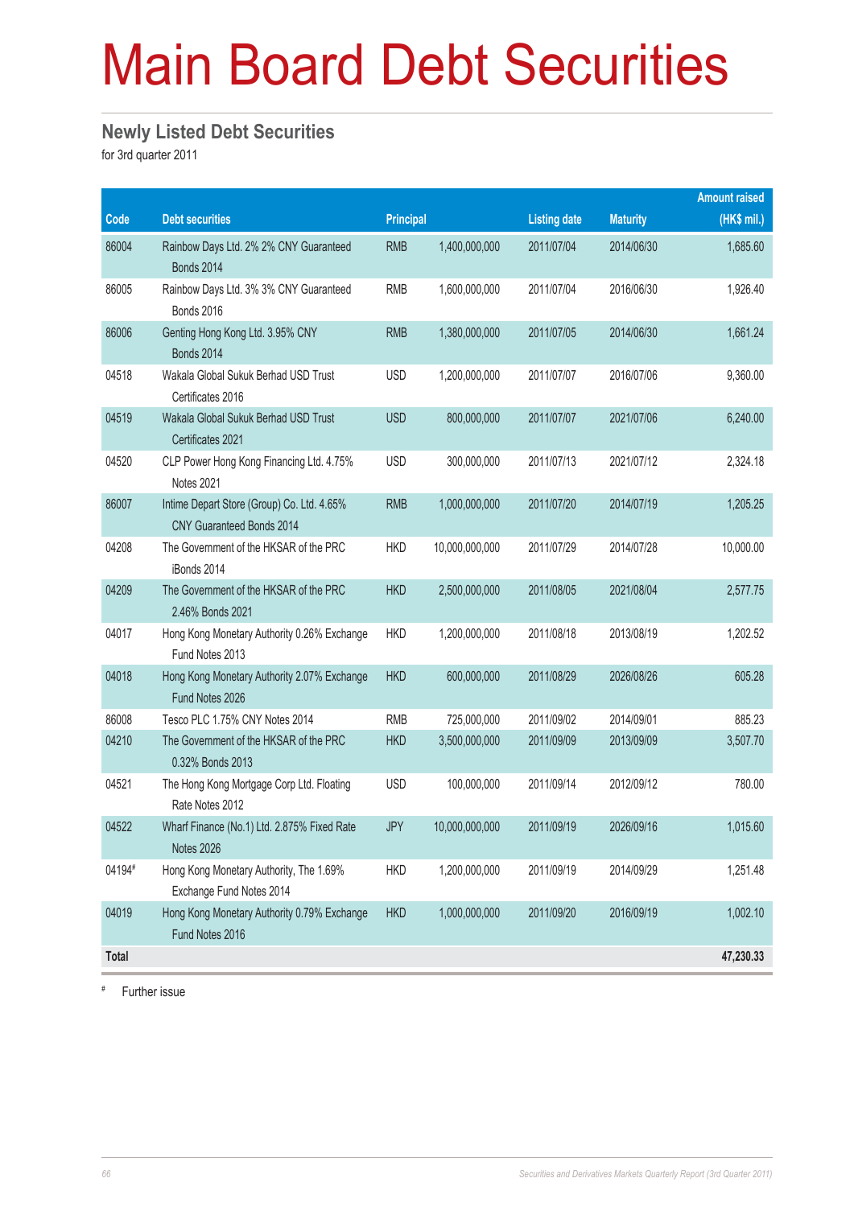# Main Board Debt Securities

## Newly Listed Debt Securities

for 3rd quarter 2011

| Code | Debt securities | Principal | | Listing date | Maturity | Amount raised (HK$ mil.) |
|---|---|---|---|---|---|---|
| 86004 | Rainbow Days Ltd. 2% 2% CNY Guaranteed Bonds 2014 | RMB | 1,400,000,000 | 2011/07/04 | 2014/06/30 | 1,685.60 |
| 86005 | Rainbow Days Ltd. 3% 3% CNY Guaranteed Bonds 2016 | RMB | 1,600,000,000 | 2011/07/04 | 2016/06/30 | 1,926.40 |
| 86006 | Genting Hong Kong Ltd. 3.95% CNY Bonds 2014 | RMB | 1,380,000,000 | 2011/07/05 | 2014/06/30 | 1,661.24 |
| 04518 | Wakala Global Sukuk Berhad USD Trust Certificates 2016 | USD | 1,200,000,000 | 2011/07/07 | 2016/07/06 | 9,360.00 |
| 04519 | Wakala Global Sukuk Berhad USD Trust Certificates 2021 | USD | 800,000,000 | 2011/07/07 | 2021/07/06 | 6,240.00 |
| 04520 | CLP Power Hong Kong Financing Ltd. 4.75% Notes 2021 | USD | 300,000,000 | 2011/07/13 | 2021/07/12 | 2,324.18 |
| 86007 | Intime Depart Store (Group) Co. Ltd. 4.65% CNY Guaranteed Bonds 2014 | RMB | 1,000,000,000 | 2011/07/20 | 2014/07/19 | 1,205.25 |
| 04208 | The Government of the HKSAR of the PRC iBonds 2014 | HKD | 10,000,000,000 | 2011/07/29 | 2014/07/28 | 10,000.00 |
| 04209 | The Government of the HKSAR of the PRC 2.46% Bonds 2021 | HKD | 2,500,000,000 | 2011/08/05 | 2021/08/04 | 2,577.75 |
| 04017 | Hong Kong Monetary Authority 0.26% Exchange Fund Notes 2013 | HKD | 1,200,000,000 | 2011/08/18 | 2013/08/19 | 1,202.52 |
| 04018 | Hong Kong Monetary Authority 2.07% Exchange Fund Notes 2026 | HKD | 600,000,000 | 2011/08/29 | 2026/08/26 | 605.28 |
| 86008 | Tesco PLC 1.75% CNY Notes 2014 | RMB | 725,000,000 | 2011/09/02 | 2014/09/01 | 885.23 |
| 04210 | The Government of the HKSAR of the PRC 0.32% Bonds 2013 | HKD | 3,500,000,000 | 2011/09/09 | 2013/09/09 | 3,507.70 |
| 04521 | The Hong Kong Mortgage Corp Ltd. Floating Rate Notes 2012 | USD | 100,000,000 | 2011/09/14 | 2012/09/12 | 780.00 |
| 04522 | Wharf Finance (No.1) Ltd. 2.875% Fixed Rate Notes 2026 | JPY | 10,000,000,000 | 2011/09/19 | 2026/09/16 | 1,015.60 |
| 04194# | Hong Kong Monetary Authority, The 1.69% Exchange Fund Notes 2014 | HKD | 1,200,000,000 | 2011/09/19 | 2014/09/29 | 1,251.48 |
| 04019 | Hong Kong Monetary Authority 0.79% Exchange Fund Notes 2016 | HKD | 1,000,000,000 | 2011/09/20 | 2016/09/19 | 1,002.10 |
| **Total** | | | | | | **47,230.33** |

# Further issue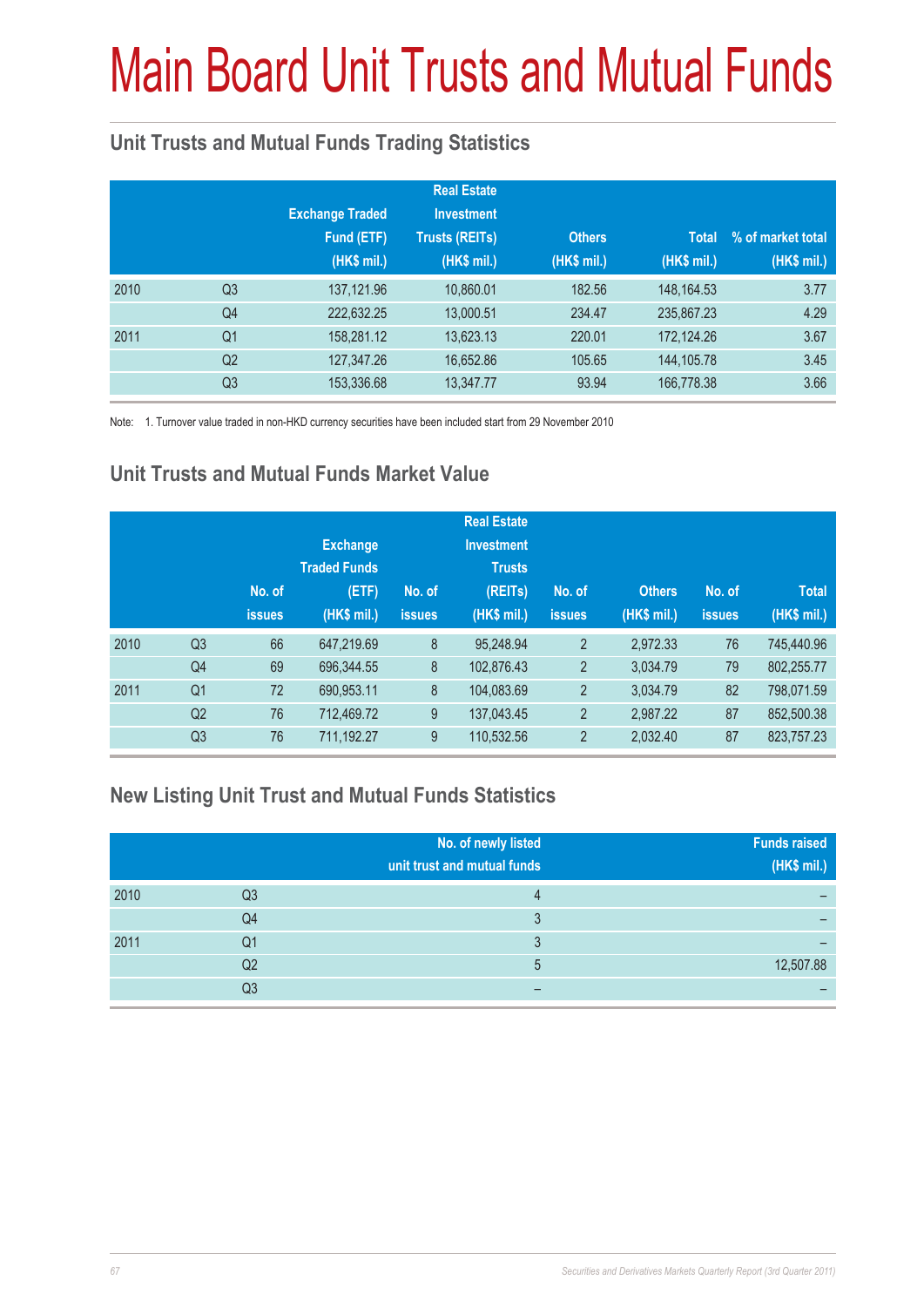# Main Board Unit Trusts and Mutual Funds

## Unit Trusts and Mutual Funds Trading Statistics

| | | Exchange Traded Fund (ETF) (HK$ mil.) | Real Estate Investment Trusts (REITs) (HK$ mil.) | Others (HK$ mil.) | Total (HK$ mil.) | % of market total (HK$ mil.) |
|---|---|---|---|---|---|---|
| 2010 | Q3 | 137,121.96 | 10,860.01 | 182.56 | 148,164.53 | 3.77 |
| | Q4 | 222,632.25 | 13,000.51 | 234.47 | 235,867.23 | 4.29 |
| 2011 | Q1 | 158,281.12 | 13,623.13 | 220.01 | 172,124.26 | 3.67 |
| | Q2 | 127,347.26 | 16,652.86 | 105.65 | 144,105.78 | 3.45 |
| | Q3 | 153,336.68 | 13,347.77 | 93.94 | 166,778.38 | 3.66 |

Note: 1. Turnover value traded in non-HKD currency securities have been included start from 29 November 2010

## Unit Trusts and Mutual Funds Market Value

| | | No. of issues | Exchange Traded Funds (ETF) (HK$ mil.) | No. of issues | Real Estate Investment Trusts (REITs) (HK$ mil.) | No. of issues | Others (HK$ mil.) | No. of issues | Total (HK$ mil.) |
|---|---|---|---|---|---|---|---|---|---|
| 2010 | Q3 | 66 | 647,219.69 | 8 | 95,248.94 | 2 | 2,972.33 | 76 | 745,440.96 |
| | Q4 | 69 | 696,344.55 | 8 | 102,876.43 | 2 | 3,034.79 | 79 | 802,255.77 |
| 2011 | Q1 | 72 | 690,953.11 | 8 | 104,083.69 | 2 | 3,034.79 | 82 | 798,071.59 |
| | Q2 | 76 | 712,469.72 | 9 | 137,043.45 | 2 | 2,987.22 | 87 | 852,500.38 |
| | Q3 | 76 | 711,192.27 | 9 | 110,532.56 | 2 | 2,032.40 | 87 | 823,757.23 |

## New Listing Unit Trust and Mutual Funds Statistics

| | | No. of newly listed unit trust and mutual funds | Funds raised (HK$ mil.) |
|---|---|---|---|
| 2010 | Q3 | 4 | – |
| | Q4 | 3 | – |
| 2011 | Q1 | 3 | – |
| | Q2 | 5 | 12,507.88 |
| | Q3 | – | – |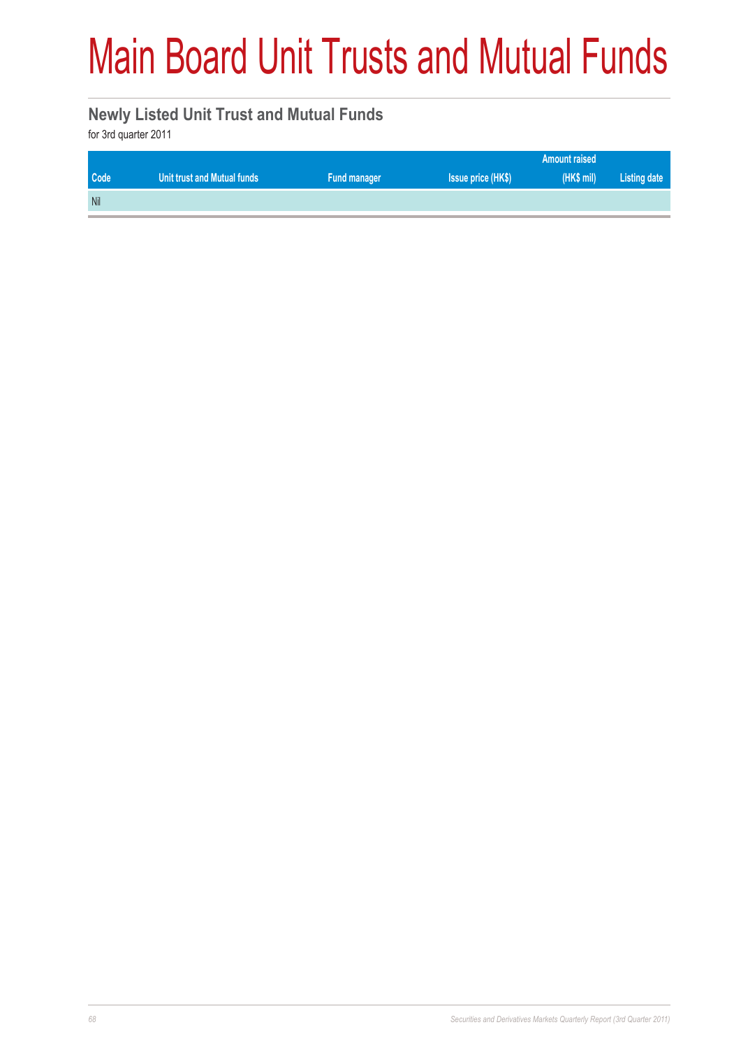# Main Board Unit Trusts and Mutual Funds

## Newly Listed Unit Trust and Mutual Funds

for 3rd quarter 2011

| Code | Unit trust and Mutual funds | Fund manager | Issue price (HK$) | Amount raised (HK$ mil) | Listing date |
|---|---|---|---|---|---|
| Nil | | | | | |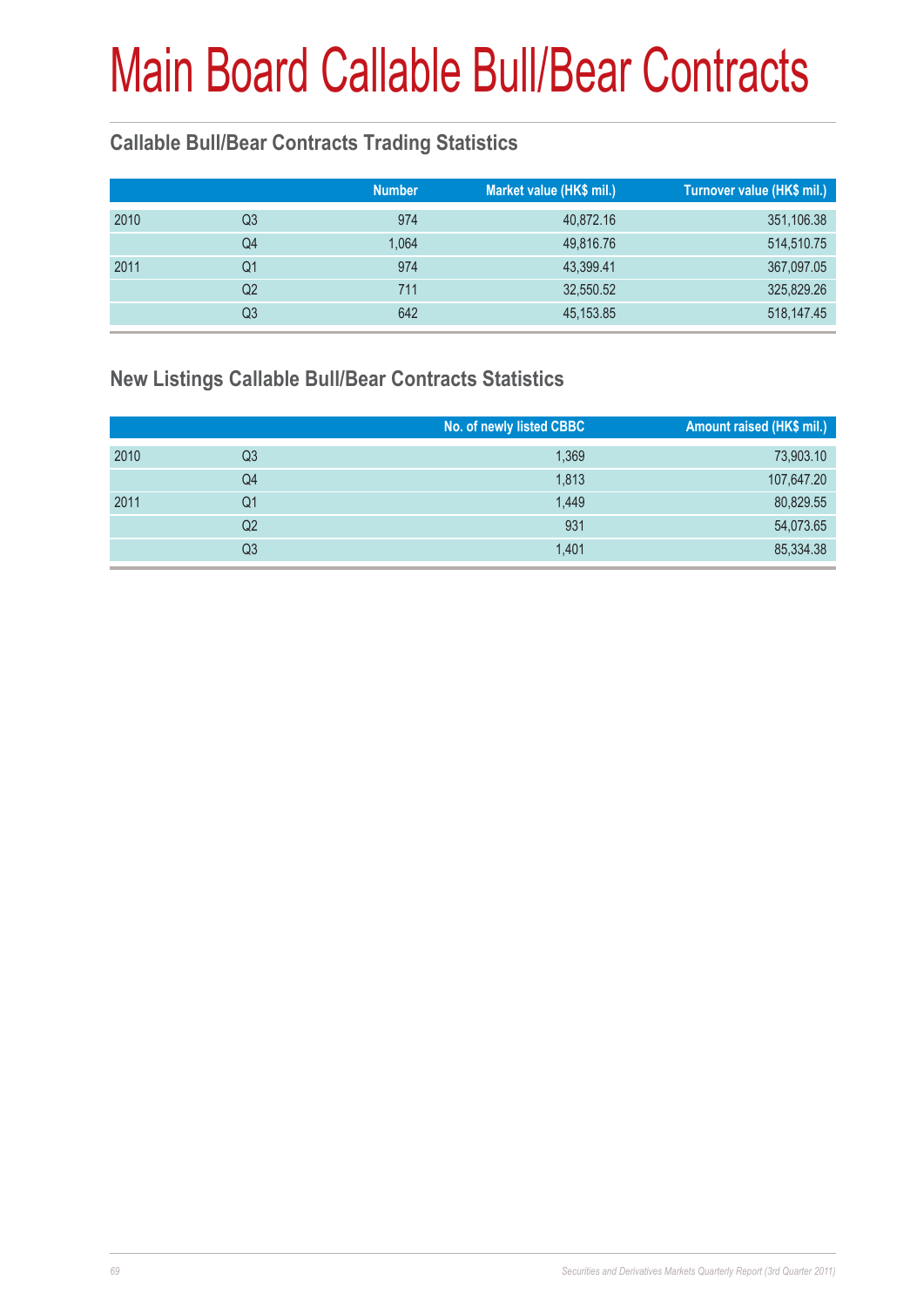# Main Board Callable Bull/Bear Contracts

## Callable Bull/Bear Contracts Trading Statistics

| | | Number | Market value (HK$ mil.) | Turnover value (HK$ mil.) |
|---|---|---|---|---|
| 2010 | Q3 | 974 | 40,872.16 | 351,106.38 |
| | Q4 | 1,064 | 49,816.76 | 514,510.75 |
| 2011 | Q1 | 974 | 43,399.41 | 367,097.05 |
| | Q2 | 711 | 32,550.52 | 325,829.26 |
| | Q3 | 642 | 45,153.85 | 518,147.45 |

## New Listings Callable Bull/Bear Contracts Statistics

| | | No. of newly listed CBBC | Amount raised (HK$ mil.) |
|---|---|---|---|
| 2010 | Q3 | 1,369 | 73,903.10 |
| | Q4 | 1,813 | 107,647.20 |
| 2011 | Q1 | 1,449 | 80,829.55 |
| | Q2 | 931 | 54,073.65 |
| | Q3 | 1,401 | 85,334.38 |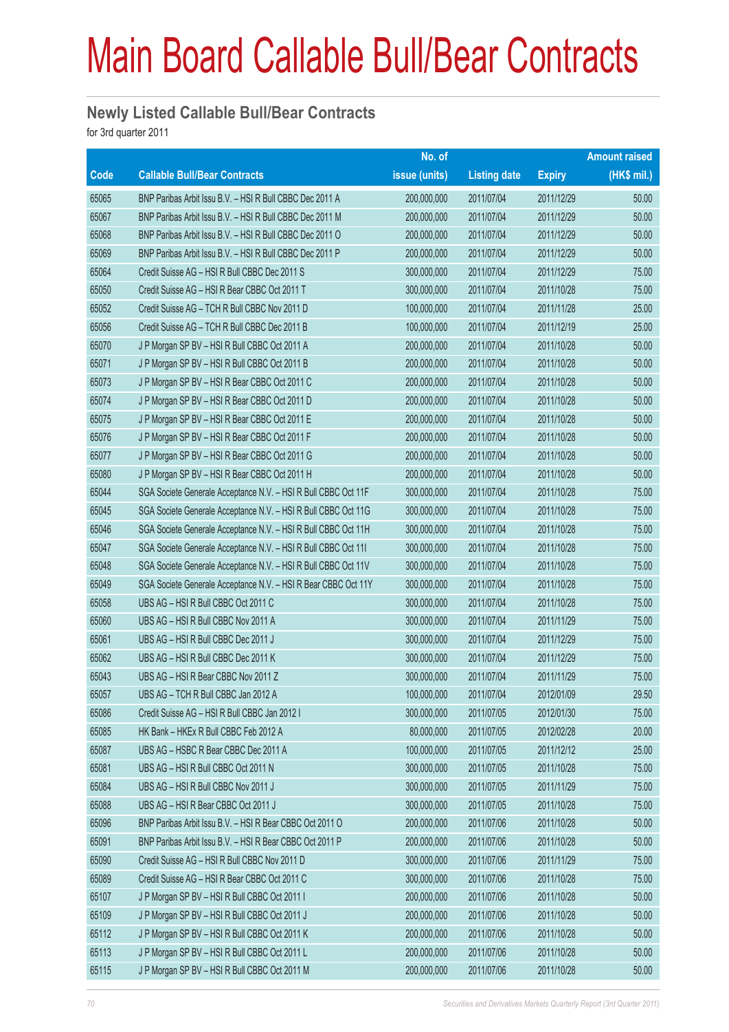# Main Board Callable Bull/Bear Contracts

## Newly Listed Callable Bull/Bear Contracts

for 3rd quarter 2011

| Code | Callable Bull/Bear Contracts | No. of issue (units) | Listing date | Expiry | Amount raised (HK$ mil.) |
|---|---|---|---|---|---|
| 65065 | BNP Paribas Arbit Issu B.V. – HSI R Bull CBBC Dec 2011 A | 200,000,000 | 2011/07/04 | 2011/12/29 | 50.00 |
| 65067 | BNP Paribas Arbit Issu B.V. – HSI R Bull CBBC Dec 2011 M | 200,000,000 | 2011/07/04 | 2011/12/29 | 50.00 |
| 65068 | BNP Paribas Arbit Issu B.V. – HSI R Bull CBBC Dec 2011 O | 200,000,000 | 2011/07/04 | 2011/12/29 | 50.00 |
| 65069 | BNP Paribas Arbit Issu B.V. – HSI R Bull CBBC Dec 2011 P | 200,000,000 | 2011/07/04 | 2011/12/29 | 50.00 |
| 65064 | Credit Suisse AG – HSI R Bull CBBC Dec 2011 S | 300,000,000 | 2011/07/04 | 2011/12/29 | 75.00 |
| 65050 | Credit Suisse AG – HSI R Bear CBBC Oct 2011 T | 300,000,000 | 2011/07/04 | 2011/10/28 | 75.00 |
| 65052 | Credit Suisse AG – TCH R Bull CBBC Nov 2011 D | 100,000,000 | 2011/07/04 | 2011/11/28 | 25.00 |
| 65056 | Credit Suisse AG – TCH R Bull CBBC Dec 2011 B | 100,000,000 | 2011/07/04 | 2011/12/19 | 25.00 |
| 65070 | J P Morgan SP BV – HSI R Bull CBBC Oct 2011 A | 200,000,000 | 2011/07/04 | 2011/10/28 | 50.00 |
| 65071 | J P Morgan SP BV – HSI R Bull CBBC Oct 2011 B | 200,000,000 | 2011/07/04 | 2011/10/28 | 50.00 |
| 65073 | J P Morgan SP BV – HSI R Bear CBBC Oct 2011 C | 200,000,000 | 2011/07/04 | 2011/10/28 | 50.00 |
| 65074 | J P Morgan SP BV – HSI R Bear CBBC Oct 2011 D | 200,000,000 | 2011/07/04 | 2011/10/28 | 50.00 |
| 65075 | J P Morgan SP BV – HSI R Bear CBBC Oct 2011 E | 200,000,000 | 2011/07/04 | 2011/10/28 | 50.00 |
| 65076 | J P Morgan SP BV – HSI R Bear CBBC Oct 2011 F | 200,000,000 | 2011/07/04 | 2011/10/28 | 50.00 |
| 65077 | J P Morgan SP BV – HSI R Bear CBBC Oct 2011 G | 200,000,000 | 2011/07/04 | 2011/10/28 | 50.00 |
| 65080 | J P Morgan SP BV – HSI R Bear CBBC Oct 2011 H | 200,000,000 | 2011/07/04 | 2011/10/28 | 50.00 |
| 65044 | SGA Societe Generale Acceptance N.V. – HSI R Bull CBBC Oct 11F | 300,000,000 | 2011/07/04 | 2011/10/28 | 75.00 |
| 65045 | SGA Societe Generale Acceptance N.V. – HSI R Bull CBBC Oct 11G | 300,000,000 | 2011/07/04 | 2011/10/28 | 75.00 |
| 65046 | SGA Societe Generale Acceptance N.V. – HSI R Bull CBBC Oct 11H | 300,000,000 | 2011/07/04 | 2011/10/28 | 75.00 |
| 65047 | SGA Societe Generale Acceptance N.V. – HSI R Bull CBBC Oct 11I | 300,000,000 | 2011/07/04 | 2011/10/28 | 75.00 |
| 65048 | SGA Societe Generale Acceptance N.V. – HSI R Bull CBBC Oct 11V | 300,000,000 | 2011/07/04 | 2011/10/28 | 75.00 |
| 65049 | SGA Societe Generale Acceptance N.V. – HSI R Bear CBBC Oct 11Y | 300,000,000 | 2011/07/04 | 2011/10/28 | 75.00 |
| 65058 | UBS AG – HSI R Bull CBBC Oct 2011 C | 300,000,000 | 2011/07/04 | 2011/10/28 | 75.00 |
| 65060 | UBS AG – HSI R Bull CBBC Nov 2011 A | 300,000,000 | 2011/07/04 | 2011/11/29 | 75.00 |
| 65061 | UBS AG – HSI R Bull CBBC Dec 2011 J | 300,000,000 | 2011/07/04 | 2011/12/29 | 75.00 |
| 65062 | UBS AG – HSI R Bull CBBC Dec 2011 K | 300,000,000 | 2011/07/04 | 2011/12/29 | 75.00 |
| 65043 | UBS AG – HSI R Bear CBBC Nov 2011 Z | 300,000,000 | 2011/07/04 | 2011/11/29 | 75.00 |
| 65057 | UBS AG – TCH R Bull CBBC Jan 2012 A | 100,000,000 | 2011/07/04 | 2012/01/09 | 29.50 |
| 65086 | Credit Suisse AG – HSI R Bull CBBC Jan 2012 I | 300,000,000 | 2011/07/05 | 2012/01/30 | 75.00 |
| 65085 | HK Bank – HKEx R Bull CBBC Feb 2012 A | 80,000,000 | 2011/07/05 | 2012/02/28 | 20.00 |
| 65087 | UBS AG – HSBC R Bear CBBC Dec 2011 A | 100,000,000 | 2011/07/05 | 2011/12/12 | 25.00 |
| 65081 | UBS AG – HSI R Bull CBBC Oct 2011 N | 300,000,000 | 2011/07/05 | 2011/10/28 | 75.00 |
| 65084 | UBS AG – HSI R Bull CBBC Nov 2011 J | 300,000,000 | 2011/07/05 | 2011/11/29 | 75.00 |
| 65088 | UBS AG – HSI R Bear CBBC Oct 2011 J | 300,000,000 | 2011/07/05 | 2011/10/28 | 75.00 |
| 65096 | BNP Paribas Arbit Issu B.V. – HSI R Bear CBBC Oct 2011 O | 200,000,000 | 2011/07/06 | 2011/10/28 | 50.00 |
| 65091 | BNP Paribas Arbit Issu B.V. – HSI R Bear CBBC Oct 2011 P | 200,000,000 | 2011/07/06 | 2011/10/28 | 50.00 |
| 65090 | Credit Suisse AG – HSI R Bull CBBC Nov 2011 D | 300,000,000 | 2011/07/06 | 2011/11/29 | 75.00 |
| 65089 | Credit Suisse AG – HSI R Bear CBBC Oct 2011 C | 300,000,000 | 2011/07/06 | 2011/10/28 | 75.00 |
| 65107 | J P Morgan SP BV – HSI R Bull CBBC Oct 2011 I | 200,000,000 | 2011/07/06 | 2011/10/28 | 50.00 |
| 65109 | J P Morgan SP BV – HSI R Bull CBBC Oct 2011 J | 200,000,000 | 2011/07/06 | 2011/10/28 | 50.00 |
| 65112 | J P Morgan SP BV – HSI R Bull CBBC Oct 2011 K | 200,000,000 | 2011/07/06 | 2011/10/28 | 50.00 |
| 65113 | J P Morgan SP BV – HSI R Bull CBBC Oct 2011 L | 200,000,000 | 2011/07/06 | 2011/10/28 | 50.00 |
| 65115 | J P Morgan SP BV – HSI R Bull CBBC Oct 2011 M | 200,000,000 | 2011/07/06 | 2011/10/28 | 50.00 |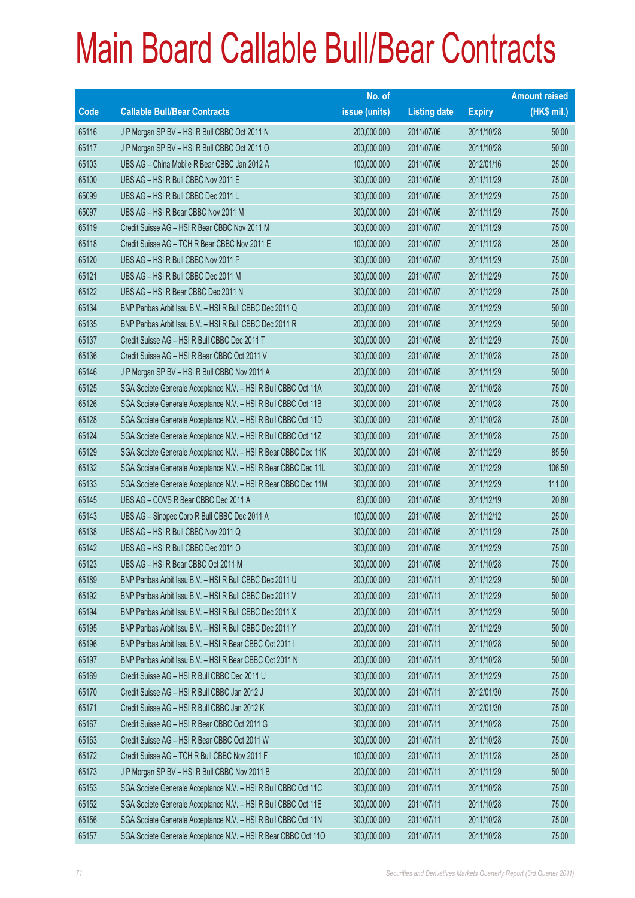# Main Board Callable Bull/Bear Contracts

| Code | Callable Bull/Bear Contracts | No. of issue (units) | Listing date | Expiry | Amount raised (HK$ mil.) |
|---|---|---|---|---|---|
| 65116 | J P Morgan SP BV – HSI R Bull CBBC Oct 2011 N | 200,000,000 | 2011/07/06 | 2011/10/28 | 50.00 |
| 65117 | J P Morgan SP BV – HSI R Bull CBBC Oct 2011 O | 200,000,000 | 2011/07/06 | 2011/10/28 | 50.00 |
| 65103 | UBS AG – China Mobile R Bear CBBC Jan 2012 A | 100,000,000 | 2011/07/06 | 2012/01/16 | 25.00 |
| 65100 | UBS AG – HSI R Bull CBBC Nov 2011 E | 300,000,000 | 2011/07/06 | 2011/11/29 | 75.00 |
| 65099 | UBS AG – HSI R Bull CBBC Dec 2011 L | 300,000,000 | 2011/07/06 | 2011/12/29 | 75.00 |
| 65097 | UBS AG – HSI R Bear CBBC Nov 2011 M | 300,000,000 | 2011/07/06 | 2011/11/29 | 75.00 |
| 65119 | Credit Suisse AG – HSI R Bear CBBC Nov 2011 M | 300,000,000 | 2011/07/07 | 2011/11/29 | 75.00 |
| 65118 | Credit Suisse AG – TCH R Bear CBBC Nov 2011 E | 100,000,000 | 2011/07/07 | 2011/11/28 | 25.00 |
| 65120 | UBS AG – HSI R Bull CBBC Nov 2011 P | 300,000,000 | 2011/07/07 | 2011/11/29 | 75.00 |
| 65121 | UBS AG – HSI R Bull CBBC Dec 2011 M | 300,000,000 | 2011/07/07 | 2011/12/29 | 75.00 |
| 65122 | UBS AG – HSI R Bear CBBC Dec 2011 N | 300,000,000 | 2011/07/07 | 2011/12/29 | 75.00 |
| 65134 | BNP Paribas Arbit Issu B.V. – HSI R Bull CBBC Dec 2011 Q | 200,000,000 | 2011/07/08 | 2011/12/29 | 50.00 |
| 65135 | BNP Paribas Arbit Issu B.V. – HSI R Bull CBBC Dec 2011 R | 200,000,000 | 2011/07/08 | 2011/12/29 | 50.00 |
| 65137 | Credit Suisse AG – HSI R Bull CBBC Dec 2011 T | 300,000,000 | 2011/07/08 | 2011/12/29 | 75.00 |
| 65136 | Credit Suisse AG – HSI R Bear CBBC Oct 2011 V | 300,000,000 | 2011/07/08 | 2011/10/28 | 75.00 |
| 65146 | J P Morgan SP BV – HSI R Bull CBBC Nov 2011 A | 200,000,000 | 2011/07/08 | 2011/11/29 | 50.00 |
| 65125 | SGA Societe Generale Acceptance N.V. – HSI R Bull CBBC Oct 11A | 300,000,000 | 2011/07/08 | 2011/10/28 | 75.00 |
| 65126 | SGA Societe Generale Acceptance N.V. – HSI R Bull CBBC Oct 11B | 300,000,000 | 2011/07/08 | 2011/10/28 | 75.00 |
| 65128 | SGA Societe Generale Acceptance N.V. – HSI R Bull CBBC Oct 11D | 300,000,000 | 2011/07/08 | 2011/10/28 | 75.00 |
| 65124 | SGA Societe Generale Acceptance N.V. – HSI R Bull CBBC Oct 11Z | 300,000,000 | 2011/07/08 | 2011/10/28 | 75.00 |
| 65129 | SGA Societe Generale Acceptance N.V. – HSI R Bear CBBC Dec 11K | 300,000,000 | 2011/07/08 | 2011/12/29 | 85.50 |
| 65132 | SGA Societe Generale Acceptance N.V. – HSI R Bear CBBC Dec 11L | 300,000,000 | 2011/07/08 | 2011/12/29 | 106.50 |
| 65133 | SGA Societe Generale Acceptance N.V. – HSI R Bear CBBC Dec 11M | 300,000,000 | 2011/07/08 | 2011/12/29 | 111.00 |
| 65145 | UBS AG – COVS R Bear CBBC Dec 2011 A | 80,000,000 | 2011/07/08 | 2011/12/19 | 20.80 |
| 65143 | UBS AG – Sinopec Corp R Bull CBBC Dec 2011 A | 100,000,000 | 2011/07/08 | 2011/12/12 | 25.00 |
| 65138 | UBS AG – HSI R Bull CBBC Nov 2011 Q | 300,000,000 | 2011/07/08 | 2011/11/29 | 75.00 |
| 65142 | UBS AG – HSI R Bull CBBC Dec 2011 O | 300,000,000 | 2011/07/08 | 2011/12/29 | 75.00 |
| 65123 | UBS AG – HSI R Bear CBBC Oct 2011 M | 300,000,000 | 2011/07/08 | 2011/10/28 | 75.00 |
| 65189 | BNP Paribas Arbit Issu B.V. – HSI R Bull CBBC Dec 2011 U | 200,000,000 | 2011/07/11 | 2011/12/29 | 50.00 |
| 65192 | BNP Paribas Arbit Issu B.V. – HSI R Bull CBBC Dec 2011 V | 200,000,000 | 2011/07/11 | 2011/12/29 | 50.00 |
| 65194 | BNP Paribas Arbit Issu B.V. – HSI R Bull CBBC Dec 2011 X | 200,000,000 | 2011/07/11 | 2011/12/29 | 50.00 |
| 65195 | BNP Paribas Arbit Issu B.V. – HSI R Bull CBBC Dec 2011 Y | 200,000,000 | 2011/07/11 | 2011/12/29 | 50.00 |
| 65196 | BNP Paribas Arbit Issu B.V. – HSI R Bear CBBC Oct 2011 I | 200,000,000 | 2011/07/11 | 2011/10/28 | 50.00 |
| 65197 | BNP Paribas Arbit Issu B.V. – HSI R Bear CBBC Oct 2011 N | 200,000,000 | 2011/07/11 | 2011/10/28 | 50.00 |
| 65169 | Credit Suisse AG – HSI R Bull CBBC Dec 2011 U | 300,000,000 | 2011/07/11 | 2011/12/29 | 75.00 |
| 65170 | Credit Suisse AG – HSI R Bull CBBC Jan 2012 J | 300,000,000 | 2011/07/11 | 2012/01/30 | 75.00 |
| 65171 | Credit Suisse AG – HSI R Bull CBBC Jan 2012 K | 300,000,000 | 2011/07/11 | 2012/01/30 | 75.00 |
| 65167 | Credit Suisse AG – HSI R Bear CBBC Oct 2011 G | 300,000,000 | 2011/07/11 | 2011/10/28 | 75.00 |
| 65163 | Credit Suisse AG – HSI R Bear CBBC Oct 2011 W | 300,000,000 | 2011/07/11 | 2011/10/28 | 75.00 |
| 65172 | Credit Suisse AG – TCH R Bull CBBC Nov 2011 F | 100,000,000 | 2011/07/11 | 2011/11/28 | 25.00 |
| 65173 | J P Morgan SP BV – HSI R Bull CBBC Nov 2011 B | 200,000,000 | 2011/07/11 | 2011/11/29 | 50.00 |
| 65153 | SGA Societe Generale Acceptance N.V. – HSI R Bull CBBC Oct 11C | 300,000,000 | 2011/07/11 | 2011/10/28 | 75.00 |
| 65152 | SGA Societe Generale Acceptance N.V. – HSI R Bull CBBC Oct 11E | 300,000,000 | 2011/07/11 | 2011/10/28 | 75.00 |
| 65156 | SGA Societe Generale Acceptance N.V. – HSI R Bull CBBC Oct 11N | 300,000,000 | 2011/07/11 | 2011/10/28 | 75.00 |
| 65157 | SGA Societe Generale Acceptance N.V. – HSI R Bear CBBC Oct 11O | 300,000,000 | 2011/07/11 | 2011/10/28 | 75.00 |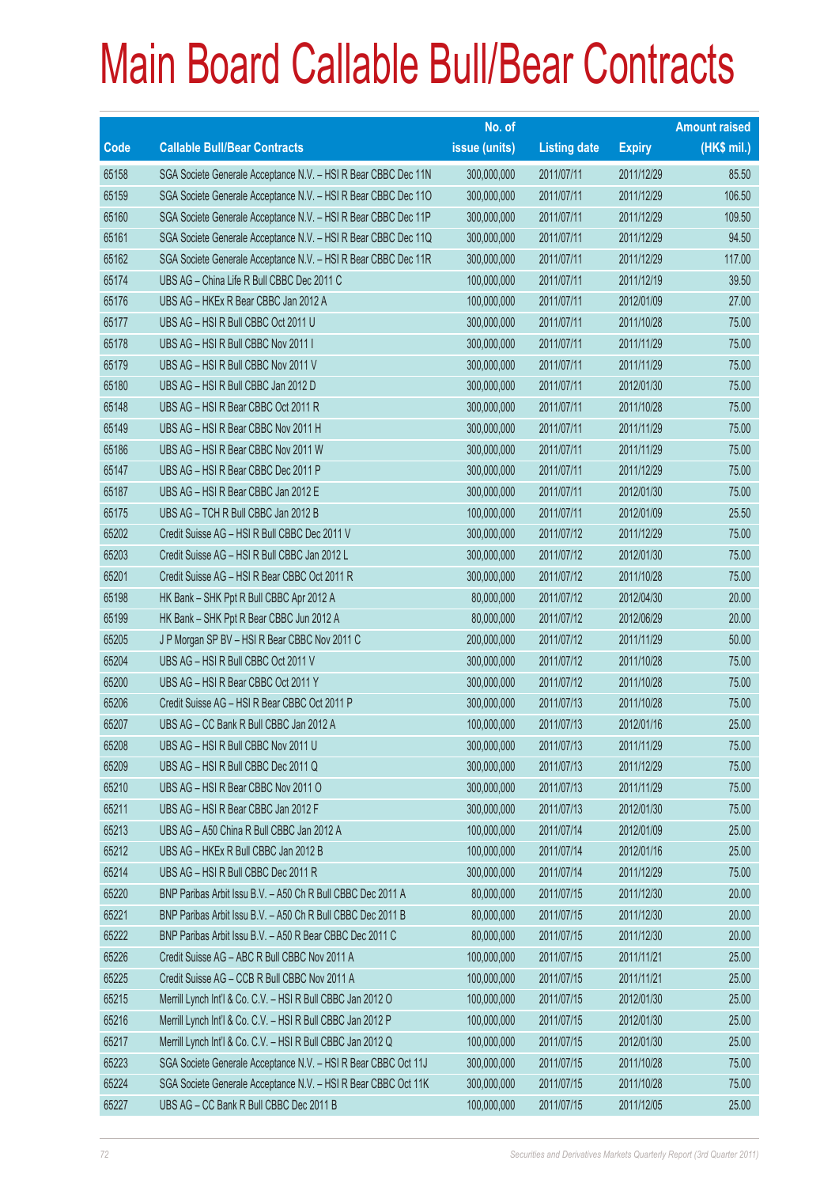# Main Board Callable Bull/Bear Contracts

| Code | Callable Bull/Bear Contracts | No. of issue (units) | Listing date | Expiry | Amount raised (HK$ mil.) |
|---|---|---|---|---|---|
| 65158 | SGA Societe Generale Acceptance N.V. – HSI R Bear CBBC Dec 11N | 300,000,000 | 2011/07/11 | 2011/12/29 | 85.50 |
| 65159 | SGA Societe Generale Acceptance N.V. – HSI R Bear CBBC Dec 11O | 300,000,000 | 2011/07/11 | 2011/12/29 | 106.50 |
| 65160 | SGA Societe Generale Acceptance N.V. – HSI R Bear CBBC Dec 11P | 300,000,000 | 2011/07/11 | 2011/12/29 | 109.50 |
| 65161 | SGA Societe Generale Acceptance N.V. – HSI R Bear CBBC Dec 11Q | 300,000,000 | 2011/07/11 | 2011/12/29 | 94.50 |
| 65162 | SGA Societe Generale Acceptance N.V. – HSI R Bear CBBC Dec 11R | 300,000,000 | 2011/07/11 | 2011/12/29 | 117.00 |
| 65174 | UBS AG – China Life R Bull CBBC Dec 2011 C | 100,000,000 | 2011/07/11 | 2011/12/19 | 39.50 |
| 65176 | UBS AG – HKEx R Bear CBBC Jan 2012 A | 100,000,000 | 2011/07/11 | 2012/01/09 | 27.00 |
| 65177 | UBS AG – HSI R Bull CBBC Oct 2011 U | 300,000,000 | 2011/07/11 | 2011/10/28 | 75.00 |
| 65178 | UBS AG – HSI R Bull CBBC Nov 2011 I | 300,000,000 | 2011/07/11 | 2011/11/29 | 75.00 |
| 65179 | UBS AG – HSI R Bull CBBC Nov 2011 V | 300,000,000 | 2011/07/11 | 2011/11/29 | 75.00 |
| 65180 | UBS AG – HSI R Bull CBBC Jan 2012 D | 300,000,000 | 2011/07/11 | 2012/01/30 | 75.00 |
| 65148 | UBS AG – HSI R Bear CBBC Oct 2011 R | 300,000,000 | 2011/07/11 | 2011/10/28 | 75.00 |
| 65149 | UBS AG – HSI R Bear CBBC Nov 2011 H | 300,000,000 | 2011/07/11 | 2011/11/29 | 75.00 |
| 65186 | UBS AG – HSI R Bear CBBC Nov 2011 W | 300,000,000 | 2011/07/11 | 2011/11/29 | 75.00 |
| 65147 | UBS AG – HSI R Bear CBBC Dec 2011 P | 300,000,000 | 2011/07/11 | 2011/12/29 | 75.00 |
| 65187 | UBS AG – HSI R Bear CBBC Jan 2012 E | 300,000,000 | 2011/07/11 | 2012/01/30 | 75.00 |
| 65175 | UBS AG – TCH R Bull CBBC Jan 2012 B | 100,000,000 | 2011/07/11 | 2012/01/09 | 25.50 |
| 65202 | Credit Suisse AG – HSI R Bull CBBC Dec 2011 V | 300,000,000 | 2011/07/12 | 2011/12/29 | 75.00 |
| 65203 | Credit Suisse AG – HSI R Bull CBBC Jan 2012 L | 300,000,000 | 2011/07/12 | 2012/01/30 | 75.00 |
| 65201 | Credit Suisse AG – HSI R Bear CBBC Oct 2011 R | 300,000,000 | 2011/07/12 | 2011/10/28 | 75.00 |
| 65198 | HK Bank – SHK Ppt R Bull CBBC Apr 2012 A | 80,000,000 | 2011/07/12 | 2012/04/30 | 20.00 |
| 65199 | HK Bank – SHK Ppt R Bear CBBC Jun 2012 A | 80,000,000 | 2011/07/12 | 2012/06/29 | 20.00 |
| 65205 | J P Morgan SP BV – HSI R Bear CBBC Nov 2011 C | 200,000,000 | 2011/07/12 | 2011/11/29 | 50.00 |
| 65204 | UBS AG – HSI R Bull CBBC Oct 2011 V | 300,000,000 | 2011/07/12 | 2011/10/28 | 75.00 |
| 65200 | UBS AG – HSI R Bear CBBC Oct 2011 Y | 300,000,000 | 2011/07/12 | 2011/10/28 | 75.00 |
| 65206 | Credit Suisse AG – HSI R Bear CBBC Oct 2011 P | 300,000,000 | 2011/07/13 | 2011/10/28 | 75.00 |
| 65207 | UBS AG – CC Bank R Bull CBBC Jan 2012 A | 100,000,000 | 2011/07/13 | 2012/01/16 | 25.00 |
| 65208 | UBS AG – HSI R Bull CBBC Nov 2011 U | 300,000,000 | 2011/07/13 | 2011/11/29 | 75.00 |
| 65209 | UBS AG – HSI R Bull CBBC Dec 2011 Q | 300,000,000 | 2011/07/13 | 2011/12/29 | 75.00 |
| 65210 | UBS AG – HSI R Bear CBBC Nov 2011 O | 300,000,000 | 2011/07/13 | 2011/11/29 | 75.00 |
| 65211 | UBS AG – HSI R Bear CBBC Jan 2012 F | 300,000,000 | 2011/07/13 | 2012/01/30 | 75.00 |
| 65213 | UBS AG – A50 China R Bull CBBC Jan 2012 A | 100,000,000 | 2011/07/14 | 2012/01/09 | 25.00 |
| 65212 | UBS AG – HKEx R Bull CBBC Jan 2012 B | 100,000,000 | 2011/07/14 | 2012/01/16 | 25.00 |
| 65214 | UBS AG – HSI R Bull CBBC Dec 2011 R | 300,000,000 | 2011/07/14 | 2011/12/29 | 75.00 |
| 65220 | BNP Paribas Arbit Issu B.V. – A50 Ch R Bull CBBC Dec 2011 A | 80,000,000 | 2011/07/15 | 2011/12/30 | 20.00 |
| 65221 | BNP Paribas Arbit Issu B.V. – A50 Ch R Bull CBBC Dec 2011 B | 80,000,000 | 2011/07/15 | 2011/12/30 | 20.00 |
| 65222 | BNP Paribas Arbit Issu B.V. – A50 R Bear CBBC Dec 2011 C | 80,000,000 | 2011/07/15 | 2011/12/30 | 20.00 |
| 65226 | Credit Suisse AG – ABC R Bull CBBC Nov 2011 A | 100,000,000 | 2011/07/15 | 2011/11/21 | 25.00 |
| 65225 | Credit Suisse AG – CCB R Bull CBBC Nov 2011 A | 100,000,000 | 2011/07/15 | 2011/11/21 | 25.00 |
| 65215 | Merrill Lynch Int'l & Co. C.V. – HSI R Bull CBBC Jan 2012 O | 100,000,000 | 2011/07/15 | 2012/01/30 | 25.00 |
| 65216 | Merrill Lynch Int'l & Co. C.V. – HSI R Bull CBBC Jan 2012 P | 100,000,000 | 2011/07/15 | 2012/01/30 | 25.00 |
| 65217 | Merrill Lynch Int'l & Co. C.V. – HSI R Bull CBBC Jan 2012 Q | 100,000,000 | 2011/07/15 | 2012/01/30 | 25.00 |
| 65223 | SGA Societe Generale Acceptance N.V. – HSI R Bear CBBC Oct 11J | 300,000,000 | 2011/07/15 | 2011/10/28 | 75.00 |
| 65224 | SGA Societe Generale Acceptance N.V. – HSI R Bear CBBC Oct 11K | 300,000,000 | 2011/07/15 | 2011/10/28 | 75.00 |
| 65227 | UBS AG – CC Bank R Bull CBBC Dec 2011 B | 100,000,000 | 2011/07/15 | 2011/12/05 | 25.00 |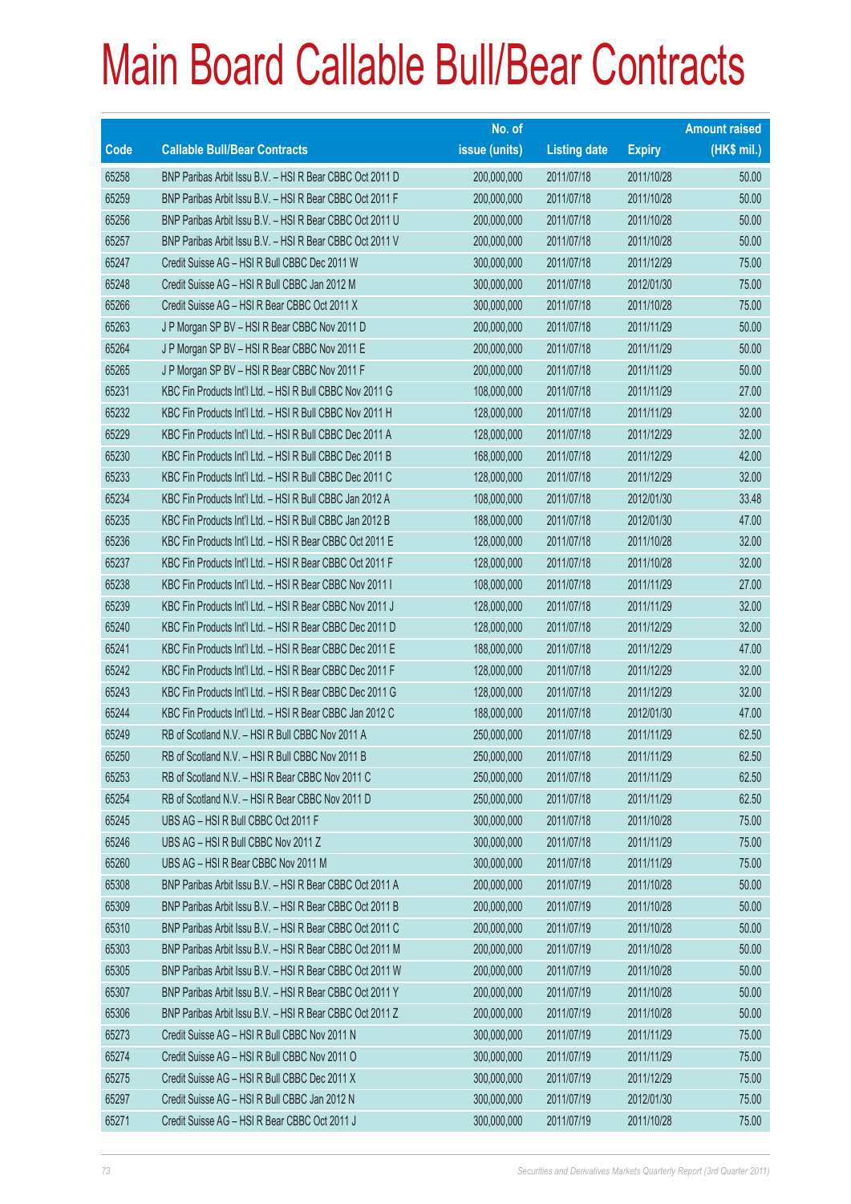# Main Board Callable Bull/Bear Contracts

| Code | Callable Bull/Bear Contracts | No. of issue (units) | Listing date | Expiry | Amount raised (HK$ mil.) |
|---|---|---|---|---|---|
| 65258 | BNP Paribas Arbit Issu B.V. – HSI R Bear CBBC Oct 2011 D | 200,000,000 | 2011/07/18 | 2011/10/28 | 50.00 |
| 65259 | BNP Paribas Arbit Issu B.V. – HSI R Bear CBBC Oct 2011 F | 200,000,000 | 2011/07/18 | 2011/10/28 | 50.00 |
| 65256 | BNP Paribas Arbit Issu B.V. – HSI R Bear CBBC Oct 2011 U | 200,000,000 | 2011/07/18 | 2011/10/28 | 50.00 |
| 65257 | BNP Paribas Arbit Issu B.V. – HSI R Bear CBBC Oct 2011 V | 200,000,000 | 2011/07/18 | 2011/10/28 | 50.00 |
| 65247 | Credit Suisse AG – HSI R Bull CBBC Dec 2011 W | 300,000,000 | 2011/07/18 | 2011/12/29 | 75.00 |
| 65248 | Credit Suisse AG – HSI R Bull CBBC Jan 2012 M | 300,000,000 | 2011/07/18 | 2012/01/30 | 75.00 |
| 65266 | Credit Suisse AG – HSI R Bear CBBC Oct 2011 X | 300,000,000 | 2011/07/18 | 2011/10/28 | 75.00 |
| 65263 | J P Morgan SP BV – HSI R Bear CBBC Nov 2011 D | 200,000,000 | 2011/07/18 | 2011/11/29 | 50.00 |
| 65264 | J P Morgan SP BV – HSI R Bear CBBC Nov 2011 E | 200,000,000 | 2011/07/18 | 2011/11/29 | 50.00 |
| 65265 | J P Morgan SP BV – HSI R Bear CBBC Nov 2011 F | 200,000,000 | 2011/07/18 | 2011/11/29 | 50.00 |
| 65231 | KBC Fin Products Int'l Ltd. – HSI R Bull CBBC Nov 2011 G | 108,000,000 | 2011/07/18 | 2011/11/29 | 27.00 |
| 65232 | KBC Fin Products Int'l Ltd. – HSI R Bull CBBC Nov 2011 H | 128,000,000 | 2011/07/18 | 2011/11/29 | 32.00 |
| 65229 | KBC Fin Products Int'l Ltd. – HSI R Bull CBBC Dec 2011 A | 128,000,000 | 2011/07/18 | 2011/12/29 | 32.00 |
| 65230 | KBC Fin Products Int'l Ltd. – HSI R Bull CBBC Dec 2011 B | 168,000,000 | 2011/07/18 | 2011/12/29 | 42.00 |
| 65233 | KBC Fin Products Int'l Ltd. – HSI R Bull CBBC Dec 2011 C | 128,000,000 | 2011/07/18 | 2011/12/29 | 32.00 |
| 65234 | KBC Fin Products Int'l Ltd. – HSI R Bull CBBC Jan 2012 A | 108,000,000 | 2011/07/18 | 2012/01/30 | 33.48 |
| 65235 | KBC Fin Products Int'l Ltd. – HSI R Bull CBBC Jan 2012 B | 188,000,000 | 2011/07/18 | 2012/01/30 | 47.00 |
| 65236 | KBC Fin Products Int'l Ltd. – HSI R Bear CBBC Oct 2011 E | 128,000,000 | 2011/07/18 | 2011/10/28 | 32.00 |
| 65237 | KBC Fin Products Int'l Ltd. – HSI R Bear CBBC Oct 2011 F | 128,000,000 | 2011/07/18 | 2011/10/28 | 32.00 |
| 65238 | KBC Fin Products Int'l Ltd. – HSI R Bear CBBC Nov 2011 I | 108,000,000 | 2011/07/18 | 2011/11/29 | 27.00 |
| 65239 | KBC Fin Products Int'l Ltd. – HSI R Bear CBBC Nov 2011 J | 128,000,000 | 2011/07/18 | 2011/11/29 | 32.00 |
| 65240 | KBC Fin Products Int'l Ltd. – HSI R Bear CBBC Dec 2011 D | 128,000,000 | 2011/07/18 | 2011/12/29 | 32.00 |
| 65241 | KBC Fin Products Int'l Ltd. – HSI R Bear CBBC Dec 2011 E | 188,000,000 | 2011/07/18 | 2011/12/29 | 47.00 |
| 65242 | KBC Fin Products Int'l Ltd. – HSI R Bear CBBC Dec 2011 F | 128,000,000 | 2011/07/18 | 2011/12/29 | 32.00 |
| 65243 | KBC Fin Products Int'l Ltd. – HSI R Bear CBBC Dec 2011 G | 128,000,000 | 2011/07/18 | 2011/12/29 | 32.00 |
| 65244 | KBC Fin Products Int'l Ltd. – HSI R Bear CBBC Jan 2012 C | 188,000,000 | 2011/07/18 | 2012/01/30 | 47.00 |
| 65249 | RB of Scotland N.V. – HSI R Bull CBBC Nov 2011 A | 250,000,000 | 2011/07/18 | 2011/11/29 | 62.50 |
| 65250 | RB of Scotland N.V. – HSI R Bull CBBC Nov 2011 B | 250,000,000 | 2011/07/18 | 2011/11/29 | 62.50 |
| 65253 | RB of Scotland N.V. – HSI R Bear CBBC Nov 2011 C | 250,000,000 | 2011/07/18 | 2011/11/29 | 62.50 |
| 65254 | RB of Scotland N.V. – HSI R Bear CBBC Nov 2011 D | 250,000,000 | 2011/07/18 | 2011/11/29 | 62.50 |
| 65245 | UBS AG – HSI R Bull CBBC Oct 2011 F | 300,000,000 | 2011/07/18 | 2011/10/28 | 75.00 |
| 65246 | UBS AG – HSI R Bull CBBC Nov 2011 Z | 300,000,000 | 2011/07/18 | 2011/11/29 | 75.00 |
| 65260 | UBS AG – HSI R Bear CBBC Nov 2011 M | 300,000,000 | 2011/07/18 | 2011/11/29 | 75.00 |
| 65308 | BNP Paribas Arbit Issu B.V. – HSI R Bear CBBC Oct 2011 A | 200,000,000 | 2011/07/19 | 2011/10/28 | 50.00 |
| 65309 | BNP Paribas Arbit Issu B.V. – HSI R Bear CBBC Oct 2011 B | 200,000,000 | 2011/07/19 | 2011/10/28 | 50.00 |
| 65310 | BNP Paribas Arbit Issu B.V. – HSI R Bear CBBC Oct 2011 C | 200,000,000 | 2011/07/19 | 2011/10/28 | 50.00 |
| 65303 | BNP Paribas Arbit Issu B.V. – HSI R Bear CBBC Oct 2011 M | 200,000,000 | 2011/07/19 | 2011/10/28 | 50.00 |
| 65305 | BNP Paribas Arbit Issu B.V. – HSI R Bear CBBC Oct 2011 W | 200,000,000 | 2011/07/19 | 2011/10/28 | 50.00 |
| 65307 | BNP Paribas Arbit Issu B.V. – HSI R Bear CBBC Oct 2011 Y | 200,000,000 | 2011/07/19 | 2011/10/28 | 50.00 |
| 65306 | BNP Paribas Arbit Issu B.V. – HSI R Bear CBBC Oct 2011 Z | 200,000,000 | 2011/07/19 | 2011/10/28 | 50.00 |
| 65273 | Credit Suisse AG – HSI R Bull CBBC Nov 2011 N | 300,000,000 | 2011/07/19 | 2011/11/29 | 75.00 |
| 65274 | Credit Suisse AG – HSI R Bull CBBC Nov 2011 O | 300,000,000 | 2011/07/19 | 2011/11/29 | 75.00 |
| 65275 | Credit Suisse AG – HSI R Bull CBBC Dec 2011 X | 300,000,000 | 2011/07/19 | 2011/12/29 | 75.00 |
| 65297 | Credit Suisse AG – HSI R Bull CBBC Jan 2012 N | 300,000,000 | 2011/07/19 | 2012/01/30 | 75.00 |
| 65271 | Credit Suisse AG – HSI R Bear CBBC Oct 2011 J | 300,000,000 | 2011/07/19 | 2011/10/28 | 75.00 |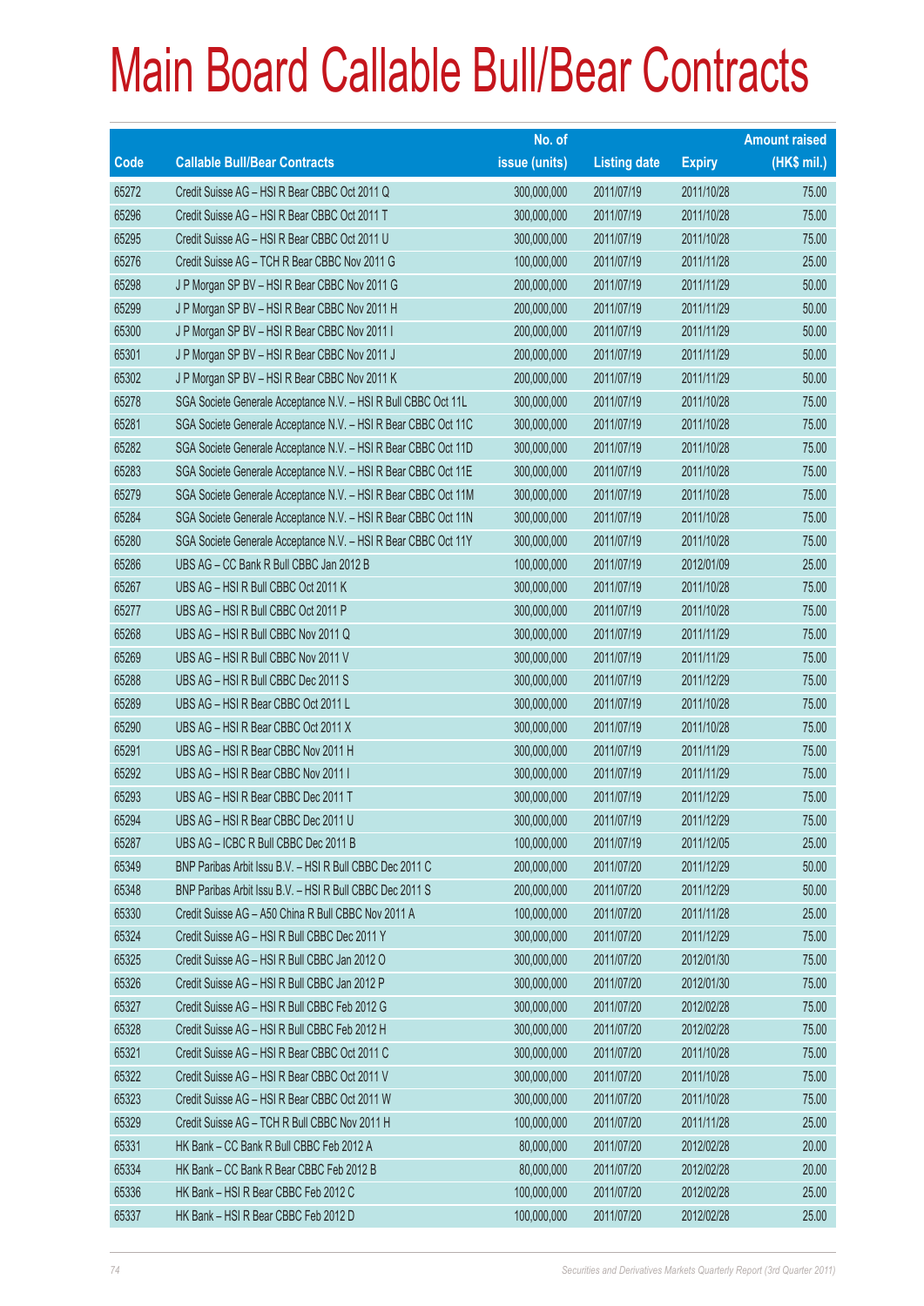# Main Board Callable Bull/Bear Contracts

| Code | Callable Bull/Bear Contracts | No. of issue (units) | Listing date | Expiry | Amount raised (HK$ mil.) |
|---|---|---|---|---|---|
| 65272 | Credit Suisse AG – HSI R Bear CBBC Oct 2011 Q | 300,000,000 | 2011/07/19 | 2011/10/28 | 75.00 |
| 65296 | Credit Suisse AG – HSI R Bear CBBC Oct 2011 T | 300,000,000 | 2011/07/19 | 2011/10/28 | 75.00 |
| 65295 | Credit Suisse AG – HSI R Bear CBBC Oct 2011 U | 300,000,000 | 2011/07/19 | 2011/10/28 | 75.00 |
| 65276 | Credit Suisse AG – TCH R Bear CBBC Nov 2011 G | 100,000,000 | 2011/07/19 | 2011/11/28 | 25.00 |
| 65298 | J P Morgan SP BV – HSI R Bear CBBC Nov 2011 G | 200,000,000 | 2011/07/19 | 2011/11/29 | 50.00 |
| 65299 | J P Morgan SP BV – HSI R Bear CBBC Nov 2011 H | 200,000,000 | 2011/07/19 | 2011/11/29 | 50.00 |
| 65300 | J P Morgan SP BV – HSI R Bear CBBC Nov 2011 I | 200,000,000 | 2011/07/19 | 2011/11/29 | 50.00 |
| 65301 | J P Morgan SP BV – HSI R Bear CBBC Nov 2011 J | 200,000,000 | 2011/07/19 | 2011/11/29 | 50.00 |
| 65302 | J P Morgan SP BV – HSI R Bear CBBC Nov 2011 K | 200,000,000 | 2011/07/19 | 2011/11/29 | 50.00 |
| 65278 | SGA Societe Generale Acceptance N.V. – HSI R Bull CBBC Oct 11L | 300,000,000 | 2011/07/19 | 2011/10/28 | 75.00 |
| 65281 | SGA Societe Generale Acceptance N.V. – HSI R Bear CBBC Oct 11C | 300,000,000 | 2011/07/19 | 2011/10/28 | 75.00 |
| 65282 | SGA Societe Generale Acceptance N.V. – HSI R Bear CBBC Oct 11D | 300,000,000 | 2011/07/19 | 2011/10/28 | 75.00 |
| 65283 | SGA Societe Generale Acceptance N.V. – HSI R Bear CBBC Oct 11E | 300,000,000 | 2011/07/19 | 2011/10/28 | 75.00 |
| 65279 | SGA Societe Generale Acceptance N.V. – HSI R Bear CBBC Oct 11M | 300,000,000 | 2011/07/19 | 2011/10/28 | 75.00 |
| 65284 | SGA Societe Generale Acceptance N.V. – HSI R Bear CBBC Oct 11N | 300,000,000 | 2011/07/19 | 2011/10/28 | 75.00 |
| 65280 | SGA Societe Generale Acceptance N.V. – HSI R Bear CBBC Oct 11Y | 300,000,000 | 2011/07/19 | 2011/10/28 | 75.00 |
| 65286 | UBS AG – CC Bank R Bull CBBC Jan 2012 B | 100,000,000 | 2011/07/19 | 2012/01/09 | 25.00 |
| 65267 | UBS AG – HSI R Bull CBBC Oct 2011 K | 300,000,000 | 2011/07/19 | 2011/10/28 | 75.00 |
| 65277 | UBS AG – HSI R Bull CBBC Oct 2011 P | 300,000,000 | 2011/07/19 | 2011/10/28 | 75.00 |
| 65268 | UBS AG – HSI R Bull CBBC Nov 2011 Q | 300,000,000 | 2011/07/19 | 2011/11/29 | 75.00 |
| 65269 | UBS AG – HSI R Bull CBBC Nov 2011 V | 300,000,000 | 2011/07/19 | 2011/11/29 | 75.00 |
| 65288 | UBS AG – HSI R Bull CBBC Dec 2011 S | 300,000,000 | 2011/07/19 | 2011/12/29 | 75.00 |
| 65289 | UBS AG – HSI R Bear CBBC Oct 2011 L | 300,000,000 | 2011/07/19 | 2011/10/28 | 75.00 |
| 65290 | UBS AG – HSI R Bear CBBC Oct 2011 X | 300,000,000 | 2011/07/19 | 2011/10/28 | 75.00 |
| 65291 | UBS AG – HSI R Bear CBBC Nov 2011 H | 300,000,000 | 2011/07/19 | 2011/11/29 | 75.00 |
| 65292 | UBS AG – HSI R Bear CBBC Nov 2011 I | 300,000,000 | 2011/07/19 | 2011/11/29 | 75.00 |
| 65293 | UBS AG – HSI R Bear CBBC Dec 2011 T | 300,000,000 | 2011/07/19 | 2011/12/29 | 75.00 |
| 65294 | UBS AG – HSI R Bear CBBC Dec 2011 U | 300,000,000 | 2011/07/19 | 2011/12/29 | 75.00 |
| 65287 | UBS AG – ICBC R Bull CBBC Dec 2011 B | 100,000,000 | 2011/07/19 | 2011/12/05 | 25.00 |
| 65349 | BNP Paribas Arbit Issu B.V. – HSI R Bull CBBC Dec 2011 C | 200,000,000 | 2011/07/20 | 2011/12/29 | 50.00 |
| 65348 | BNP Paribas Arbit Issu B.V. – HSI R Bull CBBC Dec 2011 S | 200,000,000 | 2011/07/20 | 2011/12/29 | 50.00 |
| 65330 | Credit Suisse AG – A50 China R Bull CBBC Nov 2011 A | 100,000,000 | 2011/07/20 | 2011/11/28 | 25.00 |
| 65324 | Credit Suisse AG – HSI R Bull CBBC Dec 2011 Y | 300,000,000 | 2011/07/20 | 2011/12/29 | 75.00 |
| 65325 | Credit Suisse AG – HSI R Bull CBBC Jan 2012 O | 300,000,000 | 2011/07/20 | 2012/01/30 | 75.00 |
| 65326 | Credit Suisse AG – HSI R Bull CBBC Jan 2012 P | 300,000,000 | 2011/07/20 | 2012/01/30 | 75.00 |
| 65327 | Credit Suisse AG – HSI R Bull CBBC Feb 2012 G | 300,000,000 | 2011/07/20 | 2012/02/28 | 75.00 |
| 65328 | Credit Suisse AG – HSI R Bull CBBC Feb 2012 H | 300,000,000 | 2011/07/20 | 2012/02/28 | 75.00 |
| 65321 | Credit Suisse AG – HSI R Bear CBBC Oct 2011 C | 300,000,000 | 2011/07/20 | 2011/10/28 | 75.00 |
| 65322 | Credit Suisse AG – HSI R Bear CBBC Oct 2011 V | 300,000,000 | 2011/07/20 | 2011/10/28 | 75.00 |
| 65323 | Credit Suisse AG – HSI R Bear CBBC Oct 2011 W | 300,000,000 | 2011/07/20 | 2011/10/28 | 75.00 |
| 65329 | Credit Suisse AG – TCH R Bull CBBC Nov 2011 H | 100,000,000 | 2011/07/20 | 2011/11/28 | 25.00 |
| 65331 | HK Bank – CC Bank R Bull CBBC Feb 2012 A | 80,000,000 | 2011/07/20 | 2012/02/28 | 20.00 |
| 65334 | HK Bank – CC Bank R Bear CBBC Feb 2012 B | 80,000,000 | 2011/07/20 | 2012/02/28 | 20.00 |
| 65336 | HK Bank – HSI R Bear CBBC Feb 2012 C | 100,000,000 | 2011/07/20 | 2012/02/28 | 25.00 |
| 65337 | HK Bank – HSI R Bear CBBC Feb 2012 D | 100,000,000 | 2011/07/20 | 2012/02/28 | 25.00 |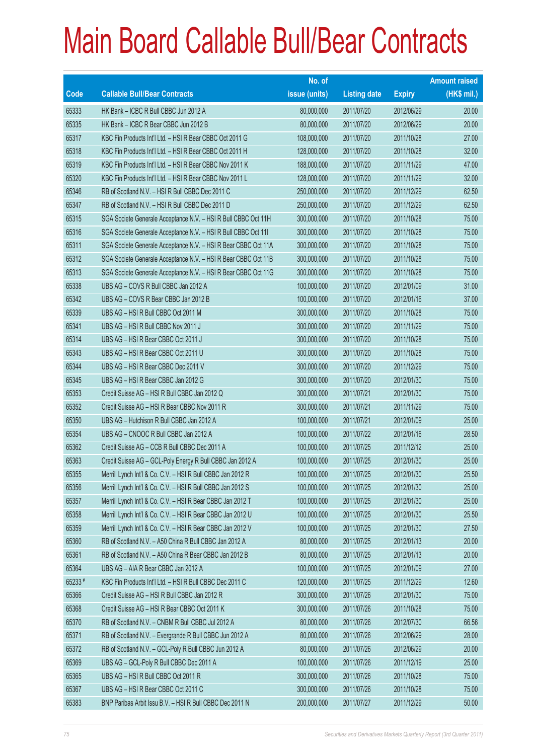# Main Board Callable Bull/Bear Contracts

| Code | Callable Bull/Bear Contracts | No. of issue (units) | Listing date | Expiry | Amount raised (HK$ mil.) |
|---|---|---|---|---|---|
| 65333 | HK Bank – ICBC R Bull CBBC Jun 2012 A | 80,000,000 | 2011/07/20 | 2012/06/29 | 20.00 |
| 65335 | HK Bank – ICBC R Bear CBBC Jun 2012 B | 80,000,000 | 2011/07/20 | 2012/06/29 | 20.00 |
| 65317 | KBC Fin Products Int'l Ltd. – HSI R Bear CBBC Oct 2011 G | 108,000,000 | 2011/07/20 | 2011/10/28 | 27.00 |
| 65318 | KBC Fin Products Int'l Ltd. – HSI R Bear CBBC Oct 2011 H | 128,000,000 | 2011/07/20 | 2011/10/28 | 32.00 |
| 65319 | KBC Fin Products Int'l Ltd. – HSI R Bear CBBC Nov 2011 K | 188,000,000 | 2011/07/20 | 2011/11/29 | 47.00 |
| 65320 | KBC Fin Products Int'l Ltd. – HSI R Bear CBBC Nov 2011 L | 128,000,000 | 2011/07/20 | 2011/11/29 | 32.00 |
| 65346 | RB of Scotland N.V. – HSI R Bull CBBC Dec 2011 C | 250,000,000 | 2011/07/20 | 2011/12/29 | 62.50 |
| 65347 | RB of Scotland N.V. – HSI R Bull CBBC Dec 2011 D | 250,000,000 | 2011/07/20 | 2011/12/29 | 62.50 |
| 65315 | SGA Societe Generale Acceptance N.V. – HSI R Bull CBBC Oct 11H | 300,000,000 | 2011/07/20 | 2011/10/28 | 75.00 |
| 65316 | SGA Societe Generale Acceptance N.V. – HSI R Bull CBBC Oct 11I | 300,000,000 | 2011/07/20 | 2011/10/28 | 75.00 |
| 65311 | SGA Societe Generale Acceptance N.V. – HSI R Bear CBBC Oct 11A | 300,000,000 | 2011/07/20 | 2011/10/28 | 75.00 |
| 65312 | SGA Societe Generale Acceptance N.V. – HSI R Bear CBBC Oct 11B | 300,000,000 | 2011/07/20 | 2011/10/28 | 75.00 |
| 65313 | SGA Societe Generale Acceptance N.V. – HSI R Bear CBBC Oct 11G | 300,000,000 | 2011/07/20 | 2011/10/28 | 75.00 |
| 65338 | UBS AG – COVS R Bull CBBC Jan 2012 A | 100,000,000 | 2011/07/20 | 2012/01/09 | 31.00 |
| 65342 | UBS AG – COVS R Bear CBBC Jan 2012 B | 100,000,000 | 2011/07/20 | 2012/01/16 | 37.00 |
| 65339 | UBS AG – HSI R Bull CBBC Oct 2011 M | 300,000,000 | 2011/07/20 | 2011/10/28 | 75.00 |
| 65341 | UBS AG – HSI R Bull CBBC Nov 2011 J | 300,000,000 | 2011/07/20 | 2011/11/29 | 75.00 |
| 65314 | UBS AG – HSI R Bear CBBC Oct 2011 J | 300,000,000 | 2011/07/20 | 2011/10/28 | 75.00 |
| 65343 | UBS AG – HSI R Bear CBBC Oct 2011 U | 300,000,000 | 2011/07/20 | 2011/10/28 | 75.00 |
| 65344 | UBS AG – HSI R Bear CBBC Dec 2011 V | 300,000,000 | 2011/07/20 | 2011/12/29 | 75.00 |
| 65345 | UBS AG – HSI R Bear CBBC Jan 2012 G | 300,000,000 | 2011/07/20 | 2012/01/30 | 75.00 |
| 65353 | Credit Suisse AG – HSI R Bull CBBC Jan 2012 Q | 300,000,000 | 2011/07/21 | 2012/01/30 | 75.00 |
| 65352 | Credit Suisse AG – HSI R Bear CBBC Nov 2011 R | 300,000,000 | 2011/07/21 | 2011/11/29 | 75.00 |
| 65350 | UBS AG – Hutchison R Bull CBBC Jan 2012 A | 100,000,000 | 2011/07/21 | 2012/01/09 | 25.00 |
| 65354 | UBS AG – CNOOC R Bull CBBC Jan 2012 A | 100,000,000 | 2011/07/22 | 2012/01/16 | 28.50 |
| 65362 | Credit Suisse AG – CCB R Bull CBBC Dec 2011 A | 100,000,000 | 2011/07/25 | 2011/12/12 | 25.00 |
| 65363 | Credit Suisse AG – GCL-Poly Energy R Bull CBBC Jan 2012 A | 100,000,000 | 2011/07/25 | 2012/01/30 | 25.00 |
| 65355 | Merrill Lynch Int'l & Co. C.V. – HSI R Bull CBBC Jan 2012 R | 100,000,000 | 2011/07/25 | 2012/01/30 | 25.50 |
| 65356 | Merrill Lynch Int'l & Co. C.V. – HSI R Bull CBBC Jan 2012 S | 100,000,000 | 2011/07/25 | 2012/01/30 | 25.00 |
| 65357 | Merrill Lynch Int'l & Co. C.V. – HSI R Bear CBBC Jan 2012 T | 100,000,000 | 2011/07/25 | 2012/01/30 | 25.00 |
| 65358 | Merrill Lynch Int'l & Co. C.V. – HSI R Bear CBBC Jan 2012 U | 100,000,000 | 2011/07/25 | 2012/01/30 | 25.50 |
| 65359 | Merrill Lynch Int'l & Co. C.V. – HSI R Bear CBBC Jan 2012 V | 100,000,000 | 2011/07/25 | 2012/01/30 | 27.50 |
| 65360 | RB of Scotland N.V. – A50 China R Bull CBBC Jan 2012 A | 80,000,000 | 2011/07/25 | 2012/01/13 | 20.00 |
| 65361 | RB of Scotland N.V. – A50 China R Bear CBBC Jan 2012 B | 80,000,000 | 2011/07/25 | 2012/01/13 | 20.00 |
| 65364 | UBS AG – AIA R Bear CBBC Jan 2012 A | 100,000,000 | 2011/07/25 | 2012/01/09 | 27.00 |
| 65233 # | KBC Fin Products Int'l Ltd. – HSI R Bull CBBC Dec 2011 C | 120,000,000 | 2011/07/25 | 2011/12/29 | 12.60 |
| 65366 | Credit Suisse AG – HSI R Bull CBBC Jan 2012 R | 300,000,000 | 2011/07/26 | 2012/01/30 | 75.00 |
| 65368 | Credit Suisse AG – HSI R Bear CBBC Oct 2011 K | 300,000,000 | 2011/07/26 | 2011/10/28 | 75.00 |
| 65370 | RB of Scotland N.V. – CNBM R Bull CBBC Jul 2012 A | 80,000,000 | 2011/07/26 | 2012/07/30 | 66.56 |
| 65371 | RB of Scotland N.V. – Evergrande R Bull CBBC Jun 2012 A | 80,000,000 | 2011/07/26 | 2012/06/29 | 28.00 |
| 65372 | RB of Scotland N.V. – GCL-Poly R Bull CBBC Jun 2012 A | 80,000,000 | 2011/07/26 | 2012/06/29 | 20.00 |
| 65369 | UBS AG – GCL-Poly R Bull CBBC Dec 2011 A | 100,000,000 | 2011/07/26 | 2011/12/19 | 25.00 |
| 65365 | UBS AG – HSI R Bull CBBC Oct 2011 R | 300,000,000 | 2011/07/26 | 2011/10/28 | 75.00 |
| 65367 | UBS AG – HSI R Bear CBBC Oct 2011 C | 300,000,000 | 2011/07/26 | 2011/10/28 | 75.00 |
| 65383 | BNP Paribas Arbit Issu B.V. – HSI R Bull CBBC Dec 2011 N | 200,000,000 | 2011/07/27 | 2011/12/29 | 50.00 |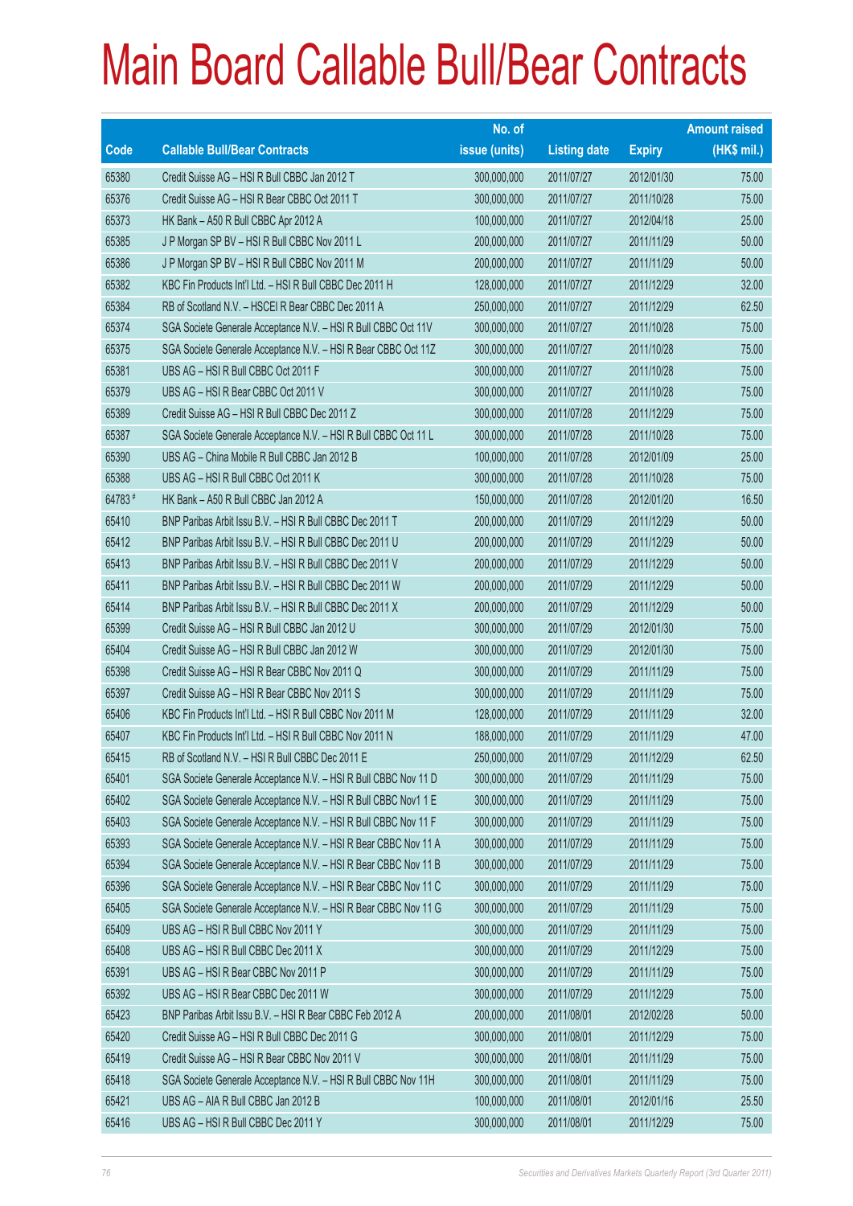# Main Board Callable Bull/Bear Contracts

| Code | Callable Bull/Bear Contracts | No. of issue (units) | Listing date | Expiry | Amount raised (HK$ mil.) |
|---|---|---|---|---|---|
| 65380 | Credit Suisse AG – HSI R Bull CBBC Jan 2012 T | 300,000,000 | 2011/07/27 | 2012/01/30 | 75.00 |
| 65376 | Credit Suisse AG – HSI R Bear CBBC Oct 2011 T | 300,000,000 | 2011/07/27 | 2011/10/28 | 75.00 |
| 65373 | HK Bank – A50 R Bull CBBC Apr 2012 A | 100,000,000 | 2011/07/27 | 2012/04/18 | 25.00 |
| 65385 | J P Morgan SP BV – HSI R Bull CBBC Nov 2011 L | 200,000,000 | 2011/07/27 | 2011/11/29 | 50.00 |
| 65386 | J P Morgan SP BV – HSI R Bull CBBC Nov 2011 M | 200,000,000 | 2011/07/27 | 2011/11/29 | 50.00 |
| 65382 | KBC Fin Products Int'l Ltd. – HSI R Bull CBBC Dec 2011 H | 128,000,000 | 2011/07/27 | 2011/12/29 | 32.00 |
| 65384 | RB of Scotland N.V. – HSCEI R Bear CBBC Dec 2011 A | 250,000,000 | 2011/07/27 | 2011/12/29 | 62.50 |
| 65374 | SGA Societe Generale Acceptance N.V. – HSI R Bull CBBC Oct 11V | 300,000,000 | 2011/07/27 | 2011/10/28 | 75.00 |
| 65375 | SGA Societe Generale Acceptance N.V. – HSI R Bear CBBC Oct 11Z | 300,000,000 | 2011/07/27 | 2011/10/28 | 75.00 |
| 65381 | UBS AG – HSI R Bull CBBC Oct 2011 F | 300,000,000 | 2011/07/27 | 2011/10/28 | 75.00 |
| 65379 | UBS AG – HSI R Bear CBBC Oct 2011 V | 300,000,000 | 2011/07/27 | 2011/10/28 | 75.00 |
| 65389 | Credit Suisse AG – HSI R Bull CBBC Dec 2011 Z | 300,000,000 | 2011/07/28 | 2011/12/29 | 75.00 |
| 65387 | SGA Societe Generale Acceptance N.V. – HSI R Bull CBBC Oct 11 L | 300,000,000 | 2011/07/28 | 2011/10/28 | 75.00 |
| 65390 | UBS AG – China Mobile R Bull CBBC Jan 2012 B | 100,000,000 | 2011/07/28 | 2012/01/09 | 25.00 |
| 65388 | UBS AG – HSI R Bull CBBC Oct 2011 K | 300,000,000 | 2011/07/28 | 2011/10/28 | 75.00 |
| 64783 # | HK Bank – A50 R Bull CBBC Jan 2012 A | 150,000,000 | 2011/07/28 | 2012/01/20 | 16.50 |
| 65410 | BNP Paribas Arbit Issu B.V. – HSI R Bull CBBC Dec 2011 T | 200,000,000 | 2011/07/29 | 2011/12/29 | 50.00 |
| 65412 | BNP Paribas Arbit Issu B.V. – HSI R Bull CBBC Dec 2011 U | 200,000,000 | 2011/07/29 | 2011/12/29 | 50.00 |
| 65413 | BNP Paribas Arbit Issu B.V. – HSI R Bull CBBC Dec 2011 V | 200,000,000 | 2011/07/29 | 2011/12/29 | 50.00 |
| 65411 | BNP Paribas Arbit Issu B.V. – HSI R Bull CBBC Dec 2011 W | 200,000,000 | 2011/07/29 | 2011/12/29 | 50.00 |
| 65414 | BNP Paribas Arbit Issu B.V. – HSI R Bull CBBC Dec 2011 X | 200,000,000 | 2011/07/29 | 2011/12/29 | 50.00 |
| 65399 | Credit Suisse AG – HSI R Bull CBBC Jan 2012 U | 300,000,000 | 2011/07/29 | 2012/01/30 | 75.00 |
| 65404 | Credit Suisse AG – HSI R Bull CBBC Jan 2012 W | 300,000,000 | 2011/07/29 | 2012/01/30 | 75.00 |
| 65398 | Credit Suisse AG – HSI R Bear CBBC Nov 2011 Q | 300,000,000 | 2011/07/29 | 2011/11/29 | 75.00 |
| 65397 | Credit Suisse AG – HSI R Bear CBBC Nov 2011 S | 300,000,000 | 2011/07/29 | 2011/11/29 | 75.00 |
| 65406 | KBC Fin Products Int'l Ltd. – HSI R Bull CBBC Nov 2011 M | 128,000,000 | 2011/07/29 | 2011/11/29 | 32.00 |
| 65407 | KBC Fin Products Int'l Ltd. – HSI R Bull CBBC Nov 2011 N | 188,000,000 | 2011/07/29 | 2011/11/29 | 47.00 |
| 65415 | RB of Scotland N.V. – HSI R Bull CBBC Dec 2011 E | 250,000,000 | 2011/07/29 | 2011/12/29 | 62.50 |
| 65401 | SGA Societe Generale Acceptance N.V. – HSI R Bull CBBC Nov 11 D | 300,000,000 | 2011/07/29 | 2011/11/29 | 75.00 |
| 65402 | SGA Societe Generale Acceptance N.V. – HSI R Bull CBBC Nov1 1 E | 300,000,000 | 2011/07/29 | 2011/11/29 | 75.00 |
| 65403 | SGA Societe Generale Acceptance N.V. – HSI R Bull CBBC Nov 11 F | 300,000,000 | 2011/07/29 | 2011/11/29 | 75.00 |
| 65393 | SGA Societe Generale Acceptance N.V. – HSI R Bear CBBC Nov 11 A | 300,000,000 | 2011/07/29 | 2011/11/29 | 75.00 |
| 65394 | SGA Societe Generale Acceptance N.V. – HSI R Bear CBBC Nov 11 B | 300,000,000 | 2011/07/29 | 2011/11/29 | 75.00 |
| 65396 | SGA Societe Generale Acceptance N.V. – HSI R Bear CBBC Nov 11 C | 300,000,000 | 2011/07/29 | 2011/11/29 | 75.00 |
| 65405 | SGA Societe Generale Acceptance N.V. – HSI R Bear CBBC Nov 11 G | 300,000,000 | 2011/07/29 | 2011/11/29 | 75.00 |
| 65409 | UBS AG – HSI R Bull CBBC Nov 2011 Y | 300,000,000 | 2011/07/29 | 2011/11/29 | 75.00 |
| 65408 | UBS AG – HSI R Bull CBBC Dec 2011 X | 300,000,000 | 2011/07/29 | 2011/12/29 | 75.00 |
| 65391 | UBS AG – HSI R Bear CBBC Nov 2011 P | 300,000,000 | 2011/07/29 | 2011/11/29 | 75.00 |
| 65392 | UBS AG – HSI R Bear CBBC Dec 2011 W | 300,000,000 | 2011/07/29 | 2011/12/29 | 75.00 |
| 65423 | BNP Paribas Arbit Issu B.V. – HSI R Bear CBBC Feb 2012 A | 200,000,000 | 2011/08/01 | 2012/02/28 | 50.00 |
| 65420 | Credit Suisse AG – HSI R Bull CBBC Dec 2011 G | 300,000,000 | 2011/08/01 | 2011/12/29 | 75.00 |
| 65419 | Credit Suisse AG – HSI R Bear CBBC Nov 2011 V | 300,000,000 | 2011/08/01 | 2011/11/29 | 75.00 |
| 65418 | SGA Societe Generale Acceptance N.V. – HSI R Bull CBBC Nov 11H | 300,000,000 | 2011/08/01 | 2011/11/29 | 75.00 |
| 65421 | UBS AG – AIA R Bull CBBC Jan 2012 B | 100,000,000 | 2011/08/01 | 2012/01/16 | 25.50 |
| 65416 | UBS AG – HSI R Bull CBBC Dec 2011 Y | 300,000,000 | 2011/08/01 | 2011/12/29 | 75.00 |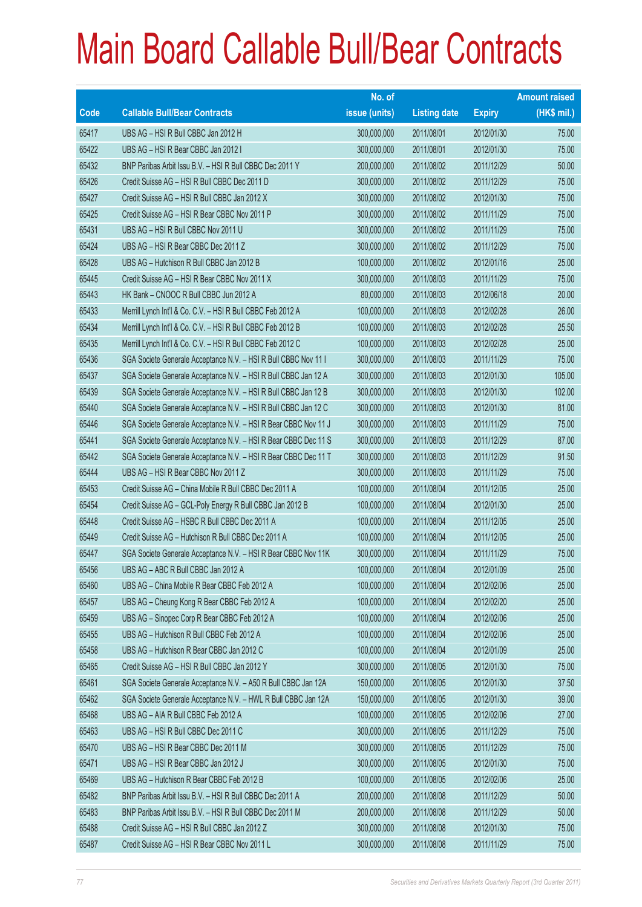# Main Board Callable Bull/Bear Contracts

| Code | Callable Bull/Bear Contracts | No. of issue (units) | Listing date | Expiry | Amount raised (HK$ mil.) |
|---|---|---|---|---|---|
| 65417 | UBS AG – HSI R Bull CBBC Jan 2012 H | 300,000,000 | 2011/08/01 | 2012/01/30 | 75.00 |
| 65422 | UBS AG – HSI R Bear CBBC Jan 2012 I | 300,000,000 | 2011/08/01 | 2012/01/30 | 75.00 |
| 65432 | BNP Paribas Arbit Issu B.V. – HSI R Bull CBBC Dec 2011 Y | 200,000,000 | 2011/08/02 | 2011/12/29 | 50.00 |
| 65426 | Credit Suisse AG – HSI R Bull CBBC Dec 2011 D | 300,000,000 | 2011/08/02 | 2011/12/29 | 75.00 |
| 65427 | Credit Suisse AG – HSI R Bull CBBC Jan 2012 X | 300,000,000 | 2011/08/02 | 2012/01/30 | 75.00 |
| 65425 | Credit Suisse AG – HSI R Bear CBBC Nov 2011 P | 300,000,000 | 2011/08/02 | 2011/11/29 | 75.00 |
| 65431 | UBS AG – HSI R Bull CBBC Nov 2011 U | 300,000,000 | 2011/08/02 | 2011/11/29 | 75.00 |
| 65424 | UBS AG – HSI R Bear CBBC Dec 2011 Z | 300,000,000 | 2011/08/02 | 2011/12/29 | 75.00 |
| 65428 | UBS AG – Hutchison R Bull CBBC Jan 2012 B | 100,000,000 | 2011/08/02 | 2012/01/16 | 25.00 |
| 65445 | Credit Suisse AG – HSI R Bear CBBC Nov 2011 X | 300,000,000 | 2011/08/03 | 2011/11/29 | 75.00 |
| 65443 | HK Bank – CNOOC R Bull CBBC Jun 2012 A | 80,000,000 | 2011/08/03 | 2012/06/18 | 20.00 |
| 65433 | Merrill Lynch Int'l & Co. C.V. – HSI R Bull CBBC Feb 2012 A | 100,000,000 | 2011/08/03 | 2012/02/28 | 26.00 |
| 65434 | Merrill Lynch Int'l & Co. C.V. – HSI R Bull CBBC Feb 2012 B | 100,000,000 | 2011/08/03 | 2012/02/28 | 25.50 |
| 65435 | Merrill Lynch Int'l & Co. C.V. – HSI R Bull CBBC Feb 2012 C | 100,000,000 | 2011/08/03 | 2012/02/28 | 25.00 |
| 65436 | SGA Societe Generale Acceptance N.V. – HSI R Bull CBBC Nov 11 I | 300,000,000 | 2011/08/03 | 2011/11/29 | 75.00 |
| 65437 | SGA Societe Generale Acceptance N.V. – HSI R Bull CBBC Jan 12 A | 300,000,000 | 2011/08/03 | 2012/01/30 | 105.00 |
| 65439 | SGA Societe Generale Acceptance N.V. – HSI R Bull CBBC Jan 12 B | 300,000,000 | 2011/08/03 | 2012/01/30 | 102.00 |
| 65440 | SGA Societe Generale Acceptance N.V. – HSI R Bull CBBC Jan 12 C | 300,000,000 | 2011/08/03 | 2012/01/30 | 81.00 |
| 65446 | SGA Societe Generale Acceptance N.V. – HSI R Bear CBBC Nov 11 J | 300,000,000 | 2011/08/03 | 2011/11/29 | 75.00 |
| 65441 | SGA Societe Generale Acceptance N.V. – HSI R Bear CBBC Dec 11 S | 300,000,000 | 2011/08/03 | 2011/12/29 | 87.00 |
| 65442 | SGA Societe Generale Acceptance N.V. – HSI R Bear CBBC Dec 11 T | 300,000,000 | 2011/08/03 | 2011/12/29 | 91.50 |
| 65444 | UBS AG – HSI R Bear CBBC Nov 2011 Z | 300,000,000 | 2011/08/03 | 2011/11/29 | 75.00 |
| 65453 | Credit Suisse AG – China Mobile R Bull CBBC Dec 2011 A | 100,000,000 | 2011/08/04 | 2011/12/05 | 25.00 |
| 65454 | Credit Suisse AG – GCL-Poly Energy R Bull CBBC Jan 2012 B | 100,000,000 | 2011/08/04 | 2012/01/30 | 25.00 |
| 65448 | Credit Suisse AG – HSBC R Bull CBBC Dec 2011 A | 100,000,000 | 2011/08/04 | 2011/12/05 | 25.00 |
| 65449 | Credit Suisse AG – Hutchison R Bull CBBC Dec 2011 A | 100,000,000 | 2011/08/04 | 2011/12/05 | 25.00 |
| 65447 | SGA Societe Generale Acceptance N.V. – HSI R Bear CBBC Nov 11K | 300,000,000 | 2011/08/04 | 2011/11/29 | 75.00 |
| 65456 | UBS AG – ABC R Bull CBBC Jan 2012 A | 100,000,000 | 2011/08/04 | 2012/01/09 | 25.00 |
| 65460 | UBS AG – China Mobile R Bear CBBC Feb 2012 A | 100,000,000 | 2011/08/04 | 2012/02/06 | 25.00 |
| 65457 | UBS AG – Cheung Kong R Bear CBBC Feb 2012 A | 100,000,000 | 2011/08/04 | 2012/02/20 | 25.00 |
| 65459 | UBS AG – Sinopec Corp R Bear CBBC Feb 2012 A | 100,000,000 | 2011/08/04 | 2012/02/06 | 25.00 |
| 65455 | UBS AG – Hutchison R Bull CBBC Feb 2012 A | 100,000,000 | 2011/08/04 | 2012/02/06 | 25.00 |
| 65458 | UBS AG – Hutchison R Bear CBBC Jan 2012 C | 100,000,000 | 2011/08/04 | 2012/01/09 | 25.00 |
| 65465 | Credit Suisse AG – HSI R Bull CBBC Jan 2012 Y | 300,000,000 | 2011/08/05 | 2012/01/30 | 75.00 |
| 65461 | SGA Societe Generale Acceptance N.V. – A50 R Bull CBBC Jan 12A | 150,000,000 | 2011/08/05 | 2012/01/30 | 37.50 |
| 65462 | SGA Societe Generale Acceptance N.V. – HWL R Bull CBBC Jan 12A | 150,000,000 | 2011/08/05 | 2012/01/30 | 39.00 |
| 65468 | UBS AG – AIA R Bull CBBC Feb 2012 A | 100,000,000 | 2011/08/05 | 2012/02/06 | 27.00 |
| 65463 | UBS AG – HSI R Bull CBBC Dec 2011 C | 300,000,000 | 2011/08/05 | 2011/12/29 | 75.00 |
| 65470 | UBS AG – HSI R Bear CBBC Dec 2011 M | 300,000,000 | 2011/08/05 | 2011/12/29 | 75.00 |
| 65471 | UBS AG – HSI R Bear CBBC Jan 2012 J | 300,000,000 | 2011/08/05 | 2012/01/30 | 75.00 |
| 65469 | UBS AG – Hutchison R Bear CBBC Feb 2012 B | 100,000,000 | 2011/08/05 | 2012/02/06 | 25.00 |
| 65482 | BNP Paribas Arbit Issu B.V. – HSI R Bull CBBC Dec 2011 A | 200,000,000 | 2011/08/08 | 2011/12/29 | 50.00 |
| 65483 | BNP Paribas Arbit Issu B.V. – HSI R Bull CBBC Dec 2011 M | 200,000,000 | 2011/08/08 | 2011/12/29 | 50.00 |
| 65488 | Credit Suisse AG – HSI R Bull CBBC Jan 2012 Z | 300,000,000 | 2011/08/08 | 2012/01/30 | 75.00 |
| 65487 | Credit Suisse AG – HSI R Bear CBBC Nov 2011 L | 300,000,000 | 2011/08/08 | 2011/11/29 | 75.00 |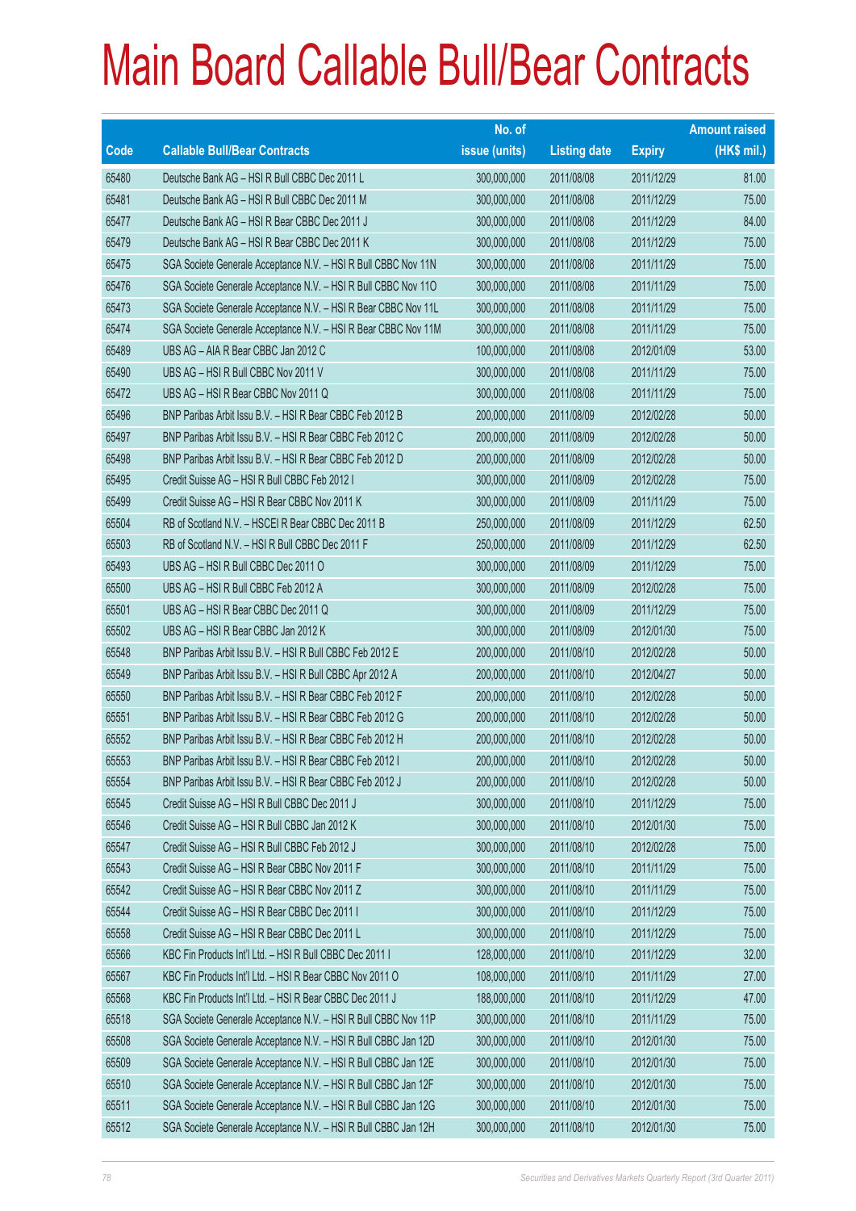# Main Board Callable Bull/Bear Contracts

| Code | Callable Bull/Bear Contracts | No. of issue (units) | Listing date | Expiry | Amount raised (HK$ mil.) |
|---|---|---|---|---|---|
| 65480 | Deutsche Bank AG – HSI R Bull CBBC Dec 2011 L | 300,000,000 | 2011/08/08 | 2011/12/29 | 81.00 |
| 65481 | Deutsche Bank AG – HSI R Bull CBBC Dec 2011 M | 300,000,000 | 2011/08/08 | 2011/12/29 | 75.00 |
| 65477 | Deutsche Bank AG – HSI R Bear CBBC Dec 2011 J | 300,000,000 | 2011/08/08 | 2011/12/29 | 84.00 |
| 65479 | Deutsche Bank AG – HSI R Bear CBBC Dec 2011 K | 300,000,000 | 2011/08/08 | 2011/12/29 | 75.00 |
| 65475 | SGA Societe Generale Acceptance N.V. – HSI R Bull CBBC Nov 11N | 300,000,000 | 2011/08/08 | 2011/11/29 | 75.00 |
| 65476 | SGA Societe Generale Acceptance N.V. – HSI R Bull CBBC Nov 11O | 300,000,000 | 2011/08/08 | 2011/11/29 | 75.00 |
| 65473 | SGA Societe Generale Acceptance N.V. – HSI R Bear CBBC Nov 11L | 300,000,000 | 2011/08/08 | 2011/11/29 | 75.00 |
| 65474 | SGA Societe Generale Acceptance N.V. – HSI R Bear CBBC Nov 11M | 300,000,000 | 2011/08/08 | 2011/11/29 | 75.00 |
| 65489 | UBS AG – AIA R Bear CBBC Jan 2012 C | 100,000,000 | 2011/08/08 | 2012/01/09 | 53.00 |
| 65490 | UBS AG – HSI R Bull CBBC Nov 2011 V | 300,000,000 | 2011/08/08 | 2011/11/29 | 75.00 |
| 65472 | UBS AG – HSI R Bear CBBC Nov 2011 Q | 300,000,000 | 2011/08/08 | 2011/11/29 | 75.00 |
| 65496 | BNP Paribas Arbit Issu B.V. – HSI R Bear CBBC Feb 2012 B | 200,000,000 | 2011/08/09 | 2012/02/28 | 50.00 |
| 65497 | BNP Paribas Arbit Issu B.V. – HSI R Bear CBBC Feb 2012 C | 200,000,000 | 2011/08/09 | 2012/02/28 | 50.00 |
| 65498 | BNP Paribas Arbit Issu B.V. – HSI R Bear CBBC Feb 2012 D | 200,000,000 | 2011/08/09 | 2012/02/28 | 50.00 |
| 65495 | Credit Suisse AG – HSI R Bull CBBC Feb 2012 I | 300,000,000 | 2011/08/09 | 2012/02/28 | 75.00 |
| 65499 | Credit Suisse AG – HSI R Bear CBBC Nov 2011 K | 300,000,000 | 2011/08/09 | 2011/11/29 | 75.00 |
| 65504 | RB of Scotland N.V. – HSCEI R Bear CBBC Dec 2011 B | 250,000,000 | 2011/08/09 | 2011/12/29 | 62.50 |
| 65503 | RB of Scotland N.V. – HSI R Bull CBBC Dec 2011 F | 250,000,000 | 2011/08/09 | 2011/12/29 | 62.50 |
| 65493 | UBS AG – HSI R Bull CBBC Dec 2011 O | 300,000,000 | 2011/08/09 | 2011/12/29 | 75.00 |
| 65500 | UBS AG – HSI R Bull CBBC Feb 2012 A | 300,000,000 | 2011/08/09 | 2012/02/28 | 75.00 |
| 65501 | UBS AG – HSI R Bear CBBC Dec 2011 Q | 300,000,000 | 2011/08/09 | 2011/12/29 | 75.00 |
| 65502 | UBS AG – HSI R Bear CBBC Jan 2012 K | 300,000,000 | 2011/08/09 | 2012/01/30 | 75.00 |
| 65548 | BNP Paribas Arbit Issu B.V. – HSI R Bull CBBC Feb 2012 E | 200,000,000 | 2011/08/10 | 2012/02/28 | 50.00 |
| 65549 | BNP Paribas Arbit Issu B.V. – HSI R Bull CBBC Apr 2012 A | 200,000,000 | 2011/08/10 | 2012/04/27 | 50.00 |
| 65550 | BNP Paribas Arbit Issu B.V. – HSI R Bear CBBC Feb 2012 F | 200,000,000 | 2011/08/10 | 2012/02/28 | 50.00 |
| 65551 | BNP Paribas Arbit Issu B.V. – HSI R Bear CBBC Feb 2012 G | 200,000,000 | 2011/08/10 | 2012/02/28 | 50.00 |
| 65552 | BNP Paribas Arbit Issu B.V. – HSI R Bear CBBC Feb 2012 H | 200,000,000 | 2011/08/10 | 2012/02/28 | 50.00 |
| 65553 | BNP Paribas Arbit Issu B.V. – HSI R Bear CBBC Feb 2012 I | 200,000,000 | 2011/08/10 | 2012/02/28 | 50.00 |
| 65554 | BNP Paribas Arbit Issu B.V. – HSI R Bear CBBC Feb 2012 J | 200,000,000 | 2011/08/10 | 2012/02/28 | 50.00 |
| 65545 | Credit Suisse AG – HSI R Bull CBBC Dec 2011 J | 300,000,000 | 2011/08/10 | 2011/12/29 | 75.00 |
| 65546 | Credit Suisse AG – HSI R Bull CBBC Jan 2012 K | 300,000,000 | 2011/08/10 | 2012/01/30 | 75.00 |
| 65547 | Credit Suisse AG – HSI R Bull CBBC Feb 2012 J | 300,000,000 | 2011/08/10 | 2012/02/28 | 75.00 |
| 65543 | Credit Suisse AG – HSI R Bear CBBC Nov 2011 F | 300,000,000 | 2011/08/10 | 2011/11/29 | 75.00 |
| 65542 | Credit Suisse AG – HSI R Bear CBBC Nov 2011 Z | 300,000,000 | 2011/08/10 | 2011/11/29 | 75.00 |
| 65544 | Credit Suisse AG – HSI R Bear CBBC Dec 2011 I | 300,000,000 | 2011/08/10 | 2011/12/29 | 75.00 |
| 65558 | Credit Suisse AG – HSI R Bear CBBC Dec 2011 L | 300,000,000 | 2011/08/10 | 2011/12/29 | 75.00 |
| 65566 | KBC Fin Products Int'l Ltd. – HSI R Bull CBBC Dec 2011 I | 128,000,000 | 2011/08/10 | 2011/12/29 | 32.00 |
| 65567 | KBC Fin Products Int'l Ltd. – HSI R Bear CBBC Nov 2011 O | 108,000,000 | 2011/08/10 | 2011/11/29 | 27.00 |
| 65568 | KBC Fin Products Int'l Ltd. – HSI R Bear CBBC Dec 2011 J | 188,000,000 | 2011/08/10 | 2011/12/29 | 47.00 |
| 65518 | SGA Societe Generale Acceptance N.V. – HSI R Bull CBBC Nov 11P | 300,000,000 | 2011/08/10 | 2011/11/29 | 75.00 |
| 65508 | SGA Societe Generale Acceptance N.V. – HSI R Bull CBBC Jan 12D | 300,000,000 | 2011/08/10 | 2012/01/30 | 75.00 |
| 65509 | SGA Societe Generale Acceptance N.V. – HSI R Bull CBBC Jan 12E | 300,000,000 | 2011/08/10 | 2012/01/30 | 75.00 |
| 65510 | SGA Societe Generale Acceptance N.V. – HSI R Bull CBBC Jan 12F | 300,000,000 | 2011/08/10 | 2012/01/30 | 75.00 |
| 65511 | SGA Societe Generale Acceptance N.V. – HSI R Bull CBBC Jan 12G | 300,000,000 | 2011/08/10 | 2012/01/30 | 75.00 |
| 65512 | SGA Societe Generale Acceptance N.V. – HSI R Bull CBBC Jan 12H | 300,000,000 | 2011/08/10 | 2012/01/30 | 75.00 |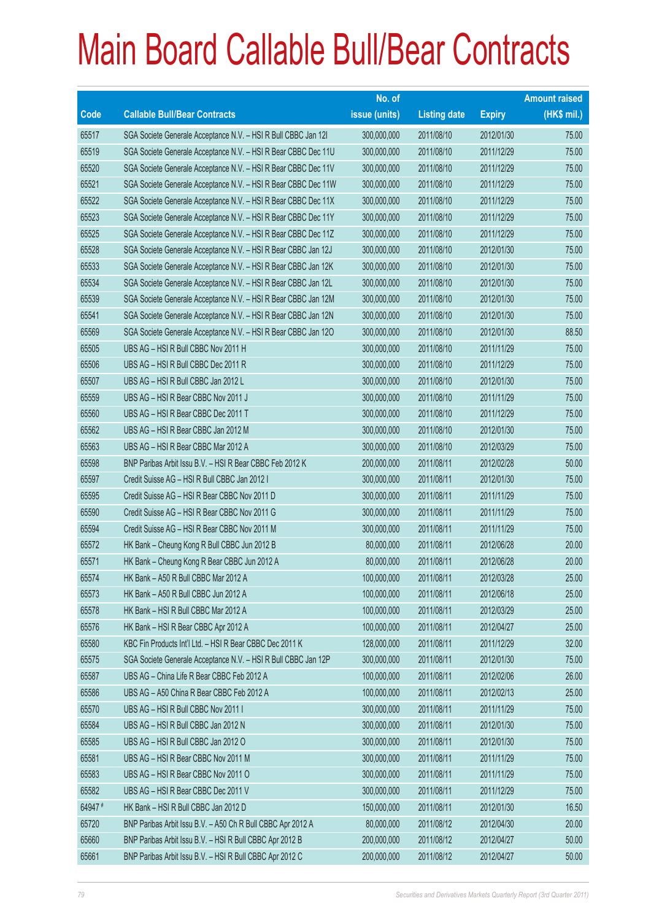# Main Board Callable Bull/Bear Contracts

| Code | Callable Bull/Bear Contracts | No. of issue (units) | Listing date | Expiry | Amount raised (HK$ mil.) |
|---|---|---|---|---|---|
| 65517 | SGA Societe Generale Acceptance N.V. – HSI R Bull CBBC Jan 12I | 300,000,000 | 2011/08/10 | 2012/01/30 | 75.00 |
| 65519 | SGA Societe Generale Acceptance N.V. – HSI R Bear CBBC Dec 11U | 300,000,000 | 2011/08/10 | 2011/12/29 | 75.00 |
| 65520 | SGA Societe Generale Acceptance N.V. – HSI R Bear CBBC Dec 11V | 300,000,000 | 2011/08/10 | 2011/12/29 | 75.00 |
| 65521 | SGA Societe Generale Acceptance N.V. – HSI R Bear CBBC Dec 11W | 300,000,000 | 2011/08/10 | 2011/12/29 | 75.00 |
| 65522 | SGA Societe Generale Acceptance N.V. – HSI R Bear CBBC Dec 11X | 300,000,000 | 2011/08/10 | 2011/12/29 | 75.00 |
| 65523 | SGA Societe Generale Acceptance N.V. – HSI R Bear CBBC Dec 11Y | 300,000,000 | 2011/08/10 | 2011/12/29 | 75.00 |
| 65525 | SGA Societe Generale Acceptance N.V. – HSI R Bear CBBC Dec 11Z | 300,000,000 | 2011/08/10 | 2011/12/29 | 75.00 |
| 65528 | SGA Societe Generale Acceptance N.V. – HSI R Bear CBBC Jan 12J | 300,000,000 | 2011/08/10 | 2012/01/30 | 75.00 |
| 65533 | SGA Societe Generale Acceptance N.V. – HSI R Bear CBBC Jan 12K | 300,000,000 | 2011/08/10 | 2012/01/30 | 75.00 |
| 65534 | SGA Societe Generale Acceptance N.V. – HSI R Bear CBBC Jan 12L | 300,000,000 | 2011/08/10 | 2012/01/30 | 75.00 |
| 65539 | SGA Societe Generale Acceptance N.V. – HSI R Bear CBBC Jan 12M | 300,000,000 | 2011/08/10 | 2012/01/30 | 75.00 |
| 65541 | SGA Societe Generale Acceptance N.V. – HSI R Bear CBBC Jan 12N | 300,000,000 | 2011/08/10 | 2012/01/30 | 75.00 |
| 65569 | SGA Societe Generale Acceptance N.V. – HSI R Bear CBBC Jan 12O | 300,000,000 | 2011/08/10 | 2012/01/30 | 88.50 |
| 65505 | UBS AG – HSI R Bull CBBC Nov 2011 H | 300,000,000 | 2011/08/10 | 2011/11/29 | 75.00 |
| 65506 | UBS AG – HSI R Bull CBBC Dec 2011 R | 300,000,000 | 2011/08/10 | 2011/12/29 | 75.00 |
| 65507 | UBS AG – HSI R Bull CBBC Jan 2012 L | 300,000,000 | 2011/08/10 | 2012/01/30 | 75.00 |
| 65559 | UBS AG – HSI R Bear CBBC Nov 2011 J | 300,000,000 | 2011/08/10 | 2011/11/29 | 75.00 |
| 65560 | UBS AG – HSI R Bear CBBC Dec 2011 T | 300,000,000 | 2011/08/10 | 2011/12/29 | 75.00 |
| 65562 | UBS AG – HSI R Bear CBBC Jan 2012 M | 300,000,000 | 2011/08/10 | 2012/01/30 | 75.00 |
| 65563 | UBS AG – HSI R Bear CBBC Mar 2012 A | 300,000,000 | 2011/08/10 | 2012/03/29 | 75.00 |
| 65598 | BNP Paribas Arbit Issu B.V. – HSI R Bear CBBC Feb 2012 K | 200,000,000 | 2011/08/11 | 2012/02/28 | 50.00 |
| 65597 | Credit Suisse AG – HSI R Bull CBBC Jan 2012 I | 300,000,000 | 2011/08/11 | 2012/01/30 | 75.00 |
| 65595 | Credit Suisse AG – HSI R Bear CBBC Nov 2011 D | 300,000,000 | 2011/08/11 | 2011/11/29 | 75.00 |
| 65590 | Credit Suisse AG – HSI R Bear CBBC Nov 2011 G | 300,000,000 | 2011/08/11 | 2011/11/29 | 75.00 |
| 65594 | Credit Suisse AG – HSI R Bear CBBC Nov 2011 M | 300,000,000 | 2011/08/11 | 2011/11/29 | 75.00 |
| 65572 | HK Bank – Cheung Kong R Bull CBBC Jun 2012 B | 80,000,000 | 2011/08/11 | 2012/06/28 | 20.00 |
| 65571 | HK Bank – Cheung Kong R Bear CBBC Jun 2012 A | 80,000,000 | 2011/08/11 | 2012/06/28 | 20.00 |
| 65574 | HK Bank – A50 R Bull CBBC Mar 2012 A | 100,000,000 | 2011/08/11 | 2012/03/28 | 25.00 |
| 65573 | HK Bank – A50 R Bull CBBC Jun 2012 A | 100,000,000 | 2011/08/11 | 2012/06/18 | 25.00 |
| 65578 | HK Bank – HSI R Bull CBBC Mar 2012 A | 100,000,000 | 2011/08/11 | 2012/03/29 | 25.00 |
| 65576 | HK Bank – HSI R Bear CBBC Apr 2012 A | 100,000,000 | 2011/08/11 | 2012/04/27 | 25.00 |
| 65580 | KBC Fin Products Int'l Ltd. – HSI R Bear CBBC Dec 2011 K | 128,000,000 | 2011/08/11 | 2011/12/29 | 32.00 |
| 65575 | SGA Societe Generale Acceptance N.V. – HSI R Bull CBBC Jan 12P | 300,000,000 | 2011/08/11 | 2012/01/30 | 75.00 |
| 65587 | UBS AG – China Life R Bear CBBC Feb 2012 A | 100,000,000 | 2011/08/11 | 2012/02/06 | 26.00 |
| 65586 | UBS AG – A50 China R Bear CBBC Feb 2012 A | 100,000,000 | 2011/08/11 | 2012/02/13 | 25.00 |
| 65570 | UBS AG – HSI R Bull CBBC Nov 2011 I | 300,000,000 | 2011/08/11 | 2011/11/29 | 75.00 |
| 65584 | UBS AG – HSI R Bull CBBC Jan 2012 N | 300,000,000 | 2011/08/11 | 2012/01/30 | 75.00 |
| 65585 | UBS AG – HSI R Bull CBBC Jan 2012 O | 300,000,000 | 2011/08/11 | 2012/01/30 | 75.00 |
| 65581 | UBS AG – HSI R Bear CBBC Nov 2011 M | 300,000,000 | 2011/08/11 | 2011/11/29 | 75.00 |
| 65583 | UBS AG – HSI R Bear CBBC Nov 2011 O | 300,000,000 | 2011/08/11 | 2011/11/29 | 75.00 |
| 65582 | UBS AG – HSI R Bear CBBC Dec 2011 V | 300,000,000 | 2011/08/11 | 2011/12/29 | 75.00 |
| 64947 # | HK Bank – HSI R Bull CBBC Jan 2012 D | 150,000,000 | 2011/08/11 | 2012/01/30 | 16.50 |
| 65720 | BNP Paribas Arbit Issu B.V. – A50 Ch R Bull CBBC Apr 2012 A | 80,000,000 | 2011/08/12 | 2012/04/30 | 20.00 |
| 65660 | BNP Paribas Arbit Issu B.V. – HSI R Bull CBBC Apr 2012 B | 200,000,000 | 2011/08/12 | 2012/04/27 | 50.00 |
| 65661 | BNP Paribas Arbit Issu B.V. – HSI R Bull CBBC Apr 2012 C | 200,000,000 | 2011/08/12 | 2012/04/27 | 50.00 |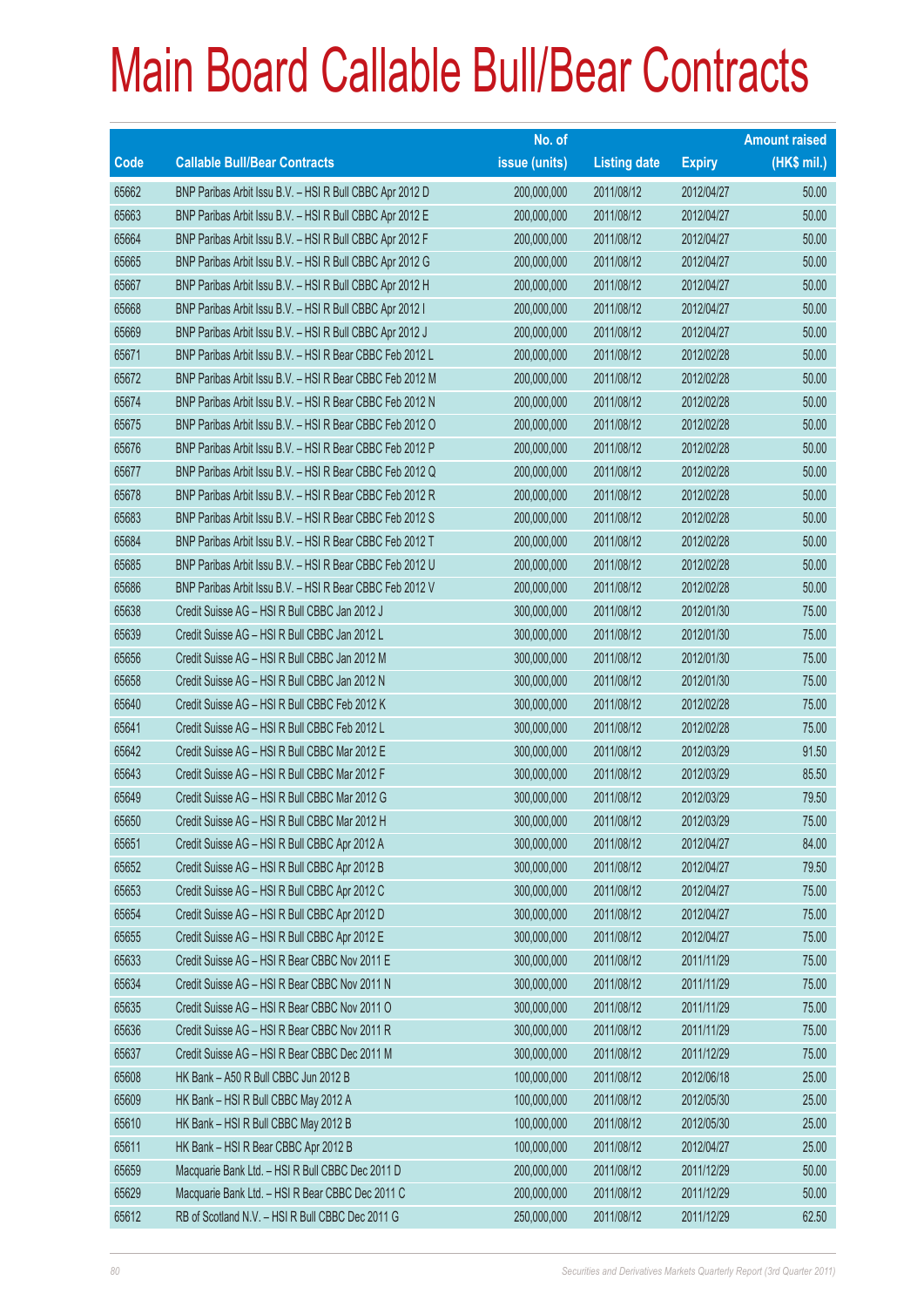# Main Board Callable Bull/Bear Contracts

| Code | Callable Bull/Bear Contracts | No. of issue (units) | Listing date | Expiry | Amount raised (HK$ mil.) |
|---|---|---|---|---|---|
| 65662 | BNP Paribas Arbit Issu B.V. – HSI R Bull CBBC Apr 2012 D | 200,000,000 | 2011/08/12 | 2012/04/27 | 50.00 |
| 65663 | BNP Paribas Arbit Issu B.V. – HSI R Bull CBBC Apr 2012 E | 200,000,000 | 2011/08/12 | 2012/04/27 | 50.00 |
| 65664 | BNP Paribas Arbit Issu B.V. – HSI R Bull CBBC Apr 2012 F | 200,000,000 | 2011/08/12 | 2012/04/27 | 50.00 |
| 65665 | BNP Paribas Arbit Issu B.V. – HSI R Bull CBBC Apr 2012 G | 200,000,000 | 2011/08/12 | 2012/04/27 | 50.00 |
| 65667 | BNP Paribas Arbit Issu B.V. – HSI R Bull CBBC Apr 2012 H | 200,000,000 | 2011/08/12 | 2012/04/27 | 50.00 |
| 65668 | BNP Paribas Arbit Issu B.V. – HSI R Bull CBBC Apr 2012 I | 200,000,000 | 2011/08/12 | 2012/04/27 | 50.00 |
| 65669 | BNP Paribas Arbit Issu B.V. – HSI R Bull CBBC Apr 2012 J | 200,000,000 | 2011/08/12 | 2012/04/27 | 50.00 |
| 65671 | BNP Paribas Arbit Issu B.V. – HSI R Bear CBBC Feb 2012 L | 200,000,000 | 2011/08/12 | 2012/02/28 | 50.00 |
| 65672 | BNP Paribas Arbit Issu B.V. – HSI R Bear CBBC Feb 2012 M | 200,000,000 | 2011/08/12 | 2012/02/28 | 50.00 |
| 65674 | BNP Paribas Arbit Issu B.V. – HSI R Bear CBBC Feb 2012 N | 200,000,000 | 2011/08/12 | 2012/02/28 | 50.00 |
| 65675 | BNP Paribas Arbit Issu B.V. – HSI R Bear CBBC Feb 2012 O | 200,000,000 | 2011/08/12 | 2012/02/28 | 50.00 |
| 65676 | BNP Paribas Arbit Issu B.V. – HSI R Bear CBBC Feb 2012 P | 200,000,000 | 2011/08/12 | 2012/02/28 | 50.00 |
| 65677 | BNP Paribas Arbit Issu B.V. – HSI R Bear CBBC Feb 2012 Q | 200,000,000 | 2011/08/12 | 2012/02/28 | 50.00 |
| 65678 | BNP Paribas Arbit Issu B.V. – HSI R Bear CBBC Feb 2012 R | 200,000,000 | 2011/08/12 | 2012/02/28 | 50.00 |
| 65683 | BNP Paribas Arbit Issu B.V. – HSI R Bear CBBC Feb 2012 S | 200,000,000 | 2011/08/12 | 2012/02/28 | 50.00 |
| 65684 | BNP Paribas Arbit Issu B.V. – HSI R Bear CBBC Feb 2012 T | 200,000,000 | 2011/08/12 | 2012/02/28 | 50.00 |
| 65685 | BNP Paribas Arbit Issu B.V. – HSI R Bear CBBC Feb 2012 U | 200,000,000 | 2011/08/12 | 2012/02/28 | 50.00 |
| 65686 | BNP Paribas Arbit Issu B.V. – HSI R Bear CBBC Feb 2012 V | 200,000,000 | 2011/08/12 | 2012/02/28 | 50.00 |
| 65638 | Credit Suisse AG – HSI R Bull CBBC Jan 2012 J | 300,000,000 | 2011/08/12 | 2012/01/30 | 75.00 |
| 65639 | Credit Suisse AG – HSI R Bull CBBC Jan 2012 L | 300,000,000 | 2011/08/12 | 2012/01/30 | 75.00 |
| 65656 | Credit Suisse AG – HSI R Bull CBBC Jan 2012 M | 300,000,000 | 2011/08/12 | 2012/01/30 | 75.00 |
| 65658 | Credit Suisse AG – HSI R Bull CBBC Jan 2012 N | 300,000,000 | 2011/08/12 | 2012/01/30 | 75.00 |
| 65640 | Credit Suisse AG – HSI R Bull CBBC Feb 2012 K | 300,000,000 | 2011/08/12 | 2012/02/28 | 75.00 |
| 65641 | Credit Suisse AG – HSI R Bull CBBC Feb 2012 L | 300,000,000 | 2011/08/12 | 2012/02/28 | 75.00 |
| 65642 | Credit Suisse AG – HSI R Bull CBBC Mar 2012 E | 300,000,000 | 2011/08/12 | 2012/03/29 | 91.50 |
| 65643 | Credit Suisse AG – HSI R Bull CBBC Mar 2012 F | 300,000,000 | 2011/08/12 | 2012/03/29 | 85.50 |
| 65649 | Credit Suisse AG – HSI R Bull CBBC Mar 2012 G | 300,000,000 | 2011/08/12 | 2012/03/29 | 79.50 |
| 65650 | Credit Suisse AG – HSI R Bull CBBC Mar 2012 H | 300,000,000 | 2011/08/12 | 2012/03/29 | 75.00 |
| 65651 | Credit Suisse AG – HSI R Bull CBBC Apr 2012 A | 300,000,000 | 2011/08/12 | 2012/04/27 | 84.00 |
| 65652 | Credit Suisse AG – HSI R Bull CBBC Apr 2012 B | 300,000,000 | 2011/08/12 | 2012/04/27 | 79.50 |
| 65653 | Credit Suisse AG – HSI R Bull CBBC Apr 2012 C | 300,000,000 | 2011/08/12 | 2012/04/27 | 75.00 |
| 65654 | Credit Suisse AG – HSI R Bull CBBC Apr 2012 D | 300,000,000 | 2011/08/12 | 2012/04/27 | 75.00 |
| 65655 | Credit Suisse AG – HSI R Bull CBBC Apr 2012 E | 300,000,000 | 2011/08/12 | 2012/04/27 | 75.00 |
| 65633 | Credit Suisse AG – HSI R Bear CBBC Nov 2011 E | 300,000,000 | 2011/08/12 | 2011/11/29 | 75.00 |
| 65634 | Credit Suisse AG – HSI R Bear CBBC Nov 2011 N | 300,000,000 | 2011/08/12 | 2011/11/29 | 75.00 |
| 65635 | Credit Suisse AG – HSI R Bear CBBC Nov 2011 O | 300,000,000 | 2011/08/12 | 2011/11/29 | 75.00 |
| 65636 | Credit Suisse AG – HSI R Bear CBBC Nov 2011 R | 300,000,000 | 2011/08/12 | 2011/11/29 | 75.00 |
| 65637 | Credit Suisse AG – HSI R Bear CBBC Dec 2011 M | 300,000,000 | 2011/08/12 | 2011/12/29 | 75.00 |
| 65608 | HK Bank – A50 R Bull CBBC Jun 2012 B | 100,000,000 | 2011/08/12 | 2012/06/18 | 25.00 |
| 65609 | HK Bank – HSI R Bull CBBC May 2012 A | 100,000,000 | 2011/08/12 | 2012/05/30 | 25.00 |
| 65610 | HK Bank – HSI R Bull CBBC May 2012 B | 100,000,000 | 2011/08/12 | 2012/05/30 | 25.00 |
| 65611 | HK Bank – HSI R Bear CBBC Apr 2012 B | 100,000,000 | 2011/08/12 | 2012/04/27 | 25.00 |
| 65659 | Macquarie Bank Ltd. – HSI R Bull CBBC Dec 2011 D | 200,000,000 | 2011/08/12 | 2011/12/29 | 50.00 |
| 65629 | Macquarie Bank Ltd. – HSI R Bear CBBC Dec 2011 C | 200,000,000 | 2011/08/12 | 2011/12/29 | 50.00 |
| 65612 | RB of Scotland N.V. – HSI R Bull CBBC Dec 2011 G | 250,000,000 | 2011/08/12 | 2011/12/29 | 62.50 |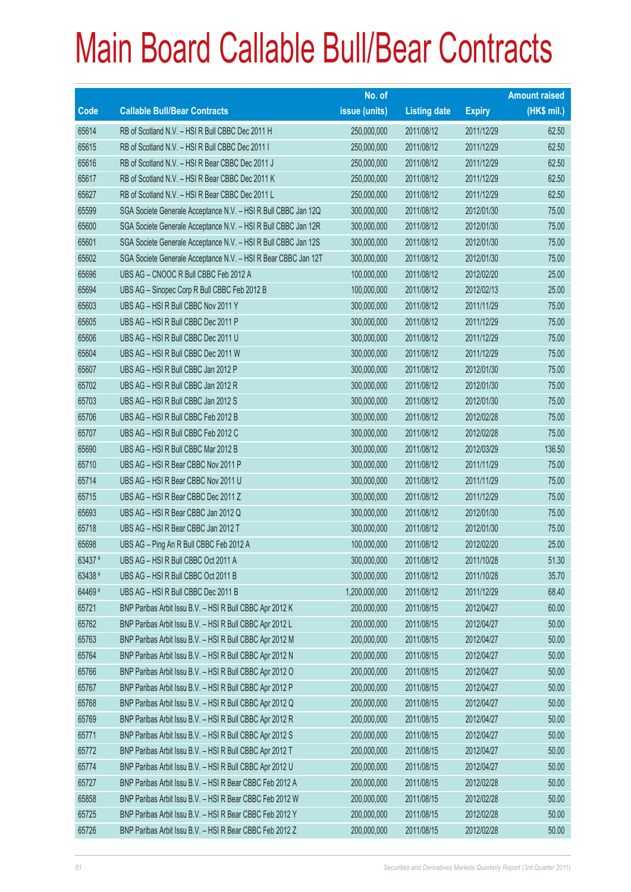# Main Board Callable Bull/Bear Contracts

| Code | Callable Bull/Bear Contracts | No. of issue (units) | Listing date | Expiry | Amount raised (HK$ mil.) |
|---|---|---|---|---|---|
| 65614 | RB of Scotland N.V. – HSI R Bull CBBC Dec 2011 H | 250,000,000 | 2011/08/12 | 2011/12/29 | 62.50 |
| 65615 | RB of Scotland N.V. – HSI R Bull CBBC Dec 2011 I | 250,000,000 | 2011/08/12 | 2011/12/29 | 62.50 |
| 65616 | RB of Scotland N.V. – HSI R Bear CBBC Dec 2011 J | 250,000,000 | 2011/08/12 | 2011/12/29 | 62.50 |
| 65617 | RB of Scotland N.V. – HSI R Bear CBBC Dec 2011 K | 250,000,000 | 2011/08/12 | 2011/12/29 | 62.50 |
| 65627 | RB of Scotland N.V. – HSI R Bear CBBC Dec 2011 L | 250,000,000 | 2011/08/12 | 2011/12/29 | 62.50 |
| 65599 | SGA Societe Generale Acceptance N.V. – HSI R Bull CBBC Jan 12Q | 300,000,000 | 2011/08/12 | 2012/01/30 | 75.00 |
| 65600 | SGA Societe Generale Acceptance N.V. – HSI R Bull CBBC Jan 12R | 300,000,000 | 2011/08/12 | 2012/01/30 | 75.00 |
| 65601 | SGA Societe Generale Acceptance N.V. – HSI R Bull CBBC Jan 12S | 300,000,000 | 2011/08/12 | 2012/01/30 | 75.00 |
| 65602 | SGA Societe Generale Acceptance N.V. – HSI R Bear CBBC Jan 12T | 300,000,000 | 2011/08/12 | 2012/01/30 | 75.00 |
| 65696 | UBS AG – CNOOC R Bull CBBC Feb 2012 A | 100,000,000 | 2011/08/12 | 2012/02/20 | 25.00 |
| 65694 | UBS AG – Sinopec Corp R Bull CBBC Feb 2012 B | 100,000,000 | 2011/08/12 | 2012/02/13 | 25.00 |
| 65603 | UBS AG – HSI R Bull CBBC Nov 2011 Y | 300,000,000 | 2011/08/12 | 2011/11/29 | 75.00 |
| 65605 | UBS AG – HSI R Bull CBBC Dec 2011 P | 300,000,000 | 2011/08/12 | 2011/12/29 | 75.00 |
| 65606 | UBS AG – HSI R Bull CBBC Dec 2011 U | 300,000,000 | 2011/08/12 | 2011/12/29 | 75.00 |
| 65604 | UBS AG – HSI R Bull CBBC Dec 2011 W | 300,000,000 | 2011/08/12 | 2011/12/29 | 75.00 |
| 65607 | UBS AG – HSI R Bull CBBC Jan 2012 P | 300,000,000 | 2011/08/12 | 2012/01/30 | 75.00 |
| 65702 | UBS AG – HSI R Bull CBBC Jan 2012 R | 300,000,000 | 2011/08/12 | 2012/01/30 | 75.00 |
| 65703 | UBS AG – HSI R Bull CBBC Jan 2012 S | 300,000,000 | 2011/08/12 | 2012/01/30 | 75.00 |
| 65706 | UBS AG – HSI R Bull CBBC Feb 2012 B | 300,000,000 | 2011/08/12 | 2012/02/28 | 75.00 |
| 65707 | UBS AG – HSI R Bull CBBC Feb 2012 C | 300,000,000 | 2011/08/12 | 2012/02/28 | 75.00 |
| 65690 | UBS AG – HSI R Bull CBBC Mar 2012 B | 300,000,000 | 2011/08/12 | 2012/03/29 | 136.50 |
| 65710 | UBS AG – HSI R Bear CBBC Nov 2011 P | 300,000,000 | 2011/08/12 | 2011/11/29 | 75.00 |
| 65714 | UBS AG – HSI R Bear CBBC Nov 2011 U | 300,000,000 | 2011/08/12 | 2011/11/29 | 75.00 |
| 65715 | UBS AG – HSI R Bear CBBC Dec 2011 Z | 300,000,000 | 2011/08/12 | 2011/12/29 | 75.00 |
| 65693 | UBS AG – HSI R Bear CBBC Jan 2012 Q | 300,000,000 | 2011/08/12 | 2012/01/30 | 75.00 |
| 65718 | UBS AG – HSI R Bear CBBC Jan 2012 T | 300,000,000 | 2011/08/12 | 2012/01/30 | 75.00 |
| 65698 | UBS AG – Ping An R Bull CBBC Feb 2012 A | 100,000,000 | 2011/08/12 | 2012/02/20 | 25.00 |
| 63437 # | UBS AG – HSI R Bull CBBC Oct 2011 A | 300,000,000 | 2011/08/12 | 2011/10/28 | 51.30 |
| 63438 # | UBS AG – HSI R Bull CBBC Oct 2011 B | 300,000,000 | 2011/08/12 | 2011/10/28 | 35.70 |
| 64469 # | UBS AG – HSI R Bull CBBC Dec 2011 B | 1,200,000,000 | 2011/08/12 | 2011/12/29 | 68.40 |
| 65721 | BNP Paribas Arbit Issu B.V. – HSI R Bull CBBC Apr 2012 K | 200,000,000 | 2011/08/15 | 2012/04/27 | 60.00 |
| 65762 | BNP Paribas Arbit Issu B.V. – HSI R Bull CBBC Apr 2012 L | 200,000,000 | 2011/08/15 | 2012/04/27 | 50.00 |
| 65763 | BNP Paribas Arbit Issu B.V. – HSI R Bull CBBC Apr 2012 M | 200,000,000 | 2011/08/15 | 2012/04/27 | 50.00 |
| 65764 | BNP Paribas Arbit Issu B.V. – HSI R Bull CBBC Apr 2012 N | 200,000,000 | 2011/08/15 | 2012/04/27 | 50.00 |
| 65766 | BNP Paribas Arbit Issu B.V. – HSI R Bull CBBC Apr 2012 O | 200,000,000 | 2011/08/15 | 2012/04/27 | 50.00 |
| 65767 | BNP Paribas Arbit Issu B.V. – HSI R Bull CBBC Apr 2012 P | 200,000,000 | 2011/08/15 | 2012/04/27 | 50.00 |
| 65768 | BNP Paribas Arbit Issu B.V. – HSI R Bull CBBC Apr 2012 Q | 200,000,000 | 2011/08/15 | 2012/04/27 | 50.00 |
| 65769 | BNP Paribas Arbit Issu B.V. – HSI R Bull CBBC Apr 2012 R | 200,000,000 | 2011/08/15 | 2012/04/27 | 50.00 |
| 65771 | BNP Paribas Arbit Issu B.V. – HSI R Bull CBBC Apr 2012 S | 200,000,000 | 2011/08/15 | 2012/04/27 | 50.00 |
| 65772 | BNP Paribas Arbit Issu B.V. – HSI R Bull CBBC Apr 2012 T | 200,000,000 | 2011/08/15 | 2012/04/27 | 50.00 |
| 65774 | BNP Paribas Arbit Issu B.V. – HSI R Bull CBBC Apr 2012 U | 200,000,000 | 2011/08/15 | 2012/04/27 | 50.00 |
| 65727 | BNP Paribas Arbit Issu B.V. – HSI R Bear CBBC Feb 2012 A | 200,000,000 | 2011/08/15 | 2012/02/28 | 50.00 |
| 65858 | BNP Paribas Arbit Issu B.V. – HSI R Bear CBBC Feb 2012 W | 200,000,000 | 2011/08/15 | 2012/02/28 | 50.00 |
| 65725 | BNP Paribas Arbit Issu B.V. – HSI R Bear CBBC Feb 2012 Y | 200,000,000 | 2011/08/15 | 2012/02/28 | 50.00 |
| 65726 | BNP Paribas Arbit Issu B.V. – HSI R Bear CBBC Feb 2012 Z | 200,000,000 | 2011/08/15 | 2012/02/28 | 50.00 |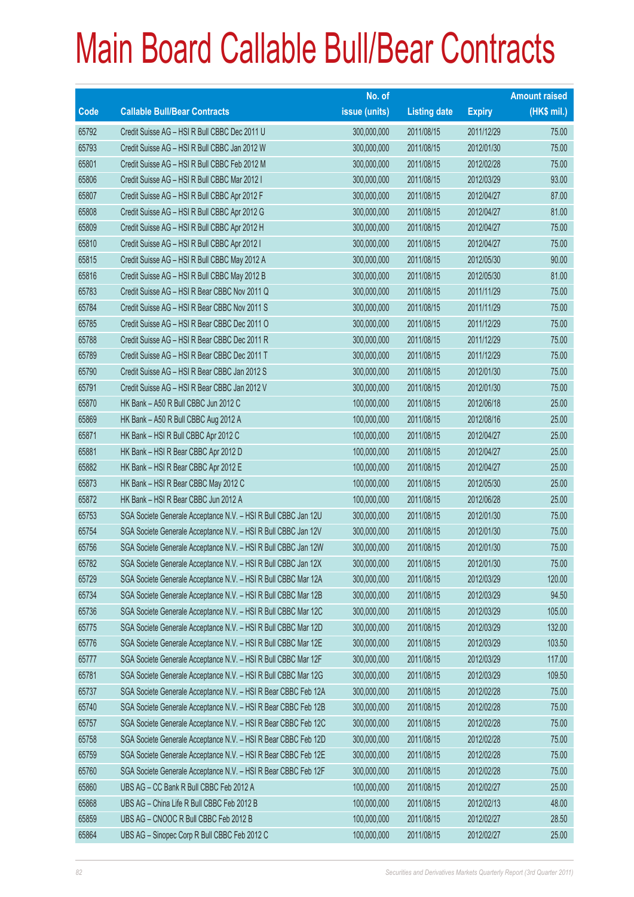# Main Board Callable Bull/Bear Contracts

| Code | Callable Bull/Bear Contracts | No. of issue (units) | Listing date | Expiry | Amount raised (HK$ mil.) |
|---|---|---|---|---|---|
| 65792 | Credit Suisse AG – HSI R Bull CBBC Dec 2011 U | 300,000,000 | 2011/08/15 | 2011/12/29 | 75.00 |
| 65793 | Credit Suisse AG – HSI R Bull CBBC Jan 2012 W | 300,000,000 | 2011/08/15 | 2012/01/30 | 75.00 |
| 65801 | Credit Suisse AG – HSI R Bull CBBC Feb 2012 M | 300,000,000 | 2011/08/15 | 2012/02/28 | 75.00 |
| 65806 | Credit Suisse AG – HSI R Bull CBBC Mar 2012 I | 300,000,000 | 2011/08/15 | 2012/03/29 | 93.00 |
| 65807 | Credit Suisse AG – HSI R Bull CBBC Apr 2012 F | 300,000,000 | 2011/08/15 | 2012/04/27 | 87.00 |
| 65808 | Credit Suisse AG – HSI R Bull CBBC Apr 2012 G | 300,000,000 | 2011/08/15 | 2012/04/27 | 81.00 |
| 65809 | Credit Suisse AG – HSI R Bull CBBC Apr 2012 H | 300,000,000 | 2011/08/15 | 2012/04/27 | 75.00 |
| 65810 | Credit Suisse AG – HSI R Bull CBBC Apr 2012 I | 300,000,000 | 2011/08/15 | 2012/04/27 | 75.00 |
| 65815 | Credit Suisse AG – HSI R Bull CBBC May 2012 A | 300,000,000 | 2011/08/15 | 2012/05/30 | 90.00 |
| 65816 | Credit Suisse AG – HSI R Bull CBBC May 2012 B | 300,000,000 | 2011/08/15 | 2012/05/30 | 81.00 |
| 65783 | Credit Suisse AG – HSI R Bear CBBC Nov 2011 Q | 300,000,000 | 2011/08/15 | 2011/11/29 | 75.00 |
| 65784 | Credit Suisse AG – HSI R Bear CBBC Nov 2011 S | 300,000,000 | 2011/08/15 | 2011/11/29 | 75.00 |
| 65785 | Credit Suisse AG – HSI R Bear CBBC Dec 2011 O | 300,000,000 | 2011/08/15 | 2011/12/29 | 75.00 |
| 65788 | Credit Suisse AG – HSI R Bear CBBC Dec 2011 R | 300,000,000 | 2011/08/15 | 2011/12/29 | 75.00 |
| 65789 | Credit Suisse AG – HSI R Bear CBBC Dec 2011 T | 300,000,000 | 2011/08/15 | 2011/12/29 | 75.00 |
| 65790 | Credit Suisse AG – HSI R Bear CBBC Jan 2012 S | 300,000,000 | 2011/08/15 | 2012/01/30 | 75.00 |
| 65791 | Credit Suisse AG – HSI R Bear CBBC Jan 2012 V | 300,000,000 | 2011/08/15 | 2012/01/30 | 75.00 |
| 65870 | HK Bank – A50 R Bull CBBC Jun 2012 C | 100,000,000 | 2011/08/15 | 2012/06/18 | 25.00 |
| 65869 | HK Bank – A50 R Bull CBBC Aug 2012 A | 100,000,000 | 2011/08/15 | 2012/08/16 | 25.00 |
| 65871 | HK Bank – HSI R Bull CBBC Apr 2012 C | 100,000,000 | 2011/08/15 | 2012/04/27 | 25.00 |
| 65881 | HK Bank – HSI R Bear CBBC Apr 2012 D | 100,000,000 | 2011/08/15 | 2012/04/27 | 25.00 |
| 65882 | HK Bank – HSI R Bear CBBC Apr 2012 E | 100,000,000 | 2011/08/15 | 2012/04/27 | 25.00 |
| 65873 | HK Bank – HSI R Bear CBBC May 2012 C | 100,000,000 | 2011/08/15 | 2012/05/30 | 25.00 |
| 65872 | HK Bank – HSI R Bear CBBC Jun 2012 A | 100,000,000 | 2011/08/15 | 2012/06/28 | 25.00 |
| 65753 | SGA Societe Generale Acceptance N.V. – HSI R Bull CBBC Jan 12U | 300,000,000 | 2011/08/15 | 2012/01/30 | 75.00 |
| 65754 | SGA Societe Generale Acceptance N.V. – HSI R Bull CBBC Jan 12V | 300,000,000 | 2011/08/15 | 2012/01/30 | 75.00 |
| 65756 | SGA Societe Generale Acceptance N.V. – HSI R Bull CBBC Jan 12W | 300,000,000 | 2011/08/15 | 2012/01/30 | 75.00 |
| 65782 | SGA Societe Generale Acceptance N.V. – HSI R Bull CBBC Jan 12X | 300,000,000 | 2011/08/15 | 2012/01/30 | 75.00 |
| 65729 | SGA Societe Generale Acceptance N.V. – HSI R Bull CBBC Mar 12A | 300,000,000 | 2011/08/15 | 2012/03/29 | 120.00 |
| 65734 | SGA Societe Generale Acceptance N.V. – HSI R Bull CBBC Mar 12B | 300,000,000 | 2011/08/15 | 2012/03/29 | 94.50 |
| 65736 | SGA Societe Generale Acceptance N.V. – HSI R Bull CBBC Mar 12C | 300,000,000 | 2011/08/15 | 2012/03/29 | 105.00 |
| 65775 | SGA Societe Generale Acceptance N.V. – HSI R Bull CBBC Mar 12D | 300,000,000 | 2011/08/15 | 2012/03/29 | 132.00 |
| 65776 | SGA Societe Generale Acceptance N.V. – HSI R Bull CBBC Mar 12E | 300,000,000 | 2011/08/15 | 2012/03/29 | 103.50 |
| 65777 | SGA Societe Generale Acceptance N.V. – HSI R Bull CBBC Mar 12F | 300,000,000 | 2011/08/15 | 2012/03/29 | 117.00 |
| 65781 | SGA Societe Generale Acceptance N.V. – HSI R Bull CBBC Mar 12G | 300,000,000 | 2011/08/15 | 2012/03/29 | 109.50 |
| 65737 | SGA Societe Generale Acceptance N.V. – HSI R Bear CBBC Feb 12A | 300,000,000 | 2011/08/15 | 2012/02/28 | 75.00 |
| 65740 | SGA Societe Generale Acceptance N.V. – HSI R Bear CBBC Feb 12B | 300,000,000 | 2011/08/15 | 2012/02/28 | 75.00 |
| 65757 | SGA Societe Generale Acceptance N.V. – HSI R Bear CBBC Feb 12C | 300,000,000 | 2011/08/15 | 2012/02/28 | 75.00 |
| 65758 | SGA Societe Generale Acceptance N.V. – HSI R Bear CBBC Feb 12D | 300,000,000 | 2011/08/15 | 2012/02/28 | 75.00 |
| 65759 | SGA Societe Generale Acceptance N.V. – HSI R Bear CBBC Feb 12E | 300,000,000 | 2011/08/15 | 2012/02/28 | 75.00 |
| 65760 | SGA Societe Generale Acceptance N.V. – HSI R Bear CBBC Feb 12F | 300,000,000 | 2011/08/15 | 2012/02/28 | 75.00 |
| 65860 | UBS AG – CC Bank R Bull CBBC Feb 2012 A | 100,000,000 | 2011/08/15 | 2012/02/27 | 25.00 |
| 65868 | UBS AG – China Life R Bull CBBC Feb 2012 B | 100,000,000 | 2011/08/15 | 2012/02/13 | 48.00 |
| 65859 | UBS AG – CNOOC R Bull CBBC Feb 2012 B | 100,000,000 | 2011/08/15 | 2012/02/27 | 28.50 |
| 65864 | UBS AG – Sinopec Corp R Bull CBBC Feb 2012 C | 100,000,000 | 2011/08/15 | 2012/02/27 | 25.00 |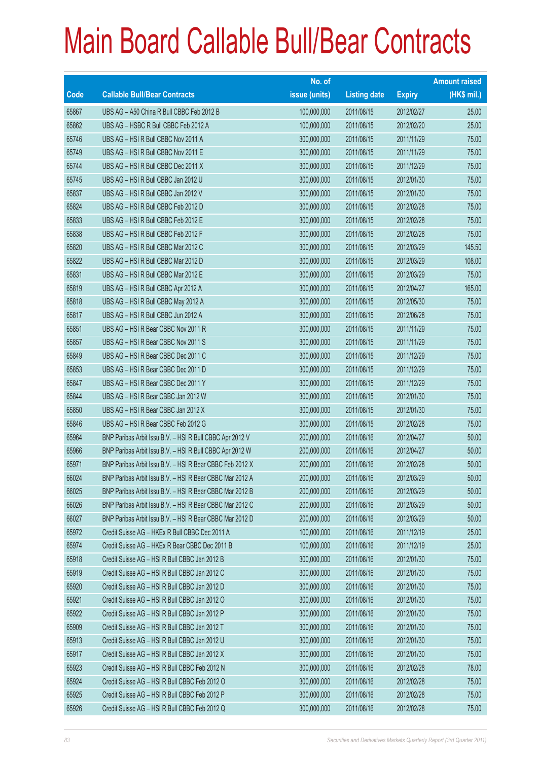# Main Board Callable Bull/Bear Contracts

| Code | Callable Bull/Bear Contracts | No. of issue (units) | Listing date | Expiry | Amount raised (HK$ mil.) |
|---|---|---|---|---|---|
| 65867 | UBS AG – A50 China R Bull CBBC Feb 2012 B | 100,000,000 | 2011/08/15 | 2012/02/27 | 25.00 |
| 65862 | UBS AG – HSBC R Bull CBBC Feb 2012 A | 100,000,000 | 2011/08/15 | 2012/02/20 | 25.00 |
| 65746 | UBS AG – HSI R Bull CBBC Nov 2011 A | 300,000,000 | 2011/08/15 | 2011/11/29 | 75.00 |
| 65749 | UBS AG – HSI R Bull CBBC Nov 2011 E | 300,000,000 | 2011/08/15 | 2011/11/29 | 75.00 |
| 65744 | UBS AG – HSI R Bull CBBC Dec 2011 X | 300,000,000 | 2011/08/15 | 2011/12/29 | 75.00 |
| 65745 | UBS AG – HSI R Bull CBBC Jan 2012 U | 300,000,000 | 2011/08/15 | 2012/01/30 | 75.00 |
| 65837 | UBS AG – HSI R Bull CBBC Jan 2012 V | 300,000,000 | 2011/08/15 | 2012/01/30 | 75.00 |
| 65824 | UBS AG – HSI R Bull CBBC Feb 2012 D | 300,000,000 | 2011/08/15 | 2012/02/28 | 75.00 |
| 65833 | UBS AG – HSI R Bull CBBC Feb 2012 E | 300,000,000 | 2011/08/15 | 2012/02/28 | 75.00 |
| 65838 | UBS AG – HSI R Bull CBBC Feb 2012 F | 300,000,000 | 2011/08/15 | 2012/02/28 | 75.00 |
| 65820 | UBS AG – HSI R Bull CBBC Mar 2012 C | 300,000,000 | 2011/08/15 | 2012/03/29 | 145.50 |
| 65822 | UBS AG – HSI R Bull CBBC Mar 2012 D | 300,000,000 | 2011/08/15 | 2012/03/29 | 108.00 |
| 65831 | UBS AG – HSI R Bull CBBC Mar 2012 E | 300,000,000 | 2011/08/15 | 2012/03/29 | 75.00 |
| 65819 | UBS AG – HSI R Bull CBBC Apr 2012 A | 300,000,000 | 2011/08/15 | 2012/04/27 | 165.00 |
| 65818 | UBS AG – HSI R Bull CBBC May 2012 A | 300,000,000 | 2011/08/15 | 2012/05/30 | 75.00 |
| 65817 | UBS AG – HSI R Bull CBBC Jun 2012 A | 300,000,000 | 2011/08/15 | 2012/06/28 | 75.00 |
| 65851 | UBS AG – HSI R Bear CBBC Nov 2011 R | 300,000,000 | 2011/08/15 | 2011/11/29 | 75.00 |
| 65857 | UBS AG – HSI R Bear CBBC Nov 2011 S | 300,000,000 | 2011/08/15 | 2011/11/29 | 75.00 |
| 65849 | UBS AG – HSI R Bear CBBC Dec 2011 C | 300,000,000 | 2011/08/15 | 2011/12/29 | 75.00 |
| 65853 | UBS AG – HSI R Bear CBBC Dec 2011 D | 300,000,000 | 2011/08/15 | 2011/12/29 | 75.00 |
| 65847 | UBS AG – HSI R Bear CBBC Dec 2011 Y | 300,000,000 | 2011/08/15 | 2011/12/29 | 75.00 |
| 65844 | UBS AG – HSI R Bear CBBC Jan 2012 W | 300,000,000 | 2011/08/15 | 2012/01/30 | 75.00 |
| 65850 | UBS AG – HSI R Bear CBBC Jan 2012 X | 300,000,000 | 2011/08/15 | 2012/01/30 | 75.00 |
| 65846 | UBS AG – HSI R Bear CBBC Feb 2012 G | 300,000,000 | 2011/08/15 | 2012/02/28 | 75.00 |
| 65964 | BNP Paribas Arbit Issu B.V. – HSI R Bull CBBC Apr 2012 V | 200,000,000 | 2011/08/16 | 2012/04/27 | 50.00 |
| 65966 | BNP Paribas Arbit Issu B.V. – HSI R Bull CBBC Apr 2012 W | 200,000,000 | 2011/08/16 | 2012/04/27 | 50.00 |
| 65971 | BNP Paribas Arbit Issu B.V. – HSI R Bear CBBC Feb 2012 X | 200,000,000 | 2011/08/16 | 2012/02/28 | 50.00 |
| 66024 | BNP Paribas Arbit Issu B.V. – HSI R Bear CBBC Mar 2012 A | 200,000,000 | 2011/08/16 | 2012/03/29 | 50.00 |
| 66025 | BNP Paribas Arbit Issu B.V. – HSI R Bear CBBC Mar 2012 B | 200,000,000 | 2011/08/16 | 2012/03/29 | 50.00 |
| 66026 | BNP Paribas Arbit Issu B.V. – HSI R Bear CBBC Mar 2012 C | 200,000,000 | 2011/08/16 | 2012/03/29 | 50.00 |
| 66027 | BNP Paribas Arbit Issu B.V. – HSI R Bear CBBC Mar 2012 D | 200,000,000 | 2011/08/16 | 2012/03/29 | 50.00 |
| 65972 | Credit Suisse AG – HKEx R Bull CBBC Dec 2011 A | 100,000,000 | 2011/08/16 | 2011/12/19 | 25.00 |
| 65974 | Credit Suisse AG – HKEx R Bear CBBC Dec 2011 B | 100,000,000 | 2011/08/16 | 2011/12/19 | 25.00 |
| 65918 | Credit Suisse AG – HSI R Bull CBBC Jan 2012 B | 300,000,000 | 2011/08/16 | 2012/01/30 | 75.00 |
| 65919 | Credit Suisse AG – HSI R Bull CBBC Jan 2012 C | 300,000,000 | 2011/08/16 | 2012/01/30 | 75.00 |
| 65920 | Credit Suisse AG – HSI R Bull CBBC Jan 2012 D | 300,000,000 | 2011/08/16 | 2012/01/30 | 75.00 |
| 65921 | Credit Suisse AG – HSI R Bull CBBC Jan 2012 O | 300,000,000 | 2011/08/16 | 2012/01/30 | 75.00 |
| 65922 | Credit Suisse AG – HSI R Bull CBBC Jan 2012 P | 300,000,000 | 2011/08/16 | 2012/01/30 | 75.00 |
| 65909 | Credit Suisse AG – HSI R Bull CBBC Jan 2012 T | 300,000,000 | 2011/08/16 | 2012/01/30 | 75.00 |
| 65913 | Credit Suisse AG – HSI R Bull CBBC Jan 2012 U | 300,000,000 | 2011/08/16 | 2012/01/30 | 75.00 |
| 65917 | Credit Suisse AG – HSI R Bull CBBC Jan 2012 X | 300,000,000 | 2011/08/16 | 2012/01/30 | 75.00 |
| 65923 | Credit Suisse AG – HSI R Bull CBBC Feb 2012 N | 300,000,000 | 2011/08/16 | 2012/02/28 | 78.00 |
| 65924 | Credit Suisse AG – HSI R Bull CBBC Feb 2012 O | 300,000,000 | 2011/08/16 | 2012/02/28 | 75.00 |
| 65925 | Credit Suisse AG – HSI R Bull CBBC Feb 2012 P | 300,000,000 | 2011/08/16 | 2012/02/28 | 75.00 |
| 65926 | Credit Suisse AG – HSI R Bull CBBC Feb 2012 Q | 300,000,000 | 2011/08/16 | 2012/02/28 | 75.00 |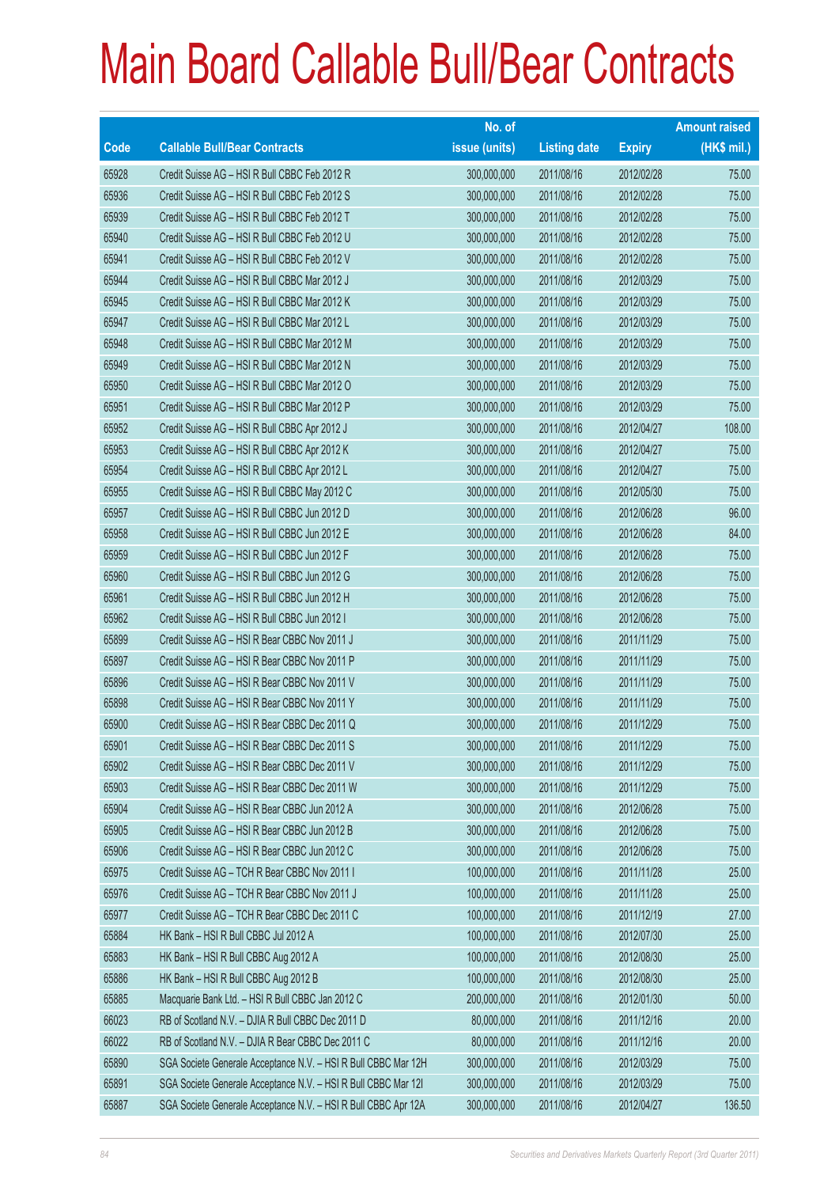# Main Board Callable Bull/Bear Contracts

| Code | Callable Bull/Bear Contracts | No. of issue (units) | Listing date | Expiry | Amount raised (HK$ mil.) |
|---|---|---|---|---|---|
| 65928 | Credit Suisse AG – HSI R Bull CBBC Feb 2012 R | 300,000,000 | 2011/08/16 | 2012/02/28 | 75.00 |
| 65936 | Credit Suisse AG – HSI R Bull CBBC Feb 2012 S | 300,000,000 | 2011/08/16 | 2012/02/28 | 75.00 |
| 65939 | Credit Suisse AG – HSI R Bull CBBC Feb 2012 T | 300,000,000 | 2011/08/16 | 2012/02/28 | 75.00 |
| 65940 | Credit Suisse AG – HSI R Bull CBBC Feb 2012 U | 300,000,000 | 2011/08/16 | 2012/02/28 | 75.00 |
| 65941 | Credit Suisse AG – HSI R Bull CBBC Feb 2012 V | 300,000,000 | 2011/08/16 | 2012/02/28 | 75.00 |
| 65944 | Credit Suisse AG – HSI R Bull CBBC Mar 2012 J | 300,000,000 | 2011/08/16 | 2012/03/29 | 75.00 |
| 65945 | Credit Suisse AG – HSI R Bull CBBC Mar 2012 K | 300,000,000 | 2011/08/16 | 2012/03/29 | 75.00 |
| 65947 | Credit Suisse AG – HSI R Bull CBBC Mar 2012 L | 300,000,000 | 2011/08/16 | 2012/03/29 | 75.00 |
| 65948 | Credit Suisse AG – HSI R Bull CBBC Mar 2012 M | 300,000,000 | 2011/08/16 | 2012/03/29 | 75.00 |
| 65949 | Credit Suisse AG – HSI R Bull CBBC Mar 2012 N | 300,000,000 | 2011/08/16 | 2012/03/29 | 75.00 |
| 65950 | Credit Suisse AG – HSI R Bull CBBC Mar 2012 O | 300,000,000 | 2011/08/16 | 2012/03/29 | 75.00 |
| 65951 | Credit Suisse AG – HSI R Bull CBBC Mar 2012 P | 300,000,000 | 2011/08/16 | 2012/03/29 | 75.00 |
| 65952 | Credit Suisse AG – HSI R Bull CBBC Apr 2012 J | 300,000,000 | 2011/08/16 | 2012/04/27 | 108.00 |
| 65953 | Credit Suisse AG – HSI R Bull CBBC Apr 2012 K | 300,000,000 | 2011/08/16 | 2012/04/27 | 75.00 |
| 65954 | Credit Suisse AG – HSI R Bull CBBC Apr 2012 L | 300,000,000 | 2011/08/16 | 2012/04/27 | 75.00 |
| 65955 | Credit Suisse AG – HSI R Bull CBBC May 2012 C | 300,000,000 | 2011/08/16 | 2012/05/30 | 75.00 |
| 65957 | Credit Suisse AG – HSI R Bull CBBC Jun 2012 D | 300,000,000 | 2011/08/16 | 2012/06/28 | 96.00 |
| 65958 | Credit Suisse AG – HSI R Bull CBBC Jun 2012 E | 300,000,000 | 2011/08/16 | 2012/06/28 | 84.00 |
| 65959 | Credit Suisse AG – HSI R Bull CBBC Jun 2012 F | 300,000,000 | 2011/08/16 | 2012/06/28 | 75.00 |
| 65960 | Credit Suisse AG – HSI R Bull CBBC Jun 2012 G | 300,000,000 | 2011/08/16 | 2012/06/28 | 75.00 |
| 65961 | Credit Suisse AG – HSI R Bull CBBC Jun 2012 H | 300,000,000 | 2011/08/16 | 2012/06/28 | 75.00 |
| 65962 | Credit Suisse AG – HSI R Bull CBBC Jun 2012 I | 300,000,000 | 2011/08/16 | 2012/06/28 | 75.00 |
| 65899 | Credit Suisse AG – HSI R Bear CBBC Nov 2011 J | 300,000,000 | 2011/08/16 | 2011/11/29 | 75.00 |
| 65897 | Credit Suisse AG – HSI R Bear CBBC Nov 2011 P | 300,000,000 | 2011/08/16 | 2011/11/29 | 75.00 |
| 65896 | Credit Suisse AG – HSI R Bear CBBC Nov 2011 V | 300,000,000 | 2011/08/16 | 2011/11/29 | 75.00 |
| 65898 | Credit Suisse AG – HSI R Bear CBBC Nov 2011 Y | 300,000,000 | 2011/08/16 | 2011/11/29 | 75.00 |
| 65900 | Credit Suisse AG – HSI R Bear CBBC Dec 2011 Q | 300,000,000 | 2011/08/16 | 2011/12/29 | 75.00 |
| 65901 | Credit Suisse AG – HSI R Bear CBBC Dec 2011 S | 300,000,000 | 2011/08/16 | 2011/12/29 | 75.00 |
| 65902 | Credit Suisse AG – HSI R Bear CBBC Dec 2011 V | 300,000,000 | 2011/08/16 | 2011/12/29 | 75.00 |
| 65903 | Credit Suisse AG – HSI R Bear CBBC Dec 2011 W | 300,000,000 | 2011/08/16 | 2011/12/29 | 75.00 |
| 65904 | Credit Suisse AG – HSI R Bear CBBC Jun 2012 A | 300,000,000 | 2011/08/16 | 2012/06/28 | 75.00 |
| 65905 | Credit Suisse AG – HSI R Bear CBBC Jun 2012 B | 300,000,000 | 2011/08/16 | 2012/06/28 | 75.00 |
| 65906 | Credit Suisse AG – HSI R Bear CBBC Jun 2012 C | 300,000,000 | 2011/08/16 | 2012/06/28 | 75.00 |
| 65975 | Credit Suisse AG – TCH R Bear CBBC Nov 2011 I | 100,000,000 | 2011/08/16 | 2011/11/28 | 25.00 |
| 65976 | Credit Suisse AG – TCH R Bear CBBC Nov 2011 J | 100,000,000 | 2011/08/16 | 2011/11/28 | 25.00 |
| 65977 | Credit Suisse AG – TCH R Bear CBBC Dec 2011 C | 100,000,000 | 2011/08/16 | 2011/12/19 | 27.00 |
| 65884 | HK Bank – HSI R Bull CBBC Jul 2012 A | 100,000,000 | 2011/08/16 | 2012/07/30 | 25.00 |
| 65883 | HK Bank – HSI R Bull CBBC Aug 2012 A | 100,000,000 | 2011/08/16 | 2012/08/30 | 25.00 |
| 65886 | HK Bank – HSI R Bull CBBC Aug 2012 B | 100,000,000 | 2011/08/16 | 2012/08/30 | 25.00 |
| 65885 | Macquarie Bank Ltd. – HSI R Bull CBBC Jan 2012 C | 200,000,000 | 2011/08/16 | 2012/01/30 | 50.00 |
| 66023 | RB of Scotland N.V. – DJIA R Bull CBBC Dec 2011 D | 80,000,000 | 2011/08/16 | 2011/12/16 | 20.00 |
| 66022 | RB of Scotland N.V. – DJIA R Bear CBBC Dec 2011 C | 80,000,000 | 2011/08/16 | 2011/12/16 | 20.00 |
| 65890 | SGA Societe Generale Acceptance N.V. – HSI R Bull CBBC Mar 12H | 300,000,000 | 2011/08/16 | 2012/03/29 | 75.00 |
| 65891 | SGA Societe Generale Acceptance N.V. – HSI R Bull CBBC Mar 12I | 300,000,000 | 2011/08/16 | 2012/03/29 | 75.00 |
| 65887 | SGA Societe Generale Acceptance N.V. – HSI R Bull CBBC Apr 12A | 300,000,000 | 2011/08/16 | 2012/04/27 | 136.50 |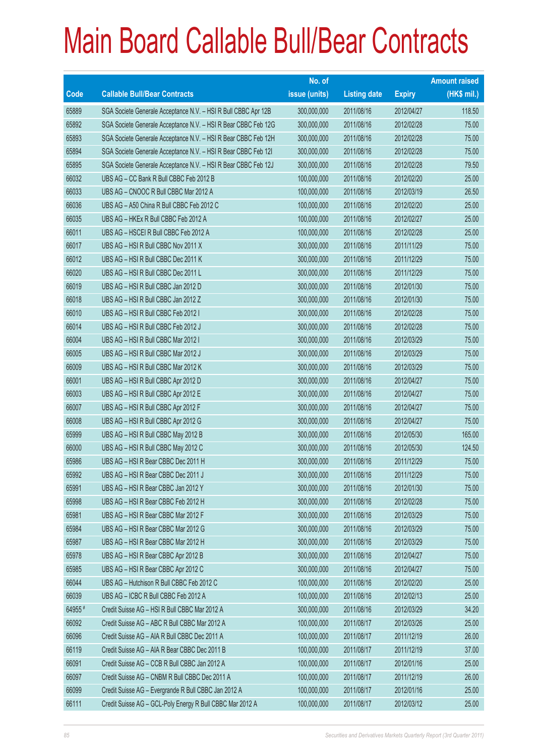# Main Board Callable Bull/Bear Contracts

| Code | Callable Bull/Bear Contracts | No. of issue (units) | Listing date | Expiry | Amount raised (HK$ mil.) |
|---|---|---|---|---|---|
| 65889 | SGA Societe Generale Acceptance N.V. – HSI R Bull CBBC Apr 12B | 300,000,000 | 2011/08/16 | 2012/04/27 | 118.50 |
| 65892 | SGA Societe Generale Acceptance N.V. – HSI R Bear CBBC Feb 12G | 300,000,000 | 2011/08/16 | 2012/02/28 | 75.00 |
| 65893 | SGA Societe Generale Acceptance N.V. – HSI R Bear CBBC Feb 12H | 300,000,000 | 2011/08/16 | 2012/02/28 | 75.00 |
| 65894 | SGA Societe Generale Acceptance N.V. – HSI R Bear CBBC Feb 12I | 300,000,000 | 2011/08/16 | 2012/02/28 | 75.00 |
| 65895 | SGA Societe Generale Acceptance N.V. – HSI R Bear CBBC Feb 12J | 300,000,000 | 2011/08/16 | 2012/02/28 | 79.50 |
| 66032 | UBS AG – CC Bank R Bull CBBC Feb 2012 B | 100,000,000 | 2011/08/16 | 2012/02/20 | 25.00 |
| 66033 | UBS AG – CNOOC R Bull CBBC Mar 2012 A | 100,000,000 | 2011/08/16 | 2012/03/19 | 26.50 |
| 66036 | UBS AG – A50 China R Bull CBBC Feb 2012 C | 100,000,000 | 2011/08/16 | 2012/02/20 | 25.00 |
| 66035 | UBS AG – HKEx R Bull CBBC Feb 2012 A | 100,000,000 | 2011/08/16 | 2012/02/27 | 25.00 |
| 66011 | UBS AG – HSCEI R Bull CBBC Feb 2012 A | 100,000,000 | 2011/08/16 | 2012/02/28 | 25.00 |
| 66017 | UBS AG – HSI R Bull CBBC Nov 2011 X | 300,000,000 | 2011/08/16 | 2011/11/29 | 75.00 |
| 66012 | UBS AG – HSI R Bull CBBC Dec 2011 K | 300,000,000 | 2011/08/16 | 2011/12/29 | 75.00 |
| 66020 | UBS AG – HSI R Bull CBBC Dec 2011 L | 300,000,000 | 2011/08/16 | 2011/12/29 | 75.00 |
| 66019 | UBS AG – HSI R Bull CBBC Jan 2012 D | 300,000,000 | 2011/08/16 | 2012/01/30 | 75.00 |
| 66018 | UBS AG – HSI R Bull CBBC Jan 2012 Z | 300,000,000 | 2011/08/16 | 2012/01/30 | 75.00 |
| 66010 | UBS AG – HSI R Bull CBBC Feb 2012 I | 300,000,000 | 2011/08/16 | 2012/02/28 | 75.00 |
| 66014 | UBS AG – HSI R Bull CBBC Feb 2012 J | 300,000,000 | 2011/08/16 | 2012/02/28 | 75.00 |
| 66004 | UBS AG – HSI R Bull CBBC Mar 2012 I | 300,000,000 | 2011/08/16 | 2012/03/29 | 75.00 |
| 66005 | UBS AG – HSI R Bull CBBC Mar 2012 J | 300,000,000 | 2011/08/16 | 2012/03/29 | 75.00 |
| 66009 | UBS AG – HSI R Bull CBBC Mar 2012 K | 300,000,000 | 2011/08/16 | 2012/03/29 | 75.00 |
| 66001 | UBS AG – HSI R Bull CBBC Apr 2012 D | 300,000,000 | 2011/08/16 | 2012/04/27 | 75.00 |
| 66003 | UBS AG – HSI R Bull CBBC Apr 2012 E | 300,000,000 | 2011/08/16 | 2012/04/27 | 75.00 |
| 66007 | UBS AG – HSI R Bull CBBC Apr 2012 F | 300,000,000 | 2011/08/16 | 2012/04/27 | 75.00 |
| 66008 | UBS AG – HSI R Bull CBBC Apr 2012 G | 300,000,000 | 2011/08/16 | 2012/04/27 | 75.00 |
| 65999 | UBS AG – HSI R Bull CBBC May 2012 B | 300,000,000 | 2011/08/16 | 2012/05/30 | 165.00 |
| 66000 | UBS AG – HSI R Bull CBBC May 2012 C | 300,000,000 | 2011/08/16 | 2012/05/30 | 124.50 |
| 65986 | UBS AG – HSI R Bear CBBC Dec 2011 H | 300,000,000 | 2011/08/16 | 2011/12/29 | 75.00 |
| 65992 | UBS AG – HSI R Bear CBBC Dec 2011 J | 300,000,000 | 2011/08/16 | 2011/12/29 | 75.00 |
| 65991 | UBS AG – HSI R Bear CBBC Jan 2012 Y | 300,000,000 | 2011/08/16 | 2012/01/30 | 75.00 |
| 65998 | UBS AG – HSI R Bear CBBC Feb 2012 H | 300,000,000 | 2011/08/16 | 2012/02/28 | 75.00 |
| 65981 | UBS AG – HSI R Bear CBBC Mar 2012 F | 300,000,000 | 2011/08/16 | 2012/03/29 | 75.00 |
| 65984 | UBS AG – HSI R Bear CBBC Mar 2012 G | 300,000,000 | 2011/08/16 | 2012/03/29 | 75.00 |
| 65987 | UBS AG – HSI R Bear CBBC Mar 2012 H | 300,000,000 | 2011/08/16 | 2012/03/29 | 75.00 |
| 65978 | UBS AG – HSI R Bear CBBC Apr 2012 B | 300,000,000 | 2011/08/16 | 2012/04/27 | 75.00 |
| 65985 | UBS AG – HSI R Bear CBBC Apr 2012 C | 300,000,000 | 2011/08/16 | 2012/04/27 | 75.00 |
| 66044 | UBS AG – Hutchison R Bull CBBC Feb 2012 C | 100,000,000 | 2011/08/16 | 2012/02/20 | 25.00 |
| 66039 | UBS AG – ICBC R Bull CBBC Feb 2012 A | 100,000,000 | 2011/08/16 | 2012/02/13 | 25.00 |
| 64955 # | Credit Suisse AG – HSI R Bull CBBC Mar 2012 A | 300,000,000 | 2011/08/16 | 2012/03/29 | 34.20 |
| 66092 | Credit Suisse AG – ABC R Bull CBBC Mar 2012 A | 100,000,000 | 2011/08/17 | 2012/03/26 | 25.00 |
| 66096 | Credit Suisse AG – AIA R Bull CBBC Dec 2011 A | 100,000,000 | 2011/08/17 | 2011/12/19 | 26.00 |
| 66119 | Credit Suisse AG – AIA R Bear CBBC Dec 2011 B | 100,000,000 | 2011/08/17 | 2011/12/19 | 37.00 |
| 66091 | Credit Suisse AG – CCB R Bull CBBC Jan 2012 A | 100,000,000 | 2011/08/17 | 2012/01/16 | 25.00 |
| 66097 | Credit Suisse AG – CNBM R Bull CBBC Dec 2011 A | 100,000,000 | 2011/08/17 | 2011/12/19 | 26.00 |
| 66099 | Credit Suisse AG – Evergrande R Bull CBBC Jan 2012 A | 100,000,000 | 2011/08/17 | 2012/01/16 | 25.00 |
| 66111 | Credit Suisse AG – GCL-Poly Energy R Bull CBBC Mar 2012 A | 100,000,000 | 2011/08/17 | 2012/03/12 | 25.00 |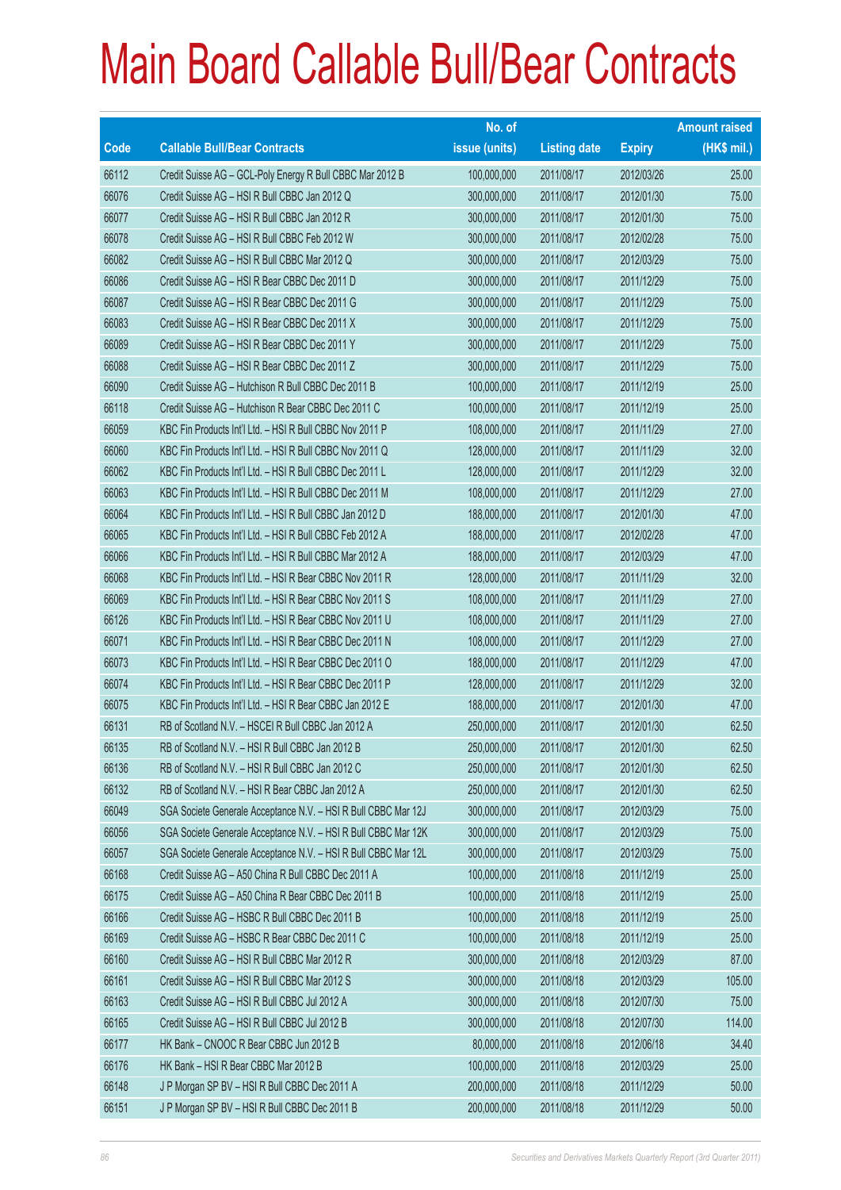# Main Board Callable Bull/Bear Contracts

| Code | Callable Bull/Bear Contracts | No. of issue (units) | Listing date | Expiry | Amount raised (HK$ mil.) |
|---|---|---|---|---|---|
| 66112 | Credit Suisse AG – GCL-Poly Energy R Bull CBBC Mar 2012 B | 100,000,000 | 2011/08/17 | 2012/03/26 | 25.00 |
| 66076 | Credit Suisse AG – HSI R Bull CBBC Jan 2012 Q | 300,000,000 | 2011/08/17 | 2012/01/30 | 75.00 |
| 66077 | Credit Suisse AG – HSI R Bull CBBC Jan 2012 R | 300,000,000 | 2011/08/17 | 2012/01/30 | 75.00 |
| 66078 | Credit Suisse AG – HSI R Bull CBBC Feb 2012 W | 300,000,000 | 2011/08/17 | 2012/02/28 | 75.00 |
| 66082 | Credit Suisse AG – HSI R Bull CBBC Mar 2012 Q | 300,000,000 | 2011/08/17 | 2012/03/29 | 75.00 |
| 66086 | Credit Suisse AG – HSI R Bear CBBC Dec 2011 D | 300,000,000 | 2011/08/17 | 2011/12/29 | 75.00 |
| 66087 | Credit Suisse AG – HSI R Bear CBBC Dec 2011 G | 300,000,000 | 2011/08/17 | 2011/12/29 | 75.00 |
| 66083 | Credit Suisse AG – HSI R Bear CBBC Dec 2011 X | 300,000,000 | 2011/08/17 | 2011/12/29 | 75.00 |
| 66089 | Credit Suisse AG – HSI R Bear CBBC Dec 2011 Y | 300,000,000 | 2011/08/17 | 2011/12/29 | 75.00 |
| 66088 | Credit Suisse AG – HSI R Bear CBBC Dec 2011 Z | 300,000,000 | 2011/08/17 | 2011/12/29 | 75.00 |
| 66090 | Credit Suisse AG – Hutchison R Bull CBBC Dec 2011 B | 100,000,000 | 2011/08/17 | 2011/12/19 | 25.00 |
| 66118 | Credit Suisse AG – Hutchison R Bear CBBC Dec 2011 C | 100,000,000 | 2011/08/17 | 2011/12/19 | 25.00 |
| 66059 | KBC Fin Products Int'l Ltd. – HSI R Bull CBBC Nov 2011 P | 108,000,000 | 2011/08/17 | 2011/11/29 | 27.00 |
| 66060 | KBC Fin Products Int'l Ltd. – HSI R Bull CBBC Nov 2011 Q | 128,000,000 | 2011/08/17 | 2011/11/29 | 32.00 |
| 66062 | KBC Fin Products Int'l Ltd. – HSI R Bull CBBC Dec 2011 L | 128,000,000 | 2011/08/17 | 2011/12/29 | 32.00 |
| 66063 | KBC Fin Products Int'l Ltd. – HSI R Bull CBBC Dec 2011 M | 108,000,000 | 2011/08/17 | 2011/12/29 | 27.00 |
| 66064 | KBC Fin Products Int'l Ltd. – HSI R Bull CBBC Jan 2012 D | 188,000,000 | 2011/08/17 | 2012/01/30 | 47.00 |
| 66065 | KBC Fin Products Int'l Ltd. – HSI R Bull CBBC Feb 2012 A | 188,000,000 | 2011/08/17 | 2012/02/28 | 47.00 |
| 66066 | KBC Fin Products Int'l Ltd. – HSI R Bull CBBC Mar 2012 A | 188,000,000 | 2011/08/17 | 2012/03/29 | 47.00 |
| 66068 | KBC Fin Products Int'l Ltd. – HSI R Bear CBBC Nov 2011 R | 128,000,000 | 2011/08/17 | 2011/11/29 | 32.00 |
| 66069 | KBC Fin Products Int'l Ltd. – HSI R Bear CBBC Nov 2011 S | 108,000,000 | 2011/08/17 | 2011/11/29 | 27.00 |
| 66126 | KBC Fin Products Int'l Ltd. – HSI R Bear CBBC Nov 2011 U | 108,000,000 | 2011/08/17 | 2011/11/29 | 27.00 |
| 66071 | KBC Fin Products Int'l Ltd. – HSI R Bear CBBC Dec 2011 N | 108,000,000 | 2011/08/17 | 2011/12/29 | 27.00 |
| 66073 | KBC Fin Products Int'l Ltd. – HSI R Bear CBBC Dec 2011 O | 188,000,000 | 2011/08/17 | 2011/12/29 | 47.00 |
| 66074 | KBC Fin Products Int'l Ltd. – HSI R Bear CBBC Dec 2011 P | 128,000,000 | 2011/08/17 | 2011/12/29 | 32.00 |
| 66075 | KBC Fin Products Int'l Ltd. – HSI R Bear CBBC Jan 2012 E | 188,000,000 | 2011/08/17 | 2012/01/30 | 47.00 |
| 66131 | RB of Scotland N.V. – HSCEI R Bull CBBC Jan 2012 A | 250,000,000 | 2011/08/17 | 2012/01/30 | 62.50 |
| 66135 | RB of Scotland N.V. – HSI R Bull CBBC Jan 2012 B | 250,000,000 | 2011/08/17 | 2012/01/30 | 62.50 |
| 66136 | RB of Scotland N.V. – HSI R Bull CBBC Jan 2012 C | 250,000,000 | 2011/08/17 | 2012/01/30 | 62.50 |
| 66132 | RB of Scotland N.V. – HSI R Bear CBBC Jan 2012 A | 250,000,000 | 2011/08/17 | 2012/01/30 | 62.50 |
| 66049 | SGA Societe Generale Acceptance N.V. – HSI R Bull CBBC Mar 12J | 300,000,000 | 2011/08/17 | 2012/03/29 | 75.00 |
| 66056 | SGA Societe Generale Acceptance N.V. – HSI R Bull CBBC Mar 12K | 300,000,000 | 2011/08/17 | 2012/03/29 | 75.00 |
| 66057 | SGA Societe Generale Acceptance N.V. – HSI R Bull CBBC Mar 12L | 300,000,000 | 2011/08/17 | 2012/03/29 | 75.00 |
| 66168 | Credit Suisse AG – A50 China R Bull CBBC Dec 2011 A | 100,000,000 | 2011/08/18 | 2011/12/19 | 25.00 |
| 66175 | Credit Suisse AG – A50 China R Bear CBBC Dec 2011 B | 100,000,000 | 2011/08/18 | 2011/12/19 | 25.00 |
| 66166 | Credit Suisse AG – HSBC R Bull CBBC Dec 2011 B | 100,000,000 | 2011/08/18 | 2011/12/19 | 25.00 |
| 66169 | Credit Suisse AG – HSBC R Bear CBBC Dec 2011 C | 100,000,000 | 2011/08/18 | 2011/12/19 | 25.00 |
| 66160 | Credit Suisse AG – HSI R Bull CBBC Mar 2012 R | 300,000,000 | 2011/08/18 | 2012/03/29 | 87.00 |
| 66161 | Credit Suisse AG – HSI R Bull CBBC Mar 2012 S | 300,000,000 | 2011/08/18 | 2012/03/29 | 105.00 |
| 66163 | Credit Suisse AG – HSI R Bull CBBC Jul 2012 A | 300,000,000 | 2011/08/18 | 2012/07/30 | 75.00 |
| 66165 | Credit Suisse AG – HSI R Bull CBBC Jul 2012 B | 300,000,000 | 2011/08/18 | 2012/07/30 | 114.00 |
| 66177 | HK Bank – CNOOC R Bear CBBC Jun 2012 B | 80,000,000 | 2011/08/18 | 2012/06/18 | 34.40 |
| 66176 | HK Bank – HSI R Bear CBBC Mar 2012 B | 100,000,000 | 2011/08/18 | 2012/03/29 | 25.00 |
| 66148 | J P Morgan SP BV – HSI R Bull CBBC Dec 2011 A | 200,000,000 | 2011/08/18 | 2011/12/29 | 50.00 |
| 66151 | J P Morgan SP BV – HSI R Bull CBBC Dec 2011 B | 200,000,000 | 2011/08/18 | 2011/12/29 | 50.00 |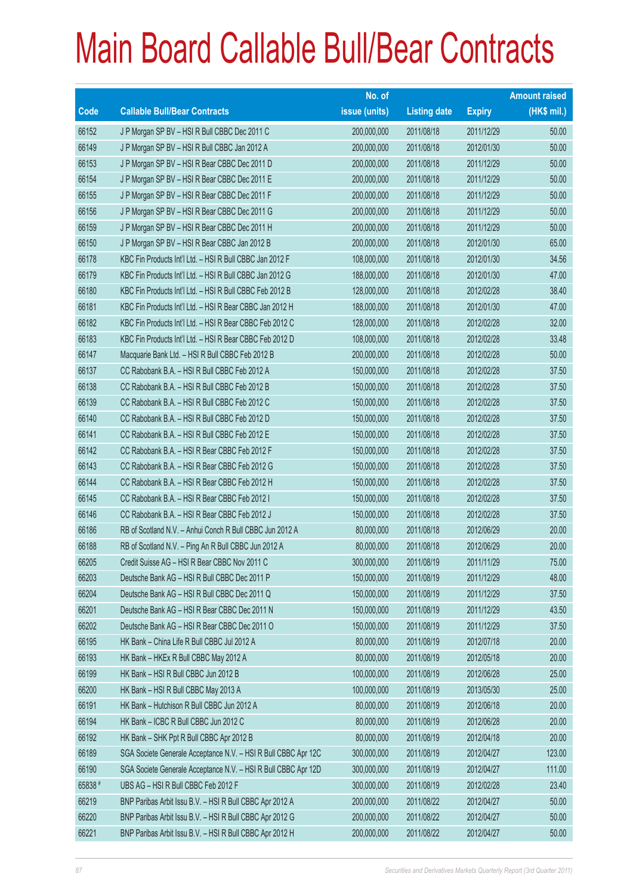# Main Board Callable Bull/Bear Contracts

| Code | Callable Bull/Bear Contracts | No. of issue (units) | Listing date | Expiry | Amount raised (HK$ mil.) |
|---|---|---|---|---|---|
| 66152 | J P Morgan SP BV – HSI R Bull CBBC Dec 2011 C | 200,000,000 | 2011/08/18 | 2011/12/29 | 50.00 |
| 66149 | J P Morgan SP BV – HSI R Bull CBBC Jan 2012 A | 200,000,000 | 2011/08/18 | 2012/01/30 | 50.00 |
| 66153 | J P Morgan SP BV – HSI R Bear CBBC Dec 2011 D | 200,000,000 | 2011/08/18 | 2011/12/29 | 50.00 |
| 66154 | J P Morgan SP BV – HSI R Bear CBBC Dec 2011 E | 200,000,000 | 2011/08/18 | 2011/12/29 | 50.00 |
| 66155 | J P Morgan SP BV – HSI R Bear CBBC Dec 2011 F | 200,000,000 | 2011/08/18 | 2011/12/29 | 50.00 |
| 66156 | J P Morgan SP BV – HSI R Bear CBBC Dec 2011 G | 200,000,000 | 2011/08/18 | 2011/12/29 | 50.00 |
| 66159 | J P Morgan SP BV – HSI R Bear CBBC Dec 2011 H | 200,000,000 | 2011/08/18 | 2011/12/29 | 50.00 |
| 66150 | J P Morgan SP BV – HSI R Bear CBBC Jan 2012 B | 200,000,000 | 2011/08/18 | 2012/01/30 | 65.00 |
| 66178 | KBC Fin Products Int'l Ltd. – HSI R Bull CBBC Jan 2012 F | 108,000,000 | 2011/08/18 | 2012/01/30 | 34.56 |
| 66179 | KBC Fin Products Int'l Ltd. – HSI R Bull CBBC Jan 2012 G | 188,000,000 | 2011/08/18 | 2012/01/30 | 47.00 |
| 66180 | KBC Fin Products Int'l Ltd. – HSI R Bull CBBC Feb 2012 B | 128,000,000 | 2011/08/18 | 2012/02/28 | 38.40 |
| 66181 | KBC Fin Products Int'l Ltd. – HSI R Bear CBBC Jan 2012 H | 188,000,000 | 2011/08/18 | 2012/01/30 | 47.00 |
| 66182 | KBC Fin Products Int'l Ltd. – HSI R Bear CBBC Feb 2012 C | 128,000,000 | 2011/08/18 | 2012/02/28 | 32.00 |
| 66183 | KBC Fin Products Int'l Ltd. – HSI R Bear CBBC Feb 2012 D | 108,000,000 | 2011/08/18 | 2012/02/28 | 33.48 |
| 66147 | Macquarie Bank Ltd. – HSI R Bull CBBC Feb 2012 B | 200,000,000 | 2011/08/18 | 2012/02/28 | 50.00 |
| 66137 | CC Rabobank B.A. – HSI R Bull CBBC Feb 2012 A | 150,000,000 | 2011/08/18 | 2012/02/28 | 37.50 |
| 66138 | CC Rabobank B.A. – HSI R Bull CBBC Feb 2012 B | 150,000,000 | 2011/08/18 | 2012/02/28 | 37.50 |
| 66139 | CC Rabobank B.A. – HSI R Bull CBBC Feb 2012 C | 150,000,000 | 2011/08/18 | 2012/02/28 | 37.50 |
| 66140 | CC Rabobank B.A. – HSI R Bull CBBC Feb 2012 D | 150,000,000 | 2011/08/18 | 2012/02/28 | 37.50 |
| 66141 | CC Rabobank B.A. – HSI R Bull CBBC Feb 2012 E | 150,000,000 | 2011/08/18 | 2012/02/28 | 37.50 |
| 66142 | CC Rabobank B.A. – HSI R Bear CBBC Feb 2012 F | 150,000,000 | 2011/08/18 | 2012/02/28 | 37.50 |
| 66143 | CC Rabobank B.A. – HSI R Bear CBBC Feb 2012 G | 150,000,000 | 2011/08/18 | 2012/02/28 | 37.50 |
| 66144 | CC Rabobank B.A. – HSI R Bear CBBC Feb 2012 H | 150,000,000 | 2011/08/18 | 2012/02/28 | 37.50 |
| 66145 | CC Rabobank B.A. – HSI R Bear CBBC Feb 2012 I | 150,000,000 | 2011/08/18 | 2012/02/28 | 37.50 |
| 66146 | CC Rabobank B.A. – HSI R Bear CBBC Feb 2012 J | 150,000,000 | 2011/08/18 | 2012/02/28 | 37.50 |
| 66186 | RB of Scotland N.V. – Anhui Conch R Bull CBBC Jun 2012 A | 80,000,000 | 2011/08/18 | 2012/06/29 | 20.00 |
| 66188 | RB of Scotland N.V. – Ping An R Bull CBBC Jun 2012 A | 80,000,000 | 2011/08/18 | 2012/06/29 | 20.00 |
| 66205 | Credit Suisse AG – HSI R Bear CBBC Nov 2011 C | 300,000,000 | 2011/08/19 | 2011/11/29 | 75.00 |
| 66203 | Deutsche Bank AG – HSI R Bull CBBC Dec 2011 P | 150,000,000 | 2011/08/19 | 2011/12/29 | 48.00 |
| 66204 | Deutsche Bank AG – HSI R Bull CBBC Dec 2011 Q | 150,000,000 | 2011/08/19 | 2011/12/29 | 37.50 |
| 66201 | Deutsche Bank AG – HSI R Bear CBBC Dec 2011 N | 150,000,000 | 2011/08/19 | 2011/12/29 | 43.50 |
| 66202 | Deutsche Bank AG – HSI R Bear CBBC Dec 2011 O | 150,000,000 | 2011/08/19 | 2011/12/29 | 37.50 |
| 66195 | HK Bank – China Life R Bull CBBC Jul 2012 A | 80,000,000 | 2011/08/19 | 2012/07/18 | 20.00 |
| 66193 | HK Bank – HKEx R Bull CBBC May 2012 A | 80,000,000 | 2011/08/19 | 2012/05/18 | 20.00 |
| 66199 | HK Bank – HSI R Bull CBBC Jun 2012 B | 100,000,000 | 2011/08/19 | 2012/06/28 | 25.00 |
| 66200 | HK Bank – HSI R Bull CBBC May 2013 A | 100,000,000 | 2011/08/19 | 2013/05/30 | 25.00 |
| 66191 | HK Bank – Hutchison R Bull CBBC Jun 2012 A | 80,000,000 | 2011/08/19 | 2012/06/18 | 20.00 |
| 66194 | HK Bank – ICBC R Bull CBBC Jun 2012 C | 80,000,000 | 2011/08/19 | 2012/06/28 | 20.00 |
| 66192 | HK Bank – SHK Ppt R Bull CBBC Apr 2012 B | 80,000,000 | 2011/08/19 | 2012/04/18 | 20.00 |
| 66189 | SGA Societe Generale Acceptance N.V. – HSI R Bull CBBC Apr 12C | 300,000,000 | 2011/08/19 | 2012/04/27 | 123.00 |
| 66190 | SGA Societe Generale Acceptance N.V. – HSI R Bull CBBC Apr 12D | 300,000,000 | 2011/08/19 | 2012/04/27 | 111.00 |
| 65838 # | UBS AG – HSI R Bull CBBC Feb 2012 F | 300,000,000 | 2011/08/19 | 2012/02/28 | 23.40 |
| 66219 | BNP Paribas Arbit Issu B.V. – HSI R Bull CBBC Apr 2012 A | 200,000,000 | 2011/08/22 | 2012/04/27 | 50.00 |
| 66220 | BNP Paribas Arbit Issu B.V. – HSI R Bull CBBC Apr 2012 G | 200,000,000 | 2011/08/22 | 2012/04/27 | 50.00 |
| 66221 | BNP Paribas Arbit Issu B.V. – HSI R Bull CBBC Apr 2012 H | 200,000,000 | 2011/08/22 | 2012/04/27 | 50.00 |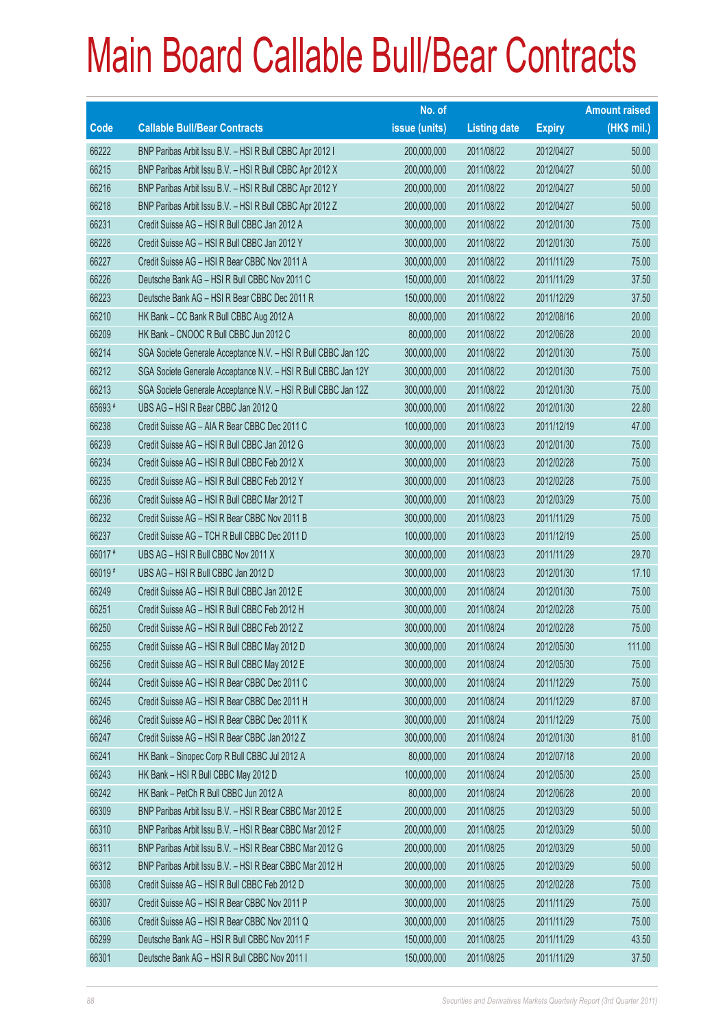# Main Board Callable Bull/Bear Contracts

| Code | Callable Bull/Bear Contracts | No. of issue (units) | Listing date | Expiry | Amount raised (HK$ mil.) |
|---|---|---|---|---|---|
| 66222 | BNP Paribas Arbit Issu B.V. – HSI R Bull CBBC Apr 2012 I | 200,000,000 | 2011/08/22 | 2012/04/27 | 50.00 |
| 66215 | BNP Paribas Arbit Issu B.V. – HSI R Bull CBBC Apr 2012 X | 200,000,000 | 2011/08/22 | 2012/04/27 | 50.00 |
| 66216 | BNP Paribas Arbit Issu B.V. – HSI R Bull CBBC Apr 2012 Y | 200,000,000 | 2011/08/22 | 2012/04/27 | 50.00 |
| 66218 | BNP Paribas Arbit Issu B.V. – HSI R Bull CBBC Apr 2012 Z | 200,000,000 | 2011/08/22 | 2012/04/27 | 50.00 |
| 66231 | Credit Suisse AG – HSI R Bull CBBC Jan 2012 A | 300,000,000 | 2011/08/22 | 2012/01/30 | 75.00 |
| 66228 | Credit Suisse AG – HSI R Bull CBBC Jan 2012 Y | 300,000,000 | 2011/08/22 | 2012/01/30 | 75.00 |
| 66227 | Credit Suisse AG – HSI R Bear CBBC Nov 2011 A | 300,000,000 | 2011/08/22 | 2011/11/29 | 75.00 |
| 66226 | Deutsche Bank AG – HSI R Bull CBBC Nov 2011 C | 150,000,000 | 2011/08/22 | 2011/11/29 | 37.50 |
| 66223 | Deutsche Bank AG – HSI R Bear CBBC Dec 2011 R | 150,000,000 | 2011/08/22 | 2011/12/29 | 37.50 |
| 66210 | HK Bank – CC Bank R Bull CBBC Aug 2012 A | 80,000,000 | 2011/08/22 | 2012/08/16 | 20.00 |
| 66209 | HK Bank – CNOOC R Bull CBBC Jun 2012 C | 80,000,000 | 2011/08/22 | 2012/06/28 | 20.00 |
| 66214 | SGA Societe Generale Acceptance N.V. – HSI R Bull CBBC Jan 12C | 300,000,000 | 2011/08/22 | 2012/01/30 | 75.00 |
| 66212 | SGA Societe Generale Acceptance N.V. – HSI R Bull CBBC Jan 12Y | 300,000,000 | 2011/08/22 | 2012/01/30 | 75.00 |
| 66213 | SGA Societe Generale Acceptance N.V. – HSI R Bull CBBC Jan 12Z | 300,000,000 | 2011/08/22 | 2012/01/30 | 75.00 |
| 65693 # | UBS AG – HSI R Bear CBBC Jan 2012 Q | 300,000,000 | 2011/08/22 | 2012/01/30 | 22.80 |
| 66238 | Credit Suisse AG – AIA R Bear CBBC Dec 2011 C | 100,000,000 | 2011/08/23 | 2011/12/19 | 47.00 |
| 66239 | Credit Suisse AG – HSI R Bull CBBC Jan 2012 G | 300,000,000 | 2011/08/23 | 2012/01/30 | 75.00 |
| 66234 | Credit Suisse AG – HSI R Bull CBBC Feb 2012 X | 300,000,000 | 2011/08/23 | 2012/02/28 | 75.00 |
| 66235 | Credit Suisse AG – HSI R Bull CBBC Feb 2012 Y | 300,000,000 | 2011/08/23 | 2012/02/28 | 75.00 |
| 66236 | Credit Suisse AG – HSI R Bull CBBC Mar 2012 T | 300,000,000 | 2011/08/23 | 2012/03/29 | 75.00 |
| 66232 | Credit Suisse AG – HSI R Bear CBBC Nov 2011 B | 300,000,000 | 2011/08/23 | 2011/11/29 | 75.00 |
| 66237 | Credit Suisse AG – TCH R Bull CBBC Dec 2011 D | 100,000,000 | 2011/08/23 | 2011/12/19 | 25.00 |
| 66017 # | UBS AG – HSI R Bull CBBC Nov 2011 X | 300,000,000 | 2011/08/23 | 2011/11/29 | 29.70 |
| 66019 # | UBS AG – HSI R Bull CBBC Jan 2012 D | 300,000,000 | 2011/08/23 | 2012/01/30 | 17.10 |
| 66249 | Credit Suisse AG – HSI R Bull CBBC Jan 2012 E | 300,000,000 | 2011/08/24 | 2012/01/30 | 75.00 |
| 66251 | Credit Suisse AG – HSI R Bull CBBC Feb 2012 H | 300,000,000 | 2011/08/24 | 2012/02/28 | 75.00 |
| 66250 | Credit Suisse AG – HSI R Bull CBBC Feb 2012 Z | 300,000,000 | 2011/08/24 | 2012/02/28 | 75.00 |
| 66255 | Credit Suisse AG – HSI R Bull CBBC May 2012 D | 300,000,000 | 2011/08/24 | 2012/05/30 | 111.00 |
| 66256 | Credit Suisse AG – HSI R Bull CBBC May 2012 E | 300,000,000 | 2011/08/24 | 2012/05/30 | 75.00 |
| 66244 | Credit Suisse AG – HSI R Bear CBBC Dec 2011 C | 300,000,000 | 2011/08/24 | 2011/12/29 | 75.00 |
| 66245 | Credit Suisse AG – HSI R Bear CBBC Dec 2011 H | 300,000,000 | 2011/08/24 | 2011/12/29 | 87.00 |
| 66246 | Credit Suisse AG – HSI R Bear CBBC Dec 2011 K | 300,000,000 | 2011/08/24 | 2011/12/29 | 75.00 |
| 66247 | Credit Suisse AG – HSI R Bear CBBC Jan 2012 Z | 300,000,000 | 2011/08/24 | 2012/01/30 | 81.00 |
| 66241 | HK Bank – Sinopec Corp R Bull CBBC Jul 2012 A | 80,000,000 | 2011/08/24 | 2012/07/18 | 20.00 |
| 66243 | HK Bank – HSI R Bull CBBC May 2012 D | 100,000,000 | 2011/08/24 | 2012/05/30 | 25.00 |
| 66242 | HK Bank – PetCh R Bull CBBC Jun 2012 A | 80,000,000 | 2011/08/24 | 2012/06/28 | 20.00 |
| 66309 | BNP Paribas Arbit Issu B.V. – HSI R Bear CBBC Mar 2012 E | 200,000,000 | 2011/08/25 | 2012/03/29 | 50.00 |
| 66310 | BNP Paribas Arbit Issu B.V. – HSI R Bear CBBC Mar 2012 F | 200,000,000 | 2011/08/25 | 2012/03/29 | 50.00 |
| 66311 | BNP Paribas Arbit Issu B.V. – HSI R Bear CBBC Mar 2012 G | 200,000,000 | 2011/08/25 | 2012/03/29 | 50.00 |
| 66312 | BNP Paribas Arbit Issu B.V. – HSI R Bear CBBC Mar 2012 H | 200,000,000 | 2011/08/25 | 2012/03/29 | 50.00 |
| 66308 | Credit Suisse AG – HSI R Bull CBBC Feb 2012 D | 300,000,000 | 2011/08/25 | 2012/02/28 | 75.00 |
| 66307 | Credit Suisse AG – HSI R Bear CBBC Nov 2011 P | 300,000,000 | 2011/08/25 | 2011/11/29 | 75.00 |
| 66306 | Credit Suisse AG – HSI R Bear CBBC Nov 2011 Q | 300,000,000 | 2011/08/25 | 2011/11/29 | 75.00 |
| 66299 | Deutsche Bank AG – HSI R Bull CBBC Nov 2011 F | 150,000,000 | 2011/08/25 | 2011/11/29 | 43.50 |
| 66301 | Deutsche Bank AG – HSI R Bull CBBC Nov 2011 I | 150,000,000 | 2011/08/25 | 2011/11/29 | 37.50 |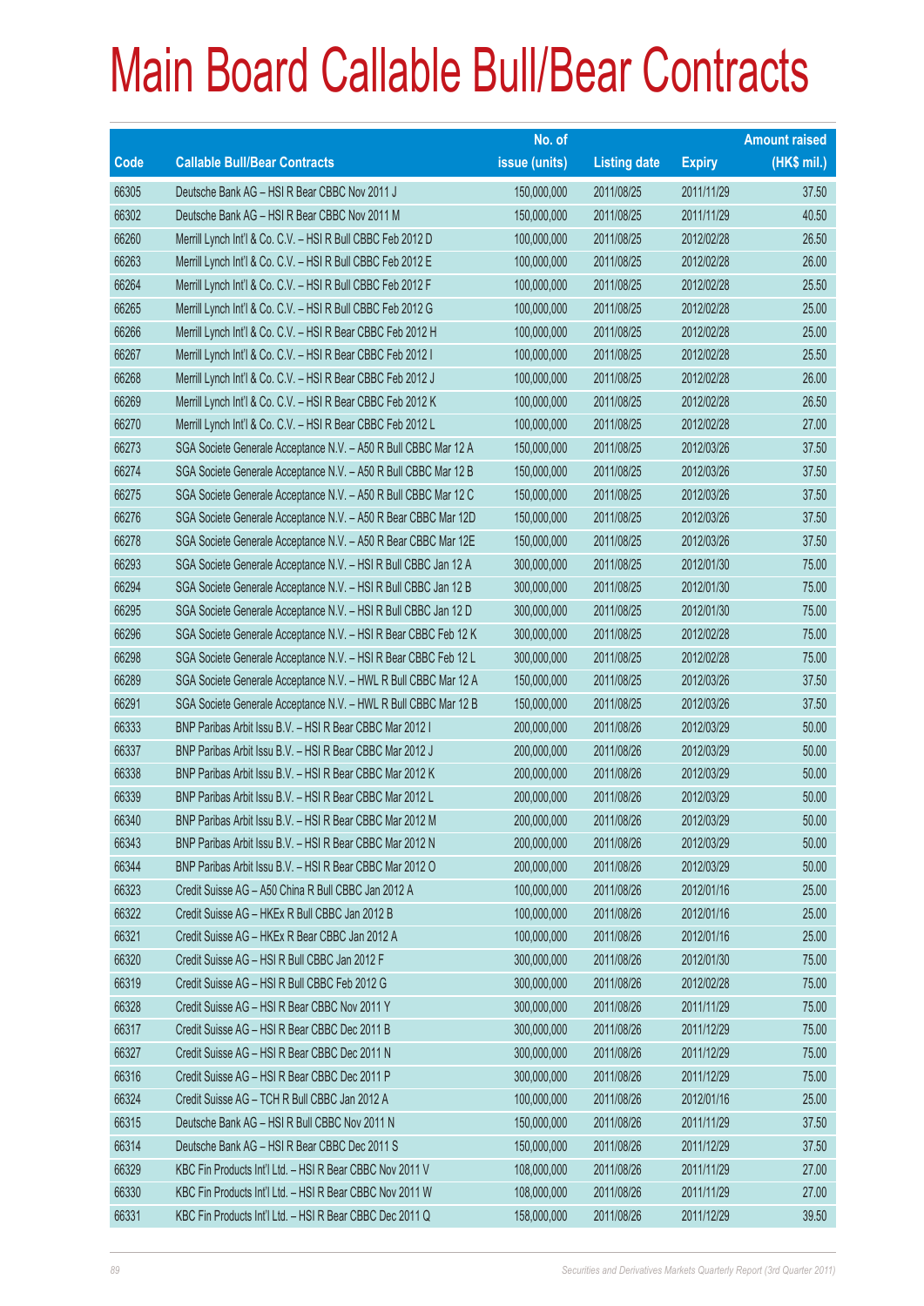# Main Board Callable Bull/Bear Contracts

| Code | Callable Bull/Bear Contracts | No. of issue (units) | Listing date | Expiry | Amount raised (HK$ mil.) |
|---|---|---|---|---|---|
| 66305 | Deutsche Bank AG – HSI R Bear CBBC Nov 2011 J | 150,000,000 | 2011/08/25 | 2011/11/29 | 37.50 |
| 66302 | Deutsche Bank AG – HSI R Bear CBBC Nov 2011 M | 150,000,000 | 2011/08/25 | 2011/11/29 | 40.50 |
| 66260 | Merrill Lynch Int'l & Co. C.V. – HSI R Bull CBBC Feb 2012 D | 100,000,000 | 2011/08/25 | 2012/02/28 | 26.50 |
| 66263 | Merrill Lynch Int'l & Co. C.V. – HSI R Bull CBBC Feb 2012 E | 100,000,000 | 2011/08/25 | 2012/02/28 | 26.00 |
| 66264 | Merrill Lynch Int'l & Co. C.V. – HSI R Bull CBBC Feb 2012 F | 100,000,000 | 2011/08/25 | 2012/02/28 | 25.50 |
| 66265 | Merrill Lynch Int'l & Co. C.V. – HSI R Bull CBBC Feb 2012 G | 100,000,000 | 2011/08/25 | 2012/02/28 | 25.00 |
| 66266 | Merrill Lynch Int'l & Co. C.V. – HSI R Bear CBBC Feb 2012 H | 100,000,000 | 2011/08/25 | 2012/02/28 | 25.00 |
| 66267 | Merrill Lynch Int'l & Co. C.V. – HSI R Bear CBBC Feb 2012 I | 100,000,000 | 2011/08/25 | 2012/02/28 | 25.50 |
| 66268 | Merrill Lynch Int'l & Co. C.V. – HSI R Bear CBBC Feb 2012 J | 100,000,000 | 2011/08/25 | 2012/02/28 | 26.00 |
| 66269 | Merrill Lynch Int'l & Co. C.V. – HSI R Bear CBBC Feb 2012 K | 100,000,000 | 2011/08/25 | 2012/02/28 | 26.50 |
| 66270 | Merrill Lynch Int'l & Co. C.V. – HSI R Bear CBBC Feb 2012 L | 100,000,000 | 2011/08/25 | 2012/02/28 | 27.00 |
| 66273 | SGA Societe Generale Acceptance N.V. – A50 R Bull CBBC Mar 12 A | 150,000,000 | 2011/08/25 | 2012/03/26 | 37.50 |
| 66274 | SGA Societe Generale Acceptance N.V. – A50 R Bull CBBC Mar 12 B | 150,000,000 | 2011/08/25 | 2012/03/26 | 37.50 |
| 66275 | SGA Societe Generale Acceptance N.V. – A50 R Bull CBBC Mar 12 C | 150,000,000 | 2011/08/25 | 2012/03/26 | 37.50 |
| 66276 | SGA Societe Generale Acceptance N.V. – A50 R Bear CBBC Mar 12D | 150,000,000 | 2011/08/25 | 2012/03/26 | 37.50 |
| 66278 | SGA Societe Generale Acceptance N.V. – A50 R Bear CBBC Mar 12E | 150,000,000 | 2011/08/25 | 2012/03/26 | 37.50 |
| 66293 | SGA Societe Generale Acceptance N.V. – HSI R Bull CBBC Jan 12 A | 300,000,000 | 2011/08/25 | 2012/01/30 | 75.00 |
| 66294 | SGA Societe Generale Acceptance N.V. – HSI R Bull CBBC Jan 12 B | 300,000,000 | 2011/08/25 | 2012/01/30 | 75.00 |
| 66295 | SGA Societe Generale Acceptance N.V. – HSI R Bull CBBC Jan 12 D | 300,000,000 | 2011/08/25 | 2012/01/30 | 75.00 |
| 66296 | SGA Societe Generale Acceptance N.V. – HSI R Bear CBBC Feb 12 K | 300,000,000 | 2011/08/25 | 2012/02/28 | 75.00 |
| 66298 | SGA Societe Generale Acceptance N.V. – HSI R Bear CBBC Feb 12 L | 300,000,000 | 2011/08/25 | 2012/02/28 | 75.00 |
| 66289 | SGA Societe Generale Acceptance N.V. – HWL R Bull CBBC Mar 12 A | 150,000,000 | 2011/08/25 | 2012/03/26 | 37.50 |
| 66291 | SGA Societe Generale Acceptance N.V. – HWL R Bull CBBC Mar 12 B | 150,000,000 | 2011/08/25 | 2012/03/26 | 37.50 |
| 66333 | BNP Paribas Arbit Issu B.V. – HSI R Bear CBBC Mar 2012 I | 200,000,000 | 2011/08/26 | 2012/03/29 | 50.00 |
| 66337 | BNP Paribas Arbit Issu B.V. – HSI R Bear CBBC Mar 2012 J | 200,000,000 | 2011/08/26 | 2012/03/29 | 50.00 |
| 66338 | BNP Paribas Arbit Issu B.V. – HSI R Bear CBBC Mar 2012 K | 200,000,000 | 2011/08/26 | 2012/03/29 | 50.00 |
| 66339 | BNP Paribas Arbit Issu B.V. – HSI R Bear CBBC Mar 2012 L | 200,000,000 | 2011/08/26 | 2012/03/29 | 50.00 |
| 66340 | BNP Paribas Arbit Issu B.V. – HSI R Bear CBBC Mar 2012 M | 200,000,000 | 2011/08/26 | 2012/03/29 | 50.00 |
| 66343 | BNP Paribas Arbit Issu B.V. – HSI R Bear CBBC Mar 2012 N | 200,000,000 | 2011/08/26 | 2012/03/29 | 50.00 |
| 66344 | BNP Paribas Arbit Issu B.V. – HSI R Bear CBBC Mar 2012 O | 200,000,000 | 2011/08/26 | 2012/03/29 | 50.00 |
| 66323 | Credit Suisse AG – A50 China R Bull CBBC Jan 2012 A | 100,000,000 | 2011/08/26 | 2012/01/16 | 25.00 |
| 66322 | Credit Suisse AG – HKEx R Bull CBBC Jan 2012 B | 100,000,000 | 2011/08/26 | 2012/01/16 | 25.00 |
| 66321 | Credit Suisse AG – HKEx R Bear CBBC Jan 2012 A | 100,000,000 | 2011/08/26 | 2012/01/16 | 25.00 |
| 66320 | Credit Suisse AG – HSI R Bull CBBC Jan 2012 F | 300,000,000 | 2011/08/26 | 2012/01/30 | 75.00 |
| 66319 | Credit Suisse AG – HSI R Bull CBBC Feb 2012 G | 300,000,000 | 2011/08/26 | 2012/02/28 | 75.00 |
| 66328 | Credit Suisse AG – HSI R Bear CBBC Nov 2011 Y | 300,000,000 | 2011/08/26 | 2011/11/29 | 75.00 |
| 66317 | Credit Suisse AG – HSI R Bear CBBC Dec 2011 B | 300,000,000 | 2011/08/26 | 2011/12/29 | 75.00 |
| 66327 | Credit Suisse AG – HSI R Bear CBBC Dec 2011 N | 300,000,000 | 2011/08/26 | 2011/12/29 | 75.00 |
| 66316 | Credit Suisse AG – HSI R Bear CBBC Dec 2011 P | 300,000,000 | 2011/08/26 | 2011/12/29 | 75.00 |
| 66324 | Credit Suisse AG – TCH R Bull CBBC Jan 2012 A | 100,000,000 | 2011/08/26 | 2012/01/16 | 25.00 |
| 66315 | Deutsche Bank AG – HSI R Bull CBBC Nov 2011 N | 150,000,000 | 2011/08/26 | 2011/11/29 | 37.50 |
| 66314 | Deutsche Bank AG – HSI R Bear CBBC Dec 2011 S | 150,000,000 | 2011/08/26 | 2011/12/29 | 37.50 |
| 66329 | KBC Fin Products Int'l Ltd. – HSI R Bear CBBC Nov 2011 V | 108,000,000 | 2011/08/26 | 2011/11/29 | 27.00 |
| 66330 | KBC Fin Products Int'l Ltd. – HSI R Bear CBBC Nov 2011 W | 108,000,000 | 2011/08/26 | 2011/11/29 | 27.00 |
| 66331 | KBC Fin Products Int'l Ltd. – HSI R Bear CBBC Dec 2011 Q | 158,000,000 | 2011/08/26 | 2011/12/29 | 39.50 |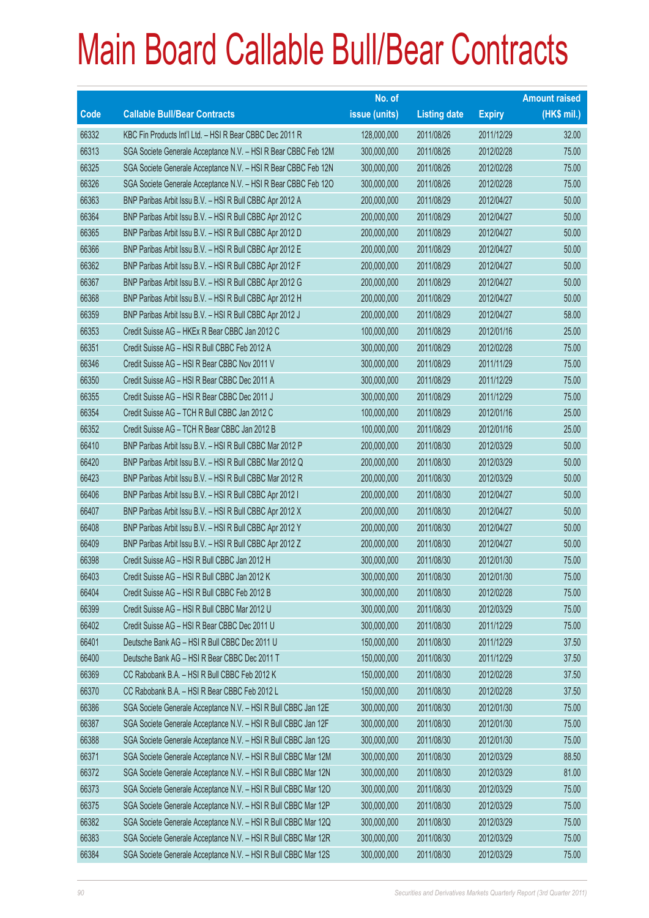# Main Board Callable Bull/Bear Contracts

| Code | Callable Bull/Bear Contracts | No. of issue (units) | Listing date | Expiry | Amount raised (HK$ mil.) |
|---|---|---|---|---|---|
| 66332 | KBC Fin Products Int'l Ltd. – HSI R Bear CBBC Dec 2011 R | 128,000,000 | 2011/08/26 | 2011/12/29 | 32.00 |
| 66313 | SGA Societe Generale Acceptance N.V. – HSI R Bear CBBC Feb 12M | 300,000,000 | 2011/08/26 | 2012/02/28 | 75.00 |
| 66325 | SGA Societe Generale Acceptance N.V. – HSI R Bear CBBC Feb 12N | 300,000,000 | 2011/08/26 | 2012/02/28 | 75.00 |
| 66326 | SGA Societe Generale Acceptance N.V. – HSI R Bear CBBC Feb 12O | 300,000,000 | 2011/08/26 | 2012/02/28 | 75.00 |
| 66363 | BNP Paribas Arbit Issu B.V. – HSI R Bull CBBC Apr 2012 A | 200,000,000 | 2011/08/29 | 2012/04/27 | 50.00 |
| 66364 | BNP Paribas Arbit Issu B.V. – HSI R Bull CBBC Apr 2012 C | 200,000,000 | 2011/08/29 | 2012/04/27 | 50.00 |
| 66365 | BNP Paribas Arbit Issu B.V. – HSI R Bull CBBC Apr 2012 D | 200,000,000 | 2011/08/29 | 2012/04/27 | 50.00 |
| 66366 | BNP Paribas Arbit Issu B.V. – HSI R Bull CBBC Apr 2012 E | 200,000,000 | 2011/08/29 | 2012/04/27 | 50.00 |
| 66362 | BNP Paribas Arbit Issu B.V. – HSI R Bull CBBC Apr 2012 F | 200,000,000 | 2011/08/29 | 2012/04/27 | 50.00 |
| 66367 | BNP Paribas Arbit Issu B.V. – HSI R Bull CBBC Apr 2012 G | 200,000,000 | 2011/08/29 | 2012/04/27 | 50.00 |
| 66368 | BNP Paribas Arbit Issu B.V. – HSI R Bull CBBC Apr 2012 H | 200,000,000 | 2011/08/29 | 2012/04/27 | 50.00 |
| 66359 | BNP Paribas Arbit Issu B.V. – HSI R Bull CBBC Apr 2012 J | 200,000,000 | 2011/08/29 | 2012/04/27 | 58.00 |
| 66353 | Credit Suisse AG – HKEx R Bear CBBC Jan 2012 C | 100,000,000 | 2011/08/29 | 2012/01/16 | 25.00 |
| 66351 | Credit Suisse AG – HSI R Bull CBBC Feb 2012 A | 300,000,000 | 2011/08/29 | 2012/02/28 | 75.00 |
| 66346 | Credit Suisse AG – HSI R Bear CBBC Nov 2011 V | 300,000,000 | 2011/08/29 | 2011/11/29 | 75.00 |
| 66350 | Credit Suisse AG – HSI R Bear CBBC Dec 2011 A | 300,000,000 | 2011/08/29 | 2011/12/29 | 75.00 |
| 66355 | Credit Suisse AG – HSI R Bear CBBC Dec 2011 J | 300,000,000 | 2011/08/29 | 2011/12/29 | 75.00 |
| 66354 | Credit Suisse AG – TCH R Bull CBBC Jan 2012 C | 100,000,000 | 2011/08/29 | 2012/01/16 | 25.00 |
| 66352 | Credit Suisse AG – TCH R Bear CBBC Jan 2012 B | 100,000,000 | 2011/08/29 | 2012/01/16 | 25.00 |
| 66410 | BNP Paribas Arbit Issu B.V. – HSI R Bull CBBC Mar 2012 P | 200,000,000 | 2011/08/30 | 2012/03/29 | 50.00 |
| 66420 | BNP Paribas Arbit Issu B.V. – HSI R Bull CBBC Mar 2012 Q | 200,000,000 | 2011/08/30 | 2012/03/29 | 50.00 |
| 66423 | BNP Paribas Arbit Issu B.V. – HSI R Bull CBBC Mar 2012 R | 200,000,000 | 2011/08/30 | 2012/03/29 | 50.00 |
| 66406 | BNP Paribas Arbit Issu B.V. – HSI R Bull CBBC Apr 2012 I | 200,000,000 | 2011/08/30 | 2012/04/27 | 50.00 |
| 66407 | BNP Paribas Arbit Issu B.V. – HSI R Bull CBBC Apr 2012 X | 200,000,000 | 2011/08/30 | 2012/04/27 | 50.00 |
| 66408 | BNP Paribas Arbit Issu B.V. – HSI R Bull CBBC Apr 2012 Y | 200,000,000 | 2011/08/30 | 2012/04/27 | 50.00 |
| 66409 | BNP Paribas Arbit Issu B.V. – HSI R Bull CBBC Apr 2012 Z | 200,000,000 | 2011/08/30 | 2012/04/27 | 50.00 |
| 66398 | Credit Suisse AG – HSI R Bull CBBC Jan 2012 H | 300,000,000 | 2011/08/30 | 2012/01/30 | 75.00 |
| 66403 | Credit Suisse AG – HSI R Bull CBBC Jan 2012 K | 300,000,000 | 2011/08/30 | 2012/01/30 | 75.00 |
| 66404 | Credit Suisse AG – HSI R Bull CBBC Feb 2012 B | 300,000,000 | 2011/08/30 | 2012/02/28 | 75.00 |
| 66399 | Credit Suisse AG – HSI R Bull CBBC Mar 2012 U | 300,000,000 | 2011/08/30 | 2012/03/29 | 75.00 |
| 66402 | Credit Suisse AG – HSI R Bear CBBC Dec 2011 U | 300,000,000 | 2011/08/30 | 2011/12/29 | 75.00 |
| 66401 | Deutsche Bank AG – HSI R Bull CBBC Dec 2011 U | 150,000,000 | 2011/08/30 | 2011/12/29 | 37.50 |
| 66400 | Deutsche Bank AG – HSI R Bear CBBC Dec 2011 T | 150,000,000 | 2011/08/30 | 2011/12/29 | 37.50 |
| 66369 | CC Rabobank B.A. – HSI R Bull CBBC Feb 2012 K | 150,000,000 | 2011/08/30 | 2012/02/28 | 37.50 |
| 66370 | CC Rabobank B.A. – HSI R Bear CBBC Feb 2012 L | 150,000,000 | 2011/08/30 | 2012/02/28 | 37.50 |
| 66386 | SGA Societe Generale Acceptance N.V. – HSI R Bull CBBC Jan 12E | 300,000,000 | 2011/08/30 | 2012/01/30 | 75.00 |
| 66387 | SGA Societe Generale Acceptance N.V. – HSI R Bull CBBC Jan 12F | 300,000,000 | 2011/08/30 | 2012/01/30 | 75.00 |
| 66388 | SGA Societe Generale Acceptance N.V. – HSI R Bull CBBC Jan 12G | 300,000,000 | 2011/08/30 | 2012/01/30 | 75.00 |
| 66371 | SGA Societe Generale Acceptance N.V. – HSI R Bull CBBC Mar 12M | 300,000,000 | 2011/08/30 | 2012/03/29 | 88.50 |
| 66372 | SGA Societe Generale Acceptance N.V. – HSI R Bull CBBC Mar 12N | 300,000,000 | 2011/08/30 | 2012/03/29 | 81.00 |
| 66373 | SGA Societe Generale Acceptance N.V. – HSI R Bull CBBC Mar 12O | 300,000,000 | 2011/08/30 | 2012/03/29 | 75.00 |
| 66375 | SGA Societe Generale Acceptance N.V. – HSI R Bull CBBC Mar 12P | 300,000,000 | 2011/08/30 | 2012/03/29 | 75.00 |
| 66382 | SGA Societe Generale Acceptance N.V. – HSI R Bull CBBC Mar 12Q | 300,000,000 | 2011/08/30 | 2012/03/29 | 75.00 |
| 66383 | SGA Societe Generale Acceptance N.V. – HSI R Bull CBBC Mar 12R | 300,000,000 | 2011/08/30 | 2012/03/29 | 75.00 |
| 66384 | SGA Societe Generale Acceptance N.V. – HSI R Bull CBBC Mar 12S | 300,000,000 | 2011/08/30 | 2012/03/29 | 75.00 |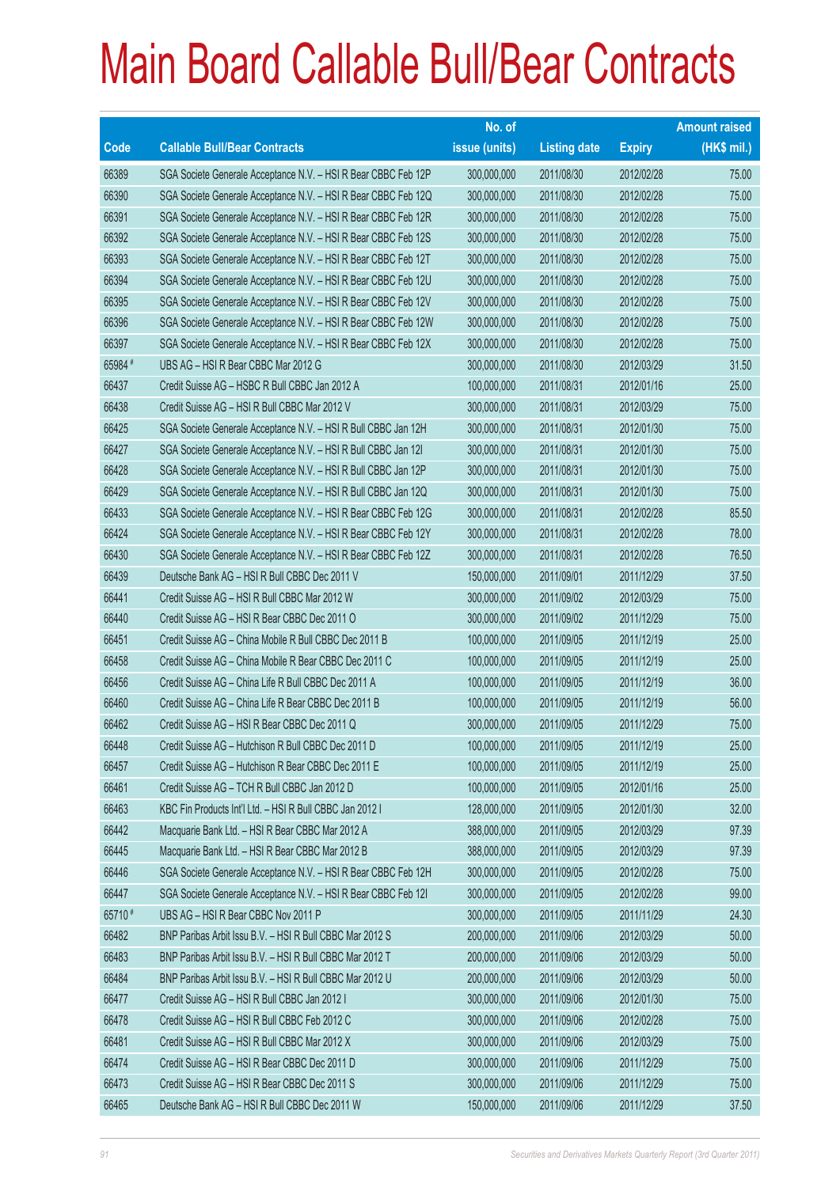# Main Board Callable Bull/Bear Contracts

| Code | Callable Bull/Bear Contracts | No. of issue (units) | Listing date | Expiry | Amount raised (HK$ mil.) |
|---|---|---|---|---|---|
| 66389 | SGA Societe Generale Acceptance N.V. – HSI R Bear CBBC Feb 12P | 300,000,000 | 2011/08/30 | 2012/02/28 | 75.00 |
| 66390 | SGA Societe Generale Acceptance N.V. – HSI R Bear CBBC Feb 12Q | 300,000,000 | 2011/08/30 | 2012/02/28 | 75.00 |
| 66391 | SGA Societe Generale Acceptance N.V. – HSI R Bear CBBC Feb 12R | 300,000,000 | 2011/08/30 | 2012/02/28 | 75.00 |
| 66392 | SGA Societe Generale Acceptance N.V. – HSI R Bear CBBC Feb 12S | 300,000,000 | 2011/08/30 | 2012/02/28 | 75.00 |
| 66393 | SGA Societe Generale Acceptance N.V. – HSI R Bear CBBC Feb 12T | 300,000,000 | 2011/08/30 | 2012/02/28 | 75.00 |
| 66394 | SGA Societe Generale Acceptance N.V. – HSI R Bear CBBC Feb 12U | 300,000,000 | 2011/08/30 | 2012/02/28 | 75.00 |
| 66395 | SGA Societe Generale Acceptance N.V. – HSI R Bear CBBC Feb 12V | 300,000,000 | 2011/08/30 | 2012/02/28 | 75.00 |
| 66396 | SGA Societe Generale Acceptance N.V. – HSI R Bear CBBC Feb 12W | 300,000,000 | 2011/08/30 | 2012/02/28 | 75.00 |
| 66397 | SGA Societe Generale Acceptance N.V. – HSI R Bear CBBC Feb 12X | 300,000,000 | 2011/08/30 | 2012/02/28 | 75.00 |
| 65984 # | UBS AG – HSI R Bear CBBC Mar 2012 G | 300,000,000 | 2011/08/30 | 2012/03/29 | 31.50 |
| 66437 | Credit Suisse AG – HSBC R Bull CBBC Jan 2012 A | 100,000,000 | 2011/08/31 | 2012/01/16 | 25.00 |
| 66438 | Credit Suisse AG – HSI R Bull CBBC Mar 2012 V | 300,000,000 | 2011/08/31 | 2012/03/29 | 75.00 |
| 66425 | SGA Societe Generale Acceptance N.V. – HSI R Bull CBBC Jan 12H | 300,000,000 | 2011/08/31 | 2012/01/30 | 75.00 |
| 66427 | SGA Societe Generale Acceptance N.V. – HSI R Bull CBBC Jan 12I | 300,000,000 | 2011/08/31 | 2012/01/30 | 75.00 |
| 66428 | SGA Societe Generale Acceptance N.V. – HSI R Bull CBBC Jan 12P | 300,000,000 | 2011/08/31 | 2012/01/30 | 75.00 |
| 66429 | SGA Societe Generale Acceptance N.V. – HSI R Bull CBBC Jan 12Q | 300,000,000 | 2011/08/31 | 2012/01/30 | 75.00 |
| 66433 | SGA Societe Generale Acceptance N.V. – HSI R Bear CBBC Feb 12G | 300,000,000 | 2011/08/31 | 2012/02/28 | 85.50 |
| 66424 | SGA Societe Generale Acceptance N.V. – HSI R Bear CBBC Feb 12Y | 300,000,000 | 2011/08/31 | 2012/02/28 | 78.00 |
| 66430 | SGA Societe Generale Acceptance N.V. – HSI R Bear CBBC Feb 12Z | 300,000,000 | 2011/08/31 | 2012/02/28 | 76.50 |
| 66439 | Deutsche Bank AG – HSI R Bull CBBC Dec 2011 V | 150,000,000 | 2011/09/01 | 2011/12/29 | 37.50 |
| 66441 | Credit Suisse AG – HSI R Bull CBBC Mar 2012 W | 300,000,000 | 2011/09/02 | 2012/03/29 | 75.00 |
| 66440 | Credit Suisse AG – HSI R Bear CBBC Dec 2011 O | 300,000,000 | 2011/09/02 | 2011/12/29 | 75.00 |
| 66451 | Credit Suisse AG – China Mobile R Bull CBBC Dec 2011 B | 100,000,000 | 2011/09/05 | 2011/12/19 | 25.00 |
| 66458 | Credit Suisse AG – China Mobile R Bear CBBC Dec 2011 C | 100,000,000 | 2011/09/05 | 2011/12/19 | 25.00 |
| 66456 | Credit Suisse AG – China Life R Bull CBBC Dec 2011 A | 100,000,000 | 2011/09/05 | 2011/12/19 | 36.00 |
| 66460 | Credit Suisse AG – China Life R Bear CBBC Dec 2011 B | 100,000,000 | 2011/09/05 | 2011/12/19 | 56.00 |
| 66462 | Credit Suisse AG – HSI R Bear CBBC Dec 2011 Q | 300,000,000 | 2011/09/05 | 2011/12/29 | 75.00 |
| 66448 | Credit Suisse AG – Hutchison R Bull CBBC Dec 2011 D | 100,000,000 | 2011/09/05 | 2011/12/19 | 25.00 |
| 66457 | Credit Suisse AG – Hutchison R Bear CBBC Dec 2011 E | 100,000,000 | 2011/09/05 | 2011/12/19 | 25.00 |
| 66461 | Credit Suisse AG – TCH R Bull CBBC Jan 2012 D | 100,000,000 | 2011/09/05 | 2012/01/16 | 25.00 |
| 66463 | KBC Fin Products Int'l Ltd. – HSI R Bull CBBC Jan 2012 I | 128,000,000 | 2011/09/05 | 2012/01/30 | 32.00 |
| 66442 | Macquarie Bank Ltd. – HSI R Bear CBBC Mar 2012 A | 388,000,000 | 2011/09/05 | 2012/03/29 | 97.39 |
| 66445 | Macquarie Bank Ltd. – HSI R Bear CBBC Mar 2012 B | 388,000,000 | 2011/09/05 | 2012/03/29 | 97.39 |
| 66446 | SGA Societe Generale Acceptance N.V. – HSI R Bear CBBC Feb 12H | 300,000,000 | 2011/09/05 | 2012/02/28 | 75.00 |
| 66447 | SGA Societe Generale Acceptance N.V. – HSI R Bear CBBC Feb 12I | 300,000,000 | 2011/09/05 | 2012/02/28 | 99.00 |
| 65710 # | UBS AG – HSI R Bear CBBC Nov 2011 P | 300,000,000 | 2011/09/05 | 2011/11/29 | 24.30 |
| 66482 | BNP Paribas Arbit Issu B.V. – HSI R Bull CBBC Mar 2012 S | 200,000,000 | 2011/09/06 | 2012/03/29 | 50.00 |
| 66483 | BNP Paribas Arbit Issu B.V. – HSI R Bull CBBC Mar 2012 T | 200,000,000 | 2011/09/06 | 2012/03/29 | 50.00 |
| 66484 | BNP Paribas Arbit Issu B.V. – HSI R Bull CBBC Mar 2012 U | 200,000,000 | 2011/09/06 | 2012/03/29 | 50.00 |
| 66477 | Credit Suisse AG – HSI R Bull CBBC Jan 2012 I | 300,000,000 | 2011/09/06 | 2012/01/30 | 75.00 |
| 66478 | Credit Suisse AG – HSI R Bull CBBC Feb 2012 C | 300,000,000 | 2011/09/06 | 2012/02/28 | 75.00 |
| 66481 | Credit Suisse AG – HSI R Bull CBBC Mar 2012 X | 300,000,000 | 2011/09/06 | 2012/03/29 | 75.00 |
| 66474 | Credit Suisse AG – HSI R Bear CBBC Dec 2011 D | 300,000,000 | 2011/09/06 | 2011/12/29 | 75.00 |
| 66473 | Credit Suisse AG – HSI R Bear CBBC Dec 2011 S | 300,000,000 | 2011/09/06 | 2011/12/29 | 75.00 |
| 66465 | Deutsche Bank AG – HSI R Bull CBBC Dec 2011 W | 150,000,000 | 2011/09/06 | 2011/12/29 | 37.50 |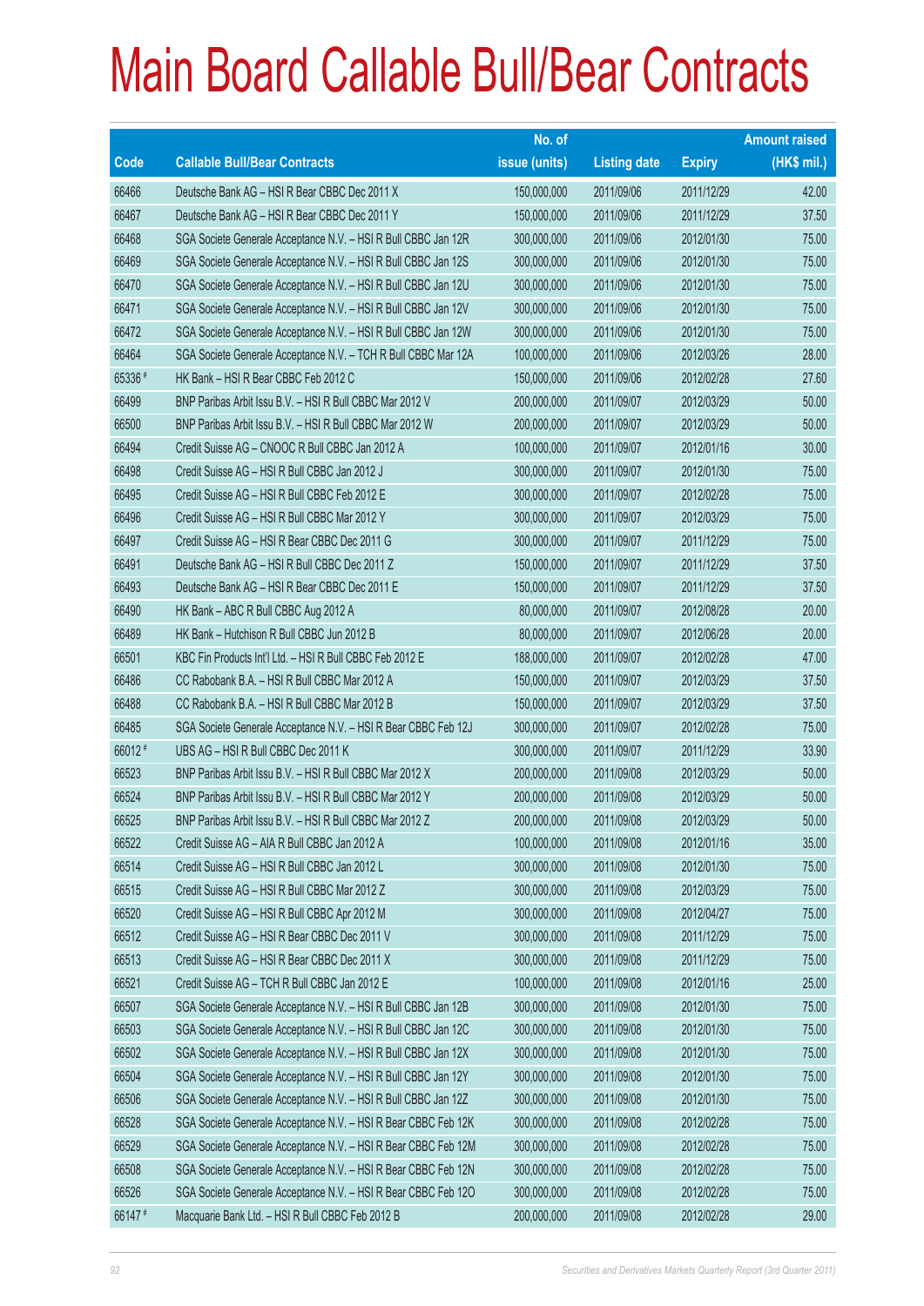# Main Board Callable Bull/Bear Contracts

| Code | Callable Bull/Bear Contracts | No. of issue (units) | Listing date | Expiry | Amount raised (HK$ mil.) |
|---|---|---|---|---|---|
| 66466 | Deutsche Bank AG – HSI R Bear CBBC Dec 2011 X | 150,000,000 | 2011/09/06 | 2011/12/29 | 42.00 |
| 66467 | Deutsche Bank AG – HSI R Bear CBBC Dec 2011 Y | 150,000,000 | 2011/09/06 | 2011/12/29 | 37.50 |
| 66468 | SGA Societe Generale Acceptance N.V. – HSI R Bull CBBC Jan 12R | 300,000,000 | 2011/09/06 | 2012/01/30 | 75.00 |
| 66469 | SGA Societe Generale Acceptance N.V. – HSI R Bull CBBC Jan 12S | 300,000,000 | 2011/09/06 | 2012/01/30 | 75.00 |
| 66470 | SGA Societe Generale Acceptance N.V. – HSI R Bull CBBC Jan 12U | 300,000,000 | 2011/09/06 | 2012/01/30 | 75.00 |
| 66471 | SGA Societe Generale Acceptance N.V. – HSI R Bull CBBC Jan 12V | 300,000,000 | 2011/09/06 | 2012/01/30 | 75.00 |
| 66472 | SGA Societe Generale Acceptance N.V. – HSI R Bull CBBC Jan 12W | 300,000,000 | 2011/09/06 | 2012/01/30 | 75.00 |
| 66464 | SGA Societe Generale Acceptance N.V. – TCH R Bull CBBC Mar 12A | 100,000,000 | 2011/09/06 | 2012/03/26 | 28.00 |
| 65336 # | HK Bank – HSI R Bear CBBC Feb 2012 C | 150,000,000 | 2011/09/06 | 2012/02/28 | 27.60 |
| 66499 | BNP Paribas Arbit Issu B.V. – HSI R Bull CBBC Mar 2012 V | 200,000,000 | 2011/09/07 | 2012/03/29 | 50.00 |
| 66500 | BNP Paribas Arbit Issu B.V. – HSI R Bull CBBC Mar 2012 W | 200,000,000 | 2011/09/07 | 2012/03/29 | 50.00 |
| 66494 | Credit Suisse AG – CNOOC R Bull CBBC Jan 2012 A | 100,000,000 | 2011/09/07 | 2012/01/16 | 30.00 |
| 66498 | Credit Suisse AG – HSI R Bull CBBC Jan 2012 J | 300,000,000 | 2011/09/07 | 2012/01/30 | 75.00 |
| 66495 | Credit Suisse AG – HSI R Bull CBBC Feb 2012 E | 300,000,000 | 2011/09/07 | 2012/02/28 | 75.00 |
| 66496 | Credit Suisse AG – HSI R Bull CBBC Mar 2012 Y | 300,000,000 | 2011/09/07 | 2012/03/29 | 75.00 |
| 66497 | Credit Suisse AG – HSI R Bear CBBC Dec 2011 G | 300,000,000 | 2011/09/07 | 2011/12/29 | 75.00 |
| 66491 | Deutsche Bank AG – HSI R Bull CBBC Dec 2011 Z | 150,000,000 | 2011/09/07 | 2011/12/29 | 37.50 |
| 66493 | Deutsche Bank AG – HSI R Bear CBBC Dec 2011 E | 150,000,000 | 2011/09/07 | 2011/12/29 | 37.50 |
| 66490 | HK Bank – ABC R Bull CBBC Aug 2012 A | 80,000,000 | 2011/09/07 | 2012/08/28 | 20.00 |
| 66489 | HK Bank – Hutchison R Bull CBBC Jun 2012 B | 80,000,000 | 2011/09/07 | 2012/06/28 | 20.00 |
| 66501 | KBC Fin Products Int'l Ltd. – HSI R Bull CBBC Feb 2012 E | 188,000,000 | 2011/09/07 | 2012/02/28 | 47.00 |
| 66486 | CC Rabobank B.A. – HSI R Bull CBBC Mar 2012 A | 150,000,000 | 2011/09/07 | 2012/03/29 | 37.50 |
| 66488 | CC Rabobank B.A. – HSI R Bull CBBC Mar 2012 B | 150,000,000 | 2011/09/07 | 2012/03/29 | 37.50 |
| 66485 | SGA Societe Generale Acceptance N.V. – HSI R Bear CBBC Feb 12J | 300,000,000 | 2011/09/07 | 2012/02/28 | 75.00 |
| 66012 # | UBS AG – HSI R Bull CBBC Dec 2011 K | 300,000,000 | 2011/09/07 | 2011/12/29 | 33.90 |
| 66523 | BNP Paribas Arbit Issu B.V. – HSI R Bull CBBC Mar 2012 X | 200,000,000 | 2011/09/08 | 2012/03/29 | 50.00 |
| 66524 | BNP Paribas Arbit Issu B.V. – HSI R Bull CBBC Mar 2012 Y | 200,000,000 | 2011/09/08 | 2012/03/29 | 50.00 |
| 66525 | BNP Paribas Arbit Issu B.V. – HSI R Bull CBBC Mar 2012 Z | 200,000,000 | 2011/09/08 | 2012/03/29 | 50.00 |
| 66522 | Credit Suisse AG – AIA R Bull CBBC Jan 2012 A | 100,000,000 | 2011/09/08 | 2012/01/16 | 35.00 |
| 66514 | Credit Suisse AG – HSI R Bull CBBC Jan 2012 L | 300,000,000 | 2011/09/08 | 2012/01/30 | 75.00 |
| 66515 | Credit Suisse AG – HSI R Bull CBBC Mar 2012 Z | 300,000,000 | 2011/09/08 | 2012/03/29 | 75.00 |
| 66520 | Credit Suisse AG – HSI R Bull CBBC Apr 2012 M | 300,000,000 | 2011/09/08 | 2012/04/27 | 75.00 |
| 66512 | Credit Suisse AG – HSI R Bear CBBC Dec 2011 V | 300,000,000 | 2011/09/08 | 2011/12/29 | 75.00 |
| 66513 | Credit Suisse AG – HSI R Bear CBBC Dec 2011 X | 300,000,000 | 2011/09/08 | 2011/12/29 | 75.00 |
| 66521 | Credit Suisse AG – TCH R Bull CBBC Jan 2012 E | 100,000,000 | 2011/09/08 | 2012/01/16 | 25.00 |
| 66507 | SGA Societe Generale Acceptance N.V. – HSI R Bull CBBC Jan 12B | 300,000,000 | 2011/09/08 | 2012/01/30 | 75.00 |
| 66503 | SGA Societe Generale Acceptance N.V. – HSI R Bull CBBC Jan 12C | 300,000,000 | 2011/09/08 | 2012/01/30 | 75.00 |
| 66502 | SGA Societe Generale Acceptance N.V. – HSI R Bull CBBC Jan 12X | 300,000,000 | 2011/09/08 | 2012/01/30 | 75.00 |
| 66504 | SGA Societe Generale Acceptance N.V. – HSI R Bull CBBC Jan 12Y | 300,000,000 | 2011/09/08 | 2012/01/30 | 75.00 |
| 66506 | SGA Societe Generale Acceptance N.V. – HSI R Bull CBBC Jan 12Z | 300,000,000 | 2011/09/08 | 2012/01/30 | 75.00 |
| 66528 | SGA Societe Generale Acceptance N.V. – HSI R Bear CBBC Feb 12K | 300,000,000 | 2011/09/08 | 2012/02/28 | 75.00 |
| 66529 | SGA Societe Generale Acceptance N.V. – HSI R Bear CBBC Feb 12M | 300,000,000 | 2011/09/08 | 2012/02/28 | 75.00 |
| 66508 | SGA Societe Generale Acceptance N.V. – HSI R Bear CBBC Feb 12N | 300,000,000 | 2011/09/08 | 2012/02/28 | 75.00 |
| 66526 | SGA Societe Generale Acceptance N.V. – HSI R Bear CBBC Feb 12O | 300,000,000 | 2011/09/08 | 2012/02/28 | 75.00 |
| 66147 # | Macquarie Bank Ltd. – HSI R Bull CBBC Feb 2012 B | 200,000,000 | 2011/09/08 | 2012/02/28 | 29.00 |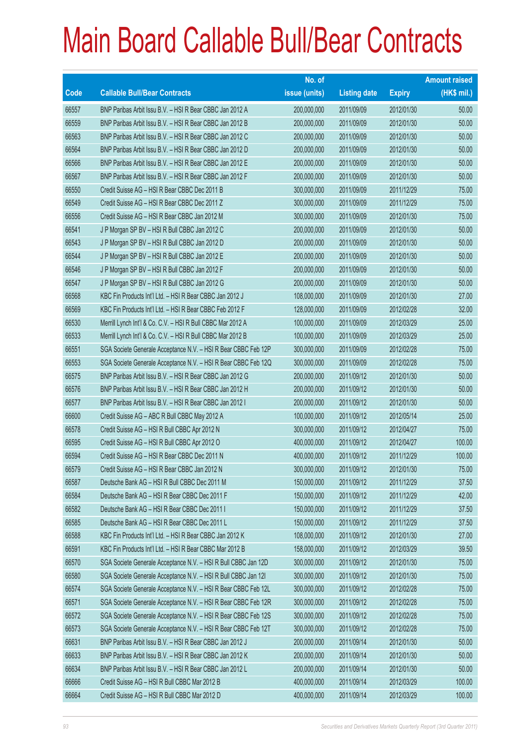# Main Board Callable Bull/Bear Contracts

| Code | Callable Bull/Bear Contracts | No. of issue (units) | Listing date | Expiry | Amount raised (HK$ mil.) |
|---|---|---|---|---|---|
| 66557 | BNP Paribas Arbit Issu B.V. – HSI R Bear CBBC Jan 2012 A | 200,000,000 | 2011/09/09 | 2012/01/30 | 50.00 |
| 66559 | BNP Paribas Arbit Issu B.V. – HSI R Bear CBBC Jan 2012 B | 200,000,000 | 2011/09/09 | 2012/01/30 | 50.00 |
| 66563 | BNP Paribas Arbit Issu B.V. – HSI R Bear CBBC Jan 2012 C | 200,000,000 | 2011/09/09 | 2012/01/30 | 50.00 |
| 66564 | BNP Paribas Arbit Issu B.V. – HSI R Bear CBBC Jan 2012 D | 200,000,000 | 2011/09/09 | 2012/01/30 | 50.00 |
| 66566 | BNP Paribas Arbit Issu B.V. – HSI R Bear CBBC Jan 2012 E | 200,000,000 | 2011/09/09 | 2012/01/30 | 50.00 |
| 66567 | BNP Paribas Arbit Issu B.V. – HSI R Bear CBBC Jan 2012 F | 200,000,000 | 2011/09/09 | 2012/01/30 | 50.00 |
| 66550 | Credit Suisse AG – HSI R Bear CBBC Dec 2011 B | 300,000,000 | 2011/09/09 | 2011/12/29 | 75.00 |
| 66549 | Credit Suisse AG – HSI R Bear CBBC Dec 2011 Z | 300,000,000 | 2011/09/09 | 2011/12/29 | 75.00 |
| 66556 | Credit Suisse AG – HSI R Bear CBBC Jan 2012 M | 300,000,000 | 2011/09/09 | 2012/01/30 | 75.00 |
| 66541 | J P Morgan SP BV – HSI R Bull CBBC Jan 2012 C | 200,000,000 | 2011/09/09 | 2012/01/30 | 50.00 |
| 66543 | J P Morgan SP BV – HSI R Bull CBBC Jan 2012 D | 200,000,000 | 2011/09/09 | 2012/01/30 | 50.00 |
| 66544 | J P Morgan SP BV – HSI R Bull CBBC Jan 2012 E | 200,000,000 | 2011/09/09 | 2012/01/30 | 50.00 |
| 66546 | J P Morgan SP BV – HSI R Bull CBBC Jan 2012 F | 200,000,000 | 2011/09/09 | 2012/01/30 | 50.00 |
| 66547 | J P Morgan SP BV – HSI R Bull CBBC Jan 2012 G | 200,000,000 | 2011/09/09 | 2012/01/30 | 50.00 |
| 66568 | KBC Fin Products Int'l Ltd. – HSI R Bear CBBC Jan 2012 J | 108,000,000 | 2011/09/09 | 2012/01/30 | 27.00 |
| 66569 | KBC Fin Products Int'l Ltd. – HSI R Bear CBBC Feb 2012 F | 128,000,000 | 2011/09/09 | 2012/02/28 | 32.00 |
| 66530 | Merrill Lynch Int'l & Co. C.V. – HSI R Bull CBBC Mar 2012 A | 100,000,000 | 2011/09/09 | 2012/03/29 | 25.00 |
| 66533 | Merrill Lynch Int'l & Co. C.V. – HSI R Bull CBBC Mar 2012 B | 100,000,000 | 2011/09/09 | 2012/03/29 | 25.00 |
| 66551 | SGA Societe Generale Acceptance N.V. – HSI R Bear CBBC Feb 12P | 300,000,000 | 2011/09/09 | 2012/02/28 | 75.00 |
| 66553 | SGA Societe Generale Acceptance N.V. – HSI R Bear CBBC Feb 12Q | 300,000,000 | 2011/09/09 | 2012/02/28 | 75.00 |
| 66575 | BNP Paribas Arbit Issu B.V. – HSI R Bear CBBC Jan 2012 G | 200,000,000 | 2011/09/12 | 2012/01/30 | 50.00 |
| 66576 | BNP Paribas Arbit Issu B.V. – HSI R Bear CBBC Jan 2012 H | 200,000,000 | 2011/09/12 | 2012/01/30 | 50.00 |
| 66577 | BNP Paribas Arbit Issu B.V. – HSI R Bear CBBC Jan 2012 I | 200,000,000 | 2011/09/12 | 2012/01/30 | 50.00 |
| 66600 | Credit Suisse AG – ABC R Bull CBBC May 2012 A | 100,000,000 | 2011/09/12 | 2012/05/14 | 25.00 |
| 66578 | Credit Suisse AG – HSI R Bull CBBC Apr 2012 N | 300,000,000 | 2011/09/12 | 2012/04/27 | 75.00 |
| 66595 | Credit Suisse AG – HSI R Bull CBBC Apr 2012 O | 400,000,000 | 2011/09/12 | 2012/04/27 | 100.00 |
| 66594 | Credit Suisse AG – HSI R Bear CBBC Dec 2011 N | 400,000,000 | 2011/09/12 | 2011/12/29 | 100.00 |
| 66579 | Credit Suisse AG – HSI R Bear CBBC Jan 2012 N | 300,000,000 | 2011/09/12 | 2012/01/30 | 75.00 |
| 66587 | Deutsche Bank AG – HSI R Bull CBBC Dec 2011 M | 150,000,000 | 2011/09/12 | 2011/12/29 | 37.50 |
| 66584 | Deutsche Bank AG – HSI R Bear CBBC Dec 2011 F | 150,000,000 | 2011/09/12 | 2011/12/29 | 42.00 |
| 66582 | Deutsche Bank AG – HSI R Bear CBBC Dec 2011 I | 150,000,000 | 2011/09/12 | 2011/12/29 | 37.50 |
| 66585 | Deutsche Bank AG – HSI R Bear CBBC Dec 2011 L | 150,000,000 | 2011/09/12 | 2011/12/29 | 37.50 |
| 66588 | KBC Fin Products Int'l Ltd. – HSI R Bear CBBC Jan 2012 K | 108,000,000 | 2011/09/12 | 2012/01/30 | 27.00 |
| 66591 | KBC Fin Products Int'l Ltd. – HSI R Bear CBBC Mar 2012 B | 158,000,000 | 2011/09/12 | 2012/03/29 | 39.50 |
| 66570 | SGA Societe Generale Acceptance N.V. – HSI R Bull CBBC Jan 12D | 300,000,000 | 2011/09/12 | 2012/01/30 | 75.00 |
| 66580 | SGA Societe Generale Acceptance N.V. – HSI R Bull CBBC Jan 12I | 300,000,000 | 2011/09/12 | 2012/01/30 | 75.00 |
| 66574 | SGA Societe Generale Acceptance N.V. – HSI R Bear CBBC Feb 12L | 300,000,000 | 2011/09/12 | 2012/02/28 | 75.00 |
| 66571 | SGA Societe Generale Acceptance N.V. – HSI R Bear CBBC Feb 12R | 300,000,000 | 2011/09/12 | 2012/02/28 | 75.00 |
| 66572 | SGA Societe Generale Acceptance N.V. – HSI R Bear CBBC Feb 12S | 300,000,000 | 2011/09/12 | 2012/02/28 | 75.00 |
| 66573 | SGA Societe Generale Acceptance N.V. – HSI R Bear CBBC Feb 12T | 300,000,000 | 2011/09/12 | 2012/02/28 | 75.00 |
| 66631 | BNP Paribas Arbit Issu B.V. – HSI R Bear CBBC Jan 2012 J | 200,000,000 | 2011/09/14 | 2012/01/30 | 50.00 |
| 66633 | BNP Paribas Arbit Issu B.V. – HSI R Bear CBBC Jan 2012 K | 200,000,000 | 2011/09/14 | 2012/01/30 | 50.00 |
| 66634 | BNP Paribas Arbit Issu B.V. – HSI R Bear CBBC Jan 2012 L | 200,000,000 | 2011/09/14 | 2012/01/30 | 50.00 |
| 66666 | Credit Suisse AG – HSI R Bull CBBC Mar 2012 B | 400,000,000 | 2011/09/14 | 2012/03/29 | 100.00 |
| 66664 | Credit Suisse AG – HSI R Bull CBBC Mar 2012 D | 400,000,000 | 2011/09/14 | 2012/03/29 | 100.00 |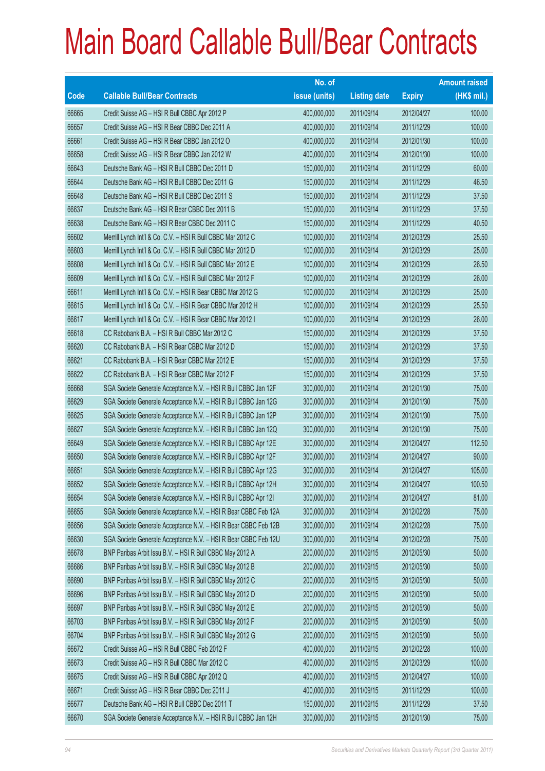# Main Board Callable Bull/Bear Contracts

| Code | Callable Bull/Bear Contracts | No. of issue (units) | Listing date | Expiry | Amount raised (HK$ mil.) |
|---|---|---|---|---|---|
| 66665 | Credit Suisse AG – HSI R Bull CBBC Apr 2012 P | 400,000,000 | 2011/09/14 | 2012/04/27 | 100.00 |
| 66657 | Credit Suisse AG – HSI R Bear CBBC Dec 2011 A | 400,000,000 | 2011/09/14 | 2011/12/29 | 100.00 |
| 66661 | Credit Suisse AG – HSI R Bear CBBC Jan 2012 O | 400,000,000 | 2011/09/14 | 2012/01/30 | 100.00 |
| 66658 | Credit Suisse AG – HSI R Bear CBBC Jan 2012 W | 400,000,000 | 2011/09/14 | 2012/01/30 | 100.00 |
| 66643 | Deutsche Bank AG – HSI R Bull CBBC Dec 2011 D | 150,000,000 | 2011/09/14 | 2011/12/29 | 60.00 |
| 66644 | Deutsche Bank AG – HSI R Bull CBBC Dec 2011 G | 150,000,000 | 2011/09/14 | 2011/12/29 | 46.50 |
| 66648 | Deutsche Bank AG – HSI R Bull CBBC Dec 2011 S | 150,000,000 | 2011/09/14 | 2011/12/29 | 37.50 |
| 66637 | Deutsche Bank AG – HSI R Bear CBBC Dec 2011 B | 150,000,000 | 2011/09/14 | 2011/12/29 | 37.50 |
| 66638 | Deutsche Bank AG – HSI R Bear CBBC Dec 2011 C | 150,000,000 | 2011/09/14 | 2011/12/29 | 40.50 |
| 66602 | Merrill Lynch Int'l & Co. C.V. – HSI R Bull CBBC Mar 2012 C | 100,000,000 | 2011/09/14 | 2012/03/29 | 25.50 |
| 66603 | Merrill Lynch Int'l & Co. C.V. – HSI R Bull CBBC Mar 2012 D | 100,000,000 | 2011/09/14 | 2012/03/29 | 25.00 |
| 66608 | Merrill Lynch Int'l & Co. C.V. – HSI R Bull CBBC Mar 2012 E | 100,000,000 | 2011/09/14 | 2012/03/29 | 26.50 |
| 66609 | Merrill Lynch Int'l & Co. C.V. – HSI R Bull CBBC Mar 2012 F | 100,000,000 | 2011/09/14 | 2012/03/29 | 26.00 |
| 66611 | Merrill Lynch Int'l & Co. C.V. – HSI R Bear CBBC Mar 2012 G | 100,000,000 | 2011/09/14 | 2012/03/29 | 25.00 |
| 66615 | Merrill Lynch Int'l & Co. C.V. – HSI R Bear CBBC Mar 2012 H | 100,000,000 | 2011/09/14 | 2012/03/29 | 25.50 |
| 66617 | Merrill Lynch Int'l & Co. C.V. – HSI R Bear CBBC Mar 2012 I | 100,000,000 | 2011/09/14 | 2012/03/29 | 26.00 |
| 66618 | CC Rabobank B.A. – HSI R Bull CBBC Mar 2012 C | 150,000,000 | 2011/09/14 | 2012/03/29 | 37.50 |
| 66620 | CC Rabobank B.A. – HSI R Bear CBBC Mar 2012 D | 150,000,000 | 2011/09/14 | 2012/03/29 | 37.50 |
| 66621 | CC Rabobank B.A. – HSI R Bear CBBC Mar 2012 E | 150,000,000 | 2011/09/14 | 2012/03/29 | 37.50 |
| 66622 | CC Rabobank B.A. – HSI R Bear CBBC Mar 2012 F | 150,000,000 | 2011/09/14 | 2012/03/29 | 37.50 |
| 66668 | SGA Societe Generale Acceptance N.V. – HSI R Bull CBBC Jan 12F | 300,000,000 | 2011/09/14 | 2012/01/30 | 75.00 |
| 66629 | SGA Societe Generale Acceptance N.V. – HSI R Bull CBBC Jan 12G | 300,000,000 | 2011/09/14 | 2012/01/30 | 75.00 |
| 66625 | SGA Societe Generale Acceptance N.V. – HSI R Bull CBBC Jan 12P | 300,000,000 | 2011/09/14 | 2012/01/30 | 75.00 |
| 66627 | SGA Societe Generale Acceptance N.V. – HSI R Bull CBBC Jan 12Q | 300,000,000 | 2011/09/14 | 2012/01/30 | 75.00 |
| 66649 | SGA Societe Generale Acceptance N.V. – HSI R Bull CBBC Apr 12E | 300,000,000 | 2011/09/14 | 2012/04/27 | 112.50 |
| 66650 | SGA Societe Generale Acceptance N.V. – HSI R Bull CBBC Apr 12F | 300,000,000 | 2011/09/14 | 2012/04/27 | 90.00 |
| 66651 | SGA Societe Generale Acceptance N.V. – HSI R Bull CBBC Apr 12G | 300,000,000 | 2011/09/14 | 2012/04/27 | 105.00 |
| 66652 | SGA Societe Generale Acceptance N.V. – HSI R Bull CBBC Apr 12H | 300,000,000 | 2011/09/14 | 2012/04/27 | 100.50 |
| 66654 | SGA Societe Generale Acceptance N.V. – HSI R Bull CBBC Apr 12I | 300,000,000 | 2011/09/14 | 2012/04/27 | 81.00 |
| 66655 | SGA Societe Generale Acceptance N.V. – HSI R Bear CBBC Feb 12A | 300,000,000 | 2011/09/14 | 2012/02/28 | 75.00 |
| 66656 | SGA Societe Generale Acceptance N.V. – HSI R Bear CBBC Feb 12B | 300,000,000 | 2011/09/14 | 2012/02/28 | 75.00 |
| 66630 | SGA Societe Generale Acceptance N.V. – HSI R Bear CBBC Feb 12U | 300,000,000 | 2011/09/14 | 2012/02/28 | 75.00 |
| 66678 | BNP Paribas Arbit Issu B.V. – HSI R Bull CBBC May 2012 A | 200,000,000 | 2011/09/15 | 2012/05/30 | 50.00 |
| 66686 | BNP Paribas Arbit Issu B.V. – HSI R Bull CBBC May 2012 B | 200,000,000 | 2011/09/15 | 2012/05/30 | 50.00 |
| 66690 | BNP Paribas Arbit Issu B.V. – HSI R Bull CBBC May 2012 C | 200,000,000 | 2011/09/15 | 2012/05/30 | 50.00 |
| 66696 | BNP Paribas Arbit Issu B.V. – HSI R Bull CBBC May 2012 D | 200,000,000 | 2011/09/15 | 2012/05/30 | 50.00 |
| 66697 | BNP Paribas Arbit Issu B.V. – HSI R Bull CBBC May 2012 E | 200,000,000 | 2011/09/15 | 2012/05/30 | 50.00 |
| 66703 | BNP Paribas Arbit Issu B.V. – HSI R Bull CBBC May 2012 F | 200,000,000 | 2011/09/15 | 2012/05/30 | 50.00 |
| 66704 | BNP Paribas Arbit Issu B.V. – HSI R Bull CBBC May 2012 G | 200,000,000 | 2011/09/15 | 2012/05/30 | 50.00 |
| 66672 | Credit Suisse AG – HSI R Bull CBBC Feb 2012 F | 400,000,000 | 2011/09/15 | 2012/02/28 | 100.00 |
| 66673 | Credit Suisse AG – HSI R Bull CBBC Mar 2012 C | 400,000,000 | 2011/09/15 | 2012/03/29 | 100.00 |
| 66675 | Credit Suisse AG – HSI R Bull CBBC Apr 2012 Q | 400,000,000 | 2011/09/15 | 2012/04/27 | 100.00 |
| 66671 | Credit Suisse AG – HSI R Bear CBBC Dec 2011 J | 400,000,000 | 2011/09/15 | 2011/12/29 | 100.00 |
| 66677 | Deutsche Bank AG – HSI R Bull CBBC Dec 2011 T | 150,000,000 | 2011/09/15 | 2011/12/29 | 37.50 |
| 66670 | SGA Societe Generale Acceptance N.V. – HSI R Bull CBBC Jan 12H | 300,000,000 | 2011/09/15 | 2012/01/30 | 75.00 |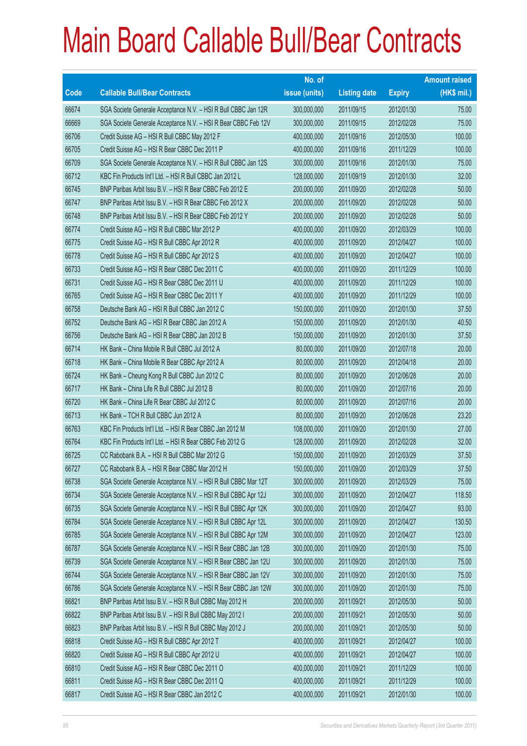# Main Board Callable Bull/Bear Contracts

| Code | Callable Bull/Bear Contracts | No. of issue (units) | Listing date | Expiry | Amount raised (HK$ mil.) |
|---|---|---|---|---|---|
| 66674 | SGA Societe Generale Acceptance N.V. – HSI R Bull CBBC Jan 12R | 300,000,000 | 2011/09/15 | 2012/01/30 | 75.00 |
| 66669 | SGA Societe Generale Acceptance N.V. – HSI R Bear CBBC Feb 12V | 300,000,000 | 2011/09/15 | 2012/02/28 | 75.00 |
| 66706 | Credit Suisse AG – HSI R Bull CBBC May 2012 F | 400,000,000 | 2011/09/16 | 2012/05/30 | 100.00 |
| 66705 | Credit Suisse AG – HSI R Bear CBBC Dec 2011 P | 400,000,000 | 2011/09/16 | 2011/12/29 | 100.00 |
| 66709 | SGA Societe Generale Acceptance N.V. – HSI R Bull CBBC Jan 12S | 300,000,000 | 2011/09/16 | 2012/01/30 | 75.00 |
| 66712 | KBC Fin Products Int'l Ltd. – HSI R Bull CBBC Jan 2012 L | 128,000,000 | 2011/09/19 | 2012/01/30 | 32.00 |
| 66745 | BNP Paribas Arbit Issu B.V. – HSI R Bear CBBC Feb 2012 E | 200,000,000 | 2011/09/20 | 2012/02/28 | 50.00 |
| 66747 | BNP Paribas Arbit Issu B.V. – HSI R Bear CBBC Feb 2012 X | 200,000,000 | 2011/09/20 | 2012/02/28 | 50.00 |
| 66748 | BNP Paribas Arbit Issu B.V. – HSI R Bear CBBC Feb 2012 Y | 200,000,000 | 2011/09/20 | 2012/02/28 | 50.00 |
| 66774 | Credit Suisse AG – HSI R Bull CBBC Mar 2012 P | 400,000,000 | 2011/09/20 | 2012/03/29 | 100.00 |
| 66775 | Credit Suisse AG – HSI R Bull CBBC Apr 2012 R | 400,000,000 | 2011/09/20 | 2012/04/27 | 100.00 |
| 66778 | Credit Suisse AG – HSI R Bull CBBC Apr 2012 S | 400,000,000 | 2011/09/20 | 2012/04/27 | 100.00 |
| 66733 | Credit Suisse AG – HSI R Bear CBBC Dec 2011 C | 400,000,000 | 2011/09/20 | 2011/12/29 | 100.00 |
| 66731 | Credit Suisse AG – HSI R Bear CBBC Dec 2011 U | 400,000,000 | 2011/09/20 | 2011/12/29 | 100.00 |
| 66765 | Credit Suisse AG – HSI R Bear CBBC Dec 2011 Y | 400,000,000 | 2011/09/20 | 2011/12/29 | 100.00 |
| 66758 | Deutsche Bank AG – HSI R Bull CBBC Jan 2012 C | 150,000,000 | 2011/09/20 | 2012/01/30 | 37.50 |
| 66752 | Deutsche Bank AG – HSI R Bear CBBC Jan 2012 A | 150,000,000 | 2011/09/20 | 2012/01/30 | 40.50 |
| 66756 | Deutsche Bank AG – HSI R Bear CBBC Jan 2012 B | 150,000,000 | 2011/09/20 | 2012/01/30 | 37.50 |
| 66714 | HK Bank – China Mobile R Bull CBBC Jul 2012 A | 80,000,000 | 2011/09/20 | 2012/07/18 | 20.00 |
| 66718 | HK Bank – China Mobile R Bear CBBC Apr 2012 A | 80,000,000 | 2011/09/20 | 2012/04/18 | 20.00 |
| 66724 | HK Bank – Cheung Kong R Bull CBBC Jun 2012 C | 80,000,000 | 2011/09/20 | 2012/06/28 | 20.00 |
| 66717 | HK Bank – China Life R Bull CBBC Jul 2012 B | 80,000,000 | 2011/09/20 | 2012/07/16 | 20.00 |
| 66720 | HK Bank – China Life R Bear CBBC Jul 2012 C | 80,000,000 | 2011/09/20 | 2012/07/16 | 20.00 |
| 66713 | HK Bank – TCH R Bull CBBC Jun 2012 A | 80,000,000 | 2011/09/20 | 2012/06/28 | 23.20 |
| 66763 | KBC Fin Products Int'l Ltd. – HSI R Bear CBBC Jan 2012 M | 108,000,000 | 2011/09/20 | 2012/01/30 | 27.00 |
| 66764 | KBC Fin Products Int'l Ltd. – HSI R Bear CBBC Feb 2012 G | 128,000,000 | 2011/09/20 | 2012/02/28 | 32.00 |
| 66725 | CC Rabobank B.A. – HSI R Bull CBBC Mar 2012 G | 150,000,000 | 2011/09/20 | 2012/03/29 | 37.50 |
| 66727 | CC Rabobank B.A. – HSI R Bear CBBC Mar 2012 H | 150,000,000 | 2011/09/20 | 2012/03/29 | 37.50 |
| 66738 | SGA Societe Generale Acceptance N.V. – HSI R Bull CBBC Mar 12T | 300,000,000 | 2011/09/20 | 2012/03/29 | 75.00 |
| 66734 | SGA Societe Generale Acceptance N.V. – HSI R Bull CBBC Apr 12J | 300,000,000 | 2011/09/20 | 2012/04/27 | 118.50 |
| 66735 | SGA Societe Generale Acceptance N.V. – HSI R Bull CBBC Apr 12K | 300,000,000 | 2011/09/20 | 2012/04/27 | 93.00 |
| 66784 | SGA Societe Generale Acceptance N.V. – HSI R Bull CBBC Apr 12L | 300,000,000 | 2011/09/20 | 2012/04/27 | 130.50 |
| 66785 | SGA Societe Generale Acceptance N.V. – HSI R Bull CBBC Apr 12M | 300,000,000 | 2011/09/20 | 2012/04/27 | 123.00 |
| 66787 | SGA Societe Generale Acceptance N.V. – HSI R Bear CBBC Jan 12B | 300,000,000 | 2011/09/20 | 2012/01/30 | 75.00 |
| 66739 | SGA Societe Generale Acceptance N.V. – HSI R Bear CBBC Jan 12U | 300,000,000 | 2011/09/20 | 2012/01/30 | 75.00 |
| 66744 | SGA Societe Generale Acceptance N.V. – HSI R Bear CBBC Jan 12V | 300,000,000 | 2011/09/20 | 2012/01/30 | 75.00 |
| 66786 | SGA Societe Generale Acceptance N.V. – HSI R Bear CBBC Jan 12W | 300,000,000 | 2011/09/20 | 2012/01/30 | 75.00 |
| 66821 | BNP Paribas Arbit Issu B.V. – HSI R Bull CBBC May 2012 H | 200,000,000 | 2011/09/21 | 2012/05/30 | 50.00 |
| 66822 | BNP Paribas Arbit Issu B.V. – HSI R Bull CBBC May 2012 I | 200,000,000 | 2011/09/21 | 2012/05/30 | 50.00 |
| 66823 | BNP Paribas Arbit Issu B.V. – HSI R Bull CBBC May 2012 J | 200,000,000 | 2011/09/21 | 2012/05/30 | 50.00 |
| 66818 | Credit Suisse AG – HSI R Bull CBBC Apr 2012 T | 400,000,000 | 2011/09/21 | 2012/04/27 | 100.00 |
| 66820 | Credit Suisse AG – HSI R Bull CBBC Apr 2012 U | 400,000,000 | 2011/09/21 | 2012/04/27 | 100.00 |
| 66810 | Credit Suisse AG – HSI R Bear CBBC Dec 2011 O | 400,000,000 | 2011/09/21 | 2011/12/29 | 100.00 |
| 66811 | Credit Suisse AG – HSI R Bear CBBC Dec 2011 Q | 400,000,000 | 2011/09/21 | 2011/12/29 | 100.00 |
| 66817 | Credit Suisse AG – HSI R Bear CBBC Jan 2012 C | 400,000,000 | 2011/09/21 | 2012/01/30 | 100.00 |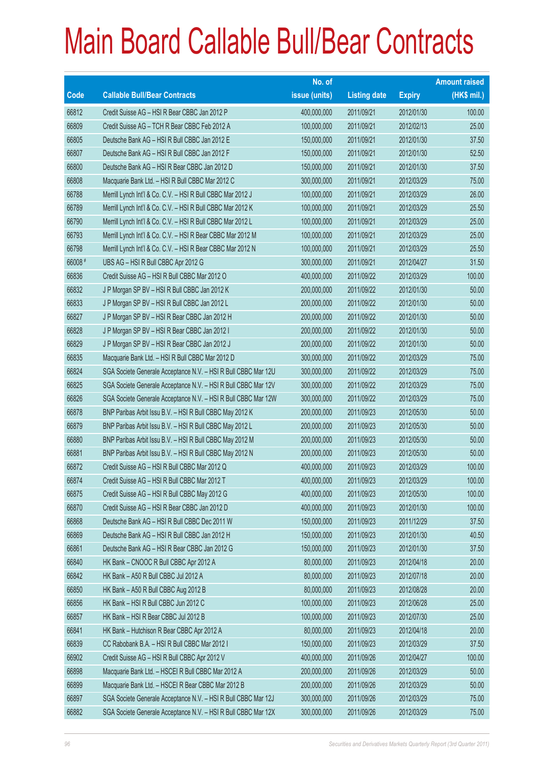# Main Board Callable Bull/Bear Contracts

| Code | Callable Bull/Bear Contracts | No. of issue (units) | Listing date | Expiry | Amount raised (HK$ mil.) |
|---|---|---|---|---|---|
| 66812 | Credit Suisse AG – HSI R Bear CBBC Jan 2012 P | 400,000,000 | 2011/09/21 | 2012/01/30 | 100.00 |
| 66809 | Credit Suisse AG – TCH R Bear CBBC Feb 2012 A | 100,000,000 | 2011/09/21 | 2012/02/13 | 25.00 |
| 66805 | Deutsche Bank AG – HSI R Bull CBBC Jan 2012 E | 150,000,000 | 2011/09/21 | 2012/01/30 | 37.50 |
| 66807 | Deutsche Bank AG – HSI R Bull CBBC Jan 2012 F | 150,000,000 | 2011/09/21 | 2012/01/30 | 52.50 |
| 66800 | Deutsche Bank AG – HSI R Bear CBBC Jan 2012 D | 150,000,000 | 2011/09/21 | 2012/01/30 | 37.50 |
| 66808 | Macquarie Bank Ltd. – HSI R Bull CBBC Mar 2012 C | 300,000,000 | 2011/09/21 | 2012/03/29 | 75.00 |
| 66788 | Merrill Lynch Int'l & Co. C.V. – HSI R Bull CBBC Mar 2012 J | 100,000,000 | 2011/09/21 | 2012/03/29 | 26.00 |
| 66789 | Merrill Lynch Int'l & Co. C.V. – HSI R Bull CBBC Mar 2012 K | 100,000,000 | 2011/09/21 | 2012/03/29 | 25.50 |
| 66790 | Merrill Lynch Int'l & Co. C.V. – HSI R Bull CBBC Mar 2012 L | 100,000,000 | 2011/09/21 | 2012/03/29 | 25.00 |
| 66793 | Merrill Lynch Int'l & Co. C.V. – HSI R Bear CBBC Mar 2012 M | 100,000,000 | 2011/09/21 | 2012/03/29 | 25.00 |
| 66798 | Merrill Lynch Int'l & Co. C.V. – HSI R Bear CBBC Mar 2012 N | 100,000,000 | 2011/09/21 | 2012/03/29 | 25.50 |
| 66008 # | UBS AG – HSI R Bull CBBC Apr 2012 G | 300,000,000 | 2011/09/21 | 2012/04/27 | 31.50 |
| 66836 | Credit Suisse AG – HSI R Bull CBBC Mar 2012 O | 400,000,000 | 2011/09/22 | 2012/03/29 | 100.00 |
| 66832 | J P Morgan SP BV – HSI R Bull CBBC Jan 2012 K | 200,000,000 | 2011/09/22 | 2012/01/30 | 50.00 |
| 66833 | J P Morgan SP BV – HSI R Bull CBBC Jan 2012 L | 200,000,000 | 2011/09/22 | 2012/01/30 | 50.00 |
| 66827 | J P Morgan SP BV – HSI R Bear CBBC Jan 2012 H | 200,000,000 | 2011/09/22 | 2012/01/30 | 50.00 |
| 66828 | J P Morgan SP BV – HSI R Bear CBBC Jan 2012 I | 200,000,000 | 2011/09/22 | 2012/01/30 | 50.00 |
| 66829 | J P Morgan SP BV – HSI R Bear CBBC Jan 2012 J | 200,000,000 | 2011/09/22 | 2012/01/30 | 50.00 |
| 66835 | Macquarie Bank Ltd. – HSI R Bull CBBC Mar 2012 D | 300,000,000 | 2011/09/22 | 2012/03/29 | 75.00 |
| 66824 | SGA Societe Generale Acceptance N.V. – HSI R Bull CBBC Mar 12U | 300,000,000 | 2011/09/22 | 2012/03/29 | 75.00 |
| 66825 | SGA Societe Generale Acceptance N.V. – HSI R Bull CBBC Mar 12V | 300,000,000 | 2011/09/22 | 2012/03/29 | 75.00 |
| 66826 | SGA Societe Generale Acceptance N.V. – HSI R Bull CBBC Mar 12W | 300,000,000 | 2011/09/22 | 2012/03/29 | 75.00 |
| 66878 | BNP Paribas Arbit Issu B.V. – HSI R Bull CBBC May 2012 K | 200,000,000 | 2011/09/23 | 2012/05/30 | 50.00 |
| 66879 | BNP Paribas Arbit Issu B.V. – HSI R Bull CBBC May 2012 L | 200,000,000 | 2011/09/23 | 2012/05/30 | 50.00 |
| 66880 | BNP Paribas Arbit Issu B.V. – HSI R Bull CBBC May 2012 M | 200,000,000 | 2011/09/23 | 2012/05/30 | 50.00 |
| 66881 | BNP Paribas Arbit Issu B.V. – HSI R Bull CBBC May 2012 N | 200,000,000 | 2011/09/23 | 2012/05/30 | 50.00 |
| 66872 | Credit Suisse AG – HSI R Bull CBBC Mar 2012 Q | 400,000,000 | 2011/09/23 | 2012/03/29 | 100.00 |
| 66874 | Credit Suisse AG – HSI R Bull CBBC Mar 2012 T | 400,000,000 | 2011/09/23 | 2012/03/29 | 100.00 |
| 66875 | Credit Suisse AG – HSI R Bull CBBC May 2012 G | 400,000,000 | 2011/09/23 | 2012/05/30 | 100.00 |
| 66870 | Credit Suisse AG – HSI R Bear CBBC Jan 2012 D | 400,000,000 | 2011/09/23 | 2012/01/30 | 100.00 |
| 66868 | Deutsche Bank AG – HSI R Bull CBBC Dec 2011 W | 150,000,000 | 2011/09/23 | 2011/12/29 | 37.50 |
| 66869 | Deutsche Bank AG – HSI R Bull CBBC Jan 2012 H | 150,000,000 | 2011/09/23 | 2012/01/30 | 40.50 |
| 66861 | Deutsche Bank AG – HSI R Bear CBBC Jan 2012 G | 150,000,000 | 2011/09/23 | 2012/01/30 | 37.50 |
| 66840 | HK Bank – CNOOC R Bull CBBC Apr 2012 A | 80,000,000 | 2011/09/23 | 2012/04/18 | 20.00 |
| 66842 | HK Bank – A50 R Bull CBBC Jul 2012 A | 80,000,000 | 2011/09/23 | 2012/07/18 | 20.00 |
| 66850 | HK Bank – A50 R Bull CBBC Aug 2012 B | 80,000,000 | 2011/09/23 | 2012/08/28 | 20.00 |
| 66856 | HK Bank – HSI R Bull CBBC Jun 2012 C | 100,000,000 | 2011/09/23 | 2012/06/28 | 25.00 |
| 66857 | HK Bank – HSI R Bear CBBC Jul 2012 B | 100,000,000 | 2011/09/23 | 2012/07/30 | 25.00 |
| 66841 | HK Bank – Hutchison R Bear CBBC Apr 2012 A | 80,000,000 | 2011/09/23 | 2012/04/18 | 20.00 |
| 66839 | CC Rabobank B.A. – HSI R Bull CBBC Mar 2012 I | 150,000,000 | 2011/09/23 | 2012/03/29 | 37.50 |
| 66902 | Credit Suisse AG – HSI R Bull CBBC Apr 2012 V | 400,000,000 | 2011/09/26 | 2012/04/27 | 100.00 |
| 66898 | Macquarie Bank Ltd. – HSCEI R Bull CBBC Mar 2012 A | 200,000,000 | 2011/09/26 | 2012/03/29 | 50.00 |
| 66899 | Macquarie Bank Ltd. – HSCEI R Bear CBBC Mar 2012 B | 200,000,000 | 2011/09/26 | 2012/03/29 | 50.00 |
| 66897 | SGA Societe Generale Acceptance N.V. – HSI R Bull CBBC Mar 12J | 300,000,000 | 2011/09/26 | 2012/03/29 | 75.00 |
| 66882 | SGA Societe Generale Acceptance N.V. – HSI R Bull CBBC Mar 12X | 300,000,000 | 2011/09/26 | 2012/03/29 | 75.00 |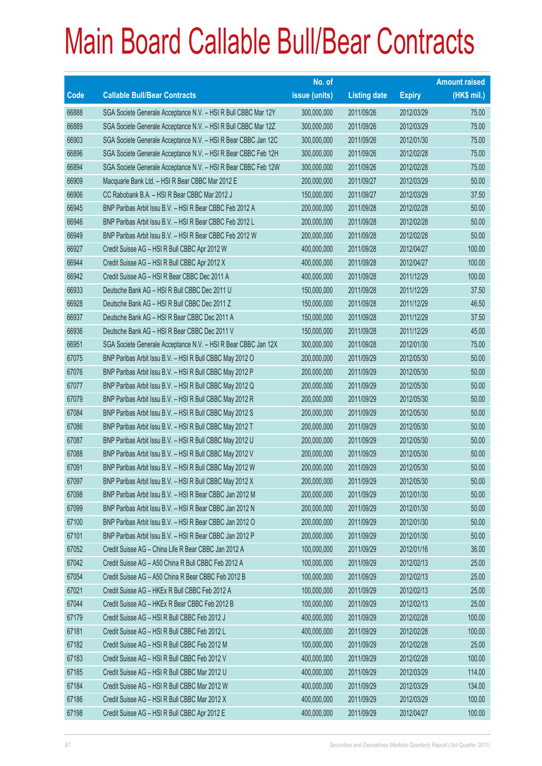# Main Board Callable Bull/Bear Contracts

| Code | Callable Bull/Bear Contracts | No. of issue (units) | Listing date | Expiry | Amount raised (HK$ mil.) |
|---|---|---|---|---|---|
| 66888 | SGA Societe Generale Acceptance N.V. – HSI R Bull CBBC Mar 12Y | 300,000,000 | 2011/09/26 | 2012/03/29 | 75.00 |
| 66889 | SGA Societe Generale Acceptance N.V. – HSI R Bull CBBC Mar 12Z | 300,000,000 | 2011/09/26 | 2012/03/29 | 75.00 |
| 66903 | SGA Societe Generale Acceptance N.V. – HSI R Bear CBBC Jan 12C | 300,000,000 | 2011/09/26 | 2012/01/30 | 75.00 |
| 66896 | SGA Societe Generale Acceptance N.V. – HSI R Bear CBBC Feb 12H | 300,000,000 | 2011/09/26 | 2012/02/28 | 75.00 |
| 66894 | SGA Societe Generale Acceptance N.V. – HSI R Bear CBBC Feb 12W | 300,000,000 | 2011/09/26 | 2012/02/28 | 75.00 |
| 66909 | Macquarie Bank Ltd. – HSI R Bear CBBC Mar 2012 E | 200,000,000 | 2011/09/27 | 2012/03/29 | 50.00 |
| 66906 | CC Rabobank B.A. – HSI R Bear CBBC Mar 2012 J | 150,000,000 | 2011/09/27 | 2012/03/29 | 37.50 |
| 66945 | BNP Paribas Arbit Issu B.V. – HSI R Bear CBBC Feb 2012 A | 200,000,000 | 2011/09/28 | 2012/02/28 | 50.00 |
| 66946 | BNP Paribas Arbit Issu B.V. – HSI R Bear CBBC Feb 2012 L | 200,000,000 | 2011/09/28 | 2012/02/28 | 50.00 |
| 66949 | BNP Paribas Arbit Issu B.V. – HSI R Bear CBBC Feb 2012 W | 200,000,000 | 2011/09/28 | 2012/02/28 | 50.00 |
| 66927 | Credit Suisse AG – HSI R Bull CBBC Apr 2012 W | 400,000,000 | 2011/09/28 | 2012/04/27 | 100.00 |
| 66944 | Credit Suisse AG – HSI R Bull CBBC Apr 2012 X | 400,000,000 | 2011/09/28 | 2012/04/27 | 100.00 |
| 66942 | Credit Suisse AG – HSI R Bear CBBC Dec 2011 A | 400,000,000 | 2011/09/28 | 2011/12/29 | 100.00 |
| 66933 | Deutsche Bank AG – HSI R Bull CBBC Dec 2011 U | 150,000,000 | 2011/09/28 | 2011/12/29 | 37.50 |
| 66928 | Deutsche Bank AG – HSI R Bull CBBC Dec 2011 Z | 150,000,000 | 2011/09/28 | 2011/12/29 | 46.50 |
| 66937 | Deutsche Bank AG – HSI R Bear CBBC Dec 2011 A | 150,000,000 | 2011/09/28 | 2011/12/29 | 37.50 |
| 66936 | Deutsche Bank AG – HSI R Bear CBBC Dec 2011 V | 150,000,000 | 2011/09/28 | 2011/12/29 | 45.00 |
| 66951 | SGA Societe Generale Acceptance N.V. – HSI R Bear CBBC Jan 12X | 300,000,000 | 2011/09/28 | 2012/01/30 | 75.00 |
| 67075 | BNP Paribas Arbit Issu B.V. – HSI R Bull CBBC May 2012 O | 200,000,000 | 2011/09/29 | 2012/05/30 | 50.00 |
| 67076 | BNP Paribas Arbit Issu B.V. – HSI R Bull CBBC May 2012 P | 200,000,000 | 2011/09/29 | 2012/05/30 | 50.00 |
| 67077 | BNP Paribas Arbit Issu B.V. – HSI R Bull CBBC May 2012 Q | 200,000,000 | 2011/09/29 | 2012/05/30 | 50.00 |
| 67079 | BNP Paribas Arbit Issu B.V. – HSI R Bull CBBC May 2012 R | 200,000,000 | 2011/09/29 | 2012/05/30 | 50.00 |
| 67084 | BNP Paribas Arbit Issu B.V. – HSI R Bull CBBC May 2012 S | 200,000,000 | 2011/09/29 | 2012/05/30 | 50.00 |
| 67086 | BNP Paribas Arbit Issu B.V. – HSI R Bull CBBC May 2012 T | 200,000,000 | 2011/09/29 | 2012/05/30 | 50.00 |
| 67087 | BNP Paribas Arbit Issu B.V. – HSI R Bull CBBC May 2012 U | 200,000,000 | 2011/09/29 | 2012/05/30 | 50.00 |
| 67088 | BNP Paribas Arbit Issu B.V. – HSI R Bull CBBC May 2012 V | 200,000,000 | 2011/09/29 | 2012/05/30 | 50.00 |
| 67091 | BNP Paribas Arbit Issu B.V. – HSI R Bull CBBC May 2012 W | 200,000,000 | 2011/09/29 | 2012/05/30 | 50.00 |
| 67097 | BNP Paribas Arbit Issu B.V. – HSI R Bull CBBC May 2012 X | 200,000,000 | 2011/09/29 | 2012/05/30 | 50.00 |
| 67098 | BNP Paribas Arbit Issu B.V. – HSI R Bear CBBC Jan 2012 M | 200,000,000 | 2011/09/29 | 2012/01/30 | 50.00 |
| 67099 | BNP Paribas Arbit Issu B.V. – HSI R Bear CBBC Jan 2012 N | 200,000,000 | 2011/09/29 | 2012/01/30 | 50.00 |
| 67100 | BNP Paribas Arbit Issu B.V. – HSI R Bear CBBC Jan 2012 O | 200,000,000 | 2011/09/29 | 2012/01/30 | 50.00 |
| 67101 | BNP Paribas Arbit Issu B.V. – HSI R Bear CBBC Jan 2012 P | 200,000,000 | 2011/09/29 | 2012/01/30 | 50.00 |
| 67052 | Credit Suisse AG – China Life R Bear CBBC Jan 2012 A | 100,000,000 | 2011/09/29 | 2012/01/16 | 36.00 |
| 67042 | Credit Suisse AG – A50 China R Bull CBBC Feb 2012 A | 100,000,000 | 2011/09/29 | 2012/02/13 | 25.00 |
| 67054 | Credit Suisse AG – A50 China R Bear CBBC Feb 2012 B | 100,000,000 | 2011/09/29 | 2012/02/13 | 25.00 |
| 67021 | Credit Suisse AG – HKEx R Bull CBBC Feb 2012 A | 100,000,000 | 2011/09/29 | 2012/02/13 | 25.00 |
| 67044 | Credit Suisse AG – HKEx R Bear CBBC Feb 2012 B | 100,000,000 | 2011/09/29 | 2012/02/13 | 25.00 |
| 67179 | Credit Suisse AG – HSI R Bull CBBC Feb 2012 J | 400,000,000 | 2011/09/29 | 2012/02/28 | 100.00 |
| 67181 | Credit Suisse AG – HSI R Bull CBBC Feb 2012 L | 400,000,000 | 2011/09/29 | 2012/02/28 | 100.00 |
| 67182 | Credit Suisse AG – HSI R Bull CBBC Feb 2012 M | 100,000,000 | 2011/09/29 | 2012/02/28 | 25.00 |
| 67183 | Credit Suisse AG – HSI R Bull CBBC Feb 2012 V | 400,000,000 | 2011/09/29 | 2012/02/28 | 100.00 |
| 67185 | Credit Suisse AG – HSI R Bull CBBC Mar 2012 U | 400,000,000 | 2011/09/29 | 2012/03/29 | 114.00 |
| 67184 | Credit Suisse AG – HSI R Bull CBBC Mar 2012 W | 400,000,000 | 2011/09/29 | 2012/03/29 | 134.00 |
| 67186 | Credit Suisse AG – HSI R Bull CBBC Mar 2012 X | 400,000,000 | 2011/09/29 | 2012/03/29 | 100.00 |
| 67198 | Credit Suisse AG – HSI R Bull CBBC Apr 2012 E | 400,000,000 | 2011/09/29 | 2012/04/27 | 100.00 |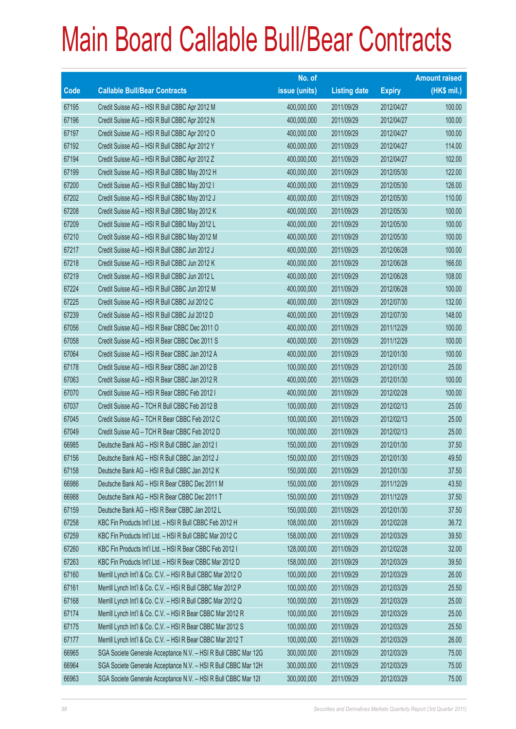# Main Board Callable Bull/Bear Contracts

| Code | Callable Bull/Bear Contracts | No. of issue (units) | Listing date | Expiry | Amount raised (HK$ mil.) |
|---|---|---|---|---|---|
| 67195 | Credit Suisse AG – HSI R Bull CBBC Apr 2012 M | 400,000,000 | 2011/09/29 | 2012/04/27 | 100.00 |
| 67196 | Credit Suisse AG – HSI R Bull CBBC Apr 2012 N | 400,000,000 | 2011/09/29 | 2012/04/27 | 100.00 |
| 67197 | Credit Suisse AG – HSI R Bull CBBC Apr 2012 O | 400,000,000 | 2011/09/29 | 2012/04/27 | 100.00 |
| 67192 | Credit Suisse AG – HSI R Bull CBBC Apr 2012 Y | 400,000,000 | 2011/09/29 | 2012/04/27 | 114.00 |
| 67194 | Credit Suisse AG – HSI R Bull CBBC Apr 2012 Z | 400,000,000 | 2011/09/29 | 2012/04/27 | 102.00 |
| 67199 | Credit Suisse AG – HSI R Bull CBBC May 2012 H | 400,000,000 | 2011/09/29 | 2012/05/30 | 122.00 |
| 67200 | Credit Suisse AG – HSI R Bull CBBC May 2012 I | 400,000,000 | 2011/09/29 | 2012/05/30 | 126.00 |
| 67202 | Credit Suisse AG – HSI R Bull CBBC May 2012 J | 400,000,000 | 2011/09/29 | 2012/05/30 | 110.00 |
| 67208 | Credit Suisse AG – HSI R Bull CBBC May 2012 K | 400,000,000 | 2011/09/29 | 2012/05/30 | 100.00 |
| 67209 | Credit Suisse AG – HSI R Bull CBBC May 2012 L | 400,000,000 | 2011/09/29 | 2012/05/30 | 100.00 |
| 67210 | Credit Suisse AG – HSI R Bull CBBC May 2012 M | 400,000,000 | 2011/09/29 | 2012/05/30 | 100.00 |
| 67217 | Credit Suisse AG – HSI R Bull CBBC Jun 2012 J | 400,000,000 | 2011/09/29 | 2012/06/28 | 100.00 |
| 67218 | Credit Suisse AG – HSI R Bull CBBC Jun 2012 K | 400,000,000 | 2011/09/29 | 2012/06/28 | 166.00 |
| 67219 | Credit Suisse AG – HSI R Bull CBBC Jun 2012 L | 400,000,000 | 2011/09/29 | 2012/06/28 | 108.00 |
| 67224 | Credit Suisse AG – HSI R Bull CBBC Jun 2012 M | 400,000,000 | 2011/09/29 | 2012/06/28 | 100.00 |
| 67225 | Credit Suisse AG – HSI R Bull CBBC Jul 2012 C | 400,000,000 | 2011/09/29 | 2012/07/30 | 132.00 |
| 67239 | Credit Suisse AG – HSI R Bull CBBC Jul 2012 D | 400,000,000 | 2011/09/29 | 2012/07/30 | 148.00 |
| 67056 | Credit Suisse AG – HSI R Bear CBBC Dec 2011 O | 400,000,000 | 2011/09/29 | 2011/12/29 | 100.00 |
| 67058 | Credit Suisse AG – HSI R Bear CBBC Dec 2011 S | 400,000,000 | 2011/09/29 | 2011/12/29 | 100.00 |
| 67064 | Credit Suisse AG – HSI R Bear CBBC Jan 2012 A | 400,000,000 | 2011/09/29 | 2012/01/30 | 100.00 |
| 67178 | Credit Suisse AG – HSI R Bear CBBC Jan 2012 B | 100,000,000 | 2011/09/29 | 2012/01/30 | 25.00 |
| 67063 | Credit Suisse AG – HSI R Bear CBBC Jan 2012 R | 400,000,000 | 2011/09/29 | 2012/01/30 | 100.00 |
| 67070 | Credit Suisse AG – HSI R Bear CBBC Feb 2012 I | 400,000,000 | 2011/09/29 | 2012/02/28 | 100.00 |
| 67037 | Credit Suisse AG – TCH R Bull CBBC Feb 2012 B | 100,000,000 | 2011/09/29 | 2012/02/13 | 25.00 |
| 67045 | Credit Suisse AG – TCH R Bear CBBC Feb 2012 C | 100,000,000 | 2011/09/29 | 2012/02/13 | 25.00 |
| 67049 | Credit Suisse AG – TCH R Bear CBBC Feb 2012 D | 100,000,000 | 2011/09/29 | 2012/02/13 | 25.00 |
| 66985 | Deutsche Bank AG – HSI R Bull CBBC Jan 2012 I | 150,000,000 | 2011/09/29 | 2012/01/30 | 37.50 |
| 67156 | Deutsche Bank AG – HSI R Bull CBBC Jan 2012 J | 150,000,000 | 2011/09/29 | 2012/01/30 | 49.50 |
| 67158 | Deutsche Bank AG – HSI R Bull CBBC Jan 2012 K | 150,000,000 | 2011/09/29 | 2012/01/30 | 37.50 |
| 66986 | Deutsche Bank AG – HSI R Bear CBBC Dec 2011 M | 150,000,000 | 2011/09/29 | 2011/12/29 | 43.50 |
| 66988 | Deutsche Bank AG – HSI R Bear CBBC Dec 2011 T | 150,000,000 | 2011/09/29 | 2011/12/29 | 37.50 |
| 67159 | Deutsche Bank AG – HSI R Bear CBBC Jan 2012 L | 150,000,000 | 2011/09/29 | 2012/01/30 | 37.50 |
| 67258 | KBC Fin Products Int'l Ltd. – HSI R Bull CBBC Feb 2012 H | 108,000,000 | 2011/09/29 | 2012/02/28 | 36.72 |
| 67259 | KBC Fin Products Int'l Ltd. – HSI R Bull CBBC Mar 2012 C | 158,000,000 | 2011/09/29 | 2012/03/29 | 39.50 |
| 67260 | KBC Fin Products Int'l Ltd. – HSI R Bear CBBC Feb 2012 I | 128,000,000 | 2011/09/29 | 2012/02/28 | 32.00 |
| 67263 | KBC Fin Products Int'l Ltd. – HSI R Bear CBBC Mar 2012 D | 158,000,000 | 2011/09/29 | 2012/03/29 | 39.50 |
| 67160 | Merrill Lynch Int'l & Co. C.V. – HSI R Bull CBBC Mar 2012 O | 100,000,000 | 2011/09/29 | 2012/03/29 | 26.00 |
| 67161 | Merrill Lynch Int'l & Co. C.V. – HSI R Bull CBBC Mar 2012 P | 100,000,000 | 2011/09/29 | 2012/03/29 | 25.50 |
| 67168 | Merrill Lynch Int'l & Co. C.V. – HSI R Bull CBBC Mar 2012 Q | 100,000,000 | 2011/09/29 | 2012/03/29 | 25.00 |
| 67174 | Merrill Lynch Int'l & Co. C.V. – HSI R Bear CBBC Mar 2012 R | 100,000,000 | 2011/09/29 | 2012/03/29 | 25.00 |
| 67175 | Merrill Lynch Int'l & Co. C.V. – HSI R Bear CBBC Mar 2012 S | 100,000,000 | 2011/09/29 | 2012/03/29 | 25.50 |
| 67177 | Merrill Lynch Int'l & Co. C.V. – HSI R Bear CBBC Mar 2012 T | 100,000,000 | 2011/09/29 | 2012/03/29 | 26.00 |
| 66965 | SGA Societe Generale Acceptance N.V. – HSI R Bull CBBC Mar 12G | 300,000,000 | 2011/09/29 | 2012/03/29 | 75.00 |
| 66964 | SGA Societe Generale Acceptance N.V. – HSI R Bull CBBC Mar 12H | 300,000,000 | 2011/09/29 | 2012/03/29 | 75.00 |
| 66963 | SGA Societe Generale Acceptance N.V. – HSI R Bull CBBC Mar 12I | 300,000,000 | 2011/09/29 | 2012/03/29 | 75.00 |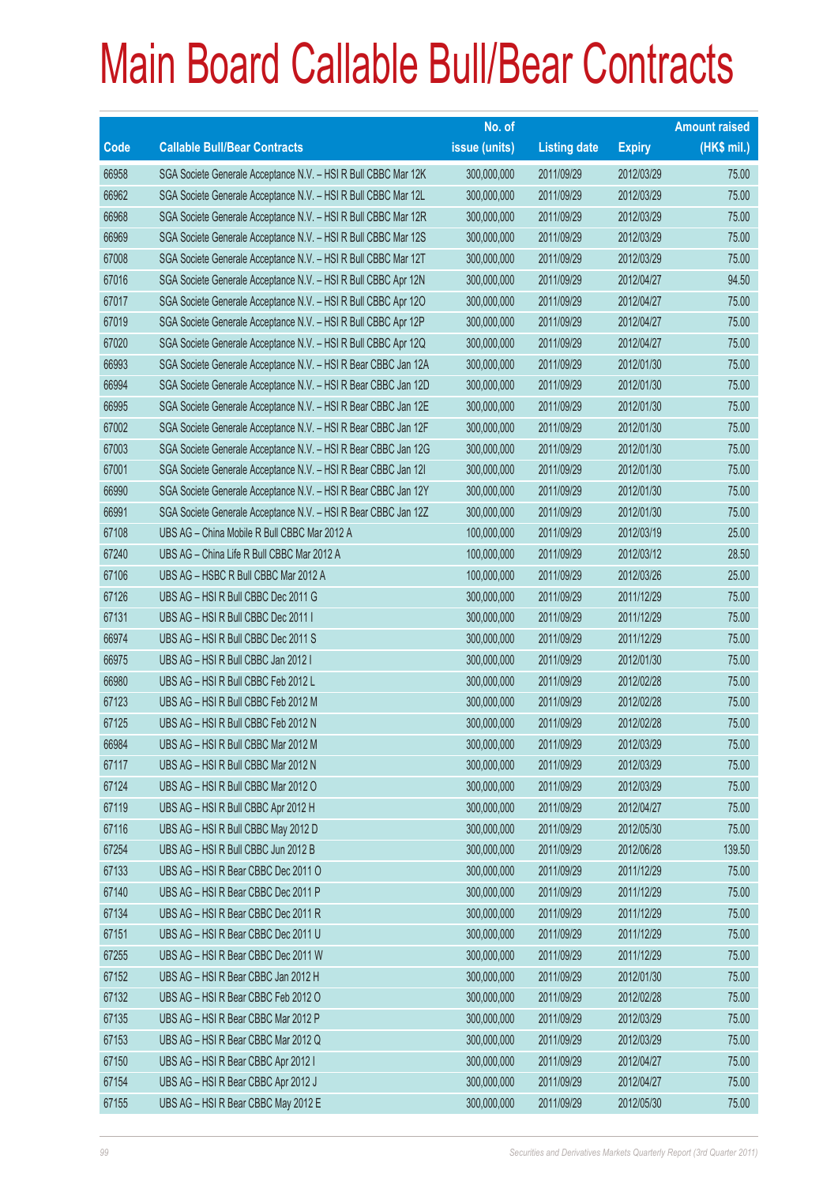# Main Board Callable Bull/Bear Contracts

| Code | Callable Bull/Bear Contracts | No. of issue (units) | Listing date | Expiry | Amount raised (HK$ mil.) |
|---|---|---|---|---|---|
| 66958 | SGA Societe Generale Acceptance N.V. – HSI R Bull CBBC Mar 12K | 300,000,000 | 2011/09/29 | 2012/03/29 | 75.00 |
| 66962 | SGA Societe Generale Acceptance N.V. – HSI R Bull CBBC Mar 12L | 300,000,000 | 2011/09/29 | 2012/03/29 | 75.00 |
| 66968 | SGA Societe Generale Acceptance N.V. – HSI R Bull CBBC Mar 12R | 300,000,000 | 2011/09/29 | 2012/03/29 | 75.00 |
| 66969 | SGA Societe Generale Acceptance N.V. – HSI R Bull CBBC Mar 12S | 300,000,000 | 2011/09/29 | 2012/03/29 | 75.00 |
| 67008 | SGA Societe Generale Acceptance N.V. – HSI R Bull CBBC Mar 12T | 300,000,000 | 2011/09/29 | 2012/03/29 | 75.00 |
| 67016 | SGA Societe Generale Acceptance N.V. – HSI R Bull CBBC Apr 12N | 300,000,000 | 2011/09/29 | 2012/04/27 | 94.50 |
| 67017 | SGA Societe Generale Acceptance N.V. – HSI R Bull CBBC Apr 12O | 300,000,000 | 2011/09/29 | 2012/04/27 | 75.00 |
| 67019 | SGA Societe Generale Acceptance N.V. – HSI R Bull CBBC Apr 12P | 300,000,000 | 2011/09/29 | 2012/04/27 | 75.00 |
| 67020 | SGA Societe Generale Acceptance N.V. – HSI R Bull CBBC Apr 12Q | 300,000,000 | 2011/09/29 | 2012/04/27 | 75.00 |
| 66993 | SGA Societe Generale Acceptance N.V. – HSI R Bear CBBC Jan 12A | 300,000,000 | 2011/09/29 | 2012/01/30 | 75.00 |
| 66994 | SGA Societe Generale Acceptance N.V. – HSI R Bear CBBC Jan 12D | 300,000,000 | 2011/09/29 | 2012/01/30 | 75.00 |
| 66995 | SGA Societe Generale Acceptance N.V. – HSI R Bear CBBC Jan 12E | 300,000,000 | 2011/09/29 | 2012/01/30 | 75.00 |
| 67002 | SGA Societe Generale Acceptance N.V. – HSI R Bear CBBC Jan 12F | 300,000,000 | 2011/09/29 | 2012/01/30 | 75.00 |
| 67003 | SGA Societe Generale Acceptance N.V. – HSI R Bear CBBC Jan 12G | 300,000,000 | 2011/09/29 | 2012/01/30 | 75.00 |
| 67001 | SGA Societe Generale Acceptance N.V. – HSI R Bear CBBC Jan 12I | 300,000,000 | 2011/09/29 | 2012/01/30 | 75.00 |
| 66990 | SGA Societe Generale Acceptance N.V. – HSI R Bear CBBC Jan 12Y | 300,000,000 | 2011/09/29 | 2012/01/30 | 75.00 |
| 66991 | SGA Societe Generale Acceptance N.V. – HSI R Bear CBBC Jan 12Z | 300,000,000 | 2011/09/29 | 2012/01/30 | 75.00 |
| 67108 | UBS AG – China Mobile R Bull CBBC Mar 2012 A | 100,000,000 | 2011/09/29 | 2012/03/19 | 25.00 |
| 67240 | UBS AG – China Life R Bull CBBC Mar 2012 A | 100,000,000 | 2011/09/29 | 2012/03/12 | 28.50 |
| 67106 | UBS AG – HSBC R Bull CBBC Mar 2012 A | 100,000,000 | 2011/09/29 | 2012/03/26 | 25.00 |
| 67126 | UBS AG – HSI R Bull CBBC Dec 2011 G | 300,000,000 | 2011/09/29 | 2011/12/29 | 75.00 |
| 67131 | UBS AG – HSI R Bull CBBC Dec 2011 I | 300,000,000 | 2011/09/29 | 2011/12/29 | 75.00 |
| 66974 | UBS AG – HSI R Bull CBBC Dec 2011 S | 300,000,000 | 2011/09/29 | 2011/12/29 | 75.00 |
| 66975 | UBS AG – HSI R Bull CBBC Jan 2012 I | 300,000,000 | 2011/09/29 | 2012/01/30 | 75.00 |
| 66980 | UBS AG – HSI R Bull CBBC Feb 2012 L | 300,000,000 | 2011/09/29 | 2012/02/28 | 75.00 |
| 67123 | UBS AG – HSI R Bull CBBC Feb 2012 M | 300,000,000 | 2011/09/29 | 2012/02/28 | 75.00 |
| 67125 | UBS AG – HSI R Bull CBBC Feb 2012 N | 300,000,000 | 2011/09/29 | 2012/02/28 | 75.00 |
| 66984 | UBS AG – HSI R Bull CBBC Mar 2012 M | 300,000,000 | 2011/09/29 | 2012/03/29 | 75.00 |
| 67117 | UBS AG – HSI R Bull CBBC Mar 2012 N | 300,000,000 | 2011/09/29 | 2012/03/29 | 75.00 |
| 67124 | UBS AG – HSI R Bull CBBC Mar 2012 O | 300,000,000 | 2011/09/29 | 2012/03/29 | 75.00 |
| 67119 | UBS AG – HSI R Bull CBBC Apr 2012 H | 300,000,000 | 2011/09/29 | 2012/04/27 | 75.00 |
| 67116 | UBS AG – HSI R Bull CBBC May 2012 D | 300,000,000 | 2011/09/29 | 2012/05/30 | 75.00 |
| 67254 | UBS AG – HSI R Bull CBBC Jun 2012 B | 300,000,000 | 2011/09/29 | 2012/06/28 | 139.50 |
| 67133 | UBS AG – HSI R Bear CBBC Dec 2011 O | 300,000,000 | 2011/09/29 | 2011/12/29 | 75.00 |
| 67140 | UBS AG – HSI R Bear CBBC Dec 2011 P | 300,000,000 | 2011/09/29 | 2011/12/29 | 75.00 |
| 67134 | UBS AG – HSI R Bear CBBC Dec 2011 R | 300,000,000 | 2011/09/29 | 2011/12/29 | 75.00 |
| 67151 | UBS AG – HSI R Bear CBBC Dec 2011 U | 300,000,000 | 2011/09/29 | 2011/12/29 | 75.00 |
| 67255 | UBS AG – HSI R Bear CBBC Dec 2011 W | 300,000,000 | 2011/09/29 | 2011/12/29 | 75.00 |
| 67152 | UBS AG – HSI R Bear CBBC Jan 2012 H | 300,000,000 | 2011/09/29 | 2012/01/30 | 75.00 |
| 67132 | UBS AG – HSI R Bear CBBC Feb 2012 O | 300,000,000 | 2011/09/29 | 2012/02/28 | 75.00 |
| 67135 | UBS AG – HSI R Bear CBBC Mar 2012 P | 300,000,000 | 2011/09/29 | 2012/03/29 | 75.00 |
| 67153 | UBS AG – HSI R Bear CBBC Mar 2012 Q | 300,000,000 | 2011/09/29 | 2012/03/29 | 75.00 |
| 67150 | UBS AG – HSI R Bear CBBC Apr 2012 I | 300,000,000 | 2011/09/29 | 2012/04/27 | 75.00 |
| 67154 | UBS AG – HSI R Bear CBBC Apr 2012 J | 300,000,000 | 2011/09/29 | 2012/04/27 | 75.00 |
| 67155 | UBS AG – HSI R Bear CBBC May 2012 E | 300,000,000 | 2011/09/29 | 2012/05/30 | 75.00 |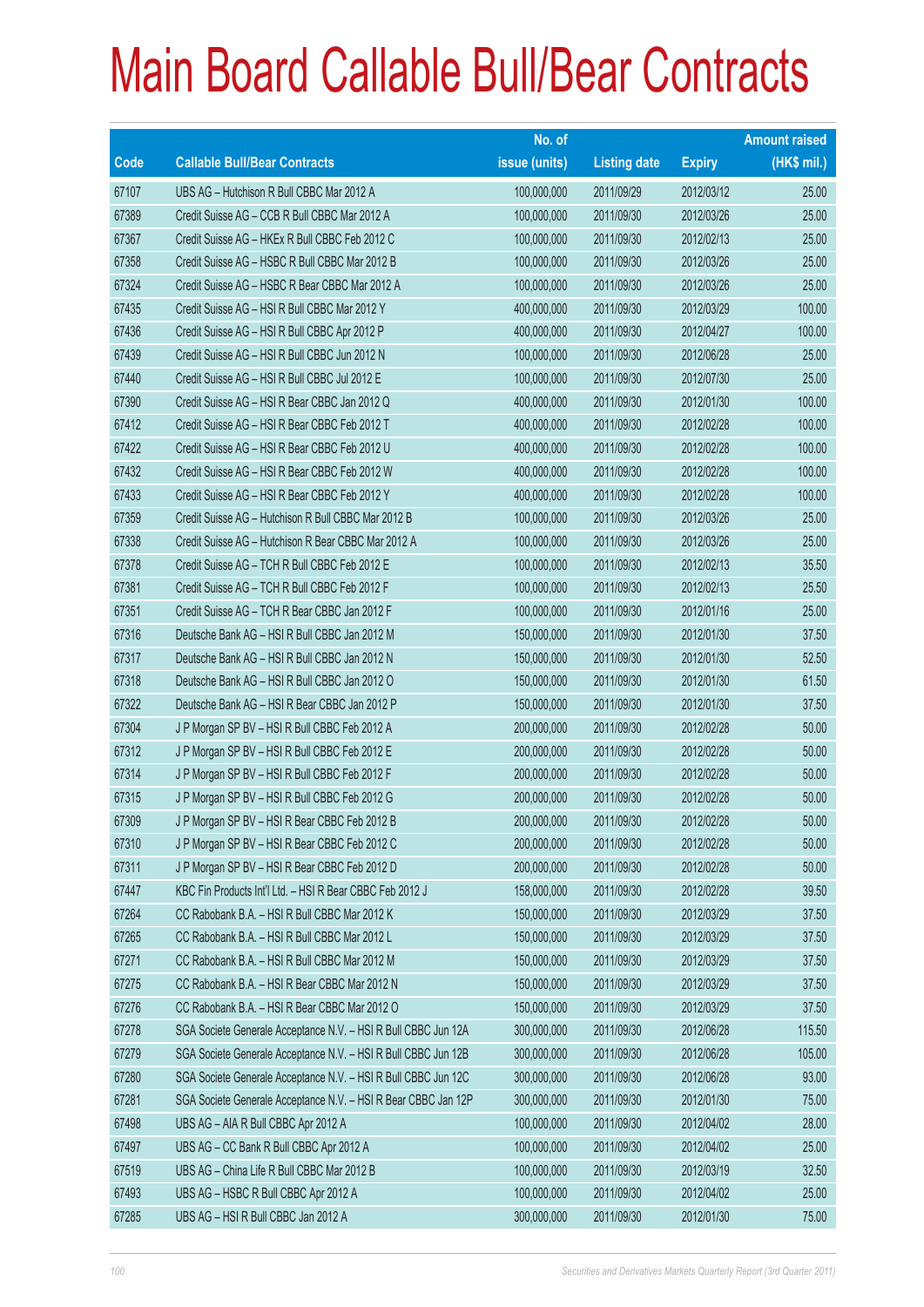# Main Board Callable Bull/Bear Contracts

| Code | Callable Bull/Bear Contracts | No. of issue (units) | Listing date | Expiry | Amount raised (HK$ mil.) |
|---|---|---|---|---|---|
| 67107 | UBS AG – Hutchison R Bull CBBC Mar 2012 A | 100,000,000 | 2011/09/29 | 2012/03/12 | 25.00 |
| 67389 | Credit Suisse AG – CCB R Bull CBBC Mar 2012 A | 100,000,000 | 2011/09/30 | 2012/03/26 | 25.00 |
| 67367 | Credit Suisse AG – HKEx R Bull CBBC Feb 2012 C | 100,000,000 | 2011/09/30 | 2012/02/13 | 25.00 |
| 67358 | Credit Suisse AG – HSBC R Bull CBBC Mar 2012 B | 100,000,000 | 2011/09/30 | 2012/03/26 | 25.00 |
| 67324 | Credit Suisse AG – HSBC R Bear CBBC Mar 2012 A | 100,000,000 | 2011/09/30 | 2012/03/26 | 25.00 |
| 67435 | Credit Suisse AG – HSI R Bull CBBC Mar 2012 Y | 400,000,000 | 2011/09/30 | 2012/03/29 | 100.00 |
| 67436 | Credit Suisse AG – HSI R Bull CBBC Apr 2012 P | 400,000,000 | 2011/09/30 | 2012/04/27 | 100.00 |
| 67439 | Credit Suisse AG – HSI R Bull CBBC Jun 2012 N | 100,000,000 | 2011/09/30 | 2012/06/28 | 25.00 |
| 67440 | Credit Suisse AG – HSI R Bull CBBC Jul 2012 E | 100,000,000 | 2011/09/30 | 2012/07/30 | 25.00 |
| 67390 | Credit Suisse AG – HSI R Bear CBBC Jan 2012 Q | 400,000,000 | 2011/09/30 | 2012/01/30 | 100.00 |
| 67412 | Credit Suisse AG – HSI R Bear CBBC Feb 2012 T | 400,000,000 | 2011/09/30 | 2012/02/28 | 100.00 |
| 67422 | Credit Suisse AG – HSI R Bear CBBC Feb 2012 U | 400,000,000 | 2011/09/30 | 2012/02/28 | 100.00 |
| 67432 | Credit Suisse AG – HSI R Bear CBBC Feb 2012 W | 400,000,000 | 2011/09/30 | 2012/02/28 | 100.00 |
| 67433 | Credit Suisse AG – HSI R Bear CBBC Feb 2012 Y | 400,000,000 | 2011/09/30 | 2012/02/28 | 100.00 |
| 67359 | Credit Suisse AG – Hutchison R Bull CBBC Mar 2012 B | 100,000,000 | 2011/09/30 | 2012/03/26 | 25.00 |
| 67338 | Credit Suisse AG – Hutchison R Bear CBBC Mar 2012 A | 100,000,000 | 2011/09/30 | 2012/03/26 | 25.00 |
| 67378 | Credit Suisse AG – TCH R Bull CBBC Feb 2012 E | 100,000,000 | 2011/09/30 | 2012/02/13 | 35.50 |
| 67381 | Credit Suisse AG – TCH R Bull CBBC Feb 2012 F | 100,000,000 | 2011/09/30 | 2012/02/13 | 25.50 |
| 67351 | Credit Suisse AG – TCH R Bear CBBC Jan 2012 F | 100,000,000 | 2011/09/30 | 2012/01/16 | 25.00 |
| 67316 | Deutsche Bank AG – HSI R Bull CBBC Jan 2012 M | 150,000,000 | 2011/09/30 | 2012/01/30 | 37.50 |
| 67317 | Deutsche Bank AG – HSI R Bull CBBC Jan 2012 N | 150,000,000 | 2011/09/30 | 2012/01/30 | 52.50 |
| 67318 | Deutsche Bank AG – HSI R Bull CBBC Jan 2012 O | 150,000,000 | 2011/09/30 | 2012/01/30 | 61.50 |
| 67322 | Deutsche Bank AG – HSI R Bear CBBC Jan 2012 P | 150,000,000 | 2011/09/30 | 2012/01/30 | 37.50 |
| 67304 | J P Morgan SP BV – HSI R Bull CBBC Feb 2012 A | 200,000,000 | 2011/09/30 | 2012/02/28 | 50.00 |
| 67312 | J P Morgan SP BV – HSI R Bull CBBC Feb 2012 E | 200,000,000 | 2011/09/30 | 2012/02/28 | 50.00 |
| 67314 | J P Morgan SP BV – HSI R Bull CBBC Feb 2012 F | 200,000,000 | 2011/09/30 | 2012/02/28 | 50.00 |
| 67315 | J P Morgan SP BV – HSI R Bull CBBC Feb 2012 G | 200,000,000 | 2011/09/30 | 2012/02/28 | 50.00 |
| 67309 | J P Morgan SP BV – HSI R Bear CBBC Feb 2012 B | 200,000,000 | 2011/09/30 | 2012/02/28 | 50.00 |
| 67310 | J P Morgan SP BV – HSI R Bear CBBC Feb 2012 C | 200,000,000 | 2011/09/30 | 2012/02/28 | 50.00 |
| 67311 | J P Morgan SP BV – HSI R Bear CBBC Feb 2012 D | 200,000,000 | 2011/09/30 | 2012/02/28 | 50.00 |
| 67447 | KBC Fin Products Int'l Ltd. – HSI R Bear CBBC Feb 2012 J | 158,000,000 | 2011/09/30 | 2012/02/28 | 39.50 |
| 67264 | CC Rabobank B.A. – HSI R Bull CBBC Mar 2012 K | 150,000,000 | 2011/09/30 | 2012/03/29 | 37.50 |
| 67265 | CC Rabobank B.A. – HSI R Bull CBBC Mar 2012 L | 150,000,000 | 2011/09/30 | 2012/03/29 | 37.50 |
| 67271 | CC Rabobank B.A. – HSI R Bull CBBC Mar 2012 M | 150,000,000 | 2011/09/30 | 2012/03/29 | 37.50 |
| 67275 | CC Rabobank B.A. – HSI R Bear CBBC Mar 2012 N | 150,000,000 | 2011/09/30 | 2012/03/29 | 37.50 |
| 67276 | CC Rabobank B.A. – HSI R Bear CBBC Mar 2012 O | 150,000,000 | 2011/09/30 | 2012/03/29 | 37.50 |
| 67278 | SGA Societe Generale Acceptance N.V. – HSI R Bull CBBC Jun 12A | 300,000,000 | 2011/09/30 | 2012/06/28 | 115.50 |
| 67279 | SGA Societe Generale Acceptance N.V. – HSI R Bull CBBC Jun 12B | 300,000,000 | 2011/09/30 | 2012/06/28 | 105.00 |
| 67280 | SGA Societe Generale Acceptance N.V. – HSI R Bull CBBC Jun 12C | 300,000,000 | 2011/09/30 | 2012/06/28 | 93.00 |
| 67281 | SGA Societe Generale Acceptance N.V. – HSI R Bear CBBC Jan 12P | 300,000,000 | 2011/09/30 | 2012/01/30 | 75.00 |
| 67498 | UBS AG – AIA R Bull CBBC Apr 2012 A | 100,000,000 | 2011/09/30 | 2012/04/02 | 28.00 |
| 67497 | UBS AG – CC Bank R Bull CBBC Apr 2012 A | 100,000,000 | 2011/09/30 | 2012/04/02 | 25.00 |
| 67519 | UBS AG – China Life R Bull CBBC Mar 2012 B | 100,000,000 | 2011/09/30 | 2012/03/19 | 32.50 |
| 67493 | UBS AG – HSBC R Bull CBBC Apr 2012 A | 100,000,000 | 2011/09/30 | 2012/04/02 | 25.00 |
| 67285 | UBS AG – HSI R Bull CBBC Jan 2012 A | 300,000,000 | 2011/09/30 | 2012/01/30 | 75.00 |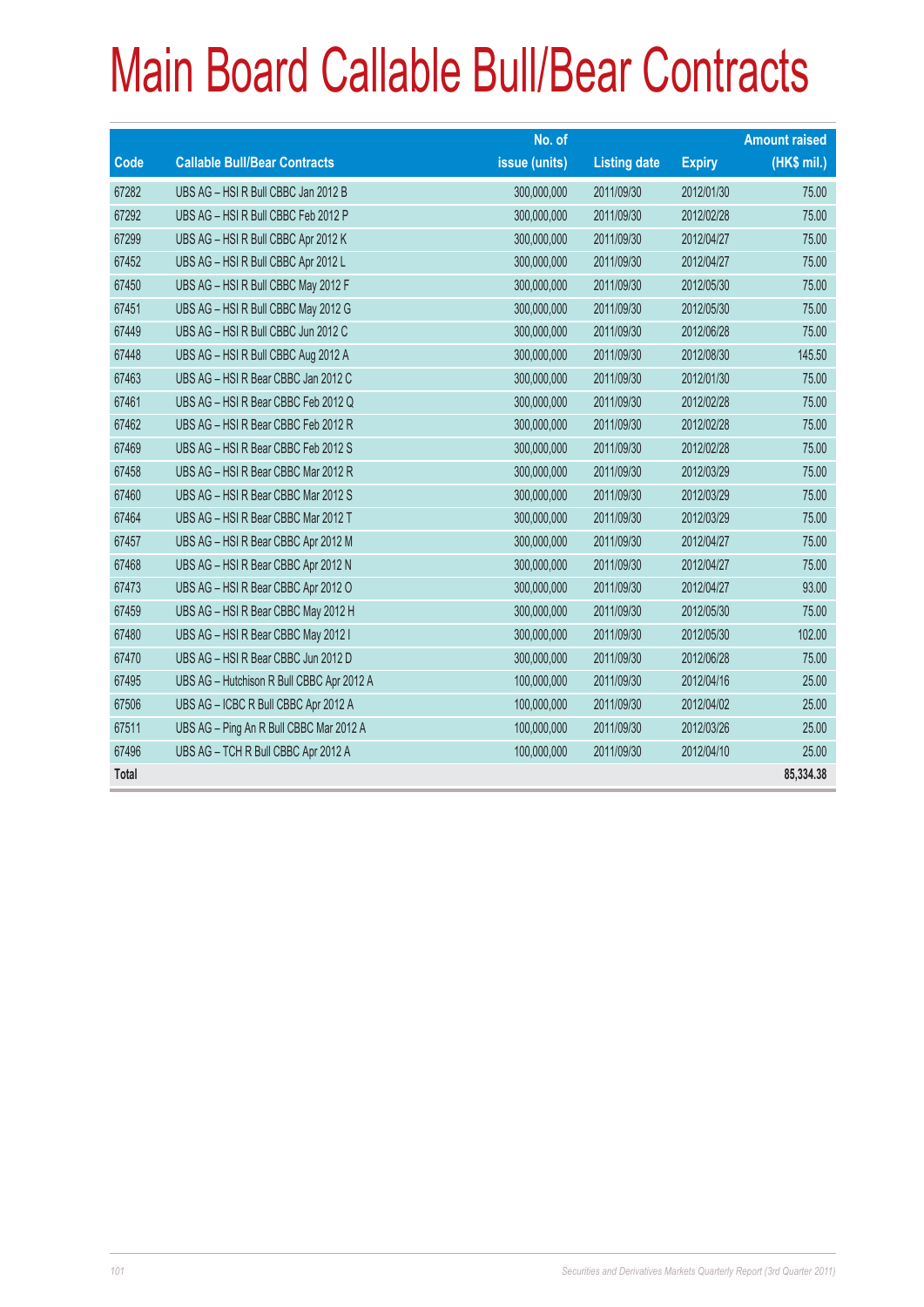# Main Board Callable Bull/Bear Contracts

| Code | Callable Bull/Bear Contracts | No. of issue (units) | Listing date | Expiry | Amount raised (HK$ mil.) |
|---|---|---|---|---|---|
| 67282 | UBS AG – HSI R Bull CBBC Jan 2012 B | 300,000,000 | 2011/09/30 | 2012/01/30 | 75.00 |
| 67292 | UBS AG – HSI R Bull CBBC Feb 2012 P | 300,000,000 | 2011/09/30 | 2012/02/28 | 75.00 |
| 67299 | UBS AG – HSI R Bull CBBC Apr 2012 K | 300,000,000 | 2011/09/30 | 2012/04/27 | 75.00 |
| 67452 | UBS AG – HSI R Bull CBBC Apr 2012 L | 300,000,000 | 2011/09/30 | 2012/04/27 | 75.00 |
| 67450 | UBS AG – HSI R Bull CBBC May 2012 F | 300,000,000 | 2011/09/30 | 2012/05/30 | 75.00 |
| 67451 | UBS AG – HSI R Bull CBBC May 2012 G | 300,000,000 | 2011/09/30 | 2012/05/30 | 75.00 |
| 67449 | UBS AG – HSI R Bull CBBC Jun 2012 C | 300,000,000 | 2011/09/30 | 2012/06/28 | 75.00 |
| 67448 | UBS AG – HSI R Bull CBBC Aug 2012 A | 300,000,000 | 2011/09/30 | 2012/08/30 | 145.50 |
| 67463 | UBS AG – HSI R Bear CBBC Jan 2012 C | 300,000,000 | 2011/09/30 | 2012/01/30 | 75.00 |
| 67461 | UBS AG – HSI R Bear CBBC Feb 2012 Q | 300,000,000 | 2011/09/30 | 2012/02/28 | 75.00 |
| 67462 | UBS AG – HSI R Bear CBBC Feb 2012 R | 300,000,000 | 2011/09/30 | 2012/02/28 | 75.00 |
| 67469 | UBS AG – HSI R Bear CBBC Feb 2012 S | 300,000,000 | 2011/09/30 | 2012/02/28 | 75.00 |
| 67458 | UBS AG – HSI R Bear CBBC Mar 2012 R | 300,000,000 | 2011/09/30 | 2012/03/29 | 75.00 |
| 67460 | UBS AG – HSI R Bear CBBC Mar 2012 S | 300,000,000 | 2011/09/30 | 2012/03/29 | 75.00 |
| 67464 | UBS AG – HSI R Bear CBBC Mar 2012 T | 300,000,000 | 2011/09/30 | 2012/03/29 | 75.00 |
| 67457 | UBS AG – HSI R Bear CBBC Apr 2012 M | 300,000,000 | 2011/09/30 | 2012/04/27 | 75.00 |
| 67468 | UBS AG – HSI R Bear CBBC Apr 2012 N | 300,000,000 | 2011/09/30 | 2012/04/27 | 75.00 |
| 67473 | UBS AG – HSI R Bear CBBC Apr 2012 O | 300,000,000 | 2011/09/30 | 2012/04/27 | 93.00 |
| 67459 | UBS AG – HSI R Bear CBBC May 2012 H | 300,000,000 | 2011/09/30 | 2012/05/30 | 75.00 |
| 67480 | UBS AG – HSI R Bear CBBC May 2012 I | 300,000,000 | 2011/09/30 | 2012/05/30 | 102.00 |
| 67470 | UBS AG – HSI R Bear CBBC Jun 2012 D | 300,000,000 | 2011/09/30 | 2012/06/28 | 75.00 |
| 67495 | UBS AG – Hutchison R Bull CBBC Apr 2012 A | 100,000,000 | 2011/09/30 | 2012/04/16 | 25.00 |
| 67506 | UBS AG – ICBC R Bull CBBC Apr 2012 A | 100,000,000 | 2011/09/30 | 2012/04/02 | 25.00 |
| 67511 | UBS AG – Ping An R Bull CBBC Mar 2012 A | 100,000,000 | 2011/09/30 | 2012/03/26 | 25.00 |
| 67496 | UBS AG – TCH R Bull CBBC Apr 2012 A | 100,000,000 | 2011/09/30 | 2012/04/10 | 25.00 |
| **Total** | | | | | **85,334.38** |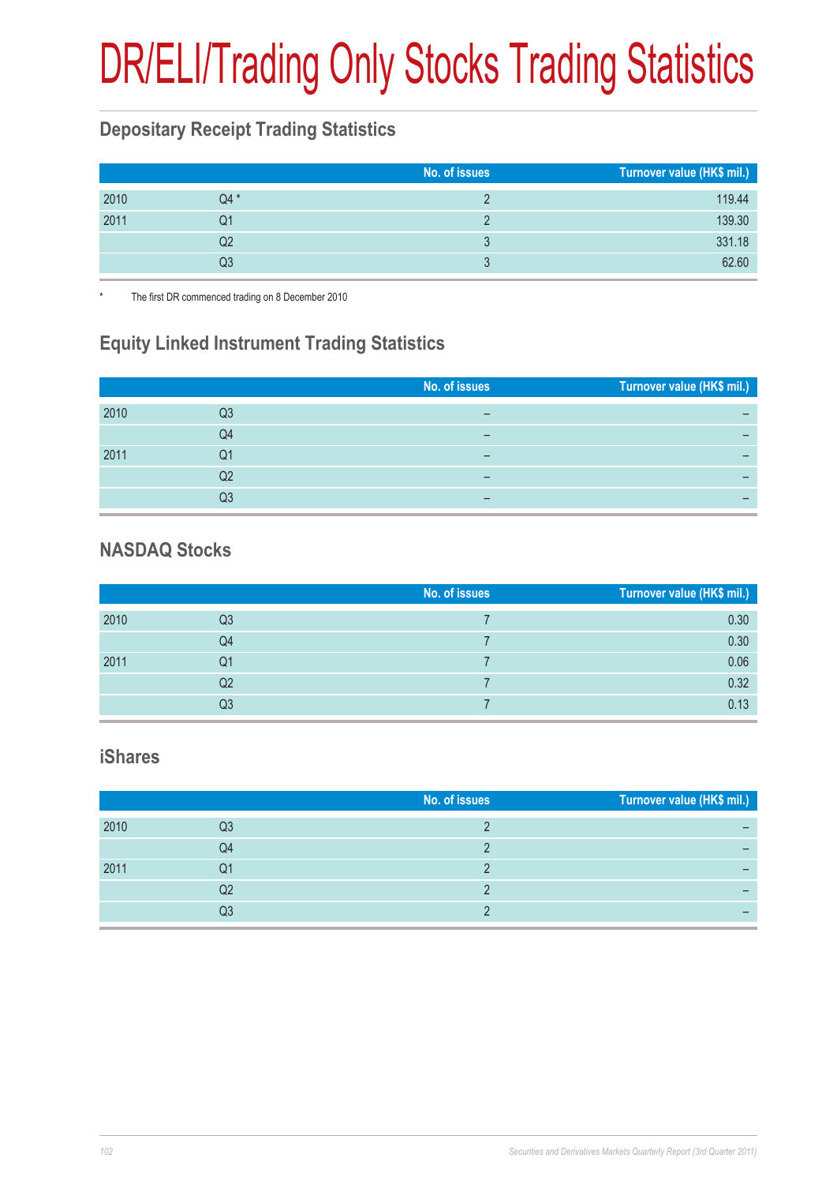# DR/ELI/Trading Only Stocks Trading Statistics

## Depositary Receipt Trading Statistics

| | | No. of issues | Turnover value (HK$ mil.) |
|---|---|---|---|
| 2010 | Q4 * | 2 | 119.44 |
| 2011 | Q1 | 2 | 139.30 |
| | Q2 | 3 | 331.18 |
| | Q3 | 3 | 62.60 |

\* The first DR commenced trading on 8 December 2010

## Equity Linked Instrument Trading Statistics

| | | No. of issues | Turnover value (HK$ mil.) |
|---|---|---|---|
| 2010 | Q3 | – | – |
| | Q4 | – | – |
| 2011 | Q1 | – | – |
| | Q2 | – | – |
| | Q3 | – | – |

## NASDAQ Stocks

| | | No. of issues | Turnover value (HK$ mil.) |
|---|---|---|---|
| 2010 | Q3 | 7 | 0.30 |
| | Q4 | 7 | 0.30 |
| 2011 | Q1 | 7 | 0.06 |
| | Q2 | 7 | 0.32 |
| | Q3 | 7 | 0.13 |

## iShares

| | | No. of issues | Turnover value (HK$ mil.) |
|---|---|---|---|
| 2010 | Q3 | 2 | – |
| | Q4 | 2 | – |
| 2011 | Q1 | 2 | – |
| | Q2 | 2 | – |
| | Q3 | 2 | – |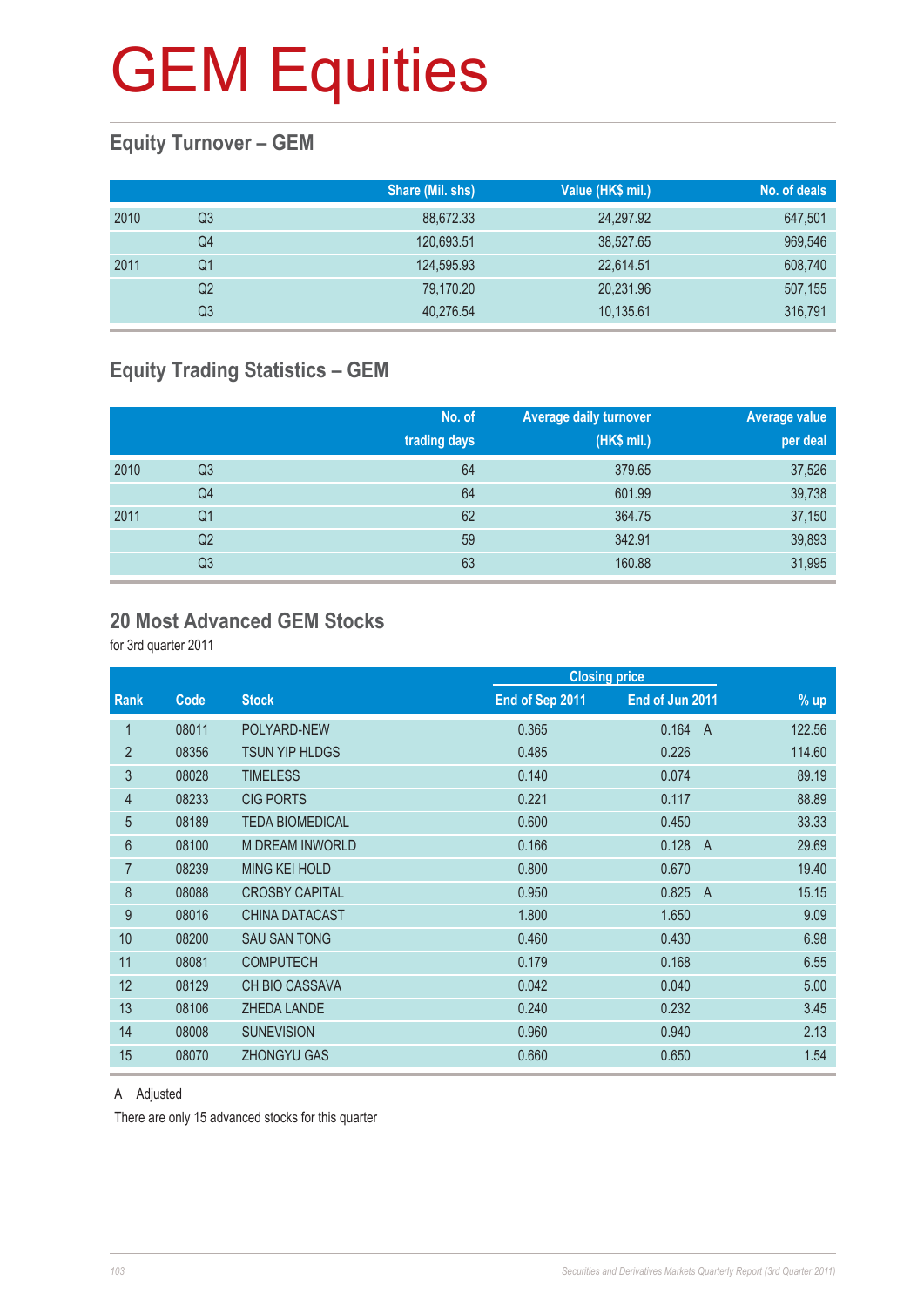# GEM Equities

## Equity Turnover – GEM

| | | Share (Mil. shs) | Value (HK$ mil.) | No. of deals |
|---|---|---|---|---|
| 2010 | Q3 | 88,672.33 | 24,297.92 | 647,501 |
| | Q4 | 120,693.51 | 38,527.65 | 969,546 |
| 2011 | Q1 | 124,595.93 | 22,614.51 | 608,740 |
| | Q2 | 79,170.20 | 20,231.96 | 507,155 |
| | Q3 | 40,276.54 | 10,135.61 | 316,791 |

## Equity Trading Statistics – GEM

| | | No. of trading days | Average daily turnover (HK$ mil.) | Average value per deal |
|---|---|---|---|---|
| 2010 | Q3 | 64 | 379.65 | 37,526 |
| | Q4 | 64 | 601.99 | 39,738 |
| 2011 | Q1 | 62 | 364.75 | 37,150 |
| | Q2 | 59 | 342.91 | 39,893 |
| | Q3 | 63 | 160.88 | 31,995 |

## 20 Most Advanced GEM Stocks

for 3rd quarter 2011

| | | | Closing price | | | |
|---|---|---|---|---|---|---|
| Rank | Code | Stock | End of Sep 2011 | End of Jun 2011 | | % up |
| 1 | 08011 | POLYARD-NEW | 0.365 | 0.164 | A | 122.56 |
| 2 | 08356 | TSUN YIP HLDGS | 0.485 | 0.226 | | 114.60 |
| 3 | 08028 | TIMELESS | 0.140 | 0.074 | | 89.19 |
| 4 | 08233 | CIG PORTS | 0.221 | 0.117 | | 88.89 |
| 5 | 08189 | TEDA BIOMEDICAL | 0.600 | 0.450 | | 33.33 |
| 6 | 08100 | M DREAM INWORLD | 0.166 | 0.128 | A | 29.69 |
| 7 | 08239 | MING KEI HOLD | 0.800 | 0.670 | | 19.40 |
| 8 | 08088 | CROSBY CAPITAL | 0.950 | 0.825 | A | 15.15 |
| 9 | 08016 | CHINA DATACAST | 1.800 | 1.650 | | 9.09 |
| 10 | 08200 | SAU SAN TONG | 0.460 | 0.430 | | 6.98 |
| 11 | 08081 | COMPUTECH | 0.179 | 0.168 | | 6.55 |
| 12 | 08129 | CH BIO CASSAVA | 0.042 | 0.040 | | 5.00 |
| 13 | 08106 | ZHEDA LANDE | 0.240 | 0.232 | | 3.45 |
| 14 | 08008 | SUNEVISION | 0.960 | 0.940 | | 2.13 |
| 15 | 08070 | ZHONGYU GAS | 0.660 | 0.650 | | 1.54 |

A Adjusted

There are only 15 advanced stocks for this quarter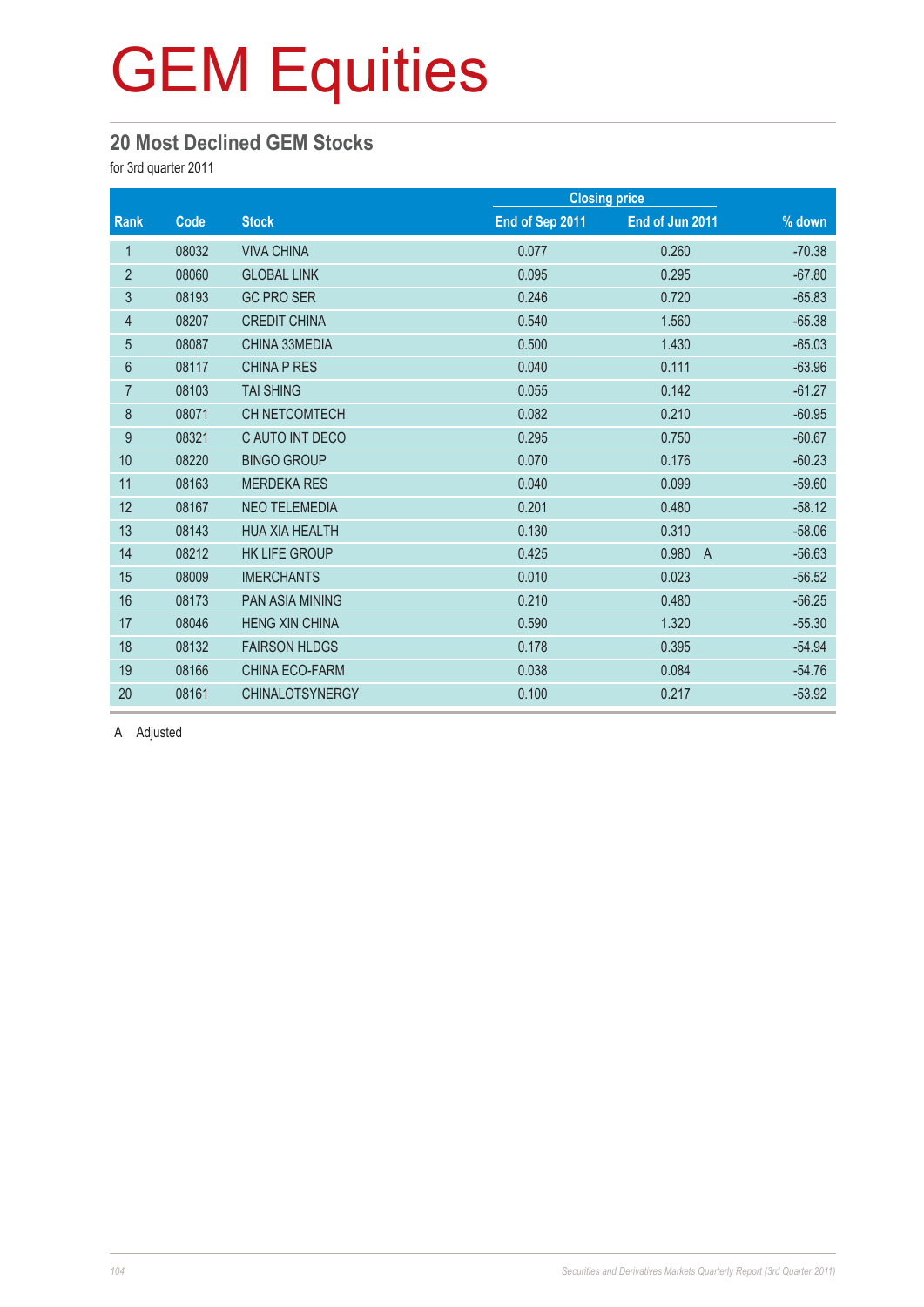# GEM Equities

## 20 Most Declined GEM Stocks

for 3rd quarter 2011

| Rank | Code | Stock | Closing price | | % down |
|---|---|---|---|---|---|
| | | | End of Sep 2011 | End of Jun 2011 | |
| 1 | 08032 | VIVA CHINA | 0.077 | 0.260 | -70.38 |
| 2 | 08060 | GLOBAL LINK | 0.095 | 0.295 | -67.80 |
| 3 | 08193 | GC PRO SER | 0.246 | 0.720 | -65.83 |
| 4 | 08207 | CREDIT CHINA | 0.540 | 1.560 | -65.38 |
| 5 | 08087 | CHINA 33MEDIA | 0.500 | 1.430 | -65.03 |
| 6 | 08117 | CHINA P RES | 0.040 | 0.111 | -63.96 |
| 7 | 08103 | TAI SHING | 0.055 | 0.142 | -61.27 |
| 8 | 08071 | CH NETCOMTECH | 0.082 | 0.210 | -60.95 |
| 9 | 08321 | C AUTO INT DECO | 0.295 | 0.750 | -60.67 |
| 10 | 08220 | BINGO GROUP | 0.070 | 0.176 | -60.23 |
| 11 | 08163 | MERDEKA RES | 0.040 | 0.099 | -59.60 |
| 12 | 08167 | NEO TELEMEDIA | 0.201 | 0.480 | -58.12 |
| 13 | 08143 | HUA XIA HEALTH | 0.130 | 0.310 | -58.06 |
| 14 | 08212 | HK LIFE GROUP | 0.425 | 0.980 A | -56.63 |
| 15 | 08009 | IMERCHANTS | 0.010 | 0.023 | -56.52 |
| 16 | 08173 | PAN ASIA MINING | 0.210 | 0.480 | -56.25 |
| 17 | 08046 | HENG XIN CHINA | 0.590 | 1.320 | -55.30 |
| 18 | 08132 | FAIRSON HLDGS | 0.178 | 0.395 | -54.94 |
| 19 | 08166 | CHINA ECO-FARM | 0.038 | 0.084 | -54.76 |
| 20 | 08161 | CHINALOTSYNERGY | 0.100 | 0.217 | -53.92 |

A Adjusted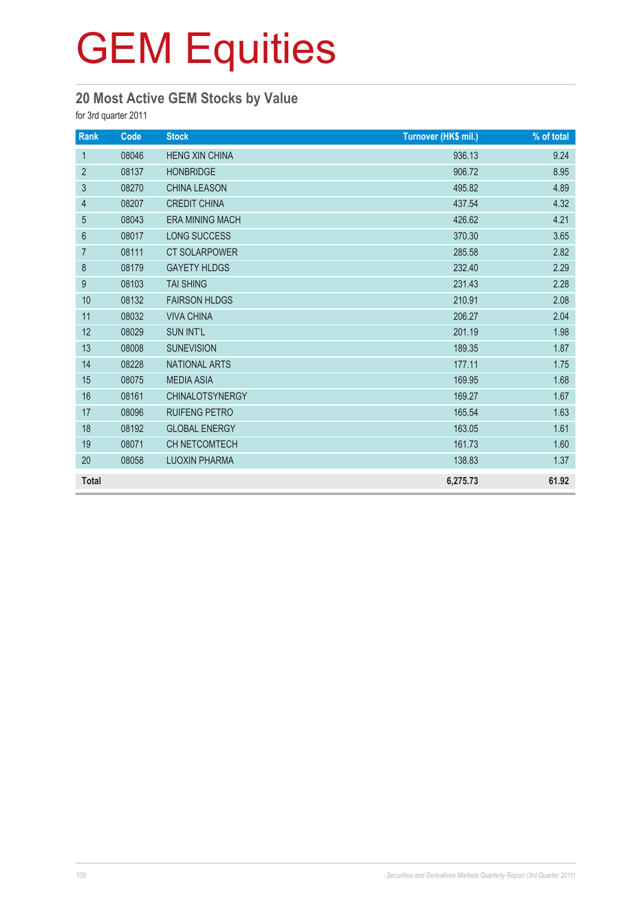# GEM Equities

## 20 Most Active GEM Stocks by Value

for 3rd quarter 2011

| Rank | Code | Stock | Turnover (HK$ mil.) | % of total |
|---|---|---|---|---|
| 1 | 08046 | HENG XIN CHINA | 936.13 | 9.24 |
| 2 | 08137 | HONBRIDGE | 906.72 | 8.95 |
| 3 | 08270 | CHINA LEASON | 495.82 | 4.89 |
| 4 | 08207 | CREDIT CHINA | 437.54 | 4.32 |
| 5 | 08043 | ERA MINING MACH | 426.62 | 4.21 |
| 6 | 08017 | LONG SUCCESS | 370.30 | 3.65 |
| 7 | 08111 | CT SOLARPOWER | 285.58 | 2.82 |
| 8 | 08179 | GAYETY HLDGS | 232.40 | 2.29 |
| 9 | 08103 | TAI SHING | 231.43 | 2.28 |
| 10 | 08132 | FAIRSON HLDGS | 210.91 | 2.08 |
| 11 | 08032 | VIVA CHINA | 206.27 | 2.04 |
| 12 | 08029 | SUN INT'L | 201.19 | 1.98 |
| 13 | 08008 | SUNEVISION | 189.35 | 1.87 |
| 14 | 08228 | NATIONAL ARTS | 177.11 | 1.75 |
| 15 | 08075 | MEDIA ASIA | 169.95 | 1.68 |
| 16 | 08161 | CHINALOTSYNERGY | 169.27 | 1.67 |
| 17 | 08096 | RUIFENG PETRO | 165.54 | 1.63 |
| 18 | 08192 | GLOBAL ENERGY | 163.05 | 1.61 |
| 19 | 08071 | CH NETCOMTECH | 161.73 | 1.60 |
| 20 | 08058 | LUOXIN PHARMA | 138.83 | 1.37 |
| **Total** | | | **6,275.73** | **61.92** |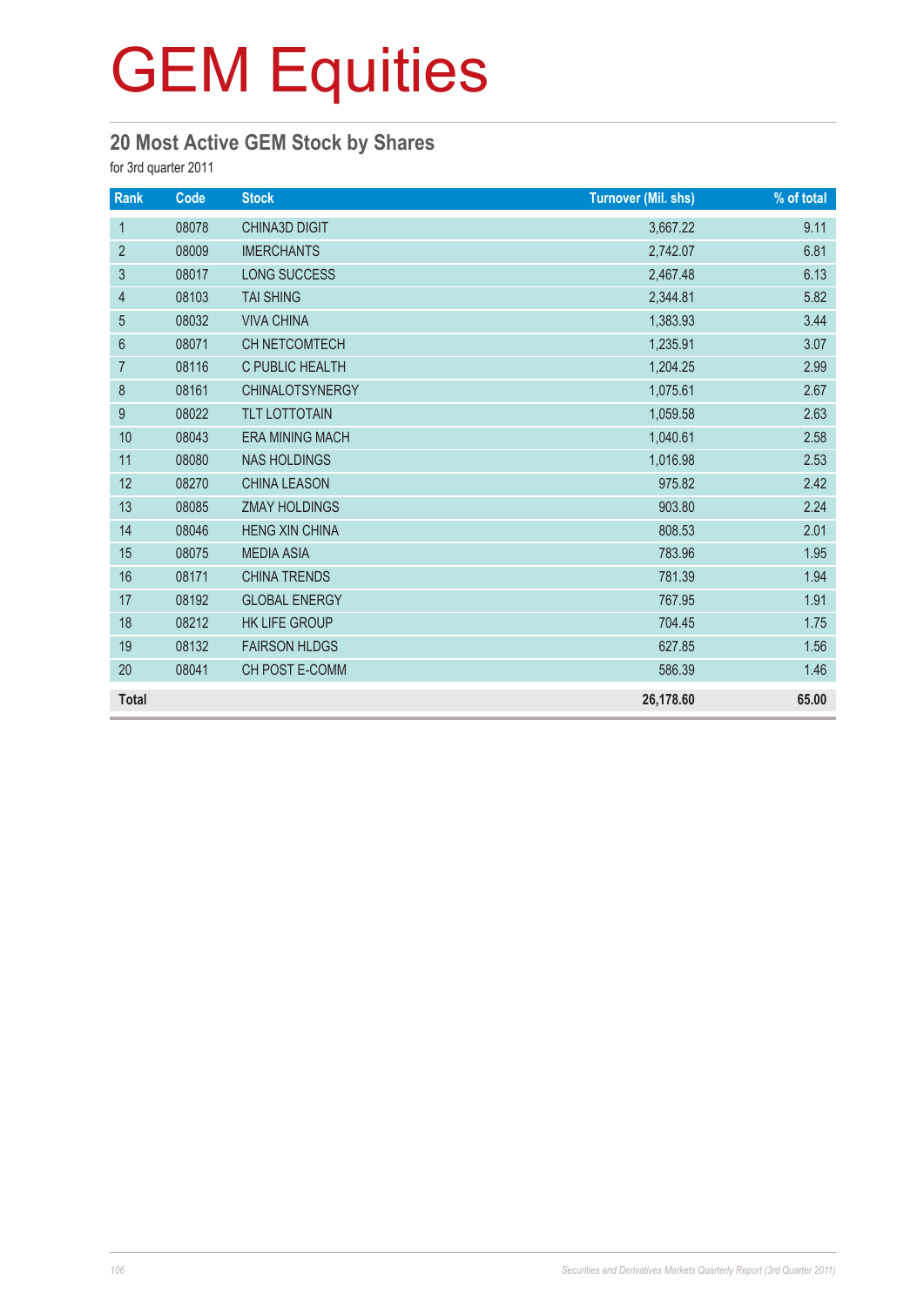# GEM Equities

## 20 Most Active GEM Stock by Shares

for 3rd quarter 2011

| Rank | Code | Stock | Turnover (Mil. shs) | % of total |
|---|---|---|---|---|
| 1 | 08078 | CHINA3D DIGIT | 3,667.22 | 9.11 |
| 2 | 08009 | IMERCHANTS | 2,742.07 | 6.81 |
| 3 | 08017 | LONG SUCCESS | 2,467.48 | 6.13 |
| 4 | 08103 | TAI SHING | 2,344.81 | 5.82 |
| 5 | 08032 | VIVA CHINA | 1,383.93 | 3.44 |
| 6 | 08071 | CH NETCOMTECH | 1,235.91 | 3.07 |
| 7 | 08116 | C PUBLIC HEALTH | 1,204.25 | 2.99 |
| 8 | 08161 | CHINALOTSYNERGY | 1,075.61 | 2.67 |
| 9 | 08022 | TLT LOTTOTAIN | 1,059.58 | 2.63 |
| 10 | 08043 | ERA MINING MACH | 1,040.61 | 2.58 |
| 11 | 08080 | NAS HOLDINGS | 1,016.98 | 2.53 |
| 12 | 08270 | CHINA LEASON | 975.82 | 2.42 |
| 13 | 08085 | ZMAY HOLDINGS | 903.80 | 2.24 |
| 14 | 08046 | HENG XIN CHINA | 808.53 | 2.01 |
| 15 | 08075 | MEDIA ASIA | 783.96 | 1.95 |
| 16 | 08171 | CHINA TRENDS | 781.39 | 1.94 |
| 17 | 08192 | GLOBAL ENERGY | 767.95 | 1.91 |
| 18 | 08212 | HK LIFE GROUP | 704.45 | 1.75 |
| 19 | 08132 | FAIRSON HLDGS | 627.85 | 1.56 |
| 20 | 08041 | CH POST E-COMM | 586.39 | 1.46 |
| **Total** | | | **26,178.60** | **65.00** |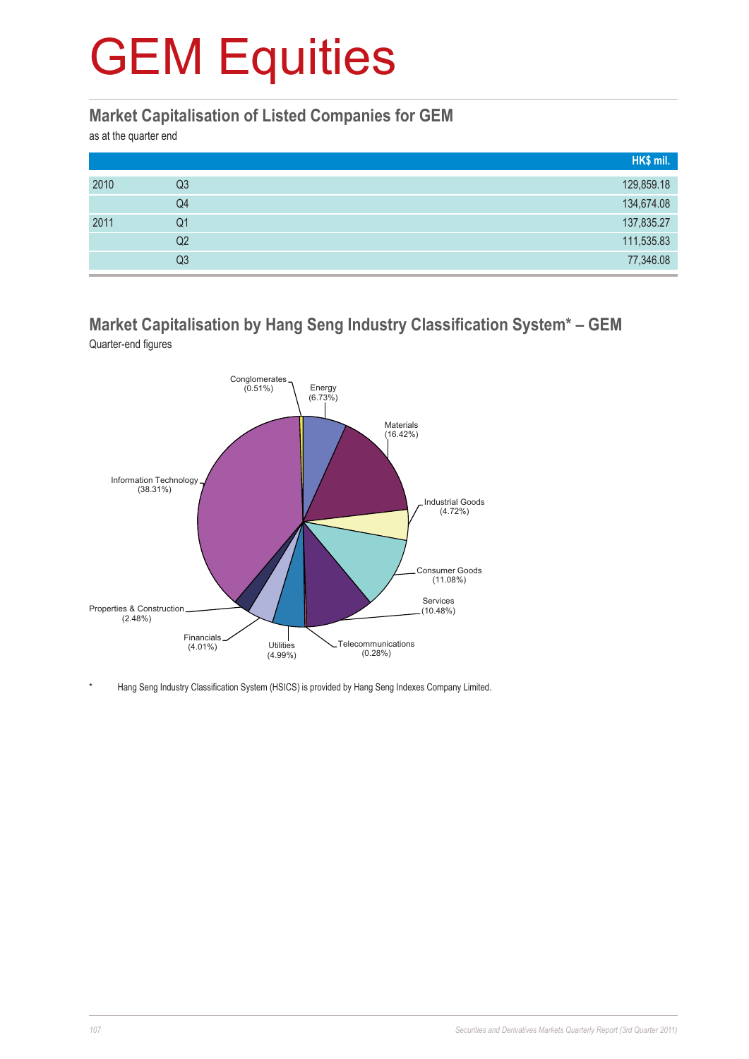# GEM Equities

## Market Capitalisation of Listed Companies for GEM

as at the quarter end

| | | HK$ mil. |
|---|---|---|
| 2010 | Q3 | 129,859.18 |
| | Q4 | 134,674.08 |
| 2011 | Q1 | 137,835.27 |
| | Q2 | 111,535.83 |
| | Q3 | 77,346.08 |

## Market Capitalisation by Hang Seng Industry Classification System* – GEM

Quarter-end figures

| Industry | % |
|---|---|
| Conglomerates | 0.51% |
| Energy | 6.73% |
| Materials | 16.42% |
| Industrial Goods | 4.72% |
| Consumer Goods | 11.08% |
| Services | 10.48% |
| Telecommunications | 0.28% |
| Utilities | 4.99% |
| Financials | 4.01% |
| Properties & Construction | 2.48% |
| Information Technology | 38.31% |

\* Hang Seng Industry Classification System (HSICS) is provided by Hang Seng Indexes Company Limited.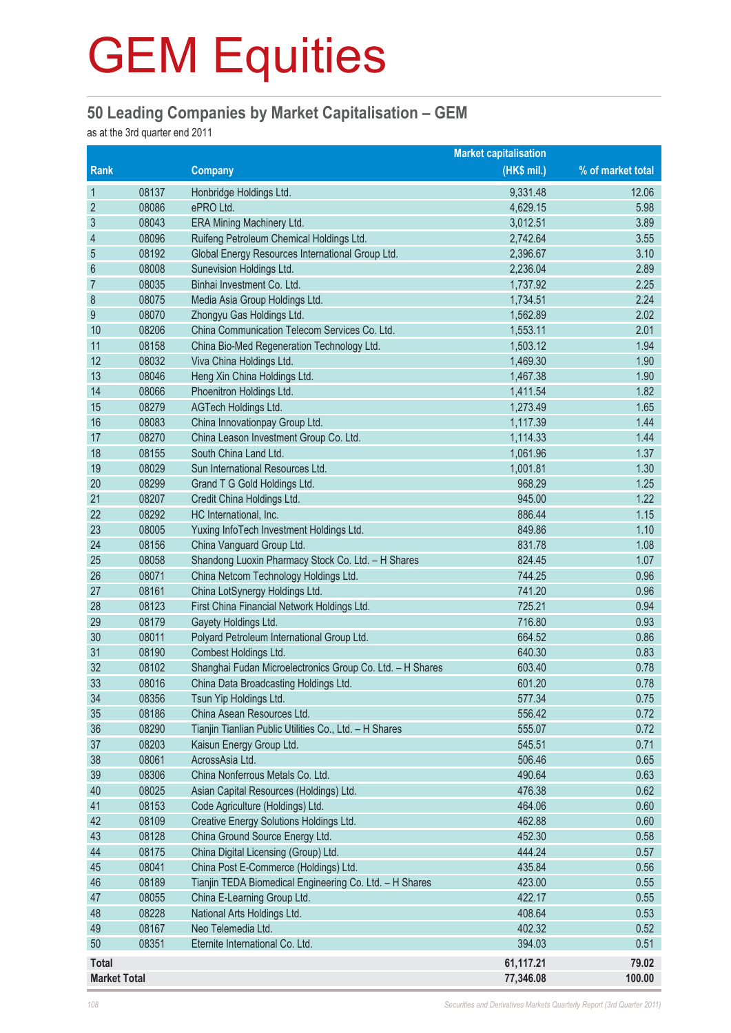# GEM Equities

## 50 Leading Companies by Market Capitalisation – GEM

as at the 3rd quarter end 2011

| Rank | | Company | Market capitalisation (HK$ mil.) | % of market total |
|---|---|---|---|---|
| 1 | 08137 | Honbridge Holdings Ltd. | 9,331.48 | 12.06 |
| 2 | 08086 | ePRO Ltd. | 4,629.15 | 5.98 |
| 3 | 08043 | ERA Mining Machinery Ltd. | 3,012.51 | 3.89 |
| 4 | 08096 | Ruifeng Petroleum Chemical Holdings Ltd. | 2,742.64 | 3.55 |
| 5 | 08192 | Global Energy Resources International Group Ltd. | 2,396.67 | 3.10 |
| 6 | 08008 | Sunevision Holdings Ltd. | 2,236.04 | 2.89 |
| 7 | 08035 | Binhai Investment Co. Ltd. | 1,737.92 | 2.25 |
| 8 | 08075 | Media Asia Group Holdings Ltd. | 1,734.51 | 2.24 |
| 9 | 08070 | Zhongyu Gas Holdings Ltd. | 1,562.89 | 2.02 |
| 10 | 08206 | China Communication Telecom Services Co. Ltd. | 1,553.11 | 2.01 |
| 11 | 08158 | China Bio-Med Regeneration Technology Ltd. | 1,503.12 | 1.94 |
| 12 | 08032 | Viva China Holdings Ltd. | 1,469.30 | 1.90 |
| 13 | 08046 | Heng Xin China Holdings Ltd. | 1,467.38 | 1.90 |
| 14 | 08066 | Phoenitron Holdings Ltd. | 1,411.54 | 1.82 |
| 15 | 08279 | AGTech Holdings Ltd. | 1,273.49 | 1.65 |
| 16 | 08083 | China Innovationpay Group Ltd. | 1,117.39 | 1.44 |
| 17 | 08270 | China Leason Investment Group Co. Ltd. | 1,114.33 | 1.44 |
| 18 | 08155 | South China Land Ltd. | 1,061.96 | 1.37 |
| 19 | 08029 | Sun International Resources Ltd. | 1,001.81 | 1.30 |
| 20 | 08299 | Grand T G Gold Holdings Ltd. | 968.29 | 1.25 |
| 21 | 08207 | Credit China Holdings Ltd. | 945.00 | 1.22 |
| 22 | 08292 | HC International, Inc. | 886.44 | 1.15 |
| 23 | 08005 | Yuxing InfoTech Investment Holdings Ltd. | 849.86 | 1.10 |
| 24 | 08156 | China Vanguard Group Ltd. | 831.78 | 1.08 |
| 25 | 08058 | Shandong Luoxin Pharmacy Stock Co. Ltd. – H Shares | 824.45 | 1.07 |
| 26 | 08071 | China Netcom Technology Holdings Ltd. | 744.25 | 0.96 |
| 27 | 08161 | China LotSynergy Holdings Ltd. | 741.20 | 0.96 |
| 28 | 08123 | First China Financial Network Holdings Ltd. | 725.21 | 0.94 |
| 29 | 08179 | Gayety Holdings Ltd. | 716.80 | 0.93 |
| 30 | 08011 | Polyard Petroleum International Group Ltd. | 664.52 | 0.86 |
| 31 | 08190 | Combest Holdings Ltd. | 640.30 | 0.83 |
| 32 | 08102 | Shanghai Fudan Microelectronics Group Co. Ltd. – H Shares | 603.40 | 0.78 |
| 33 | 08016 | China Data Broadcasting Holdings Ltd. | 601.20 | 0.78 |
| 34 | 08356 | Tsun Yip Holdings Ltd. | 577.34 | 0.75 |
| 35 | 08186 | China Asean Resources Ltd. | 556.42 | 0.72 |
| 36 | 08290 | Tianjin Tianlian Public Utilities Co., Ltd. – H Shares | 555.07 | 0.72 |
| 37 | 08203 | Kaisun Energy Group Ltd. | 545.51 | 0.71 |
| 38 | 08061 | AcrossAsia Ltd. | 506.46 | 0.65 |
| 39 | 08306 | China Nonferrous Metals Co. Ltd. | 490.64 | 0.63 |
| 40 | 08025 | Asian Capital Resources (Holdings) Ltd. | 476.38 | 0.62 |
| 41 | 08153 | Code Agriculture (Holdings) Ltd. | 464.06 | 0.60 |
| 42 | 08109 | Creative Energy Solutions Holdings Ltd. | 462.88 | 0.60 |
| 43 | 08128 | China Ground Source Energy Ltd. | 452.30 | 0.58 |
| 44 | 08175 | China Digital Licensing (Group) Ltd. | 444.24 | 0.57 |
| 45 | 08041 | China Post E-Commerce (Holdings) Ltd. | 435.84 | 0.56 |
| 46 | 08189 | Tianjin TEDA Biomedical Engineering Co. Ltd. – H Shares | 423.00 | 0.55 |
| 47 | 08055 | China E-Learning Group Ltd. | 422.17 | 0.55 |
| 48 | 08228 | National Arts Holdings Ltd. | 408.64 | 0.53 |
| 49 | 08167 | Neo Telemedia Ltd. | 402.32 | 0.52 |
| 50 | 08351 | Eternite International Co. Ltd. | 394.03 | 0.51 |
| **Total** | | | **61,117.21** | **79.02** |
| **Market Total** | | | **77,346.08** | **100.00** |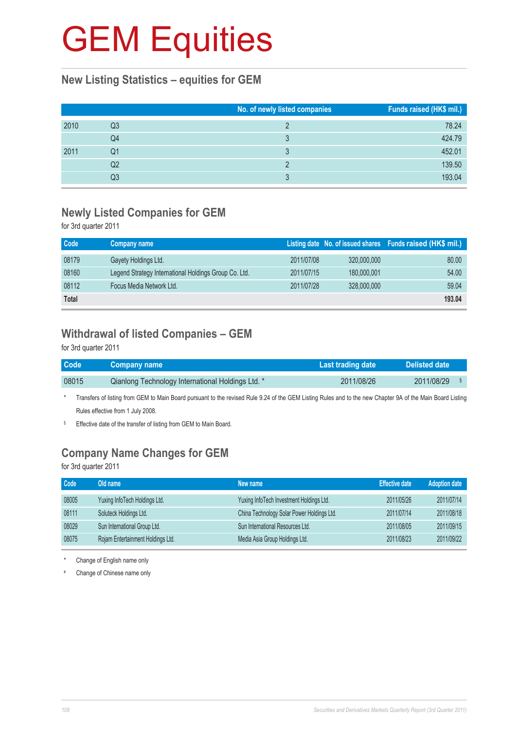# GEM Equities

## New Listing Statistics – equities for GEM

| | | No. of newly listed companies | Funds raised (HK$ mil.) |
|---|---|---|---|
| 2010 | Q3 | 2 | 78.24 |
| | Q4 | 3 | 424.79 |
| 2011 | Q1 | 3 | 452.01 |
| | Q2 | 2 | 139.50 |
| | Q3 | 3 | 193.04 |

## Newly Listed Companies for GEM

for 3rd quarter 2011

| Code | Company name | Listing date | No. of issued shares | Funds raised (HK$ mil.) |
|---|---|---|---|---|
| 08179 | Gayety Holdings Ltd. | 2011/07/08 | 320,000,000 | 80.00 |
| 08160 | Legend Strategy International Holdings Group Co. Ltd. | 2011/07/15 | 180,000,001 | 54.00 |
| 08112 | Focus Media Network Ltd. | 2011/07/28 | 328,000,000 | 59.04 |
| **Total** | | | | **193.04** |

## Withdrawal of listed Companies – GEM

for 3rd quarter 2011

| Code | Company name | Last trading date | Delisted date |
|---|---|---|---|
| 08015 | Qianlong Technology International Holdings Ltd. * | 2011/08/26 | 2011/08/29 § |

\* Transfers of listing from GEM to Main Board pursuant to the revised Rule 9.24 of the GEM Listing Rules and to the new Chapter 9A of the Main Board Listing Rules effective from 1 July 2008.

§ Effective date of the transfer of listing from GEM to Main Board.

## Company Name Changes for GEM

for 3rd quarter 2011

| Code | Old name | New name | Effective date | Adoption date |
|---|---|---|---|---|
| 08005 | Yuxing InfoTech Holdings Ltd. | Yuxing InfoTech Investment Holdings Ltd. | 2011/05/26 | 2011/07/14 |
| 08111 | Soluteck Holdings Ltd. | China Technology Solar Power Holdings Ltd. | 2011/07/14 | 2011/08/18 |
| 08029 | Sun International Group Ltd. | Sun International Resources Ltd. | 2011/08/05 | 2011/09/15 |
| 08075 | Rojam Entertainment Holdings Ltd. | Media Asia Group Holdings Ltd. | 2011/08/23 | 2011/09/22 |

\* Change of English name only

\# Change of Chinese name only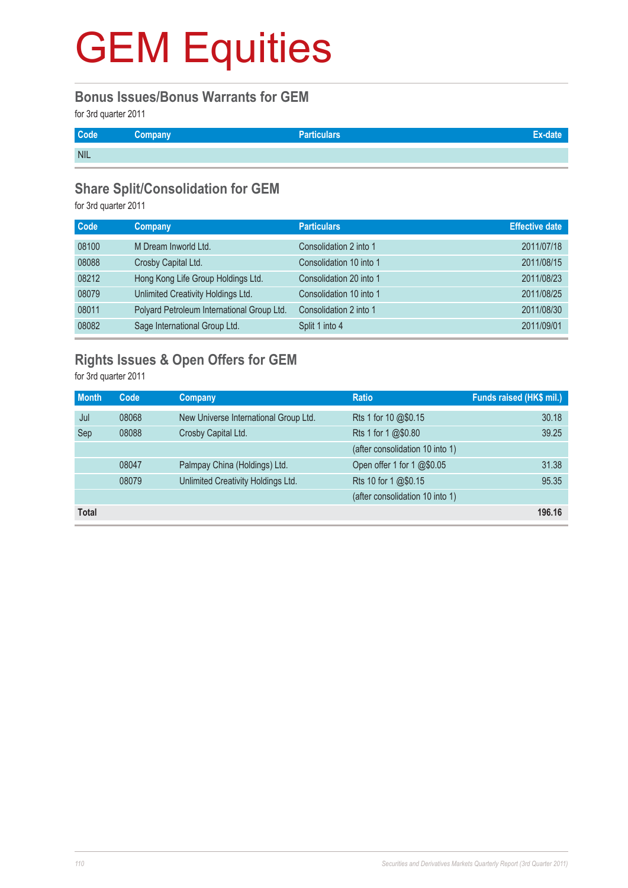# GEM Equities

## Bonus Issues/Bonus Warrants for GEM

for 3rd quarter 2011

| Code | Company | Particulars | Ex-date |
|---|---|---|---|
| NIL | | | |

## Share Split/Consolidation for GEM

for 3rd quarter 2011

| Code | Company | Particulars | Effective date |
|---|---|---|---|
| 08100 | M Dream Inworld Ltd. | Consolidation 2 into 1 | 2011/07/18 |
| 08088 | Crosby Capital Ltd. | Consolidation 10 into 1 | 2011/08/15 |
| 08212 | Hong Kong Life Group Holdings Ltd. | Consolidation 20 into 1 | 2011/08/23 |
| 08079 | Unlimited Creativity Holdings Ltd. | Consolidation 10 into 1 | 2011/08/25 |
| 08011 | Polyard Petroleum International Group Ltd. | Consolidation 2 into 1 | 2011/08/30 |
| 08082 | Sage International Group Ltd. | Split 1 into 4 | 2011/09/01 |

## Rights Issues & Open Offers for GEM

for 3rd quarter 2011

| Month | Code | Company | Ratio | Funds raised (HK$ mil.) |
|---|---|---|---|---|
| Jul | 08068 | New Universe International Group Ltd. | Rts 1 for 10 @$0.15 | 30.18 |
| Sep | 08088 | Crosby Capital Ltd. | Rts 1 for 1 @$0.80 | 39.25 |
| | | | (after consolidation 10 into 1) | |
| | 08047 | Palmpay China (Holdings) Ltd. | Open offer 1 for 1 @$0.05 | 31.38 |
| | 08079 | Unlimited Creativity Holdings Ltd. | Rts 10 for 1 @$0.15 | 95.35 |
| | | | (after consolidation 10 into 1) | |
| **Total** | | | | **196.16** |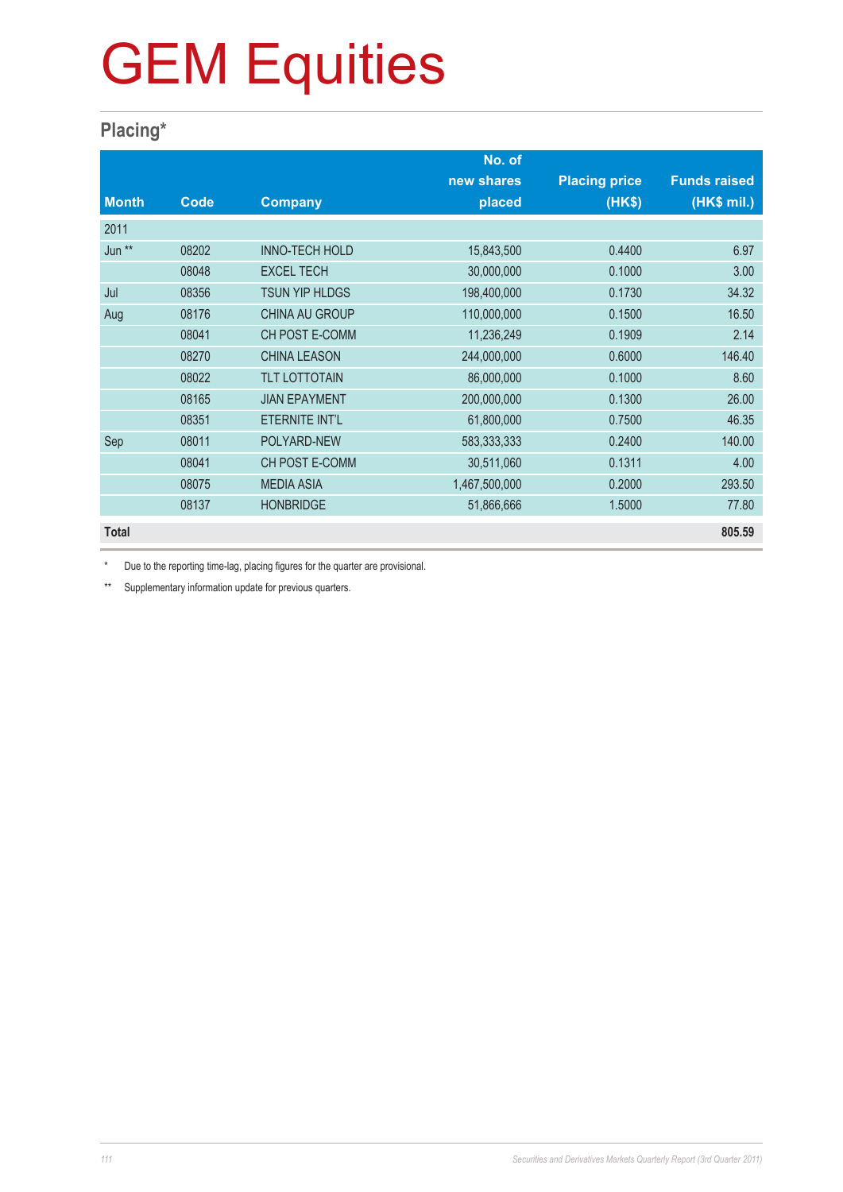# GEM Equities

## Placing*

| Month | Code | Company | No. of new shares placed | Placing price (HK$) | Funds raised (HK$ mil.) |
|---|---|---|---|---|---|
| 2011 | | | | | |
| Jun ** | 08202 | INNO-TECH HOLD | 15,843,500 | 0.4400 | 6.97 |
| | 08048 | EXCEL TECH | 30,000,000 | 0.1000 | 3.00 |
| Jul | 08356 | TSUN YIP HLDGS | 198,400,000 | 0.1730 | 34.32 |
| Aug | 08176 | CHINA AU GROUP | 110,000,000 | 0.1500 | 16.50 |
| | 08041 | CH POST E-COMM | 11,236,249 | 0.1909 | 2.14 |
| | 08270 | CHINA LEASON | 244,000,000 | 0.6000 | 146.40 |
| | 08022 | TLT LOTTOTAIN | 86,000,000 | 0.1000 | 8.60 |
| | 08165 | JIAN EPAYMENT | 200,000,000 | 0.1300 | 26.00 |
| | 08351 | ETERNITE INT'L | 61,800,000 | 0.7500 | 46.35 |
| Sep | 08011 | POLYARD-NEW | 583,333,333 | 0.2400 | 140.00 |
| | 08041 | CH POST E-COMM | 30,511,060 | 0.1311 | 4.00 |
| | 08075 | MEDIA ASIA | 1,467,500,000 | 0.2000 | 293.50 |
| | 08137 | HONBRIDGE | 51,866,666 | 1.5000 | 77.80 |
| **Total** | | | | | **805.59** |

\* Due to the reporting time-lag, placing figures for the quarter are provisional.

** Supplementary information update for previous quarters.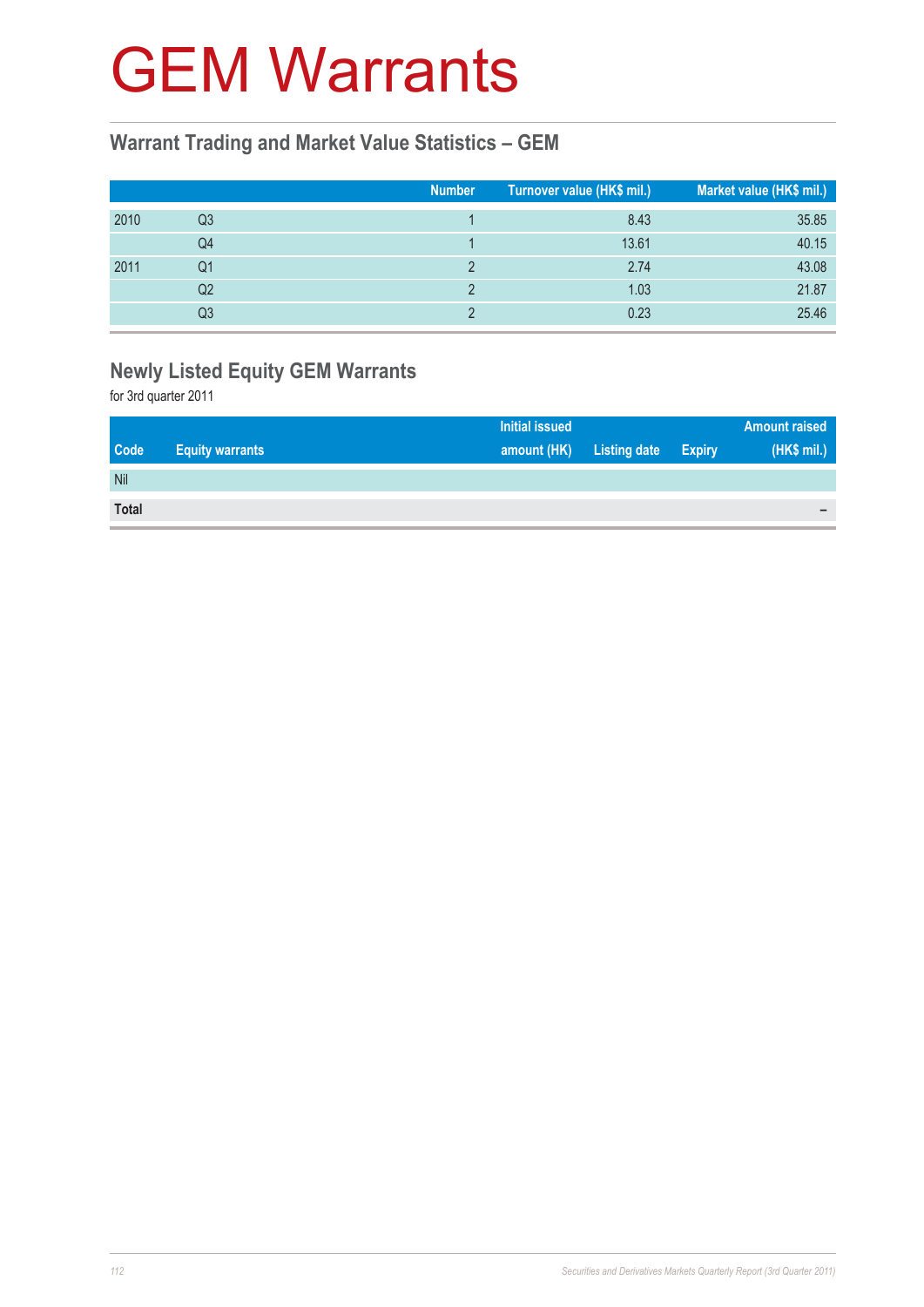# GEM Warrants

## Warrant Trading and Market Value Statistics – GEM

| | | Number | Turnover value (HK$ mil.) | Market value (HK$ mil.) |
|---|---|---|---|---|
| 2010 | Q3 | 1 | 8.43 | 35.85 |
| | Q4 | 1 | 13.61 | 40.15 |
| 2011 | Q1 | 2 | 2.74 | 43.08 |
| | Q2 | 2 | 1.03 | 21.87 |
| | Q3 | 2 | 0.23 | 25.46 |

## Newly Listed Equity GEM Warrants

for 3rd quarter 2011

| Code | Equity warrants | Initial issued amount (HK) | Listing date | Expiry | Amount raised (HK$ mil.) |
|---|---|---|---|---|---|
| Nil | | | | | |
| **Total** | | | | | – |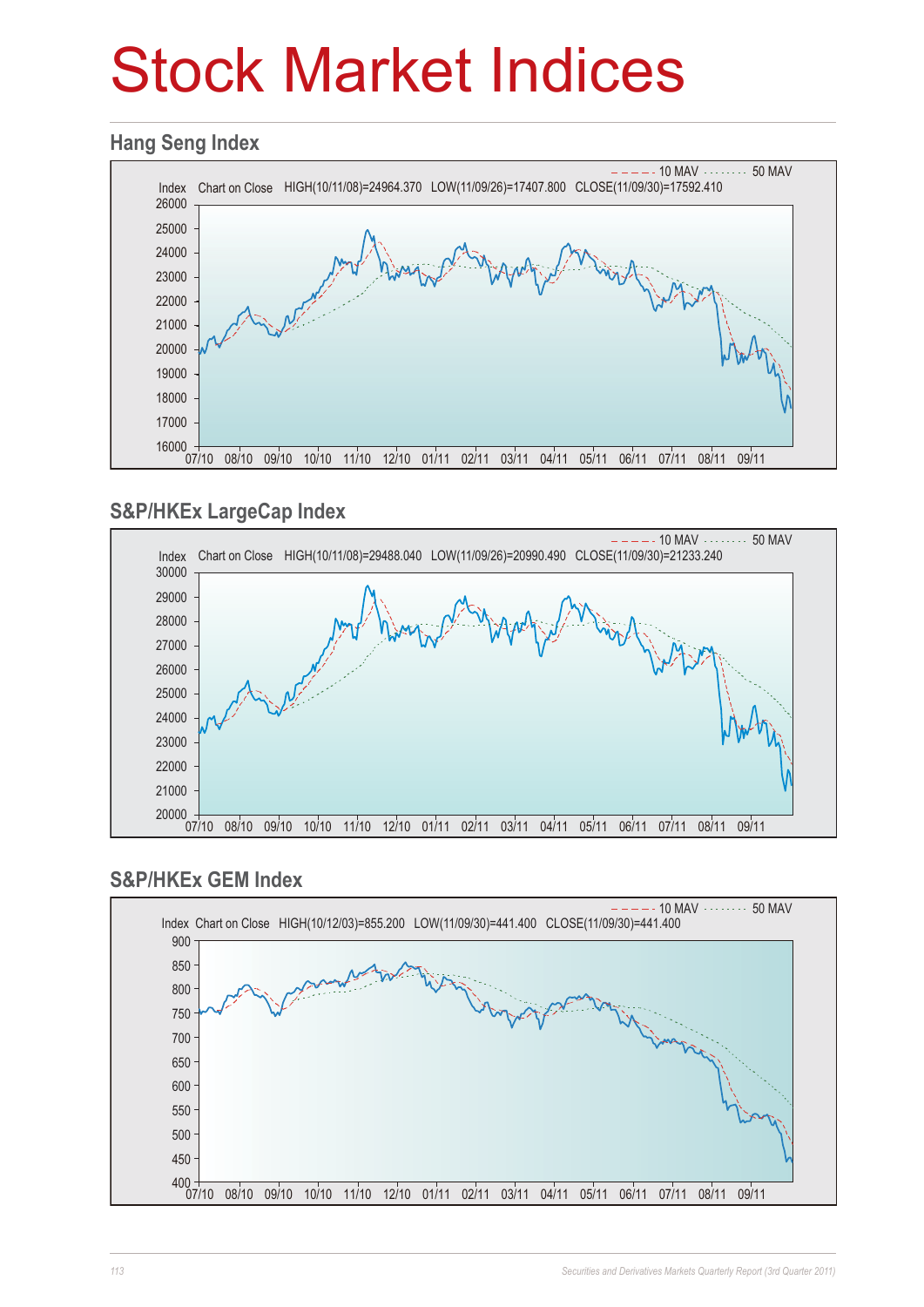# Stock Market Indices

## Hang Seng Index

Index Chart on Close HIGH(10/11/08)=24964.370 LOW(11/09/26)=17407.800 CLOSE(11/09/30)=17592.410

10 MAV 50 MAV

## S&P/HKEx LargeCap Index

Index Chart on Close HIGH(10/11/08)=29488.040 LOW(11/09/26)=20990.490 CLOSE(11/09/30)=21233.240

10 MAV 50 MAV

## S&P/HKEx GEM Index

Index Chart on Close HIGH(10/12/03)=855.200 LOW(11/09/30)=441.400 CLOSE(11/09/30)=441.400

10 MAV 50 MAV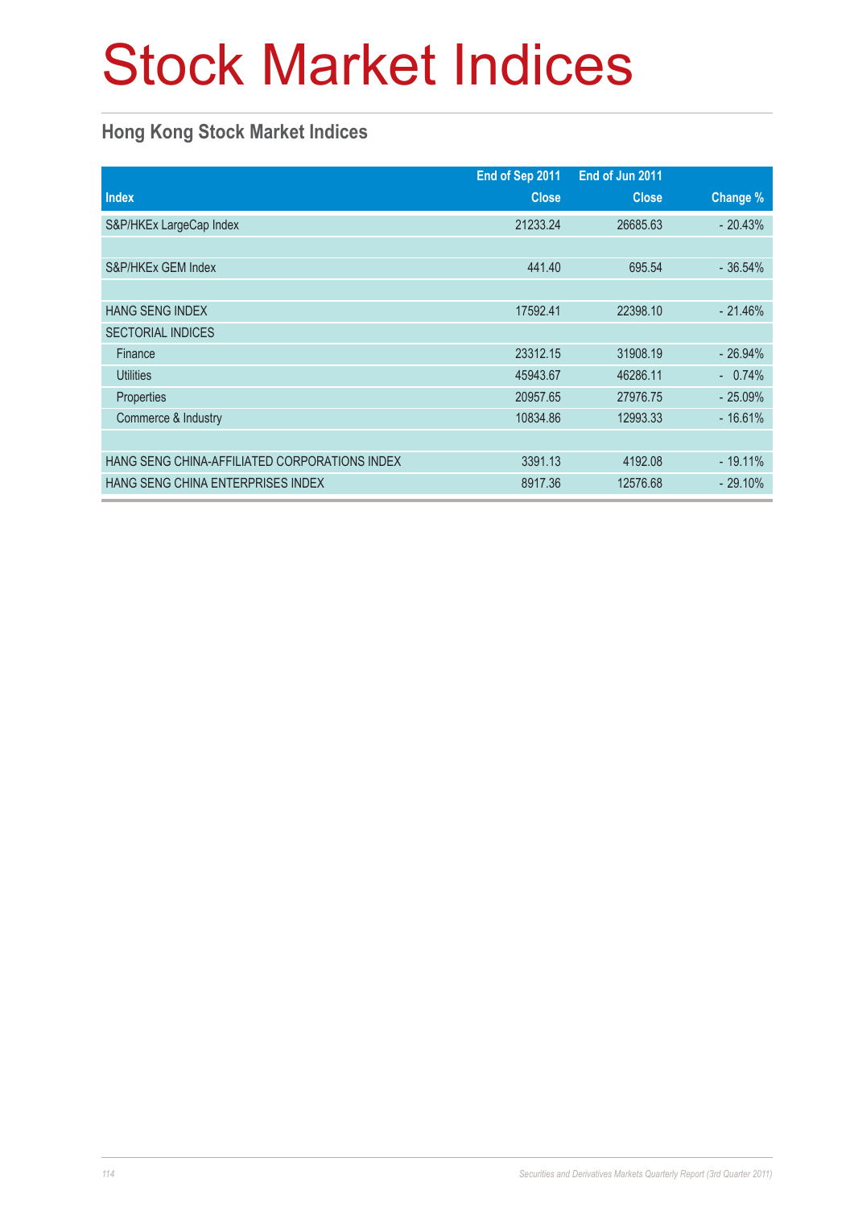# Stock Market Indices

## Hong Kong Stock Market Indices

| Index | End of Sep 2011<br>Close | End of Jun 2011<br>Close | Change % |
|---|---|---|---|
| S&P/HKEx LargeCap Index | 21233.24 | 26685.63 | - 20.43% |
| | | | |
| S&P/HKEx GEM Index | 441.40 | 695.54 | - 36.54% |
| | | | |
| HANG SENG INDEX | 17592.41 | 22398.10 | - 21.46% |
| SECTORIAL INDICES | | | |
| Finance | 23312.15 | 31908.19 | - 26.94% |
| Utilities | 45943.67 | 46286.11 | - 0.74% |
| Properties | 20957.65 | 27976.75 | - 25.09% |
| Commerce & Industry | 10834.86 | 12993.33 | - 16.61% |
| | | | |
| HANG SENG CHINA-AFFILIATED CORPORATIONS INDEX | 3391.13 | 4192.08 | - 19.11% |
| HANG SENG CHINA ENTERPRISES INDEX | 8917.36 | 12576.68 | - 29.10% |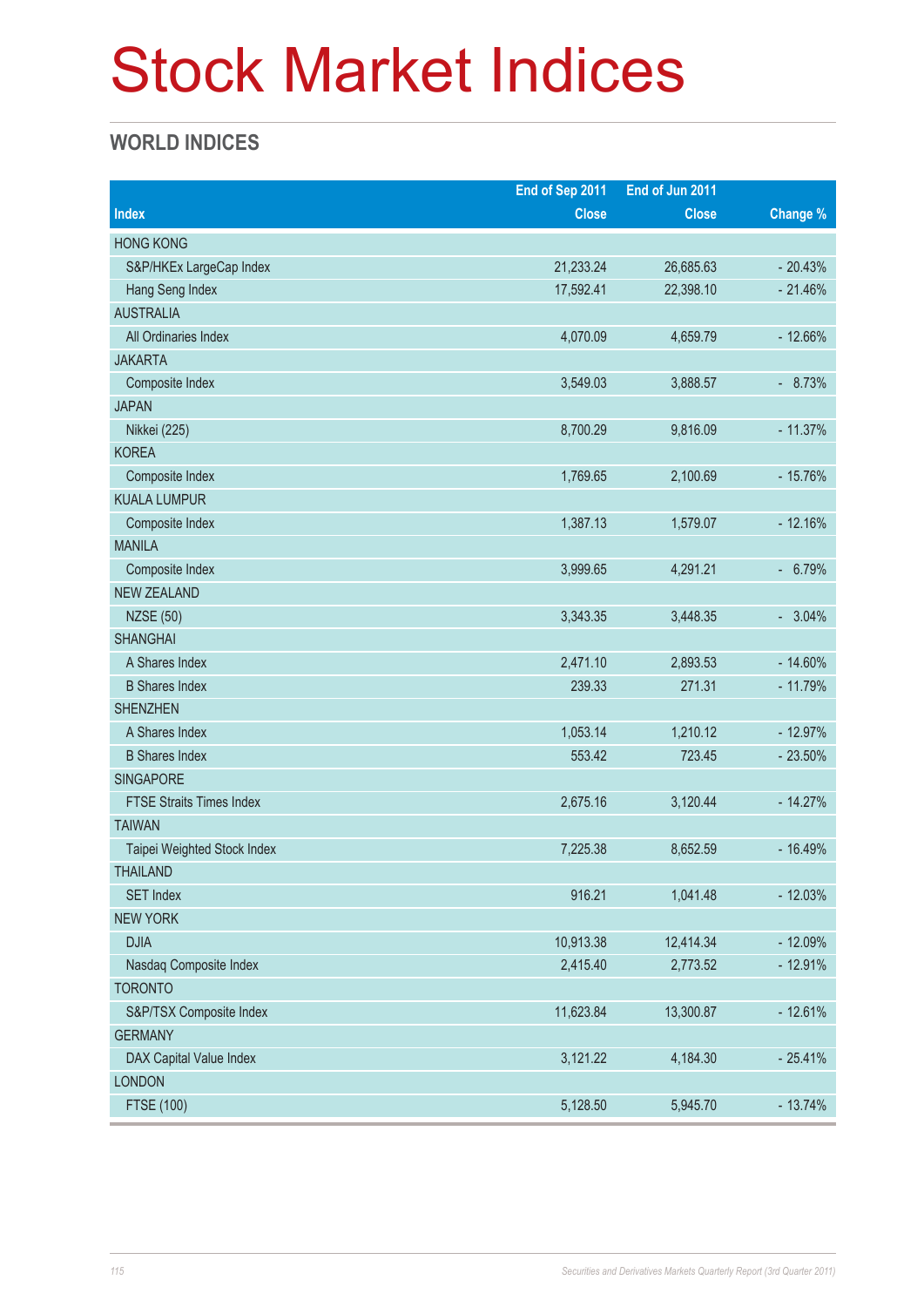# Stock Market Indices

## WORLD INDICES

| Index | End of Sep 2011 Close | End of Jun 2011 Close | Change % |
|---|---|---|---|
| HONG KONG | | | |
| S&P/HKEx LargeCap Index | 21,233.24 | 26,685.63 | - 20.43% |
| Hang Seng Index | 17,592.41 | 22,398.10 | - 21.46% |
| AUSTRALIA | | | |
| All Ordinaries Index | 4,070.09 | 4,659.79 | - 12.66% |
| JAKARTA | | | |
| Composite Index | 3,549.03 | 3,888.57 | - 8.73% |
| JAPAN | | | |
| Nikkei (225) | 8,700.29 | 9,816.09 | - 11.37% |
| KOREA | | | |
| Composite Index | 1,769.65 | 2,100.69 | - 15.76% |
| KUALA LUMPUR | | | |
| Composite Index | 1,387.13 | 1,579.07 | - 12.16% |
| MANILA | | | |
| Composite Index | 3,999.65 | 4,291.21 | - 6.79% |
| NEW ZEALAND | | | |
| NZSE (50) | 3,343.35 | 3,448.35 | - 3.04% |
| SHANGHAI | | | |
| A Shares Index | 2,471.10 | 2,893.53 | - 14.60% |
| B Shares Index | 239.33 | 271.31 | - 11.79% |
| SHENZHEN | | | |
| A Shares Index | 1,053.14 | 1,210.12 | - 12.97% |
| B Shares Index | 553.42 | 723.45 | - 23.50% |
| SINGAPORE | | | |
| FTSE Straits Times Index | 2,675.16 | 3,120.44 | - 14.27% |
| TAIWAN | | | |
| Taipei Weighted Stock Index | 7,225.38 | 8,652.59 | - 16.49% |
| THAILAND | | | |
| SET Index | 916.21 | 1,041.48 | - 12.03% |
| NEW YORK | | | |
| DJIA | 10,913.38 | 12,414.34 | - 12.09% |
| Nasdaq Composite Index | 2,415.40 | 2,773.52 | - 12.91% |
| TORONTO | | | |
| S&P/TSX Composite Index | 11,623.84 | 13,300.87 | - 12.61% |
| GERMANY | | | |
| DAX Capital Value Index | 3,121.22 | 4,184.30 | - 25.41% |
| LONDON | | | |
| FTSE (100) | 5,128.50 | 5,945.70 | - 13.74% |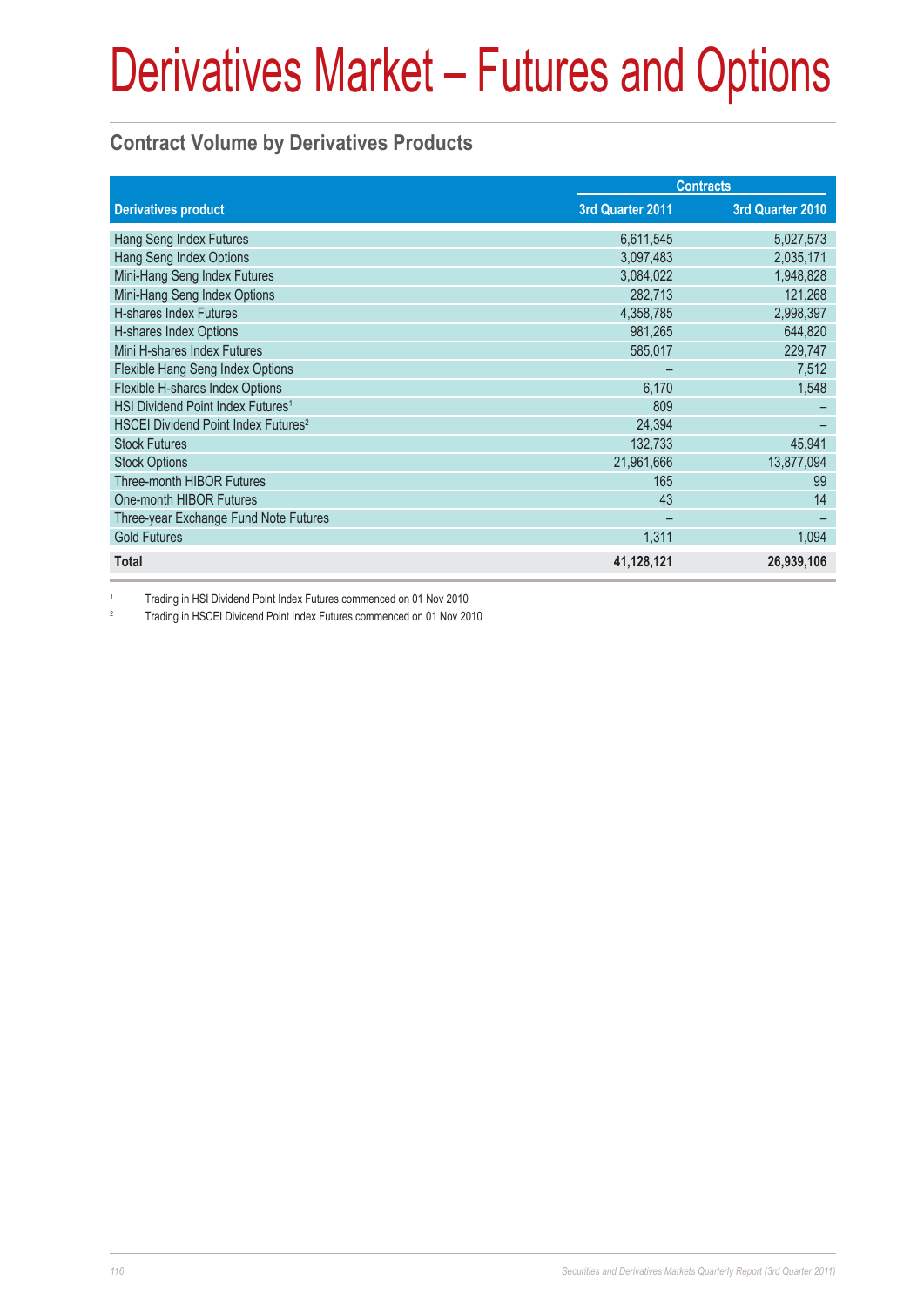# Derivatives Market – Futures and Options

## Contract Volume by Derivatives Products

| Derivatives product | Contracts | |
|---|---|---|
| | 3rd Quarter 2011 | 3rd Quarter 2010 |
| Hang Seng Index Futures | 6,611,545 | 5,027,573 |
| Hang Seng Index Options | 3,097,483 | 2,035,171 |
| Mini-Hang Seng Index Futures | 3,084,022 | 1,948,828 |
| Mini-Hang Seng Index Options | 282,713 | 121,268 |
| H-shares Index Futures | 4,358,785 | 2,998,397 |
| H-shares Index Options | 981,265 | 644,820 |
| Mini H-shares Index Futures | 585,017 | 229,747 |
| Flexible Hang Seng Index Options | – | 7,512 |
| Flexible H-shares Index Options | 6,170 | 1,548 |
| HSI Dividend Point Index Futures[1] | 809 | – |
| HSCEI Dividend Point Index Futures[2] | 24,394 | – |
| Stock Futures | 132,733 | 45,941 |
| Stock Options | 21,961,666 | 13,877,094 |
| Three-month HIBOR Futures | 165 | 99 |
| One-month HIBOR Futures | 43 | 14 |
| Three-year Exchange Fund Note Futures | – | – |
| Gold Futures | 1,311 | 1,094 |
| **Total** | **41,128,121** | **26,939,106** |

[1] Trading in HSI Dividend Point Index Futures commenced on 01 Nov 2010

[2] Trading in HSCEI Dividend Point Index Futures commenced on 01 Nov 2010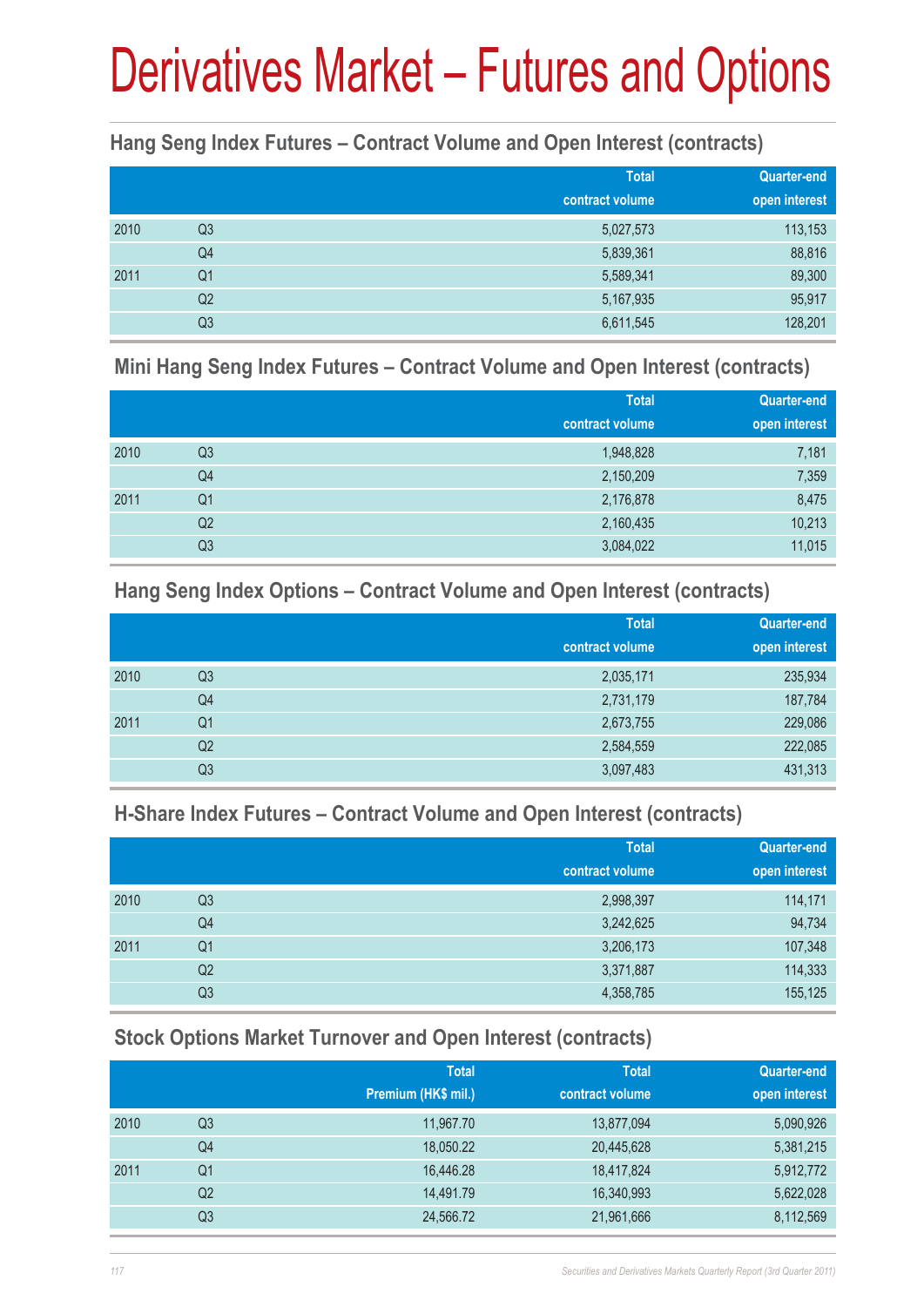# Derivatives Market – Futures and Options

### Hang Seng Index Futures – Contract Volume and Open Interest (contracts)

| | | Total contract volume | Quarter-end open interest |
|---|---|---|---|
| 2010 | Q3 | 5,027,573 | 113,153 |
| | Q4 | 5,839,361 | 88,816 |
| 2011 | Q1 | 5,589,341 | 89,300 |
| | Q2 | 5,167,935 | 95,917 |
| | Q3 | 6,611,545 | 128,201 |

### Mini Hang Seng Index Futures – Contract Volume and Open Interest (contracts)

| | | Total contract volume | Quarter-end open interest |
|---|---|---|---|
| 2010 | Q3 | 1,948,828 | 7,181 |
| | Q4 | 2,150,209 | 7,359 |
| 2011 | Q1 | 2,176,878 | 8,475 |
| | Q2 | 2,160,435 | 10,213 |
| | Q3 | 3,084,022 | 11,015 |

### Hang Seng Index Options – Contract Volume and Open Interest (contracts)

| | | Total contract volume | Quarter-end open interest |
|---|---|---|---|
| 2010 | Q3 | 2,035,171 | 235,934 |
| | Q4 | 2,731,179 | 187,784 |
| 2011 | Q1 | 2,673,755 | 229,086 |
| | Q2 | 2,584,559 | 222,085 |
| | Q3 | 3,097,483 | 431,313 |

### H-Share Index Futures – Contract Volume and Open Interest (contracts)

| | | Total contract volume | Quarter-end open interest |
|---|---|---|---|
| 2010 | Q3 | 2,998,397 | 114,171 |
| | Q4 | 3,242,625 | 94,734 |
| 2011 | Q1 | 3,206,173 | 107,348 |
| | Q2 | 3,371,887 | 114,333 |
| | Q3 | 4,358,785 | 155,125 |

### Stock Options Market Turnover and Open Interest (contracts)

| | | Total Premium (HK$ mil.) | Total contract volume | Quarter-end open interest |
|---|---|---|---|---|
| 2010 | Q3 | 11,967.70 | 13,877,094 | 5,090,926 |
| | Q4 | 18,050.22 | 20,445,628 | 5,381,215 |
| 2011 | Q1 | 16,446.28 | 18,417,824 | 5,912,772 |
| | Q2 | 14,491.79 | 16,340,993 | 5,622,028 |
| | Q3 | 24,566.72 | 21,961,666 | 8,112,569 |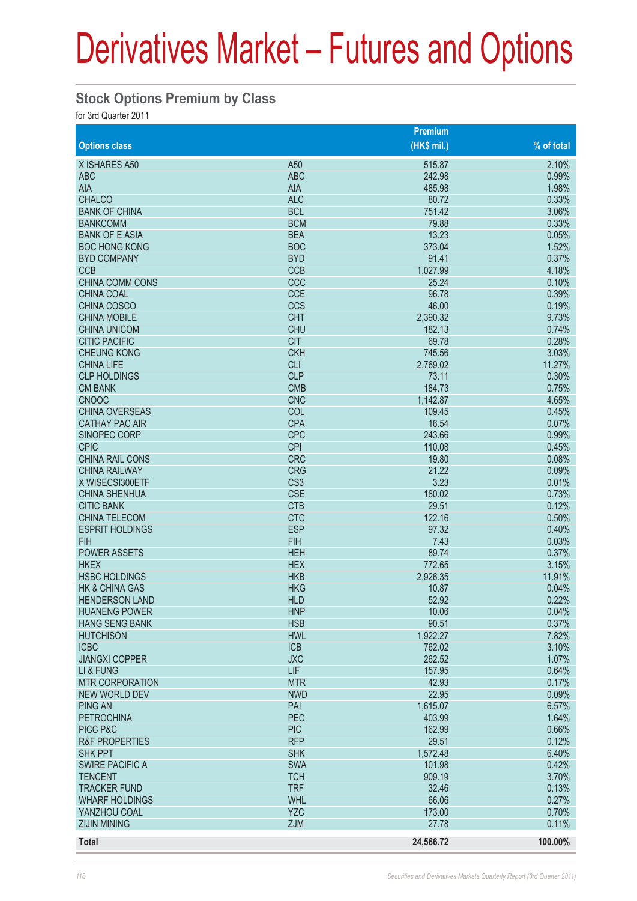# Derivatives Market – Futures and Options

## Stock Options Premium by Class

for 3rd Quarter 2011

| Options class | | Premium (HK$ mil.) | % of total |
|---|---|---|---|
| X ISHARES A50 | A50 | 515.87 | 2.10% |
| ABC | ABC | 242.98 | 0.99% |
| AIA | AIA | 485.98 | 1.98% |
| CHALCO | ALC | 80.72 | 0.33% |
| BANK OF CHINA | BCL | 751.42 | 3.06% |
| BANKCOMM | BCM | 79.88 | 0.33% |
| BANK OF E ASIA | BEA | 13.23 | 0.05% |
| BOC HONG KONG | BOC | 373.04 | 1.52% |
| BYD COMPANY | BYD | 91.41 | 0.37% |
| CCB | CCB | 1,027.99 | 4.18% |
| CHINA COMM CONS | CCC | 25.24 | 0.10% |
| CHINA COAL | CCE | 96.78 | 0.39% |
| CHINA COSCO | CCS | 46.00 | 0.19% |
| CHINA MOBILE | CHT | 2,390.32 | 9.73% |
| CHINA UNICOM | CHU | 182.13 | 0.74% |
| CITIC PACIFIC | CIT | 69.78 | 0.28% |
| CHEUNG KONG | CKH | 745.56 | 3.03% |
| CHINA LIFE | CLI | 2,769.02 | 11.27% |
| CLP HOLDINGS | CLP | 73.11 | 0.30% |
| CM BANK | CMB | 184.73 | 0.75% |
| CNOOC | CNC | 1,142.87 | 4.65% |
| CHINA OVERSEAS | COL | 109.45 | 0.45% |
| CATHAY PAC AIR | CPA | 16.54 | 0.07% |
| SINOPEC CORP | CPC | 243.66 | 0.99% |
| CPIC | CPI | 110.08 | 0.45% |
| CHINA RAIL CONS | CRC | 19.80 | 0.08% |
| CHINA RAILWAY | CRG | 21.22 | 0.09% |
| X WISECSI300ETF | CS3 | 3.23 | 0.01% |
| CHINA SHENHUA | CSE | 180.02 | 0.73% |
| CITIC BANK | CTB | 29.51 | 0.12% |
| CHINA TELECOM | CTC | 122.16 | 0.50% |
| ESPRIT HOLDINGS | ESP | 97.32 | 0.40% |
| FIH | FIH | 7.43 | 0.03% |
| POWER ASSETS | HEH | 89.74 | 0.37% |
| HKEX | HEX | 772.65 | 3.15% |
| HSBC HOLDINGS | HKB | 2,926.35 | 11.91% |
| HK & CHINA GAS | HKG | 10.87 | 0.04% |
| HENDERSON LAND | HLD | 52.92 | 0.22% |
| HUANENG POWER | HNP | 10.06 | 0.04% |
| HANG SENG BANK | HSB | 90.51 | 0.37% |
| HUTCHISON | HWL | 1,922.27 | 7.82% |
| ICBC | ICB | 762.02 | 3.10% |
| JIANGXI COPPER | JXC | 262.52 | 1.07% |
| LI & FUNG | LIF | 157.95 | 0.64% |
| MTR CORPORATION | MTR | 42.93 | 0.17% |
| NEW WORLD DEV | NWD | 22.95 | 0.09% |
| PING AN | PAI | 1,615.07 | 6.57% |
| PETROCHINA | PEC | 403.99 | 1.64% |
| PICC P&C | PIC | 162.99 | 0.66% |
| R&F PROPERTIES | RFP | 29.51 | 0.12% |
| SHK PPT | SHK | 1,572.48 | 6.40% |
| SWIRE PACIFIC A | SWA | 101.98 | 0.42% |
| TENCENT | TCH | 909.19 | 3.70% |
| TRACKER FUND | TRF | 32.46 | 0.13% |
| WHARF HOLDINGS | WHL | 66.06 | 0.27% |
| YANZHOU COAL | YZC | 173.00 | 0.70% |
| ZIJIN MINING | ZJM | 27.78 | 0.11% |
| **Total** | | **24,566.72** | **100.00%** |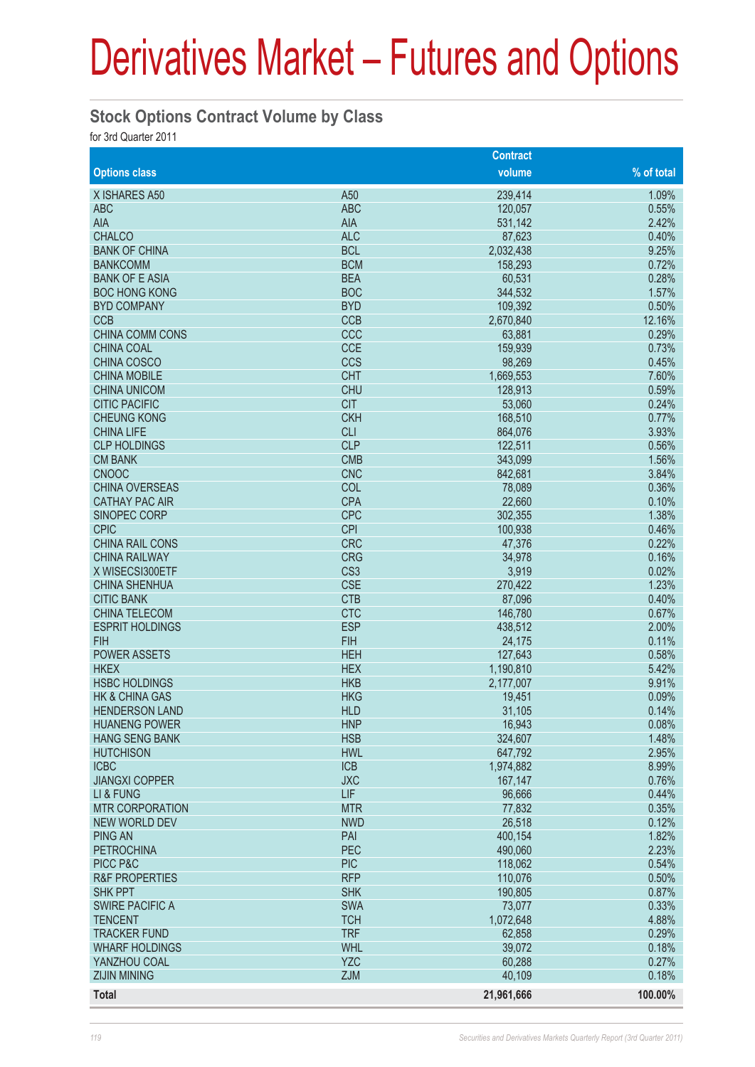# Derivatives Market – Futures and Options

## Stock Options Contract Volume by Class

for 3rd Quarter 2011

| Options class | | Contract volume | % of total |
|---|---|---|---|
| X ISHARES A50 | A50 | 239,414 | 1.09% |
| ABC | ABC | 120,057 | 0.55% |
| AIA | AIA | 531,142 | 2.42% |
| CHALCO | ALC | 87,623 | 0.40% |
| BANK OF CHINA | BCL | 2,032,438 | 9.25% |
| BANKCOMM | BCM | 158,293 | 0.72% |
| BANK OF E ASIA | BEA | 60,531 | 0.28% |
| BOC HONG KONG | BOC | 344,532 | 1.57% |
| BYD COMPANY | BYD | 109,392 | 0.50% |
| CCB | CCB | 2,670,840 | 12.16% |
| CHINA COMM CONS | CCC | 63,881 | 0.29% |
| CHINA COAL | CCE | 159,939 | 0.73% |
| CHINA COSCO | CCS | 98,269 | 0.45% |
| CHINA MOBILE | CHT | 1,669,553 | 7.60% |
| CHINA UNICOM | CHU | 128,913 | 0.59% |
| CITIC PACIFIC | CIT | 53,060 | 0.24% |
| CHEUNG KONG | CKH | 168,510 | 0.77% |
| CHINA LIFE | CLI | 864,076 | 3.93% |
| CLP HOLDINGS | CLP | 122,511 | 0.56% |
| CM BANK | CMB | 343,099 | 1.56% |
| CNOOC | CNC | 842,681 | 3.84% |
| CHINA OVERSEAS | COL | 78,089 | 0.36% |
| CATHAY PAC AIR | CPA | 22,660 | 0.10% |
| SINOPEC CORP | CPC | 302,355 | 1.38% |
| CPIC | CPI | 100,938 | 0.46% |
| CHINA RAIL CONS | CRC | 47,376 | 0.22% |
| CHINA RAILWAY | CRG | 34,978 | 0.16% |
| X WISECSI300ETF | CS3 | 3,919 | 0.02% |
| CHINA SHENHUA | CSE | 270,422 | 1.23% |
| CITIC BANK | CTB | 87,096 | 0.40% |
| CHINA TELECOM | CTC | 146,780 | 0.67% |
| ESPRIT HOLDINGS | ESP | 438,512 | 2.00% |
| FIH | FIH | 24,175 | 0.11% |
| POWER ASSETS | HEH | 127,643 | 0.58% |
| HKEX | HEX | 1,190,810 | 5.42% |
| HSBC HOLDINGS | HKB | 2,177,007 | 9.91% |
| HK & CHINA GAS | HKG | 19,451 | 0.09% |
| HENDERSON LAND | HLD | 31,105 | 0.14% |
| HUANENG POWER | HNP | 16,943 | 0.08% |
| HANG SENG BANK | HSB | 324,607 | 1.48% |
| HUTCHISON | HWL | 647,792 | 2.95% |
| ICBC | ICB | 1,974,882 | 8.99% |
| JIANGXI COPPER | JXC | 167,147 | 0.76% |
| LI & FUNG | LIF | 96,666 | 0.44% |
| MTR CORPORATION | MTR | 77,832 | 0.35% |
| NEW WORLD DEV | NWD | 26,518 | 0.12% |
| PING AN | PAI | 400,154 | 1.82% |
| PETROCHINA | PEC | 490,060 | 2.23% |
| PICC P&C | PIC | 118,062 | 0.54% |
| R&F PROPERTIES | RFP | 110,076 | 0.50% |
| SHK PPT | SHK | 190,805 | 0.87% |
| SWIRE PACIFIC A | SWA | 73,077 | 0.33% |
| TENCENT | TCH | 1,072,648 | 4.88% |
| TRACKER FUND | TRF | 62,858 | 0.29% |
| WHARF HOLDINGS | WHL | 39,072 | 0.18% |
| YANZHOU COAL | YZC | 60,288 | 0.27% |
| ZIJIN MINING | ZJM | 40,109 | 0.18% |
| **Total** | | **21,961,666** | **100.00%** |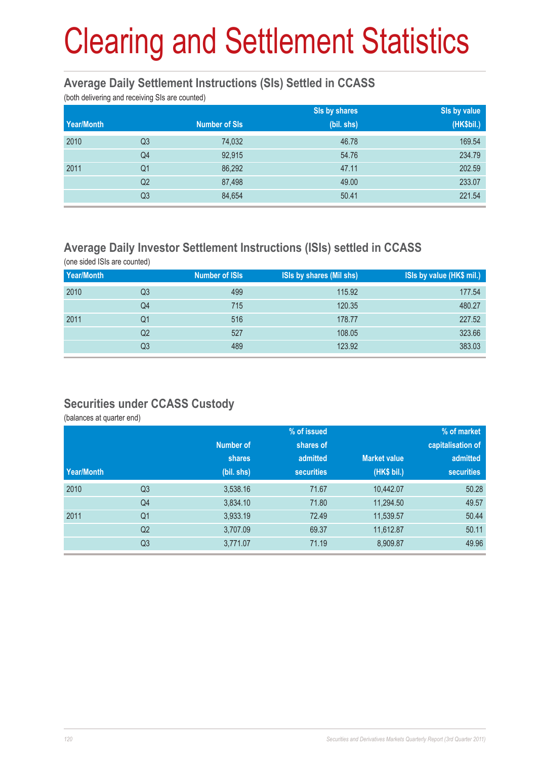# Clearing and Settlement Statistics

## Average Daily Settlement Instructions (SIs) Settled in CCASS

(both delivering and receiving SIs are counted)

| Year/Month | | Number of SIs | SIs by shares (bil. shs) | SIs by value (HK$bil.) |
|---|---|---|---|---|
| 2010 | Q3 | 74,032 | 46.78 | 169.54 |
| | Q4 | 92,915 | 54.76 | 234.79 |
| 2011 | Q1 | 86,292 | 47.11 | 202.59 |
| | Q2 | 87,498 | 49.00 | 233.07 |
| | Q3 | 84,654 | 50.41 | 221.54 |

## Average Daily Investor Settlement Instructions (ISIs) settled in CCASS

(one sided ISIs are counted)

| Year/Month | | Number of ISIs | ISIs by shares (Mil shs) | ISIs by value (HK$ mil.) |
|---|---|---|---|---|
| 2010 | Q3 | 499 | 115.92 | 177.54 |
| | Q4 | 715 | 120.35 | 480.27 |
| 2011 | Q1 | 516 | 178.77 | 227.52 |
| | Q2 | 527 | 108.05 | 323.66 |
| | Q3 | 489 | 123.92 | 383.03 |

## Securities under CCASS Custody

(balances at quarter end)

| Year/Month | | Number of shares (bil. shs) | % of issued shares of admitted securities | Market value (HK$ bil.) | % of market capitalisation of admitted securities |
|---|---|---|---|---|---|
| 2010 | Q3 | 3,538.16 | 71.67 | 10,442.07 | 50.28 |
| | Q4 | 3,834.10 | 71.80 | 11,294.50 | 49.57 |
| 2011 | Q1 | 3,933.19 | 72.49 | 11,539.57 | 50.44 |
| | Q2 | 3,707.09 | 69.37 | 11,612.87 | 50.11 |
| | Q3 | 3,771.07 | 71.19 | 8,909.87 | 49.96 |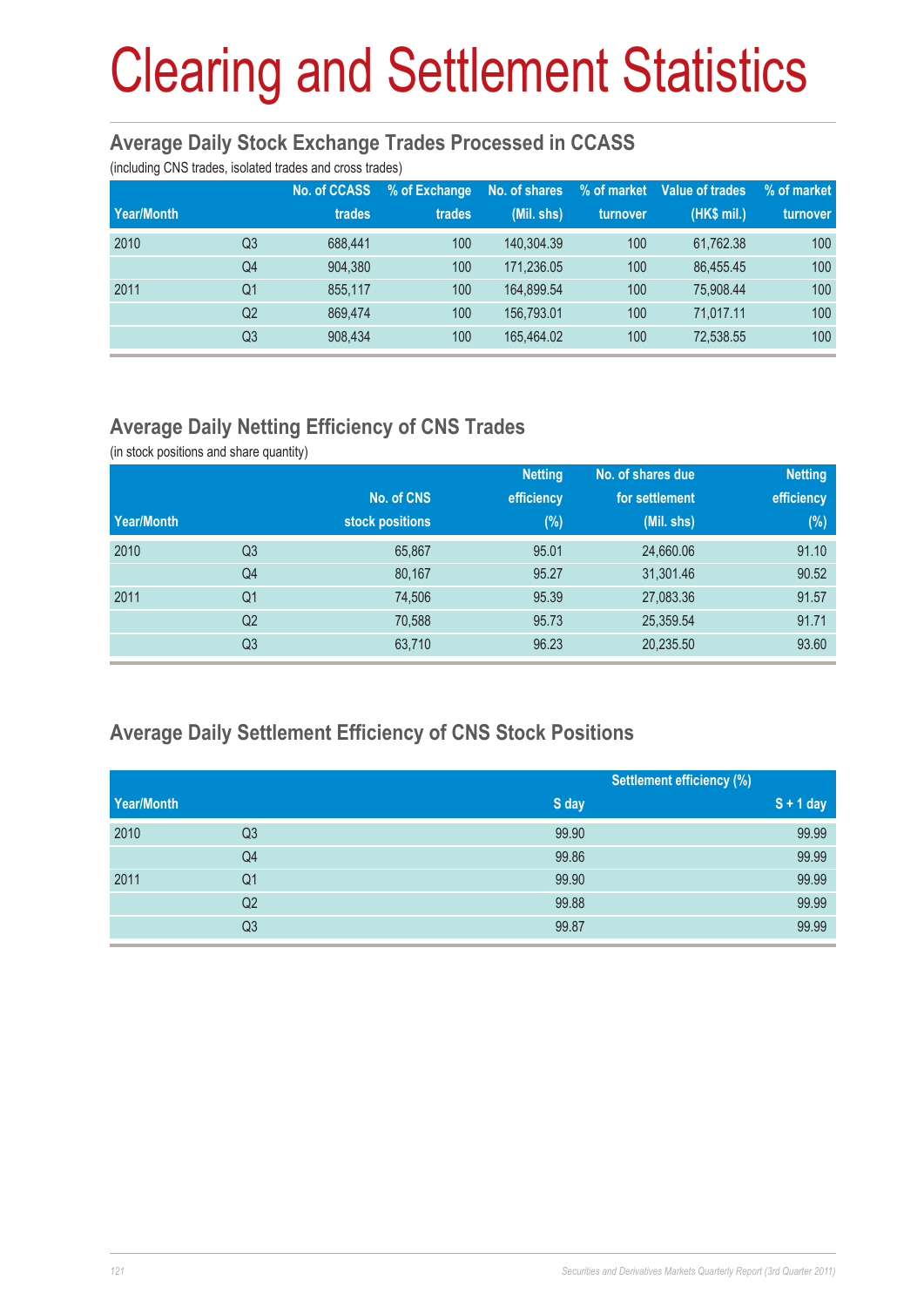# Clearing and Settlement Statistics

## Average Daily Stock Exchange Trades Processed in CCASS

(including CNS trades, isolated trades and cross trades)

| Year/Month | | No. of CCASS trades | % of Exchange trades | No. of shares (Mil. shs) | % of market turnover | Value of trades (HK$ mil.) | % of market turnover |
|---|---|---|---|---|---|---|---|
| 2010 | Q3 | 688,441 | 100 | 140,304.39 | 100 | 61,762.38 | 100 |
| | Q4 | 904,380 | 100 | 171,236.05 | 100 | 86,455.45 | 100 |
| 2011 | Q1 | 855,117 | 100 | 164,899.54 | 100 | 75,908.44 | 100 |
| | Q2 | 869,474 | 100 | 156,793.01 | 100 | 71,017.11 | 100 |
| | Q3 | 908,434 | 100 | 165,464.02 | 100 | 72,538.55 | 100 |

## Average Daily Netting Efficiency of CNS Trades

(in stock positions and share quantity)

| Year/Month | | No. of CNS stock positions | Netting efficiency (%) | No. of shares due for settlement (Mil. shs) | Netting efficiency (%) |
|---|---|---|---|---|---|
| 2010 | Q3 | 65,867 | 95.01 | 24,660.06 | 91.10 |
| | Q4 | 80,167 | 95.27 | 31,301.46 | 90.52 |
| 2011 | Q1 | 74,506 | 95.39 | 27,083.36 | 91.57 |
| | Q2 | 70,588 | 95.73 | 25,359.54 | 91.71 |
| | Q3 | 63,710 | 96.23 | 20,235.50 | 93.60 |

## Average Daily Settlement Efficiency of CNS Stock Positions

| | | Settlement efficiency (%) | |
|---|---|---|---|
| Year/Month | | S day | S + 1 day |
| 2010 | Q3 | 99.90 | 99.99 |
| | Q4 | 99.86 | 99.99 |
| 2011 | Q1 | 99.90 | 99.99 |
| | Q2 | 99.88 | 99.99 |
| | Q3 | 99.87 | 99.99 |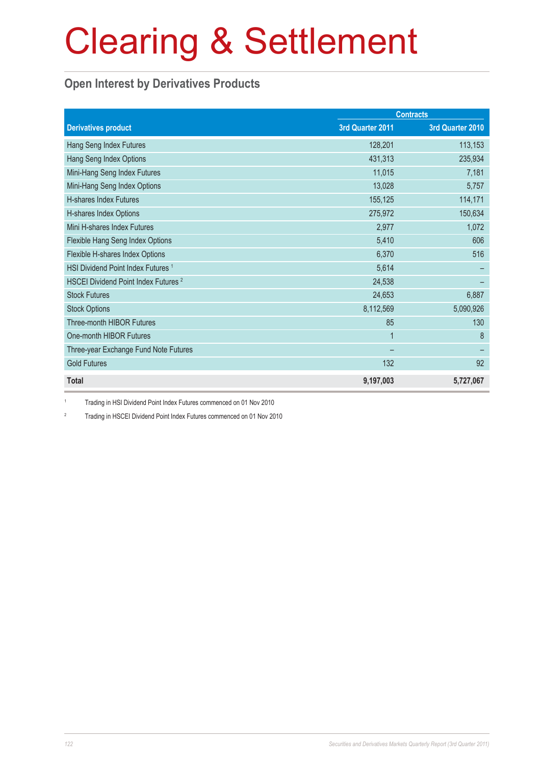# Clearing & Settlement

## Open Interest by Derivatives Products

| Derivatives product | Contracts | |
|---|---|---|
| | 3rd Quarter 2011 | 3rd Quarter 2010 |
| Hang Seng Index Futures | 128,201 | 113,153 |
| Hang Seng Index Options | 431,313 | 235,934 |
| Mini-Hang Seng Index Futures | 11,015 | 7,181 |
| Mini-Hang Seng Index Options | 13,028 | 5,757 |
| H-shares Index Futures | 155,125 | 114,171 |
| H-shares Index Options | 275,972 | 150,634 |
| Mini H-shares Index Futures | 2,977 | 1,072 |
| Flexible Hang Seng Index Options | 5,410 | 606 |
| Flexible H-shares Index Options | 6,370 | 516 |
| HSI Dividend Point Index Futures [1] | 5,614 | – |
| HSCEI Dividend Point Index Futures [2] | 24,538 | – |
| Stock Futures | 24,653 | 6,887 |
| Stock Options | 8,112,569 | 5,090,926 |
| Three-month HIBOR Futures | 85 | 130 |
| One-month HIBOR Futures | 1 | 8 |
| Three-year Exchange Fund Note Futures | – | – |
| Gold Futures | 132 | 92 |
| **Total** | **9,197,003** | **5,727,067** |

[1] Trading in HSI Dividend Point Index Futures commenced on 01 Nov 2010

[2] Trading in HSCEI Dividend Point Index Futures commenced on 01 Nov 2010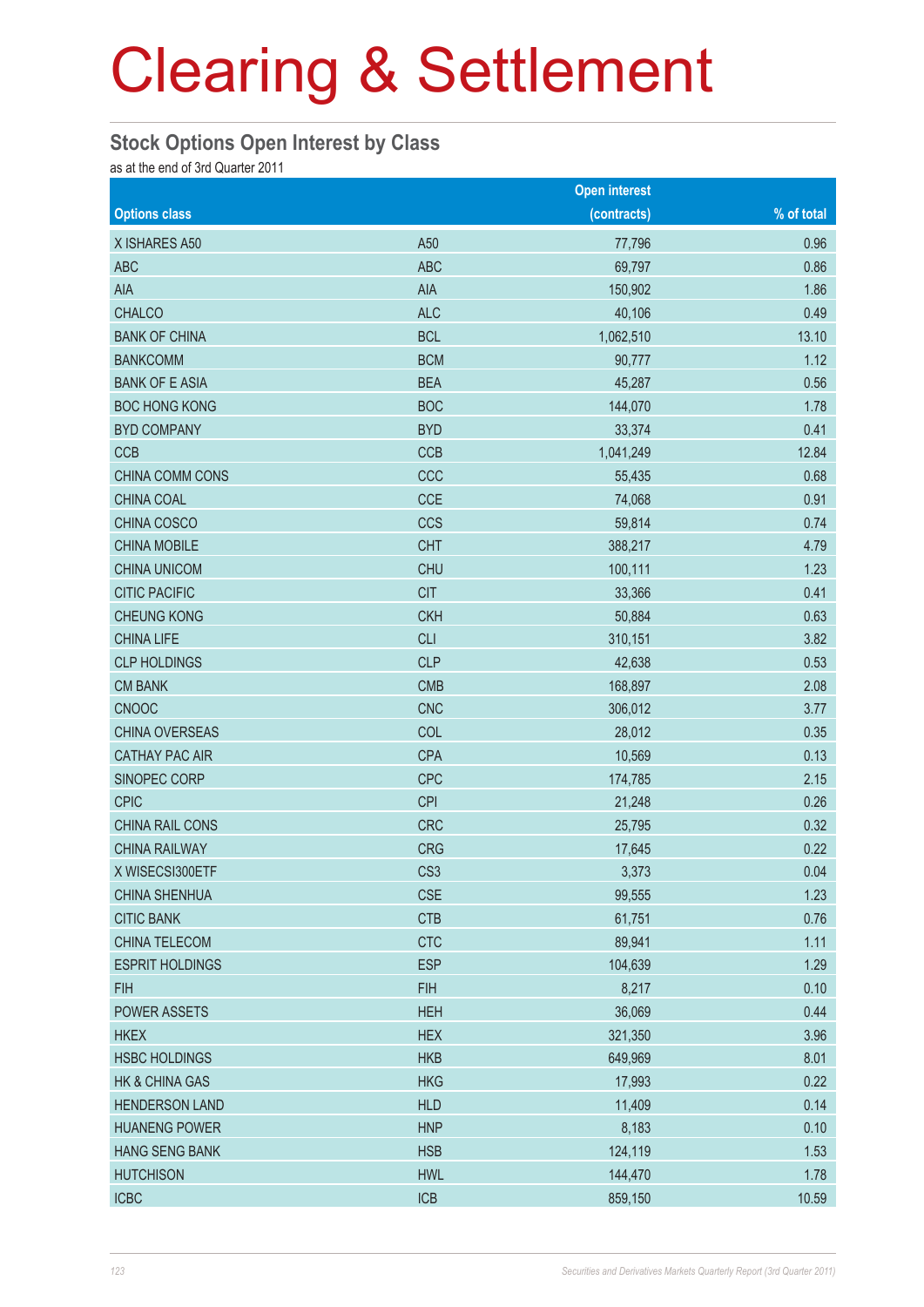# Clearing & Settlement

## Stock Options Open Interest by Class

as at the end of 3rd Quarter 2011

| Options class | | Open interest (contracts) | % of total |
|---|---|---|---|
| X ISHARES A50 | A50 | 77,796 | 0.96 |
| ABC | ABC | 69,797 | 0.86 |
| AIA | AIA | 150,902 | 1.86 |
| CHALCO | ALC | 40,106 | 0.49 |
| BANK OF CHINA | BCL | 1,062,510 | 13.10 |
| BANKCOMM | BCM | 90,777 | 1.12 |
| BANK OF E ASIA | BEA | 45,287 | 0.56 |
| BOC HONG KONG | BOC | 144,070 | 1.78 |
| BYD COMPANY | BYD | 33,374 | 0.41 |
| CCB | CCB | 1,041,249 | 12.84 |
| CHINA COMM CONS | CCC | 55,435 | 0.68 |
| CHINA COAL | CCE | 74,068 | 0.91 |
| CHINA COSCO | CCS | 59,814 | 0.74 |
| CHINA MOBILE | CHT | 388,217 | 4.79 |
| CHINA UNICOM | CHU | 100,111 | 1.23 |
| CITIC PACIFIC | CIT | 33,366 | 0.41 |
| CHEUNG KONG | CKH | 50,884 | 0.63 |
| CHINA LIFE | CLI | 310,151 | 3.82 |
| CLP HOLDINGS | CLP | 42,638 | 0.53 |
| CM BANK | CMB | 168,897 | 2.08 |
| CNOOC | CNC | 306,012 | 3.77 |
| CHINA OVERSEAS | COL | 28,012 | 0.35 |
| CATHAY PAC AIR | CPA | 10,569 | 0.13 |
| SINOPEC CORP | CPC | 174,785 | 2.15 |
| CPIC | CPI | 21,248 | 0.26 |
| CHINA RAIL CONS | CRC | 25,795 | 0.32 |
| CHINA RAILWAY | CRG | 17,645 | 0.22 |
| X WISECSI300ETF | CS3 | 3,373 | 0.04 |
| CHINA SHENHUA | CSE | 99,555 | 1.23 |
| CITIC BANK | CTB | 61,751 | 0.76 |
| CHINA TELECOM | CTC | 89,941 | 1.11 |
| ESPRIT HOLDINGS | ESP | 104,639 | 1.29 |
| FIH | FIH | 8,217 | 0.10 |
| POWER ASSETS | HEH | 36,069 | 0.44 |
| HKEX | HEX | 321,350 | 3.96 |
| HSBC HOLDINGS | HKB | 649,969 | 8.01 |
| HK & CHINA GAS | HKG | 17,993 | 0.22 |
| HENDERSON LAND | HLD | 11,409 | 0.14 |
| HUANENG POWER | HNP | 8,183 | 0.10 |
| HANG SENG BANK | HSB | 124,119 | 1.53 |
| HUTCHISON | HWL | 144,470 | 1.78 |
| ICBC | ICB | 859,150 | 10.59 |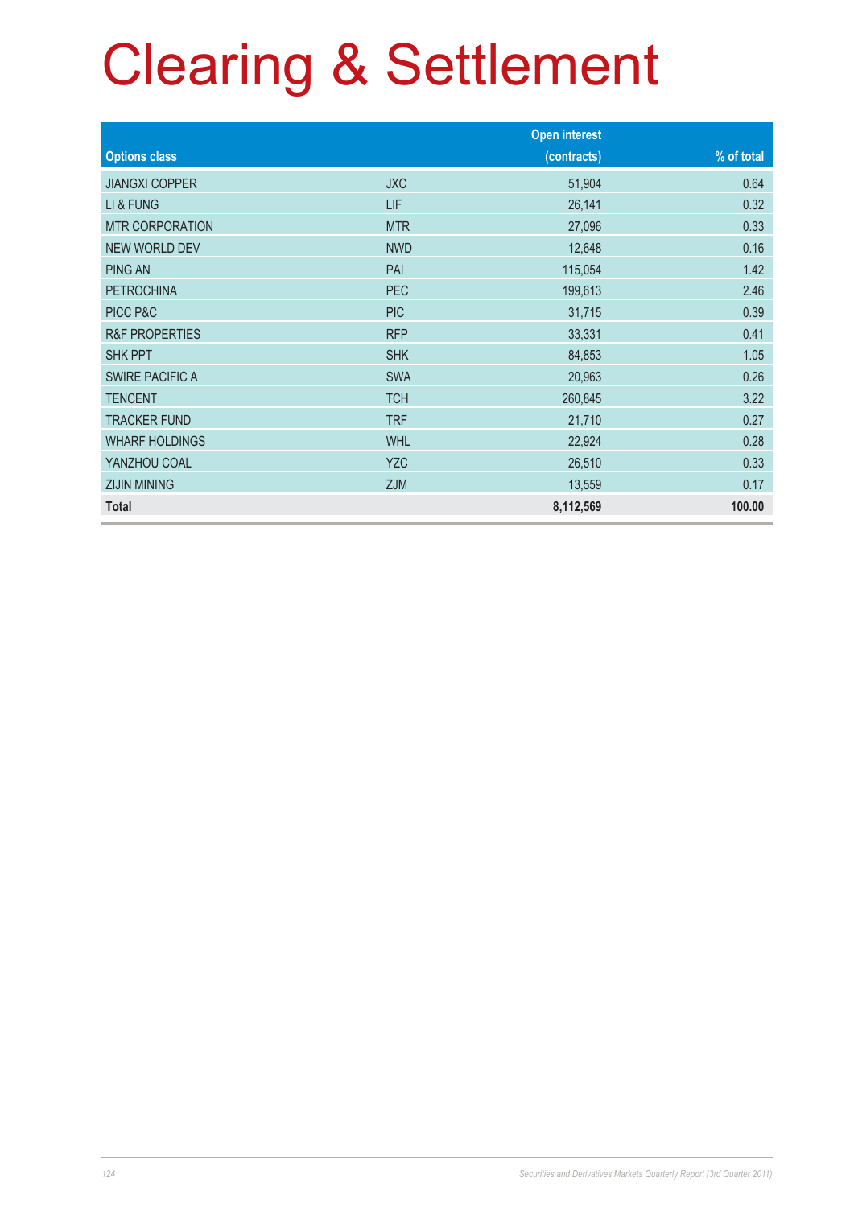# Clearing & Settlement

| Options class | | Open interest (contracts) | % of total |
|---|---|---|---|
| JIANGXI COPPER | JXC | 51,904 | 0.64 |
| LI & FUNG | LIF | 26,141 | 0.32 |
| MTR CORPORATION | MTR | 27,096 | 0.33 |
| NEW WORLD DEV | NWD | 12,648 | 0.16 |
| PING AN | PAI | 115,054 | 1.42 |
| PETROCHINA | PEC | 199,613 | 2.46 |
| PICC P&C | PIC | 31,715 | 0.39 |
| R&F PROPERTIES | RFP | 33,331 | 0.41 |
| SHK PPT | SHK | 84,853 | 1.05 |
| SWIRE PACIFIC A | SWA | 20,963 | 0.26 |
| TENCENT | TCH | 260,845 | 3.22 |
| TRACKER FUND | TRF | 21,710 | 0.27 |
| WHARF HOLDINGS | WHL | 22,924 | 0.28 |
| YANZHOU COAL | YZC | 26,510 | 0.33 |
| ZIJIN MINING | ZJM | 13,559 | 0.17 |
| **Total** | | **8,112,569** | **100.00** |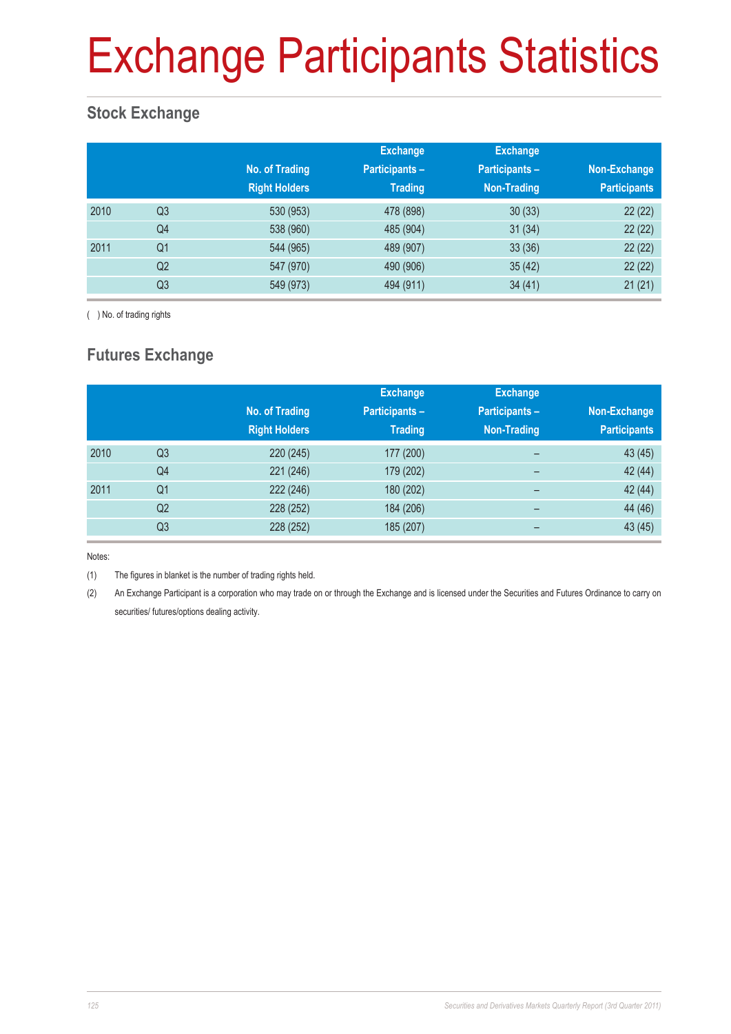# Exchange Participants Statistics

## Stock Exchange

| | | No. of Trading Right Holders | Exchange Participants – Trading | Exchange Participants – Non-Trading | Non-Exchange Participants |
|---|---|---|---|---|---|
| 2010 | Q3 | 530 (953) | 478 (898) | 30 (33) | 22 (22) |
| | Q4 | 538 (960) | 485 (904) | 31 (34) | 22 (22) |
| 2011 | Q1 | 544 (965) | 489 (907) | 33 (36) | 22 (22) |
| | Q2 | 547 (970) | 490 (906) | 35 (42) | 22 (22) |
| | Q3 | 549 (973) | 494 (911) | 34 (41) | 21 (21) |

( ) No. of trading rights

## Futures Exchange

| | | No. of Trading Right Holders | Exchange Participants – Trading | Exchange Participants – Non-Trading | Non-Exchange Participants |
|---|---|---|---|---|---|
| 2010 | Q3 | 220 (245) | 177 (200) | – | 43 (45) |
| | Q4 | 221 (246) | 179 (202) | – | 42 (44) |
| 2011 | Q1 | 222 (246) | 180 (202) | – | 42 (44) |
| | Q2 | 228 (252) | 184 (206) | – | 44 (46) |
| | Q3 | 228 (252) | 185 (207) | – | 43 (45) |

Notes:

(1) The figures in blanket is the number of trading rights held.

(2) An Exchange Participant is a corporation who may trade on or through the Exchange and is licensed under the Securities and Futures Ordinance to carry on securities/ futures/options dealing activity.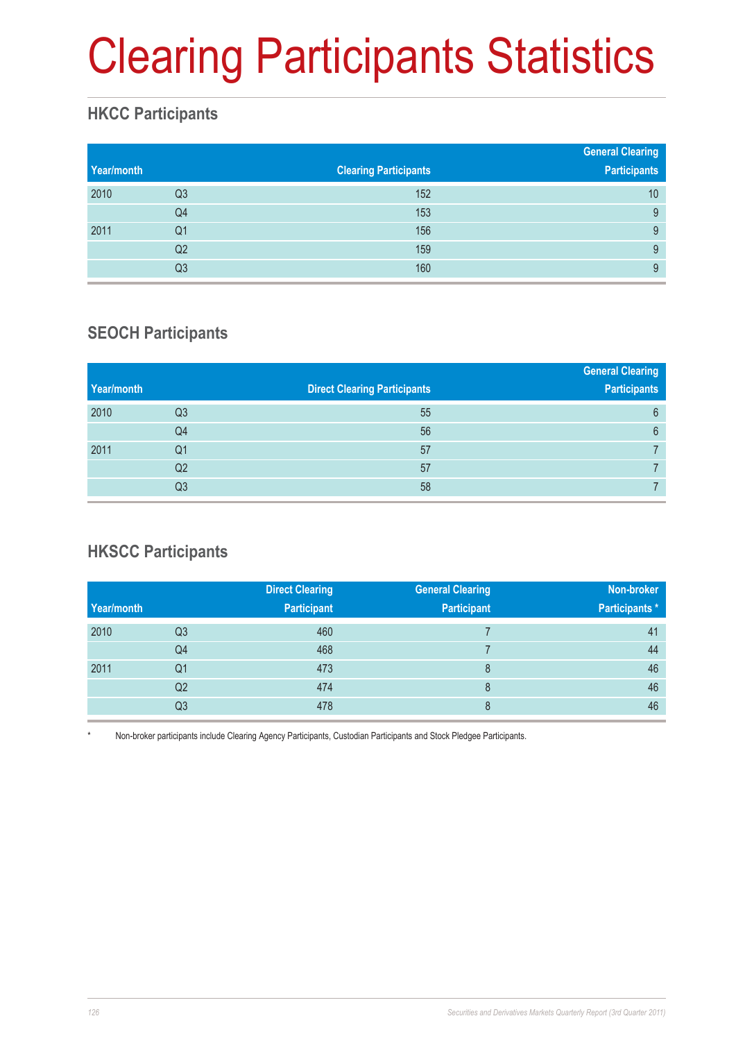# Clearing Participants Statistics

## HKCC Participants

| Year/month | | Clearing Participants | General Clearing Participants |
|---|---|---|---|
| 2010 | Q3 | 152 | 10 |
| | Q4 | 153 | 9 |
| 2011 | Q1 | 156 | 9 |
| | Q2 | 159 | 9 |
| | Q3 | 160 | 9 |

## SEOCH Participants

| Year/month | | Direct Clearing Participants | General Clearing Participants |
|---|---|---|---|
| 2010 | Q3 | 55 | 6 |
| | Q4 | 56 | 6 |
| 2011 | Q1 | 57 | 7 |
| | Q2 | 57 | 7 |
| | Q3 | 58 | 7 |

## HKSCC Participants

| Year/month | | Direct Clearing Participant | General Clearing Participant | Non-broker Participants * |
|---|---|---|---|---|
| 2010 | Q3 | 460 | 7 | 41 |
| | Q4 | 468 | 7 | 44 |
| 2011 | Q1 | 473 | 8 | 46 |
| | Q2 | 474 | 8 | 46 |
| | Q3 | 478 | 8 | 46 |

* Non-broker participants include Clearing Agency Participants, Custodian Participants and Stock Pledgee Participants.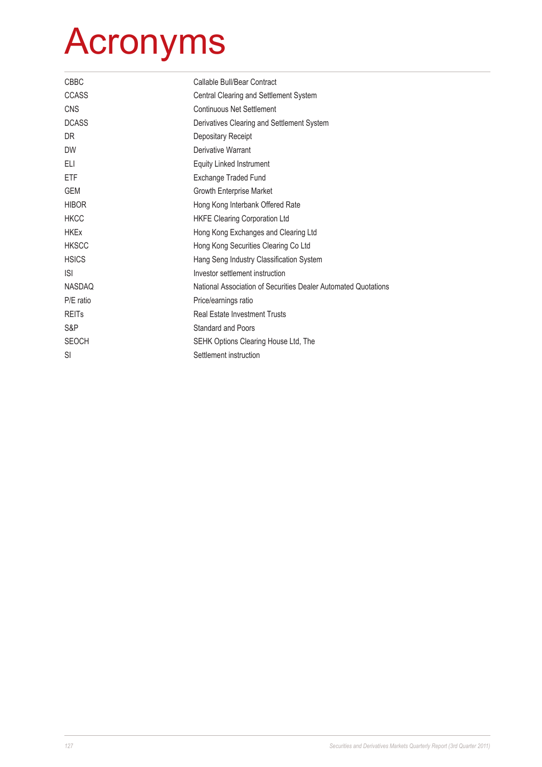# Acronyms

| | |
|---|---|
| CBBC | Callable Bull/Bear Contract |
| CCASS | Central Clearing and Settlement System |
| CNS | Continuous Net Settlement |
| DCASS | Derivatives Clearing and Settlement System |
| DR | Depositary Receipt |
| DW | Derivative Warrant |
| ELI | Equity Linked Instrument |
| ETF | Exchange Traded Fund |
| GEM | Growth Enterprise Market |
| HIBOR | Hong Kong Interbank Offered Rate |
| HKCC | HKFE Clearing Corporation Ltd |
| HKEx | Hong Kong Exchanges and Clearing Ltd |
| HKSCC | Hong Kong Securities Clearing Co Ltd |
| HSICS | Hang Seng Industry Classification System |
| ISI | Investor settlement instruction |
| NASDAQ | National Association of Securities Dealer Automated Quotations |
| P/E ratio | Price/earnings ratio |
| REITs | Real Estate Investment Trusts |
| S&P | Standard and Poors |
| SEOCH | SEHK Options Clearing House Ltd, The |
| SI | Settlement instruction |